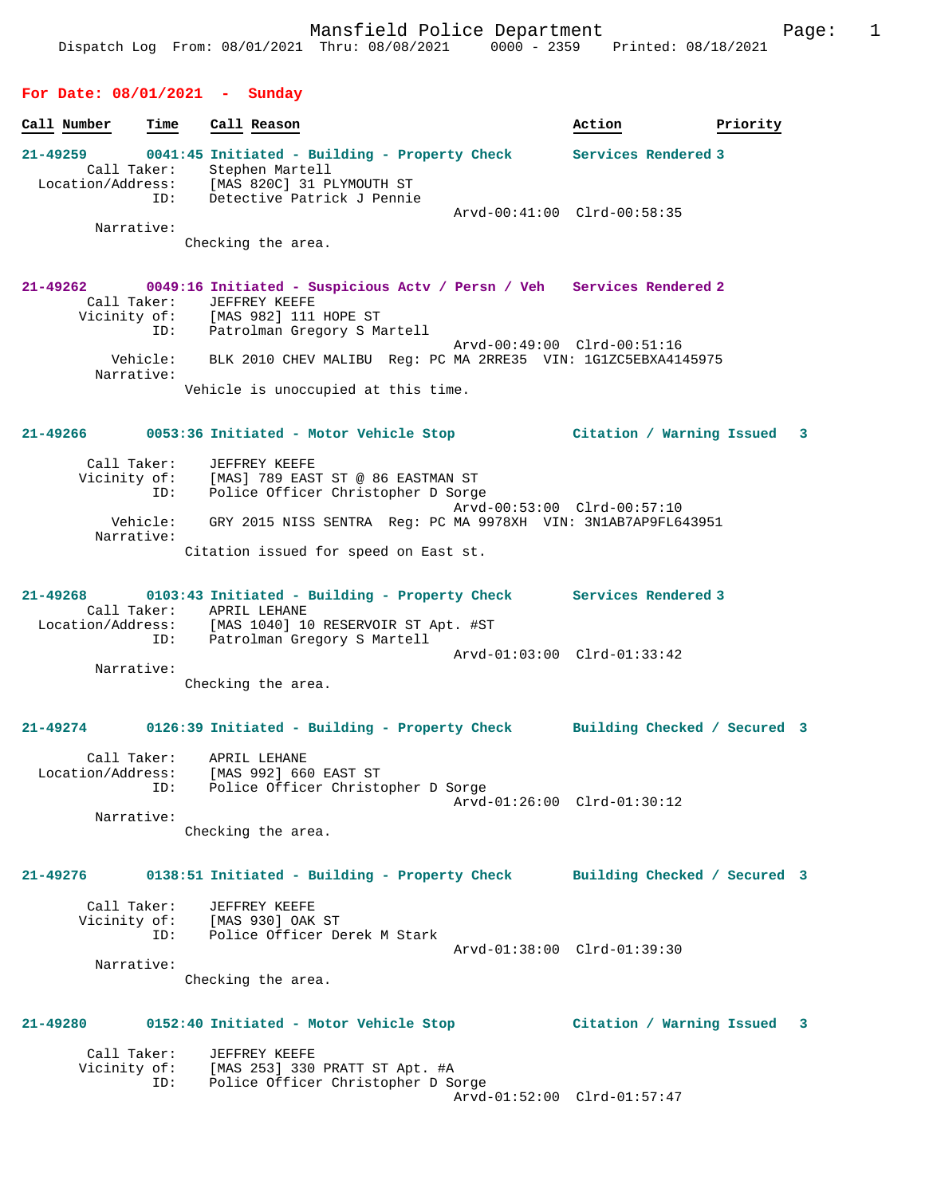Mansfield Police Department

Dispatch Log From: 08/01/2021 Thru: 08/08/2021 0000 - 2359 Printed: 08/18/2021

## For Date: 08/01/2021 - Sunday

| Call Number | Time | Call Reason | Action | Priority |
|---|---|---|---|---|

**21-49259** 0041:45 Initiated - Building - Property Check — Services Rendered 3

Call Taker: Stephen Martell
Location/Address: [MAS 820C] 31 PLYMOUTH ST
ID: Detective Patrick J Pennie
Arvd-00:41:00 Clrd-00:58:35
Narrative:
Checking the area.

**21-49262** 0049:16 Initiated - Suspicious Actv / Persn / Veh — Services Rendered 2

Call Taker: JEFFREY KEEFE
Vicinity of: [MAS 982] 111 HOPE ST
ID: Patrolman Gregory S Martell
Arvd-00:49:00 Clrd-00:51:16
Vehicle: BLK 2010 CHEV MALIBU Reg: PC MA 2RRE35 VIN: 1G1ZC5EBXA4145975
Narrative:
Vehicle is unoccupied at this time.

**21-49266** 0053:36 Initiated - Motor Vehicle Stop — Citation / Warning Issued 3

Call Taker: JEFFREY KEEFE
Vicinity of: [MAS] 789 EAST ST @ 86 EASTMAN ST
ID: Police Officer Christopher D Sorge
Arvd-00:53:00 Clrd-00:57:10
Vehicle: GRY 2015 NISS SENTRA Reg: PC MA 9978XH VIN: 3N1AB7AP9FL643951
Narrative:
Citation issued for speed on East st.

**21-49268** 0103:43 Initiated - Building - Property Check — Services Rendered 3

Call Taker: APRIL LEHANE
Location/Address: [MAS 1040] 10 RESERVOIR ST Apt. #ST
ID: Patrolman Gregory S Martell
Arvd-01:03:00 Clrd-01:33:42
Narrative:
Checking the area.

**21-49274** 0126:39 Initiated - Building - Property Check — Building Checked / Secured 3

Call Taker: APRIL LEHANE
Location/Address: [MAS 992] 660 EAST ST
ID: Police Officer Christopher D Sorge
Arvd-01:26:00 Clrd-01:30:12
Narrative:
Checking the area.

**21-49276** 0138:51 Initiated - Building - Property Check — Building Checked / Secured 3

Call Taker: JEFFREY KEEFE
Vicinity of: [MAS 930] OAK ST
ID: Police Officer Derek M Stark
Arvd-01:38:00 Clrd-01:39:30
Narrative:
Checking the area.

**21-49280** 0152:40 Initiated - Motor Vehicle Stop — Citation / Warning Issued 3

Call Taker: JEFFREY KEEFE
Vicinity of: [MAS 253] 330 PRATT ST Apt. #A
ID: Police Officer Christopher D Sorge
Arvd-01:52:00 Clrd-01:57:47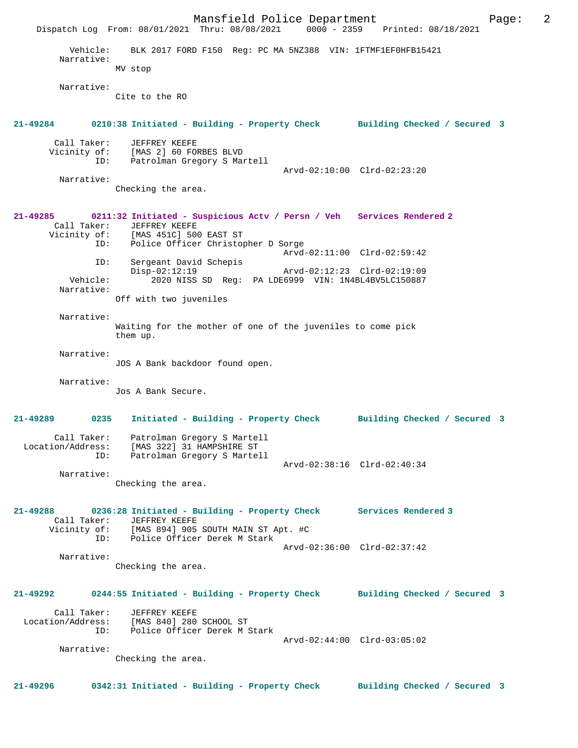Vehicle: BLK 2017 FORD F150 Reg: PC MA 5NZ388 VIN: 1FTMF1EF0HFB15421

Narrative:
MV stop

Narrative:
Cite to the RO

**21-49284 0210:38 Initiated - Building - Property Check Building Checked / Secured 3**

Call Taker: JEFFREY KEEFE
Vicinity of: [MAS 2] 60 FORBES BLVD
ID: Patrolman Gregory S Martell
Arvd-02:10:00 Clrd-02:23:20

Narrative:
Checking the area.

**21-49285 0211:32 Initiated - Suspicious Actv / Persn / Veh Services Rendered 2**

Call Taker: JEFFREY KEEFE
Vicinity of: [MAS 451C] 500 EAST ST
ID: Police Officer Christopher D Sorge
Arvd-02:11:00 Clrd-02:59:42
ID: Sergeant David Schepis
Disp-02:12:19 Arvd-02:12:23 Clrd-02:19:09
Vehicle: 2020 NISS SD Reg: PA LDE6999 VIN: 1N4BL4BV5LC150887

Narrative:
Off with two juveniles

Narrative:
Waiting for the mother of one of the juveniles to come pick them up.

Narrative:
JOS A Bank backdoor found open.

Narrative:
Jos A Bank Secure.

**21-49289 0235 Initiated - Building - Property Check Building Checked / Secured 3**

Call Taker: Patrolman Gregory S Martell
Location/Address: [MAS 322] 31 HAMPSHIRE ST
ID: Patrolman Gregory S Martell
Arvd-02:38:16 Clrd-02:40:34

Narrative:
Checking the area.

**21-49288 0236:28 Initiated - Building - Property Check Services Rendered 3**

Call Taker: JEFFREY KEEFE
Vicinity of: [MAS 894] 905 SOUTH MAIN ST Apt. #C
ID: Police Officer Derek M Stark
Arvd-02:36:00 Clrd-02:37:42

Narrative:
Checking the area.

**21-49292 0244:55 Initiated - Building - Property Check Building Checked / Secured 3**

Call Taker: JEFFREY KEEFE
Location/Address: [MAS 840] 280 SCHOOL ST
ID: Police Officer Derek M Stark
Arvd-02:44:00 Clrd-03:05:02

Narrative:
Checking the area.

**21-49296 0342:31 Initiated - Building - Property Check Building Checked / Secured 3**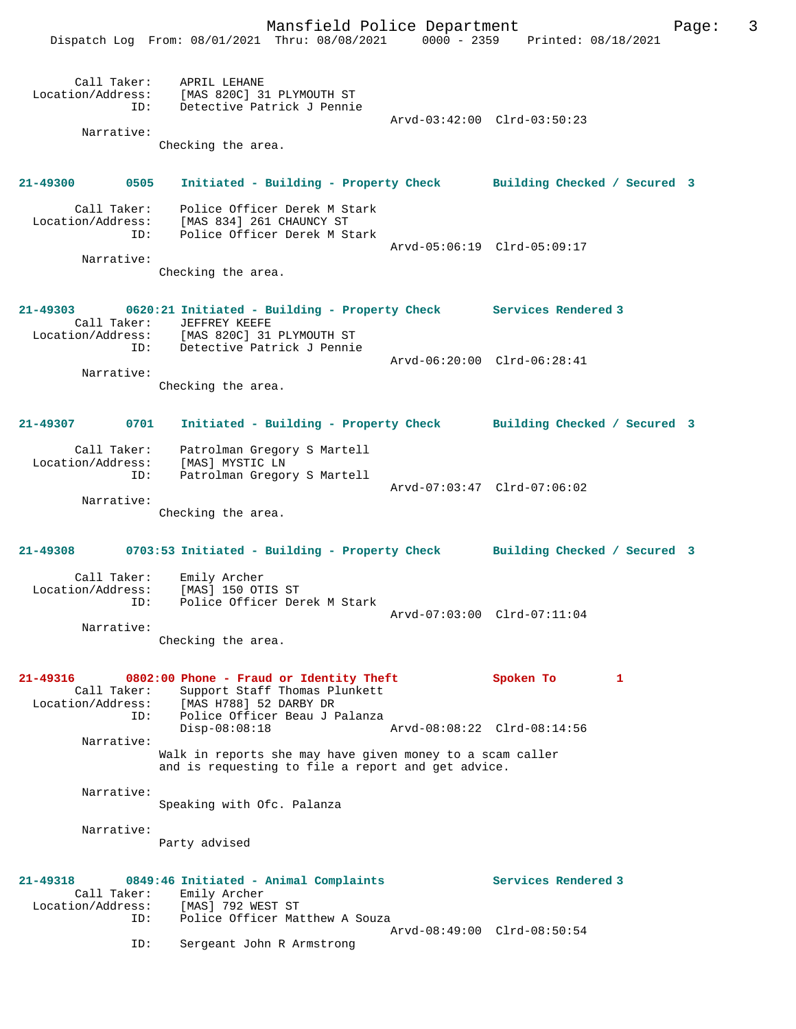Call Taker: APRIL LEHANE
Location/Address: [MAS 820C] 31 PLYMOUTH ST
ID: Detective Patrick J Pennie
Arvd-03:42:00 Clrd-03:50:23
Narrative:
Checking the area.

**21-49300 0505 Initiated - Building - Property Check Building Checked / Secured 3**

Call Taker: Police Officer Derek M Stark
Location/Address: [MAS 834] 261 CHAUNCY ST
ID: Police Officer Derek M Stark
Arvd-05:06:19 Clrd-05:09:17
Narrative:
Checking the area.

**21-49303 0620:21 Initiated - Building - Property Check Services Rendered 3**

Call Taker: JEFFREY KEEFE
Location/Address: [MAS 820C] 31 PLYMOUTH ST
ID: Detective Patrick J Pennie
Arvd-06:20:00 Clrd-06:28:41
Narrative:
Checking the area.

**21-49307 0701 Initiated - Building - Property Check Building Checked / Secured 3**

Call Taker: Patrolman Gregory S Martell
Location/Address: [MAS] MYSTIC LN
ID: Patrolman Gregory S Martell
Arvd-07:03:47 Clrd-07:06:02
Narrative:
Checking the area.

**21-49308 0703:53 Initiated - Building - Property Check Building Checked / Secured 3**

Call Taker: Emily Archer
Location/Address: [MAS] 150 OTIS ST
ID: Police Officer Derek M Stark
Arvd-07:03:00 Clrd-07:11:04
Narrative:
Checking the area.

**21-49316 0802:00 Phone - Fraud or Identity Theft Spoken To 1**

Call Taker: Support Staff Thomas Plunkett
Location/Address: [MAS H788] 52 DARBY DR
ID: Police Officer Beau J Palanza
Disp-08:08:18 Arvd-08:08:22 Clrd-08:14:56
Narrative:
Walk in reports she may have given money to a scam caller and is requesting to file a report and get advice.

Narrative:
Speaking with Ofc. Palanza

Narrative:
Party advised

**21-49318 0849:46 Initiated - Animal Complaints Services Rendered 3**

Call Taker: Emily Archer
Location/Address: [MAS] 792 WEST ST
ID: Police Officer Matthew A Souza
Arvd-08:49:00 Clrd-08:50:54
ID: Sergeant John R Armstrong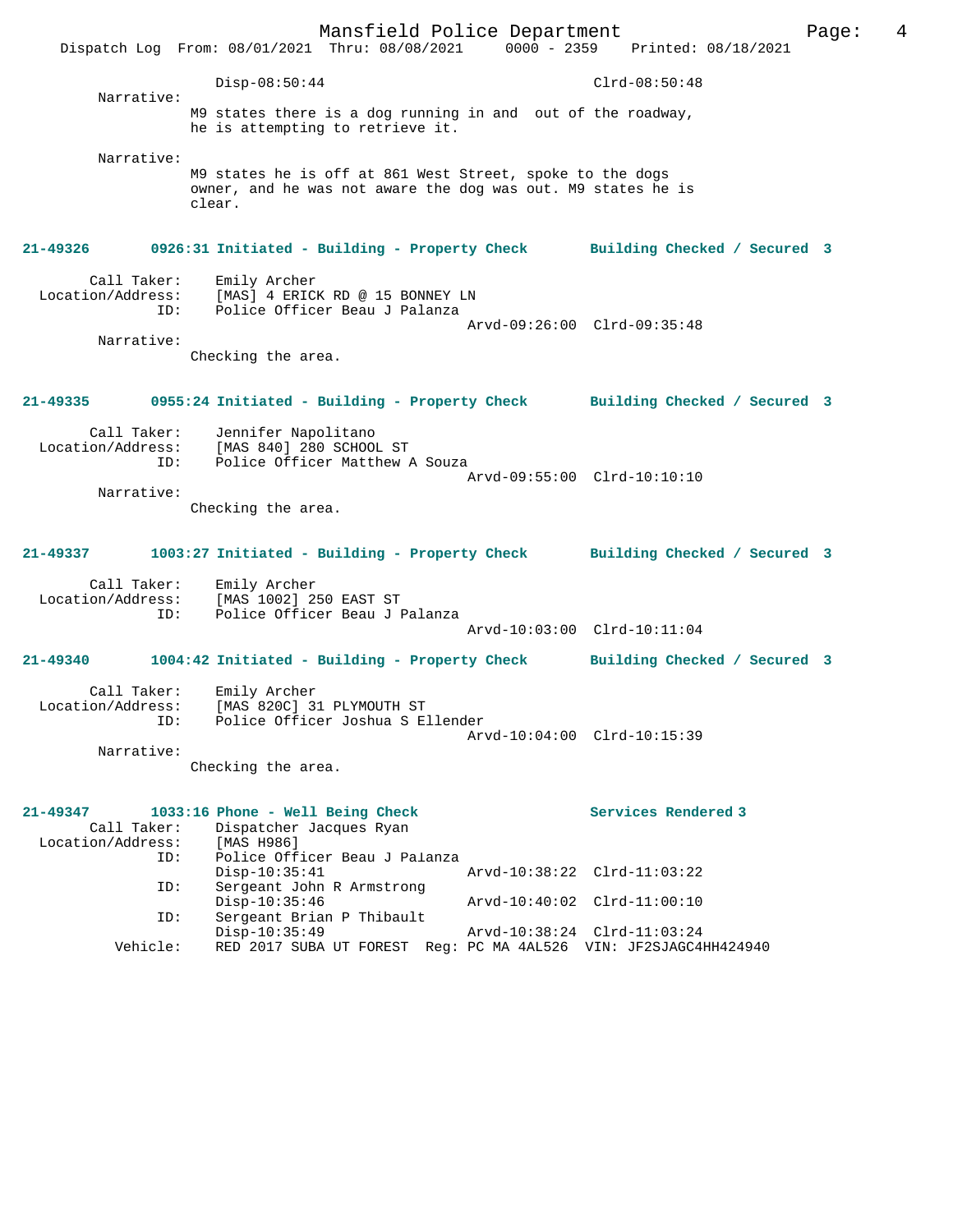Disp-08:50:44 Clrd-08:50:48

Narrative:
M9 states there is a dog running in and out of the roadway, he is attempting to retrieve it.

Narrative:
M9 states he is off at 861 West Street, spoke to the dogs owner, and he was not aware the dog was out. M9 states he is clear.

**21-49326 0926:31 Initiated - Building - Property Check Building Checked / Secured 3**

Call Taker: Emily Archer
Location/Address: [MAS] 4 ERICK RD @ 15 BONNEY LN
ID: Police Officer Beau J Palanza
Arvd-09:26:00 Clrd-09:35:48

Narrative:
Checking the area.

**21-49335 0955:24 Initiated - Building - Property Check Building Checked / Secured 3**

Call Taker: Jennifer Napolitano
Location/Address: [MAS 840] 280 SCHOOL ST
ID: Police Officer Matthew A Souza
Arvd-09:55:00 Clrd-10:10:10

Narrative:
Checking the area.

**21-49337 1003:27 Initiated - Building - Property Check Building Checked / Secured 3**

Call Taker: Emily Archer
Location/Address: [MAS 1002] 250 EAST ST
ID: Police Officer Beau J Palanza
Arvd-10:03:00 Clrd-10:11:04

**21-49340 1004:42 Initiated - Building - Property Check Building Checked / Secured 3**

Call Taker: Emily Archer
Location/Address: [MAS 820C] 31 PLYMOUTH ST
ID: Police Officer Joshua S Ellender
Arvd-10:04:00 Clrd-10:15:39

Narrative:
Checking the area.

**21-49347 1033:16 Phone - Well Being Check Services Rendered 3**

Call Taker: Dispatcher Jacques Ryan
Location/Address: [MAS H986]
ID: Police Officer Beau J Palanza
Disp-10:35:41 Arvd-10:38:22 Clrd-11:03:22
ID: Sergeant John R Armstrong
Disp-10:35:46 Arvd-10:40:02 Clrd-11:00:10
ID: Sergeant Brian P Thibault
Disp-10:35:49 Arvd-10:38:24 Clrd-11:03:24
Vehicle: RED 2017 SUBA UT FOREST Reg: PC MA 4AL526 VIN: JF2SJAGC4HH424940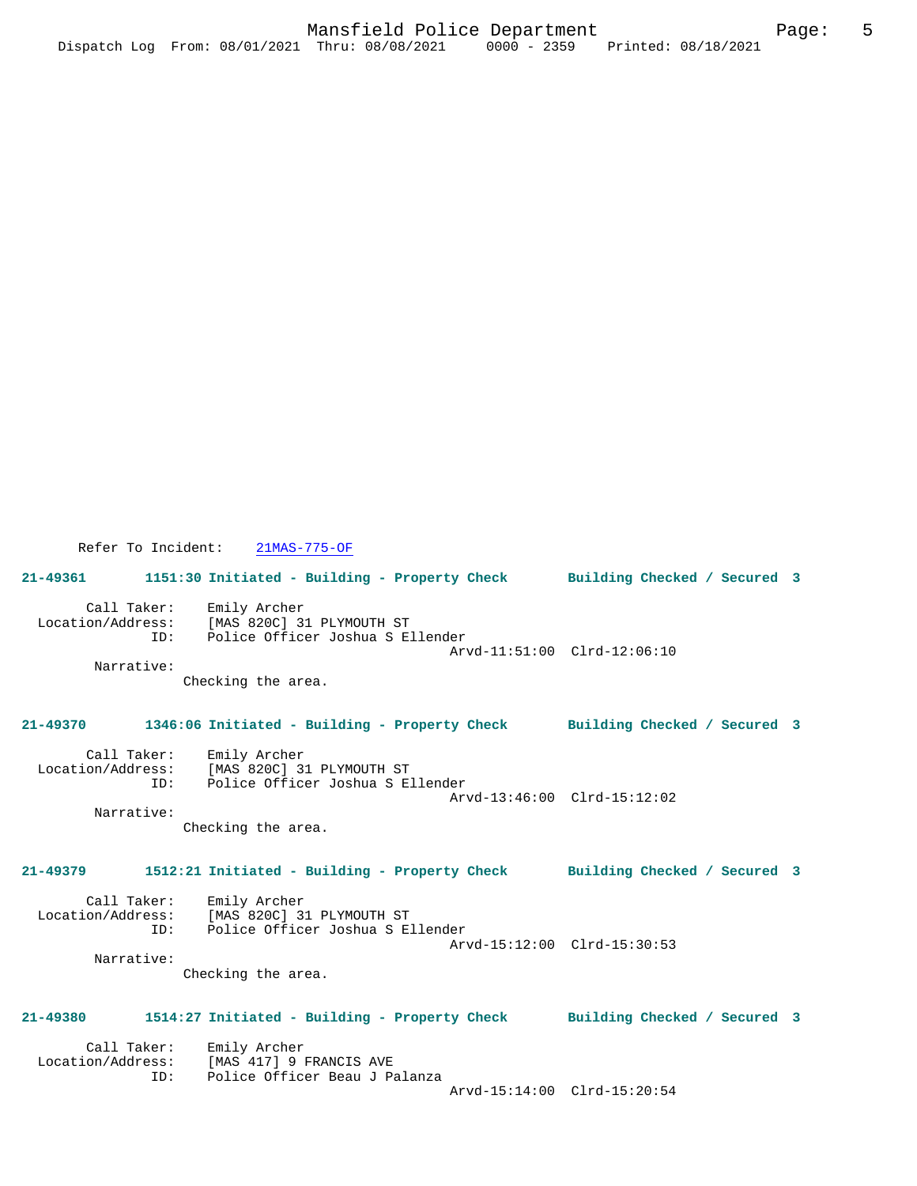Refer To Incident: 21MAS-775-OF

**21-49361 1151:30 Initiated - Building - Property Check Building Checked / Secured 3**

Call Taker: Emily Archer
Location/Address: [MAS 820C] 31 PLYMOUTH ST
ID: Police Officer Joshua S Ellender
Arvd-11:51:00 Clrd-12:06:10
Narrative:
Checking the area.

**21-49370 1346:06 Initiated - Building - Property Check Building Checked / Secured 3**

Call Taker: Emily Archer
Location/Address: [MAS 820C] 31 PLYMOUTH ST
ID: Police Officer Joshua S Ellender
Arvd-13:46:00 Clrd-15:12:02
Narrative:
Checking the area.

**21-49379 1512:21 Initiated - Building - Property Check Building Checked / Secured 3**

Call Taker: Emily Archer
Location/Address: [MAS 820C] 31 PLYMOUTH ST
ID: Police Officer Joshua S Ellender
Arvd-15:12:00 Clrd-15:30:53
Narrative:
Checking the area.

**21-49380 1514:27 Initiated - Building - Property Check Building Checked / Secured 3**

Call Taker: Emily Archer
Location/Address: [MAS 417] 9 FRANCIS AVE
ID: Police Officer Beau J Palanza
Arvd-15:14:00 Clrd-15:20:54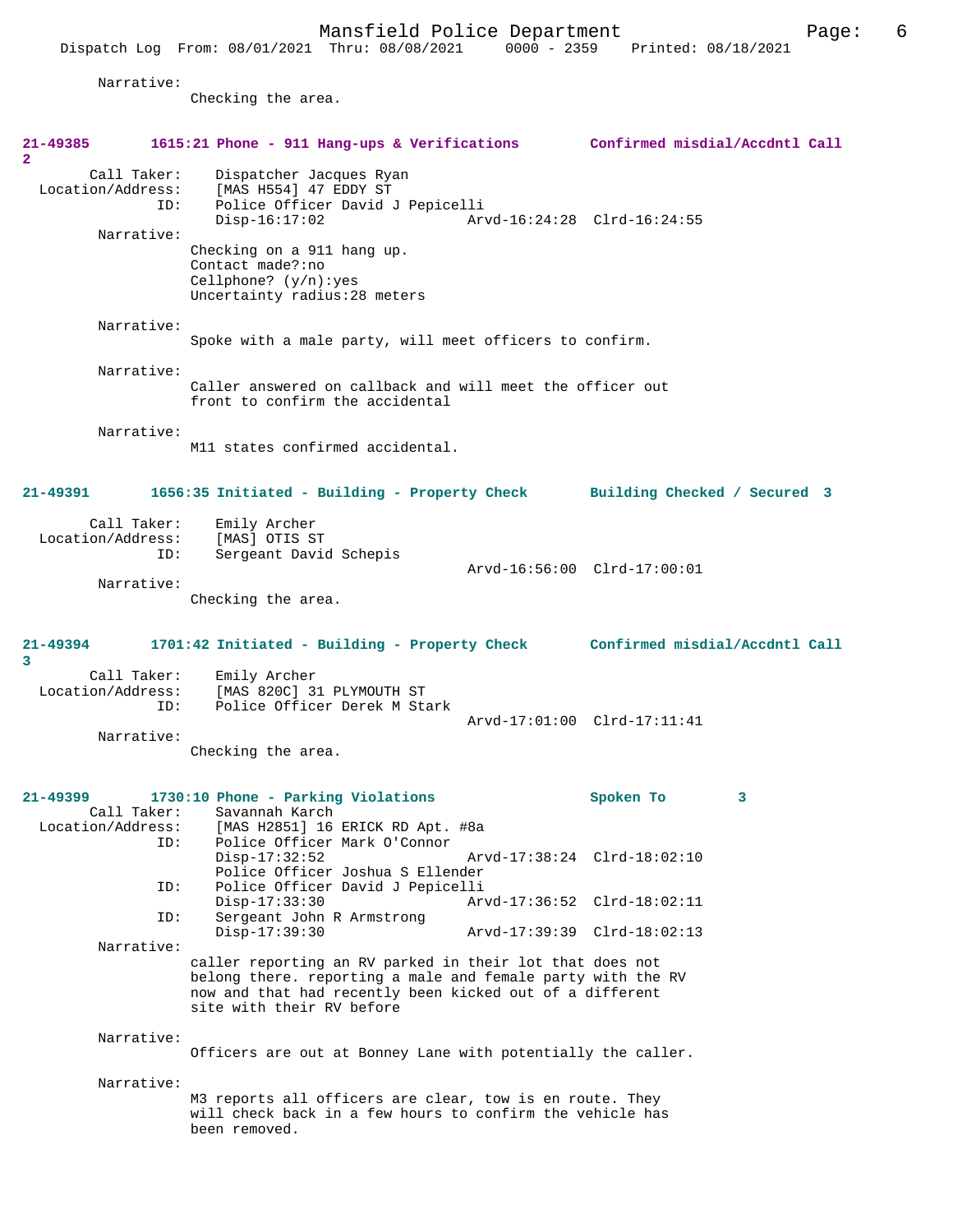Narrative:
Checking the area.

**21-49385 1615:21 Phone - 911 Hang-ups & Verifications Confirmed misdial/Accdntl Call 2**

Call Taker: Dispatcher Jacques Ryan
Location/Address: [MAS H554] 47 EDDY ST
ID: Police Officer David J Pepicelli
Disp-16:17:02 Arvd-16:24:28 Clrd-16:24:55

Narrative:
Checking on a 911 hang up.
Contact made?:no
Cellphone? (y/n):yes
Uncertainty radius:28 meters

Narrative:
Spoke with a male party, will meet officers to confirm.

Narrative:
Caller answered on callback and will meet the officer out front to confirm the accidental

Narrative:
M11 states confirmed accidental.

**21-49391 1656:35 Initiated - Building - Property Check Building Checked / Secured 3**

Call Taker: Emily Archer
Location/Address: [MAS] OTIS ST
ID: Sergeant David Schepis
Arvd-16:56:00 Clrd-17:00:01

Narrative:
Checking the area.

**21-49394 1701:42 Initiated - Building - Property Check Confirmed misdial/Accdntl Call 3**

Call Taker: Emily Archer
Location/Address: [MAS 820C] 31 PLYMOUTH ST
ID: Police Officer Derek M Stark
Arvd-17:01:00 Clrd-17:11:41

Narrative:
Checking the area.

**21-49399 1730:10 Phone - Parking Violations Spoken To 3**

Call Taker: Savannah Karch
Location/Address: [MAS H2851] 16 ERICK RD Apt. #8a
ID: Police Officer Mark O'Connor
Disp-17:32:52 Arvd-17:38:24 Clrd-18:02:10
Police Officer Joshua S Ellender
ID: Police Officer David J Pepicelli
Disp-17:33:30 Arvd-17:36:52 Clrd-18:02:11
ID: Sergeant John R Armstrong
Disp-17:39:30 Arvd-17:39:39 Clrd-18:02:13

Narrative:
caller reporting an RV parked in their lot that does not belong there. reporting a male and female party with the RV now and that had recently been kicked out of a different site with their RV before

Narrative:
Officers are out at Bonney Lane with potentially the caller.

Narrative:
M3 reports all officers are clear, tow is en route. They will check back in a few hours to confirm the vehicle has been removed.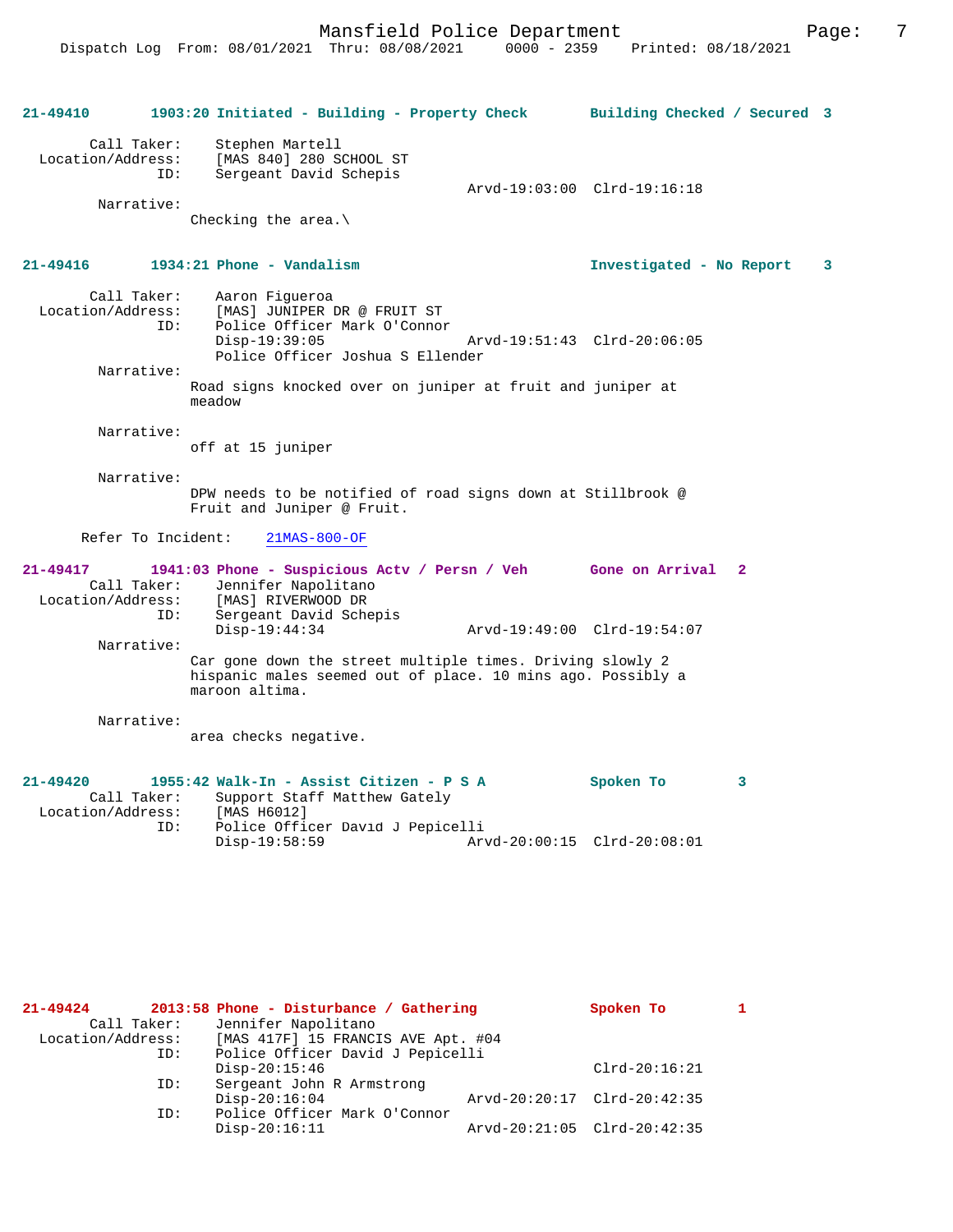**21-49410** 1903:20 Initiated - Building - Property Check — Building Checked / Secured 3

Call Taker: Stephen Martell
Location/Address: [MAS 840] 280 SCHOOL ST
ID: Sergeant David Schepis
Arvd-19:03:00 Clrd-19:16:18

Narrative:
Checking the area.\

**21-49416** 1934:21 Phone - Vandalism — Investigated - No Report 3

Call Taker: Aaron Figueroa
Location/Address: [MAS] JUNIPER DR @ FRUIT ST
ID: Police Officer Mark O'Connor
Disp-19:39:05 Arvd-19:51:43 Clrd-20:06:05
Police Officer Joshua S Ellender

Narrative:
Road signs knocked over on juniper at fruit and juniper at meadow

Narrative:
off at 15 juniper

Narrative:
DPW needs to be notified of road signs down at Stillbrook @ Fruit and Juniper @ Fruit.

Refer To Incident: 21MAS-800-OF

**21-49417** 1941:03 Phone - Suspicious Actv / Persn / Veh — Gone on Arrival 2

Call Taker: Jennifer Napolitano
Location/Address: [MAS] RIVERWOOD DR
ID: Sergeant David Schepis
Disp-19:44:34 Arvd-19:49:00 Clrd-19:54:07

Narrative:
Car gone down the street multiple times. Driving slowly 2 hispanic males seemed out of place. 10 mins ago. Possibly a maroon altima.

Narrative:
area checks negative.

**21-49420** 1955:42 Walk-In - Assist Citizen - P S A — Spoken To 3

Call Taker: Support Staff Matthew Gately
Location/Address: [MAS H6012]
ID: Police Officer David J Pepicelli
Disp-19:58:59 Arvd-20:00:15 Clrd-20:08:01

**21-49424** 2013:58 Phone - Disturbance / Gathering — Spoken To 1

Call Taker: Jennifer Napolitano
Location/Address: [MAS 417F] 15 FRANCIS AVE Apt. #04
ID: Police Officer David J Pepicelli
Disp-20:15:46 Clrd-20:16:21
ID: Sergeant John R Armstrong
Disp-20:16:04 Arvd-20:20:17 Clrd-20:42:35
ID: Police Officer Mark O'Connor
Disp-20:16:11 Arvd-20:21:05 Clrd-20:42:35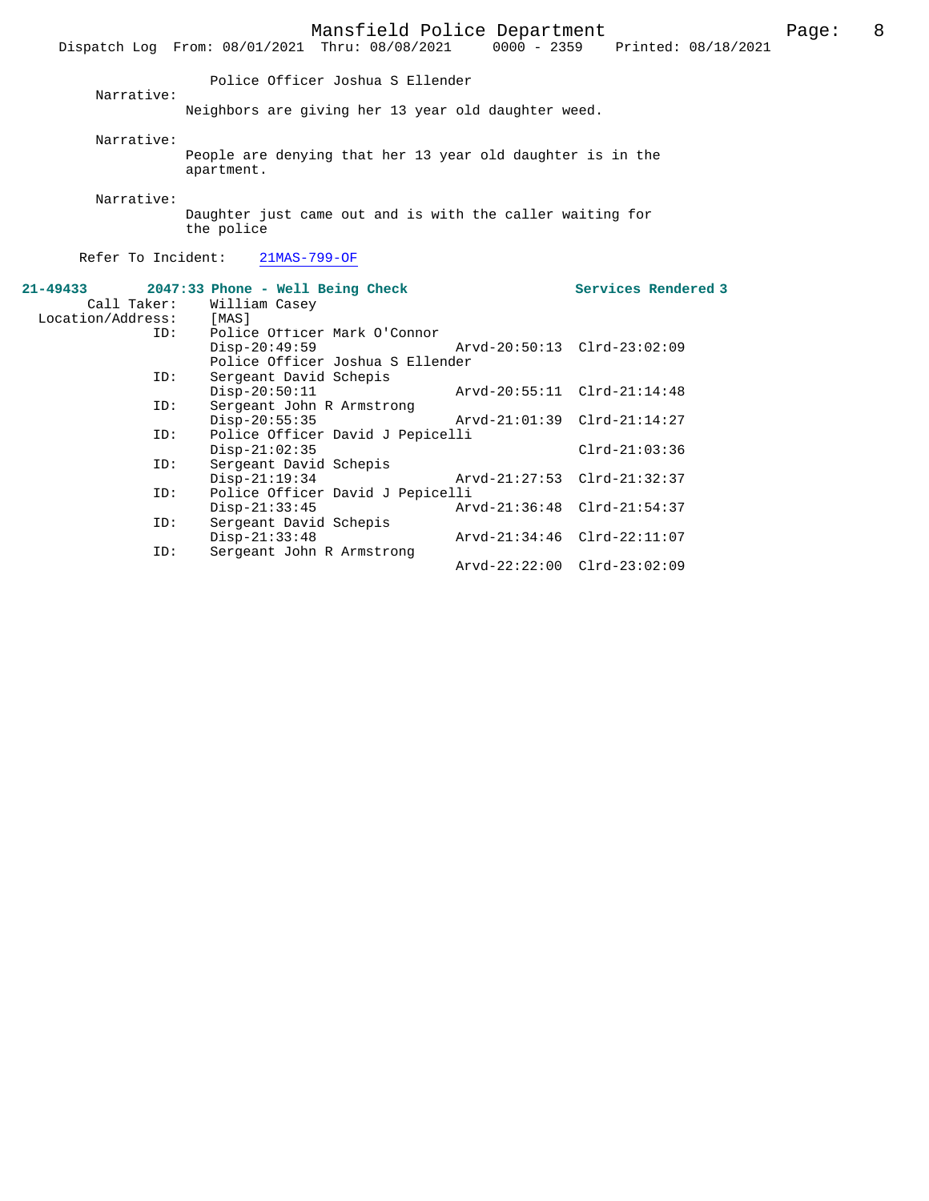Police Officer Joshua S Ellender

Narrative:
Neighbors are giving her 13 year old daughter weed.

Narrative:
People are denying that her 13 year old daughter is in the apartment.

Narrative:
Daughter just came out and is with the caller waiting for the police

Refer To Incident: 21MAS-799-OF

**21-49433 2047:33 Phone - Well Being Check** **Services Rendered 3**

Call Taker: William Casey
Location/Address: [MAS]

| ID | Officer | Dispatched | Arrived | Cleared |
|---|---|---|---|---|
| ID: | Police Officer Mark O'Connor | Disp-20:49:59 | Arvd-20:50:13 | Clrd-23:02:09 |
| | Police Officer Joshua S Ellender | | | |
| ID: | Sergeant David Schepis | Disp-20:50:11 | Arvd-20:55:11 | Clrd-21:14:48 |
| ID: | Sergeant John R Armstrong | Disp-20:55:35 | Arvd-21:01:39 | Clrd-21:14:27 |
| ID: | Police Officer David J Pepicelli | Disp-21:02:35 | | Clrd-21:03:36 |
| ID: | Sergeant David Schepis | Disp-21:19:34 | Arvd-21:27:53 | Clrd-21:32:37 |
| ID: | Police Officer David J Pepicelli | Disp-21:33:45 | Arvd-21:36:48 | Clrd-21:54:37 |
| ID: | Sergeant David Schepis | Disp-21:33:48 | Arvd-21:34:46 | Clrd-22:11:07 |
| ID: | Sergeant John R Armstrong | | Arvd-22:22:00 | Clrd-23:02:09 |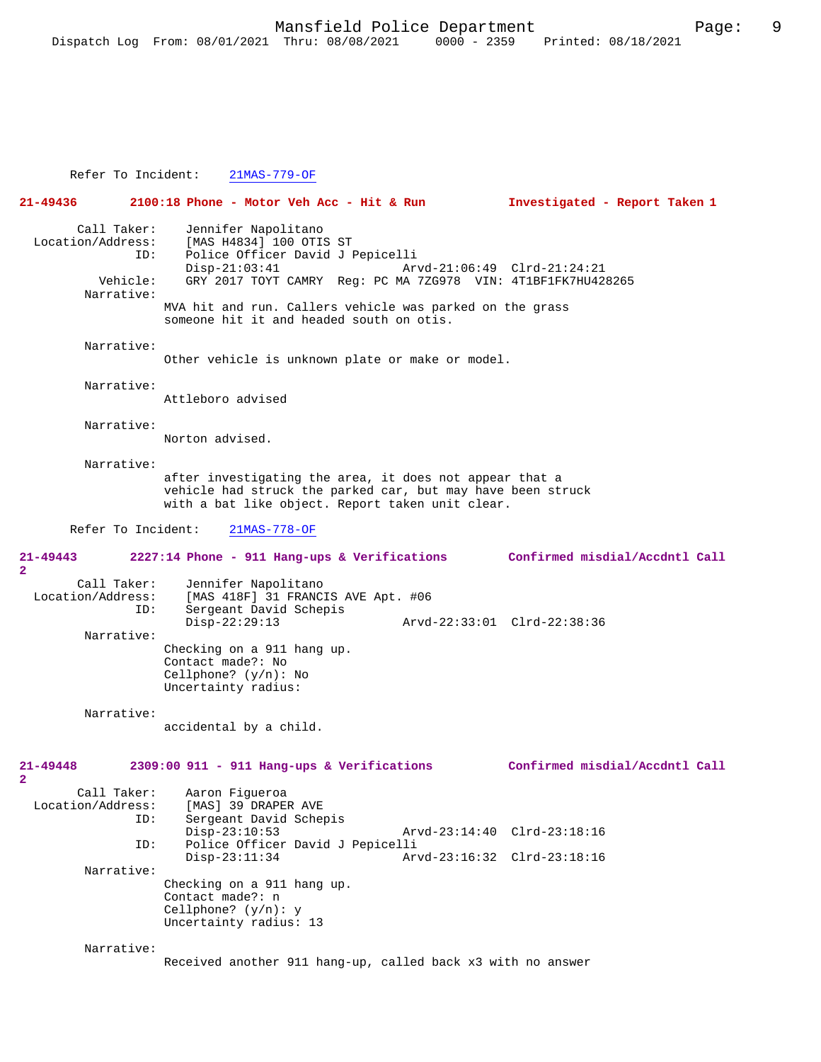Refer To Incident: 21MAS-779-OF

**21-49436 2100:18 Phone - Motor Veh Acc - Hit & Run Investigated - Report Taken 1**

Call Taker: Jennifer Napolitano
Location/Address: [MAS H4834] 100 OTIS ST
ID: Police Officer David J Pepicelli
Disp-21:03:41 Arvd-21:06:49 Clrd-21:24:21
Vehicle: GRY 2017 TOYT CAMRY Reg: PC MA 7ZG978 VIN: 4T1BF1FK7HU428265
Narrative:
MVA hit and run. Callers vehicle was parked on the grass someone hit it and headed south on otis.

Narrative:
Other vehicle is unknown plate or make or model.

Narrative:
Attleboro advised

Narrative:
Norton advised.

Narrative:
after investigating the area, it does not appear that a vehicle had struck the parked car, but may have been struck with a bat like object. Report taken unit clear.

Refer To Incident: 21MAS-778-OF

**21-49443 2227:14 Phone - 911 Hang-ups & Verifications Confirmed misdial/Accdntl Call 2**

Call Taker: Jennifer Napolitano
Location/Address: [MAS 418F] 31 FRANCIS AVE Apt. #06
ID: Sergeant David Schepis
Disp-22:29:13 Arvd-22:33:01 Clrd-22:38:36
Narrative:
Checking on a 911 hang up.
Contact made?: No
Cellphone? (y/n): No
Uncertainty radius:

Narrative:
accidental by a child.

**21-49448 2309:00 911 - 911 Hang-ups & Verifications Confirmed misdial/Accdntl Call 2**

Call Taker: Aaron Figueroa
Location/Address: [MAS] 39 DRAPER AVE
ID: Sergeant David Schepis
Disp-23:10:53 Arvd-23:14:40 Clrd-23:18:16
ID: Police Officer David J Pepicelli
Disp-23:11:34 Arvd-23:16:32 Clrd-23:18:16
Narrative:
Checking on a 911 hang up.
Contact made?: n
Cellphone? (y/n): y
Uncertainty radius: 13

Narrative:
Received another 911 hang-up, called back x3 with no answer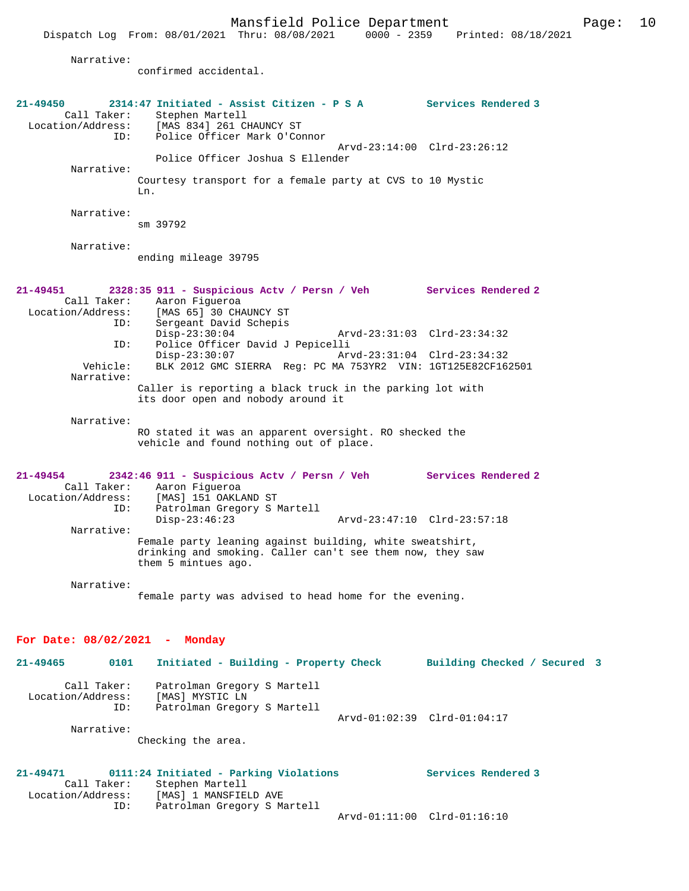Narrative:
confirmed accidental.

**21-49450 2314:47 Initiated - Assist Citizen - P S A Services Rendered 3**

Call Taker: Stephen Martell
Location/Address: [MAS 834] 261 CHAUNCY ST
ID: Police Officer Mark O'Connor
Arvd-23:14:00 Clrd-23:26:12
Police Officer Joshua S Ellender

Narrative:
Courtesy transport for a female party at CVS to 10 Mystic Ln.

Narrative:
sm 39792

Narrative:
ending mileage 39795

**21-49451 2328:35 911 - Suspicious Actv / Persn / Veh Services Rendered 2**

Call Taker: Aaron Figueroa
Location/Address: [MAS 65] 30 CHAUNCY ST
ID: Sergeant David Schepis
Disp-23:30:04 Arvd-23:31:03 Clrd-23:34:32
ID: Police Officer David J Pepicelli
Disp-23:30:07 Arvd-23:31:04 Clrd-23:34:32
Vehicle: BLK 2012 GMC SIERRA Reg: PC MA 753YR2 VIN: 1GT125E82CF162501

Narrative:
Caller is reporting a black truck in the parking lot with its door open and nobody around it

Narrative:
RO stated it was an apparent oversight. RO shecked the vehicle and found nothing out of place.

**21-49454 2342:46 911 - Suspicious Actv / Persn / Veh Services Rendered 2**

Call Taker: Aaron Figueroa
Location/Address: [MAS] 151 OAKLAND ST
ID: Patrolman Gregory S Martell
Disp-23:46:23 Arvd-23:47:10 Clrd-23:57:18

Narrative:
Female party leaning against building, white sweatshirt, drinking and smoking. Caller can't see them now, they saw them 5 mintues ago.

Narrative:
female party was advised to head home for the evening.

## For Date: 08/02/2021 - Monday

**21-49465 0101 Initiated - Building - Property Check Building Checked / Secured 3**

Call Taker: Patrolman Gregory S Martell
Location/Address: [MAS] MYSTIC LN
ID: Patrolman Gregory S Martell
Arvd-01:02:39 Clrd-01:04:17

Narrative:
Checking the area.

**21-49471 0111:24 Initiated - Parking Violations Services Rendered 3**

Call Taker: Stephen Martell
Location/Address: [MAS] 1 MANSFIELD AVE
ID: Patrolman Gregory S Martell
Arvd-01:11:00 Clrd-01:16:10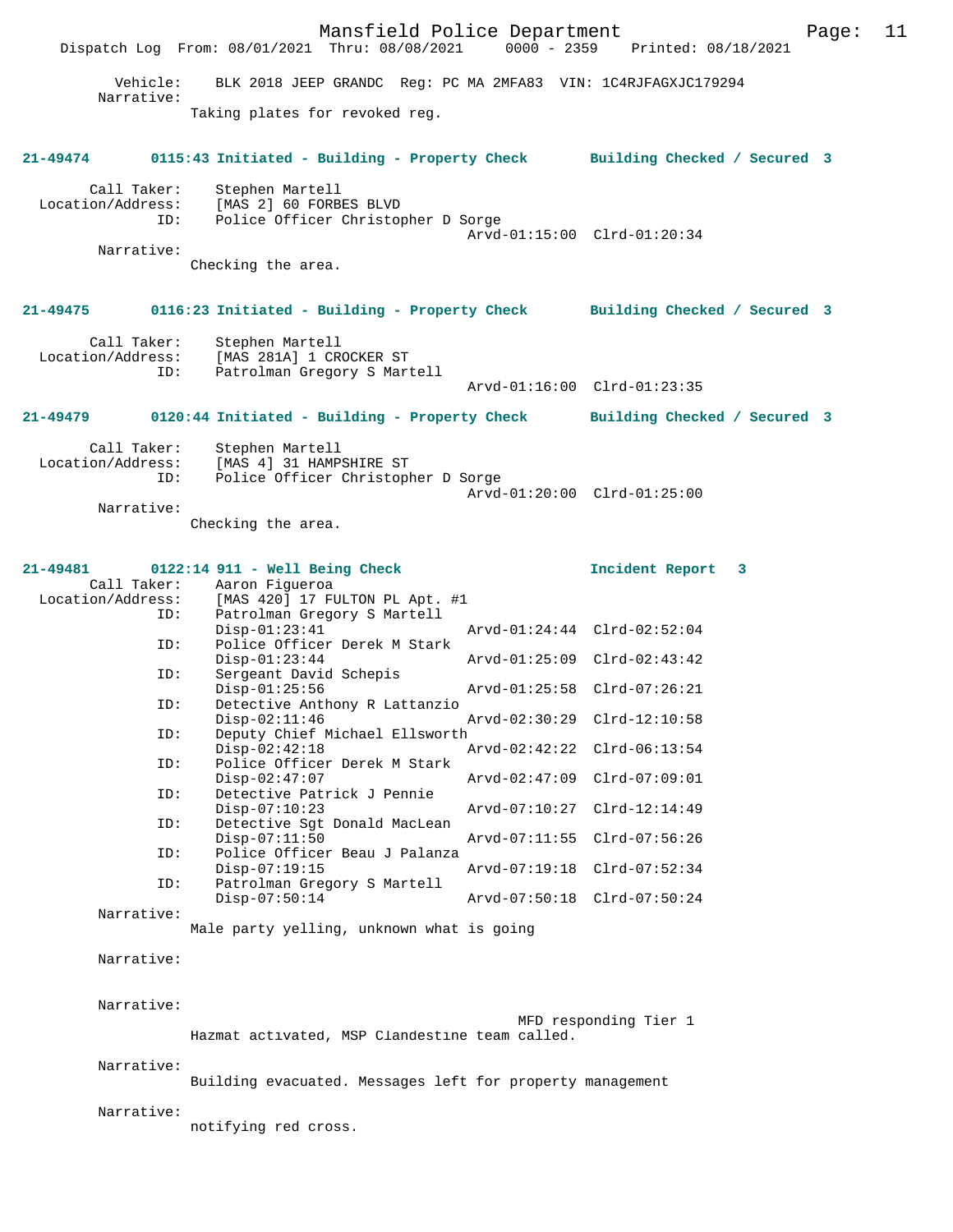Vehicle: BLK 2018 JEEP GRANDC Reg: PC MA 2MFA83 VIN: 1C4RJFAGXJC179294
Narrative:
Taking plates for revoked reg.

**21-49474 0115:43 Initiated - Building - Property Check Building Checked / Secured 3**

Call Taker: Stephen Martell
Location/Address: [MAS 2] 60 FORBES BLVD
ID: Police Officer Christopher D Sorge
Arvd-01:15:00 Clrd-01:20:34
Narrative:
Checking the area.

**21-49475 0116:23 Initiated - Building - Property Check Building Checked / Secured 3**

Call Taker: Stephen Martell
Location/Address: [MAS 281A] 1 CROCKER ST
ID: Patrolman Gregory S Martell
Arvd-01:16:00 Clrd-01:23:35

**21-49479 0120:44 Initiated - Building - Property Check Building Checked / Secured 3**

Call Taker: Stephen Martell
Location/Address: [MAS 4] 31 HAMPSHIRE ST
ID: Police Officer Christopher D Sorge
Arvd-01:20:00 Clrd-01:25:00
Narrative:
Checking the area.

**21-49481 0122:14 911 - Well Being Check Incident Report 3**

Call Taker: Aaron Figueroa
Location/Address: [MAS 420] 17 FULTON PL Apt. #1
ID: Patrolman Gregory S Martell
Disp-01:23:41 Arvd-01:24:44 Clrd-02:52:04
ID: Police Officer Derek M Stark
Disp-01:23:44 Arvd-01:25:09 Clrd-02:43:42
ID: Sergeant David Schepis
Disp-01:25:56 Arvd-01:25:58 Clrd-07:26:21
ID: Detective Anthony R Lattanzio
Disp-02:11:46 Arvd-02:30:29 Clrd-12:10:58
ID: Deputy Chief Michael Ellsworth
Disp-02:42:18 Arvd-02:42:22 Clrd-06:13:54
ID: Police Officer Derek M Stark
Disp-02:47:07 Arvd-02:47:09 Clrd-07:09:01
ID: Detective Patrick J Pennie
Disp-07:10:23 Arvd-07:10:27 Clrd-12:14:49
ID: Detective Sgt Donald MacLean
Disp-07:11:50 Arvd-07:11:55 Clrd-07:56:26
ID: Police Officer Beau J Palanza
Disp-07:19:15 Arvd-07:19:18 Clrd-07:52:34
ID: Patrolman Gregory S Martell
Disp-07:50:14 Arvd-07:50:18 Clrd-07:50:24
Narrative:
Male party yelling, unknown what is going

Narrative:

Narrative:
MFD responding Tier 1
Hazmat activated, MSP Clandestine team called.

Narrative:
Building evacuated. Messages left for property management

Narrative:
notifying red cross.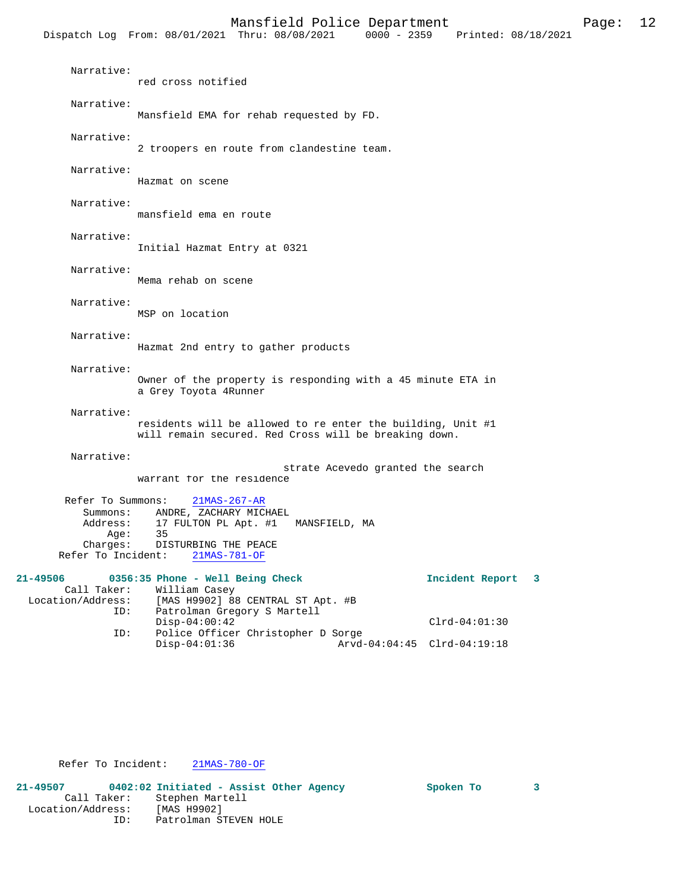Narrative:
red cross notified

Narrative:
Mansfield EMA for rehab requested by FD.

Narrative:
2 troopers en route from clandestine team.

Narrative:
Hazmat on scene

Narrative:
mansfield ema en route

Narrative:
Initial Hazmat Entry at 0321

Narrative:
Mema rehab on scene

Narrative:
MSP on location

Narrative:
Hazmat 2nd entry to gather products

Narrative:
Owner of the property is responding with a 45 minute ETA in a Grey Toyota 4Runner

Narrative:
residents will be allowed to re enter the building, Unit #1 will remain secured. Red Cross will be breaking down.

Narrative:
strate Acevedo granted the search warrant for the residence

Refer To Summons: 21MAS-267-AR
Summons: ANDRE, ZACHARY MICHAEL
Address: 17 FULTON PL Apt. #1 MANSFIELD, MA
Age: 35
Charges: DISTURBING THE PEACE
Refer To Incident: 21MAS-781-OF

**21-49506 0356:35 Phone - Well Being Check** **Incident Report 3**
Call Taker: William Casey
Location/Address: [MAS H9902] 88 CENTRAL ST Apt. #B
ID: Patrolman Gregory S Martell
Disp-04:00:42 Clrd-04:01:30
ID: Police Officer Christopher D Sorge
Disp-04:01:36 Arvd-04:04:45 Clrd-04:19:18

Refer To Incident: 21MAS-780-OF

**21-49507 0402:02 Initiated - Assist Other Agency** **Spoken To 3**
Call Taker: Stephen Martell
Location/Address: [MAS H9902]
ID: Patrolman STEVEN HOLE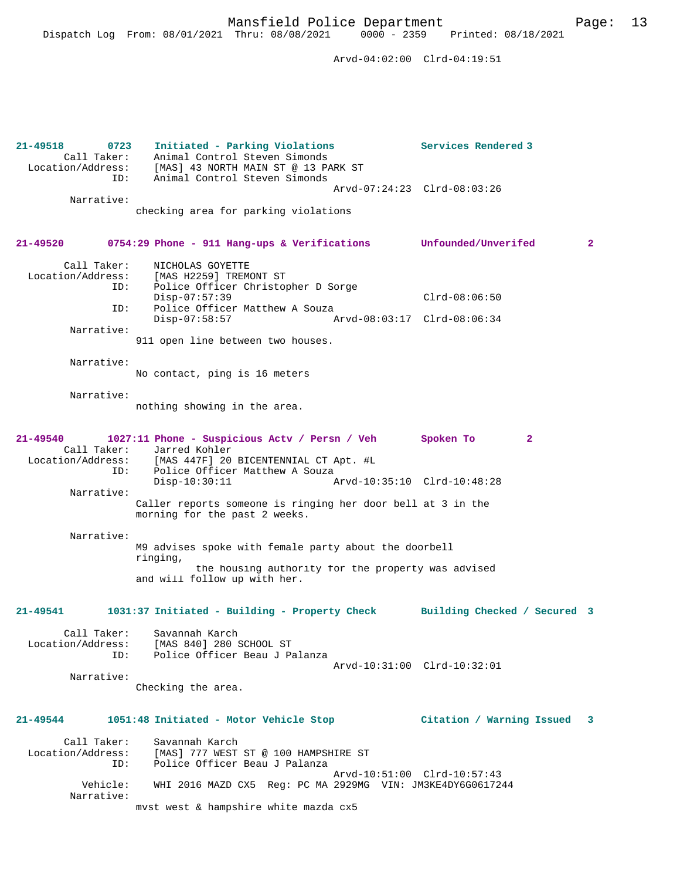Arvd-04:02:00  Clrd-04:19:51

**21-49518 0723 Initiated - Parking Violations — Services Rendered 3**

Call Taker: Animal Control Steven Simonds
Location/Address: [MAS] 43 NORTH MAIN ST @ 13 PARK ST
ID: Animal Control Steven Simonds
Arvd-07:24:23  Clrd-08:03:26

Narrative:
checking area for parking violations

**21-49520 0754:29 Phone - 911 Hang-ups & Verifications — Unfounded/Unverifed 2**

Call Taker: NICHOLAS GOYETTE
Location/Address: [MAS H2259] TREMONT ST
ID: Police Officer Christopher D Sorge
Disp-07:57:39  Clrd-08:06:50
ID: Police Officer Matthew A Souza
Disp-07:58:57  Arvd-08:03:17  Clrd-08:06:34

Narrative:
911 open line between two houses.

Narrative:
No contact, ping is 16 meters

Narrative:
nothing showing in the area.

**21-49540 1027:11 Phone - Suspicious Actv / Persn / Veh — Spoken To 2**

Call Taker: Jarred Kohler
Location/Address: [MAS 447F] 20 BICENTENNIAL CT Apt. #L
ID: Police Officer Matthew A Souza
Disp-10:30:11  Arvd-10:35:10  Clrd-10:48:28

Narrative:
Caller reports someone is ringing her door bell at 3 in the morning for the past 2 weeks.

Narrative:
M9 advises spoke with female party about the doorbell ringing,
the housing authority for the property was advised and will follow up with her.

**21-49541 1031:37 Initiated - Building - Property Check — Building Checked / Secured 3**

Call Taker: Savannah Karch
Location/Address: [MAS 840] 280 SCHOOL ST
ID: Police Officer Beau J Palanza
Arvd-10:31:00  Clrd-10:32:01

Narrative:
Checking the area.

**21-49544 1051:48 Initiated - Motor Vehicle Stop — Citation / Warning Issued 3**

Call Taker: Savannah Karch
Location/Address: [MAS] 777 WEST ST @ 100 HAMPSHIRE ST
ID: Police Officer Beau J Palanza
Arvd-10:51:00  Clrd-10:57:43
Vehicle: WHI 2016 MAZD CX5 Reg: PC MA 2929MG VIN: JM3KE4DY6G0617244

Narrative:
mvst west & hampshire white mazda cx5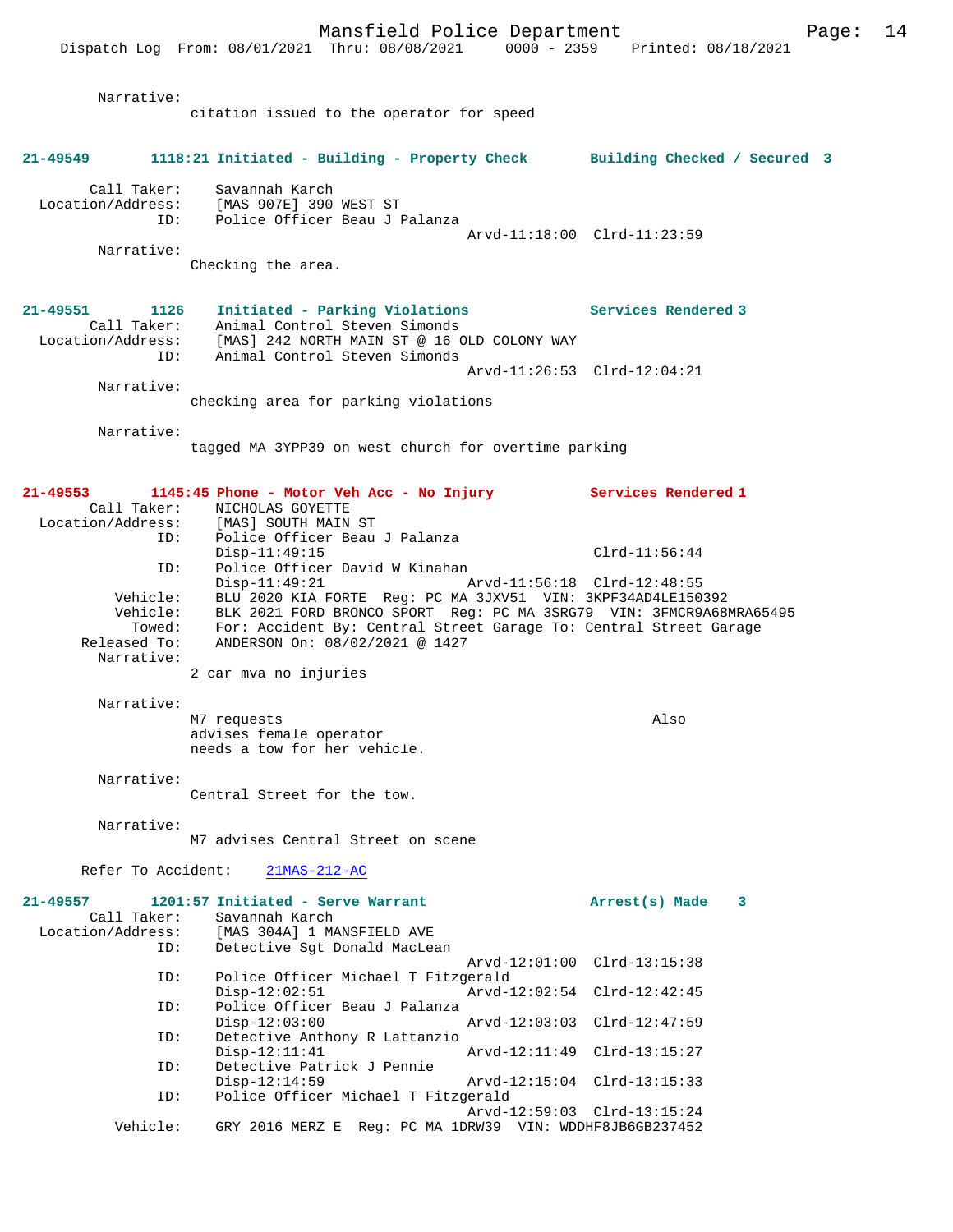Narrative:
citation issued to the operator for speed

**21-49549 1118:21 Initiated - Building - Property Check Building Checked / Secured 3**

Call Taker: Savannah Karch
Location/Address: [MAS 907E] 390 WEST ST
ID: Police Officer Beau J Palanza
Arvd-11:18:00 Clrd-11:23:59
Narrative:
Checking the area.

**21-49551 1126 Initiated - Parking Violations Services Rendered 3**

Call Taker: Animal Control Steven Simonds
Location/Address: [MAS] 242 NORTH MAIN ST @ 16 OLD COLONY WAY
ID: Animal Control Steven Simonds
Arvd-11:26:53 Clrd-12:04:21
Narrative:
checking area for parking violations

Narrative:
tagged MA 3YPP39 on west church for overtime parking

**21-49553 1145:45 Phone - Motor Veh Acc - No Injury Services Rendered 1**

Call Taker: NICHOLAS GOYETTE
Location/Address: [MAS] SOUTH MAIN ST
ID: Police Officer Beau J Palanza
Disp-11:49:15 Clrd-11:56:44
ID: Police Officer David W Kinahan
Disp-11:49:21 Arvd-11:56:18 Clrd-12:48:55
Vehicle: BLU 2020 KIA FORTE Reg: PC MA 3JXV51 VIN: 3KPF34AD4LE150392
Vehicle: BLK 2021 FORD BRONCO SPORT Reg: PC MA 3SRG79 VIN: 3FMCR9A68MRA65495
Towed: For: Accident By: Central Street Garage To: Central Street Garage
Released To: ANDERSON On: 08/02/2021 @ 1427
Narrative:
2 car mva no injuries

Narrative:
M7 requests Also
advises female operator
needs a tow for her vehicle.

Narrative:
Central Street for the tow.

Narrative:
M7 advises Central Street on scene

Refer To Accident: 21MAS-212-AC

**21-49557 1201:57 Initiated - Serve Warrant Arrest(s) Made 3**

Call Taker: Savannah Karch
Location/Address: [MAS 304A] 1 MANSFIELD AVE
ID: Detective Sgt Donald MacLean
Arvd-12:01:00 Clrd-13:15:38
ID: Police Officer Michael T Fitzgerald
Disp-12:02:51 Arvd-12:02:54 Clrd-12:42:45
ID: Police Officer Beau J Palanza
Disp-12:03:00 Arvd-12:03:03 Clrd-12:47:59
ID: Detective Anthony R Lattanzio
Disp-12:11:41 Arvd-12:11:49 Clrd-13:15:27
ID: Detective Patrick J Pennie
Disp-12:14:59 Arvd-12:15:04 Clrd-13:15:33
ID: Police Officer Michael T Fitzgerald
Arvd-12:59:03 Clrd-13:15:24
Vehicle: GRY 2016 MERZ E Reg: PC MA 1DRW39 VIN: WDDHF8JB6GB237452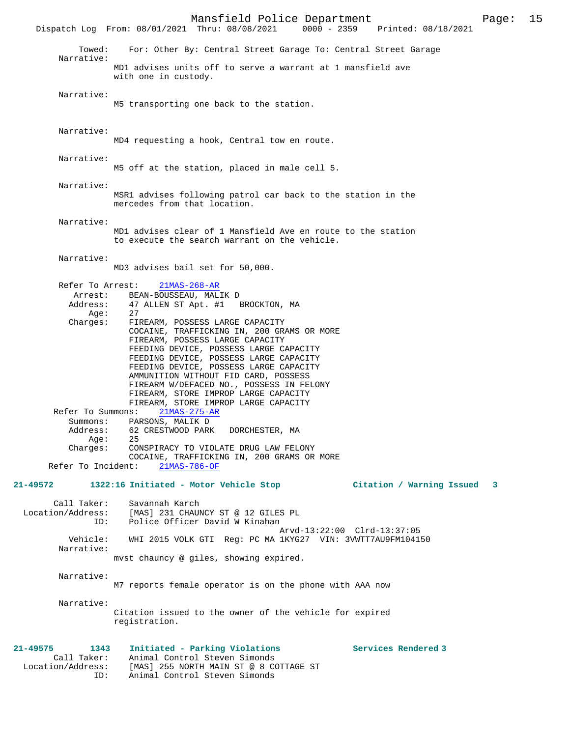Towed: For: Other By: Central Street Garage To: Central Street Garage

Narrative:
MD1 advises units off to serve a warrant at 1 mansfield ave with one in custody.

Narrative:
M5 transporting one back to the station.

Narrative:
MD4 requesting a hook, Central tow en route.

Narrative:
M5 off at the station, placed in male cell 5.

Narrative:
MSR1 advises following patrol car back to the station in the mercedes from that location.

Narrative:
MD1 advises clear of 1 Mansfield Ave en route to the station to execute the search warrant on the vehicle.

Narrative:
MD3 advises bail set for 50,000.

Refer To Arrest: 21MAS-268-AR
Arrest: BEAN-BOUSSEAU, MALIK D
Address: 47 ALLEN ST Apt. #1 BROCKTON, MA
Age: 27
Charges: FIREARM, POSSESS LARGE CAPACITY
COCAINE, TRAFFICKING IN, 200 GRAMS OR MORE
FIREARM, POSSESS LARGE CAPACITY
FEEDING DEVICE, POSSESS LARGE CAPACITY
FEEDING DEVICE, POSSESS LARGE CAPACITY
FEEDING DEVICE, POSSESS LARGE CAPACITY
AMMUNITION WITHOUT FID CARD, POSSESS
FIREARM W/DEFACED NO., POSSESS IN FELONY
FIREARM, STORE IMPROP LARGE CAPACITY
FIREARM, STORE IMPROP LARGE CAPACITY

Refer To Summons: 21MAS-275-AR
Summons: PARSONS, MALIK D
Address: 62 CRESTWOOD PARK DORCHESTER, MA
Age: 25
Charges: CONSPIRACY TO VIOLATE DRUG LAW FELONY
COCAINE, TRAFFICKING IN, 200 GRAMS OR MORE

Refer To Incident: 21MAS-786-OF

**21-49572 1322:16 Initiated - Motor Vehicle Stop Citation / Warning Issued 3**

Call Taker: Savannah Karch
Location/Address: [MAS] 231 CHAUNCY ST @ 12 GILES PL
ID: Police Officer David W Kinahan
Arvd-13:22:00 Clrd-13:37:05
Vehicle: WHI 2015 VOLK GTI Reg: PC MA 1KYG27 VIN: 3VWTT7AU9FM104150

Narrative:
mvst chauncy @ giles, showing expired.

Narrative:
M7 reports female operator is on the phone with AAA now

Narrative:
Citation issued to the owner of the vehicle for expired registration.

**21-49575 1343 Initiated - Parking Violations Services Rendered 3**

Call Taker: Animal Control Steven Simonds
Location/Address: [MAS] 255 NORTH MAIN ST @ 8 COTTAGE ST
ID: Animal Control Steven Simonds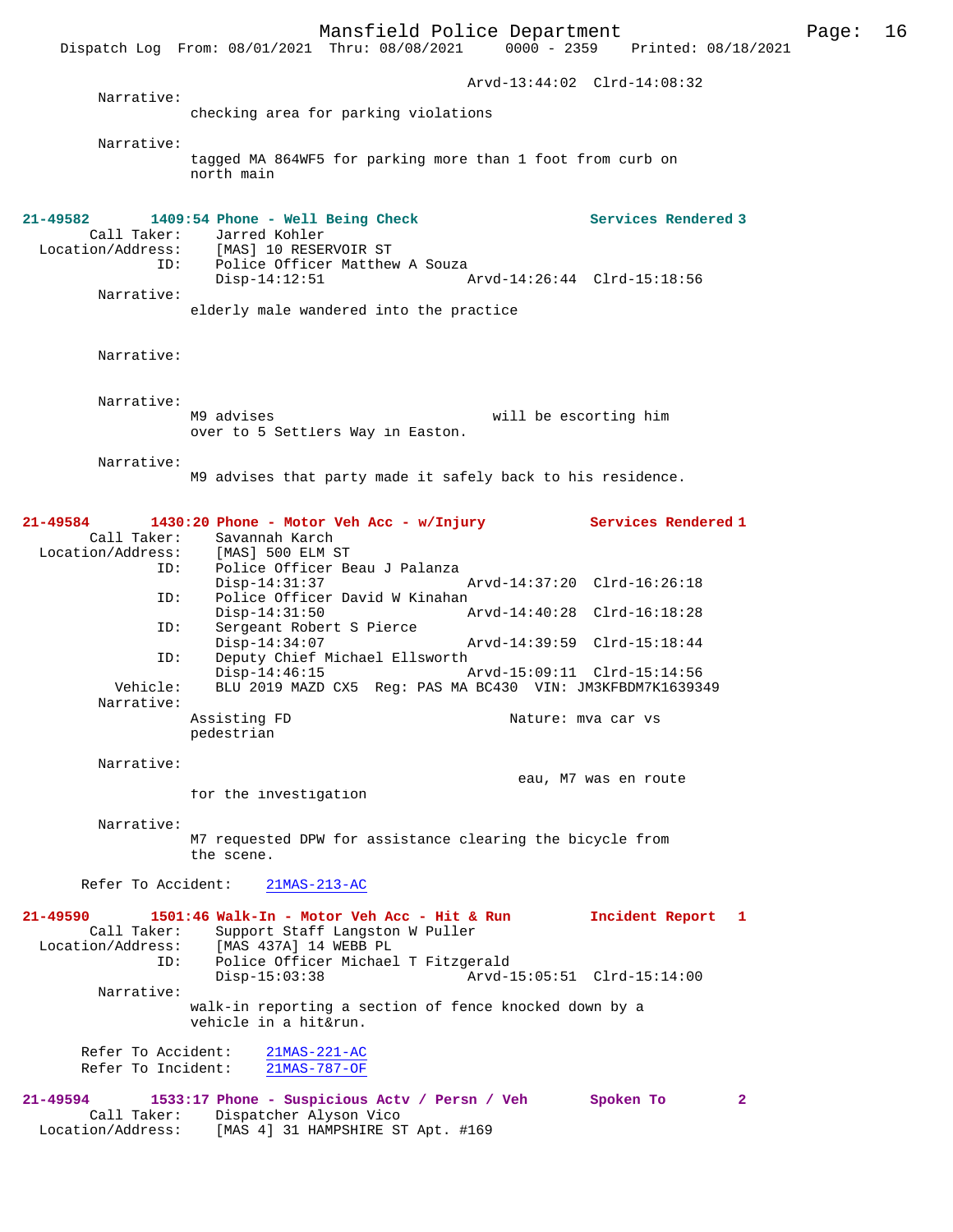Arvd-13:44:02 Clrd-14:08:32

Narrative:
checking area for parking violations

Narrative:
tagged MA 864WF5 for parking more than 1 foot from curb on north main

**21-49582 1409:54 Phone - Well Being Check Services Rendered 3**

Call Taker: Jarred Kohler
Location/Address: [MAS] 10 RESERVOIR ST
ID: Police Officer Matthew A Souza
Disp-14:12:51 Arvd-14:26:44 Clrd-15:18:56

Narrative:
elderly male wandered into the practice

Narrative:

Narrative:
M9 advises will be escorting him over to 5 Settlers Way in Easton.

Narrative:
M9 advises that party made it safely back to his residence.

**21-49584 1430:20 Phone - Motor Veh Acc - w/Injury Services Rendered 1**

Call Taker: Savannah Karch
Location/Address: [MAS] 500 ELM ST
ID: Police Officer Beau J Palanza
Disp-14:31:37 Arvd-14:37:20 Clrd-16:26:18
ID: Police Officer David W Kinahan
Disp-14:31:50 Arvd-14:40:28 Clrd-16:18:28
ID: Sergeant Robert S Pierce
Disp-14:34:07 Arvd-14:39:59 Clrd-15:18:44
ID: Deputy Chief Michael Ellsworth
Disp-14:46:15 Arvd-15:09:11 Clrd-15:14:56
Vehicle: BLU 2019 MAZD CX5 Reg: PAS MA BC430 VIN: JM3KFBDM7K1639349

Narrative:
Assisting FD Nature: mva car vs pedestrian

Narrative:
eau, M7 was en route for the investigation

Narrative:
M7 requested DPW for assistance clearing the bicycle from the scene.

Refer To Accident: 21MAS-213-AC

**21-49590 1501:46 Walk-In - Motor Veh Acc - Hit & Run Incident Report 1**

Call Taker: Support Staff Langston W Puller
Location/Address: [MAS 437A] 14 WEBB PL
ID: Police Officer Michael T Fitzgerald
Disp-15:03:38 Arvd-15:05:51 Clrd-15:14:00

Narrative:
walk-in reporting a section of fence knocked down by a vehicle in a hit&run.

Refer To Accident: 21MAS-221-AC
Refer To Incident: 21MAS-787-OF

**21-49594 1533:17 Phone - Suspicious Actv / Persn / Veh Spoken To 2**

Call Taker: Dispatcher Alyson Vico
Location/Address: [MAS 4] 31 HAMPSHIRE ST Apt. #169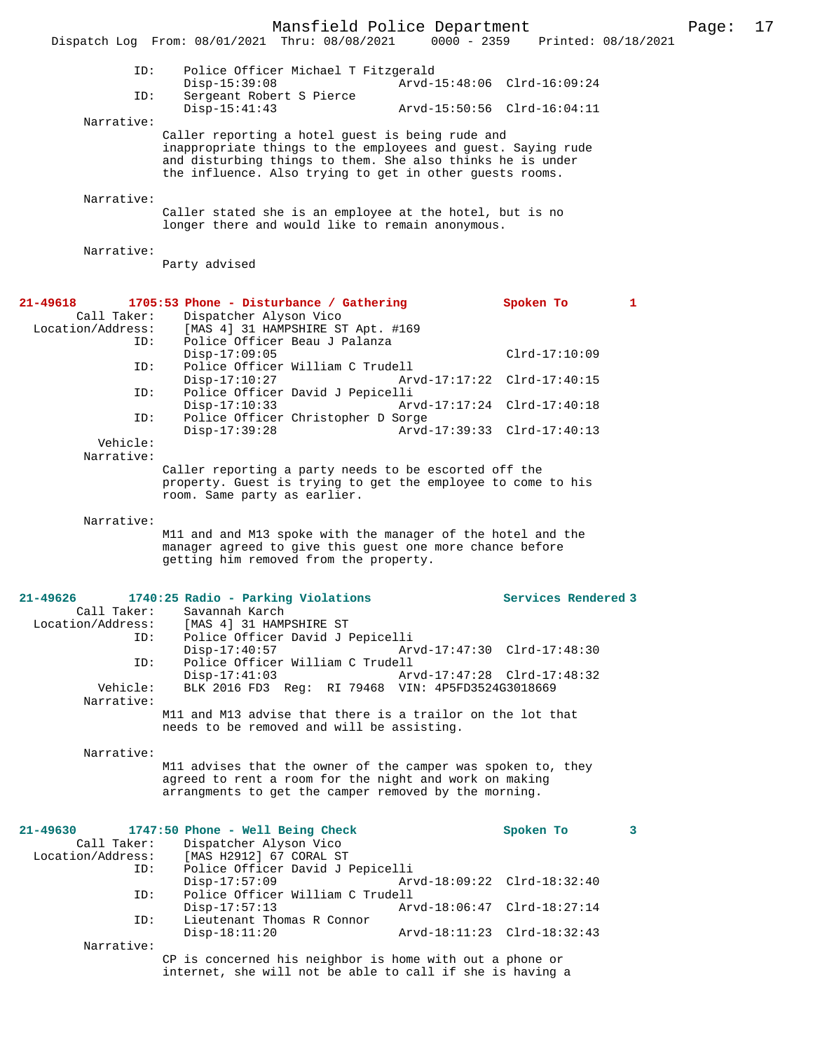```
            ID:     Police Officer Michael T Fitzgerald
                    Disp-15:39:08                Arvd-15:48:06  Clrd-16:09:24
            ID:     Sergeant Robert S Pierce
                    Disp-15:41:43                Arvd-15:50:56  Clrd-16:04:11
     Narrative:
                 Caller reporting a hotel guest is being rude and
                 inappropriate things to the employees and guest. Saying rude
                 and disturbing things to them. She also thinks he is under
                 the influence. Also trying to get in other guests rooms.

     Narrative:
                 Caller stated she is an employee at the hotel, but is no
                 longer there and would like to remain anonymous.

     Narrative:
                 Party advised


21-49618       1705:53 Phone - Disturbance / Gathering          Spoken To        1
     Call Taker:    Dispatcher Alyson Vico
 Location/Address:  [MAS 4] 31 HAMPSHIRE ST Apt. #169
            ID:     Police Officer Beau J Palanza
                    Disp-17:09:05                               Clrd-17:10:09
            ID:     Police Officer William C Trudell
                    Disp-17:10:27                Arvd-17:17:22  Clrd-17:40:15
            ID:     Police Officer David J Pepicelli
                    Disp-17:10:33                Arvd-17:17:24  Clrd-17:40:18
            ID:     Police Officer Christopher D Sorge
                    Disp-17:39:28                Arvd-17:39:33  Clrd-17:40:13
       Vehicle:
     Narrative:
                 Caller reporting a party needs to be escorted off the
                 property. Guest is trying to get the employee to come to his
                 room. Same party as earlier.

     Narrative:
                 M11 and and M13 spoke with the manager of the hotel and the
                 manager agreed to give this guest one more chance before
                 getting him removed from the property.


21-49626       1740:25 Radio - Parking Violations               Services Rendered 3
     Call Taker:    Savannah Karch
 Location/Address:  [MAS 4] 31 HAMPSHIRE ST
            ID:     Police Officer David J Pepicelli
                    Disp-17:40:57                Arvd-17:47:30  Clrd-17:48:30
            ID:     Police Officer William C Trudell
                    Disp-17:41:03                Arvd-17:47:28  Clrd-17:48:32
       Vehicle:     BLK 2016 FD3  Reg:  RI 79468  VIN: 4P5FD3524G3018669
     Narrative:
                 M11 and M13 advise that there is a trailor on the lot that
                 needs to be removed and will be assisting.

     Narrative:
                 M11 advises that the owner of the camper was spoken to, they
                 agreed to rent a room for the night and work on making
                 arrangments to get the camper removed by the morning.


21-49630       1747:50 Phone - Well Being Check                 Spoken To        3
     Call Taker:    Dispatcher Alyson Vico
 Location/Address:  [MAS H2912] 67 CORAL ST
            ID:     Police Officer David J Pepicelli
                    Disp-17:57:09                Arvd-18:09:22  Clrd-18:32:40
            ID:     Police Officer William C Trudell
                    Disp-17:57:13                Arvd-18:06:47  Clrd-18:27:14
            ID:     Lieutenant Thomas R Connor
                    Disp-18:11:20                Arvd-18:11:23  Clrd-18:32:43
     Narrative:
                 CP is concerned his neighbor is home with out a phone or
                 internet, she will not be able to call if she is having a
```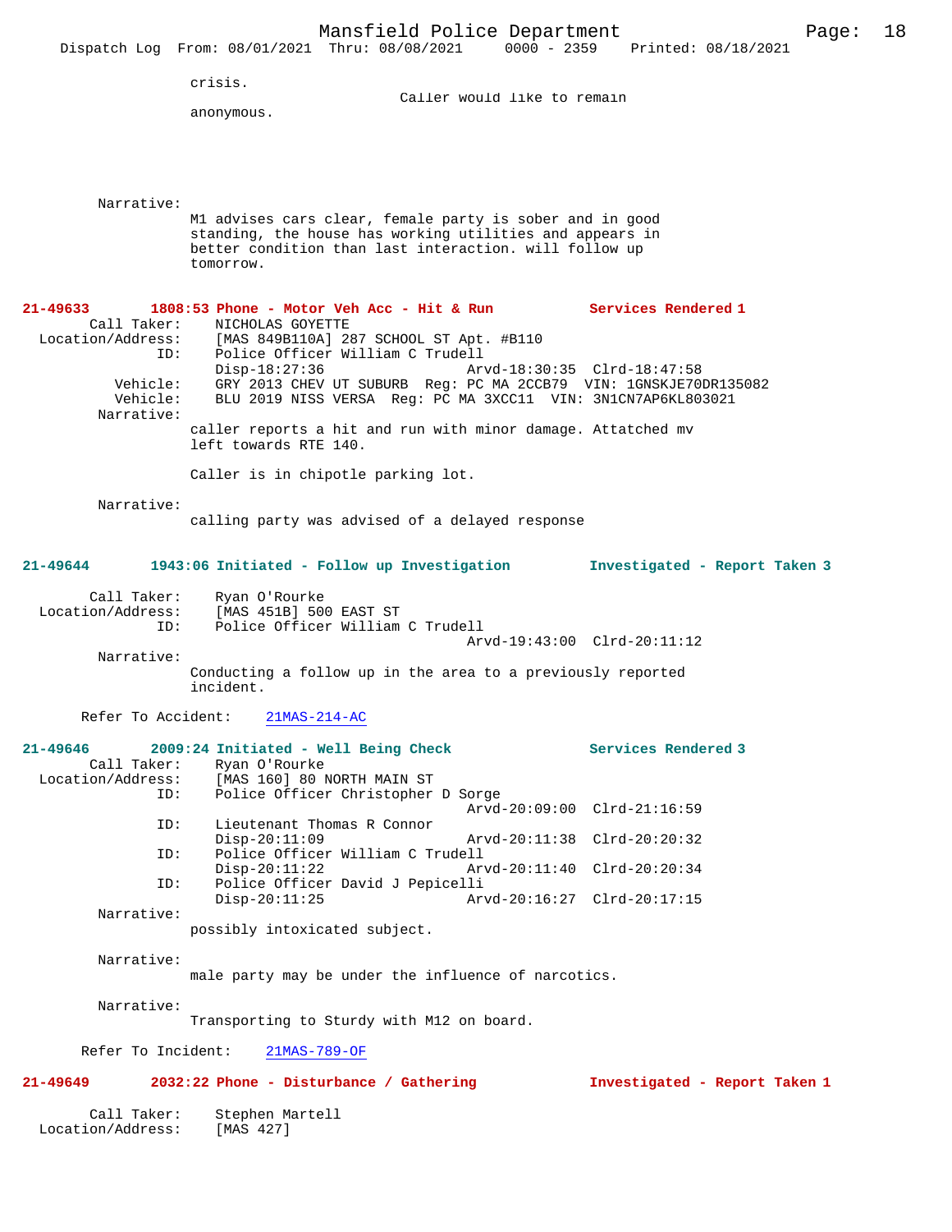crisis.

Caller would like to remain anonymous.

Narrative:
M1 advises cars clear, female party is sober and in good standing, the house has working utilities and appears in better condition than last interaction. will follow up tomorrow.

**21-49633 1808:53 Phone - Motor Veh Acc - Hit & Run — Services Rendered 1**

Call Taker: NICHOLAS GOYETTE
Location/Address: [MAS 849B110A] 287 SCHOOL ST Apt. #B110
ID: Police Officer William C Trudell
Disp-18:27:36 Arvd-18:30:35 Clrd-18:47:58
Vehicle: GRY 2013 CHEV UT SUBURB Reg: PC MA 2CCB79 VIN: 1GNSKJE70DR135082
Vehicle: BLU 2019 NISS VERSA Reg: PC MA 3XCC11 VIN: 3N1CN7AP6KL803021

Narrative:
caller reports a hit and run with minor damage. Attatched mv left towards RTE 140.

Caller is in chipotle parking lot.

Narrative:
calling party was advised of a delayed response

**21-49644 1943:06 Initiated - Follow up Investigation — Investigated - Report Taken 3**

Call Taker: Ryan O'Rourke
Location/Address: [MAS 451B] 500 EAST ST
ID: Police Officer William C Trudell
Arvd-19:43:00 Clrd-20:11:12

Narrative:
Conducting a follow up in the area to a previously reported incident.

Refer To Accident: 21MAS-214-AC

**21-49646 2009:24 Initiated - Well Being Check — Services Rendered 3**

Call Taker: Ryan O'Rourke
Location/Address: [MAS 160] 80 NORTH MAIN ST
ID: Police Officer Christopher D Sorge
Arvd-20:09:00 Clrd-21:16:59
ID: Lieutenant Thomas R Connor
Disp-20:11:09 Arvd-20:11:38 Clrd-20:20:32
ID: Police Officer William C Trudell
Disp-20:11:22 Arvd-20:11:40 Clrd-20:20:34
ID: Police Officer David J Pepicelli
Disp-20:11:25 Arvd-20:16:27 Clrd-20:17:15

Narrative:
possibly intoxicated subject.

Narrative:
male party may be under the influence of narcotics.

Narrative:
Transporting to Sturdy with M12 on board.

Refer To Incident: 21MAS-789-OF

**21-49649 2032:22 Phone - Disturbance / Gathering — Investigated - Report Taken 1**

Call Taker: Stephen Martell
Location/Address: [MAS 427]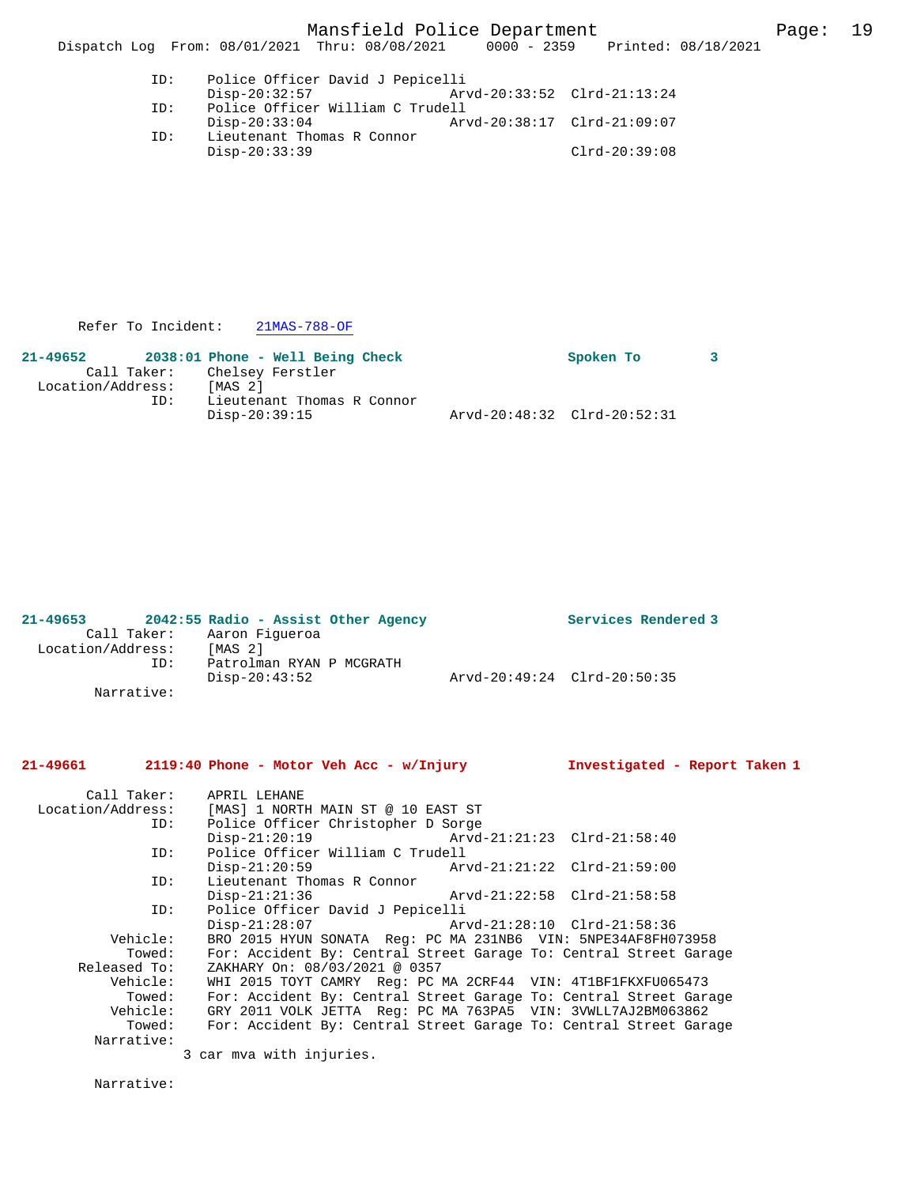```
            ID:     Police Officer David J Pepicelli
                    Disp-20:32:57                Arvd-20:33:52  Clrd-21:13:24
            ID:     Police Officer William C Trudell
                    Disp-20:33:04                Arvd-20:38:17  Clrd-21:09:07
            ID:     Lieutenant Thomas R Connor
                    Disp-20:33:39                               Clrd-20:39:08
```

Refer To Incident: 21MAS-788-OF

**21-49652 2038:01 Phone - Well Being Check — Spoken To 3**

```
        Call Taker:     Chelsey Ferstler
  Location/Address:     [MAS 2]
                ID:     Lieutenant Thomas R Connor
                        Disp-20:39:15                Arvd-20:48:32  Clrd-20:52:31
```

**21-49653 2042:55 Radio - Assist Other Agency — Services Rendered 3**

```
        Call Taker:     Aaron Figueroa
  Location/Address:     [MAS 2]
                ID:     Patrolman RYAN P MCGRATH
                        Disp-20:43:52                Arvd-20:49:24  Clrd-20:50:35
         Narrative:
```

**21-49661 2119:40 Phone - Motor Veh Acc - w/Injury — Investigated - Report Taken 1**

```
        Call Taker:     APRIL LEHANE
  Location/Address:     [MAS] 1 NORTH MAIN ST @ 10 EAST ST
                ID:     Police Officer Christopher D Sorge
                        Disp-21:20:19                Arvd-21:21:23  Clrd-21:58:40
                ID:     Police Officer William C Trudell
                        Disp-21:20:59                Arvd-21:21:22  Clrd-21:59:00
                ID:     Lieutenant Thomas R Connor
                        Disp-21:21:36                Arvd-21:22:58  Clrd-21:58:58
                ID:     Police Officer David J Pepicelli
                        Disp-21:28:07                Arvd-21:28:10  Clrd-21:58:36
           Vehicle:     BRO 2015 HYUN SONATA  Reg: PC MA 231NB6  VIN: 5NPE34AF8FH073958
             Towed:     For: Accident By: Central Street Garage To: Central Street Garage
       Released To:     ZAKHARY On: 08/03/2021 @ 0357
           Vehicle:     WHI 2015 TOYT CAMRY  Reg: PC MA 2CRF44  VIN: 4T1BF1FKXFU065473
             Towed:     For: Accident By: Central Street Garage To: Central Street Garage
           Vehicle:     GRY 2011 VOLK JETTA  Reg: PC MA 763PA5  VIN: 3VWLL7AJ2BM063862
             Towed:     For: Accident By: Central Street Garage To: Central Street Garage
         Narrative:
                    3 car mva with injuries.

         Narrative:
```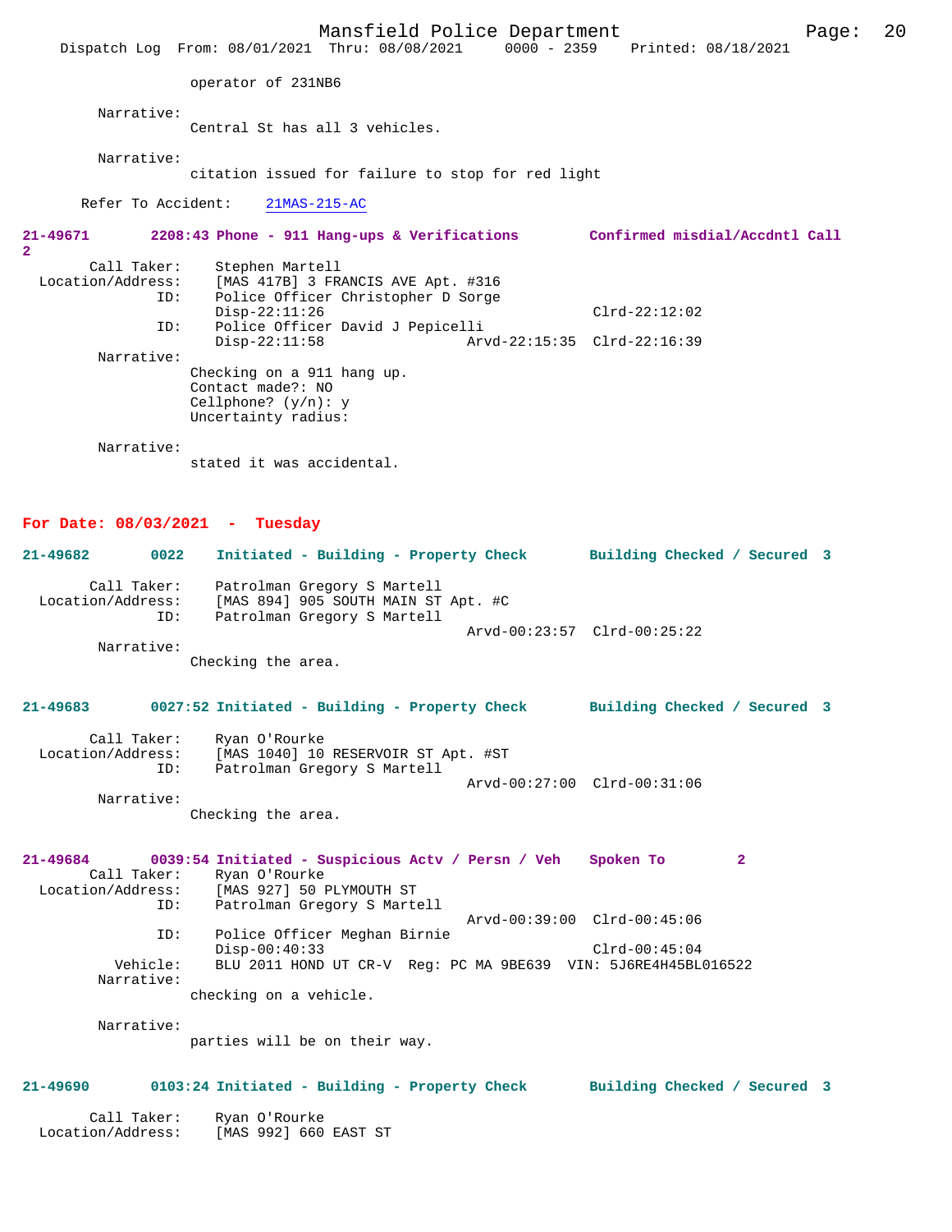operator of 231NB6

Narrative:
Central St has all 3 vehicles.

Narrative:
citation issued for failure to stop for red light

Refer To Accident: 21MAS-215-AC

**21-49671 2208:43 Phone - 911 Hang-ups & Verifications Confirmed misdial/Accdntl Call 2**

Call Taker: Stephen Martell
Location/Address: [MAS 417B] 3 FRANCIS AVE Apt. #316
ID: Police Officer Christopher D Sorge
Disp-22:11:26 Clrd-22:12:02
ID: Police Officer David J Pepicelli
Disp-22:11:58 Arvd-22:15:35 Clrd-22:16:39

Narrative:
Checking on a 911 hang up.
Contact made?: NO
Cellphone? (y/n): y
Uncertainty radius:

Narrative:
stated it was accidental.

## For Date: 08/03/2021 - Tuesday

**21-49682 0022 Initiated - Building - Property Check Building Checked / Secured 3**

Call Taker: Patrolman Gregory S Martell
Location/Address: [MAS 894] 905 SOUTH MAIN ST Apt. #C
ID: Patrolman Gregory S Martell
Arvd-00:23:57 Clrd-00:25:22

Narrative:
Checking the area.

**21-49683 0027:52 Initiated - Building - Property Check Building Checked / Secured 3**

Call Taker: Ryan O'Rourke
Location/Address: [MAS 1040] 10 RESERVOIR ST Apt. #ST
ID: Patrolman Gregory S Martell
Arvd-00:27:00 Clrd-00:31:06

Narrative:
Checking the area.

**21-49684 0039:54 Initiated - Suspicious Actv / Persn / Veh Spoken To 2**

Call Taker: Ryan O'Rourke
Location/Address: [MAS 927] 50 PLYMOUTH ST
ID: Patrolman Gregory S Martell
Arvd-00:39:00 Clrd-00:45:06
ID: Police Officer Meghan Birnie
Disp-00:40:33 Clrd-00:45:04
Vehicle: BLU 2011 HOND UT CR-V Reg: PC MA 9BE639 VIN: 5J6RE4H45BL016522

Narrative:
checking on a vehicle.

Narrative:
parties will be on their way.

**21-49690 0103:24 Initiated - Building - Property Check Building Checked / Secured 3**

Call Taker: Ryan O'Rourke
Location/Address: [MAS 992] 660 EAST ST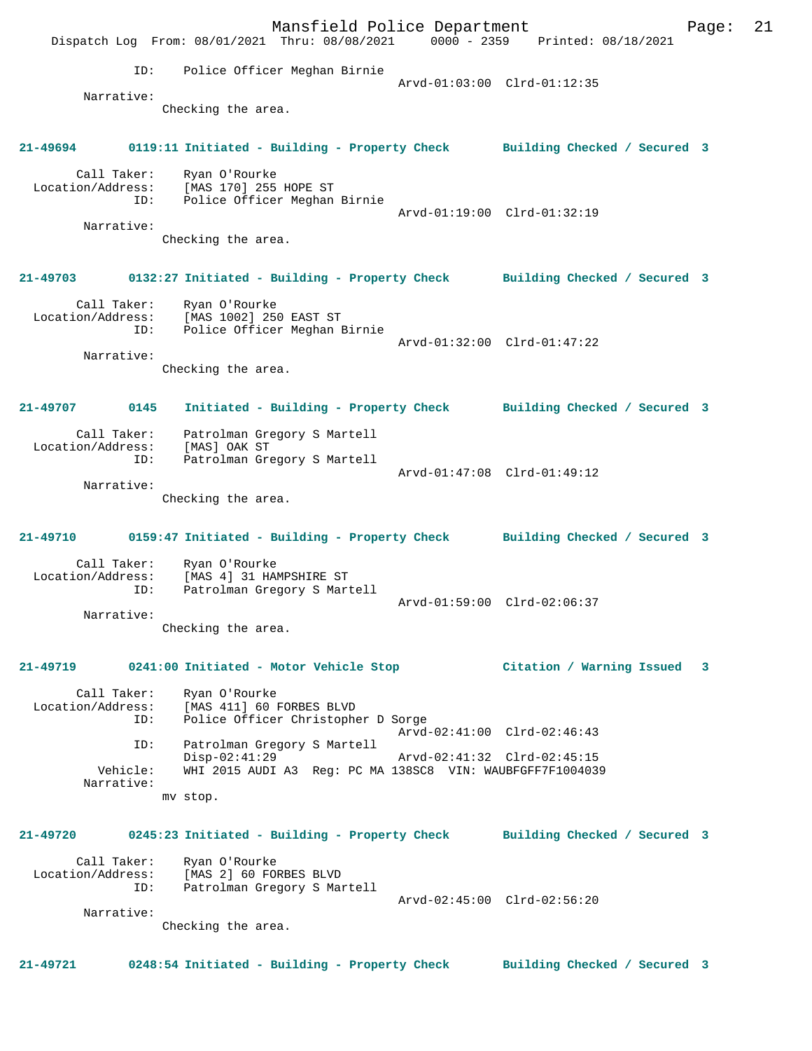ID: Police Officer Meghan Birnie
Arvd-01:03:00 Clrd-01:12:35

Narrative:
Checking the area.

**21-49694 0119:11 Initiated - Building - Property Check Building Checked / Secured 3**

Call Taker: Ryan O'Rourke
Location/Address: [MAS 170] 255 HOPE ST
ID: Police Officer Meghan Birnie
Arvd-01:19:00 Clrd-01:32:19

Narrative:
Checking the area.

**21-49703 0132:27 Initiated - Building - Property Check Building Checked / Secured 3**

Call Taker: Ryan O'Rourke
Location/Address: [MAS 1002] 250 EAST ST
ID: Police Officer Meghan Birnie
Arvd-01:32:00 Clrd-01:47:22

Narrative:
Checking the area.

**21-49707 0145 Initiated - Building - Property Check Building Checked / Secured 3**

Call Taker: Patrolman Gregory S Martell
Location/Address: [MAS] OAK ST
ID: Patrolman Gregory S Martell
Arvd-01:47:08 Clrd-01:49:12

Narrative:
Checking the area.

**21-49710 0159:47 Initiated - Building - Property Check Building Checked / Secured 3**

Call Taker: Ryan O'Rourke
Location/Address: [MAS 4] 31 HAMPSHIRE ST
ID: Patrolman Gregory S Martell
Arvd-01:59:00 Clrd-02:06:37

Narrative:
Checking the area.

**21-49719 0241:00 Initiated - Motor Vehicle Stop Citation / Warning Issued 3**

Call Taker: Ryan O'Rourke
Location/Address: [MAS 411] 60 FORBES BLVD
ID: Police Officer Christopher D Sorge
Arvd-02:41:00 Clrd-02:46:43
ID: Patrolman Gregory S Martell
Disp-02:41:29 Arvd-02:41:32 Clrd-02:45:15
Vehicle: WHI 2015 AUDI A3 Reg: PC MA 138SC8 VIN: WAUBFGFF7F1004039

Narrative:
mv stop.

**21-49720 0245:23 Initiated - Building - Property Check Building Checked / Secured 3**

Call Taker: Ryan O'Rourke
Location/Address: [MAS 2] 60 FORBES BLVD
ID: Patrolman Gregory S Martell
Arvd-02:45:00 Clrd-02:56:20

Narrative:
Checking the area.

**21-49721 0248:54 Initiated - Building - Property Check Building Checked / Secured 3**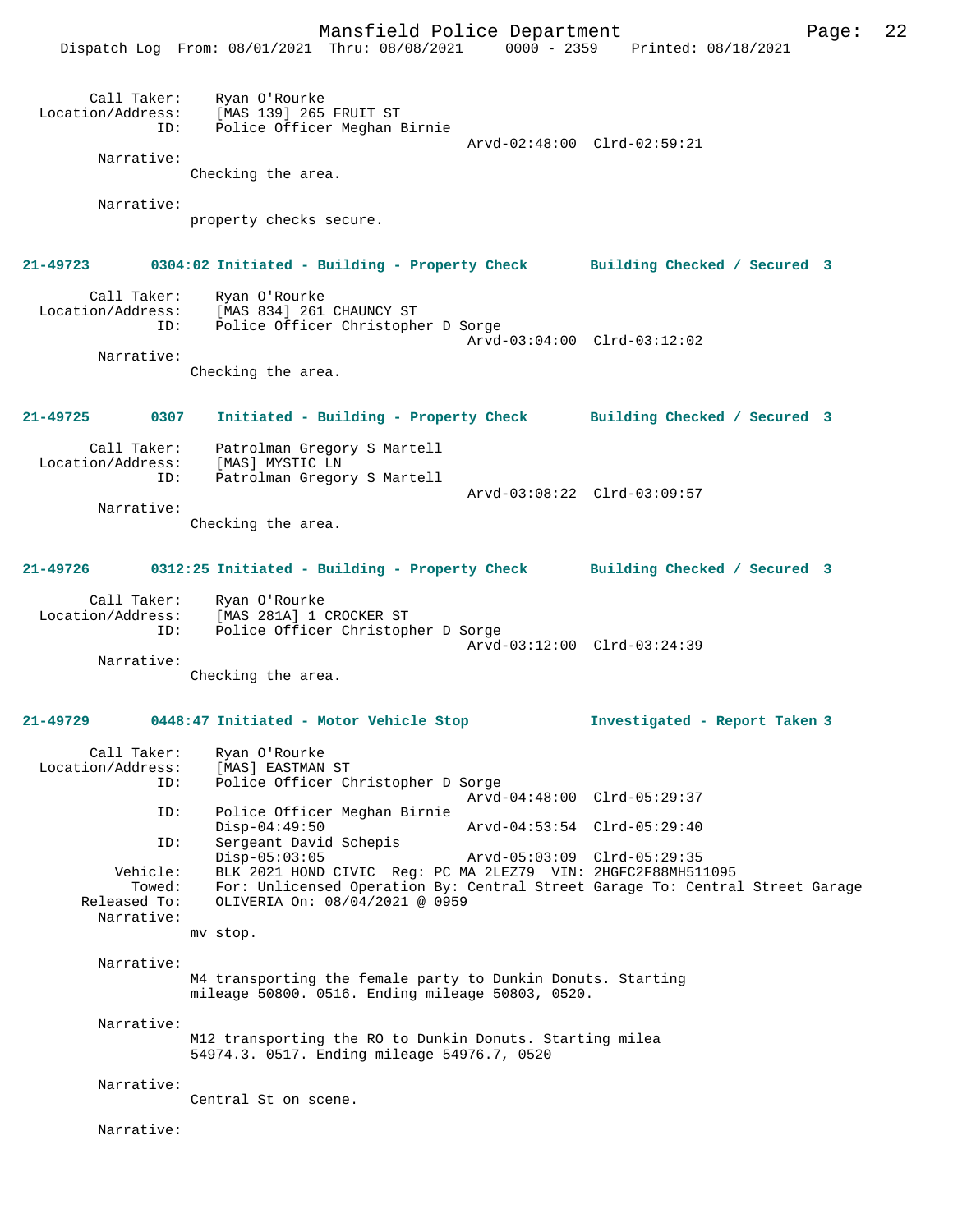Call Taker: Ryan O'Rourke
Location/Address: [MAS 139] 265 FRUIT ST
ID: Police Officer Meghan Birnie
Arvd-02:48:00 Clrd-02:59:21

Narrative:
Checking the area.

Narrative:
property checks secure.

**21-49723 0304:02 Initiated - Building - Property Check Building Checked / Secured 3**

Call Taker: Ryan O'Rourke
Location/Address: [MAS 834] 261 CHAUNCY ST
ID: Police Officer Christopher D Sorge
Arvd-03:04:00 Clrd-03:12:02

Narrative:
Checking the area.

**21-49725 0307 Initiated - Building - Property Check Building Checked / Secured 3**

Call Taker: Patrolman Gregory S Martell
Location/Address: [MAS] MYSTIC LN
ID: Patrolman Gregory S Martell
Arvd-03:08:22 Clrd-03:09:57

Narrative:
Checking the area.

**21-49726 0312:25 Initiated - Building - Property Check Building Checked / Secured 3**

Call Taker: Ryan O'Rourke
Location/Address: [MAS 281A] 1 CROCKER ST
ID: Police Officer Christopher D Sorge
Arvd-03:12:00 Clrd-03:24:39

Narrative:
Checking the area.

**21-49729 0448:47 Initiated - Motor Vehicle Stop Investigated - Report Taken 3**

Call Taker: Ryan O'Rourke
Location/Address: [MAS] EASTMAN ST
ID: Police Officer Christopher D Sorge
Arvd-04:48:00 Clrd-05:29:37
ID: Police Officer Meghan Birnie
Disp-04:49:50 Arvd-04:53:54 Clrd-05:29:40
ID: Sergeant David Schepis
Disp-05:03:05 Arvd-05:03:09 Clrd-05:29:35
Vehicle: BLK 2021 HOND CIVIC Reg: PC MA 2LEZ79 VIN: 2HGFC2F88MH511095
Towed: For: Unlicensed Operation By: Central Street Garage To: Central Street Garage
Released To: OLIVERIA On: 08/04/2021 @ 0959

Narrative:
mv stop.

Narrative:
M4 transporting the female party to Dunkin Donuts. Starting mileage 50800. 0516. Ending mileage 50803, 0520.

Narrative:
M12 transporting the RO to Dunkin Donuts. Starting milea 54974.3. 0517. Ending mileage 54976.7, 0520

Narrative:
Central St on scene.

Narrative: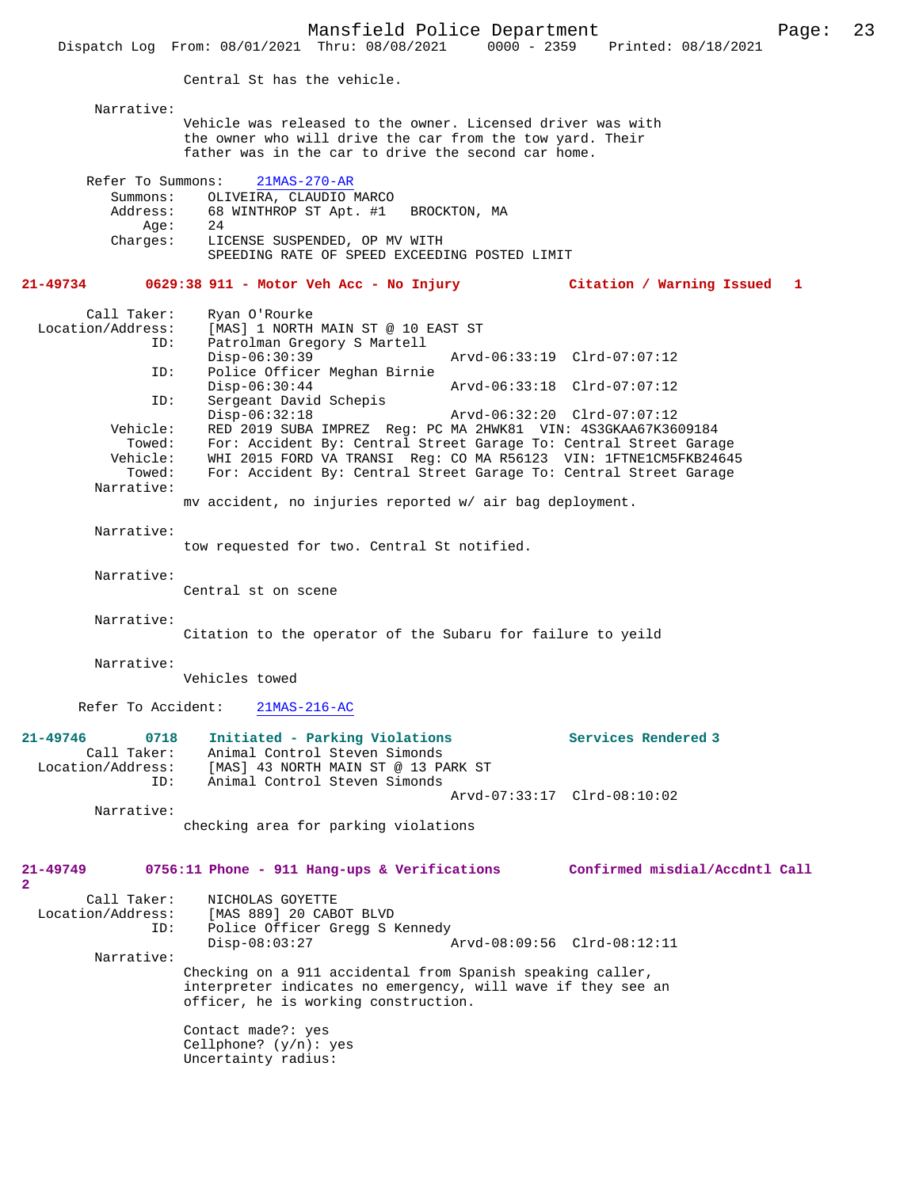Central St has the vehicle.

Narrative:
Vehicle was released to the owner. Licensed driver was with the owner who will drive the car from the tow yard. Their father was in the car to drive the second car home.

Refer To Summons: 21MAS-270-AR
Summons: OLIVEIRA, CLAUDIO MARCO
Address: 68 WINTHROP ST Apt. #1 BROCKTON, MA
Age: 24
Charges: LICENSE SUSPENDED, OP MV WITH
SPEEDING RATE OF SPEED EXCEEDING POSTED LIMIT

**21-49734 0629:38 911 - Motor Veh Acc - No Injury — Citation / Warning Issued 1**

Call Taker: Ryan O'Rourke
Location/Address: [MAS] 1 NORTH MAIN ST @ 10 EAST ST
ID: Patrolman Gregory S Martell
Disp-06:30:39 Arvd-06:33:19 Clrd-07:07:12
ID: Police Officer Meghan Birnie
Disp-06:30:44 Arvd-06:33:18 Clrd-07:07:12
ID: Sergeant David Schepis
Disp-06:32:18 Arvd-06:32:20 Clrd-07:07:12
Vehicle: RED 2019 SUBA IMPREZ Reg: PC MA 2HWK81 VIN: 4S3GKAA67K3609184
Towed: For: Accident By: Central Street Garage To: Central Street Garage
Vehicle: WHI 2015 FORD VA TRANSI Reg: CO MA R56123 VIN: 1FTNE1CM5FKB24645
Towed: For: Accident By: Central Street Garage To: Central Street Garage

Narrative:
mv accident, no injuries reported w/ air bag deployment.

Narrative:
tow requested for two. Central St notified.

Narrative:
Central st on scene

Narrative:
Citation to the operator of the Subaru for failure to yeild

Narrative:
Vehicles towed

Refer To Accident: 21MAS-216-AC

**21-49746 0718 Initiated - Parking Violations — Services Rendered 3**

Call Taker: Animal Control Steven Simonds
Location/Address: [MAS] 43 NORTH MAIN ST @ 13 PARK ST
ID: Animal Control Steven Simonds
Arvd-07:33:17 Clrd-08:10:02

Narrative:
checking area for parking violations

**21-49749 0756:11 Phone - 911 Hang-ups & Verifications — Confirmed misdial/Accdntl Call 2**

Call Taker: NICHOLAS GOYETTE
Location/Address: [MAS 889] 20 CABOT BLVD
ID: Police Officer Gregg S Kennedy
Disp-08:03:27 Arvd-08:09:56 Clrd-08:12:11

Narrative:
Checking on a 911 accidental from Spanish speaking caller, interpreter indicates no emergency, will wave if they see an officer, he is working construction.

Contact made?: yes
Cellphone? (y/n): yes
Uncertainty radius: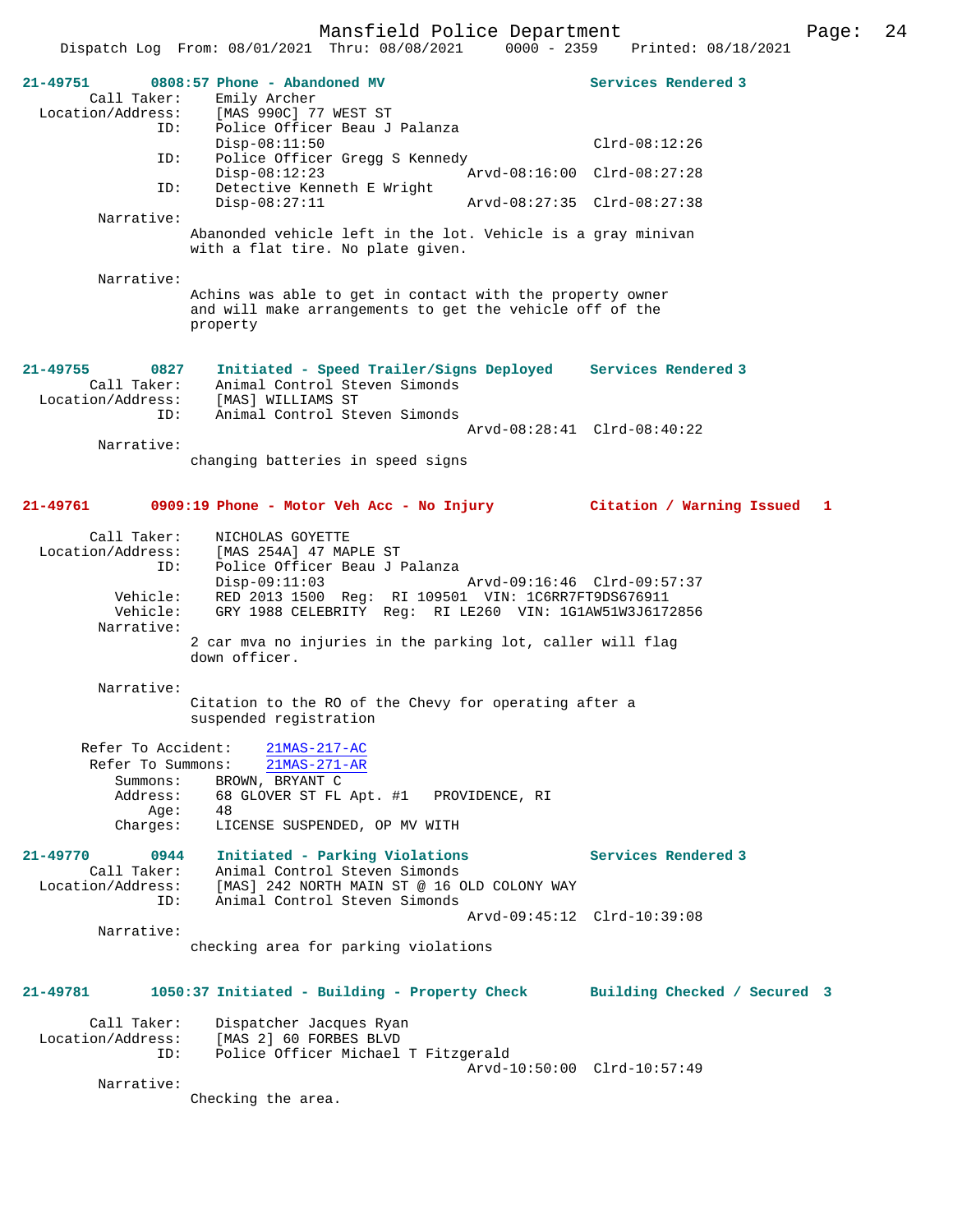**21-49751 0808:57 Phone - Abandoned MV — Services Rendered 3**

```
        Call Taker:     Emily Archer
  Location/Address:     [MAS 990C] 77 WEST ST
                ID:     Police Officer Beau J Palanza
                        Disp-08:11:50                             Clrd-08:12:26
                ID:     Police Officer Gregg S Kennedy
                        Disp-08:12:23               Arvd-08:16:00 Clrd-08:27:28
                ID:     Detective Kenneth E Wright
                        Disp-08:27:11               Arvd-08:27:35 Clrd-08:27:38
         Narrative:
                        Abanonded vehicle left in the lot. Vehicle is a gray minivan
                        with a flat tire. No plate given.

         Narrative:
                        Achins was able to get in contact with the property owner
                        and will make arrangements to get the vehicle off of the
                        property
```

**21-49755 0827 Initiated - Speed Trailer/Signs Deployed — Services Rendered 3**

```
        Call Taker:     Animal Control Steven Simonds
  Location/Address:     [MAS] WILLIAMS ST
                ID:     Animal Control Steven Simonds
                                                    Arvd-08:28:41 Clrd-08:40:22
         Narrative:
                        changing batteries in speed signs
```

**21-49761 0909:19 Phone - Motor Veh Acc - No Injury — Citation / Warning Issued 1**

```
        Call Taker:     NICHOLAS GOYETTE
  Location/Address:     [MAS 254A] 47 MAPLE ST
                ID:     Police Officer Beau J Palanza
                        Disp-09:11:03               Arvd-09:16:46 Clrd-09:57:37
           Vehicle:     RED 2013 1500  Reg:  RI 109501  VIN: 1C6RR7FT9DS676911
           Vehicle:     GRY 1988 CELEBRITY  Reg:  RI LE260  VIN: 1G1AW51W3J6172856
         Narrative:
                        2 car mva no injuries in the parking lot, caller will flag
                        down officer.

         Narrative:
                        Citation to the RO of the Chevy for operating after a
                        suspended registration

      Refer To Accident:    21MAS-217-AC
       Refer To Summons:    21MAS-271-AR
          Summons:      BROWN, BRYANT C
          Address:      68 GLOVER ST FL Apt. #1   PROVIDENCE, RI
              Age:      48
          Charges:      LICENSE SUSPENDED, OP MV WITH
```

**21-49770 0944 Initiated - Parking Violations — Services Rendered 3**

```
        Call Taker:     Animal Control Steven Simonds
  Location/Address:     [MAS] 242 NORTH MAIN ST @ 16 OLD COLONY WAY
                ID:     Animal Control Steven Simonds
                                                    Arvd-09:45:12 Clrd-10:39:08
         Narrative:
                        checking area for parking violations
```

**21-49781 1050:37 Initiated - Building - Property Check — Building Checked / Secured 3**

```
        Call Taker:     Dispatcher Jacques Ryan
  Location/Address:     [MAS 2] 60 FORBES BLVD
                ID:     Police Officer Michael T Fitzgerald
                                                    Arvd-10:50:00 Clrd-10:57:49
         Narrative:
                        Checking the area.
```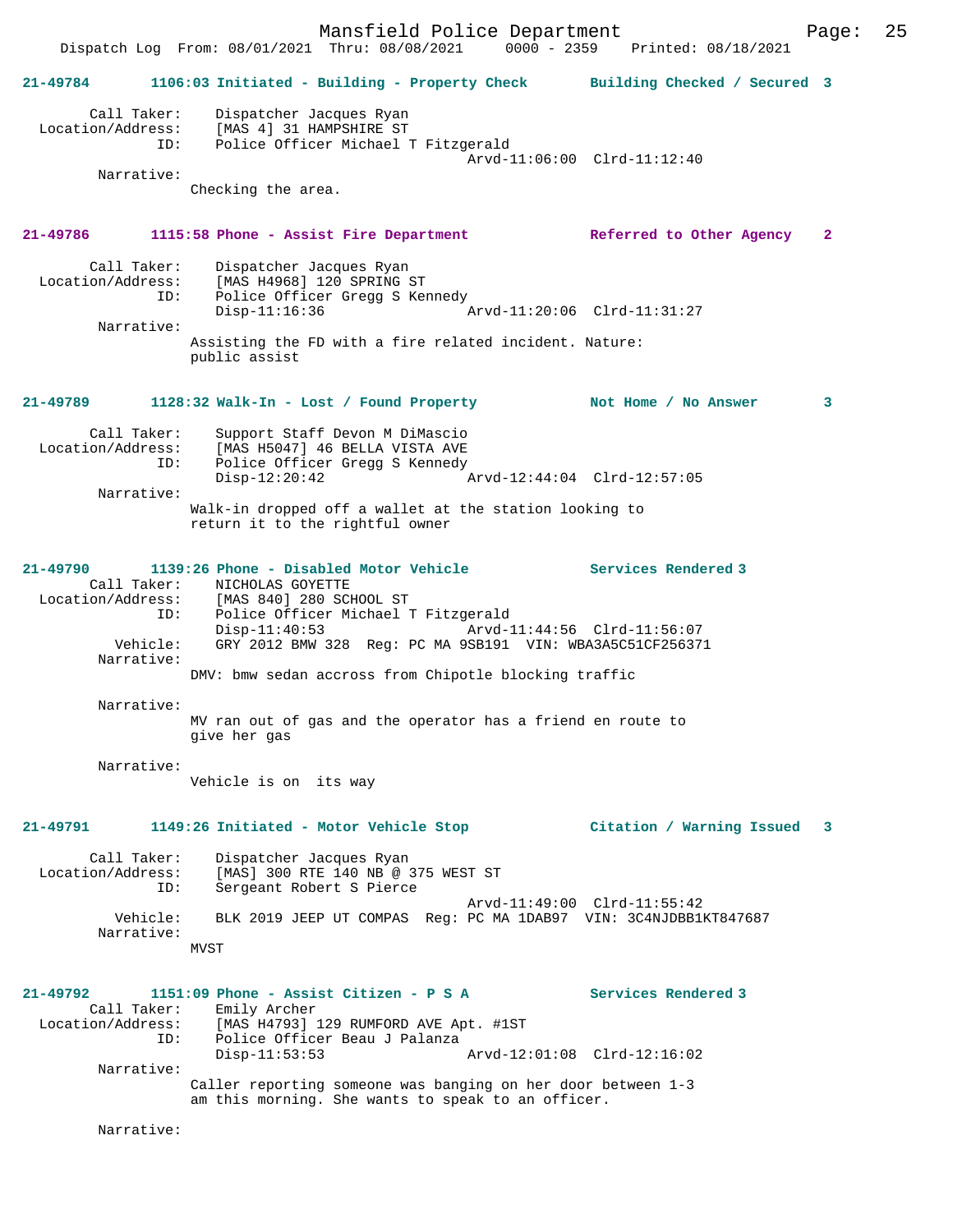**21-49784** 1106:03 Initiated - Building - Property Check — Building Checked / Secured 3

Call Taker: Dispatcher Jacques Ryan
Location/Address: [MAS 4] 31 HAMPSHIRE ST
ID: Police Officer Michael T Fitzgerald
Arvd-11:06:00 Clrd-11:12:40
Narrative:
Checking the area.

**21-49786** 1115:58 Phone - Assist Fire Department — Referred to Other Agency 2

Call Taker: Dispatcher Jacques Ryan
Location/Address: [MAS H4968] 120 SPRING ST
ID: Police Officer Gregg S Kennedy
Disp-11:16:36 Arvd-11:20:06 Clrd-11:31:27
Narrative:
Assisting the FD with a fire related incident. Nature: public assist

**21-49789** 1128:32 Walk-In - Lost / Found Property — Not Home / No Answer 3

Call Taker: Support Staff Devon M DiMascio
Location/Address: [MAS H5047] 46 BELLA VISTA AVE
ID: Police Officer Gregg S Kennedy
Disp-12:20:42 Arvd-12:44:04 Clrd-12:57:05
Narrative:
Walk-in dropped off a wallet at the station looking to return it to the rightful owner

**21-49790** 1139:26 Phone - Disabled Motor Vehicle — Services Rendered 3

Call Taker: NICHOLAS GOYETTE
Location/Address: [MAS 840] 280 SCHOOL ST
ID: Police Officer Michael T Fitzgerald
Disp-11:40:53 Arvd-11:44:56 Clrd-11:56:07
Vehicle: GRY 2012 BMW 328 Reg: PC MA 9SB191 VIN: WBA3A5C51CF256371
Narrative:
DMV: bmw sedan accross from Chipotle blocking traffic

Narrative:
MV ran out of gas and the operator has a friend en route to give her gas

Narrative:
Vehicle is on its way

**21-49791** 1149:26 Initiated - Motor Vehicle Stop — Citation / Warning Issued 3

Call Taker: Dispatcher Jacques Ryan
Location/Address: [MAS] 300 RTE 140 NB @ 375 WEST ST
ID: Sergeant Robert S Pierce
Arvd-11:49:00 Clrd-11:55:42
Vehicle: BLK 2019 JEEP UT COMPAS Reg: PC MA 1DAB97 VIN: 3C4NJDBB1KT847687
Narrative:
MVST

**21-49792** 1151:09 Phone - Assist Citizen - P S A — Services Rendered 3

Call Taker: Emily Archer
Location/Address: [MAS H4793] 129 RUMFORD AVE Apt. #1ST
ID: Police Officer Beau J Palanza
Disp-11:53:53 Arvd-12:01:08 Clrd-12:16:02
Narrative:
Caller reporting someone was banging on her door between 1-3 am this morning. She wants to speak to an officer.

Narrative: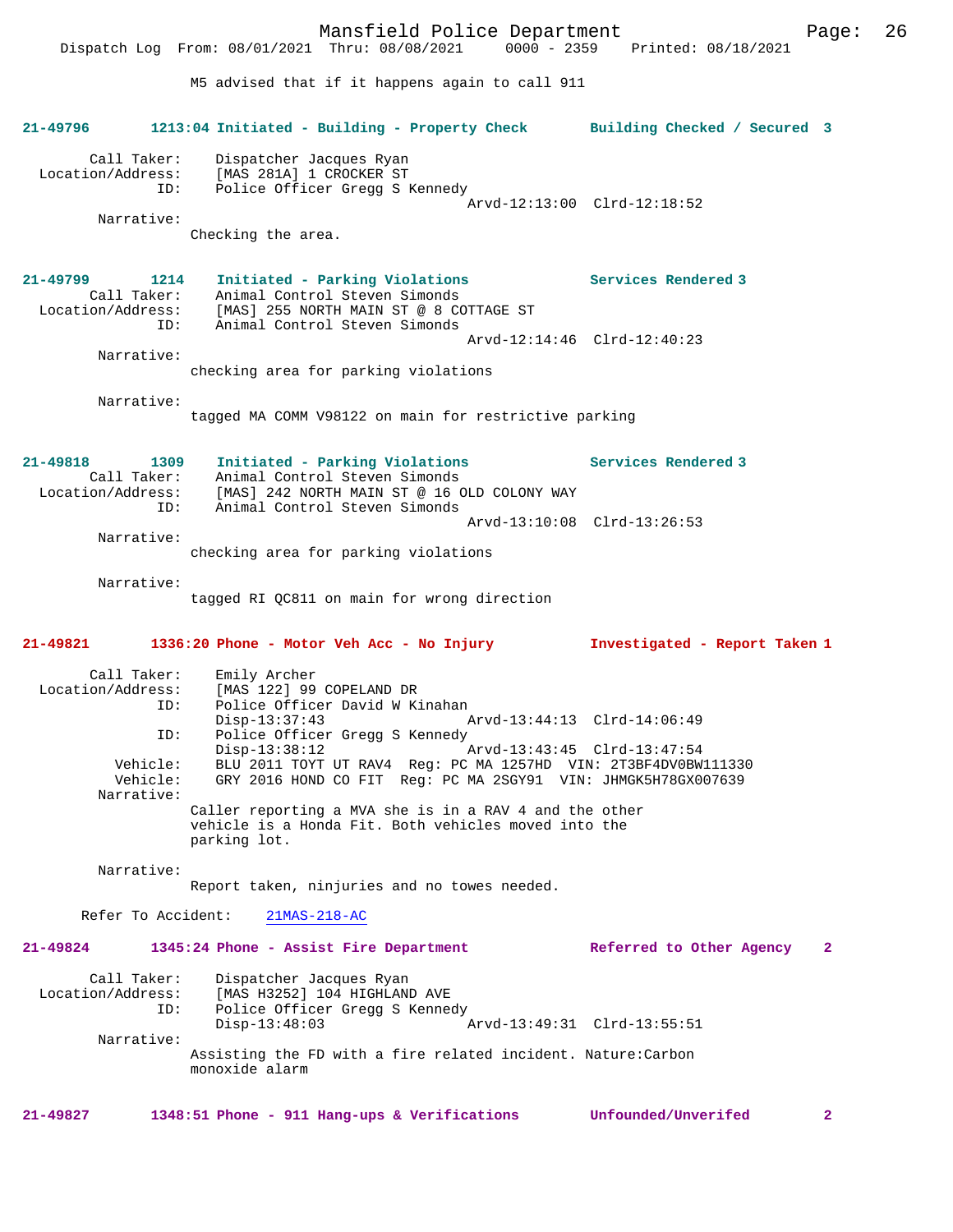M5 advised that if it happens again to call 911

**21-49796 1213:04 Initiated - Building - Property Check Building Checked / Secured 3**

Call Taker: Dispatcher Jacques Ryan
Location/Address: [MAS 281A] 1 CROCKER ST
ID: Police Officer Gregg S Kennedy
Arvd-12:13:00 Clrd-12:18:52
Narrative:
Checking the area.

**21-49799 1214 Initiated - Parking Violations Services Rendered 3**

Call Taker: Animal Control Steven Simonds
Location/Address: [MAS] 255 NORTH MAIN ST @ 8 COTTAGE ST
ID: Animal Control Steven Simonds
Arvd-12:14:46 Clrd-12:40:23
Narrative:
checking area for parking violations

Narrative:
tagged MA COMM V98122 on main for restrictive parking

**21-49818 1309 Initiated - Parking Violations Services Rendered 3**

Call Taker: Animal Control Steven Simonds
Location/Address: [MAS] 242 NORTH MAIN ST @ 16 OLD COLONY WAY
ID: Animal Control Steven Simonds
Arvd-13:10:08 Clrd-13:26:53
Narrative:
checking area for parking violations

Narrative:
tagged RI QC811 on main for wrong direction

**21-49821 1336:20 Phone - Motor Veh Acc - No Injury Investigated - Report Taken 1**

Call Taker: Emily Archer
Location/Address: [MAS 122] 99 COPELAND DR
ID: Police Officer David W Kinahan
Disp-13:37:43 Arvd-13:44:13 Clrd-14:06:49
ID: Police Officer Gregg S Kennedy
Disp-13:38:12 Arvd-13:43:45 Clrd-13:47:54
Vehicle: BLU 2011 TOYT UT RAV4 Reg: PC MA 1257HD VIN: 2T3BF4DV0BW111330
Vehicle: GRY 2016 HOND CO FIT Reg: PC MA 2SGY91 VIN: JHMGK5H78GX007639
Narrative:
Caller reporting a MVA she is in a RAV 4 and the other vehicle is a Honda Fit. Both vehicles moved into the parking lot.

Narrative:
Report taken, ninjuries and no towes needed.

Refer To Accident: 21MAS-218-AC

**21-49824 1345:24 Phone - Assist Fire Department Referred to Other Agency 2**

Call Taker: Dispatcher Jacques Ryan
Location/Address: [MAS H3252] 104 HIGHLAND AVE
ID: Police Officer Gregg S Kennedy
Disp-13:48:03 Arvd-13:49:31 Clrd-13:55:51
Narrative:
Assisting the FD with a fire related incident. Nature:Carbon monoxide alarm

**21-49827 1348:51 Phone - 911 Hang-ups & Verifications Unfounded/Unverifed 2**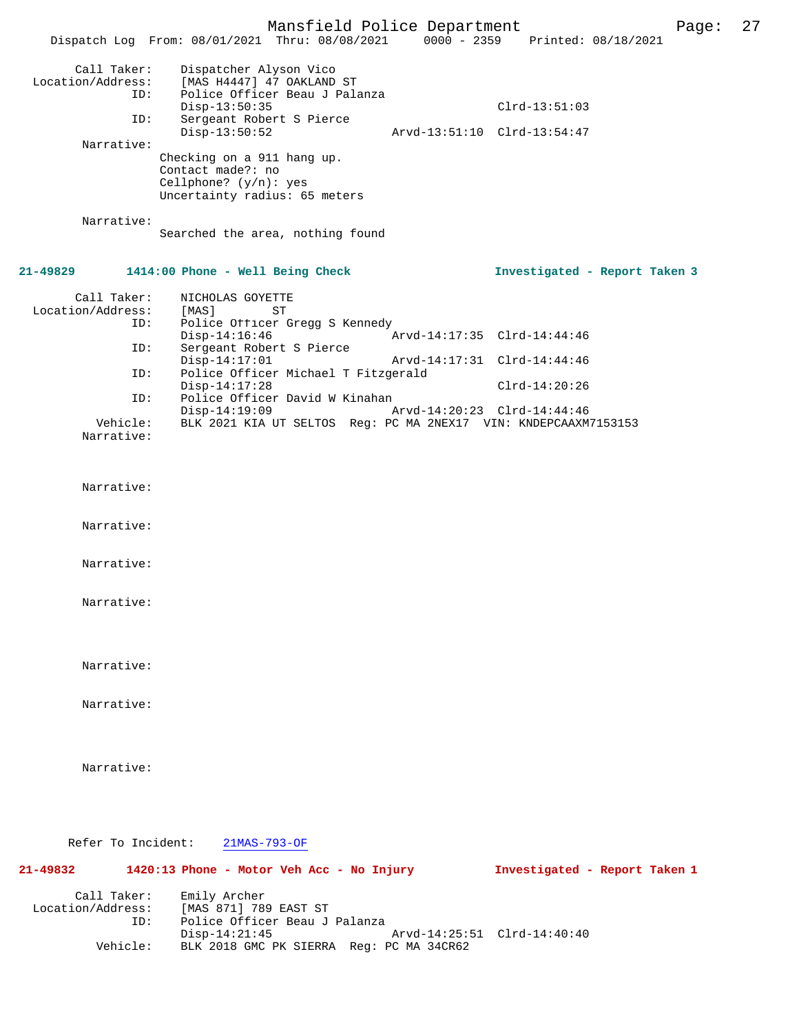```
        Call Taker:    Dispatcher Alyson Vico
  Location/Address:    [MAS H4447] 47 OAKLAND ST
                ID:    Police Officer Beau J Palanza
                       Disp-13:50:35                              Clrd-13:51:03
                ID:    Sergeant Robert S Pierce
                       Disp-13:50:52              Arvd-13:51:10  Clrd-13:54:47
         Narrative:
                     Checking on a 911 hang up.
                     Contact made?: no
                     Cellphone? (y/n): yes
                     Uncertainty radius: 65 meters

         Narrative:
                     Searched the area, nothing found
```

**21-49829        1414:00 Phone - Well Being Check                    Investigated - Report Taken 3**

```
        Call Taker:    NICHOLAS GOYETTE
  Location/Address:    [MAS]        ST
                ID:    Police Officer Gregg S Kennedy
                       Disp-14:16:46              Arvd-14:17:35  Clrd-14:44:46
                ID:    Sergeant Robert S Pierce
                       Disp-14:17:01              Arvd-14:17:31  Clrd-14:44:46
                ID:    Police Officer Michael T Fitzgerald
                       Disp-14:17:28                              Clrd-14:20:26
                ID:    Police Officer David W Kinahan
                       Disp-14:19:09              Arvd-14:20:23  Clrd-14:44:46
           Vehicle:    BLK 2021 KIA UT SELTOS  Reg: PC MA 2NEX17  VIN: KNDEPCAAXM7153153
         Narrative:

         Narrative:

         Narrative:

         Narrative:

         Narrative:

         Narrative:

         Narrative:

         Narrative:

      Refer To Incident:    21MAS-793-OF
```

**21-49832        1420:13 Phone - Motor Veh Acc - No Injury           Investigated - Report Taken 1**

```
        Call Taker:    Emily Archer
  Location/Address:    [MAS 871] 789 EAST ST
                ID:    Police Officer Beau J Palanza
                       Disp-14:21:45              Arvd-14:25:51  Clrd-14:40:40
           Vehicle:    BLK 2018 GMC PK SIERRA  Reg: PC MA 34CR62
```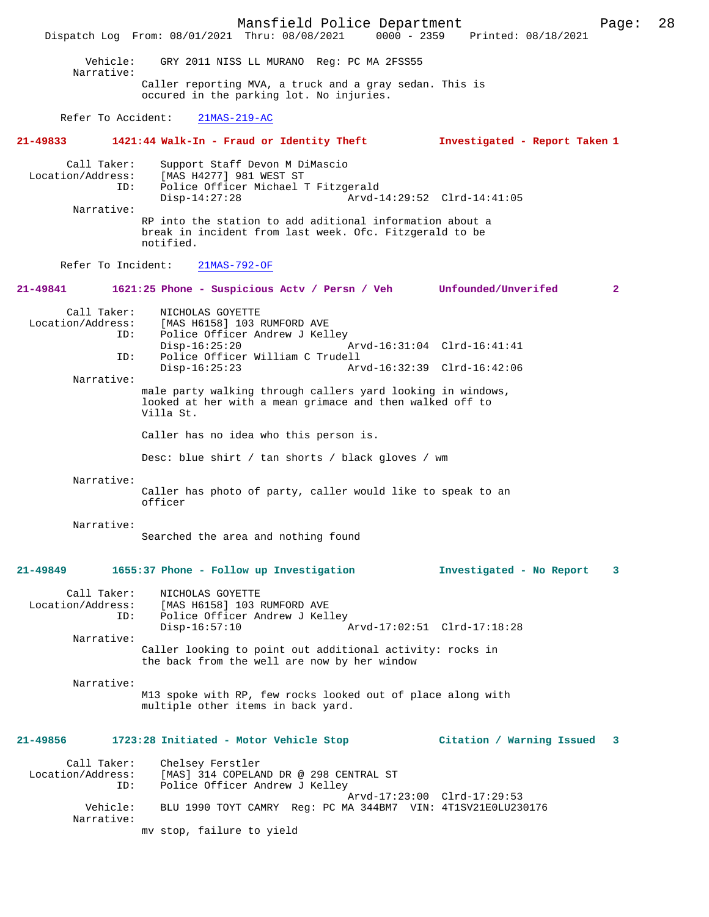Vehicle: GRY 2011 NISS LL MURANO Reg: PC MA 2FSS55

Narrative:

Caller reporting MVA, a truck and a gray sedan. This is occured in the parking lot. No injuries.

Refer To Accident: 21MAS-219-AC

**21-49833 1421:44 Walk-In - Fraud or Identity Theft — Investigated - Report Taken 1**

Call Taker: Support Staff Devon M DiMascio
Location/Address: [MAS H4277] 981 WEST ST
ID: Police Officer Michael T Fitzgerald
Disp-14:27:28 Arvd-14:29:52 Clrd-14:41:05

Narrative:

RP into the station to add aditional information about a break in incident from last week. Ofc. Fitzgerald to be notified.

Refer To Incident: 21MAS-792-OF

**21-49841 1621:25 Phone - Suspicious Actv / Persn / Veh — Unfounded/Unverifed 2**

Call Taker: NICHOLAS GOYETTE
Location/Address: [MAS H6158] 103 RUMFORD AVE
ID: Police Officer Andrew J Kelley
Disp-16:25:20 Arvd-16:31:04 Clrd-16:41:41
ID: Police Officer William C Trudell
Disp-16:25:23 Arvd-16:32:39 Clrd-16:42:06

Narrative:

male party walking through callers yard looking in windows, looked at her with a mean grimace and then walked off to Villa St.

Caller has no idea who this person is.

Desc: blue shirt / tan shorts / black gloves / wm

Narrative:

Caller has photo of party, caller would like to speak to an officer

Narrative:

Searched the area and nothing found

**21-49849 1655:37 Phone - Follow up Investigation — Investigated - No Report 3**

Call Taker: NICHOLAS GOYETTE
Location/Address: [MAS H6158] 103 RUMFORD AVE
ID: Police Officer Andrew J Kelley
Disp-16:57:10 Arvd-17:02:51 Clrd-17:18:28

Narrative:

Caller looking to point out additional activity: rocks in the back from the well are now by her window

Narrative:

M13 spoke with RP, few rocks looked out of place along with multiple other items in back yard.

**21-49856 1723:28 Initiated - Motor Vehicle Stop — Citation / Warning Issued 3**

Call Taker: Chelsey Ferstler
Location/Address: [MAS] 314 COPELAND DR @ 298 CENTRAL ST
ID: Police Officer Andrew J Kelley
Arvd-17:23:00 Clrd-17:29:53
Vehicle: BLU 1990 TOYT CAMRY Reg: PC MA 344BM7 VIN: 4T1SV21E0LU230176

Narrative:

mv stop, failure to yield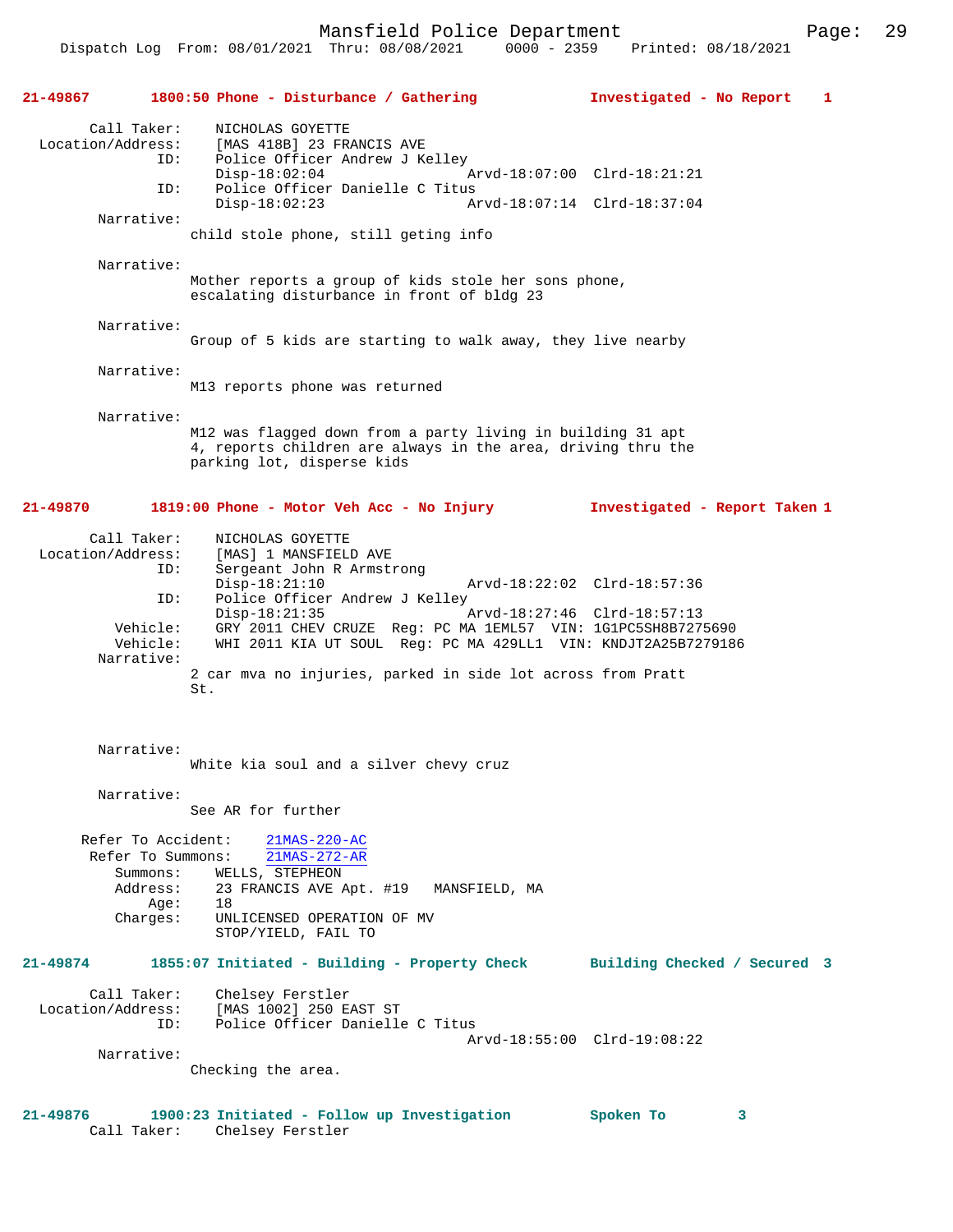**21-49867 1800:50 Phone - Disturbance / Gathering — Investigated - No Report 1**

Call Taker: NICHOLAS GOYETTE
Location/Address: [MAS 418B] 23 FRANCIS AVE
ID: Police Officer Andrew J Kelley
Disp-18:02:04 Arvd-18:07:00 Clrd-18:21:21
ID: Police Officer Danielle C Titus
Disp-18:02:23 Arvd-18:07:14 Clrd-18:37:04

Narrative:
child stole phone, still geting info

Narrative:
Mother reports a group of kids stole her sons phone, escalating disturbance in front of bldg 23

Narrative:
Group of 5 kids are starting to walk away, they live nearby

Narrative:
M13 reports phone was returned

Narrative:
M12 was flagged down from a party living in building 31 apt 4, reports children are always in the area, driving thru the parking lot, disperse kids

**21-49870 1819:00 Phone - Motor Veh Acc - No Injury — Investigated - Report Taken 1**

Call Taker: NICHOLAS GOYETTE
Location/Address: [MAS] 1 MANSFIELD AVE
ID: Sergeant John R Armstrong
Disp-18:21:10 Arvd-18:22:02 Clrd-18:57:36
ID: Police Officer Andrew J Kelley
Disp-18:21:35 Arvd-18:27:46 Clrd-18:57:13
Vehicle: GRY 2011 CHEV CRUZE Reg: PC MA 1EML57 VIN: 1G1PC5SH8B7275690
Vehicle: WHI 2011 KIA UT SOUL Reg: PC MA 429LL1 VIN: KNDJT2A25B7279186

Narrative:
2 car mva no injuries, parked in side lot across from Pratt St.

Narrative:
White kia soul and a silver chevy cruz

Narrative:
See AR for further

Refer To Accident: 21MAS-220-AC
Refer To Summons: 21MAS-272-AR
Summons: WELLS, STEPHEON
Address: 23 FRANCIS AVE Apt. #19 MANSFIELD, MA
Age: 18
Charges: UNLICENSED OPERATION OF MV
STOP/YIELD, FAIL TO

**21-49874 1855:07 Initiated - Building - Property Check — Building Checked / Secured 3**

Call Taker: Chelsey Ferstler
Location/Address: [MAS 1002] 250 EAST ST
ID: Police Officer Danielle C Titus
Arvd-18:55:00 Clrd-19:08:22

Narrative:
Checking the area.

**21-49876 1900:23 Initiated - Follow up Investigation — Spoken To 3**

Call Taker: Chelsey Ferstler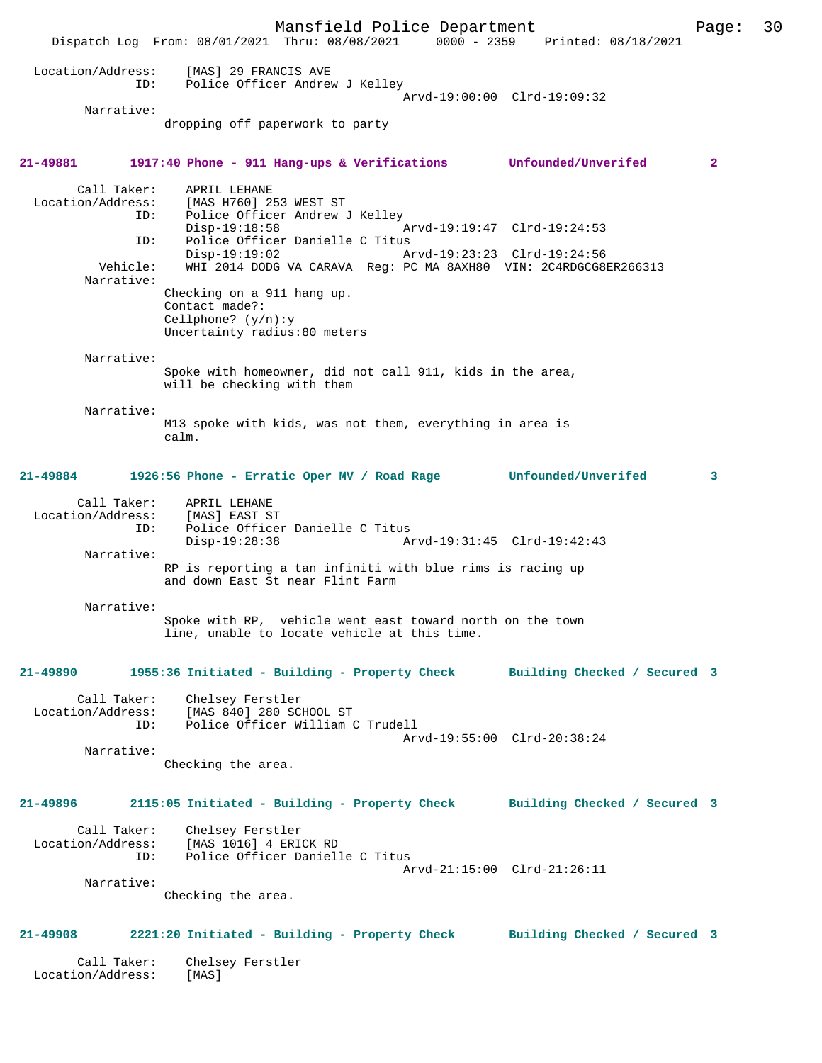```
Location/Address:    [MAS] 29 FRANCIS AVE
              ID:    Police Officer Andrew J Kelley
                                          Arvd-19:00:00  Clrd-19:09:32
       Narrative:
                 dropping off paperwork to party
```

**21-49881        1917:40 Phone - 911 Hang-ups & Verifications        Unfounded/Unverifed        2**

```
      Call Taker:    APRIL LEHANE
Location/Address:    [MAS H760] 253 WEST ST
              ID:    Police Officer Andrew J Kelley
                     Disp-19:18:58               Arvd-19:19:47  Clrd-19:24:53
              ID:    Police Officer Danielle C Titus
                     Disp-19:19:02               Arvd-19:23:23  Clrd-19:24:56
         Vehicle:    WHI 2014 DODG VA CARAVA  Reg: PC MA 8AXH80  VIN: 2C4RDGCG8ER266313
       Narrative:
                 Checking on a 911 hang up.
                 Contact made?:
                 Cellphone? (y/n):y
                 Uncertainty radius:80 meters

       Narrative:
                 Spoke with homeowner, did not call 911, kids in the area,
                 will be checking with them

       Narrative:
                 M13 spoke with kids, was not them, everything in area is
                 calm.
```

**21-49884        1926:56 Phone - Erratic Oper MV / Road Rage        Unfounded/Unverifed        3**

```
      Call Taker:    APRIL LEHANE
Location/Address:    [MAS] EAST ST
              ID:    Police Officer Danielle C Titus
                     Disp-19:28:38               Arvd-19:31:45  Clrd-19:42:43
       Narrative:
                 RP is reporting a tan infiniti with blue rims is racing up
                 and down East St near Flint Farm

       Narrative:
                 Spoke with RP,  vehicle went east toward north on the town
                 line, unable to locate vehicle at this time.
```

**21-49890        1955:36 Initiated - Building - Property Check        Building Checked / Secured  3**

```
      Call Taker:    Chelsey Ferstler
Location/Address:    [MAS 840] 280 SCHOOL ST
              ID:    Police Officer William C Trudell
                                                 Arvd-19:55:00  Clrd-20:38:24
       Narrative:
                 Checking the area.
```

**21-49896        2115:05 Initiated - Building - Property Check        Building Checked / Secured  3**

```
      Call Taker:    Chelsey Ferstler
Location/Address:    [MAS 1016] 4 ERICK RD
              ID:    Police Officer Danielle C Titus
                                                 Arvd-21:15:00  Clrd-21:26:11
       Narrative:
                 Checking the area.
```

**21-49908        2221:20 Initiated - Building - Property Check        Building Checked / Secured  3**

```
      Call Taker:    Chelsey Ferstler
Location/Address:    [MAS]
```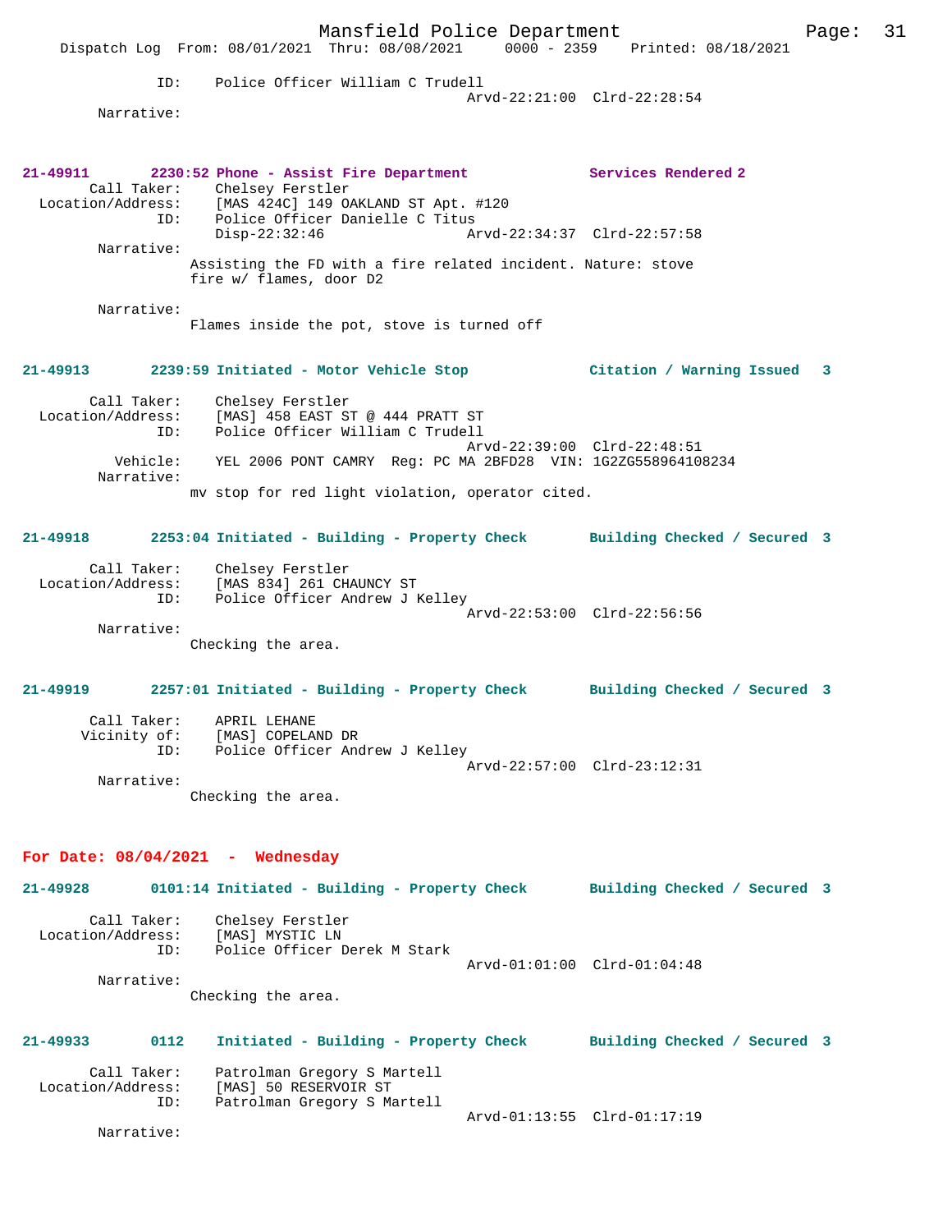ID: Police Officer William C Trudell
Arvd-22:21:00 Clrd-22:28:54
Narrative:

**21-49911 2230:52 Phone - Assist Fire Department — Services Rendered 2**

Call Taker: Chelsey Ferstler
Location/Address: [MAS 424C] 149 OAKLAND ST Apt. #120
ID: Police Officer Danielle C Titus
Disp-22:32:46 Arvd-22:34:37 Clrd-22:57:58
Narrative:
Assisting the FD with a fire related incident. Nature: stove fire w/ flames, door D2

Narrative:
Flames inside the pot, stove is turned off

**21-49913 2239:59 Initiated - Motor Vehicle Stop — Citation / Warning Issued 3**

Call Taker: Chelsey Ferstler
Location/Address: [MAS] 458 EAST ST @ 444 PRATT ST
ID: Police Officer William C Trudell
Arvd-22:39:00 Clrd-22:48:51
Vehicle: YEL 2006 PONT CAMRY Reg: PC MA 2BFD28 VIN: 1G2ZG558964108234
Narrative:
mv stop for red light violation, operator cited.

**21-49918 2253:04 Initiated - Building - Property Check — Building Checked / Secured 3**

Call Taker: Chelsey Ferstler
Location/Address: [MAS 834] 261 CHAUNCY ST
ID: Police Officer Andrew J Kelley
Arvd-22:53:00 Clrd-22:56:56
Narrative:
Checking the area.

**21-49919 2257:01 Initiated - Building - Property Check — Building Checked / Secured 3**

Call Taker: APRIL LEHANE
Vicinity of: [MAS] COPELAND DR
ID: Police Officer Andrew J Kelley
Arvd-22:57:00 Clrd-23:12:31
Narrative:
Checking the area.

## For Date: 08/04/2021 - Wednesday

**21-49928 0101:14 Initiated - Building - Property Check — Building Checked / Secured 3**

Call Taker: Chelsey Ferstler
Location/Address: [MAS] MYSTIC LN
ID: Police Officer Derek M Stark
Arvd-01:01:00 Clrd-01:04:48
Narrative:
Checking the area.

**21-49933 0112 Initiated - Building - Property Check — Building Checked / Secured 3**

Call Taker: Patrolman Gregory S Martell
Location/Address: [MAS] 50 RESERVOIR ST
ID: Patrolman Gregory S Martell
Arvd-01:13:55 Clrd-01:17:19
Narrative: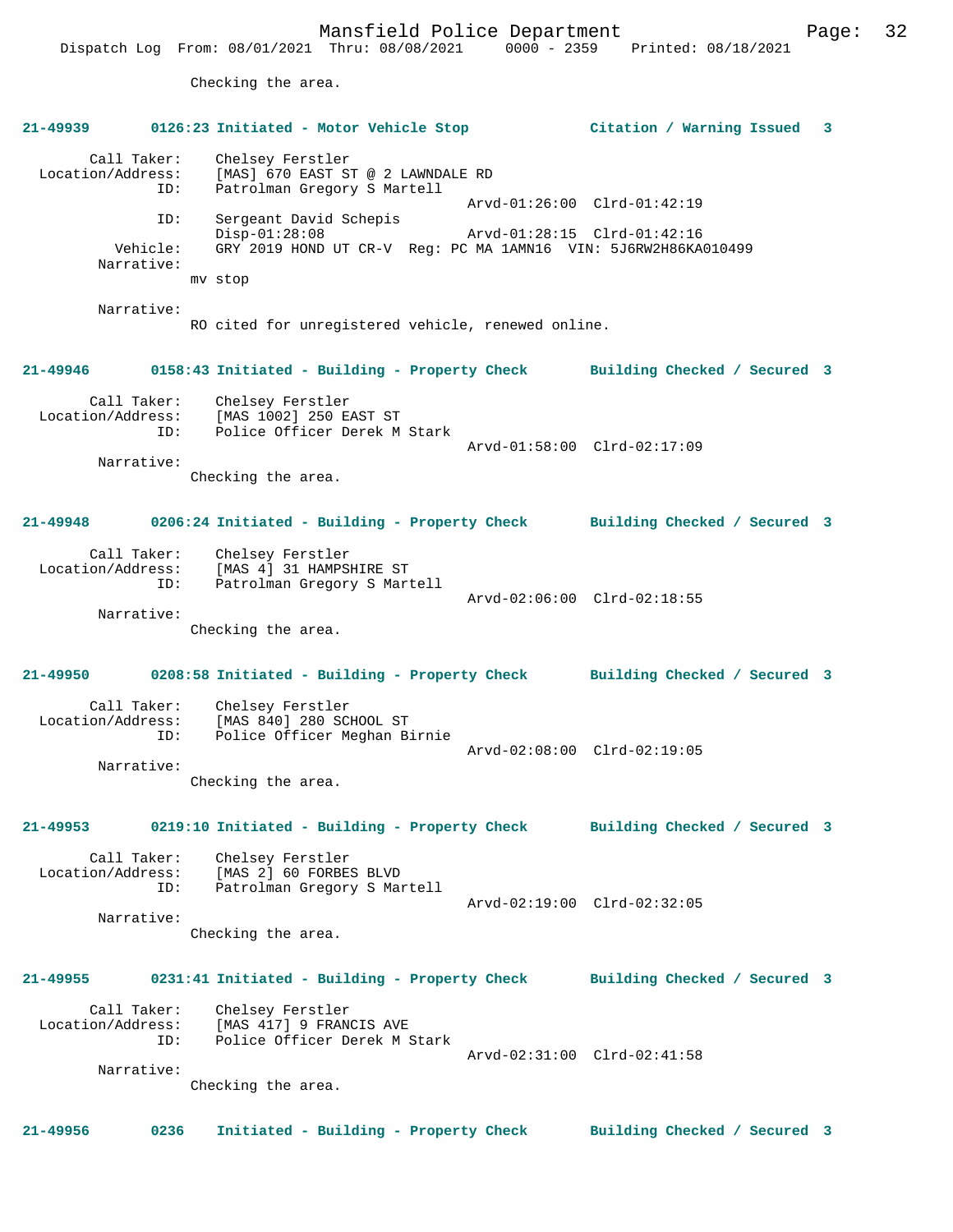Checking the area.

**21-49939 0126:23 Initiated - Motor Vehicle Stop — Citation / Warning Issued 3**

Call Taker: Chelsey Ferstler
Location/Address: [MAS] 670 EAST ST @ 2 LAWNDALE RD
ID: Patrolman Gregory S Martell
Arvd-01:26:00 Clrd-01:42:19
ID: Sergeant David Schepis
Disp-01:28:08 Arvd-01:28:15 Clrd-01:42:16
Vehicle: GRY 2019 HOND UT CR-V Reg: PC MA 1AMN16 VIN: 5J6RW2H86KA010499
Narrative:
mv stop

Narrative:
RO cited for unregistered vehicle, renewed online.

**21-49946 0158:43 Initiated - Building - Property Check — Building Checked / Secured 3**

Call Taker: Chelsey Ferstler
Location/Address: [MAS 1002] 250 EAST ST
ID: Police Officer Derek M Stark
Arvd-01:58:00 Clrd-02:17:09
Narrative:
Checking the area.

**21-49948 0206:24 Initiated - Building - Property Check — Building Checked / Secured 3**

Call Taker: Chelsey Ferstler
Location/Address: [MAS 4] 31 HAMPSHIRE ST
ID: Patrolman Gregory S Martell
Arvd-02:06:00 Clrd-02:18:55
Narrative:
Checking the area.

**21-49950 0208:58 Initiated - Building - Property Check — Building Checked / Secured 3**

Call Taker: Chelsey Ferstler
Location/Address: [MAS 840] 280 SCHOOL ST
ID: Police Officer Meghan Birnie
Arvd-02:08:00 Clrd-02:19:05
Narrative:
Checking the area.

**21-49953 0219:10 Initiated - Building - Property Check — Building Checked / Secured 3**

Call Taker: Chelsey Ferstler
Location/Address: [MAS 2] 60 FORBES BLVD
ID: Patrolman Gregory S Martell
Arvd-02:19:00 Clrd-02:32:05
Narrative:
Checking the area.

**21-49955 0231:41 Initiated - Building - Property Check — Building Checked / Secured 3**

Call Taker: Chelsey Ferstler
Location/Address: [MAS 417] 9 FRANCIS AVE
ID: Police Officer Derek M Stark
Arvd-02:31:00 Clrd-02:41:58
Narrative:
Checking the area.

**21-49956 0236 Initiated - Building - Property Check — Building Checked / Secured 3**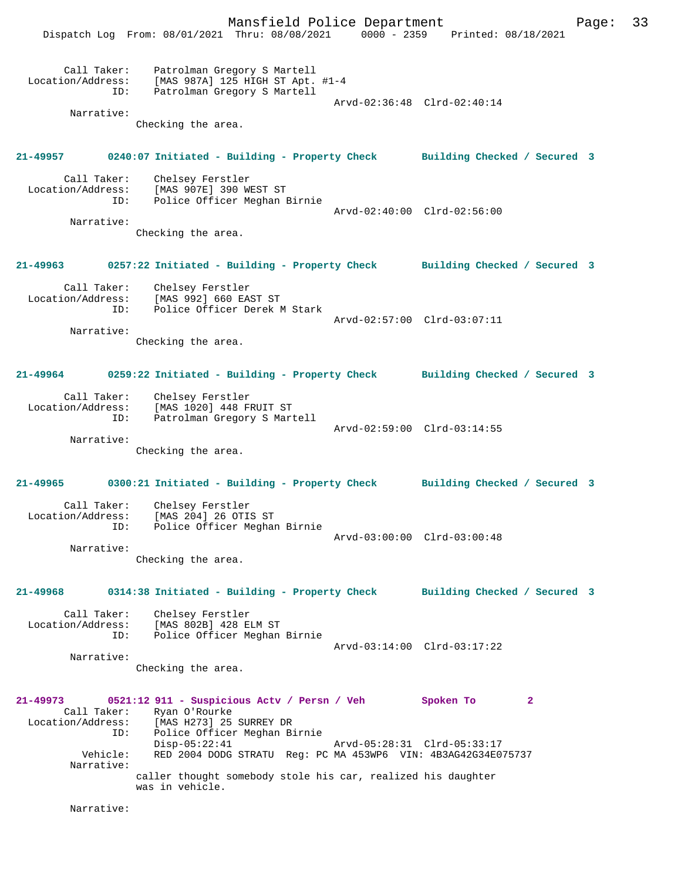Call Taker: Patrolman Gregory S Martell
Location/Address: [MAS 987A] 125 HIGH ST Apt. #1-4
ID: Patrolman Gregory S Martell
Arvd-02:36:48 Clrd-02:40:14
Narrative:
Checking the area.

**21-49957 0240:07 Initiated - Building - Property Check Building Checked / Secured 3**

Call Taker: Chelsey Ferstler
Location/Address: [MAS 907E] 390 WEST ST
ID: Police Officer Meghan Birnie
Arvd-02:40:00 Clrd-02:56:00
Narrative:
Checking the area.

**21-49963 0257:22 Initiated - Building - Property Check Building Checked / Secured 3**

Call Taker: Chelsey Ferstler
Location/Address: [MAS 992] 660 EAST ST
ID: Police Officer Derek M Stark
Arvd-02:57:00 Clrd-03:07:11
Narrative:
Checking the area.

**21-49964 0259:22 Initiated - Building - Property Check Building Checked / Secured 3**

Call Taker: Chelsey Ferstler
Location/Address: [MAS 1020] 448 FRUIT ST
ID: Patrolman Gregory S Martell
Arvd-02:59:00 Clrd-03:14:55
Narrative:
Checking the area.

**21-49965 0300:21 Initiated - Building - Property Check Building Checked / Secured 3**

Call Taker: Chelsey Ferstler
Location/Address: [MAS 204] 26 OTIS ST
ID: Police Officer Meghan Birnie
Arvd-03:00:00 Clrd-03:00:48
Narrative:
Checking the area.

**21-49968 0314:38 Initiated - Building - Property Check Building Checked / Secured 3**

Call Taker: Chelsey Ferstler
Location/Address: [MAS 802B] 428 ELM ST
ID: Police Officer Meghan Birnie
Arvd-03:14:00 Clrd-03:17:22
Narrative:
Checking the area.

**21-49973 0521:12 911 - Suspicious Actv / Persn / Veh Spoken To 2**

Call Taker: Ryan O'Rourke
Location/Address: [MAS H273] 25 SURREY DR
ID: Police Officer Meghan Birnie
Disp-05:22:41 Arvd-05:28:31 Clrd-05:33:17
Vehicle: RED 2004 DODG STRATU Reg: PC MA 453WP6 VIN: 4B3AG42G34E075737
Narrative:
caller thought somebody stole his car, realized his daughter was in vehicle.

Narrative: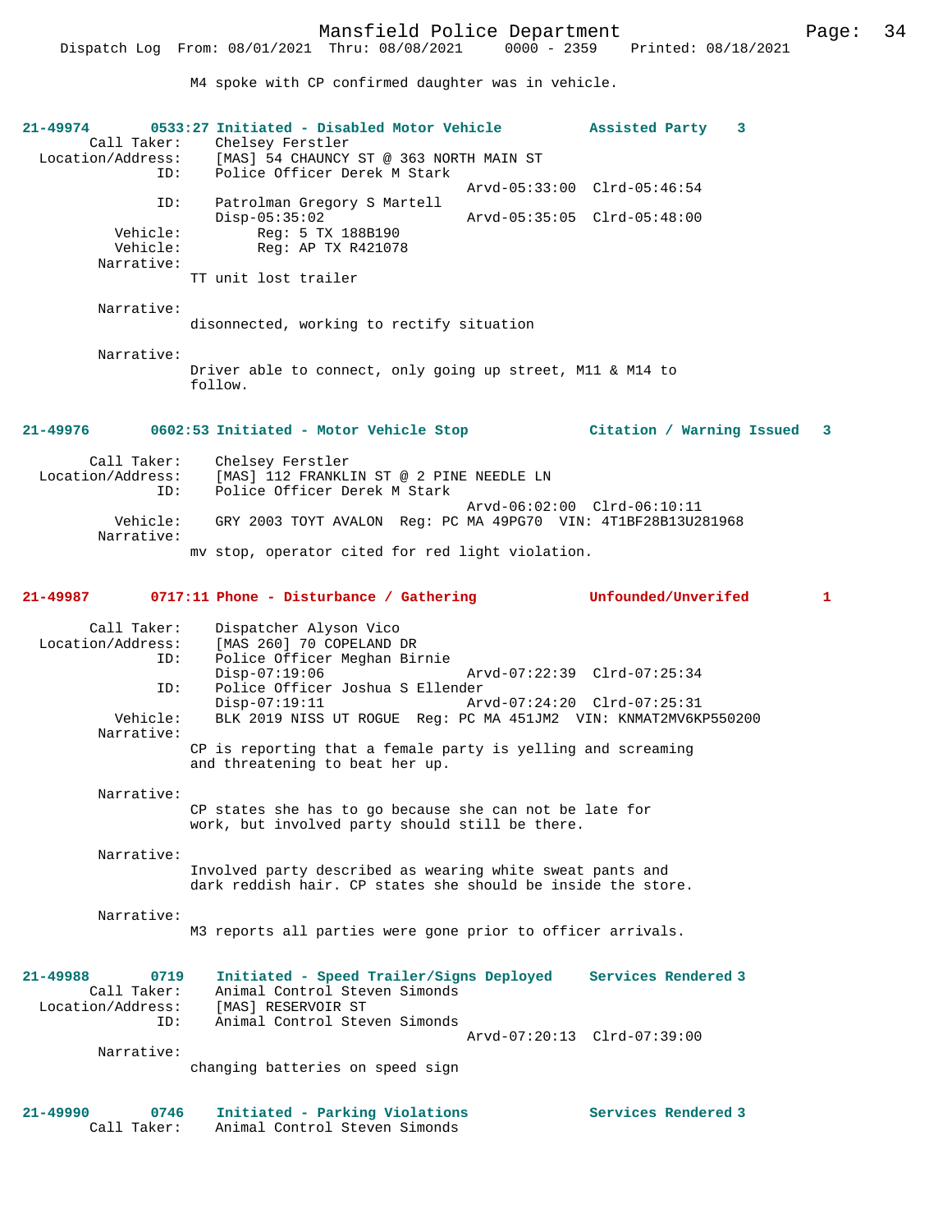M4 spoke with CP confirmed daughter was in vehicle.

**21-49974 0533:27 Initiated - Disabled Motor Vehicle — Assisted Party 3**

Call Taker: Chelsey Ferstler
Location/Address: [MAS] 54 CHAUNCY ST @ 363 NORTH MAIN ST
ID: Police Officer Derek M Stark
Arvd-05:33:00 Clrd-05:46:54
ID: Patrolman Gregory S Martell
Disp-05:35:02 Arvd-05:35:05 Clrd-05:48:00
Vehicle: Reg: 5 TX 188B190
Vehicle: Reg: AP TX R421078
Narrative:
TT unit lost trailer

Narrative:
disonnected, working to rectify situation

Narrative:
Driver able to connect, only going up street, M11 & M14 to follow.

**21-49976 0602:53 Initiated - Motor Vehicle Stop — Citation / Warning Issued 3**

Call Taker: Chelsey Ferstler
Location/Address: [MAS] 112 FRANKLIN ST @ 2 PINE NEEDLE LN
ID: Police Officer Derek M Stark
Arvd-06:02:00 Clrd-06:10:11
Vehicle: GRY 2003 TOYT AVALON Reg: PC MA 49PG70 VIN: 4T1BF28B13U281968
Narrative:
mv stop, operator cited for red light violation.

**21-49987 0717:11 Phone - Disturbance / Gathering — Unfounded/Unverifed 1**

Call Taker: Dispatcher Alyson Vico
Location/Address: [MAS 260] 70 COPELAND DR
ID: Police Officer Meghan Birnie
Disp-07:19:06 Arvd-07:22:39 Clrd-07:25:34
ID: Police Officer Joshua S Ellender
Disp-07:19:11 Arvd-07:24:20 Clrd-07:25:31
Vehicle: BLK 2019 NISS UT ROGUE Reg: PC MA 451JM2 VIN: KNMAT2MV6KP550200
Narrative:
CP is reporting that a female party is yelling and screaming and threatening to beat her up.

Narrative:
CP states she has to go because she can not be late for work, but involved party should still be there.

Narrative:
Involved party described as wearing white sweat pants and dark reddish hair. CP states she should be inside the store.

Narrative:
M3 reports all parties were gone prior to officer arrivals.

**21-49988 0719 Initiated - Speed Trailer/Signs Deployed — Services Rendered 3**

Call Taker: Animal Control Steven Simonds
Location/Address: [MAS] RESERVOIR ST
ID: Animal Control Steven Simonds
Arvd-07:20:13 Clrd-07:39:00
Narrative:
changing batteries on speed sign

**21-49990 0746 Initiated - Parking Violations — Services Rendered 3**

Call Taker: Animal Control Steven Simonds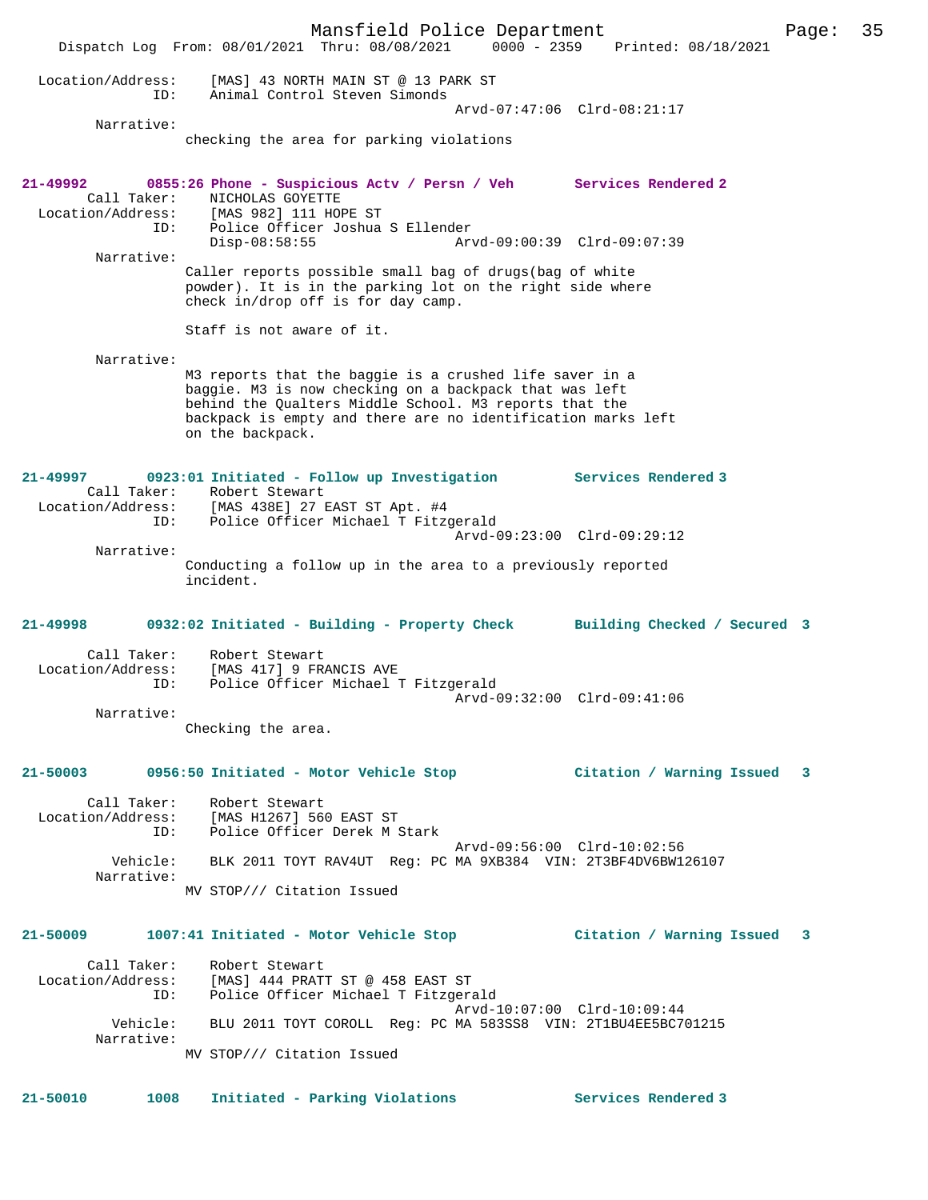Location/Address: [MAS] 43 NORTH MAIN ST @ 13 PARK ST
ID: Animal Control Steven Simonds
Arvd-07:47:06 Clrd-08:21:17
Narrative:
checking the area for parking violations

**21-49992 0855:26 Phone - Suspicious Actv / Persn / Veh Services Rendered 2**
Call Taker: NICHOLAS GOYETTE
Location/Address: [MAS 982] 111 HOPE ST
ID: Police Officer Joshua S Ellender
Disp-08:58:55 Arvd-09:00:39 Clrd-09:07:39
Narrative:
Caller reports possible small bag of drugs(bag of white powder). It is in the parking lot on the right side where check in/drop off is for day camp.

Staff is not aware of it.

Narrative:
M3 reports that the baggie is a crushed life saver in a baggie. M3 is now checking on a backpack that was left behind the Qualters Middle School. M3 reports that the backpack is empty and there are no identification marks left on the backpack.

**21-49997 0923:01 Initiated - Follow up Investigation Services Rendered 3**
Call Taker: Robert Stewart
Location/Address: [MAS 438E] 27 EAST ST Apt. #4
ID: Police Officer Michael T Fitzgerald
Arvd-09:23:00 Clrd-09:29:12
Narrative:
Conducting a follow up in the area to a previously reported incident.

**21-49998 0932:02 Initiated - Building - Property Check Building Checked / Secured 3**
Call Taker: Robert Stewart
Location/Address: [MAS 417] 9 FRANCIS AVE
ID: Police Officer Michael T Fitzgerald
Arvd-09:32:00 Clrd-09:41:06
Narrative:
Checking the area.

**21-50003 0956:50 Initiated - Motor Vehicle Stop Citation / Warning Issued 3**
Call Taker: Robert Stewart
Location/Address: [MAS H1267] 560 EAST ST
ID: Police Officer Derek M Stark
Arvd-09:56:00 Clrd-10:02:56
Vehicle: BLK 2011 TOYT RAV4UT Reg: PC MA 9XB384 VIN: 2T3BF4DV6BW126107
Narrative:
MV STOP/// Citation Issued

**21-50009 1007:41 Initiated - Motor Vehicle Stop Citation / Warning Issued 3**
Call Taker: Robert Stewart
Location/Address: [MAS] 444 PRATT ST @ 458 EAST ST
ID: Police Officer Michael T Fitzgerald
Arvd-10:07:00 Clrd-10:09:44
Vehicle: BLU 2011 TOYT COROLL Reg: PC MA 583SS8 VIN: 2T1BU4EE5BC701215
Narrative:
MV STOP/// Citation Issued

**21-50010 1008 Initiated - Parking Violations Services Rendered 3**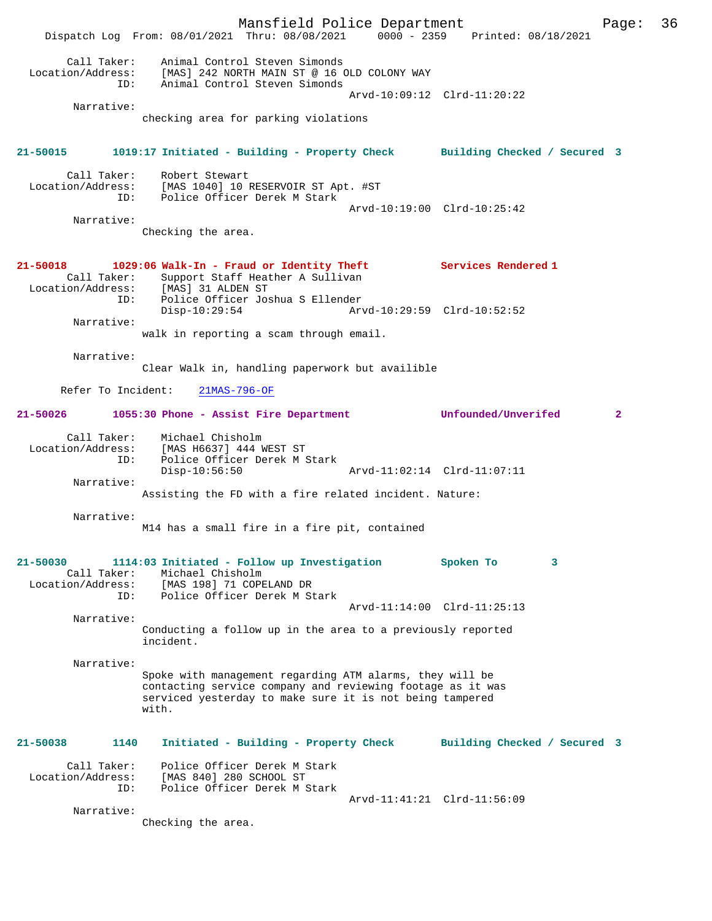Call Taker: Animal Control Steven Simonds
Location/Address: [MAS] 242 NORTH MAIN ST @ 16 OLD COLONY WAY
ID: Animal Control Steven Simonds
Arvd-10:09:12 Clrd-11:20:22
Narrative:
checking area for parking violations

**21-50015 1019:17 Initiated - Building - Property Check Building Checked / Secured 3**

Call Taker: Robert Stewart
Location/Address: [MAS 1040] 10 RESERVOIR ST Apt. #ST
ID: Police Officer Derek M Stark
Arvd-10:19:00 Clrd-10:25:42
Narrative:
Checking the area.

**21-50018 1029:06 Walk-In - Fraud or Identity Theft Services Rendered 1**

Call Taker: Support Staff Heather A Sullivan
Location/Address: [MAS] 31 ALDEN ST
ID: Police Officer Joshua S Ellender
Disp-10:29:54 Arvd-10:29:59 Clrd-10:52:52
Narrative:
walk in reporting a scam through email.

Narrative:
Clear Walk in, handling paperwork but availible

Refer To Incident: 21MAS-796-OF

**21-50026 1055:30 Phone - Assist Fire Department Unfounded/Unverifed 2**

Call Taker: Michael Chisholm
Location/Address: [MAS H6637] 444 WEST ST
ID: Police Officer Derek M Stark
Disp-10:56:50 Arvd-11:02:14 Clrd-11:07:11
Narrative:
Assisting the FD with a fire related incident. Nature:

Narrative:
M14 has a small fire in a fire pit, contained

**21-50030 1114:03 Initiated - Follow up Investigation Spoken To 3**

Call Taker: Michael Chisholm
Location/Address: [MAS 198] 71 COPELAND DR
ID: Police Officer Derek M Stark
Arvd-11:14:00 Clrd-11:25:13
Narrative:
Conducting a follow up in the area to a previously reported incident.

Narrative:
Spoke with management regarding ATM alarms, they will be contacting service company and reviewing footage as it was serviced yesterday to make sure it is not being tampered with.

**21-50038 1140 Initiated - Building - Property Check Building Checked / Secured 3**

Call Taker: Police Officer Derek M Stark
Location/Address: [MAS 840] 280 SCHOOL ST
ID: Police Officer Derek M Stark
Arvd-11:41:21 Clrd-11:56:09
Narrative:
Checking the area.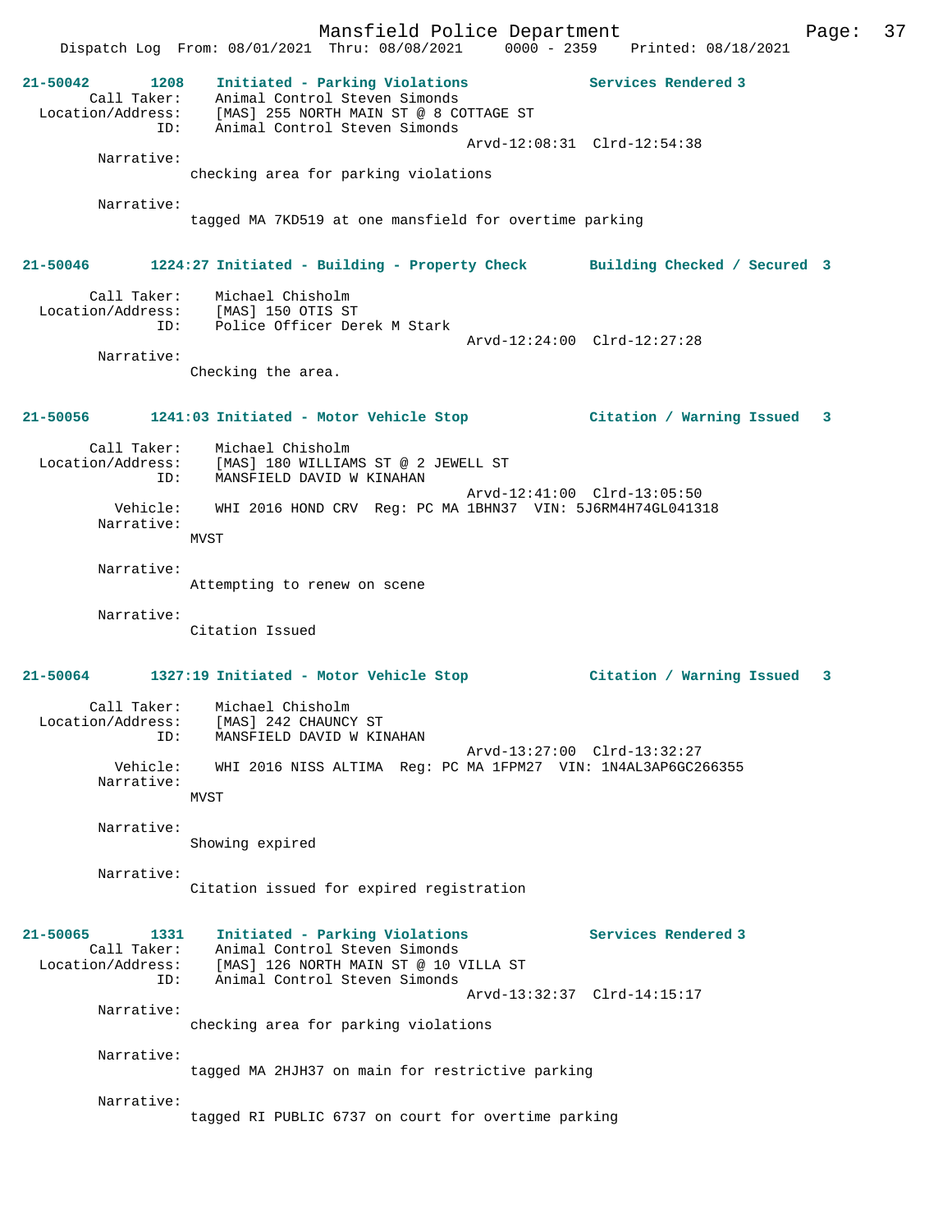**21-50042 1208 Initiated - Parking Violations** **Services Rendered 3**

Call Taker: Animal Control Steven Simonds
Location/Address: [MAS] 255 NORTH MAIN ST @ 8 COTTAGE ST
ID: Animal Control Steven Simonds
Arvd-12:08:31 Clrd-12:54:38

Narrative:
checking area for parking violations

Narrative:
tagged MA 7KD519 at one mansfield for overtime parking

**21-50046 1224:27 Initiated - Building - Property Check** **Building Checked / Secured 3**

Call Taker: Michael Chisholm
Location/Address: [MAS] 150 OTIS ST
ID: Police Officer Derek M Stark
Arvd-12:24:00 Clrd-12:27:28

Narrative:
Checking the area.

**21-50056 1241:03 Initiated - Motor Vehicle Stop** **Citation / Warning Issued 3**

Call Taker: Michael Chisholm
Location/Address: [MAS] 180 WILLIAMS ST @ 2 JEWELL ST
ID: MANSFIELD DAVID W KINAHAN
Arvd-12:41:00 Clrd-13:05:50
Vehicle: WHI 2016 HOND CRV Reg: PC MA 1BHN37 VIN: 5J6RM4H74GL041318

Narrative:
MVST

Narrative:
Attempting to renew on scene

Narrative:
Citation Issued

**21-50064 1327:19 Initiated - Motor Vehicle Stop** **Citation / Warning Issued 3**

Call Taker: Michael Chisholm
Location/Address: [MAS] 242 CHAUNCY ST
ID: MANSFIELD DAVID W KINAHAN
Arvd-13:27:00 Clrd-13:32:27
Vehicle: WHI 2016 NISS ALTIMA Reg: PC MA 1FPM27 VIN: 1N4AL3AP6GC266355

Narrative:
MVST

Narrative:
Showing expired

Narrative:
Citation issued for expired registration

**21-50065 1331 Initiated - Parking Violations** **Services Rendered 3**

Call Taker: Animal Control Steven Simonds
Location/Address: [MAS] 126 NORTH MAIN ST @ 10 VILLA ST
ID: Animal Control Steven Simonds
Arvd-13:32:37 Clrd-14:15:17

Narrative:
checking area for parking violations

Narrative:
tagged MA 2HJH37 on main for restrictive parking

Narrative:
tagged RI PUBLIC 6737 on court for overtime parking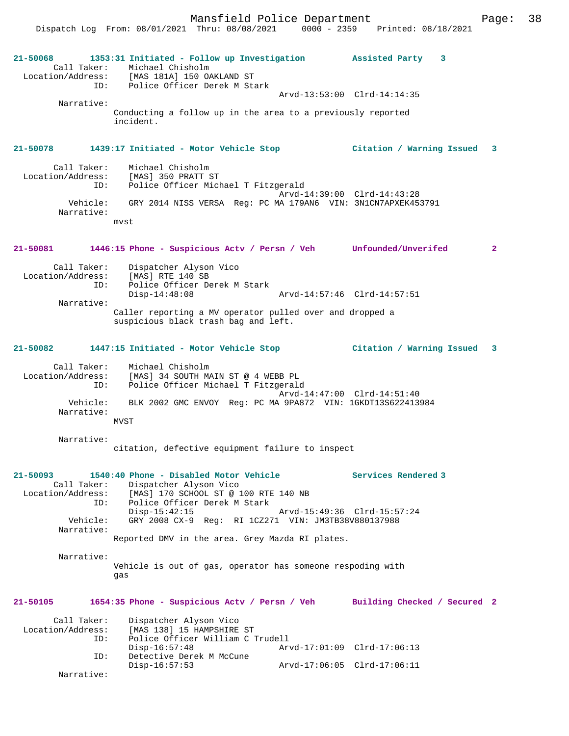**21-50068** 1353:31 Initiated - Follow up Investigation — Assisted Party 3

Call Taker: Michael Chisholm
Location/Address: [MAS 181A] 150 OAKLAND ST
ID: Police Officer Derek M Stark
Arvd-13:53:00 Clrd-14:14:35

Narrative:
Conducting a follow up in the area to a previously reported incident.

**21-50078** 1439:17 Initiated - Motor Vehicle Stop — Citation / Warning Issued 3

Call Taker: Michael Chisholm
Location/Address: [MAS] 350 PRATT ST
ID: Police Officer Michael T Fitzgerald
Arvd-14:39:00 Clrd-14:43:28
Vehicle: GRY 2014 NISS VERSA Reg: PC MA 179AN6 VIN: 3N1CN7APXEK453791

Narrative:
mvst

**21-50081** 1446:15 Phone - Suspicious Actv / Persn / Veh — Unfounded/Unverifed 2

Call Taker: Dispatcher Alyson Vico
Location/Address: [MAS] RTE 140 SB
ID: Police Officer Derek M Stark
Disp-14:48:08 Arvd-14:57:46 Clrd-14:57:51

Narrative:
Caller reporting a MV operator pulled over and dropped a suspicious black trash bag and left.

**21-50082** 1447:15 Initiated - Motor Vehicle Stop — Citation / Warning Issued 3

Call Taker: Michael Chisholm
Location/Address: [MAS] 34 SOUTH MAIN ST @ 4 WEBB PL
ID: Police Officer Michael T Fitzgerald
Arvd-14:47:00 Clrd-14:51:40
Vehicle: BLK 2002 GMC ENVOY Reg: PC MA 9PA872 VIN: 1GKDT13S622413984

Narrative:
MVST

Narrative:
citation, defective equipment failure to inspect

**21-50093** 1540:40 Phone - Disabled Motor Vehicle — Services Rendered 3

Call Taker: Dispatcher Alyson Vico
Location/Address: [MAS] 170 SCHOOL ST @ 100 RTE 140 NB
ID: Police Officer Derek M Stark
Disp-15:42:15 Arvd-15:49:36 Clrd-15:57:24
Vehicle: GRY 2008 CX-9 Reg: RI 1CZ271 VIN: JM3TB38V880137988

Narrative:
Reported DMV in the area. Grey Mazda RI plates.

Narrative:
Vehicle is out of gas, operator has someone respoding with gas

**21-50105** 1654:35 Phone - Suspicious Actv / Persn / Veh — Building Checked / Secured 2

Call Taker: Dispatcher Alyson Vico
Location/Address: [MAS 138] 15 HAMPSHIRE ST
ID: Police Officer William C Trudell
Disp-16:57:48 Arvd-17:01:09 Clrd-17:06:13
ID: Detective Derek M McCune
Disp-16:57:53 Arvd-17:06:05 Clrd-17:06:11

Narrative: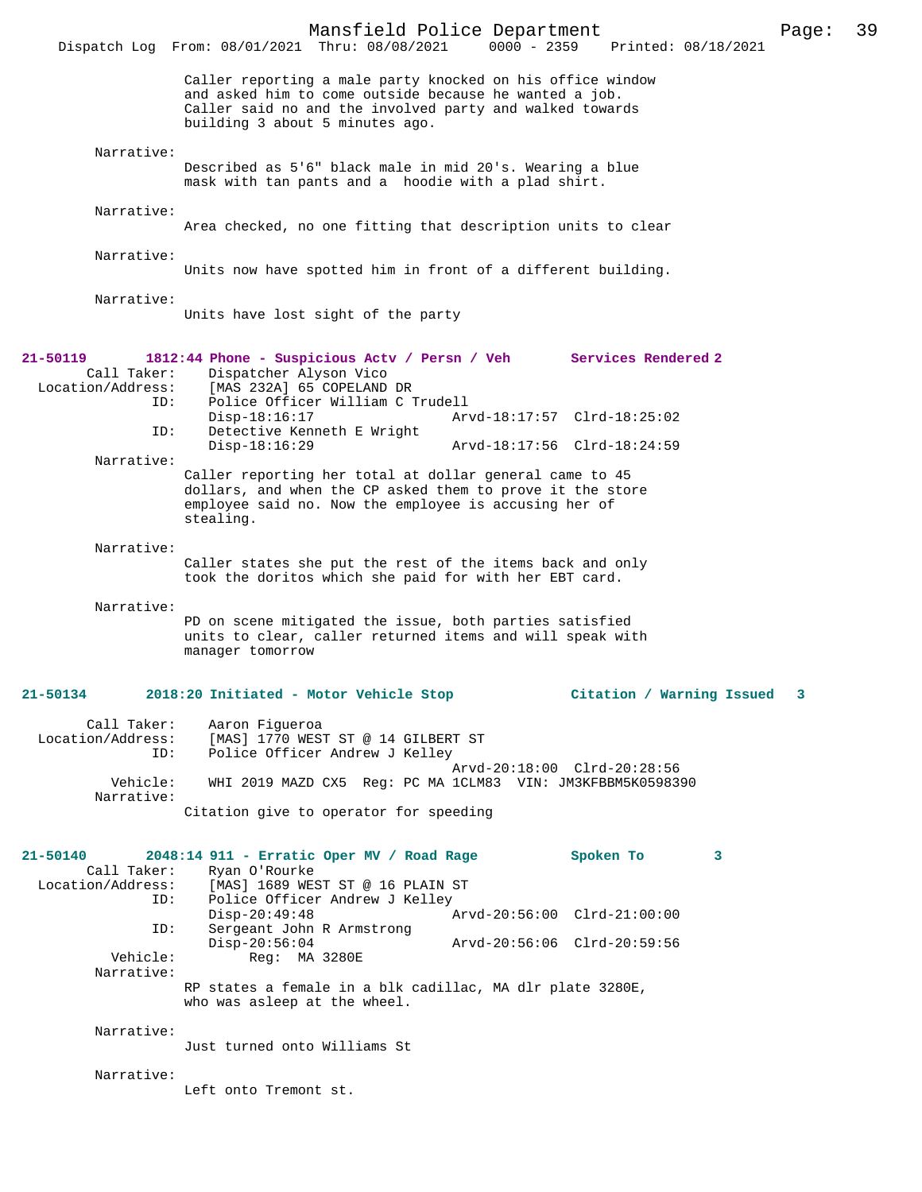Caller reporting a male party knocked on his office window and asked him to come outside because he wanted a job. Caller said no and the involved party and walked towards building 3 about 5 minutes ago.

Narrative:
Described as 5'6" black male in mid 20's. Wearing a blue mask with tan pants and a hoodie with a plad shirt.

Narrative:
Area checked, no one fitting that description units to clear

Narrative:
Units now have spotted him in front of a different building.

Narrative:
Units have lost sight of the party

**21-50119 1812:44 Phone - Suspicious Actv / Persn / Veh — Services Rendered 2**

Call Taker: Dispatcher Alyson Vico
Location/Address: [MAS 232A] 65 COPELAND DR
ID: Police Officer William C Trudell
Disp-18:16:17 Arvd-18:17:57 Clrd-18:25:02
ID: Detective Kenneth E Wright
Disp-18:16:29 Arvd-18:17:56 Clrd-18:24:59

Narrative:
Caller reporting her total at dollar general came to 45 dollars, and when the CP asked them to prove it the store employee said no. Now the employee is accusing her of stealing.

Narrative:
Caller states she put the rest of the items back and only took the doritos which she paid for with her EBT card.

Narrative:
PD on scene mitigated the issue, both parties satisfied units to clear, caller returned items and will speak with manager tomorrow

**21-50134 2018:20 Initiated - Motor Vehicle Stop — Citation / Warning Issued 3**

Call Taker: Aaron Figueroa
Location/Address: [MAS] 1770 WEST ST @ 14 GILBERT ST
ID: Police Officer Andrew J Kelley
Arvd-20:18:00 Clrd-20:28:56
Vehicle: WHI 2019 MAZD CX5 Reg: PC MA 1CLM83 VIN: JM3KFBBM5K0598390

Narrative:
Citation give to operator for speeding

**21-50140 2048:14 911 - Erratic Oper MV / Road Rage — Spoken To 3**

Call Taker: Ryan O'Rourke
Location/Address: [MAS] 1689 WEST ST @ 16 PLAIN ST
ID: Police Officer Andrew J Kelley
Disp-20:49:48 Arvd-20:56:00 Clrd-21:00:00
ID: Sergeant John R Armstrong
Disp-20:56:04 Arvd-20:56:06 Clrd-20:59:56
Vehicle: Reg: MA 3280E

Narrative:
RP states a female in a blk cadillac, MA dlr plate 3280E, who was asleep at the wheel.

Narrative:
Just turned onto Williams St

Narrative:
Left onto Tremont st.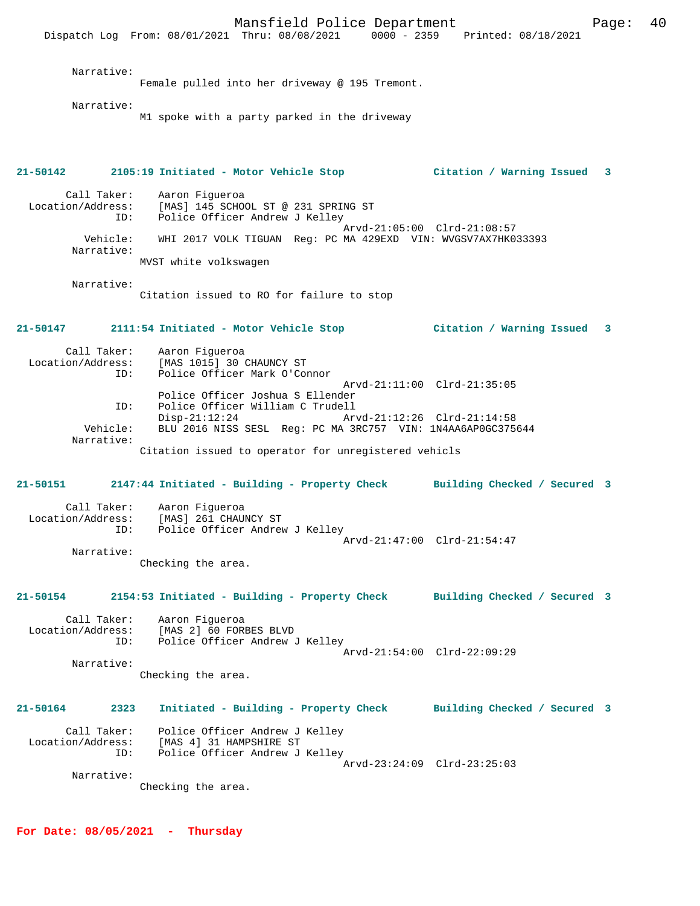Narrative:
Female pulled into her driveway @ 195 Tremont.

Narrative:
M1 spoke with a party parked in the driveway

**21-50142 2105:19 Initiated - Motor Vehicle Stop Citation / Warning Issued 3**

Call Taker: Aaron Figueroa
Location/Address: [MAS] 145 SCHOOL ST @ 231 SPRING ST
ID: Police Officer Andrew J Kelley
Arvd-21:05:00 Clrd-21:08:57
Vehicle: WHI 2017 VOLK TIGUAN Reg: PC MA 429EXD VIN: WVGSV7AX7HK033393
Narrative:
MVST white volkswagen

Narrative:
Citation issued to RO for failure to stop

**21-50147 2111:54 Initiated - Motor Vehicle Stop Citation / Warning Issued 3**

Call Taker: Aaron Figueroa
Location/Address: [MAS 1015] 30 CHAUNCY ST
ID: Police Officer Mark O'Connor
Arvd-21:11:00 Clrd-21:35:05
Police Officer Joshua S Ellender
ID: Police Officer William C Trudell
Disp-21:12:24 Arvd-21:12:26 Clrd-21:14:58
Vehicle: BLU 2016 NISS SESL Reg: PC MA 3RC757 VIN: 1N4AA6AP0GC375644
Narrative:
Citation issued to operator for unregistered vehicls

**21-50151 2147:44 Initiated - Building - Property Check Building Checked / Secured 3**

Call Taker: Aaron Figueroa
Location/Address: [MAS] 261 CHAUNCY ST
ID: Police Officer Andrew J Kelley
Arvd-21:47:00 Clrd-21:54:47
Narrative:
Checking the area.

**21-50154 2154:53 Initiated - Building - Property Check Building Checked / Secured 3**

Call Taker: Aaron Figueroa
Location/Address: [MAS 2] 60 FORBES BLVD
ID: Police Officer Andrew J Kelley
Arvd-21:54:00 Clrd-22:09:29
Narrative:
Checking the area.

**21-50164 2323 Initiated - Building - Property Check Building Checked / Secured 3**

Call Taker: Police Officer Andrew J Kelley
Location/Address: [MAS 4] 31 HAMPSHIRE ST
ID: Police Officer Andrew J Kelley
Arvd-23:24:09 Clrd-23:25:03
Narrative:
Checking the area.

**For Date: 08/05/2021 - Thursday**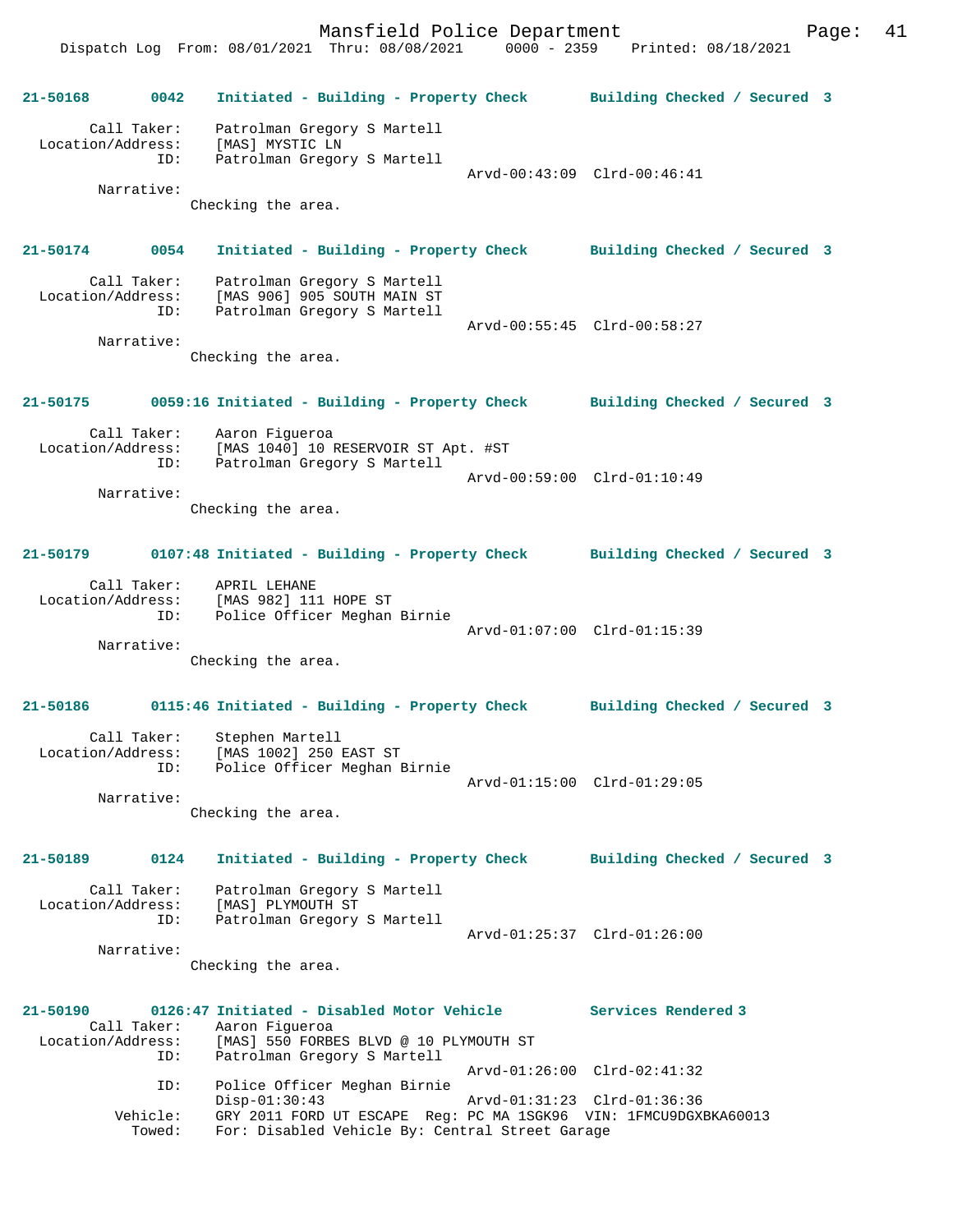21-50168 0042 Initiated - Building - Property Check Building Checked / Secured 3

Call Taker: Patrolman Gregory S Martell
Location/Address: [MAS] MYSTIC LN
ID: Patrolman Gregory S Martell
Arvd-00:43:09 Clrd-00:46:41
Narrative:
Checking the area.

21-50174 0054 Initiated - Building - Property Check Building Checked / Secured 3

Call Taker: Patrolman Gregory S Martell
Location/Address: [MAS 906] 905 SOUTH MAIN ST
ID: Patrolman Gregory S Martell
Arvd-00:55:45 Clrd-00:58:27
Narrative:
Checking the area.

21-50175 0059:16 Initiated - Building - Property Check Building Checked / Secured 3

Call Taker: Aaron Figueroa
Location/Address: [MAS 1040] 10 RESERVOIR ST Apt. #ST
ID: Patrolman Gregory S Martell
Arvd-00:59:00 Clrd-01:10:49
Narrative:
Checking the area.

21-50179 0107:48 Initiated - Building - Property Check Building Checked / Secured 3

Call Taker: APRIL LEHANE
Location/Address: [MAS 982] 111 HOPE ST
ID: Police Officer Meghan Birnie
Arvd-01:07:00 Clrd-01:15:39
Narrative:
Checking the area.

21-50186 0115:46 Initiated - Building - Property Check Building Checked / Secured 3

Call Taker: Stephen Martell
Location/Address: [MAS 1002] 250 EAST ST
ID: Police Officer Meghan Birnie
Arvd-01:15:00 Clrd-01:29:05
Narrative:
Checking the area.

21-50189 0124 Initiated - Building - Property Check Building Checked / Secured 3

Call Taker: Patrolman Gregory S Martell
Location/Address: [MAS] PLYMOUTH ST
ID: Patrolman Gregory S Martell
Arvd-01:25:37 Clrd-01:26:00
Narrative:
Checking the area.

21-50190 0126:47 Initiated - Disabled Motor Vehicle Services Rendered 3
Call Taker: Aaron Figueroa
Location/Address: [MAS] 550 FORBES BLVD @ 10 PLYMOUTH ST
ID: Patrolman Gregory S Martell
Arvd-01:26:00 Clrd-02:41:32
ID: Police Officer Meghan Birnie
Disp-01:30:43 Arvd-01:31:23 Clrd-01:36:36
Vehicle: GRY 2011 FORD UT ESCAPE Reg: PC MA 1SGK96 VIN: 1FMCU9DGXBKA60013
Towed: For: Disabled Vehicle By: Central Street Garage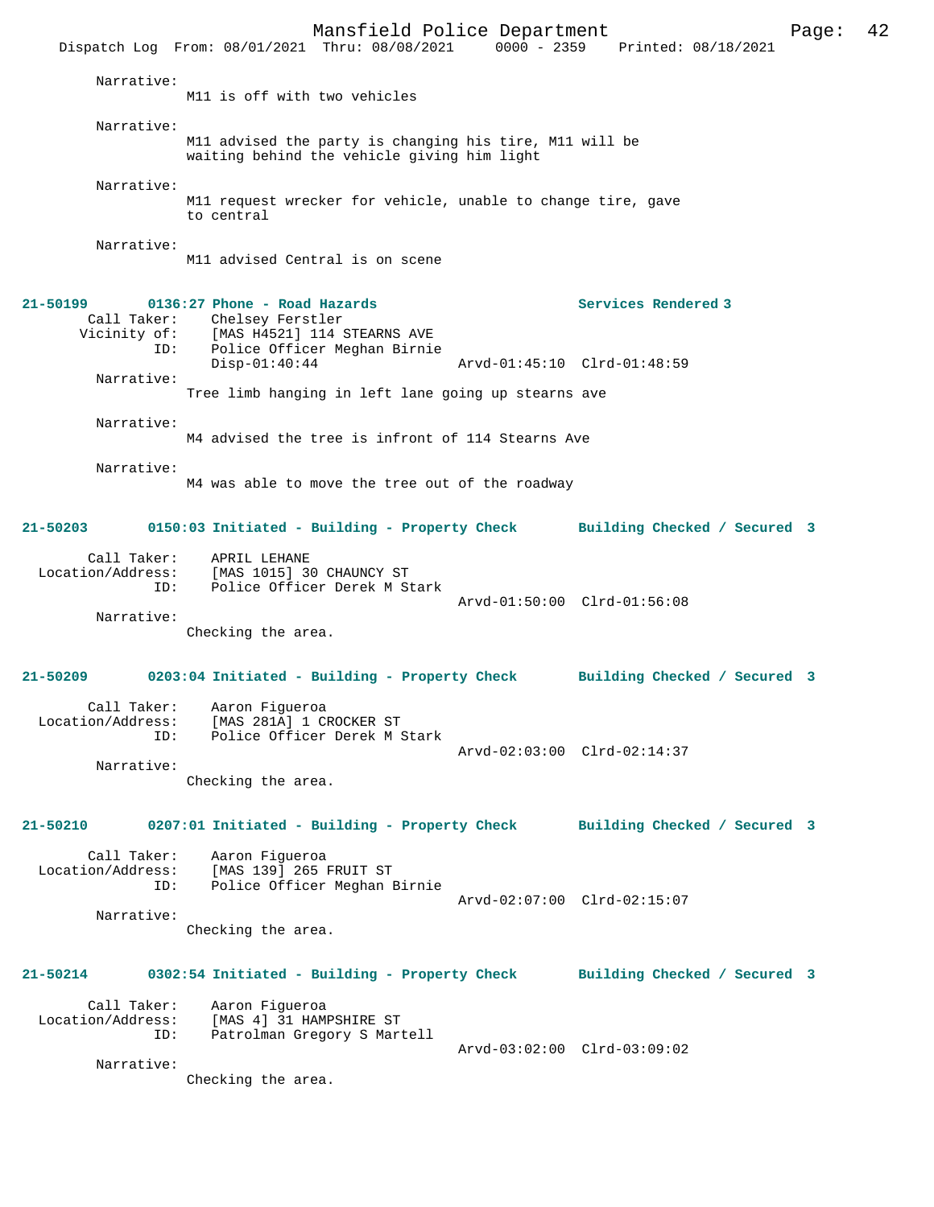Narrative:
M11 is off with two vehicles

Narrative:
M11 advised the party is changing his tire, M11 will be waiting behind the vehicle giving him light

Narrative:
M11 request wrecker for vehicle, unable to change tire, gave to central

Narrative:
M11 advised Central is on scene

**21-50199 0136:27 Phone - Road Hazards Services Rendered 3**

Call Taker: Chelsey Ferstler
Vicinity of: [MAS H4521] 114 STEARNS AVE
ID: Police Officer Meghan Birnie
Disp-01:40:44 Arvd-01:45:10 Clrd-01:48:59

Narrative:
Tree limb hanging in left lane going up stearns ave

Narrative:
M4 advised the tree is infront of 114 Stearns Ave

Narrative:
M4 was able to move the tree out of the roadway

**21-50203 0150:03 Initiated - Building - Property Check Building Checked / Secured 3**

Call Taker: APRIL LEHANE
Location/Address: [MAS 1015] 30 CHAUNCY ST
ID: Police Officer Derek M Stark
Arvd-01:50:00 Clrd-01:56:08

Narrative:
Checking the area.

**21-50209 0203:04 Initiated - Building - Property Check Building Checked / Secured 3**

Call Taker: Aaron Figueroa
Location/Address: [MAS 281A] 1 CROCKER ST
ID: Police Officer Derek M Stark
Arvd-02:03:00 Clrd-02:14:37

Narrative:
Checking the area.

**21-50210 0207:01 Initiated - Building - Property Check Building Checked / Secured 3**

Call Taker: Aaron Figueroa
Location/Address: [MAS 139] 265 FRUIT ST
ID: Police Officer Meghan Birnie
Arvd-02:07:00 Clrd-02:15:07

Narrative:
Checking the area.

**21-50214 0302:54 Initiated - Building - Property Check Building Checked / Secured 3**

Call Taker: Aaron Figueroa
Location/Address: [MAS 4] 31 HAMPSHIRE ST
ID: Patrolman Gregory S Martell
Arvd-03:02:00 Clrd-03:09:02

Narrative:
Checking the area.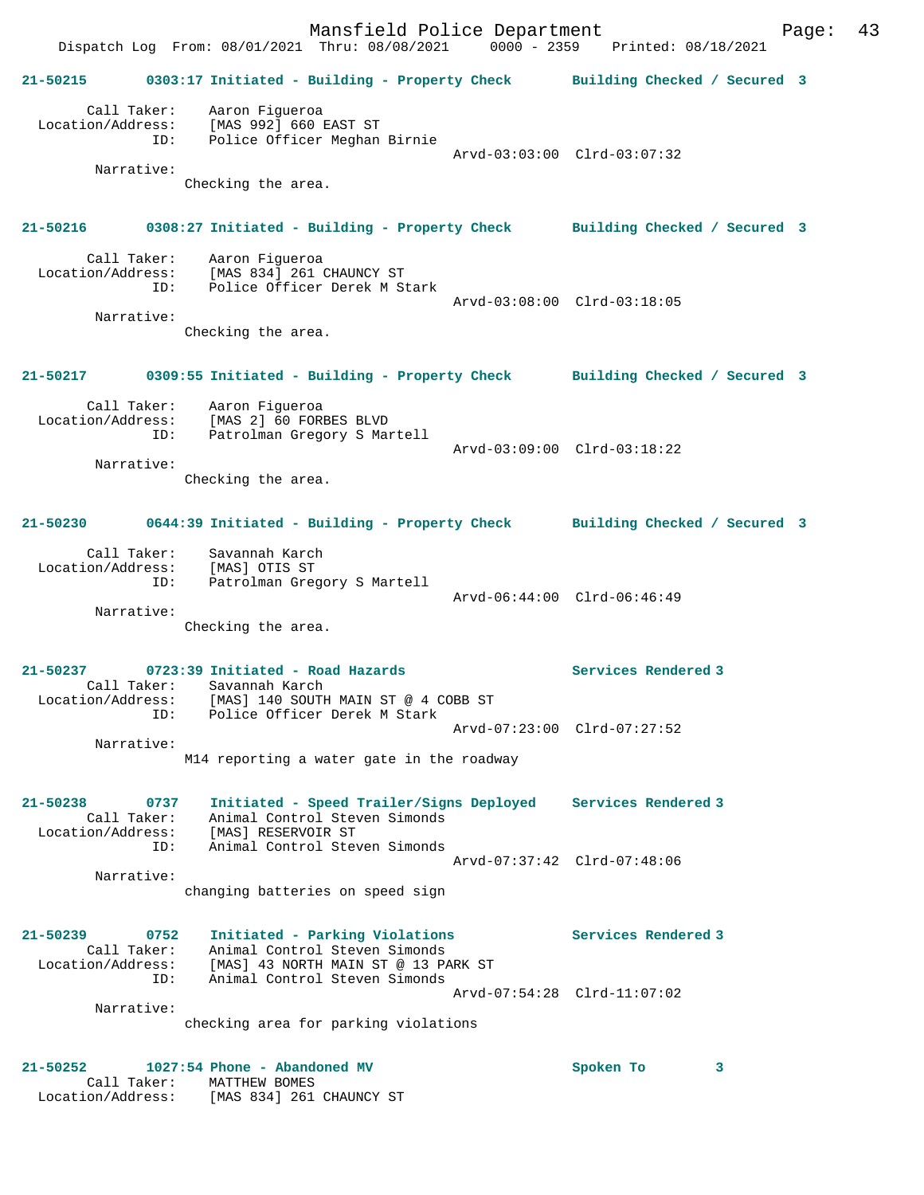**21-50215 0303:17 Initiated - Building - Property Check Building Checked / Secured 3**

Call Taker: Aaron Figueroa
Location/Address: [MAS 992] 660 EAST ST
ID: Police Officer Meghan Birnie
Arvd-03:03:00 Clrd-03:07:32

Narrative:
Checking the area.

**21-50216 0308:27 Initiated - Building - Property Check Building Checked / Secured 3**

Call Taker: Aaron Figueroa
Location/Address: [MAS 834] 261 CHAUNCY ST
ID: Police Officer Derek M Stark
Arvd-03:08:00 Clrd-03:18:05

Narrative:
Checking the area.

**21-50217 0309:55 Initiated - Building - Property Check Building Checked / Secured 3**

Call Taker: Aaron Figueroa
Location/Address: [MAS 2] 60 FORBES BLVD
ID: Patrolman Gregory S Martell
Arvd-03:09:00 Clrd-03:18:22

Narrative:
Checking the area.

**21-50230 0644:39 Initiated - Building - Property Check Building Checked / Secured 3**

Call Taker: Savannah Karch
Location/Address: [MAS] OTIS ST
ID: Patrolman Gregory S Martell
Arvd-06:44:00 Clrd-06:46:49

Narrative:
Checking the area.

**21-50237 0723:39 Initiated - Road Hazards Services Rendered 3**

Call Taker: Savannah Karch
Location/Address: [MAS] 140 SOUTH MAIN ST @ 4 COBB ST
ID: Police Officer Derek M Stark
Arvd-07:23:00 Clrd-07:27:52

Narrative:
M14 reporting a water gate in the roadway

**21-50238 0737 Initiated - Speed Trailer/Signs Deployed Services Rendered 3**

Call Taker: Animal Control Steven Simonds
Location/Address: [MAS] RESERVOIR ST
ID: Animal Control Steven Simonds
Arvd-07:37:42 Clrd-07:48:06

Narrative:
changing batteries on speed sign

**21-50239 0752 Initiated - Parking Violations Services Rendered 3**

Call Taker: Animal Control Steven Simonds
Location/Address: [MAS] 43 NORTH MAIN ST @ 13 PARK ST
ID: Animal Control Steven Simonds
Arvd-07:54:28 Clrd-11:07:02

Narrative:
checking area for parking violations

**21-50252 1027:54 Phone - Abandoned MV Spoken To 3**

Call Taker: MATTHEW BOMES
Location/Address: [MAS 834] 261 CHAUNCY ST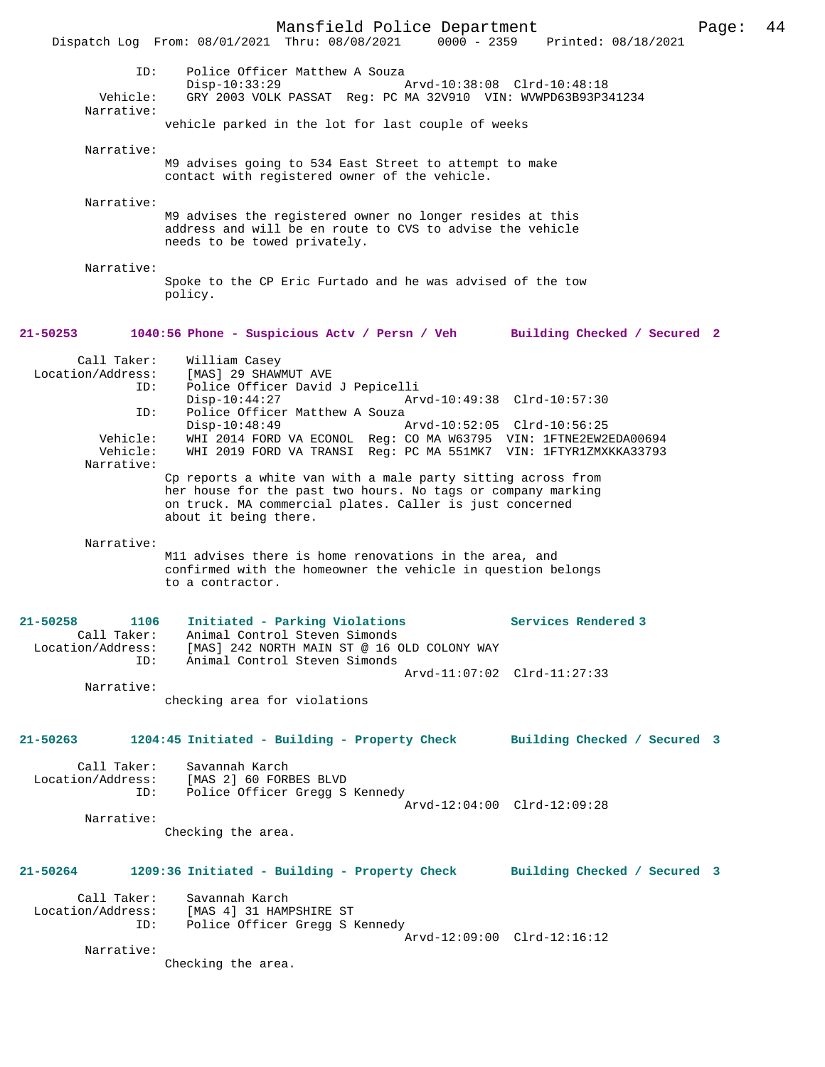```
            ID:     Police Officer Matthew A Souza
                    Disp-10:33:29               Arvd-10:38:08  Clrd-10:48:18
       Vehicle:     GRY 2003 VOLK PASSAT  Reg: PC MA 32V910  VIN: WVWPD63B93P341234
     Narrative:
                  vehicle parked in the lot for last couple of weeks

     Narrative:
                  M9 advises going to 534 East Street to attempt to make
                  contact with registered owner of the vehicle.

     Narrative:
                  M9 advises the registered owner no longer resides at this
                  address and will be en route to CVS to advise the vehicle
                  needs to be towed privately.

     Narrative:
                  Spoke to the CP Eric Furtado and he was advised of the tow
                  policy.
```

**21-50253 1040:56 Phone - Suspicious Actv / Persn / Veh — Building Checked / Secured 2**

```
    Call Taker:     William Casey
Location/Address:   [MAS] 29 SHAWMUT AVE
            ID:     Police Officer David J Pepicelli
                    Disp-10:44:27               Arvd-10:49:38  Clrd-10:57:30
            ID:     Police Officer Matthew A Souza
                    Disp-10:48:49               Arvd-10:52:05  Clrd-10:56:25
       Vehicle:     WHI 2014 FORD VA ECONOL  Reg: CO MA W63795  VIN: 1FTNE2EW2EDA00694
       Vehicle:     WHI 2019 FORD VA TRANSI  Reg: PC MA 551MK7  VIN: 1FTYR1ZMXKKA33793
     Narrative:
                  Cp reports a white van with a male party sitting across from
                  her house for the past two hours. No tags or company marking
                  on truck. MA commercial plates. Caller is just concerned
                  about it being there.

     Narrative:
                  M11 advises there is home renovations in the area, and
                  confirmed with the homeowner the vehicle in question belongs
                  to a contractor.
```

**21-50258 1106 Initiated - Parking Violations — Services Rendered 3**

```
    Call Taker:     Animal Control Steven Simonds
Location/Address:   [MAS] 242 NORTH MAIN ST @ 16 OLD COLONY WAY
            ID:     Animal Control Steven Simonds
                                                Arvd-11:07:02  Clrd-11:27:33
     Narrative:
                  checking area for violations
```

**21-50263 1204:45 Initiated - Building - Property Check — Building Checked / Secured 3**

```
    Call Taker:     Savannah Karch
Location/Address:   [MAS 2] 60 FORBES BLVD
            ID:     Police Officer Gregg S Kennedy
                                                Arvd-12:04:00  Clrd-12:09:28
     Narrative:
                  Checking the area.
```

**21-50264 1209:36 Initiated - Building - Property Check — Building Checked / Secured 3**

```
    Call Taker:     Savannah Karch
Location/Address:   [MAS 4] 31 HAMPSHIRE ST
            ID:     Police Officer Gregg S Kennedy
                                                Arvd-12:09:00  Clrd-12:16:12
     Narrative:
                  Checking the area.
```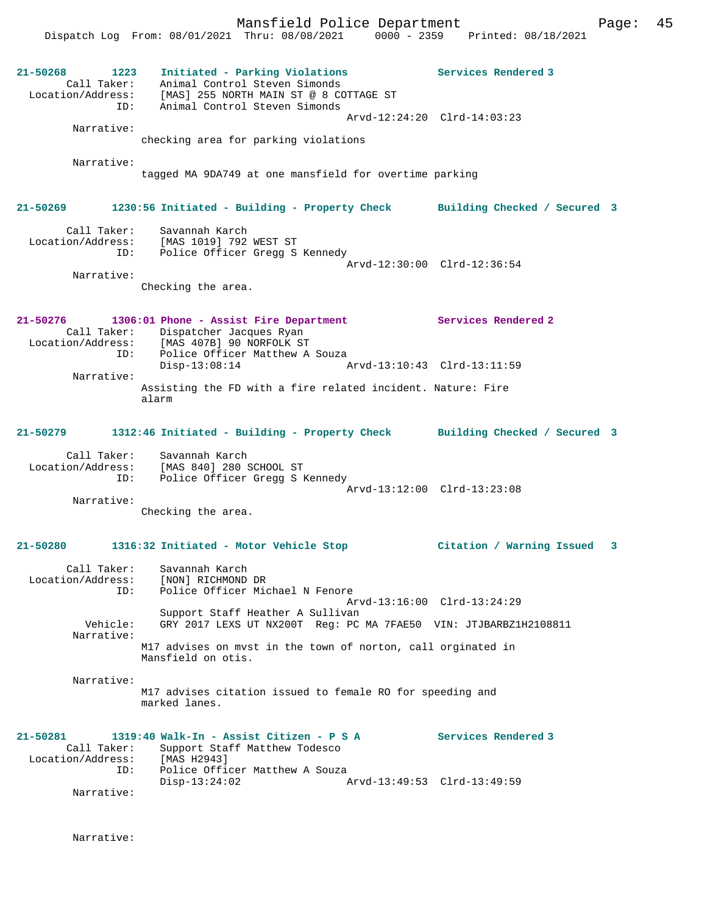**21-50268 1223 Initiated - Parking Violations — Services Rendered 3**

Call Taker: Animal Control Steven Simonds
Location/Address: [MAS] 255 NORTH MAIN ST @ 8 COTTAGE ST
ID: Animal Control Steven Simonds
Arvd-12:24:20 Clrd-14:03:23

Narrative:
checking area for parking violations

Narrative:
tagged MA 9DA749 at one mansfield for overtime parking

**21-50269 1230:56 Initiated - Building - Property Check — Building Checked / Secured 3**

Call Taker: Savannah Karch
Location/Address: [MAS 1019] 792 WEST ST
ID: Police Officer Gregg S Kennedy
Arvd-12:30:00 Clrd-12:36:54

Narrative:
Checking the area.

**21-50276 1306:01 Phone - Assist Fire Department — Services Rendered 2**

Call Taker: Dispatcher Jacques Ryan
Location/Address: [MAS 407B] 90 NORFOLK ST
ID: Police Officer Matthew A Souza
Disp-13:08:14 Arvd-13:10:43 Clrd-13:11:59

Narrative:
Assisting the FD with a fire related incident. Nature: Fire alarm

**21-50279 1312:46 Initiated - Building - Property Check — Building Checked / Secured 3**

Call Taker: Savannah Karch
Location/Address: [MAS 840] 280 SCHOOL ST
ID: Police Officer Gregg S Kennedy
Arvd-13:12:00 Clrd-13:23:08

Narrative:
Checking the area.

**21-50280 1316:32 Initiated - Motor Vehicle Stop — Citation / Warning Issued 3**

Call Taker: Savannah Karch
Location/Address: [NON] RICHMOND DR
ID: Police Officer Michael N Fenore
Arvd-13:16:00 Clrd-13:24:29
Support Staff Heather A Sullivan
Vehicle: GRY 2017 LEXS UT NX200T Reg: PC MA 7FAE50 VIN: JTJBARBZ1H2108811

Narrative:
M17 advises on mvst in the town of norton, call orginated in Mansfield on otis.

Narrative:
M17 advises citation issued to female RO for speeding and marked lanes.

**21-50281 1319:40 Walk-In - Assist Citizen - P S A — Services Rendered 3**

Call Taker: Support Staff Matthew Todesco
Location/Address: [MAS H2943]
ID: Police Officer Matthew A Souza
Disp-13:24:02 Arvd-13:49:53 Clrd-13:49:59

Narrative:

Narrative: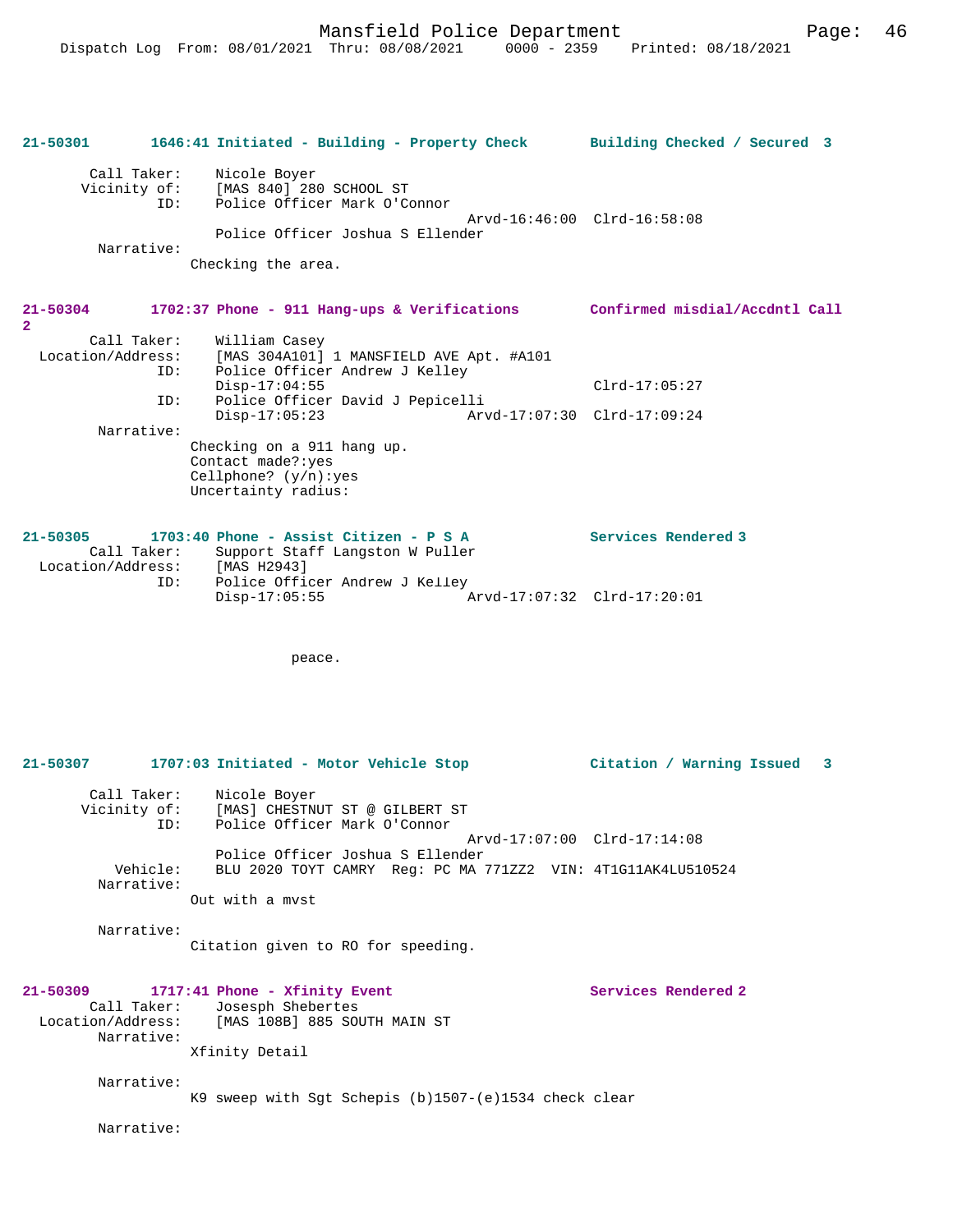**21-50301** 1646:41 Initiated - Building - Property Check — Building Checked / Secured 3

```
        Call Taker:    Nicole Boyer
       Vicinity of:    [MAS 840] 280 SCHOOL ST
                ID:    Police Officer Mark O'Connor
                                               Arvd-16:46:00  Clrd-16:58:08
                       Police Officer Joshua S Ellender
        Narrative:
                    Checking the area.
```

**21-50304** 1702:37 Phone - 911 Hang-ups & Verifications — Confirmed misdial/Accdntl Call 2

```
        Call Taker:    William Casey
  Location/Address:    [MAS 304A101] 1 MANSFIELD AVE Apt. #A101
                ID:    Police Officer Andrew J Kelley
                       Disp-17:04:55                           Clrd-17:05:27
                ID:    Police Officer David J Pepicelli
                       Disp-17:05:23            Arvd-17:07:30  Clrd-17:09:24
        Narrative:
                    Checking on a 911 hang up.
                    Contact made?:yes
                    Cellphone? (y/n):yes
                    Uncertainty radius:
```

**21-50305** 1703:40 Phone - Assist Citizen - P S A — Services Rendered 3

```
        Call Taker:    Support Staff Langston W Puller
  Location/Address:    [MAS H2943]
                ID:    Police Officer Andrew J Kelley
                       Disp-17:05:55            Arvd-17:07:32  Clrd-17:20:01

                                peace.
```

**21-50307** 1707:03 Initiated - Motor Vehicle Stop — Citation / Warning Issued 3

```
        Call Taker:    Nicole Boyer
       Vicinity of:    [MAS] CHESTNUT ST @ GILBERT ST
                ID:    Police Officer Mark O'Connor
                                               Arvd-17:07:00  Clrd-17:14:08
                       Police Officer Joshua S Ellender
           Vehicle:    BLU 2020 TOYT CAMRY  Reg: PC MA 771ZZ2  VIN: 4T1G11AK4LU510524
        Narrative:
                    Out with a mvst

        Narrative:
                    Citation given to RO for speeding.
```

**21-50309** 1717:41 Phone - Xfinity Event — Services Rendered 2

```
        Call Taker:    Josesph Shebertes
  Location/Address:    [MAS 108B] 885 SOUTH MAIN ST
        Narrative:
                    Xfinity Detail

        Narrative:
                    K9 sweep with Sgt Schepis (b)1507-(e)1534 check clear

        Narrative:
```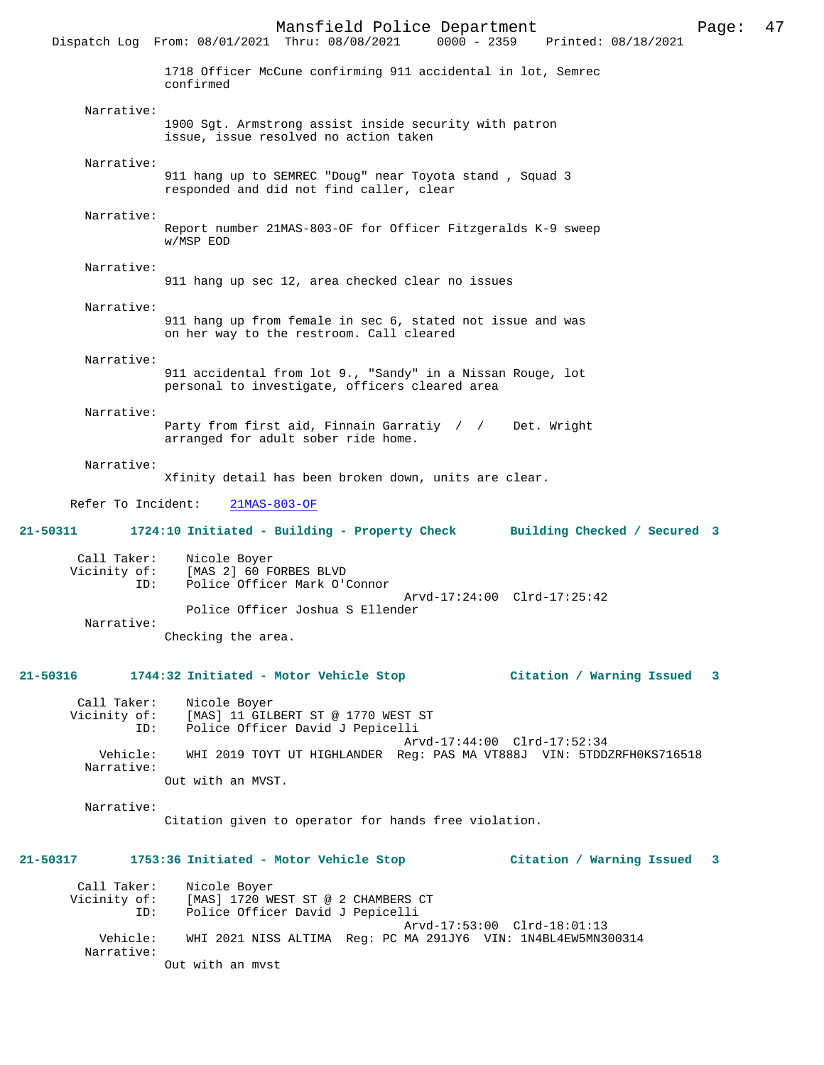1718 Officer McCune confirming 911 accidental in lot, Semrec confirmed

Narrative:
1900 Sgt. Armstrong assist inside security with patron issue, issue resolved no action taken

Narrative:
911 hang up to SEMREC "Doug" near Toyota stand , Squad 3 responded and did not find caller, clear

Narrative:
Report number 21MAS-803-OF for Officer Fitzgeralds K-9 sweep w/MSP EOD

Narrative:
911 hang up sec 12, area checked clear no issues

Narrative:
911 hang up from female in sec 6, stated not issue and was on her way to the restroom. Call cleared

Narrative:
911 accidental from lot 9., "Sandy" in a Nissan Rouge, lot personal to investigate, officers cleared area

Narrative:
Party from first aid, Finnain Garratiy / / Det. Wright arranged for adult sober ride home.

Narrative:
Xfinity detail has been broken down, units are clear.

Refer To Incident: 21MAS-803-OF

**21-50311 1724:10 Initiated - Building - Property Check Building Checked / Secured 3**

Call Taker: Nicole Boyer
Vicinity of: [MAS 2] 60 FORBES BLVD
ID: Police Officer Mark O'Connor
Arvd-17:24:00 Clrd-17:25:42
Police Officer Joshua S Ellender
Narrative:
Checking the area.

**21-50316 1744:32 Initiated - Motor Vehicle Stop Citation / Warning Issued 3**

Call Taker: Nicole Boyer
Vicinity of: [MAS] 11 GILBERT ST @ 1770 WEST ST
ID: Police Officer David J Pepicelli
Arvd-17:44:00 Clrd-17:52:34
Vehicle: WHI 2019 TOYT UT HIGHLANDER Reg: PAS MA VT888J VIN: 5TDDZRFH0KS716518
Narrative:
Out with an MVST.

Narrative:
Citation given to operator for hands free violation.

**21-50317 1753:36 Initiated - Motor Vehicle Stop Citation / Warning Issued 3**

Call Taker: Nicole Boyer
Vicinity of: [MAS] 1720 WEST ST @ 2 CHAMBERS CT
ID: Police Officer David J Pepicelli
Arvd-17:53:00 Clrd-18:01:13
Vehicle: WHI 2021 NISS ALTIMA Reg: PC MA 291JY6 VIN: 1N4BL4EW5MN300314
Narrative:
Out with an mvst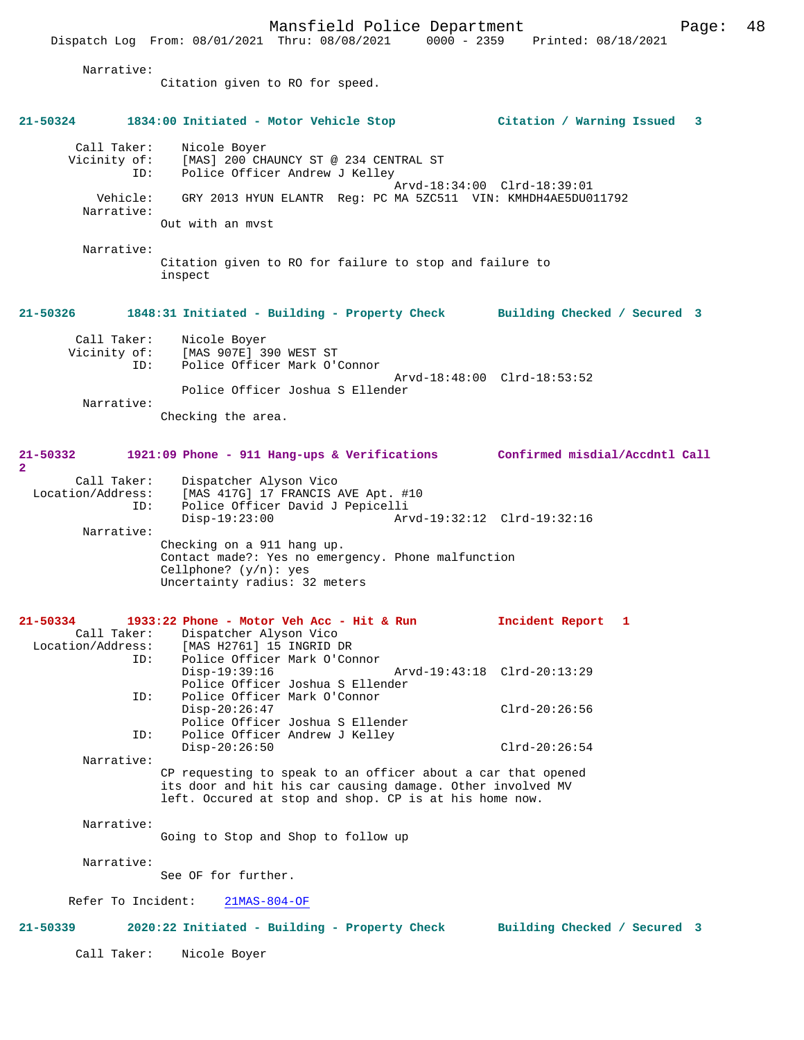Narrative:
Citation given to RO for speed.

**21-50324 1834:00 Initiated - Motor Vehicle Stop Citation / Warning Issued 3**

Call Taker: Nicole Boyer
Vicinity of: [MAS] 200 CHAUNCY ST @ 234 CENTRAL ST
ID: Police Officer Andrew J Kelley
Arvd-18:34:00 Clrd-18:39:01
Vehicle: GRY 2013 HYUN ELANTR Reg: PC MA 5ZC511 VIN: KMHDH4AE5DU011792
Narrative:
Out with an mvst

Narrative:
Citation given to RO for failure to stop and failure to inspect

**21-50326 1848:31 Initiated - Building - Property Check Building Checked / Secured 3**

Call Taker: Nicole Boyer
Vicinity of: [MAS 907E] 390 WEST ST
ID: Police Officer Mark O'Connor
Arvd-18:48:00 Clrd-18:53:52
Police Officer Joshua S Ellender
Narrative:
Checking the area.

**21-50332 1921:09 Phone - 911 Hang-ups & Verifications Confirmed misdial/Accdntl Call 2**

Call Taker: Dispatcher Alyson Vico
Location/Address: [MAS 417G] 17 FRANCIS AVE Apt. #10
ID: Police Officer David J Pepicelli
Disp-19:23:00 Arvd-19:32:12 Clrd-19:32:16
Narrative:
Checking on a 911 hang up.
Contact made?: Yes no emergency. Phone malfunction
Cellphone? (y/n): yes
Uncertainty radius: 32 meters

**21-50334 1933:22 Phone - Motor Veh Acc - Hit & Run Incident Report 1**

Call Taker: Dispatcher Alyson Vico
Location/Address: [MAS H2761] 15 INGRID DR
ID: Police Officer Mark O'Connor
Disp-19:39:16 Arvd-19:43:18 Clrd-20:13:29
Police Officer Joshua S Ellender
ID: Police Officer Mark O'Connor
Disp-20:26:47 Clrd-20:26:56
Police Officer Joshua S Ellender
ID: Police Officer Andrew J Kelley
Disp-20:26:50 Clrd-20:26:54
Narrative:
CP requesting to speak to an officer about a car that opened its door and hit his car causing damage. Other involved MV left. Occured at stop and shop. CP is at his home now.

Narrative:
Going to Stop and Shop to follow up

Narrative:
See OF for further.

Refer To Incident: 21MAS-804-OF

**21-50339 2020:22 Initiated - Building - Property Check Building Checked / Secured 3**

Call Taker: Nicole Boyer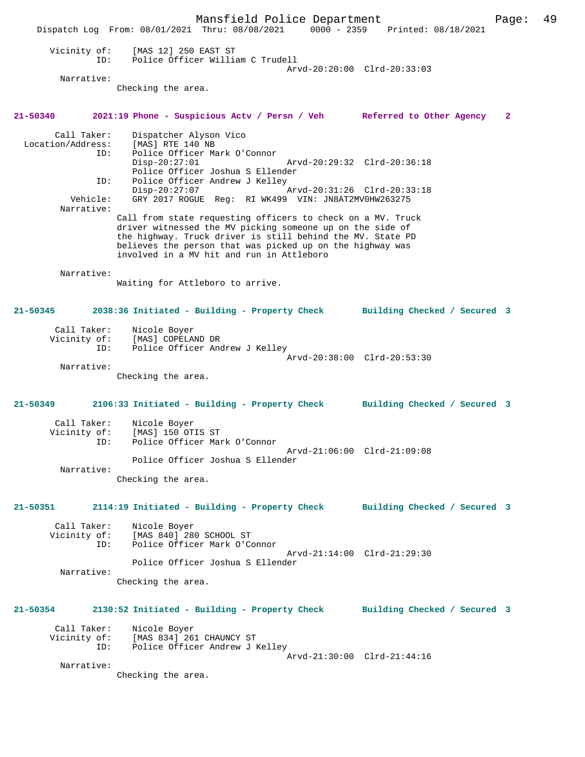Vicinity of: [MAS 12] 250 EAST ST
ID: Police Officer William C Trudell
Arvd-20:20:00 Clrd-20:33:03

Narrative:
Checking the area.

**21-50340 2021:19 Phone - Suspicious Actv / Persn / Veh Referred to Other Agency 2**

Call Taker: Dispatcher Alyson Vico
Location/Address: [MAS] RTE 140 NB
ID: Police Officer Mark O'Connor
Disp-20:27:01 Arvd-20:29:32 Clrd-20:36:18
Police Officer Joshua S Ellender
ID: Police Officer Andrew J Kelley
Disp-20:27:07 Arvd-20:31:26 Clrd-20:33:18
Vehicle: GRY 2017 ROGUE Reg: RI WK499 VIN: JN8AT2MV0HW263275

Narrative:
Call from state requesting officers to check on a MV. Truck driver witnessed the MV picking someone up on the side of the highway. Truck driver is still behind the MV. State PD believes the person that was picked up on the highway was involved in a MV hit and run in Attleboro

Narrative:
Waiting for Attleboro to arrive.

**21-50345 2038:36 Initiated - Building - Property Check Building Checked / Secured 3**

Call Taker: Nicole Boyer
Vicinity of: [MAS] COPELAND DR
ID: Police Officer Andrew J Kelley
Arvd-20:38:00 Clrd-20:53:30

Narrative:
Checking the area.

**21-50349 2106:33 Initiated - Building - Property Check Building Checked / Secured 3**

Call Taker: Nicole Boyer
Vicinity of: [MAS] 150 OTIS ST
ID: Police Officer Mark O'Connor
Arvd-21:06:00 Clrd-21:09:08
Police Officer Joshua S Ellender

Narrative:
Checking the area.

**21-50351 2114:19 Initiated - Building - Property Check Building Checked / Secured 3**

Call Taker: Nicole Boyer
Vicinity of: [MAS 840] 280 SCHOOL ST
ID: Police Officer Mark O'Connor
Arvd-21:14:00 Clrd-21:29:30
Police Officer Joshua S Ellender

Narrative:
Checking the area.

**21-50354 2130:52 Initiated - Building - Property Check Building Checked / Secured 3**

Call Taker: Nicole Boyer
Vicinity of: [MAS 834] 261 CHAUNCY ST
ID: Police Officer Andrew J Kelley
Arvd-21:30:00 Clrd-21:44:16

Narrative:
Checking the area.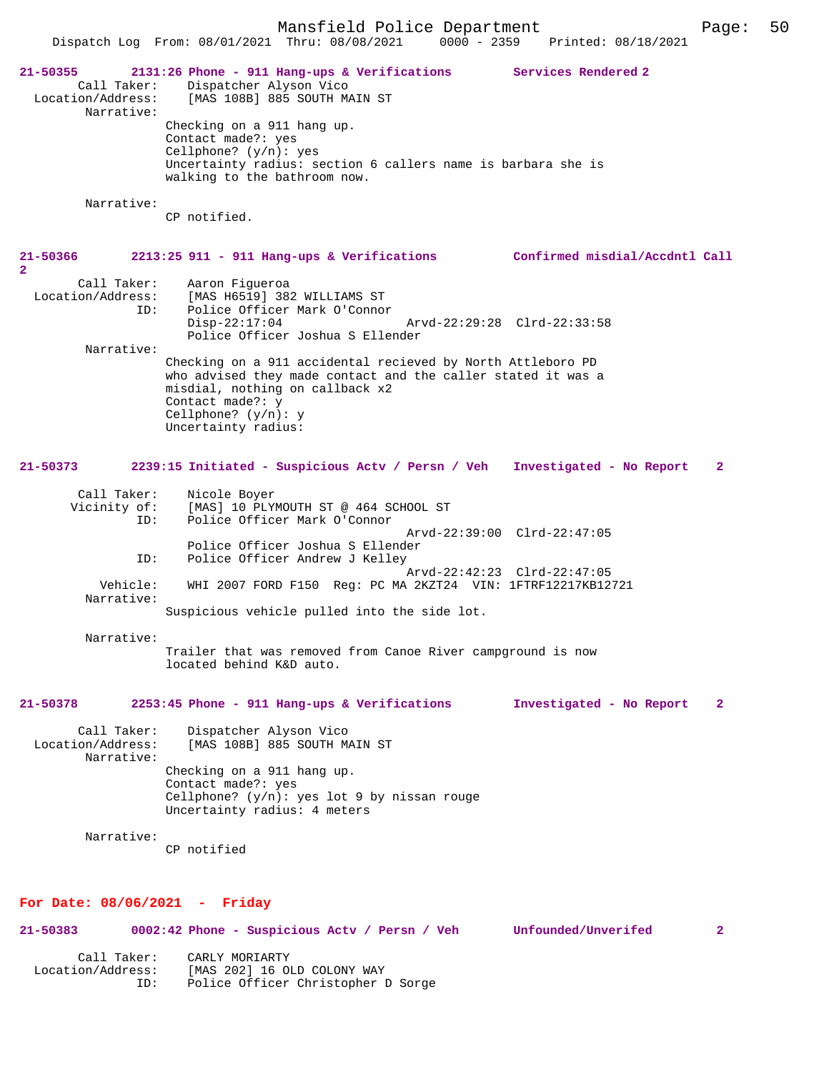**21-50355** 2131:26 Phone - 911 Hang-ups & Verifications Services Rendered 2

Call Taker: Dispatcher Alyson Vico
Location/Address: [MAS 108B] 885 SOUTH MAIN ST
Narrative:
Checking on a 911 hang up.
Contact made?: yes
Cellphone? (y/n): yes
Uncertainty radius: section 6 callers name is barbara she is walking to the bathroom now.

Narrative:
CP notified.

**21-50366** 2213:25 911 - 911 Hang-ups & Verifications Confirmed misdial/Accdntl Call 2

Call Taker: Aaron Figueroa
Location/Address: [MAS H6519] 382 WILLIAMS ST
ID: Police Officer Mark O'Connor
Disp-22:17:04 Arvd-22:29:28 Clrd-22:33:58
Police Officer Joshua S Ellender
Narrative:
Checking on a 911 accidental recieved by North Attleboro PD who advised they made contact and the caller stated it was a misdial, nothing on callback x2
Contact made?: y
Cellphone? (y/n): y
Uncertainty radius:

**21-50373** 2239:15 Initiated - Suspicious Actv / Persn / Veh Investigated - No Report 2

Call Taker: Nicole Boyer
Vicinity of: [MAS] 10 PLYMOUTH ST @ 464 SCHOOL ST
ID: Police Officer Mark O'Connor
Arvd-22:39:00 Clrd-22:47:05
Police Officer Joshua S Ellender
ID: Police Officer Andrew J Kelley
Arvd-22:42:23 Clrd-22:47:05
Vehicle: WHI 2007 FORD F150 Reg: PC MA 2KZT24 VIN: 1FTRF12217KB12721
Narrative:
Suspicious vehicle pulled into the side lot.

Narrative:
Trailer that was removed from Canoe River campground is now located behind K&D auto.

**21-50378** 2253:45 Phone - 911 Hang-ups & Verifications Investigated - No Report 2

Call Taker: Dispatcher Alyson Vico
Location/Address: [MAS 108B] 885 SOUTH MAIN ST
Narrative:
Checking on a 911 hang up.
Contact made?: yes
Cellphone? (y/n): yes lot 9 by nissan rouge
Uncertainty radius: 4 meters

Narrative:
CP notified

## For Date: 08/06/2021 - Friday

**21-50383** 0002:42 Phone - Suspicious Actv / Persn / Veh Unfounded/Unverifed 2

Call Taker: CARLY MORIARTY
Location/Address: [MAS 202] 16 OLD COLONY WAY
ID: Police Officer Christopher D Sorge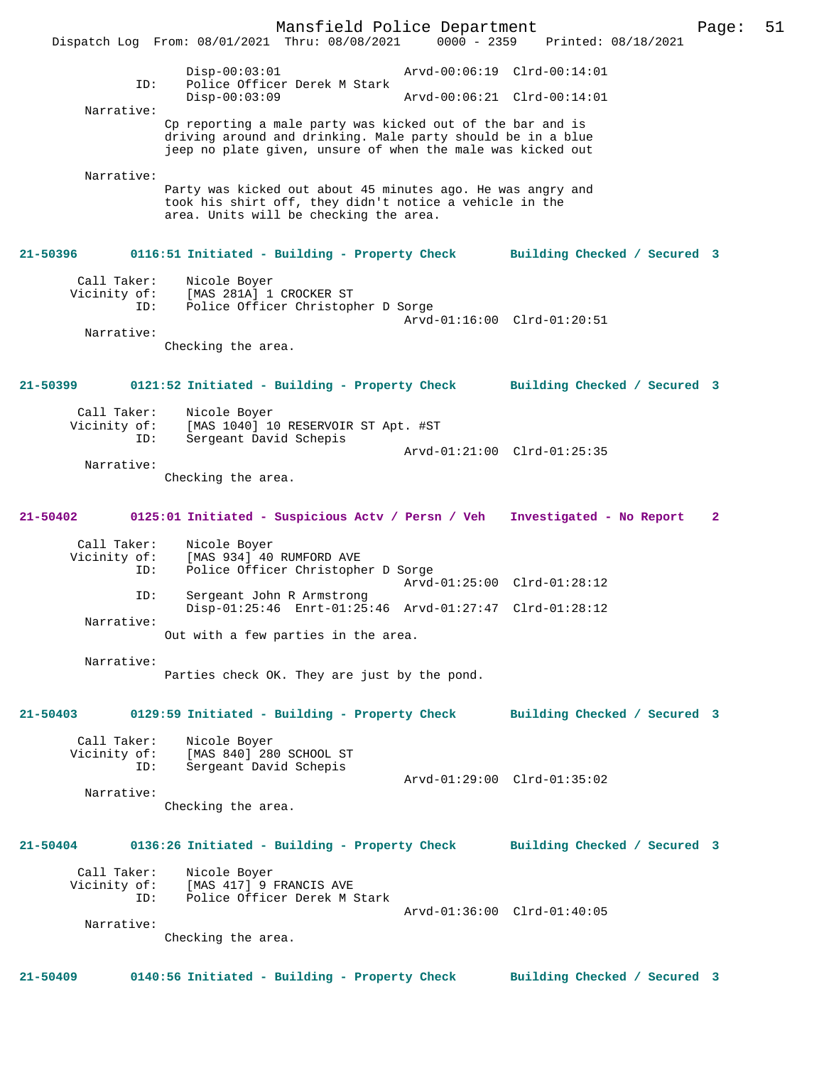```
                Disp-00:03:01                 Arvd-00:06:19  Clrd-00:14:01
           ID:  Police Officer Derek M Stark
                Disp-00:03:09                 Arvd-00:06:21  Clrd-00:14:01
    Narrative:
              Cp reporting a male party was kicked out of the bar and is
              driving around and drinking. Male party should be in a blue
              jeep no plate given, unsure of when the male was kicked out

    Narrative:
              Party was kicked out about 45 minutes ago. He was angry and
              took his shirt off, they didn't notice a vehicle in the
              area. Units will be checking the area.


21-50396       0116:51 Initiated - Building - Property Check       Building Checked / Secured  3

    Call Taker:  Nicole Boyer
   Vicinity of:  [MAS 281A] 1 CROCKER ST
           ID:  Police Officer Christopher D Sorge
                                              Arvd-01:16:00  Clrd-01:20:51
    Narrative:
              Checking the area.


21-50399       0121:52 Initiated - Building - Property Check       Building Checked / Secured  3

    Call Taker:  Nicole Boyer
   Vicinity of:  [MAS 1040] 10 RESERVOIR ST Apt. #ST
           ID:  Sergeant David Schepis
                                              Arvd-01:21:00  Clrd-01:25:35
    Narrative:
              Checking the area.


21-50402       0125:01 Initiated - Suspicious Actv / Persn / Veh   Investigated - No Report    2

    Call Taker:  Nicole Boyer
   Vicinity of:  [MAS 934] 40 RUMFORD AVE
           ID:  Police Officer Christopher D Sorge
                                              Arvd-01:25:00  Clrd-01:28:12
           ID:  Sergeant John R Armstrong
                Disp-01:25:46  Enrt-01:25:46  Arvd-01:27:47  Clrd-01:28:12
    Narrative:
              Out with a few parties in the area.

    Narrative:
              Parties check OK. They are just by the pond.


21-50403       0129:59 Initiated - Building - Property Check       Building Checked / Secured  3

    Call Taker:  Nicole Boyer
   Vicinity of:  [MAS 840] 280 SCHOOL ST
           ID:  Sergeant David Schepis
                                              Arvd-01:29:00  Clrd-01:35:02
    Narrative:
              Checking the area.


21-50404       0136:26 Initiated - Building - Property Check       Building Checked / Secured  3

    Call Taker:  Nicole Boyer
   Vicinity of:  [MAS 417] 9 FRANCIS AVE
           ID:  Police Officer Derek M Stark
                                              Arvd-01:36:00  Clrd-01:40:05
    Narrative:
              Checking the area.


21-50409       0140:56 Initiated - Building - Property Check       Building Checked / Secured  3
```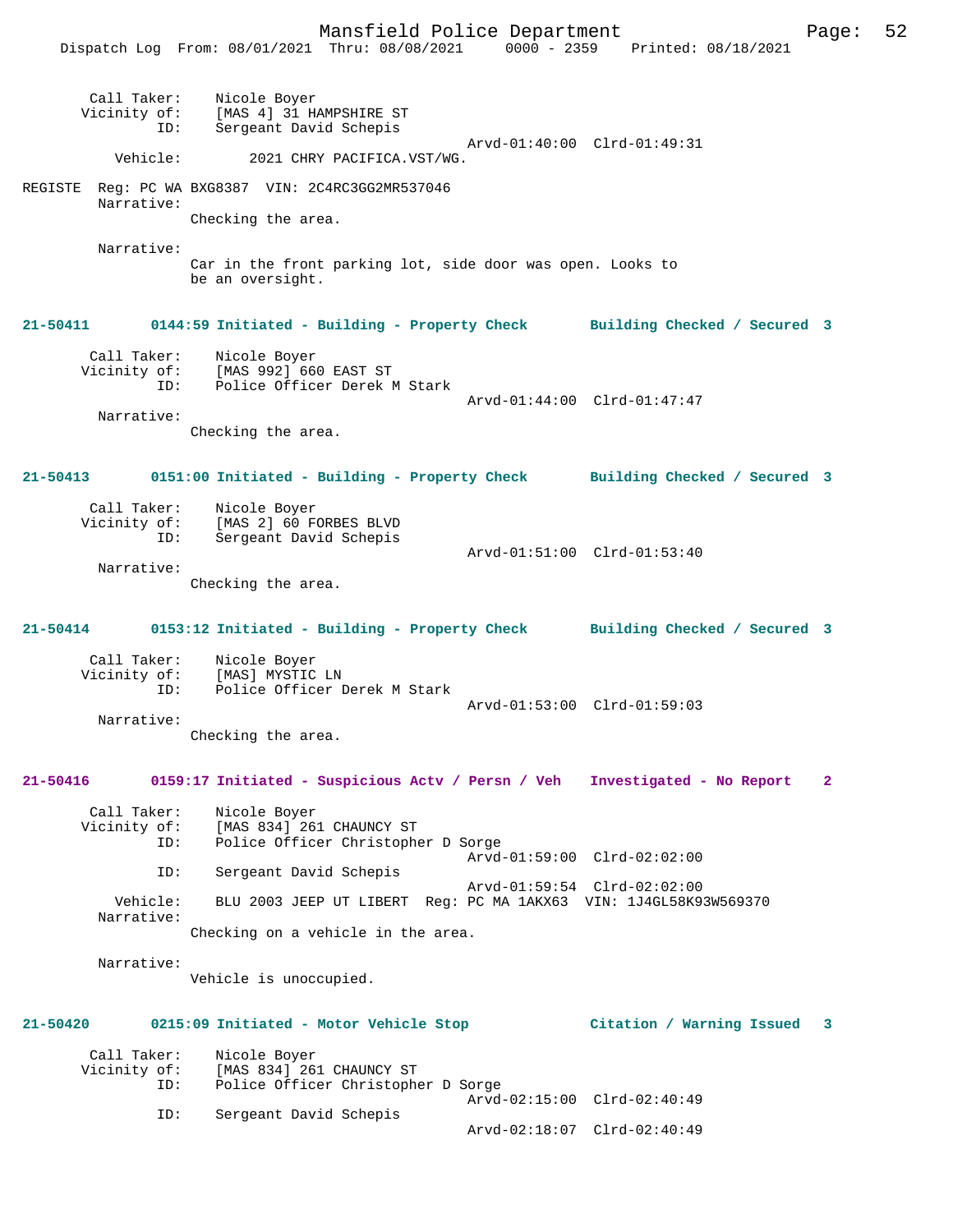```
        Call Taker:    Nicole Boyer
       Vicinity of:    [MAS 4] 31 HAMPSHIRE ST
                ID:    Sergeant David Schepis
                                                     Arvd-01:40:00  Clrd-01:49:31
           Vehicle:        2021 CHRY PACIFICA.VST/WG.

REGISTE  Reg: PC WA BXG8387  VIN: 2C4RC3GG2MR537046
         Narrative:
                    Checking the area.

         Narrative:
                    Car in the front parking lot, side door was open. Looks to
                    be an oversight.


21-50411        0144:59 Initiated - Building - Property Check       Building Checked / Secured  3

        Call Taker:    Nicole Boyer
       Vicinity of:    [MAS 992] 660 EAST ST
                ID:    Police Officer Derek M Stark
                                                     Arvd-01:44:00  Clrd-01:47:47
         Narrative:
                    Checking the area.


21-50413        0151:00 Initiated - Building - Property Check       Building Checked / Secured  3

        Call Taker:    Nicole Boyer
       Vicinity of:    [MAS 2] 60 FORBES BLVD
                ID:    Sergeant David Schepis
                                                     Arvd-01:51:00  Clrd-01:53:40
         Narrative:
                    Checking the area.


21-50414        0153:12 Initiated - Building - Property Check       Building Checked / Secured  3

        Call Taker:    Nicole Boyer
       Vicinity of:    [MAS] MYSTIC LN
                ID:    Police Officer Derek M Stark
                                                     Arvd-01:53:00  Clrd-01:59:03
         Narrative:
                    Checking the area.


21-50416        0159:17 Initiated - Suspicious Actv / Persn / Veh   Investigated - No Report    2

        Call Taker:    Nicole Boyer
       Vicinity of:    [MAS 834] 261 CHAUNCY ST
                ID:    Police Officer Christopher D Sorge
                                                     Arvd-01:59:00  Clrd-02:02:00
                ID:    Sergeant David Schepis
                                                     Arvd-01:59:54  Clrd-02:02:00
           Vehicle:    BLU 2003 JEEP UT LIBERT  Reg: PC MA 1AKX63  VIN: 1J4GL58K93W569370
         Narrative:
                    Checking on a vehicle in the area.

         Narrative:
                    Vehicle is unoccupied.


21-50420        0215:09 Initiated - Motor Vehicle Stop              Citation / Warning Issued   3

        Call Taker:    Nicole Boyer
       Vicinity of:    [MAS 834] 261 CHAUNCY ST
                ID:    Police Officer Christopher D Sorge
                                                     Arvd-02:15:00  Clrd-02:40:49
                ID:    Sergeant David Schepis
                                                     Arvd-02:18:07  Clrd-02:40:49
```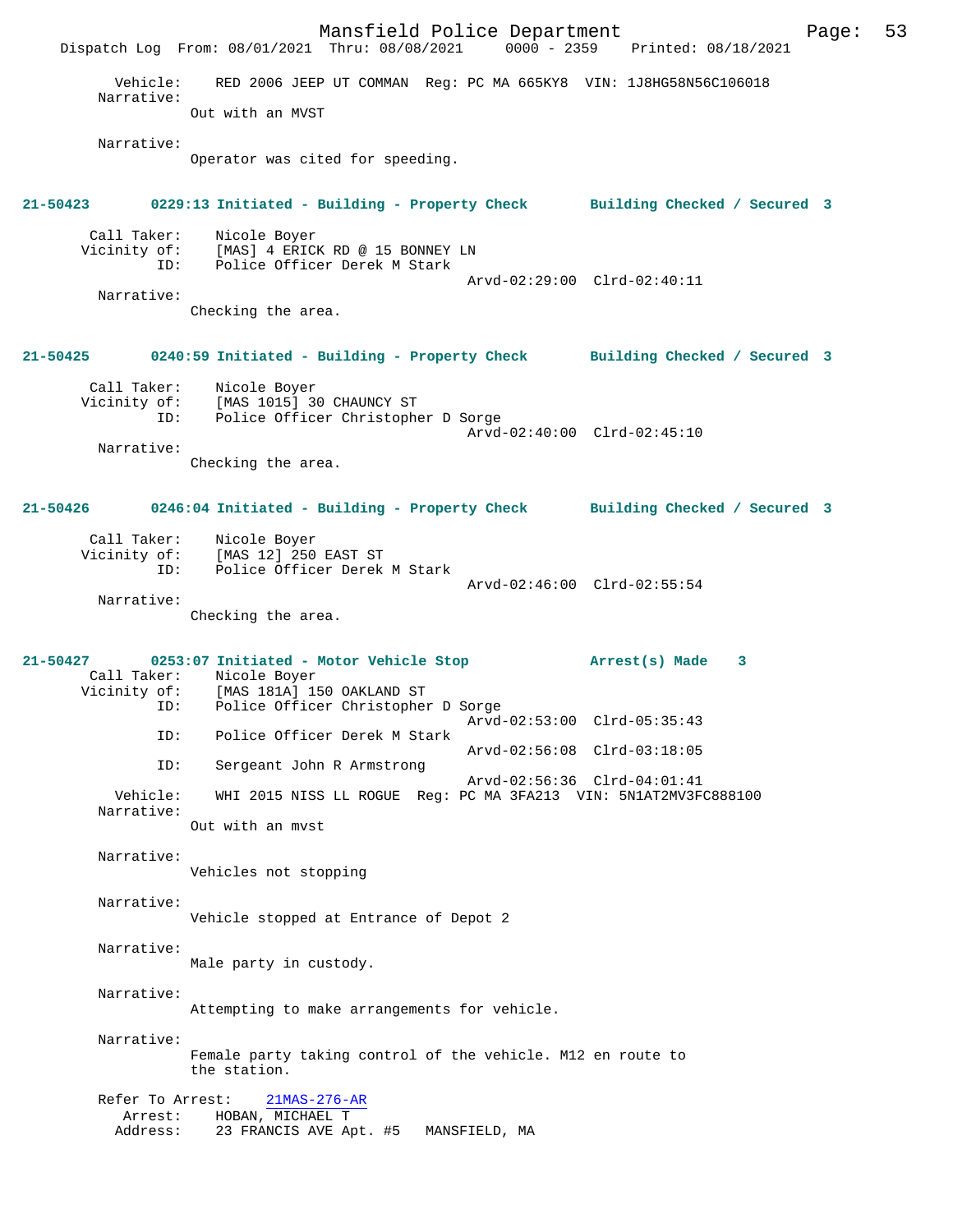Vehicle: RED 2006 JEEP UT COMMAN Reg: PC MA 665KY8 VIN: 1J8HG58N56C106018

Narrative:
Out with an MVST

Narrative:
Operator was cited for speeding.

**21-50423** 0229:13 Initiated - Building - Property Check **Building Checked / Secured 3**

Call Taker: Nicole Boyer
Vicinity of: [MAS] 4 ERICK RD @ 15 BONNEY LN
ID: Police Officer Derek M Stark
Arvd-02:29:00 Clrd-02:40:11

Narrative:
Checking the area.

**21-50425** 0240:59 Initiated - Building - Property Check **Building Checked / Secured 3**

Call Taker: Nicole Boyer
Vicinity of: [MAS 1015] 30 CHAUNCY ST
ID: Police Officer Christopher D Sorge
Arvd-02:40:00 Clrd-02:45:10

Narrative:
Checking the area.

**21-50426** 0246:04 Initiated - Building - Property Check **Building Checked / Secured 3**

Call Taker: Nicole Boyer
Vicinity of: [MAS 12] 250 EAST ST
ID: Police Officer Derek M Stark
Arvd-02:46:00 Clrd-02:55:54

Narrative:
Checking the area.

**21-50427** 0253:07 Initiated - Motor Vehicle Stop **Arrest(s) Made 3**

Call Taker: Nicole Boyer
Vicinity of: [MAS 181A] 150 OAKLAND ST
ID: Police Officer Christopher D Sorge
Arvd-02:53:00 Clrd-05:35:43
ID: Police Officer Derek M Stark
Arvd-02:56:08 Clrd-03:18:05
ID: Sergeant John R Armstrong
Arvd-02:56:36 Clrd-04:01:41
Vehicle: WHI 2015 NISS LL ROGUE Reg: PC MA 3FA213 VIN: 5N1AT2MV3FC888100

Narrative:
Out with an mvst

Narrative:
Vehicles not stopping

Narrative:
Vehicle stopped at Entrance of Depot 2

Narrative:
Male party in custody.

Narrative:
Attempting to make arrangements for vehicle.

Narrative:
Female party taking control of the vehicle. M12 en route to the station.

Refer To Arrest: 21MAS-276-AR
Arrest: HOBAN, MICHAEL T
Address: 23 FRANCIS AVE Apt. #5 MANSFIELD, MA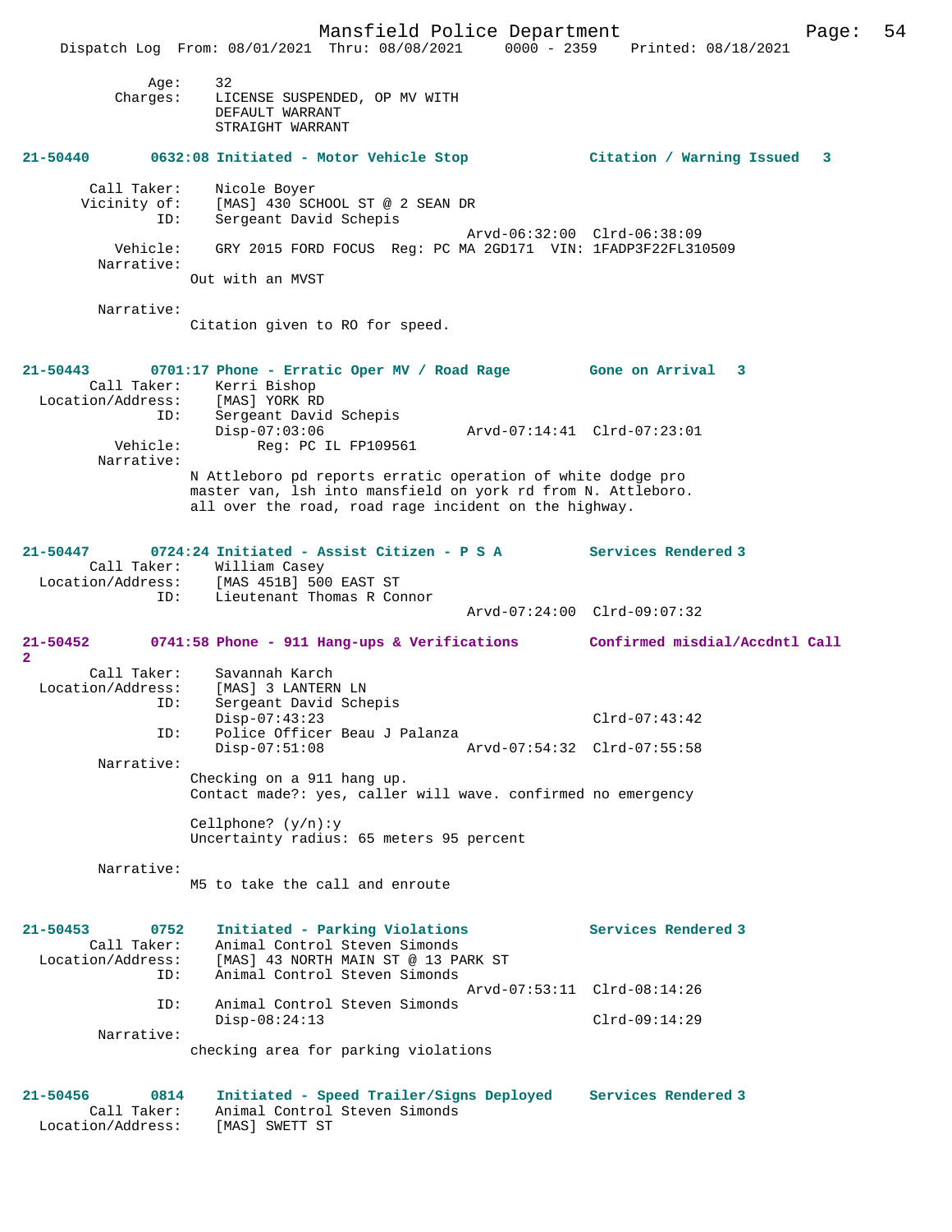```
        Age:    32
    Charges:    LICENSE SUSPENDED, OP MV WITH
                DEFAULT WARRANT
                STRAIGHT WARRANT

21-50440        0632:08 Initiated - Motor Vehicle Stop           Citation / Warning Issued   3

       Call Taker:    Nicole Boyer
      Vicinity of:    [MAS] 430 SCHOOL ST @ 2 SEAN DR
               ID:    Sergeant David Schepis
                                                 Arvd-06:32:00  Clrd-06:38:09
          Vehicle:    GRY 2015 FORD FOCUS  Reg: PC MA 2GD171  VIN: 1FADP3F22FL310509
        Narrative:
                Out with an MVST

        Narrative:
                Citation given to RO for speed.


21-50443        0701:17 Phone - Erratic Oper MV / Road Rage        Gone on Arrival   3
       Call Taker:    Kerri Bishop
 Location/Address:    [MAS] YORK RD
               ID:    Sergeant David Schepis
                      Disp-07:03:06              Arvd-07:14:41  Clrd-07:23:01
          Vehicle:         Reg: PC IL FP109561
        Narrative:
                N Attleboro pd reports erratic operation of white dodge pro
                master van, lsh into mansfield on york rd from N. Attleboro.
                all over the road, road rage incident on the highway.


21-50447        0724:24 Initiated - Assist Citizen - P S A          Services Rendered 3
       Call Taker:    William Casey
 Location/Address:    [MAS 451B] 500 EAST ST
               ID:    Lieutenant Thomas R Connor
                                                 Arvd-07:24:00  Clrd-09:07:32

21-50452        0741:58 Phone - 911 Hang-ups & Verifications        Confirmed misdial/Accdntl Call
2
       Call Taker:    Savannah Karch
 Location/Address:    [MAS] 3 LANTERN LN
               ID:    Sergeant David Schepis
                      Disp-07:43:23                             Clrd-07:43:42
               ID:    Police Officer Beau J Palanza
                      Disp-07:51:08              Arvd-07:54:32  Clrd-07:55:58
        Narrative:
                Checking on a 911 hang up.
                Contact made?: yes, caller will wave. confirmed no emergency

                Cellphone? (y/n):y
                Uncertainty radius: 65 meters 95 percent

        Narrative:
                M5 to take the call and enroute


21-50453        0752    Initiated - Parking Violations              Services Rendered 3
       Call Taker:    Animal Control Steven Simonds
 Location/Address:    [MAS] 43 NORTH MAIN ST @ 13 PARK ST
               ID:    Animal Control Steven Simonds
                                                 Arvd-07:53:11  Clrd-08:14:26
               ID:    Animal Control Steven Simonds
                      Disp-08:24:13                             Clrd-09:14:29
        Narrative:
                checking area for parking violations


21-50456        0814    Initiated - Speed Trailer/Signs Deployed    Services Rendered 3
       Call Taker:    Animal Control Steven Simonds
 Location/Address:    [MAS] SWETT ST
```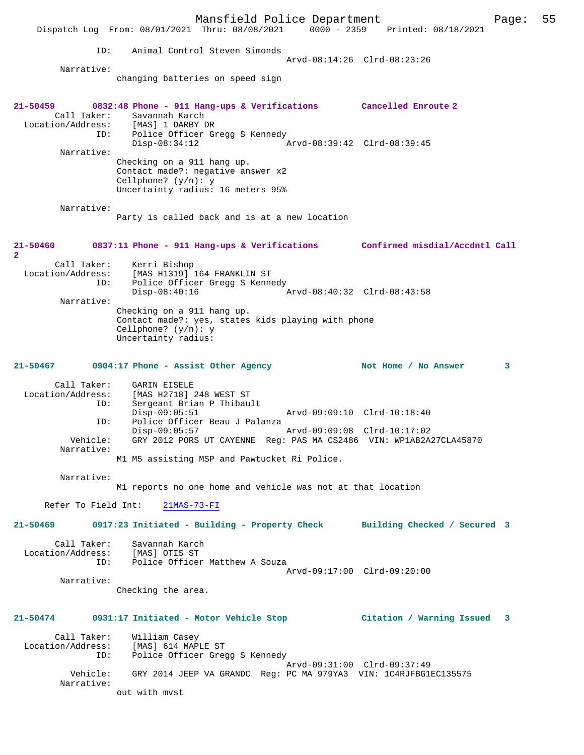ID: Animal Control Steven Simonds
Arvd-08:14:26 Clrd-08:23:26

Narrative:
changing batteries on speed sign

**21-50459 0832:48 Phone - 911 Hang-ups & Verifications Cancelled Enroute 2**

Call Taker: Savannah Karch
Location/Address: [MAS] 1 DARBY DR
ID: Police Officer Gregg S Kennedy
Disp-08:34:12 Arvd-08:39:42 Clrd-08:39:45

Narrative:
Checking on a 911 hang up.
Contact made?: negative answer x2
Cellphone? (y/n): y
Uncertainty radius: 16 meters 95%

Narrative:
Party is called back and is at a new location

**21-50460 0837:11 Phone - 911 Hang-ups & Verifications Confirmed misdial/Accdntl Call 2**

Call Taker: Kerri Bishop
Location/Address: [MAS H1319] 164 FRANKLIN ST
ID: Police Officer Gregg S Kennedy
Disp-08:40:16 Arvd-08:40:32 Clrd-08:43:58

Narrative:
Checking on a 911 hang up.
Contact made?: yes, states kids playing with phone
Cellphone? (y/n): y
Uncertainty radius:

**21-50467 0904:17 Phone - Assist Other Agency Not Home / No Answer 3**

Call Taker: GARIN EISELE
Location/Address: [MAS H2718] 248 WEST ST
ID: Sergeant Brian P Thibault
Disp-09:05:51 Arvd-09:09:10 Clrd-10:18:40
ID: Police Officer Beau J Palanza
Disp-09:05:57 Arvd-09:09:08 Clrd-10:17:02
Vehicle: GRY 2012 PORS UT CAYENNE Reg: PAS MA CS2486 VIN: WP1AB2A27CLA45870

Narrative:
M1 M5 assisting MSP and Pawtucket Ri Police.

Narrative:
M1 reports no one home and vehicle was not at that location

Refer To Field Int: 21MAS-73-FI

**21-50469 0917:23 Initiated - Building - Property Check Building Checked / Secured 3**

Call Taker: Savannah Karch
Location/Address: [MAS] OTIS ST
ID: Police Officer Matthew A Souza
Arvd-09:17:00 Clrd-09:20:00

Narrative:
Checking the area.

**21-50474 0931:17 Initiated - Motor Vehicle Stop Citation / Warning Issued 3**

Call Taker: William Casey
Location/Address: [MAS] 614 MAPLE ST
ID: Police Officer Gregg S Kennedy
Arvd-09:31:00 Clrd-09:37:49
Vehicle: GRY 2014 JEEP VA GRANDC Reg: PC MA 979YA3 VIN: 1C4RJFBG1EC135575

Narrative:
out with mvst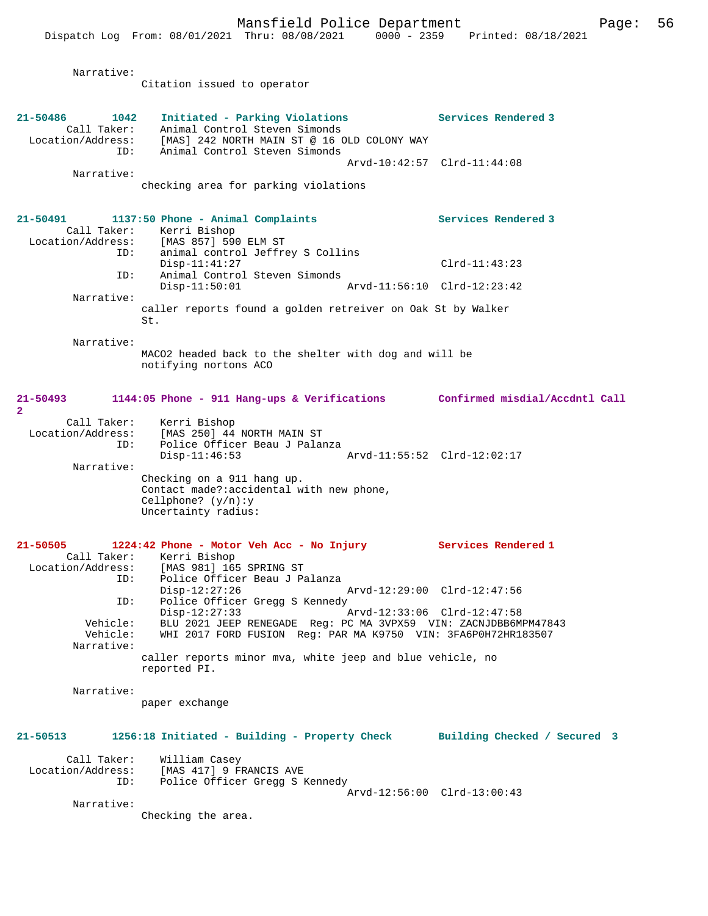Narrative:
Citation issued to operator

**21-50486 1042 Initiated - Parking Violations — Services Rendered 3**

Call Taker: Animal Control Steven Simonds
Location/Address: [MAS] 242 NORTH MAIN ST @ 16 OLD COLONY WAY
ID: Animal Control Steven Simonds
Arvd-10:42:57 Clrd-11:44:08

Narrative:
checking area for parking violations

**21-50491 1137:50 Phone - Animal Complaints — Services Rendered 3**

Call Taker: Kerri Bishop
Location/Address: [MAS 857] 590 ELM ST
ID: animal control Jeffrey S Collins
Disp-11:41:27 Clrd-11:43:23
ID: Animal Control Steven Simonds
Disp-11:50:01 Arvd-11:56:10 Clrd-12:23:42

Narrative:
caller reports found a golden retreiver on Oak St by Walker St.

Narrative:
MACO2 headed back to the shelter with dog and will be notifying nortons ACO

**21-50493 1144:05 Phone - 911 Hang-ups & Verifications — Confirmed misdial/Accdntl Call 2**

Call Taker: Kerri Bishop
Location/Address: [MAS 250] 44 NORTH MAIN ST
ID: Police Officer Beau J Palanza
Disp-11:46:53 Arvd-11:55:52 Clrd-12:02:17

Narrative:
Checking on a 911 hang up.
Contact made?:accidental with new phone,
Cellphone? (y/n):y
Uncertainty radius:

**21-50505 1224:42 Phone - Motor Veh Acc - No Injury — Services Rendered 1**

Call Taker: Kerri Bishop
Location/Address: [MAS 981] 165 SPRING ST
ID: Police Officer Beau J Palanza
Disp-12:27:26 Arvd-12:29:00 Clrd-12:47:56
ID: Police Officer Gregg S Kennedy
Disp-12:27:33 Arvd-12:33:06 Clrd-12:47:58
Vehicle: BLU 2021 JEEP RENEGADE Reg: PC MA 3VPX59 VIN: ZACNJDBB6MPM47843
Vehicle: WHI 2017 FORD FUSION Reg: PAR MA K9750 VIN: 3FA6P0H72HR183507

Narrative:
caller reports minor mva, white jeep and blue vehicle, no reported PI.

Narrative:
paper exchange

**21-50513 1256:18 Initiated - Building - Property Check — Building Checked / Secured 3**

Call Taker: William Casey
Location/Address: [MAS 417] 9 FRANCIS AVE
ID: Police Officer Gregg S Kennedy
Arvd-12:56:00 Clrd-13:00:43

Narrative:
Checking the area.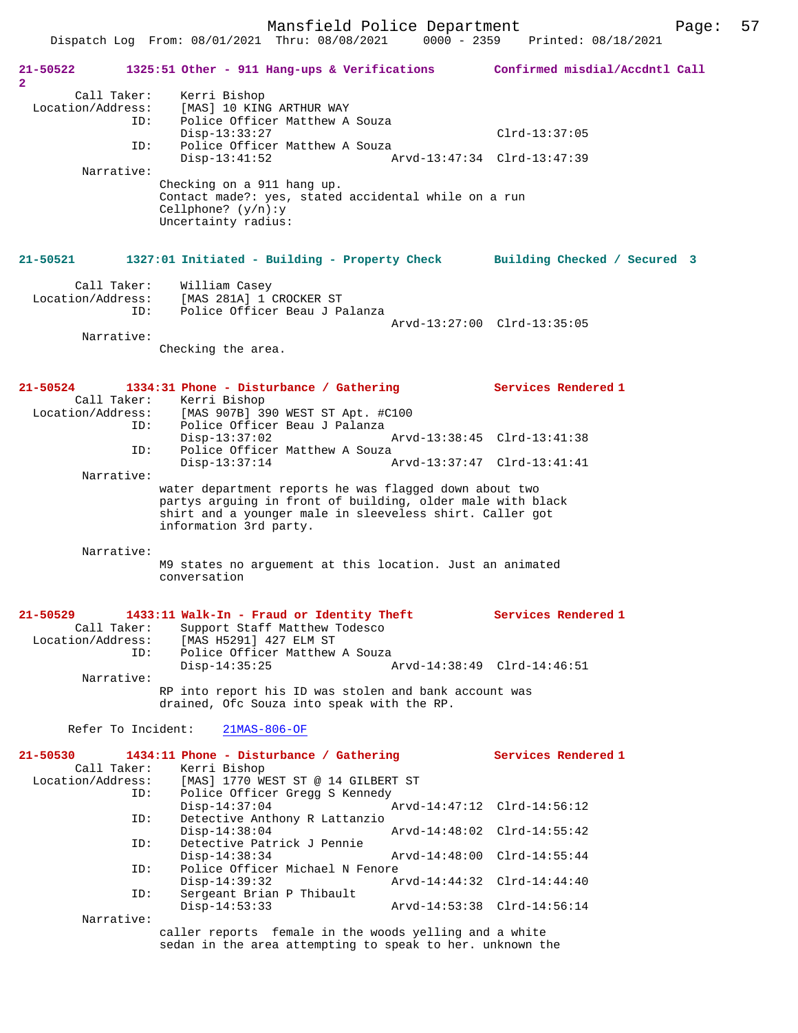**21-50522 1325:51 Other - 911 Hang-ups & Verifications Confirmed misdial/Accdntl Call 2**

Call Taker: Kerri Bishop
Location/Address: [MAS] 10 KING ARTHUR WAY
ID: Police Officer Matthew A Souza
Disp-13:33:27 Clrd-13:37:05
ID: Police Officer Matthew A Souza
Disp-13:41:52 Arvd-13:47:34 Clrd-13:47:39
Narrative:
Checking on a 911 hang up.
Contact made?: yes, stated accidental while on a run
Cellphone? (y/n):y
Uncertainty radius:

**21-50521 1327:01 Initiated - Building - Property Check Building Checked / Secured 3**

Call Taker: William Casey
Location/Address: [MAS 281A] 1 CROCKER ST
ID: Police Officer Beau J Palanza
Arvd-13:27:00 Clrd-13:35:05
Narrative:
Checking the area.

**21-50524 1334:31 Phone - Disturbance / Gathering Services Rendered 1**

Call Taker: Kerri Bishop
Location/Address: [MAS 907B] 390 WEST ST Apt. #C100
ID: Police Officer Beau J Palanza
Disp-13:37:02 Arvd-13:38:45 Clrd-13:41:38
ID: Police Officer Matthew A Souza
Disp-13:37:14 Arvd-13:37:47 Clrd-13:41:41
Narrative:
water department reports he was flagged down about two partys arguing in front of building, older male with black shirt and a younger male in sleeveless shirt. Caller got information 3rd party.

Narrative:
M9 states no arguement at this location. Just an animated conversation

**21-50529 1433:11 Walk-In - Fraud or Identity Theft Services Rendered 1**

Call Taker: Support Staff Matthew Todesco
Location/Address: [MAS H5291] 427 ELM ST
ID: Police Officer Matthew A Souza
Disp-14:35:25 Arvd-14:38:49 Clrd-14:46:51
Narrative:
RP into report his ID was stolen and bank account was drained, Ofc Souza into speak with the RP.

Refer To Incident: 21MAS-806-OF

**21-50530 1434:11 Phone - Disturbance / Gathering Services Rendered 1**

Call Taker: Kerri Bishop
Location/Address: [MAS] 1770 WEST ST @ 14 GILBERT ST
ID: Police Officer Gregg S Kennedy
Disp-14:37:04 Arvd-14:47:12 Clrd-14:56:12
ID: Detective Anthony R Lattanzio
Disp-14:38:04 Arvd-14:48:02 Clrd-14:55:42
ID: Detective Patrick J Pennie
Disp-14:38:34 Arvd-14:48:00 Clrd-14:55:44
ID: Police Officer Michael N Fenore
Disp-14:39:32 Arvd-14:44:32 Clrd-14:44:40
ID: Sergeant Brian P Thibault
Disp-14:53:33 Arvd-14:53:38 Clrd-14:56:14
Narrative:
caller reports female in the woods yelling and a white sedan in the area attempting to speak to her. unknown the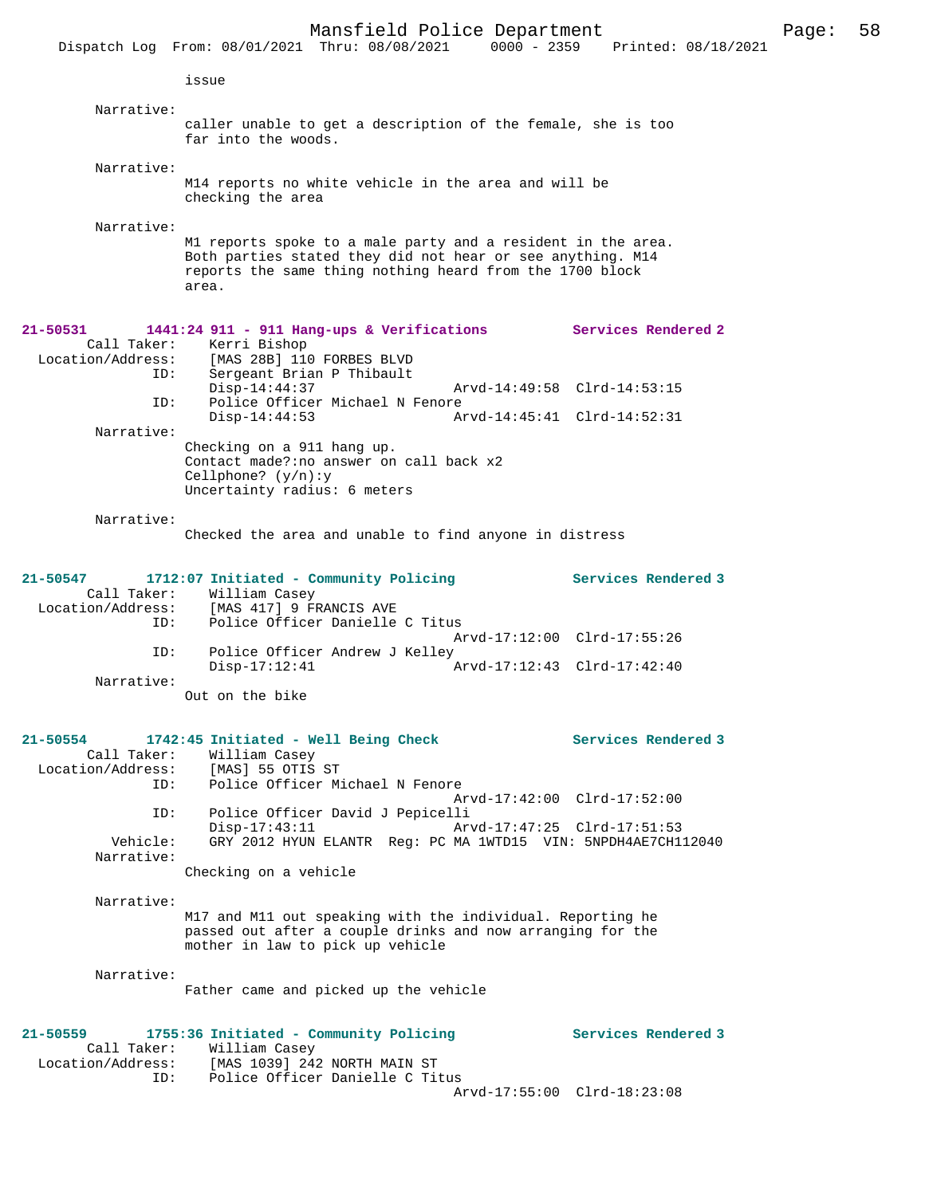issue

Narrative:
caller unable to get a description of the female, she is too far into the woods.

Narrative:
M14 reports no white vehicle in the area and will be checking the area

Narrative:
M1 reports spoke to a male party and a resident in the area. Both parties stated they did not hear or see anything. M14 reports the same thing nothing heard from the 1700 block area.

**21-50531 1441:24 911 - 911 Hang-ups & Verifications Services Rendered 2**

Call Taker: Kerri Bishop
Location/Address: [MAS 28B] 110 FORBES BLVD
ID: Sergeant Brian P Thibault
Disp-14:44:37 Arvd-14:49:58 Clrd-14:53:15
ID: Police Officer Michael N Fenore
Disp-14:44:53 Arvd-14:45:41 Clrd-14:52:31

Narrative:
Checking on a 911 hang up.
Contact made?:no answer on call back x2
Cellphone? (y/n):y
Uncertainty radius: 6 meters

Narrative:
Checked the area and unable to find anyone in distress

**21-50547 1712:07 Initiated - Community Policing Services Rendered 3**

Call Taker: William Casey
Location/Address: [MAS 417] 9 FRANCIS AVE
ID: Police Officer Danielle C Titus
Arvd-17:12:00 Clrd-17:55:26
ID: Police Officer Andrew J Kelley
Disp-17:12:41 Arvd-17:12:43 Clrd-17:42:40

Narrative:
Out on the bike

**21-50554 1742:45 Initiated - Well Being Check Services Rendered 3**

Call Taker: William Casey
Location/Address: [MAS] 55 OTIS ST
ID: Police Officer Michael N Fenore
Arvd-17:42:00 Clrd-17:52:00
ID: Police Officer David J Pepicelli
Disp-17:43:11 Arvd-17:47:25 Clrd-17:51:53
Vehicle: GRY 2012 HYUN ELANTR Reg: PC MA 1WTD15 VIN: 5NPDH4AE7CH112040

Narrative:
Checking on a vehicle

Narrative:
M17 and M11 out speaking with the individual. Reporting he passed out after a couple drinks and now arranging for the mother in law to pick up vehicle

Narrative:
Father came and picked up the vehicle

**21-50559 1755:36 Initiated - Community Policing Services Rendered 3**

Call Taker: William Casey
Location/Address: [MAS 1039] 242 NORTH MAIN ST
ID: Police Officer Danielle C Titus
Arvd-17:55:00 Clrd-18:23:08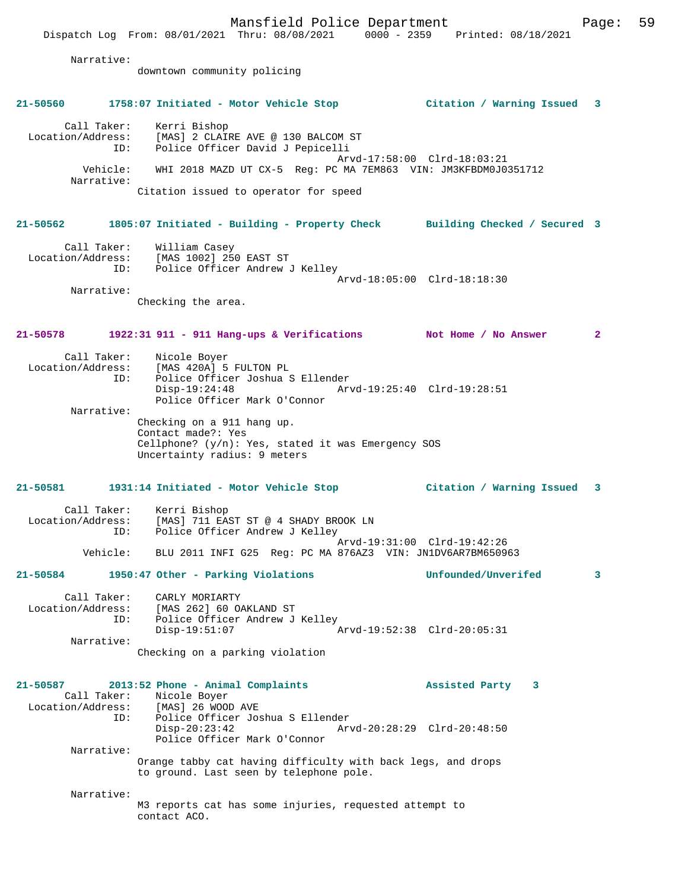Narrative:
downtown community policing

**21-50560 1758:07 Initiated - Motor Vehicle Stop — Citation / Warning Issued 3**

Call Taker: Kerri Bishop
Location/Address: [MAS] 2 CLAIRE AVE @ 130 BALCOM ST
ID: Police Officer David J Pepicelli
Arvd-17:58:00 Clrd-18:03:21
Vehicle: WHI 2018 MAZD UT CX-5 Reg: PC MA 7EM863 VIN: JM3KFBDM0J0351712
Narrative:
Citation issued to operator for speed

**21-50562 1805:07 Initiated - Building - Property Check — Building Checked / Secured 3**

Call Taker: William Casey
Location/Address: [MAS 1002] 250 EAST ST
ID: Police Officer Andrew J Kelley
Arvd-18:05:00 Clrd-18:18:30
Narrative:
Checking the area.

**21-50578 1922:31 911 - 911 Hang-ups & Verifications — Not Home / No Answer 2**

Call Taker: Nicole Boyer
Location/Address: [MAS 420A] 5 FULTON PL
ID: Police Officer Joshua S Ellender
Disp-19:24:48 Arvd-19:25:40 Clrd-19:28:51
Police Officer Mark O'Connor
Narrative:
Checking on a 911 hang up.
Contact made?: Yes
Cellphone? (y/n): Yes, stated it was Emergency SOS
Uncertainty radius: 9 meters

**21-50581 1931:14 Initiated - Motor Vehicle Stop — Citation / Warning Issued 3**

Call Taker: Kerri Bishop
Location/Address: [MAS] 711 EAST ST @ 4 SHADY BROOK LN
ID: Police Officer Andrew J Kelley
Arvd-19:31:00 Clrd-19:42:26
Vehicle: BLU 2011 INFI G25 Reg: PC MA 876AZ3 VIN: JN1DV6AR7BM650963

**21-50584 1950:47 Other - Parking Violations — Unfounded/Unverifed 3**

Call Taker: CARLY MORIARTY
Location/Address: [MAS 262] 60 OAKLAND ST
ID: Police Officer Andrew J Kelley
Disp-19:51:07 Arvd-19:52:38 Clrd-20:05:31
Narrative:
Checking on a parking violation

**21-50587 2013:52 Phone - Animal Complaints — Assisted Party 3**

Call Taker: Nicole Boyer
Location/Address: [MAS] 26 WOOD AVE
ID: Police Officer Joshua S Ellender
Disp-20:23:42 Arvd-20:28:29 Clrd-20:48:50
Police Officer Mark O'Connor
Narrative:
Orange tabby cat having difficulty with back legs, and drops to ground. Last seen by telephone pole.

Narrative:
M3 reports cat has some injuries, requested attempt to contact ACO.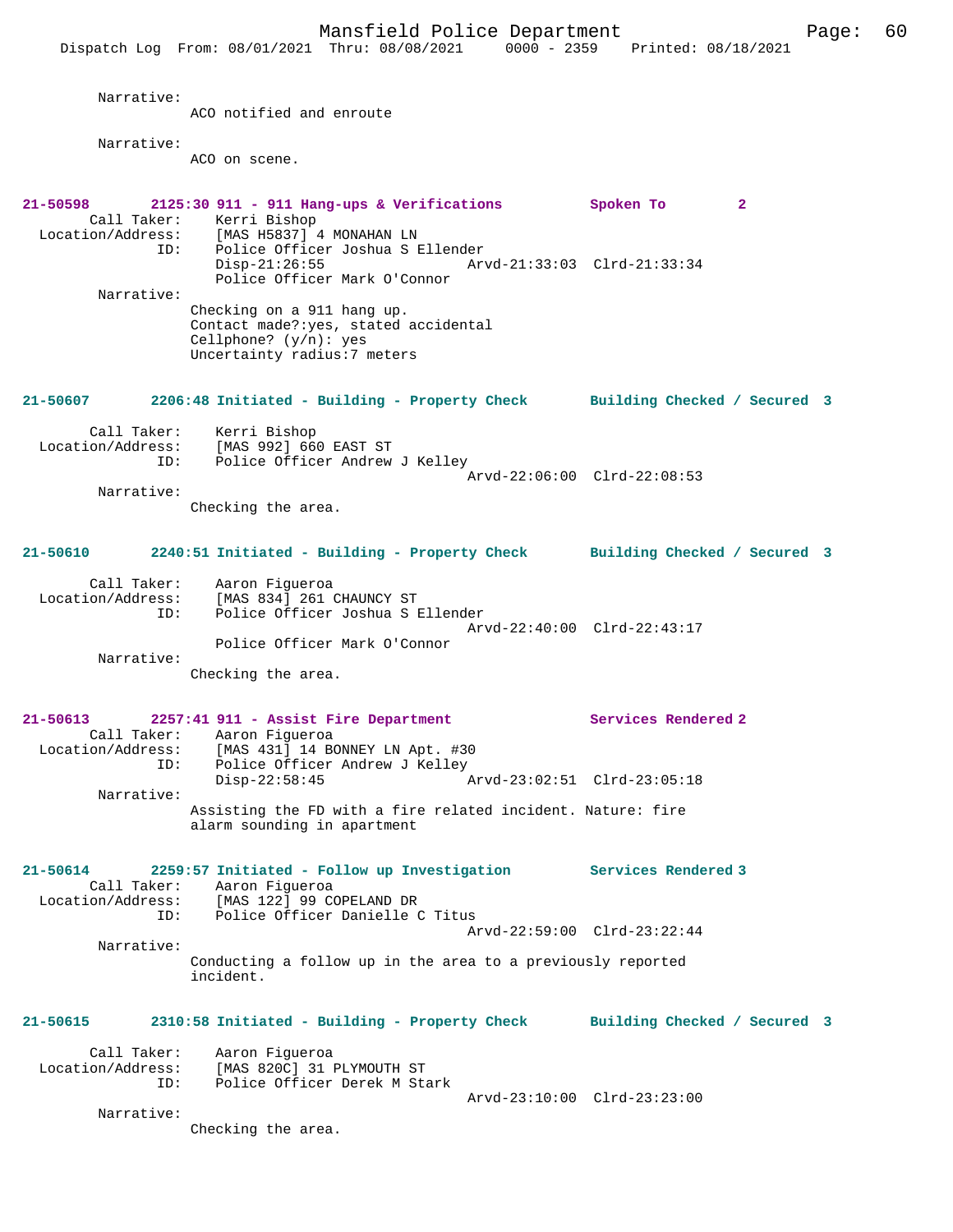Narrative:
ACO notified and enroute

Narrative:
ACO on scene.

**21-50598 2125:30 911 - 911 Hang-ups & Verifications Spoken To 2**

Call Taker: Kerri Bishop
Location/Address: [MAS H5837] 4 MONAHAN LN
ID: Police Officer Joshua S Ellender
Disp-21:26:55 Arvd-21:33:03 Clrd-21:33:34
Police Officer Mark O'Connor

Narrative:
Checking on a 911 hang up.
Contact made?:yes, stated accidental
Cellphone? (y/n): yes
Uncertainty radius:7 meters

**21-50607 2206:48 Initiated - Building - Property Check Building Checked / Secured 3**

Call Taker: Kerri Bishop
Location/Address: [MAS 992] 660 EAST ST
ID: Police Officer Andrew J Kelley
Arvd-22:06:00 Clrd-22:08:53

Narrative:
Checking the area.

**21-50610 2240:51 Initiated - Building - Property Check Building Checked / Secured 3**

Call Taker: Aaron Figueroa
Location/Address: [MAS 834] 261 CHAUNCY ST
ID: Police Officer Joshua S Ellender
Arvd-22:40:00 Clrd-22:43:17
Police Officer Mark O'Connor

Narrative:
Checking the area.

**21-50613 2257:41 911 - Assist Fire Department Services Rendered 2**

Call Taker: Aaron Figueroa
Location/Address: [MAS 431] 14 BONNEY LN Apt. #30
ID: Police Officer Andrew J Kelley
Disp-22:58:45 Arvd-23:02:51 Clrd-23:05:18

Narrative:
Assisting the FD with a fire related incident. Nature: fire alarm sounding in apartment

**21-50614 2259:57 Initiated - Follow up Investigation Services Rendered 3**

Call Taker: Aaron Figueroa
Location/Address: [MAS 122] 99 COPELAND DR
ID: Police Officer Danielle C Titus
Arvd-22:59:00 Clrd-23:22:44

Narrative:
Conducting a follow up in the area to a previously reported incident.

**21-50615 2310:58 Initiated - Building - Property Check Building Checked / Secured 3**

Call Taker: Aaron Figueroa
Location/Address: [MAS 820C] 31 PLYMOUTH ST
ID: Police Officer Derek M Stark
Arvd-23:10:00 Clrd-23:23:00

Narrative:
Checking the area.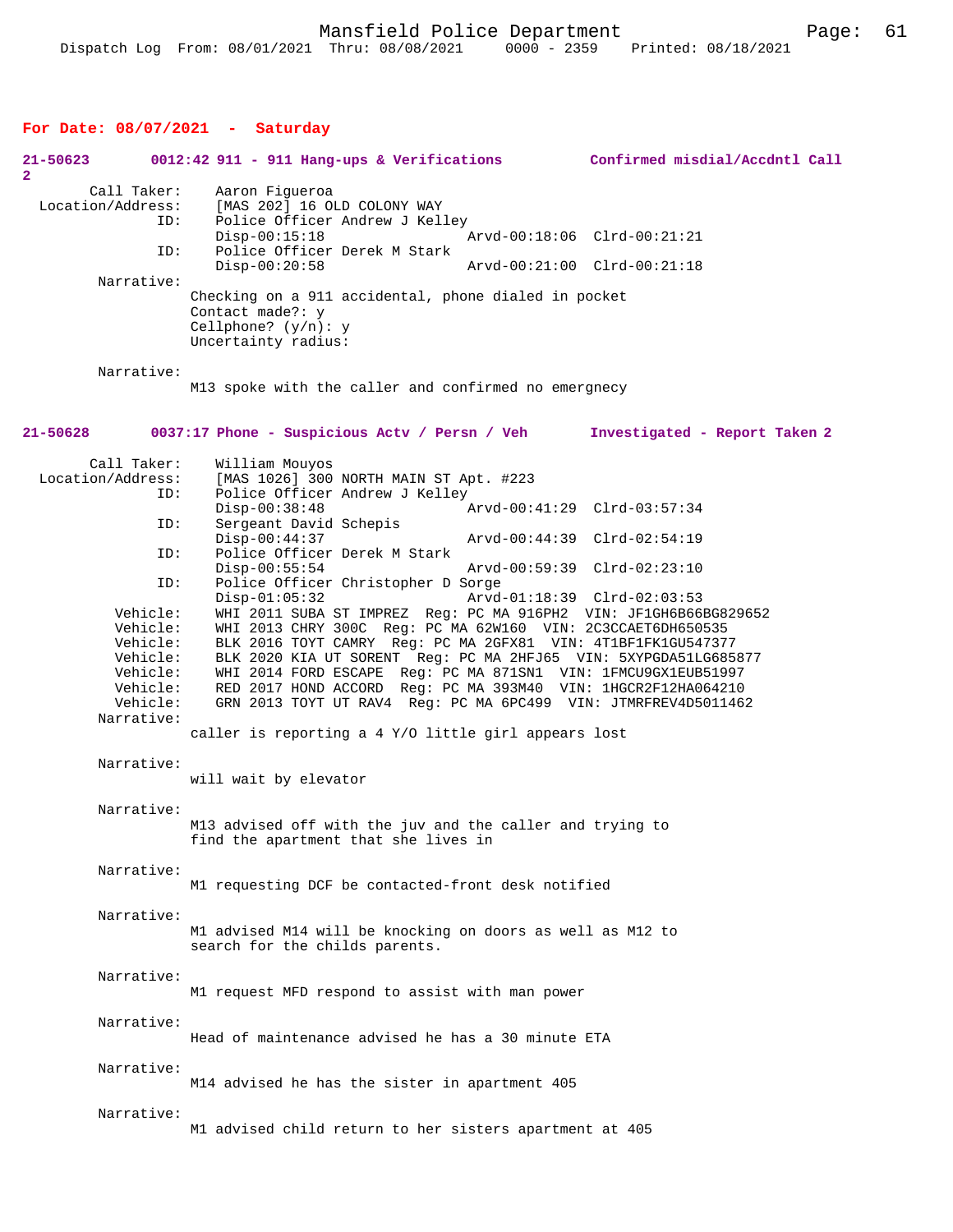## For Date: 08/07/2021 - Saturday

**21-50623 0012:42 911 - 911 Hang-ups & Verifications — Confirmed misdial/Accdntl Call 2**

Call Taker: Aaron Figueroa
Location/Address: [MAS 202] 16 OLD COLONY WAY
ID: Police Officer Andrew J Kelley
Disp-00:15:18 Arvd-00:18:06 Clrd-00:21:21
ID: Police Officer Derek M Stark
Disp-00:20:58 Arvd-00:21:00 Clrd-00:21:18

Narrative:
Checking on a 911 accidental, phone dialed in pocket
Contact made?: y
Cellphone? (y/n): y
Uncertainty radius:

Narrative:
M13 spoke with the caller and confirmed no emergnecy

**21-50628 0037:17 Phone - Suspicious Actv / Persn / Veh — Investigated - Report Taken 2**

Call Taker: William Mouyos
Location/Address: [MAS 1026] 300 NORTH MAIN ST Apt. #223
ID: Police Officer Andrew J Kelley
Disp-00:38:48 Arvd-00:41:29 Clrd-03:57:34
ID: Sergeant David Schepis
Disp-00:44:37 Arvd-00:44:39 Clrd-02:54:19
ID: Police Officer Derek M Stark
Disp-00:55:54 Arvd-00:59:39 Clrd-02:23:10
ID: Police Officer Christopher D Sorge
Disp-01:05:32 Arvd-01:18:39 Clrd-02:03:53

Vehicle: WHI 2011 SUBA ST IMPREZ Reg: PC MA 916PH2 VIN: JF1GH6B66BG829652
Vehicle: WHI 2013 CHRY 300C Reg: PC MA 62W160 VIN: 2C3CCAET6DH650535
Vehicle: BLK 2016 TOYT CAMRY Reg: PC MA 2GFX81 VIN: 4T1BF1FK1GU547377
Vehicle: BLK 2020 KIA UT SORENT Reg: PC MA 2HFJ65 VIN: 5XYPGDA51LG685877
Vehicle: WHI 2014 FORD ESCAPE Reg: PC MA 871SN1 VIN: 1FMCU9GX1EUB51997
Vehicle: RED 2017 HOND ACCORD Reg: PC MA 393M40 VIN: 1HGCR2F12HA064210
Vehicle: GRN 2013 TOYT UT RAV4 Reg: PC MA 6PC499 VIN: JTMRFREV4D5011462

Narrative:
caller is reporting a 4 Y/O little girl appears lost

Narrative:
will wait by elevator

Narrative:
M13 advised off with the juv and the caller and trying to find the apartment that she lives in

Narrative:
M1 requesting DCF be contacted-front desk notified

Narrative:
M1 advised M14 will be knocking on doors as well as M12 to search for the childs parents.

Narrative:
M1 request MFD respond to assist with man power

Narrative:
Head of maintenance advised he has a 30 minute ETA

Narrative:
M14 advised he has the sister in apartment 405

Narrative:
M1 advised child return to her sisters apartment at 405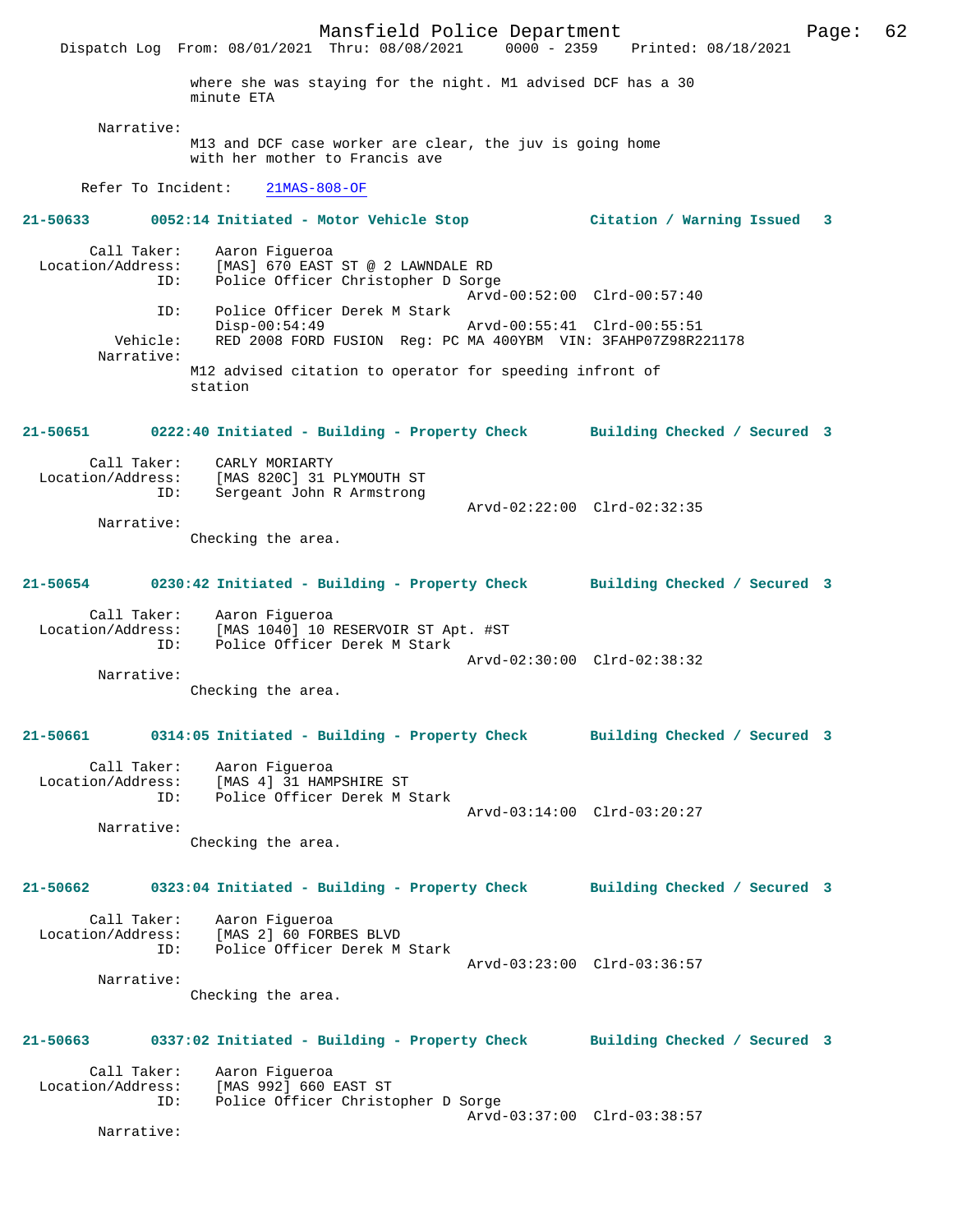where she was staying for the night. M1 advised DCF has a 30 minute ETA

Narrative:
M13 and DCF case worker are clear, the juv is going home with her mother to Francis ave

Refer To Incident: 21MAS-808-OF

**21-50633 0052:14 Initiated - Motor Vehicle Stop — Citation / Warning Issued 3**

Call Taker: Aaron Figueroa
Location/Address: [MAS] 670 EAST ST @ 2 LAWNDALE RD
ID: Police Officer Christopher D Sorge
Arvd-00:52:00 Clrd-00:57:40
ID: Police Officer Derek M Stark
Disp-00:54:49 Arvd-00:55:41 Clrd-00:55:51
Vehicle: RED 2008 FORD FUSION Reg: PC MA 400YBM VIN: 3FAHP07Z98R221178
Narrative:
M12 advised citation to operator for speeding infront of station

**21-50651 0222:40 Initiated - Building - Property Check — Building Checked / Secured 3**

Call Taker: CARLY MORIARTY
Location/Address: [MAS 820C] 31 PLYMOUTH ST
ID: Sergeant John R Armstrong
Arvd-02:22:00 Clrd-02:32:35
Narrative:
Checking the area.

**21-50654 0230:42 Initiated - Building - Property Check — Building Checked / Secured 3**

Call Taker: Aaron Figueroa
Location/Address: [MAS 1040] 10 RESERVOIR ST Apt. #ST
ID: Police Officer Derek M Stark
Arvd-02:30:00 Clrd-02:38:32
Narrative:
Checking the area.

**21-50661 0314:05 Initiated - Building - Property Check — Building Checked / Secured 3**

Call Taker: Aaron Figueroa
Location/Address: [MAS 4] 31 HAMPSHIRE ST
ID: Police Officer Derek M Stark
Arvd-03:14:00 Clrd-03:20:27
Narrative:
Checking the area.

**21-50662 0323:04 Initiated - Building - Property Check — Building Checked / Secured 3**

Call Taker: Aaron Figueroa
Location/Address: [MAS 2] 60 FORBES BLVD
ID: Police Officer Derek M Stark
Arvd-03:23:00 Clrd-03:36:57
Narrative:
Checking the area.

**21-50663 0337:02 Initiated - Building - Property Check — Building Checked / Secured 3**

Call Taker: Aaron Figueroa
Location/Address: [MAS 992] 660 EAST ST
ID: Police Officer Christopher D Sorge
Arvd-03:37:00 Clrd-03:38:57
Narrative: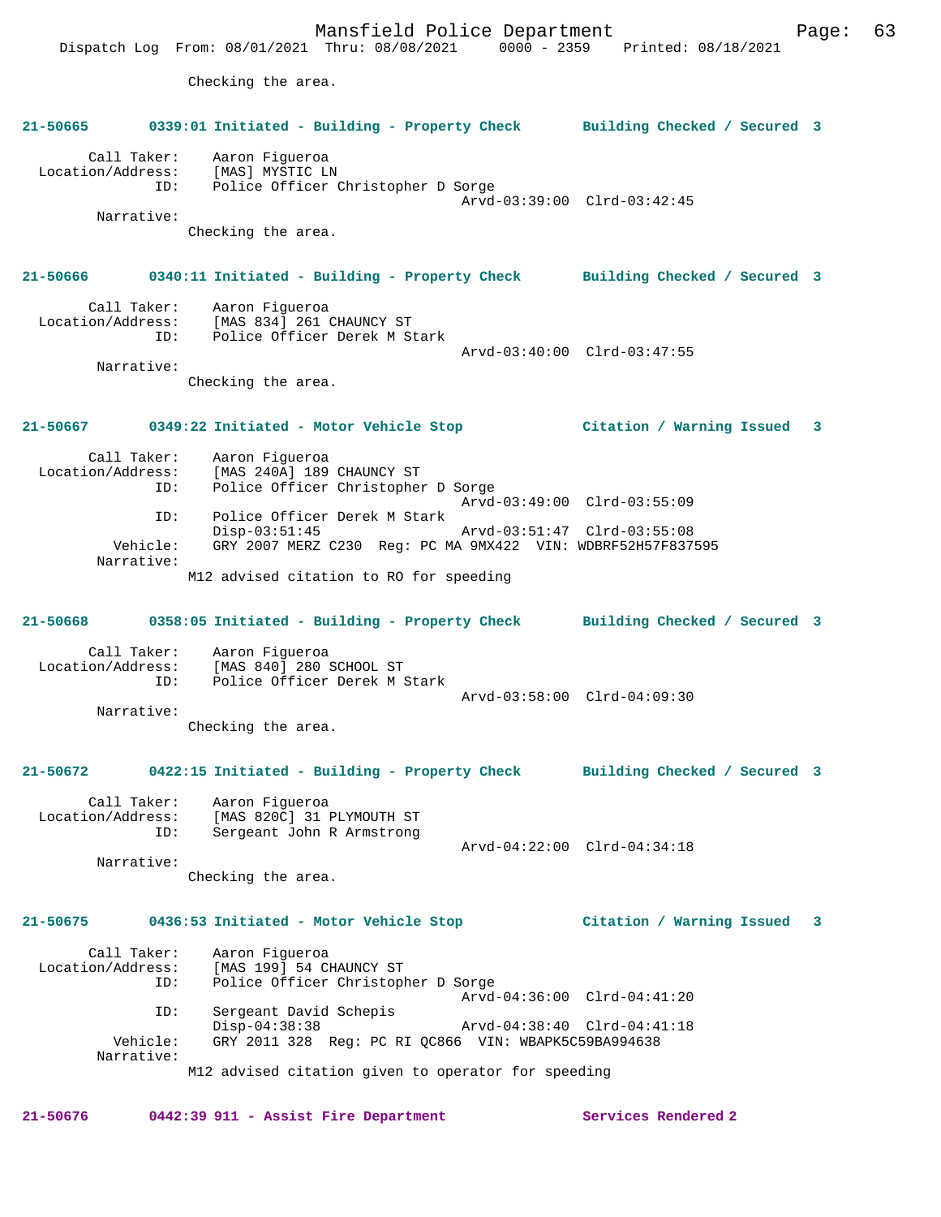Checking the area.

**21-50665 0339:01 Initiated - Building - Property Check Building Checked / Secured 3**

```
        Call Taker:    Aaron Figueroa
  Location/Address:    [MAS] MYSTIC LN
                ID:    Police Officer Christopher D Sorge
                                             Arvd-03:39:00  Clrd-03:42:45
         Narrative:
                Checking the area.
```

**21-50666 0340:11 Initiated - Building - Property Check Building Checked / Secured 3**

```
        Call Taker:    Aaron Figueroa
  Location/Address:    [MAS 834] 261 CHAUNCY ST
                ID:    Police Officer Derek M Stark
                                             Arvd-03:40:00  Clrd-03:47:55
         Narrative:
                Checking the area.
```

**21-50667 0349:22 Initiated - Motor Vehicle Stop Citation / Warning Issued 3**

```
        Call Taker:    Aaron Figueroa
  Location/Address:    [MAS 240A] 189 CHAUNCY ST
                ID:    Police Officer Christopher D Sorge
                                             Arvd-03:49:00  Clrd-03:55:09
                ID:    Police Officer Derek M Stark
                       Disp-03:51:45         Arvd-03:51:47  Clrd-03:55:08
           Vehicle:    GRY 2007 MERZ C230  Reg: PC MA 9MX422  VIN: WDBRF52H57F837595
         Narrative:
                M12 advised citation to RO for speeding
```

**21-50668 0358:05 Initiated - Building - Property Check Building Checked / Secured 3**

```
        Call Taker:    Aaron Figueroa
  Location/Address:    [MAS 840] 280 SCHOOL ST
                ID:    Police Officer Derek M Stark
                                             Arvd-03:58:00  Clrd-04:09:30
         Narrative:
                Checking the area.
```

**21-50672 0422:15 Initiated - Building - Property Check Building Checked / Secured 3**

```
        Call Taker:    Aaron Figueroa
  Location/Address:    [MAS 820C] 31 PLYMOUTH ST
                ID:    Sergeant John R Armstrong
                                             Arvd-04:22:00  Clrd-04:34:18
         Narrative:
                Checking the area.
```

**21-50675 0436:53 Initiated - Motor Vehicle Stop Citation / Warning Issued 3**

```
        Call Taker:    Aaron Figueroa
  Location/Address:    [MAS 199] 54 CHAUNCY ST
                ID:    Police Officer Christopher D Sorge
                                             Arvd-04:36:00  Clrd-04:41:20
                ID:    Sergeant David Schepis
                       Disp-04:38:38         Arvd-04:38:40  Clrd-04:41:18
           Vehicle:    GRY 2011 328  Reg: PC RI QC866  VIN: WBAPK5C59BA994638
         Narrative:
                M12 advised citation given to operator for speeding
```

**21-50676 0442:39 911 - Assist Fire Department Services Rendered 2**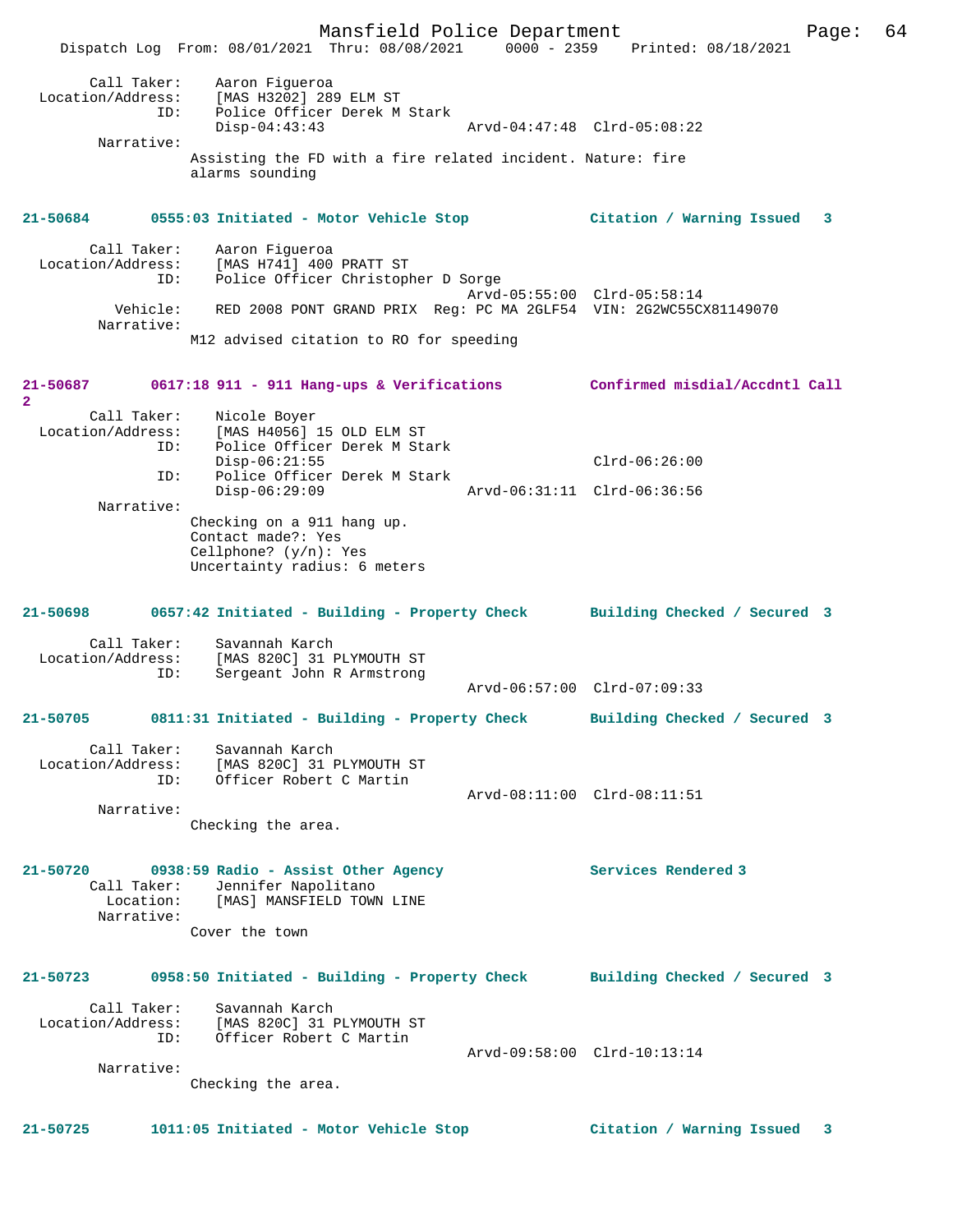```
        Call Taker:    Aaron Figueroa
  Location/Address:    [MAS H3202] 289 ELM ST
                ID:    Police Officer Derek M Stark
                       Disp-04:43:43                 Arvd-04:47:48  Clrd-05:08:22
         Narrative:
                     Assisting the FD with a fire related incident. Nature: fire
                     alarms sounding


21-50684        0555:03 Initiated - Motor Vehicle Stop             Citation / Warning Issued   3

        Call Taker:    Aaron Figueroa
  Location/Address:    [MAS H741] 400 PRATT ST
                ID:    Police Officer Christopher D Sorge
                                                     Arvd-05:55:00  Clrd-05:58:14
           Vehicle:    RED 2008 PONT GRAND PRIX  Reg: PC MA 2GLF54  VIN: 2G2WC55CX81149070
         Narrative:
                     M12 advised citation to RO for speeding


21-50687        0617:18 911 - 911 Hang-ups & Verifications         Confirmed misdial/Accdntl Call
2
        Call Taker:    Nicole Boyer
  Location/Address:    [MAS H4056] 15 OLD ELM ST
                ID:    Police Officer Derek M Stark
                       Disp-06:21:55                                Clrd-06:26:00
                ID:    Police Officer Derek M Stark
                       Disp-06:29:09                 Arvd-06:31:11  Clrd-06:36:56
         Narrative:
                     Checking on a 911 hang up.
                     Contact made?: Yes
                     Cellphone? (y/n): Yes
                     Uncertainty radius: 6 meters


21-50698        0657:42 Initiated - Building - Property Check      Building Checked / Secured 3

        Call Taker:    Savannah Karch
  Location/Address:    [MAS 820C] 31 PLYMOUTH ST
                ID:    Sergeant John R Armstrong
                                                     Arvd-06:57:00  Clrd-07:09:33

21-50705        0811:31 Initiated - Building - Property Check      Building Checked / Secured 3

        Call Taker:    Savannah Karch
  Location/Address:    [MAS 820C] 31 PLYMOUTH ST
                ID:    Officer Robert C Martin
                                                     Arvd-08:11:00  Clrd-08:11:51
         Narrative:
                     Checking the area.


21-50720        0938:59 Radio - Assist Other Agency                Services Rendered 3
        Call Taker:    Jennifer Napolitano
          Location:    [MAS] MANSFIELD TOWN LINE
         Narrative:
                     Cover the town


21-50723        0958:50 Initiated - Building - Property Check      Building Checked / Secured 3

        Call Taker:    Savannah Karch
  Location/Address:    [MAS 820C] 31 PLYMOUTH ST
                ID:    Officer Robert C Martin
                                                     Arvd-09:58:00  Clrd-10:13:14
         Narrative:
                     Checking the area.


21-50725        1011:05 Initiated - Motor Vehicle Stop             Citation / Warning Issued   3
```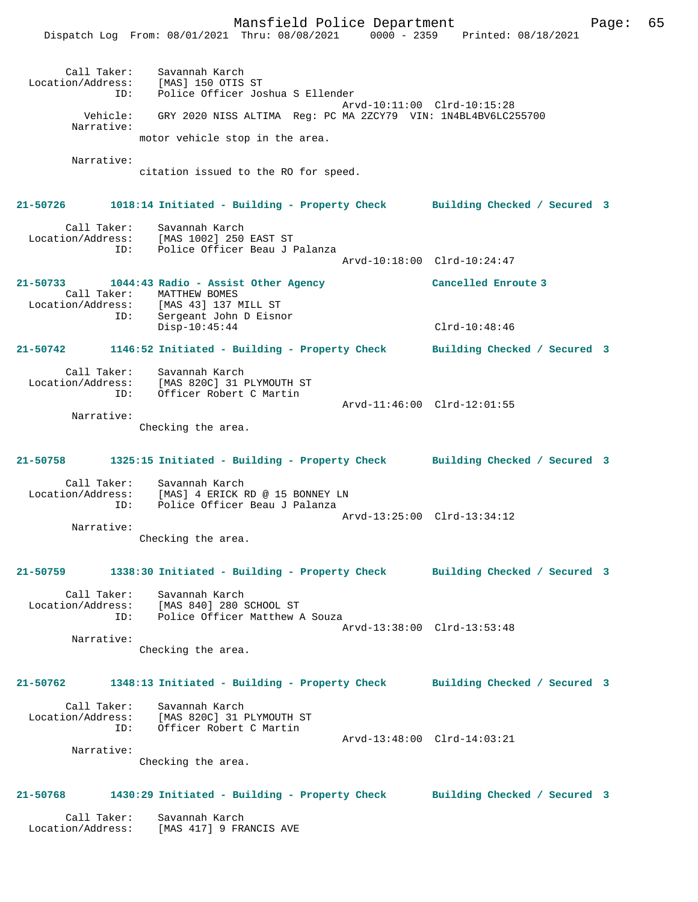Call Taker: Savannah Karch
Location/Address: [MAS] 150 OTIS ST
ID: Police Officer Joshua S Ellender
Arvd-10:11:00 Clrd-10:15:28
Vehicle: GRY 2020 NISS ALTIMA Reg: PC MA 2ZCY79 VIN: 1N4BL4BV6LC255700
Narrative:
motor vehicle stop in the area.

Narrative:
citation issued to the RO for speed.

**21-50726 1018:14 Initiated - Building - Property Check Building Checked / Secured 3**

Call Taker: Savannah Karch
Location/Address: [MAS 1002] 250 EAST ST
ID: Police Officer Beau J Palanza
Arvd-10:18:00 Clrd-10:24:47

**21-50733 1044:43 Radio - Assist Other Agency Cancelled Enroute 3**

Call Taker: MATTHEW BOMES
Location/Address: [MAS 43] 137 MILL ST
ID: Sergeant John D Eisnor
Disp-10:45:44 Clrd-10:48:46

**21-50742 1146:52 Initiated - Building - Property Check Building Checked / Secured 3**

Call Taker: Savannah Karch
Location/Address: [MAS 820C] 31 PLYMOUTH ST
ID: Officer Robert C Martin
Arvd-11:46:00 Clrd-12:01:55
Narrative:
Checking the area.

**21-50758 1325:15 Initiated - Building - Property Check Building Checked / Secured 3**

Call Taker: Savannah Karch
Location/Address: [MAS] 4 ERICK RD @ 15 BONNEY LN
ID: Police Officer Beau J Palanza
Arvd-13:25:00 Clrd-13:34:12
Narrative:
Checking the area.

**21-50759 1338:30 Initiated - Building - Property Check Building Checked / Secured 3**

Call Taker: Savannah Karch
Location/Address: [MAS 840] 280 SCHOOL ST
ID: Police Officer Matthew A Souza
Arvd-13:38:00 Clrd-13:53:48
Narrative:
Checking the area.

**21-50762 1348:13 Initiated - Building - Property Check Building Checked / Secured 3**

Call Taker: Savannah Karch
Location/Address: [MAS 820C] 31 PLYMOUTH ST
ID: Officer Robert C Martin
Arvd-13:48:00 Clrd-14:03:21
Narrative:
Checking the area.

**21-50768 1430:29 Initiated - Building - Property Check Building Checked / Secured 3**

Call Taker: Savannah Karch
Location/Address: [MAS 417] 9 FRANCIS AVE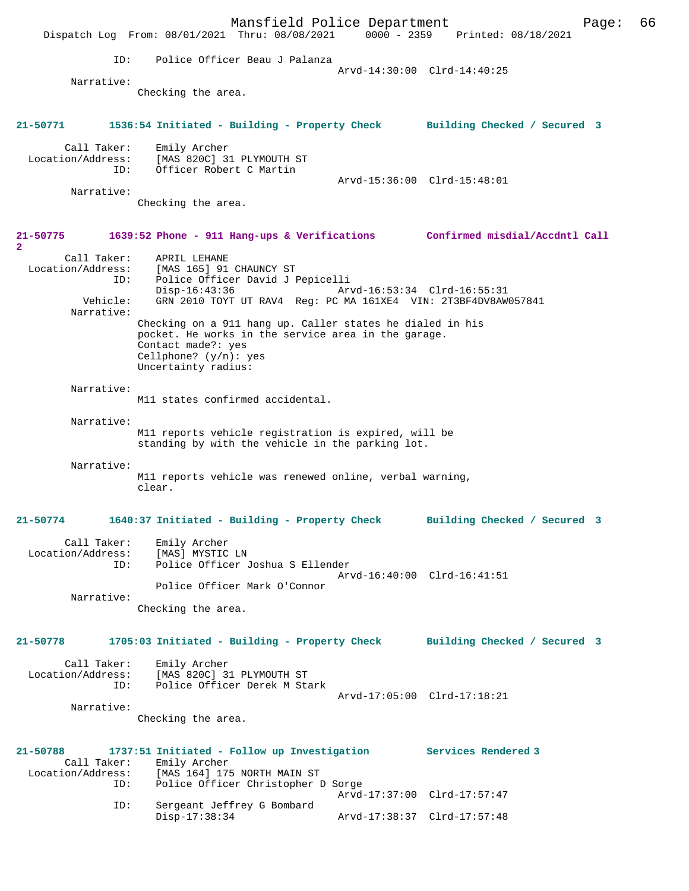ID: Police Officer Beau J Palanza
Arvd-14:30:00 Clrd-14:40:25

Narrative:
Checking the area.

**21-50771 1536:54 Initiated - Building - Property Check Building Checked / Secured 3**

Call Taker: Emily Archer
Location/Address: [MAS 820C] 31 PLYMOUTH ST
ID: Officer Robert C Martin
Arvd-15:36:00 Clrd-15:48:01

Narrative:
Checking the area.

**21-50775 1639:52 Phone - 911 Hang-ups & Verifications Confirmed misdial/Accdntl Call 2**

Call Taker: APRIL LEHANE
Location/Address: [MAS 165] 91 CHAUNCY ST
ID: Police Officer David J Pepicelli
Disp-16:43:36 Arvd-16:53:34 Clrd-16:55:31
Vehicle: GRN 2010 TOYT UT RAV4 Reg: PC MA 161XE4 VIN: 2T3BF4DV8AW057841

Narrative:
Checking on a 911 hang up. Caller states he dialed in his pocket. He works in the service area in the garage.
Contact made?: yes
Cellphone? (y/n): yes
Uncertainty radius:

Narrative:
M11 states confirmed accidental.

Narrative:
M11 reports vehicle registration is expired, will be standing by with the vehicle in the parking lot.

Narrative:
M11 reports vehicle was renewed online, verbal warning, clear.

**21-50774 1640:37 Initiated - Building - Property Check Building Checked / Secured 3**

Call Taker: Emily Archer
Location/Address: [MAS] MYSTIC LN
ID: Police Officer Joshua S Ellender
Arvd-16:40:00 Clrd-16:41:51
Police Officer Mark O'Connor

Narrative:
Checking the area.

**21-50778 1705:03 Initiated - Building - Property Check Building Checked / Secured 3**

Call Taker: Emily Archer
Location/Address: [MAS 820C] 31 PLYMOUTH ST
ID: Police Officer Derek M Stark
Arvd-17:05:00 Clrd-17:18:21

Narrative:
Checking the area.

**21-50788 1737:51 Initiated - Follow up Investigation Services Rendered 3**

Call Taker: Emily Archer
Location/Address: [MAS 164] 175 NORTH MAIN ST
ID: Police Officer Christopher D Sorge
Arvd-17:37:00 Clrd-17:57:47
ID: Sergeant Jeffrey G Bombard
Disp-17:38:34 Arvd-17:38:37 Clrd-17:57:48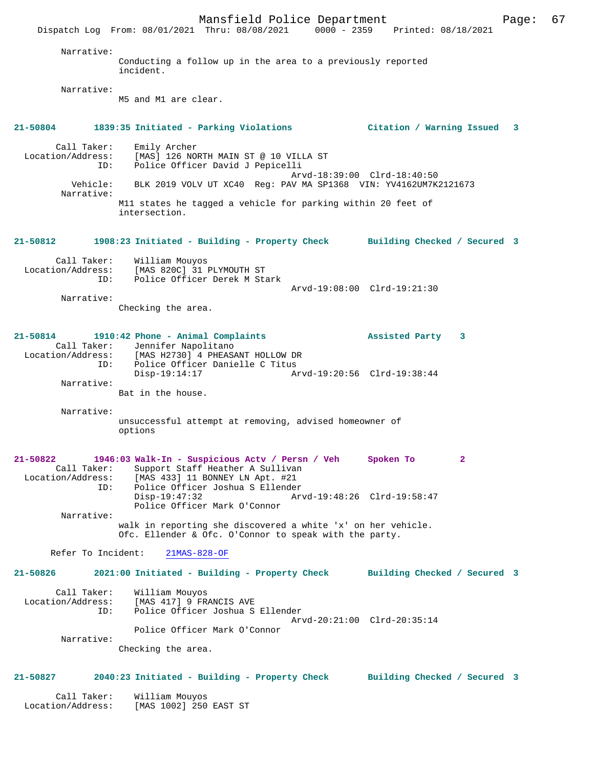Narrative:
Conducting a follow up in the area to a previously reported incident.

Narrative:
M5 and M1 are clear.

**21-50804 1839:35 Initiated - Parking Violations — Citation / Warning Issued 3**

Call Taker: Emily Archer
Location/Address: [MAS] 126 NORTH MAIN ST @ 10 VILLA ST
ID: Police Officer David J Pepicelli
Arvd-18:39:00 Clrd-18:40:50
Vehicle: BLK 2019 VOLV UT XC40 Reg: PAV MA SP1368 VIN: YV4162UM7K2121673
Narrative:
M11 states he tagged a vehicle for parking within 20 feet of intersection.

**21-50812 1908:23 Initiated - Building - Property Check — Building Checked / Secured 3**

Call Taker: William Mouyos
Location/Address: [MAS 820C] 31 PLYMOUTH ST
ID: Police Officer Derek M Stark
Arvd-19:08:00 Clrd-19:21:30
Narrative:
Checking the area.

**21-50814 1910:42 Phone - Animal Complaints — Assisted Party 3**

Call Taker: Jennifer Napolitano
Location/Address: [MAS H2730] 4 PHEASANT HOLLOW DR
ID: Police Officer Danielle C Titus
Disp-19:14:17 Arvd-19:20:56 Clrd-19:38:44
Narrative:
Bat in the house.

Narrative:
unsuccessful attempt at removing, advised homeowner of options

**21-50822 1946:03 Walk-In - Suspicious Actv / Persn / Veh — Spoken To 2**

Call Taker: Support Staff Heather A Sullivan
Location/Address: [MAS 433] 11 BONNEY LN Apt. #21
ID: Police Officer Joshua S Ellender
Disp-19:47:32 Arvd-19:48:26 Clrd-19:58:47
Police Officer Mark O'Connor
Narrative:
walk in reporting she discovered a white 'x' on her vehicle. Ofc. Ellender & Ofc. O'Connor to speak with the party.

Refer To Incident: 21MAS-828-OF

**21-50826 2021:00 Initiated - Building - Property Check — Building Checked / Secured 3**

Call Taker: William Mouyos
Location/Address: [MAS 417] 9 FRANCIS AVE
ID: Police Officer Joshua S Ellender
Arvd-20:21:00 Clrd-20:35:14
Police Officer Mark O'Connor
Narrative:
Checking the area.

**21-50827 2040:23 Initiated - Building - Property Check — Building Checked / Secured 3**

Call Taker: William Mouyos
Location/Address: [MAS 1002] 250 EAST ST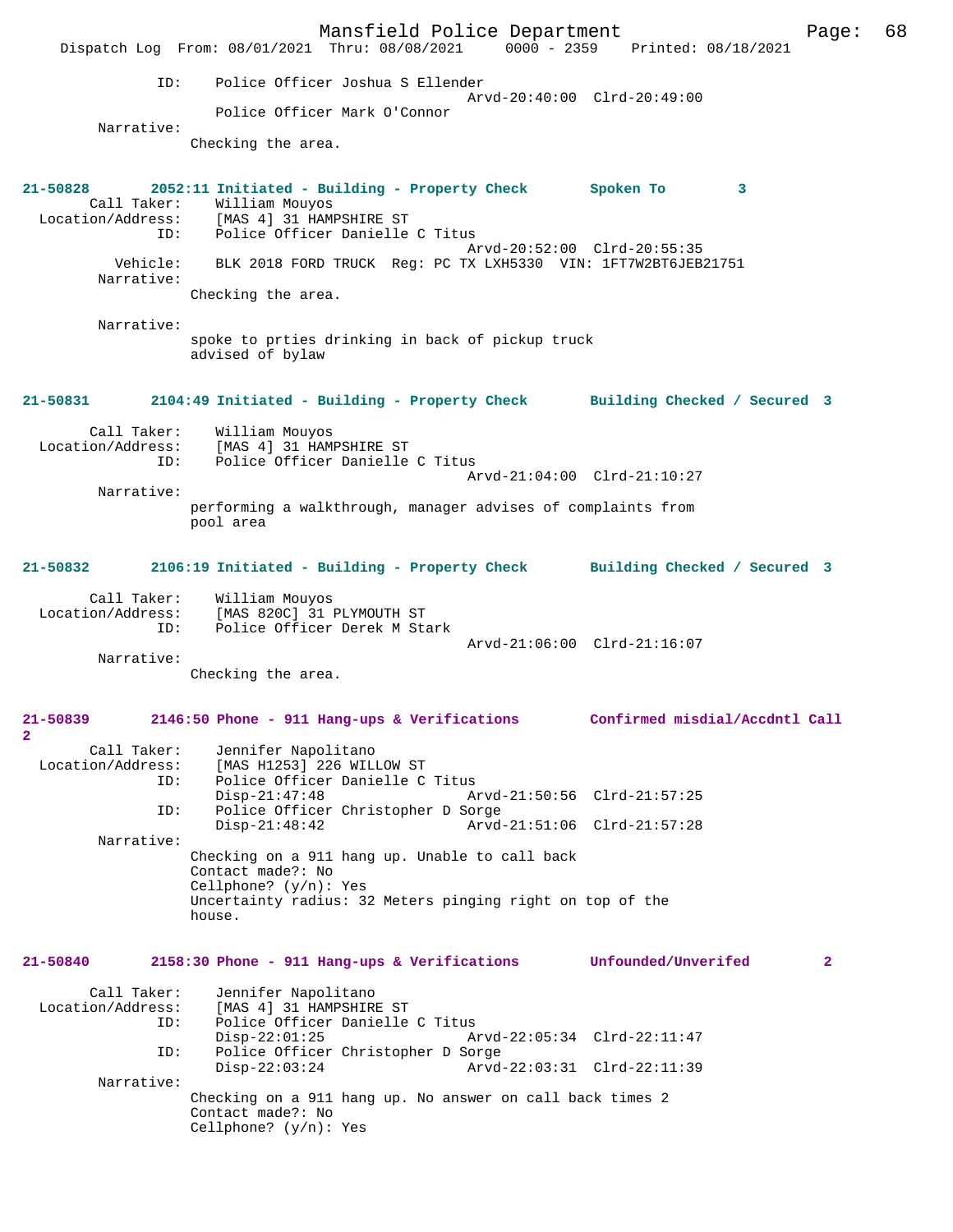```
            ID:    Police Officer Joshua S Ellender
                                            Arvd-20:40:00  Clrd-20:49:00
                   Police Officer Mark O'Connor
        Narrative:
                   Checking the area.


21-50828        2052:11 Initiated - Building - Property Check       Spoken To        3
        Call Taker:    William Mouyos
  Location/Address:    [MAS 4] 31 HAMPSHIRE ST
                ID:    Police Officer Danielle C Titus
                                            Arvd-20:52:00  Clrd-20:55:35
          Vehicle:    BLK 2018 FORD TRUCK  Reg: PC TX LXH5330  VIN: 1FT7W2BT6JEB21751
        Narrative:
                   Checking the area.

        Narrative:
                   spoke to prties drinking in back of pickup truck
                   advised of bylaw


21-50831        2104:49 Initiated - Building - Property Check       Building Checked / Secured  3

        Call Taker:    William Mouyos
  Location/Address:    [MAS 4] 31 HAMPSHIRE ST
                ID:    Police Officer Danielle C Titus
                                            Arvd-21:04:00  Clrd-21:10:27
        Narrative:
                   performing a walkthrough, manager advises of complaints from
                   pool area


21-50832        2106:19 Initiated - Building - Property Check       Building Checked / Secured  3

        Call Taker:    William Mouyos
  Location/Address:    [MAS 820C] 31 PLYMOUTH ST
                ID:    Police Officer Derek M Stark
                                            Arvd-21:06:00  Clrd-21:16:07
        Narrative:
                   Checking the area.


21-50839        2146:50 Phone - 911 Hang-ups & Verifications        Confirmed misdial/Accdntl Call
2
        Call Taker:    Jennifer Napolitano
  Location/Address:    [MAS H1253] 226 WILLOW ST
                ID:    Police Officer Danielle C Titus
                       Disp-21:47:48                Arvd-21:50:56  Clrd-21:57:25
                ID:    Police Officer Christopher D Sorge
                       Disp-21:48:42                Arvd-21:51:06  Clrd-21:57:28
        Narrative:
                   Checking on a 911 hang up. Unable to call back
                   Contact made?: No
                   Cellphone? (y/n): Yes
                   Uncertainty radius: 32 Meters pinging right on top of the
                   house.


21-50840        2158:30 Phone - 911 Hang-ups & Verifications        Unfounded/Unverifed        2

        Call Taker:    Jennifer Napolitano
  Location/Address:    [MAS 4] 31 HAMPSHIRE ST
                ID:    Police Officer Danielle C Titus
                       Disp-22:01:25                Arvd-22:05:34  Clrd-22:11:47
                ID:    Police Officer Christopher D Sorge
                       Disp-22:03:24                Arvd-22:03:31  Clrd-22:11:39
        Narrative:
                   Checking on a 911 hang up. No answer on call back times 2
                   Contact made?: No
                   Cellphone? (y/n): Yes
```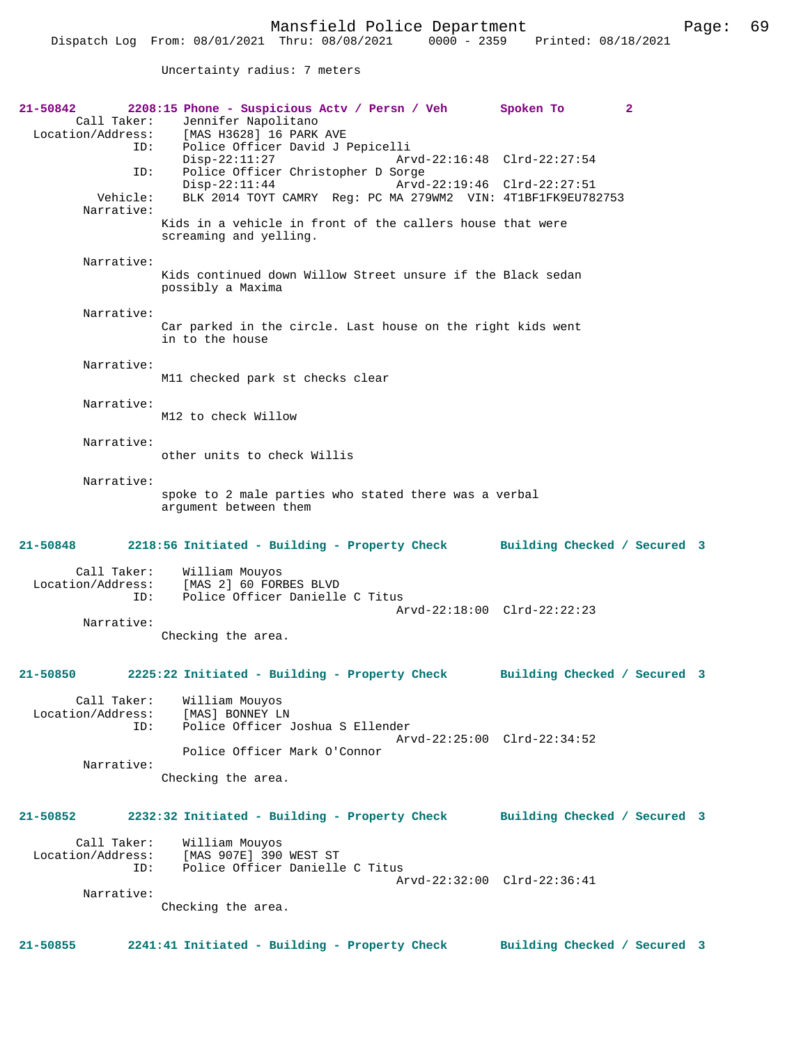Uncertainty radius: 7 meters

**21-50842 2208:15 Phone - Suspicious Actv / Persn / Veh — Spoken To — 2**

Call Taker: Jennifer Napolitano
Location/Address: [MAS H3628] 16 PARK AVE
ID: Police Officer David J Pepicelli
Disp-22:11:27 Arvd-22:16:48 Clrd-22:27:54
ID: Police Officer Christopher D Sorge
Disp-22:11:44 Arvd-22:19:46 Clrd-22:27:51
Vehicle: BLK 2014 TOYT CAMRY Reg: PC MA 279WM2 VIN: 4T1BF1FK9EU782753

Narrative:
Kids in a vehicle in front of the callers house that were screaming and yelling.

Narrative:
Kids continued down Willow Street unsure if the Black sedan possibly a Maxima

Narrative:
Car parked in the circle. Last house on the right kids went in to the house

Narrative:
M11 checked park st checks clear

Narrative:
M12 to check Willow

Narrative:
other units to check Willis

Narrative:
spoke to 2 male parties who stated there was a verbal argument between them

**21-50848 2218:56 Initiated - Building - Property Check — Building Checked / Secured 3**

Call Taker: William Mouyos
Location/Address: [MAS 2] 60 FORBES BLVD
ID: Police Officer Danielle C Titus
Arvd-22:18:00 Clrd-22:22:23

Narrative:
Checking the area.

**21-50850 2225:22 Initiated - Building - Property Check — Building Checked / Secured 3**

Call Taker: William Mouyos
Location/Address: [MAS] BONNEY LN
ID: Police Officer Joshua S Ellender
Arvd-22:25:00 Clrd-22:34:52
Police Officer Mark O'Connor

Narrative:
Checking the area.

**21-50852 2232:32 Initiated - Building - Property Check — Building Checked / Secured 3**

Call Taker: William Mouyos
Location/Address: [MAS 907E] 390 WEST ST
ID: Police Officer Danielle C Titus
Arvd-22:32:00 Clrd-22:36:41

Narrative:
Checking the area.

**21-50855 2241:41 Initiated - Building - Property Check — Building Checked / Secured 3**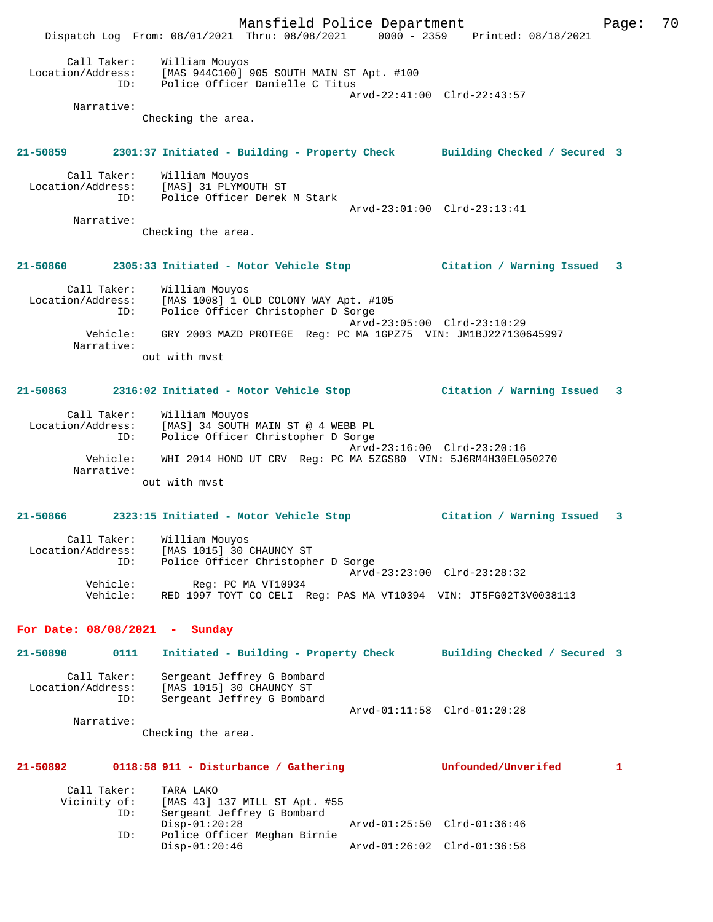```
        Call Taker:    William Mouyos
  Location/Address:    [MAS 944C100] 905 SOUTH MAIN ST Apt. #100
                ID:    Police Officer Danielle C Titus
                                              Arvd-22:41:00  Clrd-22:43:57
         Narrative:
                Checking the area.


21-50859       2301:37 Initiated - Building - Property Check       Building Checked / Secured  3

        Call Taker:    William Mouyos
  Location/Address:    [MAS] 31 PLYMOUTH ST
                ID:    Police Officer Derek M Stark
                                              Arvd-23:01:00  Clrd-23:13:41
         Narrative:
                Checking the area.


21-50860       2305:33 Initiated - Motor Vehicle Stop              Citation / Warning Issued   3

        Call Taker:    William Mouyos
  Location/Address:    [MAS 1008] 1 OLD COLONY WAY Apt. #105
                ID:    Police Officer Christopher D Sorge
                                              Arvd-23:05:00  Clrd-23:10:29
           Vehicle:    GRY 2003 MAZD PROTEGE  Reg: PC MA 1GPZ75  VIN: JM1BJ227130645997
         Narrative:
                out with mvst


21-50863       2316:02 Initiated - Motor Vehicle Stop              Citation / Warning Issued   3

        Call Taker:    William Mouyos
  Location/Address:    [MAS] 34 SOUTH MAIN ST @ 4 WEBB PL
                ID:    Police Officer Christopher D Sorge
                                              Arvd-23:16:00  Clrd-23:20:16
           Vehicle:    WHI 2014 HOND UT CRV  Reg: PC MA 5ZGS80  VIN: 5J6RM4H30EL050270
         Narrative:
                out with mvst


21-50866       2323:15 Initiated - Motor Vehicle Stop              Citation / Warning Issued   3

        Call Taker:    William Mouyos
  Location/Address:    [MAS 1015] 30 CHAUNCY ST
                ID:    Police Officer Christopher D Sorge
                                              Arvd-23:23:00  Clrd-23:28:32
           Vehicle:          Reg: PC MA VT10934
           Vehicle:    RED 1997 TOYT CO CELI  Reg: PAS MA VT10394  VIN: JT5FG02T3V0038113
```

**For Date: 08/08/2021  -  Sunday**

```
21-50890       0111    Initiated - Building - Property Check       Building Checked / Secured  3

        Call Taker:    Sergeant Jeffrey G Bombard
  Location/Address:    [MAS 1015] 30 CHAUNCY ST
                ID:    Sergeant Jeffrey G Bombard
                                              Arvd-01:11:58  Clrd-01:20:28
         Narrative:
                Checking the area.


21-50892       0118:58 911 - Disturbance / Gathering               Unfounded/Unverifed         1

        Call Taker:    TARA LAKO
        Vicinity of:   [MAS 43] 137 MILL ST Apt. #55
                ID:    Sergeant Jeffrey G Bombard
                       Disp-01:20:28                  Arvd-01:25:50  Clrd-01:36:46
                ID:    Police Officer Meghan Birnie
                       Disp-01:20:46                  Arvd-01:26:02  Clrd-01:36:58
```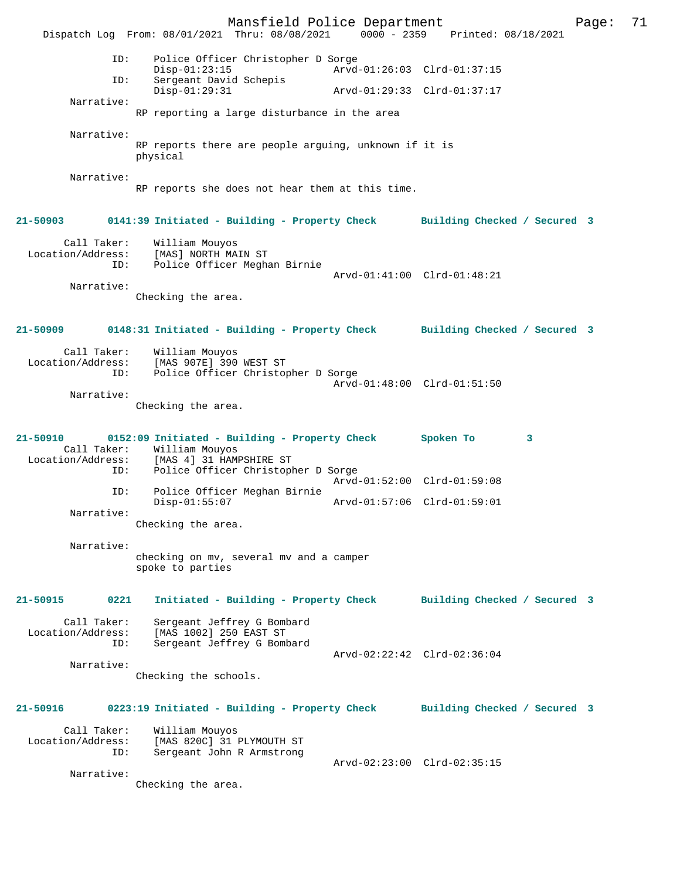```
            ID:     Police Officer Christopher D Sorge
                    Disp-01:23:15                 Arvd-01:26:03  Clrd-01:37:15
            ID:     Sergeant David Schepis
                    Disp-01:29:31                 Arvd-01:29:33  Clrd-01:37:17
        Narrative:
                  RP reporting a large disturbance in the area

        Narrative:
                  RP reports there are people arguing, unknown if it is
                  physical

        Narrative:
                  RP reports she does not hear them at this time.
```

**21-50903        0141:39 Initiated - Building - Property Check        Building Checked / Secured  3**

```
        Call Taker:     William Mouyos
  Location/Address:     [MAS] NORTH MAIN ST
                ID:     Police Officer Meghan Birnie
                                                  Arvd-01:41:00  Clrd-01:48:21
        Narrative:
                  Checking the area.
```

**21-50909        0148:31 Initiated - Building - Property Check        Building Checked / Secured  3**

```
        Call Taker:     William Mouyos
  Location/Address:     [MAS 907E] 390 WEST ST
                ID:     Police Officer Christopher D Sorge
                                                  Arvd-01:48:00  Clrd-01:51:50
        Narrative:
                  Checking the area.
```

**21-50910        0152:09 Initiated - Building - Property Check        Spoken To          3**

```
        Call Taker:     William Mouyos
  Location/Address:     [MAS 4] 31 HAMPSHIRE ST
                ID:     Police Officer Christopher D Sorge
                                                  Arvd-01:52:00  Clrd-01:59:08
                ID:     Police Officer Meghan Birnie
                        Disp-01:55:07             Arvd-01:57:06  Clrd-01:59:01
        Narrative:
                  Checking the area.

        Narrative:
                  checking on mv, several mv and a camper
                  spoke to parties
```

**21-50915        0221    Initiated - Building - Property Check        Building Checked / Secured  3**

```
        Call Taker:     Sergeant Jeffrey G Bombard
  Location/Address:     [MAS 1002] 250 EAST ST
                ID:     Sergeant Jeffrey G Bombard
                                                  Arvd-02:22:42  Clrd-02:36:04
        Narrative:
                  Checking the schools.
```

**21-50916        0223:19 Initiated - Building - Property Check        Building Checked / Secured  3**

```
        Call Taker:     William Mouyos
  Location/Address:     [MAS 820C] 31 PLYMOUTH ST
                ID:     Sergeant John R Armstrong
                                                  Arvd-02:23:00  Clrd-02:35:15
        Narrative:
                  Checking the area.
```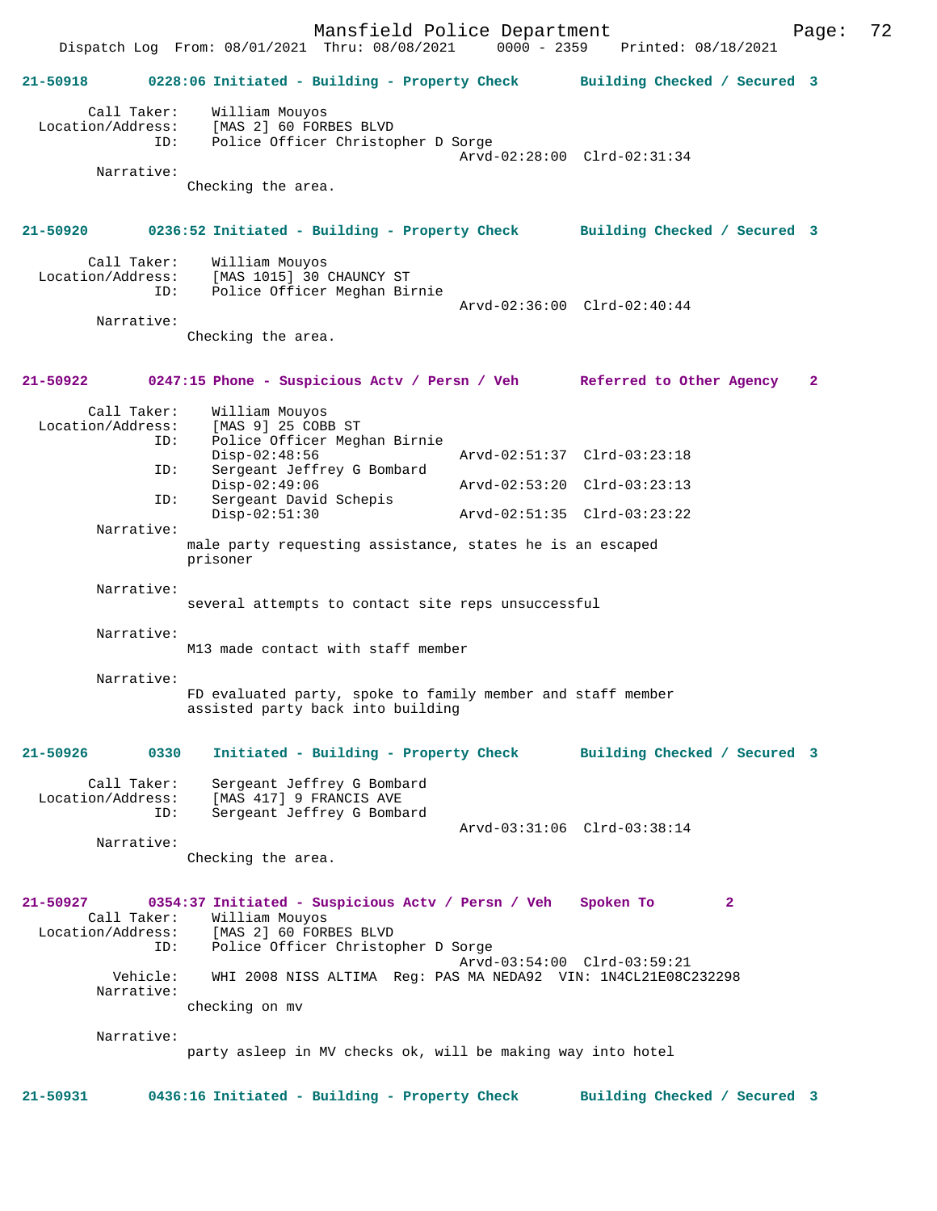Mansfield Police Department
Dispatch Log From: 08/01/2021 Thru: 08/08/2021 0000 - 2359 Printed: 08/18/2021

**21-50918 0228:06 Initiated - Building - Property Check Building Checked / Secured 3**

```
        Call Taker:    William Mouyos
  Location/Address:    [MAS 2] 60 FORBES BLVD
                ID:    Police Officer Christopher D Sorge
                                              Arvd-02:28:00  Clrd-02:31:34
         Narrative:
                Checking the area.
```

**21-50920 0236:52 Initiated - Building - Property Check Building Checked / Secured 3**

```
        Call Taker:    William Mouyos
  Location/Address:    [MAS 1015] 30 CHAUNCY ST
                ID:    Police Officer Meghan Birnie
                                              Arvd-02:36:00  Clrd-02:40:44
         Narrative:
                Checking the area.
```

**21-50922 0247:15 Phone - Suspicious Actv / Persn / Veh Referred to Other Agency 2**

```
        Call Taker:    William Mouyos
  Location/Address:    [MAS 9] 25 COBB ST
                ID:    Police Officer Meghan Birnie
                       Disp-02:48:56          Arvd-02:51:37  Clrd-03:23:18
                ID:    Sergeant Jeffrey G Bombard
                       Disp-02:49:06          Arvd-02:53:20  Clrd-03:23:13
                ID:    Sergeant David Schepis
                       Disp-02:51:30          Arvd-02:51:35  Clrd-03:23:22
         Narrative:
                male party requesting assistance, states he is an escaped
                prisoner

         Narrative:
                several attempts to contact site reps unsuccessful

         Narrative:
                M13 made contact with staff member

         Narrative:
                FD evaluated party, spoke to family member and staff member
                assisted party back into building
```

**21-50926 0330 Initiated - Building - Property Check Building Checked / Secured 3**

```
        Call Taker:    Sergeant Jeffrey G Bombard
  Location/Address:    [MAS 417] 9 FRANCIS AVE
                ID:    Sergeant Jeffrey G Bombard
                                              Arvd-03:31:06  Clrd-03:38:14
         Narrative:
                Checking the area.
```

**21-50927 0354:37 Initiated - Suspicious Actv / Persn / Veh Spoken To 2**

```
        Call Taker:    William Mouyos
  Location/Address:    [MAS 2] 60 FORBES BLVD
                ID:    Police Officer Christopher D Sorge
                                              Arvd-03:54:00  Clrd-03:59:21
           Vehicle:    WHI 2008 NISS ALTIMA  Reg: PAS MA NEDA92  VIN: 1N4CL21E08C232298
         Narrative:
                checking on mv

         Narrative:
                party asleep in MV checks ok, will be making way into hotel
```

**21-50931 0436:16 Initiated - Building - Property Check Building Checked / Secured 3**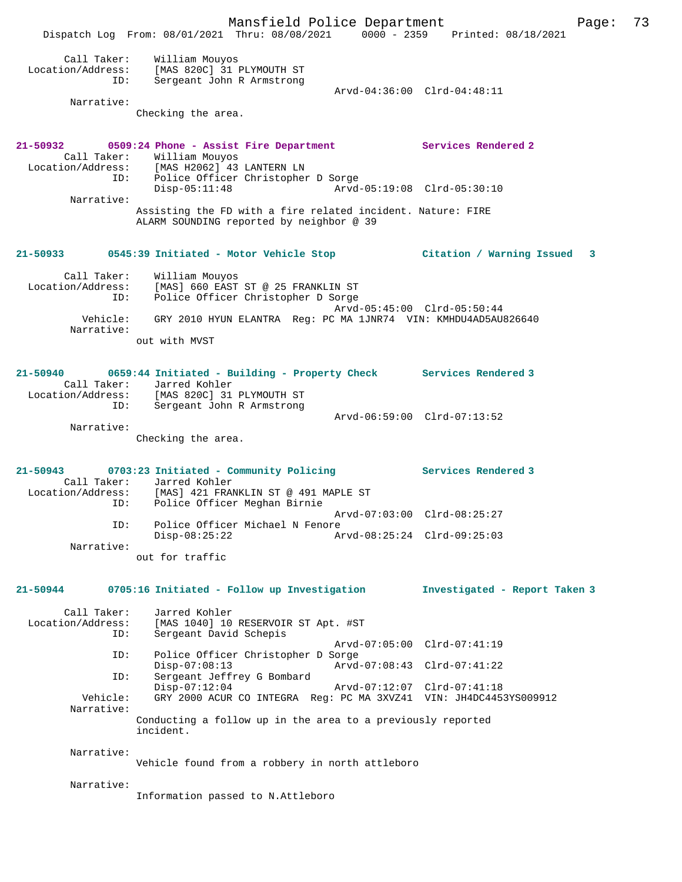Call Taker: William Mouyos
Location/Address: [MAS 820C] 31 PLYMOUTH ST
ID: Sergeant John R Armstrong
Arvd-04:36:00 Clrd-04:48:11
Narrative:
Checking the area.

**21-50932 0509:24 Phone - Assist Fire Department Services Rendered 2**
Call Taker: William Mouyos
Location/Address: [MAS H2062] 43 LANTERN LN
ID: Police Officer Christopher D Sorge
Disp-05:11:48 Arvd-05:19:08 Clrd-05:30:10
Narrative:
Assisting the FD with a fire related incident. Nature: FIRE ALARM SOUNDING reported by neighbor @ 39

**21-50933 0545:39 Initiated - Motor Vehicle Stop Citation / Warning Issued 3**
Call Taker: William Mouyos
Location/Address: [MAS] 660 EAST ST @ 25 FRANKLIN ST
ID: Police Officer Christopher D Sorge
Arvd-05:45:00 Clrd-05:50:44
Vehicle: GRY 2010 HYUN ELANTRA Reg: PC MA 1JNR74 VIN: KMHDU4AD5AU826640
Narrative:
out with MVST

**21-50940 0659:44 Initiated - Building - Property Check Services Rendered 3**
Call Taker: Jarred Kohler
Location/Address: [MAS 820C] 31 PLYMOUTH ST
ID: Sergeant John R Armstrong
Arvd-06:59:00 Clrd-07:13:52
Narrative:
Checking the area.

**21-50943 0703:23 Initiated - Community Policing Services Rendered 3**
Call Taker: Jarred Kohler
Location/Address: [MAS] 421 FRANKLIN ST @ 491 MAPLE ST
ID: Police Officer Meghan Birnie
Arvd-07:03:00 Clrd-08:25:27
ID: Police Officer Michael N Fenore
Disp-08:25:22 Arvd-08:25:24 Clrd-09:25:03
Narrative:
out for traffic

**21-50944 0705:16 Initiated - Follow up Investigation Investigated - Report Taken 3**
Call Taker: Jarred Kohler
Location/Address: [MAS 1040] 10 RESERVOIR ST Apt. #ST
ID: Sergeant David Schepis
Arvd-07:05:00 Clrd-07:41:19
ID: Police Officer Christopher D Sorge
Disp-07:08:13 Arvd-07:08:43 Clrd-07:41:22
ID: Sergeant Jeffrey G Bombard
Disp-07:12:04 Arvd-07:12:07 Clrd-07:41:18
Vehicle: GRY 2000 ACUR CO INTEGRA Reg: PC MA 3XVZ41 VIN: JH4DC4453YS009912
Narrative:
Conducting a follow up in the area to a previously reported incident.

Narrative:
Vehicle found from a robbery in north attleboro

Narrative:
Information passed to N.Attleboro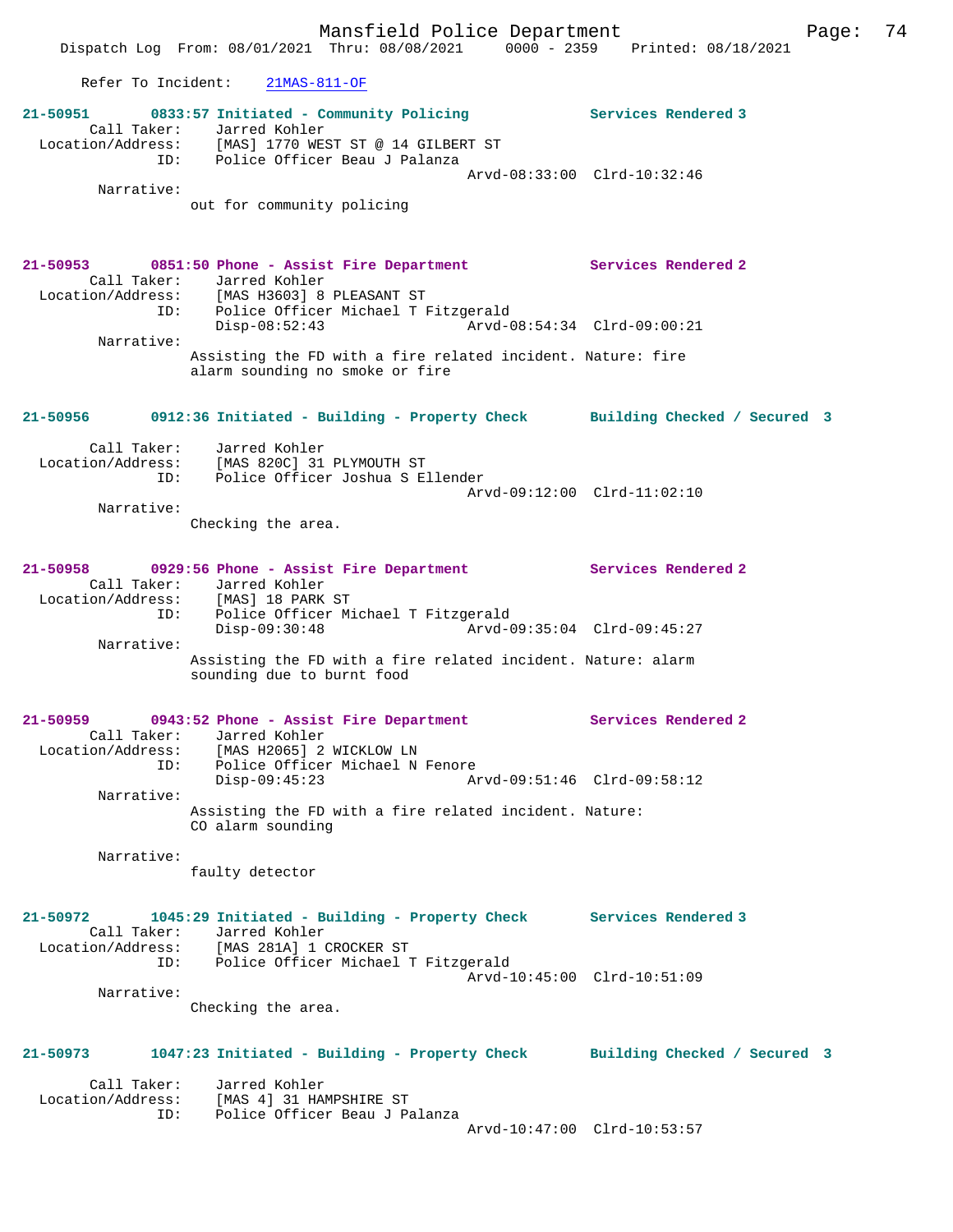Refer To Incident: 21MAS-811-OF

**21-50951** 0833:57 Initiated - Community Policing — Services Rendered 3
Call Taker: Jarred Kohler
Location/Address: [MAS] 1770 WEST ST @ 14 GILBERT ST
ID: Police Officer Beau J Palanza
Arvd-08:33:00 Clrd-10:32:46
Narrative:
out for community policing

**21-50953** 0851:50 Phone - Assist Fire Department — Services Rendered 2
Call Taker: Jarred Kohler
Location/Address: [MAS H3603] 8 PLEASANT ST
ID: Police Officer Michael T Fitzgerald
Disp-08:52:43 Arvd-08:54:34 Clrd-09:00:21
Narrative:
Assisting the FD with a fire related incident. Nature: fire alarm sounding no smoke or fire

**21-50956** 0912:36 Initiated - Building - Property Check — Building Checked / Secured 3
Call Taker: Jarred Kohler
Location/Address: [MAS 820C] 31 PLYMOUTH ST
ID: Police Officer Joshua S Ellender
Arvd-09:12:00 Clrd-11:02:10
Narrative:
Checking the area.

**21-50958** 0929:56 Phone - Assist Fire Department — Services Rendered 2
Call Taker: Jarred Kohler
Location/Address: [MAS] 18 PARK ST
ID: Police Officer Michael T Fitzgerald
Disp-09:30:48 Arvd-09:35:04 Clrd-09:45:27
Narrative:
Assisting the FD with a fire related incident. Nature: alarm sounding due to burnt food

**21-50959** 0943:52 Phone - Assist Fire Department — Services Rendered 2
Call Taker: Jarred Kohler
Location/Address: [MAS H2065] 2 WICKLOW LN
ID: Police Officer Michael N Fenore
Disp-09:45:23 Arvd-09:51:46 Clrd-09:58:12
Narrative:
Assisting the FD with a fire related incident. Nature: CO alarm sounding
Narrative:
faulty detector

**21-50972** 1045:29 Initiated - Building - Property Check — Services Rendered 3
Call Taker: Jarred Kohler
Location/Address: [MAS 281A] 1 CROCKER ST
ID: Police Officer Michael T Fitzgerald
Arvd-10:45:00 Clrd-10:51:09
Narrative:
Checking the area.

**21-50973** 1047:23 Initiated - Building - Property Check — Building Checked / Secured 3
Call Taker: Jarred Kohler
Location/Address: [MAS 4] 31 HAMPSHIRE ST
ID: Police Officer Beau J Palanza
Arvd-10:47:00 Clrd-10:53:57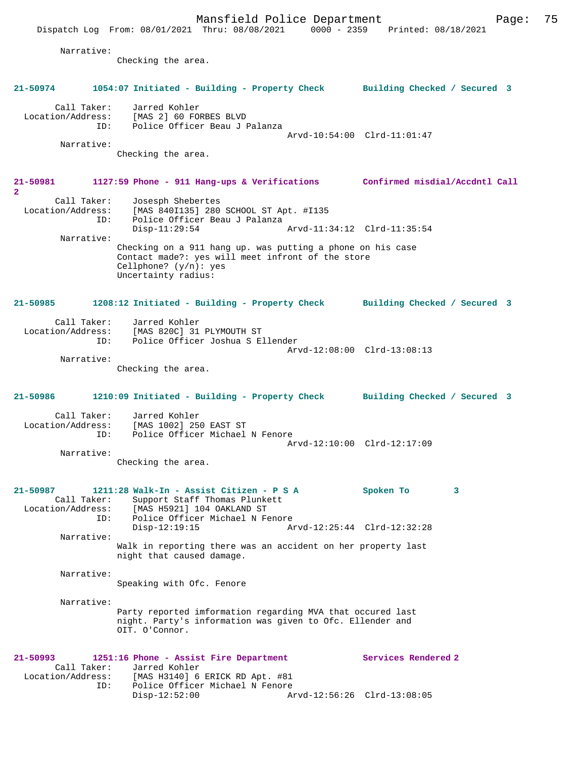Narrative:
Checking the area.

**21-50974 1054:07 Initiated - Building - Property Check Building Checked / Secured 3**

Call Taker: Jarred Kohler
Location/Address: [MAS 2] 60 FORBES BLVD
ID: Police Officer Beau J Palanza
Arvd-10:54:00 Clrd-11:01:47
Narrative:
Checking the area.

**21-50981 1127:59 Phone - 911 Hang-ups & Verifications Confirmed misdial/Accdntl Call 2**

Call Taker: Josesph Shebertes
Location/Address: [MAS 840I135] 280 SCHOOL ST Apt. #I135
ID: Police Officer Beau J Palanza
Disp-11:29:54 Arvd-11:34:12 Clrd-11:35:54
Narrative:
Checking on a 911 hang up. was putting a phone on his case
Contact made?: yes will meet infront of the store
Cellphone? (y/n): yes
Uncertainty radius:

**21-50985 1208:12 Initiated - Building - Property Check Building Checked / Secured 3**

Call Taker: Jarred Kohler
Location/Address: [MAS 820C] 31 PLYMOUTH ST
ID: Police Officer Joshua S Ellender
Arvd-12:08:00 Clrd-13:08:13
Narrative:
Checking the area.

**21-50986 1210:09 Initiated - Building - Property Check Building Checked / Secured 3**

Call Taker: Jarred Kohler
Location/Address: [MAS 1002] 250 EAST ST
ID: Police Officer Michael N Fenore
Arvd-12:10:00 Clrd-12:17:09
Narrative:
Checking the area.

**21-50987 1211:28 Walk-In - Assist Citizen - P S A Spoken To 3**

Call Taker: Support Staff Thomas Plunkett
Location/Address: [MAS H5921] 104 OAKLAND ST
ID: Police Officer Michael N Fenore
Disp-12:19:15 Arvd-12:25:44 Clrd-12:32:28
Narrative:
Walk in reporting there was an accident on her property last night that caused damage.

Narrative:
Speaking with Ofc. Fenore

Narrative:
Party reported imformation regarding MVA that occured last night. Party's information was given to Ofc. Ellender and OIT. O'Connor.

**21-50993 1251:16 Phone - Assist Fire Department Services Rendered 2**

Call Taker: Jarred Kohler
Location/Address: [MAS H3140] 6 ERICK RD Apt. #81
ID: Police Officer Michael N Fenore
Disp-12:52:00 Arvd-12:56:26 Clrd-13:08:05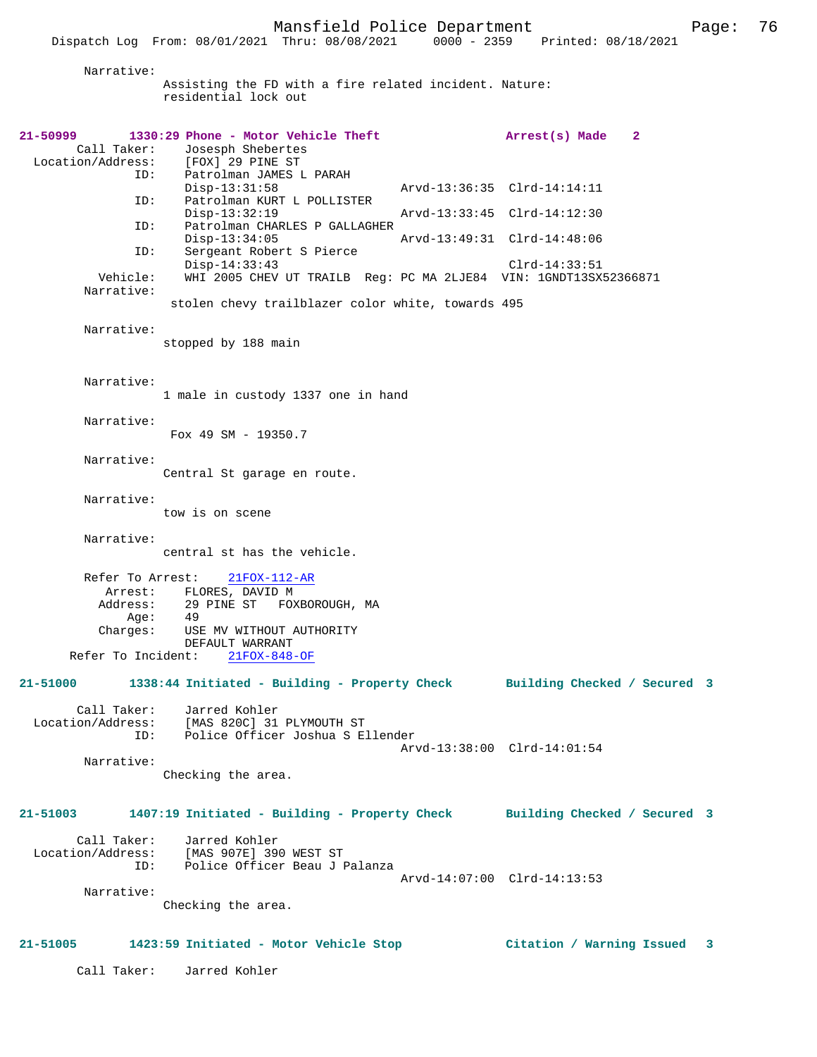Narrative:
Assisting the FD with a fire related incident. Nature: residential lock out

**21-50999 1330:29 Phone - Motor Vehicle Theft** **Arrest(s) Made 2**

Call Taker: Josesph Shebertes
Location/Address: [FOX] 29 PINE ST
ID: Patrolman JAMES L PARAH
Disp-13:31:58 Arvd-13:36:35 Clrd-14:14:11
ID: Patrolman KURT L POLLISTER
Disp-13:32:19 Arvd-13:33:45 Clrd-14:12:30
ID: Patrolman CHARLES P GALLAGHER
Disp-13:34:05 Arvd-13:49:31 Clrd-14:48:06
ID: Sergeant Robert S Pierce
Disp-14:33:43 Clrd-14:33:51
Vehicle: WHI 2005 CHEV UT TRAILB Reg: PC MA 2LJE84 VIN: 1GNDT13SX52366871

Narrative:
stolen chevy trailblazer color white, towards 495

Narrative:
stopped by 188 main

Narrative:
1 male in custody 1337 one in hand

Narrative:
Fox 49 SM - 19350.7

Narrative:
Central St garage en route.

Narrative:
tow is on scene

Narrative:
central st has the vehicle.

Refer To Arrest: 21FOX-112-AR
Arrest: FLORES, DAVID M
Address: 29 PINE ST FOXBOROUGH, MA
Age: 49
Charges: USE MV WITHOUT AUTHORITY
DEFAULT WARRANT
Refer To Incident: 21FOX-848-OF

**21-51000 1338:44 Initiated - Building - Property Check** **Building Checked / Secured 3**

Call Taker: Jarred Kohler
Location/Address: [MAS 820C] 31 PLYMOUTH ST
ID: Police Officer Joshua S Ellender
Arvd-13:38:00 Clrd-14:01:54

Narrative:
Checking the area.

**21-51003 1407:19 Initiated - Building - Property Check** **Building Checked / Secured 3**

Call Taker: Jarred Kohler
Location/Address: [MAS 907E] 390 WEST ST
ID: Police Officer Beau J Palanza
Arvd-14:07:00 Clrd-14:13:53

Narrative:
Checking the area.

**21-51005 1423:59 Initiated - Motor Vehicle Stop** **Citation / Warning Issued 3**

Call Taker: Jarred Kohler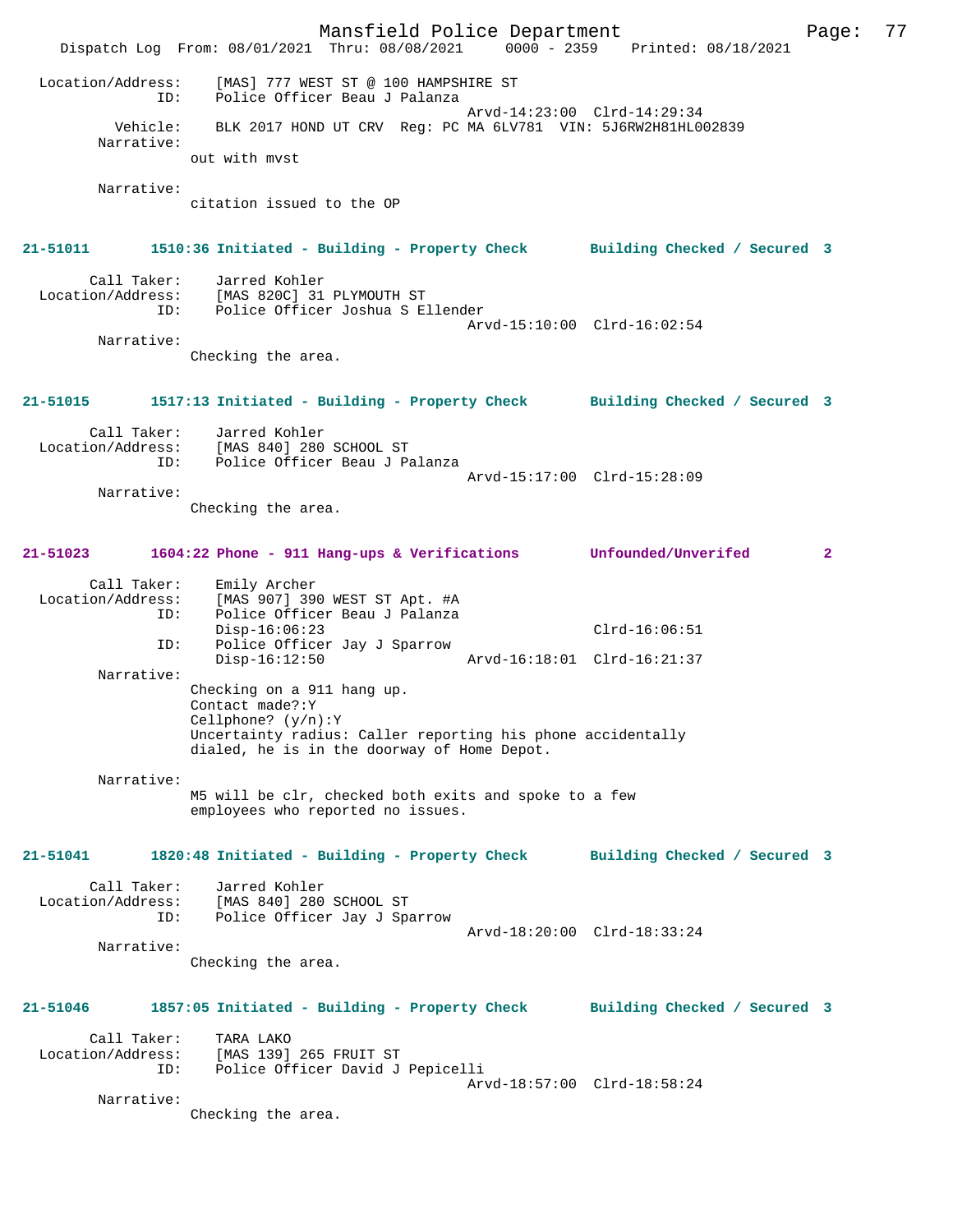```
 Location/Address:    [MAS] 777 WEST ST @ 100 HAMPSHIRE ST
              ID:    Police Officer Beau J Palanza
                                        Arvd-14:23:00  Clrd-14:29:34
         Vehicle:    BLK 2017 HOND UT CRV  Reg: PC MA 6LV781  VIN: 5J6RW2H81HL002839
       Narrative:
              out with mvst

       Narrative:
              citation issued to the OP
```

**21-51011 1510:36 Initiated - Building - Property Check Building Checked / Secured 3**

```
      Call Taker:    Jarred Kohler
 Location/Address:    [MAS 820C] 31 PLYMOUTH ST
              ID:    Police Officer Joshua S Ellender
                                        Arvd-15:10:00  Clrd-16:02:54
       Narrative:
              Checking the area.
```

**21-51015 1517:13 Initiated - Building - Property Check Building Checked / Secured 3**

```
      Call Taker:    Jarred Kohler
 Location/Address:    [MAS 840] 280 SCHOOL ST
              ID:    Police Officer Beau J Palanza
                                        Arvd-15:17:00  Clrd-15:28:09
       Narrative:
              Checking the area.
```

**21-51023 1604:22 Phone - 911 Hang-ups & Verifications Unfounded/Unverifed 2**

```
      Call Taker:    Emily Archer
 Location/Address:    [MAS 907] 390 WEST ST Apt. #A
              ID:    Police Officer Beau J Palanza
                     Disp-16:06:23                      Clrd-16:06:51
              ID:    Police Officer Jay J Sparrow
                     Disp-16:12:50          Arvd-16:18:01  Clrd-16:21:37
       Narrative:
              Checking on a 911 hang up.
              Contact made?:Y
              Cellphone? (y/n):Y
              Uncertainty radius: Caller reporting his phone accidentally
              dialed, he is in the doorway of Home Depot.

       Narrative:
              M5 will be clr, checked both exits and spoke to a few
              employees who reported no issues.
```

**21-51041 1820:48 Initiated - Building - Property Check Building Checked / Secured 3**

```
      Call Taker:    Jarred Kohler
 Location/Address:    [MAS 840] 280 SCHOOL ST
              ID:    Police Officer Jay J Sparrow
                                        Arvd-18:20:00  Clrd-18:33:24
       Narrative:
              Checking the area.
```

**21-51046 1857:05 Initiated - Building - Property Check Building Checked / Secured 3**

```
      Call Taker:    TARA LAKO
 Location/Address:    [MAS 139] 265 FRUIT ST
              ID:    Police Officer David J Pepicelli
                                        Arvd-18:57:00  Clrd-18:58:24
       Narrative:
              Checking the area.
```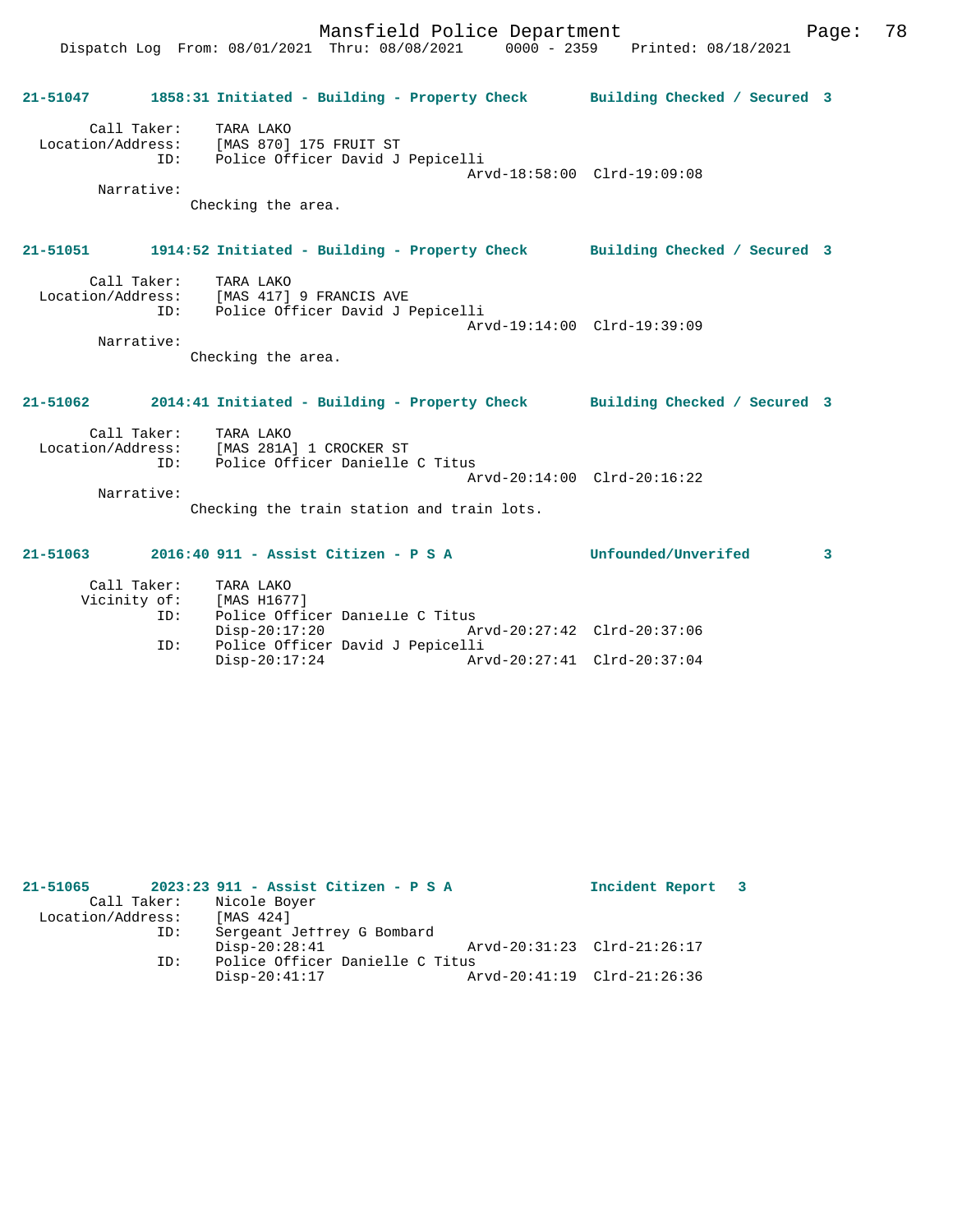**21-51047 1858:31 Initiated - Building - Property Check Building Checked / Secured 3**

Call Taker: TARA LAKO
Location/Address: [MAS 870] 175 FRUIT ST
ID: Police Officer David J Pepicelli
Arvd-18:58:00 Clrd-19:09:08
Narrative:
Checking the area.

**21-51051 1914:52 Initiated - Building - Property Check Building Checked / Secured 3**

Call Taker: TARA LAKO
Location/Address: [MAS 417] 9 FRANCIS AVE
ID: Police Officer David J Pepicelli
Arvd-19:14:00 Clrd-19:39:09
Narrative:
Checking the area.

**21-51062 2014:41 Initiated - Building - Property Check Building Checked / Secured 3**

Call Taker: TARA LAKO
Location/Address: [MAS 281A] 1 CROCKER ST
ID: Police Officer Danielle C Titus
Arvd-20:14:00 Clrd-20:16:22
Narrative:
Checking the train station and train lots.

**21-51063 2016:40 911 - Assist Citizen - P S A Unfounded/Unverifed 3**

Call Taker: TARA LAKO
Vicinity of: [MAS H1677]
ID: Police Officer Danielle C Titus
Disp-20:17:20 Arvd-20:27:42 Clrd-20:37:06
ID: Police Officer David J Pepicelli
Disp-20:17:24 Arvd-20:27:41 Clrd-20:37:04

**21-51065 2023:23 911 - Assist Citizen - P S A Incident Report 3**
Call Taker: Nicole Boyer
Location/Address: [MAS 424]
ID: Sergeant Jeffrey G Bombard
Disp-20:28:41 Arvd-20:31:23 Clrd-21:26:17
ID: Police Officer Danielle C Titus
Disp-20:41:17 Arvd-20:41:19 Clrd-21:26:36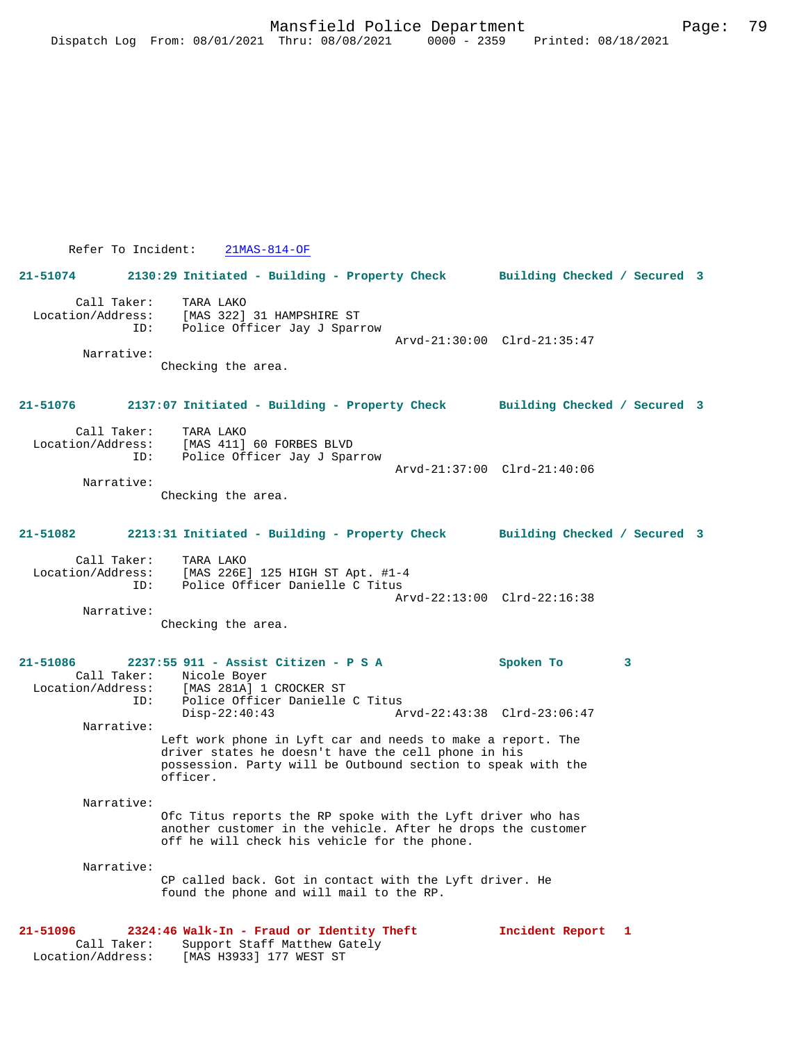Refer To Incident: 21MAS-814-OF

**21-51074 2130:29 Initiated - Building - Property Check Building Checked / Secured 3**

Call Taker: TARA LAKO
Location/Address: [MAS 322] 31 HAMPSHIRE ST
ID: Police Officer Jay J Sparrow
Arvd-21:30:00 Clrd-21:35:47

Narrative:
Checking the area.

**21-51076 2137:07 Initiated - Building - Property Check Building Checked / Secured 3**

Call Taker: TARA LAKO
Location/Address: [MAS 411] 60 FORBES BLVD
ID: Police Officer Jay J Sparrow
Arvd-21:37:00 Clrd-21:40:06

Narrative:
Checking the area.

**21-51082 2213:31 Initiated - Building - Property Check Building Checked / Secured 3**

Call Taker: TARA LAKO
Location/Address: [MAS 226E] 125 HIGH ST Apt. #1-4
ID: Police Officer Danielle C Titus
Arvd-22:13:00 Clrd-22:16:38

Narrative:
Checking the area.

**21-51086 2237:55 911 - Assist Citizen - P S A Spoken To 3**

Call Taker: Nicole Boyer
Location/Address: [MAS 281A] 1 CROCKER ST
ID: Police Officer Danielle C Titus
Disp-22:40:43 Arvd-22:43:38 Clrd-23:06:47

Narrative:
Left work phone in Lyft car and needs to make a report. The driver states he doesn't have the cell phone in his possession. Party will be Outbound section to speak with the officer.

Narrative:
Ofc Titus reports the RP spoke with the Lyft driver who has another customer in the vehicle. After he drops the customer off he will check his vehicle for the phone.

Narrative:
CP called back. Got in contact with the Lyft driver. He found the phone and will mail to the RP.

**21-51096 2324:46 Walk-In - Fraud or Identity Theft Incident Report 1**

Call Taker: Support Staff Matthew Gately
Location/Address: [MAS H3933] 177 WEST ST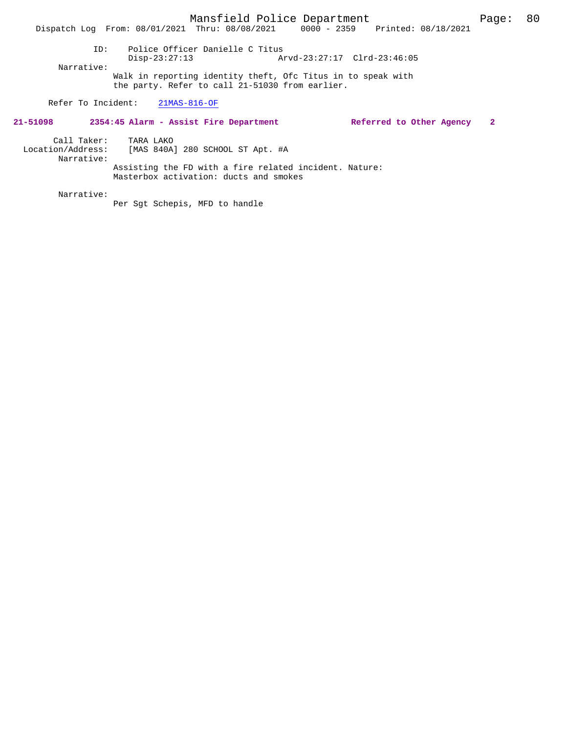ID: Police Officer Danielle C Titus
Disp-23:27:13 Arvd-23:27:17 Clrd-23:46:05

Narrative:
Walk in reporting identity theft, Ofc Titus in to speak with the party. Refer to call 21-51030 from earlier.

Refer To Incident: 21MAS-816-OF

**21-51098 2354:45 Alarm - Assist Fire Department Referred to Other Agency 2**

Call Taker: TARA LAKO
Location/Address: [MAS 840A] 280 SCHOOL ST Apt. #A

Narrative:
Assisting the FD with a fire related incident. Nature: Masterbox activation: ducts and smokes

Narrative:
Per Sgt Schepis, MFD to handle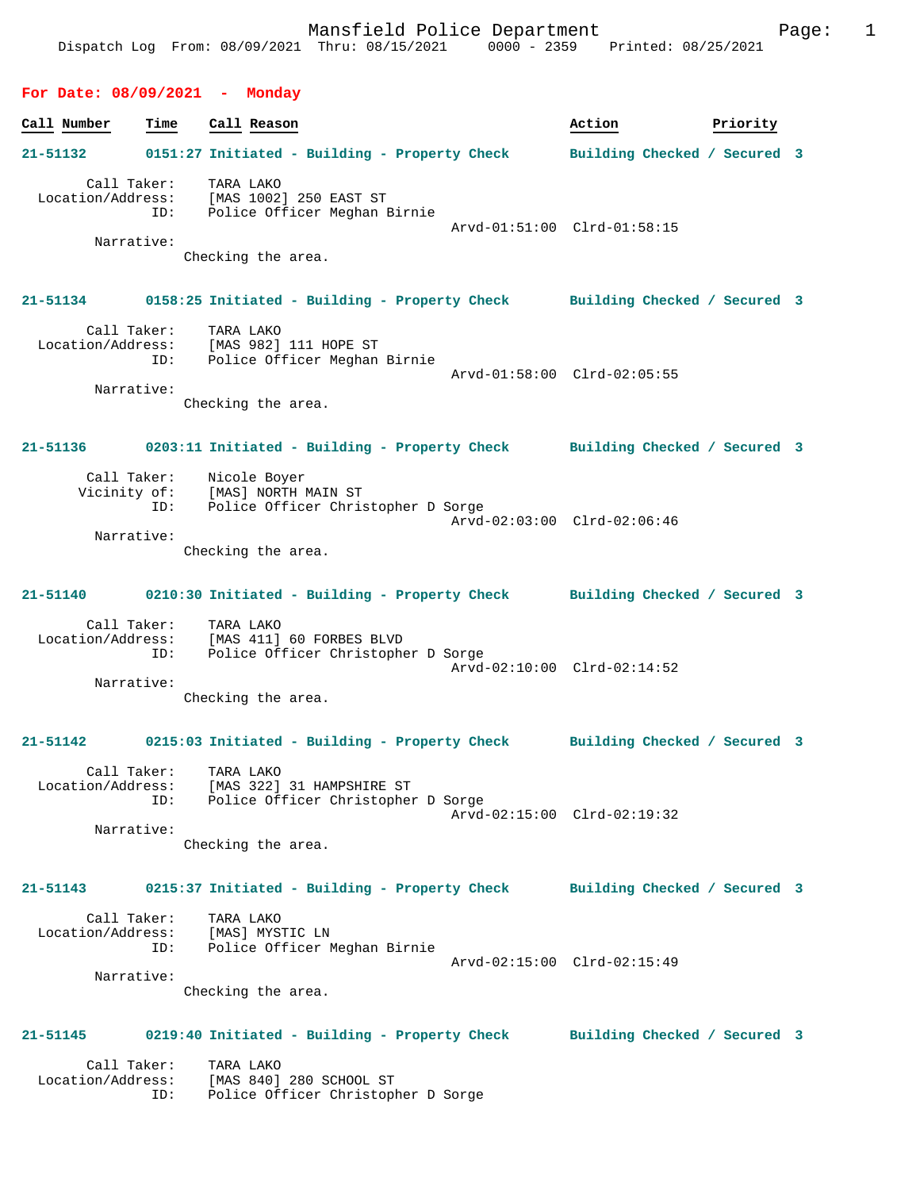Mansfield Police Department
Dispatch Log From: 08/09/2021 Thru: 08/15/2021 0000 - 2359 Printed: 08/25/2021

## For Date: 08/09/2021 - Monday

| Call Number | Time | Call Reason | Action | Priority |
|---|---|---|---|---|

**21-51132** 0151:27 Initiated - Building - Property Check — Building Checked / Secured 3

Call Taker: TARA LAKO
Location/Address: [MAS 1002] 250 EAST ST
ID: Police Officer Meghan Birnie
Arvd-01:51:00 Clrd-01:58:15
Narrative:
Checking the area.

**21-51134** 0158:25 Initiated - Building - Property Check — Building Checked / Secured 3

Call Taker: TARA LAKO
Location/Address: [MAS 982] 111 HOPE ST
ID: Police Officer Meghan Birnie
Arvd-01:58:00 Clrd-02:05:55
Narrative:
Checking the area.

**21-51136** 0203:11 Initiated - Building - Property Check — Building Checked / Secured 3

Call Taker: Nicole Boyer
Vicinity of: [MAS] NORTH MAIN ST
ID: Police Officer Christopher D Sorge
Arvd-02:03:00 Clrd-02:06:46
Narrative:
Checking the area.

**21-51140** 0210:30 Initiated - Building - Property Check — Building Checked / Secured 3

Call Taker: TARA LAKO
Location/Address: [MAS 411] 60 FORBES BLVD
ID: Police Officer Christopher D Sorge
Arvd-02:10:00 Clrd-02:14:52
Narrative:
Checking the area.

**21-51142** 0215:03 Initiated - Building - Property Check — Building Checked / Secured 3

Call Taker: TARA LAKO
Location/Address: [MAS 322] 31 HAMPSHIRE ST
ID: Police Officer Christopher D Sorge
Arvd-02:15:00 Clrd-02:19:32
Narrative:
Checking the area.

**21-51143** 0215:37 Initiated - Building - Property Check — Building Checked / Secured 3

Call Taker: TARA LAKO
Location/Address: [MAS] MYSTIC LN
ID: Police Officer Meghan Birnie
Arvd-02:15:00 Clrd-02:15:49
Narrative:
Checking the area.

**21-51145** 0219:40 Initiated - Building - Property Check — Building Checked / Secured 3

Call Taker: TARA LAKO
Location/Address: [MAS 840] 280 SCHOOL ST
ID: Police Officer Christopher D Sorge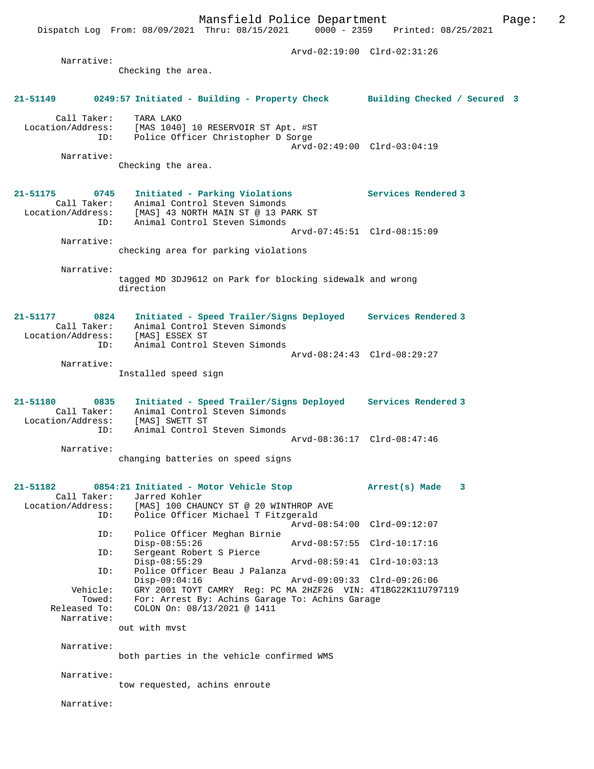Arvd-02:19:00 Clrd-02:31:26

Narrative:
Checking the area.

**21-51149 0249:57 Initiated - Building - Property Check Building Checked / Secured 3**

Call Taker: TARA LAKO
Location/Address: [MAS 1040] 10 RESERVOIR ST Apt. #ST
ID: Police Officer Christopher D Sorge
Arvd-02:49:00 Clrd-03:04:19

Narrative:
Checking the area.

**21-51175 0745 Initiated - Parking Violations Services Rendered 3**

Call Taker: Animal Control Steven Simonds
Location/Address: [MAS] 43 NORTH MAIN ST @ 13 PARK ST
ID: Animal Control Steven Simonds
Arvd-07:45:51 Clrd-08:15:09

Narrative:
checking area for parking violations

Narrative:
tagged MD 3DJ9612 on Park for blocking sidewalk and wrong direction

**21-51177 0824 Initiated - Speed Trailer/Signs Deployed Services Rendered 3**

Call Taker: Animal Control Steven Simonds
Location/Address: [MAS] ESSEX ST
ID: Animal Control Steven Simonds
Arvd-08:24:43 Clrd-08:29:27

Narrative:
Installed speed sign

**21-51180 0835 Initiated - Speed Trailer/Signs Deployed Services Rendered 3**

Call Taker: Animal Control Steven Simonds
Location/Address: [MAS] SWETT ST
ID: Animal Control Steven Simonds
Arvd-08:36:17 Clrd-08:47:46

Narrative:
changing batteries on speed signs

**21-51182 0854:21 Initiated - Motor Vehicle Stop Arrest(s) Made 3**

Call Taker: Jarred Kohler
Location/Address: [MAS] 100 CHAUNCY ST @ 20 WINTHROP AVE
ID: Police Officer Michael T Fitzgerald
Arvd-08:54:00 Clrd-09:12:07
ID: Police Officer Meghan Birnie
Disp-08:55:26 Arvd-08:57:55 Clrd-10:17:16
ID: Sergeant Robert S Pierce
Disp-08:55:29 Arvd-08:59:41 Clrd-10:03:13
ID: Police Officer Beau J Palanza
Disp-09:04:16 Arvd-09:09:33 Clrd-09:26:06
Vehicle: GRY 2001 TOYT CAMRY Reg: PC MA 2HZF26 VIN: 4T1BG22K11U797119
Towed: For: Arrest By: Achins Garage To: Achins Garage
Released To: COLON On: 08/13/2021 @ 1411

Narrative:
out with mvst

Narrative:
both parties in the vehicle confirmed WMS

Narrative:
tow requested, achins enroute

Narrative: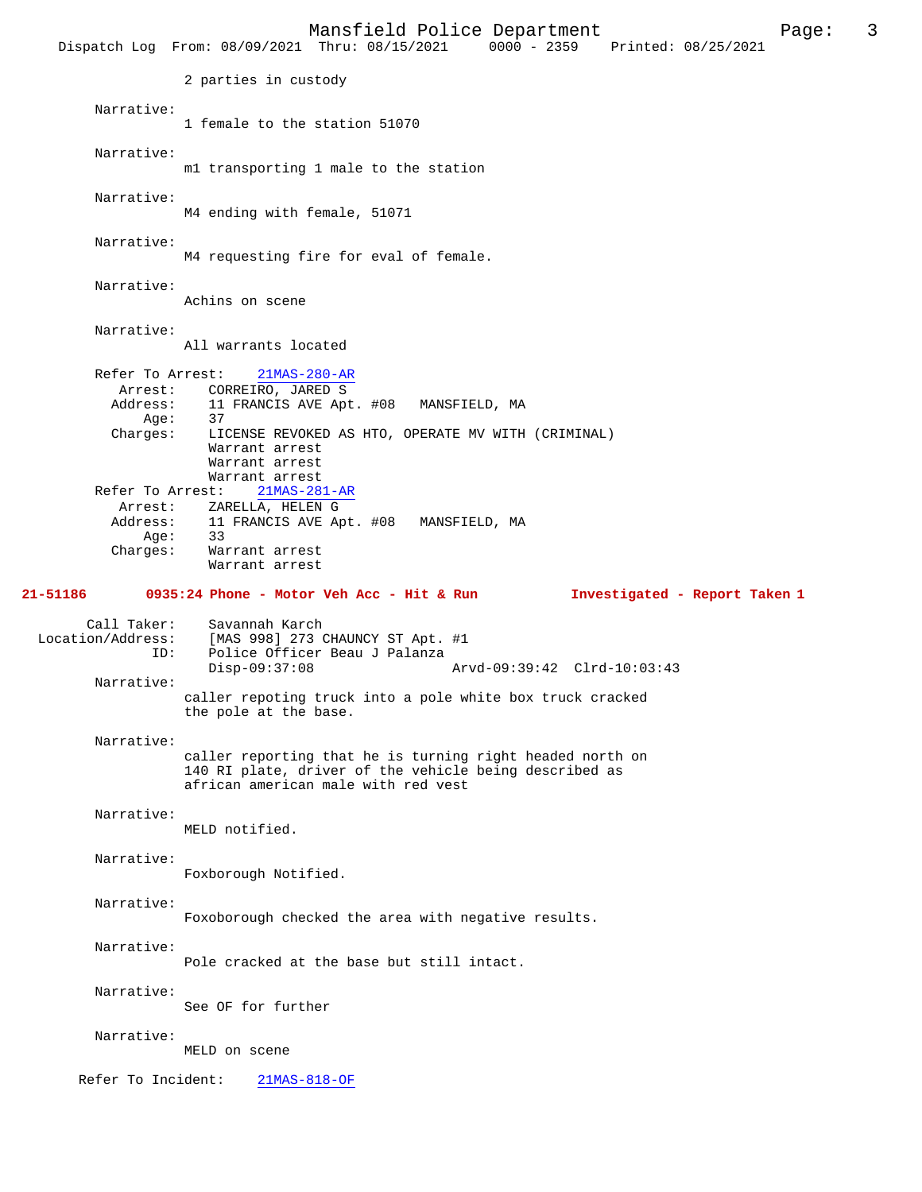2 parties in custody

Narrative:
1 female to the station 51070

Narrative:
m1 transporting 1 male to the station

Narrative:
M4 ending with female, 51071

Narrative:
M4 requesting fire for eval of female.

Narrative:
Achins on scene

Narrative:
All warrants located

Refer To Arrest: 21MAS-280-AR
Arrest: CORREIRO, JARED S
Address: 11 FRANCIS AVE Apt. #08 MANSFIELD, MA
Age: 37
Charges: LICENSE REVOKED AS HTO, OPERATE MV WITH (CRIMINAL)
Warrant arrest
Warrant arrest
Warrant arrest

Refer To Arrest: 21MAS-281-AR
Arrest: ZARELLA, HELEN G
Address: 11 FRANCIS AVE Apt. #08 MANSFIELD, MA
Age: 33
Charges: Warrant arrest
Warrant arrest

**21-51186 0935:24 Phone - Motor Veh Acc - Hit & Run Investigated - Report Taken 1**

Call Taker: Savannah Karch
Location/Address: [MAS 998] 273 CHAUNCY ST Apt. #1
ID: Police Officer Beau J Palanza
Disp-09:37:08 Arvd-09:39:42 Clrd-10:03:43

Narrative:
caller repoting truck into a pole white box truck cracked the pole at the base.

Narrative:
caller reporting that he is turning right headed north on 140 RI plate, driver of the vehicle being described as african american male with red vest

Narrative:
MELD notified.

Narrative:
Foxborough Notified.

Narrative:
Foxoborough checked the area with negative results.

Narrative:
Pole cracked at the base but still intact.

Narrative:
See OF for further

Narrative:
MELD on scene

Refer To Incident: 21MAS-818-OF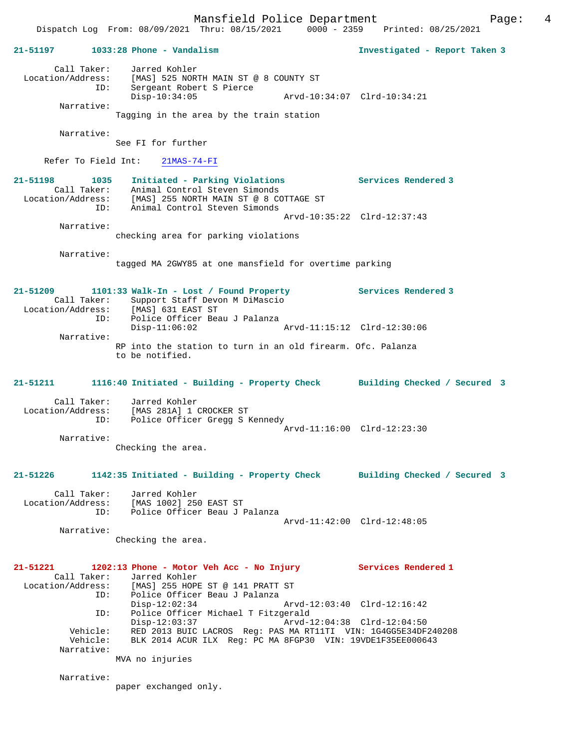**21-51197 1033:28 Phone - Vandalism** — **Investigated - Report Taken 3**

Call Taker: Jarred Kohler
Location/Address: [MAS] 525 NORTH MAIN ST @ 8 COUNTY ST
ID: Sergeant Robert S Pierce
Disp-10:34:05 Arvd-10:34:07 Clrd-10:34:21

Narrative:
Tagging in the area by the train station

Narrative:
See FI for further

Refer To Field Int: 21MAS-74-FI

**21-51198 1035 Initiated - Parking Violations** — **Services Rendered 3**

Call Taker: Animal Control Steven Simonds
Location/Address: [MAS] 255 NORTH MAIN ST @ 8 COTTAGE ST
ID: Animal Control Steven Simonds
Arvd-10:35:22 Clrd-12:37:43

Narrative:
checking area for parking violations

Narrative:
tagged MA 2GWY85 at one mansfield for overtime parking

**21-51209 1101:33 Walk-In - Lost / Found Property** — **Services Rendered 3**

Call Taker: Support Staff Devon M DiMascio
Location/Address: [MAS] 631 EAST ST
ID: Police Officer Beau J Palanza
Disp-11:06:02 Arvd-11:15:12 Clrd-12:30:06

Narrative:
RP into the station to turn in an old firearm. Ofc. Palanza to be notified.

**21-51211 1116:40 Initiated - Building - Property Check** — **Building Checked / Secured 3**

Call Taker: Jarred Kohler
Location/Address: [MAS 281A] 1 CROCKER ST
ID: Police Officer Gregg S Kennedy
Arvd-11:16:00 Clrd-12:23:30

Narrative:
Checking the area.

**21-51226 1142:35 Initiated - Building - Property Check** — **Building Checked / Secured 3**

Call Taker: Jarred Kohler
Location/Address: [MAS 1002] 250 EAST ST
ID: Police Officer Beau J Palanza
Arvd-11:42:00 Clrd-12:48:05

Narrative:
Checking the area.

**21-51221 1202:13 Phone - Motor Veh Acc - No Injury** — **Services Rendered 1**

Call Taker: Jarred Kohler
Location/Address: [MAS] 255 HOPE ST @ 141 PRATT ST
ID: Police Officer Beau J Palanza
Disp-12:02:34 Arvd-12:03:40 Clrd-12:16:42
ID: Police Officer Michael T Fitzgerald
Disp-12:03:37 Arvd-12:04:38 Clrd-12:04:50
Vehicle: RED 2013 BUIC LACROS Reg: PAS MA RT11TI VIN: 1G4GG5E34DF240208
Vehicle: BLK 2014 ACUR ILX Reg: PC MA 8FGP30 VIN: 19VDE1F35EE000643

Narrative:
MVA no injuries

Narrative:
paper exchanged only.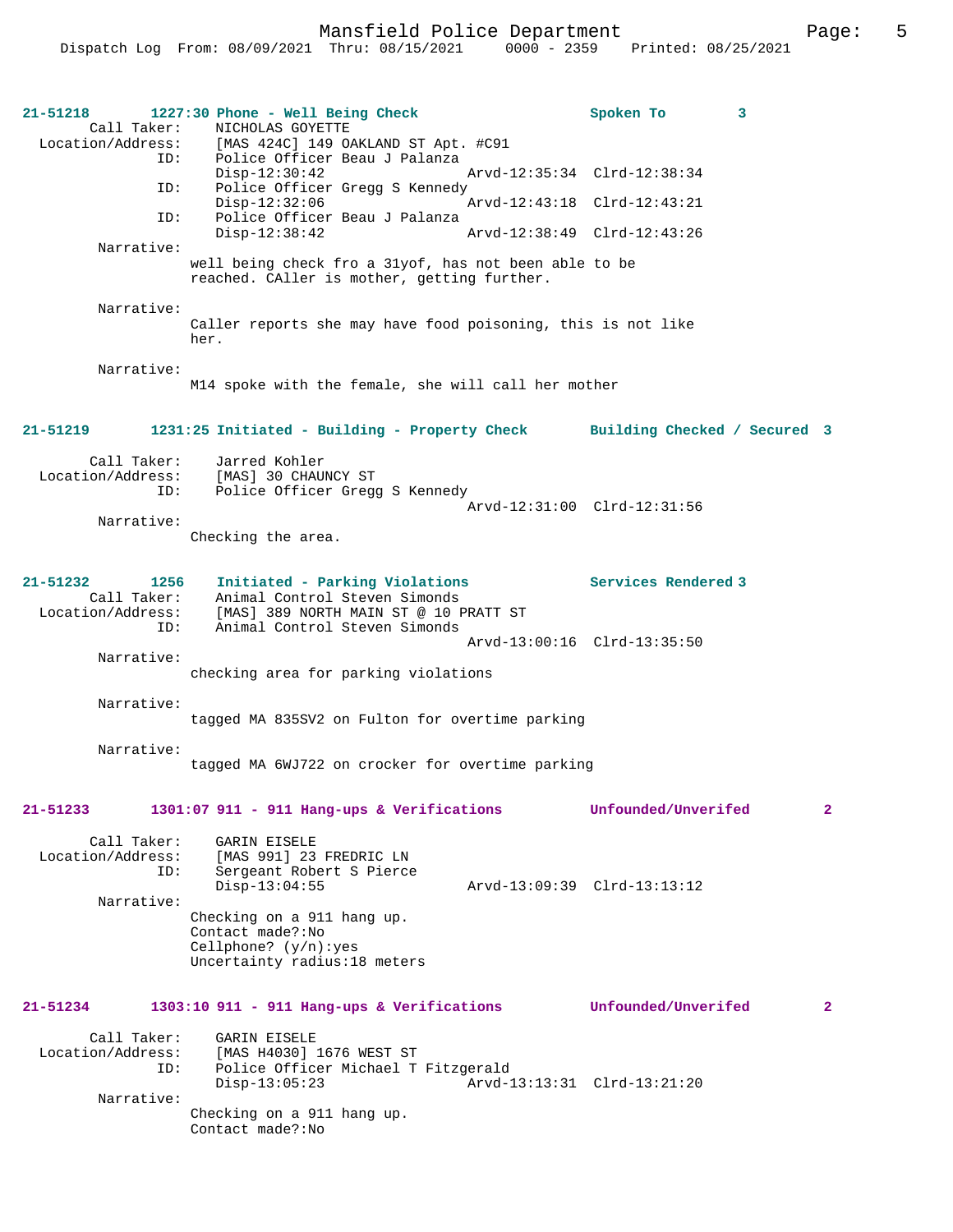**21-51218 1227:30 Phone - Well Being Check — Spoken To 3**

Call Taker: NICHOLAS GOYETTE
Location/Address: [MAS 424C] 149 OAKLAND ST Apt. #C91
ID: Police Officer Beau J Palanza
Disp-12:30:42 Arvd-12:35:34 Clrd-12:38:34
ID: Police Officer Gregg S Kennedy
Disp-12:32:06 Arvd-12:43:18 Clrd-12:43:21
ID: Police Officer Beau J Palanza
Disp-12:38:42 Arvd-12:38:49 Clrd-12:43:26

Narrative:
well being check fro a 31yof, has not been able to be reached. CAller is mother, getting further.

Narrative:
Caller reports she may have food poisoning, this is not like her.

Narrative:
M14 spoke with the female, she will call her mother

**21-51219 1231:25 Initiated - Building - Property Check — Building Checked / Secured 3**

Call Taker: Jarred Kohler
Location/Address: [MAS] 30 CHAUNCY ST
ID: Police Officer Gregg S Kennedy
Arvd-12:31:00 Clrd-12:31:56

Narrative:
Checking the area.

**21-51232 1256 Initiated - Parking Violations — Services Rendered 3**

Call Taker: Animal Control Steven Simonds
Location/Address: [MAS] 389 NORTH MAIN ST @ 10 PRATT ST
ID: Animal Control Steven Simonds
Arvd-13:00:16 Clrd-13:35:50

Narrative:
checking area for parking violations

Narrative:
tagged MA 835SV2 on Fulton for overtime parking

Narrative:
tagged MA 6WJ722 on crocker for overtime parking

**21-51233 1301:07 911 - 911 Hang-ups & Verifications — Unfounded/Unverifed 2**

Call Taker: GARIN EISELE
Location/Address: [MAS 991] 23 FREDRIC LN
ID: Sergeant Robert S Pierce
Disp-13:04:55 Arvd-13:09:39 Clrd-13:13:12

Narrative:
Checking on a 911 hang up.
Contact made?:No
Cellphone? (y/n):yes
Uncertainty radius:18 meters

**21-51234 1303:10 911 - 911 Hang-ups & Verifications — Unfounded/Unverifed 2**

Call Taker: GARIN EISELE
Location/Address: [MAS H4030] 1676 WEST ST
ID: Police Officer Michael T Fitzgerald
Disp-13:05:23 Arvd-13:13:31 Clrd-13:21:20

Narrative:
Checking on a 911 hang up.
Contact made?:No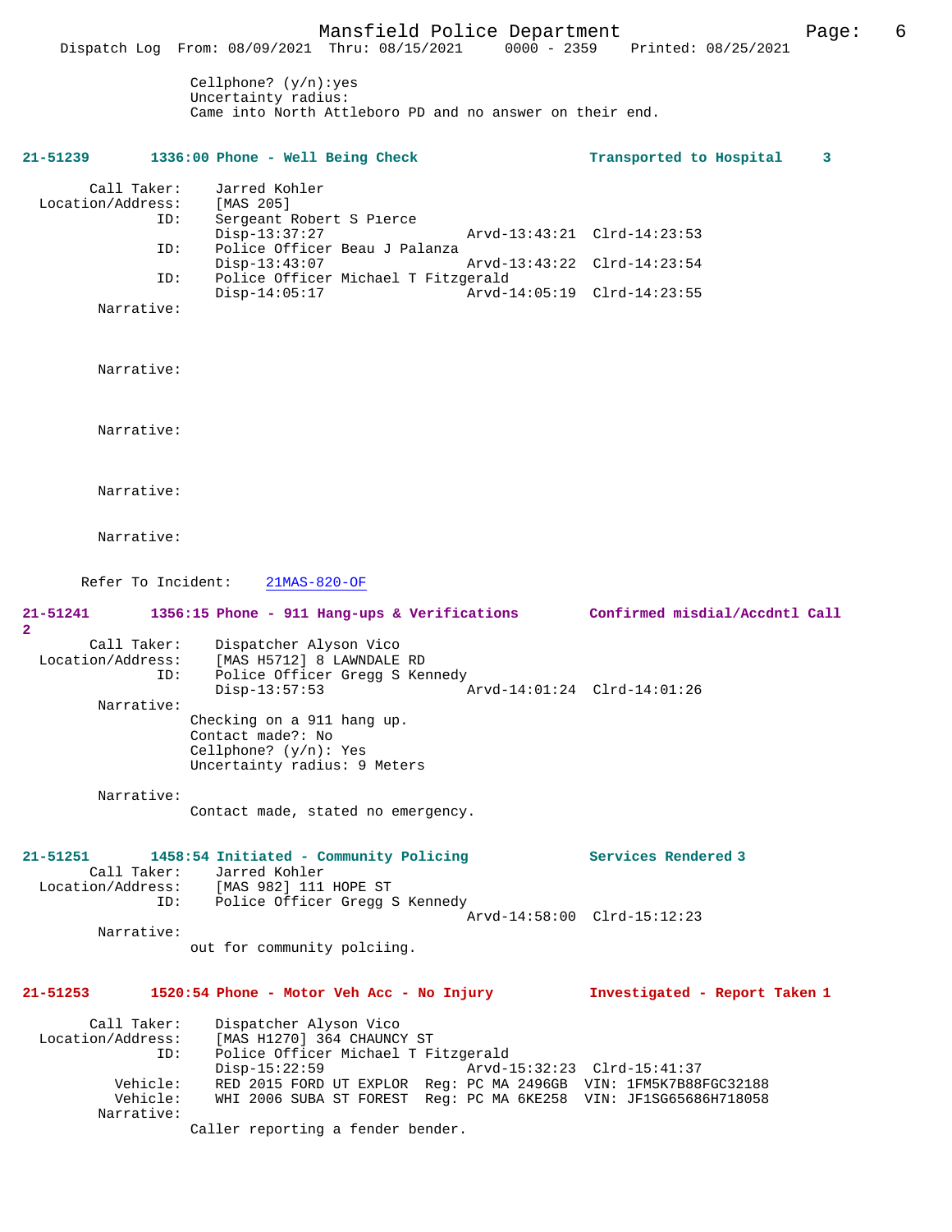Cellphone? (y/n):yes
Uncertainty radius:
Came into North Attleboro PD and no answer on their end.

**21-51239 1336:00 Phone - Well Being Check Transported to Hospital 3**

```
        Call Taker:    Jarred Kohler
  Location/Address:    [MAS 205]
                ID:    Sergeant Robert S Pierce
                       Disp-13:37:27                 Arvd-13:43:21  Clrd-14:23:53
                ID:    Police Officer Beau J Palanza
                       Disp-13:43:07                 Arvd-13:43:22  Clrd-14:23:54
                ID:    Police Officer Michael T Fitzgerald
                       Disp-14:05:17                 Arvd-14:05:19  Clrd-14:23:55
         Narrative:

         Narrative:

         Narrative:

         Narrative:

         Narrative:

      Refer To Incident:    21MAS-820-OF
```

**21-51241 1356:15 Phone - 911 Hang-ups & Verifications Confirmed misdial/Accdntl Call 2**

```
        Call Taker:    Dispatcher Alyson Vico
  Location/Address:    [MAS H5712] 8 LAWNDALE RD
                ID:    Police Officer Gregg S Kennedy
                       Disp-13:57:53                 Arvd-14:01:24  Clrd-14:01:26
         Narrative:
                       Checking on a 911 hang up.
                       Contact made?: No
                       Cellphone? (y/n): Yes
                       Uncertainty radius: 9 Meters

         Narrative:
                       Contact made, stated no emergency.
```

**21-51251 1458:54 Initiated - Community Policing Services Rendered 3**

```
        Call Taker:    Jarred Kohler
  Location/Address:    [MAS 982] 111 HOPE ST
                ID:    Police Officer Gregg S Kennedy
                                                     Arvd-14:58:00  Clrd-15:12:23
         Narrative:
                       out for community polciing.
```

**21-51253 1520:54 Phone - Motor Veh Acc - No Injury Investigated - Report Taken 1**

```
        Call Taker:    Dispatcher Alyson Vico
  Location/Address:    [MAS H1270] 364 CHAUNCY ST
                ID:    Police Officer Michael T Fitzgerald
                       Disp-15:22:59                 Arvd-15:32:23  Clrd-15:41:37
           Vehicle:    RED 2015 FORD UT EXPLOR  Reg: PC MA 2496GB  VIN: 1FM5K7B88FGC32188
           Vehicle:    WHI 2006 SUBA ST FOREST  Reg: PC MA 6KE258  VIN: JF1SG65686H718058
         Narrative:
                       Caller reporting a fender bender.
```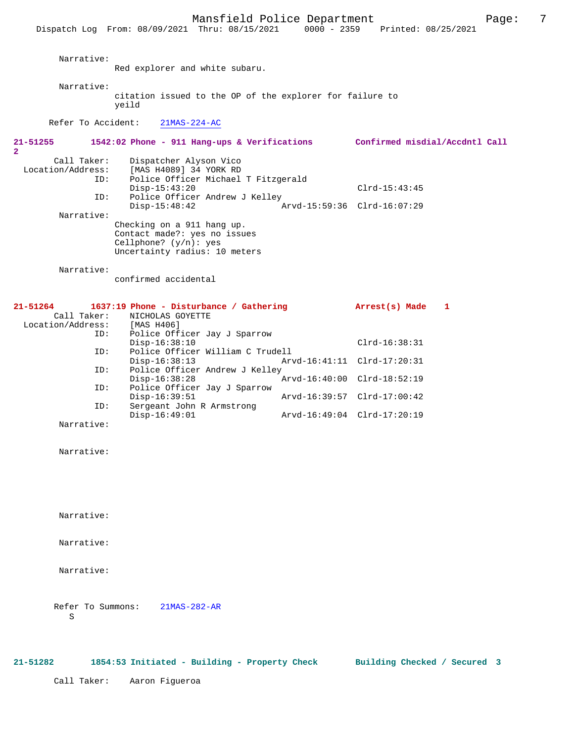Narrative:
Red explorer and white subaru.

Narrative:
citation issued to the OP of the explorer for failure to yeild

Refer To Accident: 21MAS-224-AC

**21-51255 1542:02 Phone - 911 Hang-ups & Verifications Confirmed misdial/Accdntl Call 2**

Call Taker: Dispatcher Alyson Vico
Location/Address: [MAS H4089] 34 YORK RD
ID: Police Officer Michael T Fitzgerald
Disp-15:43:20 Clrd-15:43:45
ID: Police Officer Andrew J Kelley
Disp-15:48:42 Arvd-15:59:36 Clrd-16:07:29

Narrative:
Checking on a 911 hang up.
Contact made?: yes no issues
Cellphone? (y/n): yes
Uncertainty radius: 10 meters

Narrative:
confirmed accidental

**21-51264 1637:19 Phone - Disturbance / Gathering Arrest(s) Made 1**

Call Taker: NICHOLAS GOYETTE
Location/Address: [MAS H406]
ID: Police Officer Jay J Sparrow
Disp-16:38:10 Clrd-16:38:31
ID: Police Officer William C Trudell
Disp-16:38:13 Arvd-16:41:11 Clrd-17:20:31
ID: Police Officer Andrew J Kelley
Disp-16:38:28 Arvd-16:40:00 Clrd-18:52:19
ID: Police Officer Jay J Sparrow
Disp-16:39:51 Arvd-16:39:57 Clrd-17:00:42
ID: Sergeant John R Armstrong
Disp-16:49:01 Arvd-16:49:04 Clrd-17:20:19

Narrative:

Narrative:

Narrative:

Narrative:

Narrative:

Refer To Summons: 21MAS-282-AR
S

**21-51282 1854:53 Initiated - Building - Property Check Building Checked / Secured 3**

Call Taker: Aaron Figueroa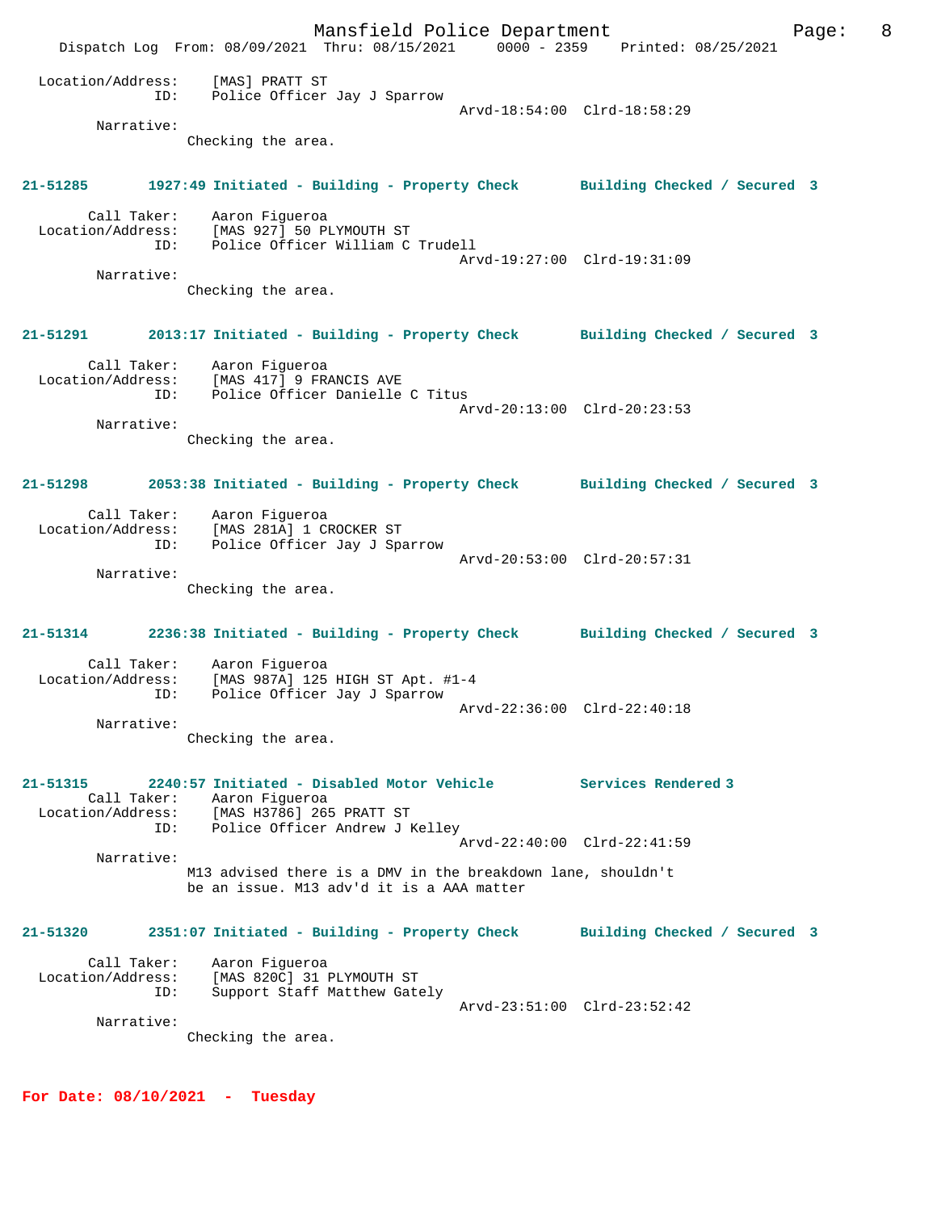Location/Address: [MAS] PRATT ST
ID: Police Officer Jay J Sparrow
Arvd-18:54:00 Clrd-18:58:29

Narrative:
Checking the area.

**21-51285 1927:49 Initiated - Building - Property Check Building Checked / Secured 3**

Call Taker: Aaron Figueroa
Location/Address: [MAS 927] 50 PLYMOUTH ST
ID: Police Officer William C Trudell
Arvd-19:27:00 Clrd-19:31:09

Narrative:
Checking the area.

**21-51291 2013:17 Initiated - Building - Property Check Building Checked / Secured 3**

Call Taker: Aaron Figueroa
Location/Address: [MAS 417] 9 FRANCIS AVE
ID: Police Officer Danielle C Titus
Arvd-20:13:00 Clrd-20:23:53

Narrative:
Checking the area.

**21-51298 2053:38 Initiated - Building - Property Check Building Checked / Secured 3**

Call Taker: Aaron Figueroa
Location/Address: [MAS 281A] 1 CROCKER ST
ID: Police Officer Jay J Sparrow
Arvd-20:53:00 Clrd-20:57:31

Narrative:
Checking the area.

**21-51314 2236:38 Initiated - Building - Property Check Building Checked / Secured 3**

Call Taker: Aaron Figueroa
Location/Address: [MAS 987A] 125 HIGH ST Apt. #1-4
ID: Police Officer Jay J Sparrow
Arvd-22:36:00 Clrd-22:40:18

Narrative:
Checking the area.

**21-51315 2240:57 Initiated - Disabled Motor Vehicle Services Rendered 3**

Call Taker: Aaron Figueroa
Location/Address: [MAS H3786] 265 PRATT ST
ID: Police Officer Andrew J Kelley
Arvd-22:40:00 Clrd-22:41:59

Narrative:
M13 advised there is a DMV in the breakdown lane, shouldn't be an issue. M13 adv'd it is a AAA matter

**21-51320 2351:07 Initiated - Building - Property Check Building Checked / Secured 3**

Call Taker: Aaron Figueroa
Location/Address: [MAS 820C] 31 PLYMOUTH ST
ID: Support Staff Matthew Gately
Arvd-23:51:00 Clrd-23:52:42

Narrative:
Checking the area.

**For Date: 08/10/2021 - Tuesday**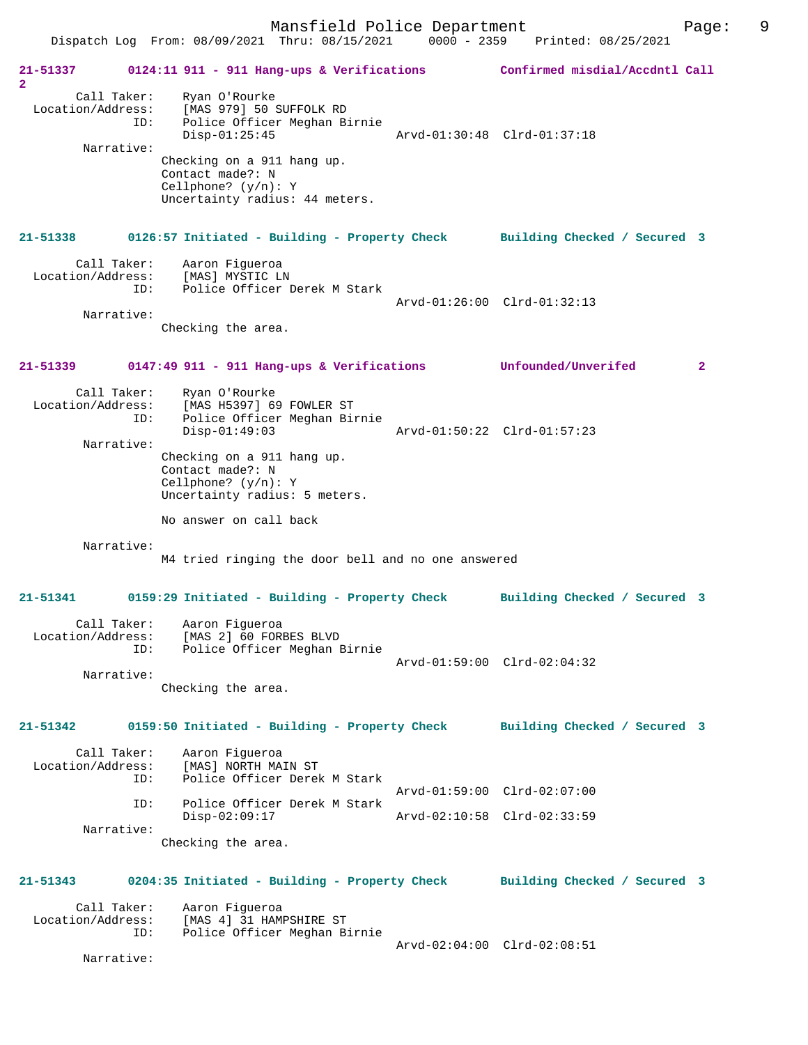21-51337 0124:11 911 - 911 Hang-ups & Verifications Confirmed misdial/Accdntl Call 2

```
        Call Taker:    Ryan O'Rourke
  Location/Address:    [MAS 979] 50 SUFFOLK RD
                ID:    Police Officer Meghan Birnie
                       Disp-01:25:45                 Arvd-01:30:48  Clrd-01:37:18
         Narrative:
                   Checking on a 911 hang up.
                   Contact made?: N
                   Cellphone? (y/n): Y
                   Uncertainty radius: 44 meters.
```

21-51338 0126:57 Initiated - Building - Property Check Building Checked / Secured 3

```
        Call Taker:    Aaron Figueroa
  Location/Address:    [MAS] MYSTIC LN
                ID:    Police Officer Derek M Stark
                                                     Arvd-01:26:00  Clrd-01:32:13
         Narrative:
                   Checking the area.
```

21-51339 0147:49 911 - 911 Hang-ups & Verifications Unfounded/Unverifed 2

```
        Call Taker:    Ryan O'Rourke
  Location/Address:    [MAS H5397] 69 FOWLER ST
                ID:    Police Officer Meghan Birnie
                       Disp-01:49:03                 Arvd-01:50:22  Clrd-01:57:23
         Narrative:
                   Checking on a 911 hang up.
                   Contact made?: N
                   Cellphone? (y/n): Y
                   Uncertainty radius: 5 meters.

                   No answer on call back

         Narrative:
                   M4 tried ringing the door bell and no one answered
```

21-51341 0159:29 Initiated - Building - Property Check Building Checked / Secured 3

```
        Call Taker:    Aaron Figueroa
  Location/Address:    [MAS 2] 60 FORBES BLVD
                ID:    Police Officer Meghan Birnie
                                                     Arvd-01:59:00  Clrd-02:04:32
         Narrative:
                   Checking the area.
```

21-51342 0159:50 Initiated - Building - Property Check Building Checked / Secured 3

```
        Call Taker:    Aaron Figueroa
  Location/Address:    [MAS] NORTH MAIN ST
                ID:    Police Officer Derek M Stark
                                                     Arvd-01:59:00  Clrd-02:07:00
                ID:    Police Officer Derek M Stark
                       Disp-02:09:17                 Arvd-02:10:58  Clrd-02:33:59
         Narrative:
                   Checking the area.
```

21-51343 0204:35 Initiated - Building - Property Check Building Checked / Secured 3

```
        Call Taker:    Aaron Figueroa
  Location/Address:    [MAS 4] 31 HAMPSHIRE ST
                ID:    Police Officer Meghan Birnie
                                                     Arvd-02:04:00  Clrd-02:08:51
         Narrative:
```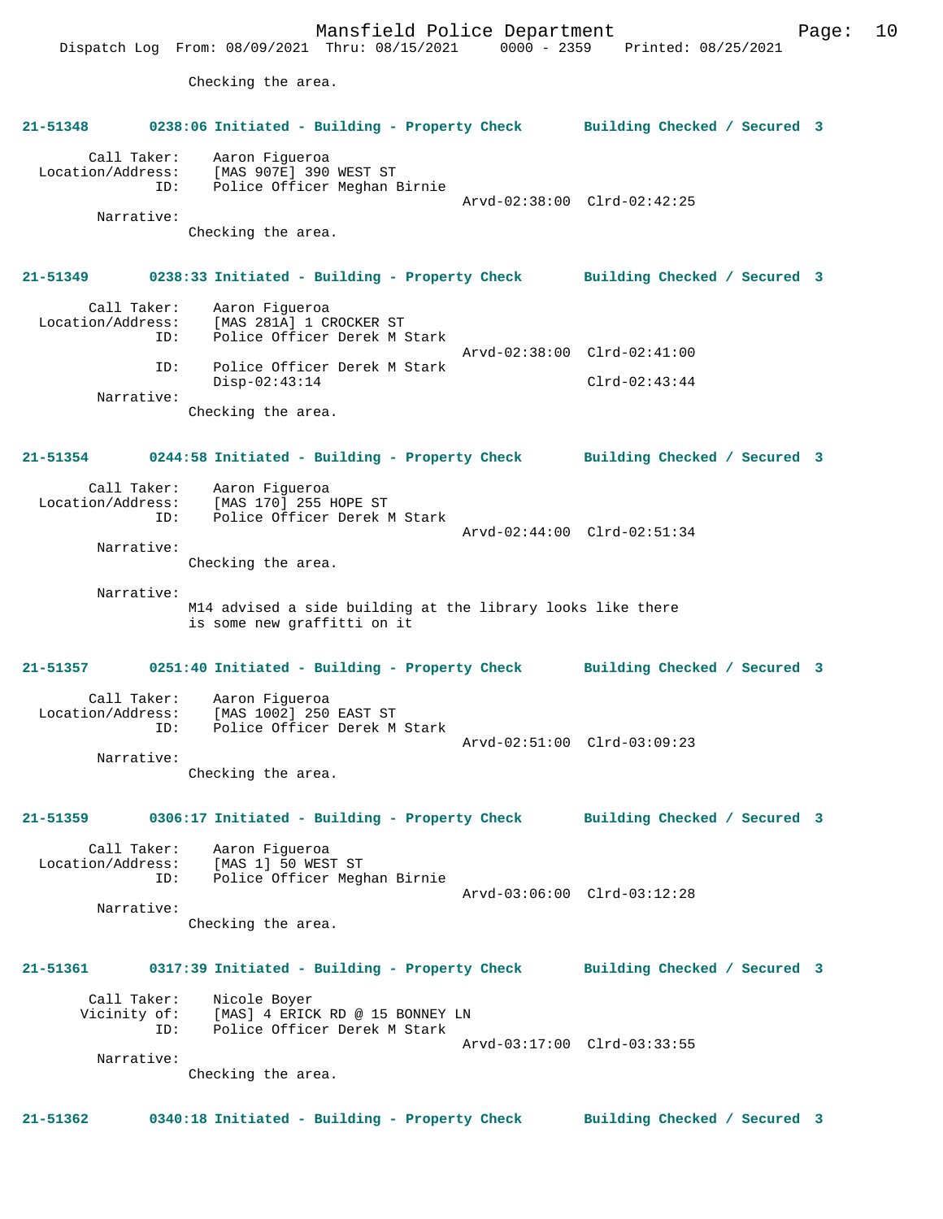Checking the area.

**21-51348 0238:06 Initiated - Building - Property Check Building Checked / Secured 3**

```
        Call Taker:    Aaron Figueroa
  Location/Address:    [MAS 907E] 390 WEST ST
                ID:    Police Officer Meghan Birnie
                                            Arvd-02:38:00  Clrd-02:42:25
         Narrative:
               Checking the area.
```

**21-51349 0238:33 Initiated - Building - Property Check Building Checked / Secured 3**

```
        Call Taker:    Aaron Figueroa
  Location/Address:    [MAS 281A] 1 CROCKER ST
                ID:    Police Officer Derek M Stark
                                            Arvd-02:38:00  Clrd-02:41:00
                ID:    Police Officer Derek M Stark
                       Disp-02:43:14                       Clrd-02:43:44
         Narrative:
               Checking the area.
```

**21-51354 0244:58 Initiated - Building - Property Check Building Checked / Secured 3**

```
        Call Taker:    Aaron Figueroa
  Location/Address:    [MAS 170] 255 HOPE ST
                ID:    Police Officer Derek M Stark
                                            Arvd-02:44:00  Clrd-02:51:34
         Narrative:
               Checking the area.

         Narrative:
               M14 advised a side building at the library looks like there
               is some new graffitti on it
```

**21-51357 0251:40 Initiated - Building - Property Check Building Checked / Secured 3**

```
        Call Taker:    Aaron Figueroa
  Location/Address:    [MAS 1002] 250 EAST ST
                ID:    Police Officer Derek M Stark
                                            Arvd-02:51:00  Clrd-03:09:23
         Narrative:
               Checking the area.
```

**21-51359 0306:17 Initiated - Building - Property Check Building Checked / Secured 3**

```
        Call Taker:    Aaron Figueroa
  Location/Address:    [MAS 1] 50 WEST ST
                ID:    Police Officer Meghan Birnie
                                            Arvd-03:06:00  Clrd-03:12:28
         Narrative:
               Checking the area.
```

**21-51361 0317:39 Initiated - Building - Property Check Building Checked / Secured 3**

```
        Call Taker:    Nicole Boyer
       Vicinity of:    [MAS] 4 ERICK RD @ 15 BONNEY LN
                ID:    Police Officer Derek M Stark
                                            Arvd-03:17:00  Clrd-03:33:55
         Narrative:
               Checking the area.
```

**21-51362 0340:18 Initiated - Building - Property Check Building Checked / Secured 3**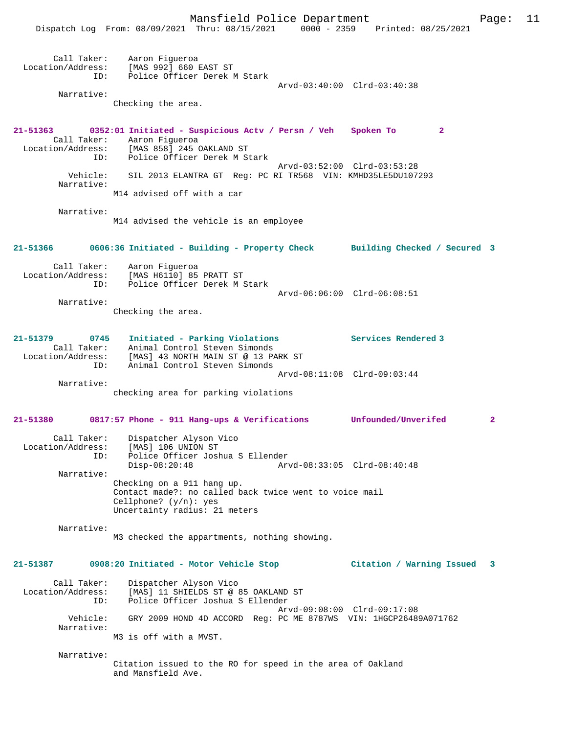```
        Call Taker:    Aaron Figueroa
  Location/Address:    [MAS 992] 660 EAST ST
                ID:    Police Officer Derek M Stark
                                                Arvd-03:40:00  Clrd-03:40:38
         Narrative:
                     Checking the area.


21-51363       0352:01 Initiated - Suspicious Actv / Persn / Veh    Spoken To         2
        Call Taker:    Aaron Figueroa
  Location/Address:    [MAS 858] 245 OAKLAND ST
                ID:    Police Officer Derek M Stark
                                                Arvd-03:52:00  Clrd-03:53:28
           Vehicle:    SIL 2013 ELANTRA GT  Reg: PC RI TR568  VIN: KMHD35LE5DU107293
         Narrative:
                     M14 advised off with a car

         Narrative:
                     M14 advised the vehicle is an employee


21-51366       0606:36 Initiated - Building - Property Check       Building Checked / Secured  3

        Call Taker:    Aaron Figueroa
  Location/Address:    [MAS H6110] 85 PRATT ST
                ID:    Police Officer Derek M Stark
                                                Arvd-06:06:00  Clrd-06:08:51
         Narrative:
                     Checking the area.


21-51379          0745    Initiated - Parking Violations             Services Rendered 3
        Call Taker:    Animal Control Steven Simonds
  Location/Address:    [MAS] 43 NORTH MAIN ST @ 13 PARK ST
                ID:    Animal Control Steven Simonds
                                                Arvd-08:11:08  Clrd-09:03:44
         Narrative:
                     checking area for parking violations


21-51380       0817:57 Phone - 911 Hang-ups & Verifications        Unfounded/Unverifed         2

        Call Taker:    Dispatcher Alyson Vico
  Location/Address:    [MAS] 106 UNION ST
                ID:    Police Officer Joshua S Ellender
                       Disp-08:20:48            Arvd-08:33:05  Clrd-08:40:48
         Narrative:
                     Checking on a 911 hang up.
                     Contact made?: no called back twice went to voice mail
                     Cellphone? (y/n): yes
                     Uncertainty radius: 21 meters

         Narrative:
                     M3 checked the appartments, nothing showing.


21-51387       0908:20 Initiated - Motor Vehicle Stop              Citation / Warning Issued   3

        Call Taker:    Dispatcher Alyson Vico
  Location/Address:    [MAS] 11 SHIELDS ST @ 85 OAKLAND ST
                ID:    Police Officer Joshua S Ellender
                                                Arvd-09:08:00  Clrd-09:17:08
           Vehicle:    GRY 2009 HOND 4D ACCORD  Reg: PC ME 8787WS  VIN: 1HGCP26489A071762
         Narrative:
                     M3 is off with a MVST.

         Narrative:
                     Citation issued to the RO for speed in the area of Oakland
                     and Mansfield Ave.
```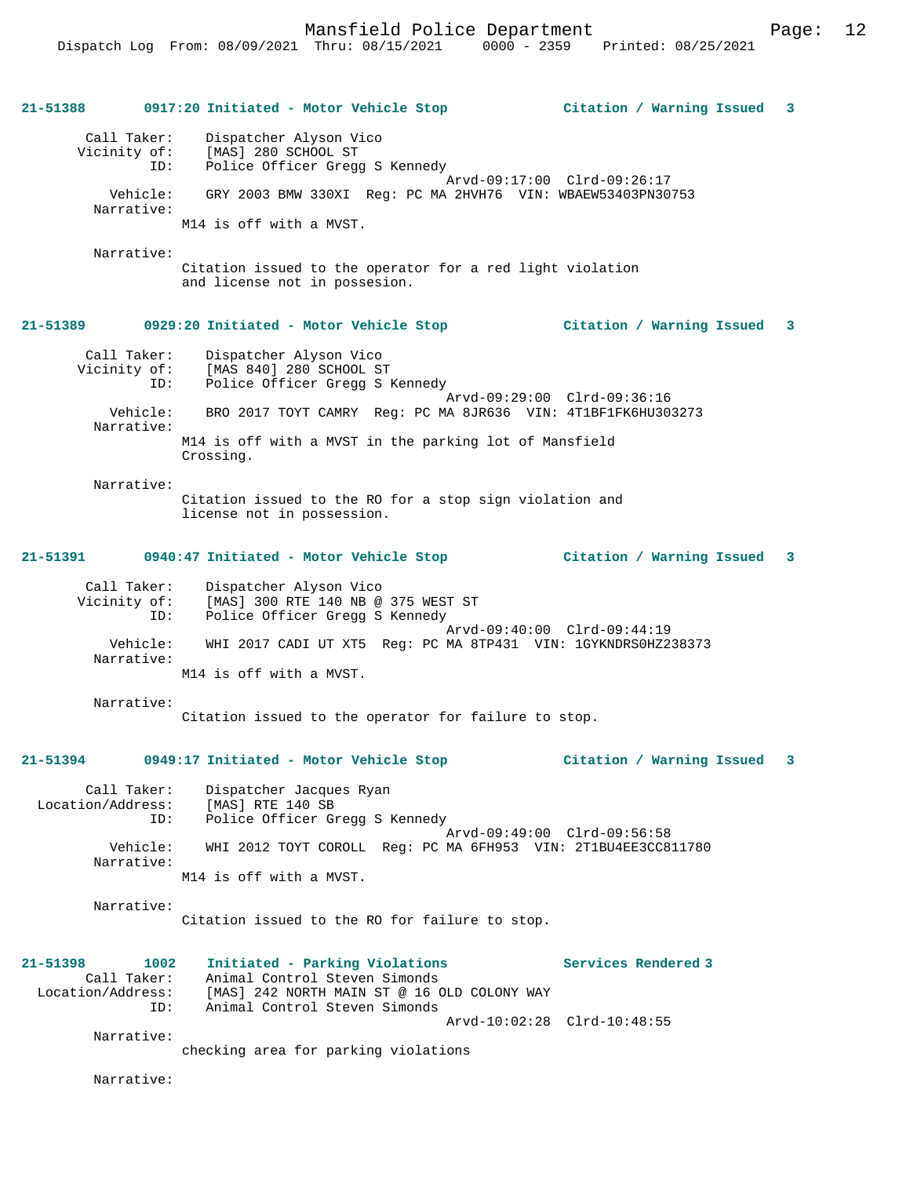**21-51388 0917:20 Initiated - Motor Vehicle Stop — Citation / Warning Issued 3**

Call Taker: Dispatcher Alyson Vico
Vicinity of: [MAS] 280 SCHOOL ST
ID: Police Officer Gregg S Kennedy
Arvd-09:17:00 Clrd-09:26:17
Vehicle: GRY 2003 BMW 330XI Reg: PC MA 2HVH76 VIN: WBAEW53403PN30753
Narrative:
M14 is off with a MVST.

Narrative:
Citation issued to the operator for a red light violation and license not in possesion.

**21-51389 0929:20 Initiated - Motor Vehicle Stop — Citation / Warning Issued 3**

Call Taker: Dispatcher Alyson Vico
Vicinity of: [MAS 840] 280 SCHOOL ST
ID: Police Officer Gregg S Kennedy
Arvd-09:29:00 Clrd-09:36:16
Vehicle: BRO 2017 TOYT CAMRY Reg: PC MA 8JR636 VIN: 4T1BF1FK6HU303273
Narrative:
M14 is off with a MVST in the parking lot of Mansfield Crossing.

Narrative:
Citation issued to the RO for a stop sign violation and license not in possession.

**21-51391 0940:47 Initiated - Motor Vehicle Stop — Citation / Warning Issued 3**

Call Taker: Dispatcher Alyson Vico
Vicinity of: [MAS] 300 RTE 140 NB @ 375 WEST ST
ID: Police Officer Gregg S Kennedy
Arvd-09:40:00 Clrd-09:44:19
Vehicle: WHI 2017 CADI UT XT5 Reg: PC MA 8TP431 VIN: 1GYKNDRS0HZ238373
Narrative:
M14 is off with a MVST.

Narrative:
Citation issued to the operator for failure to stop.

**21-51394 0949:17 Initiated - Motor Vehicle Stop — Citation / Warning Issued 3**

Call Taker: Dispatcher Jacques Ryan
Location/Address: [MAS] RTE 140 SB
ID: Police Officer Gregg S Kennedy
Arvd-09:49:00 Clrd-09:56:58
Vehicle: WHI 2012 TOYT COROLL Reg: PC MA 6FH953 VIN: 2T1BU4EE3CC811780
Narrative:
M14 is off with a MVST.

Narrative:
Citation issued to the RO for failure to stop.

**21-51398 1002 Initiated - Parking Violations — Services Rendered 3**

Call Taker: Animal Control Steven Simonds
Location/Address: [MAS] 242 NORTH MAIN ST @ 16 OLD COLONY WAY
ID: Animal Control Steven Simonds
Arvd-10:02:28 Clrd-10:48:55
Narrative:
checking area for parking violations

Narrative: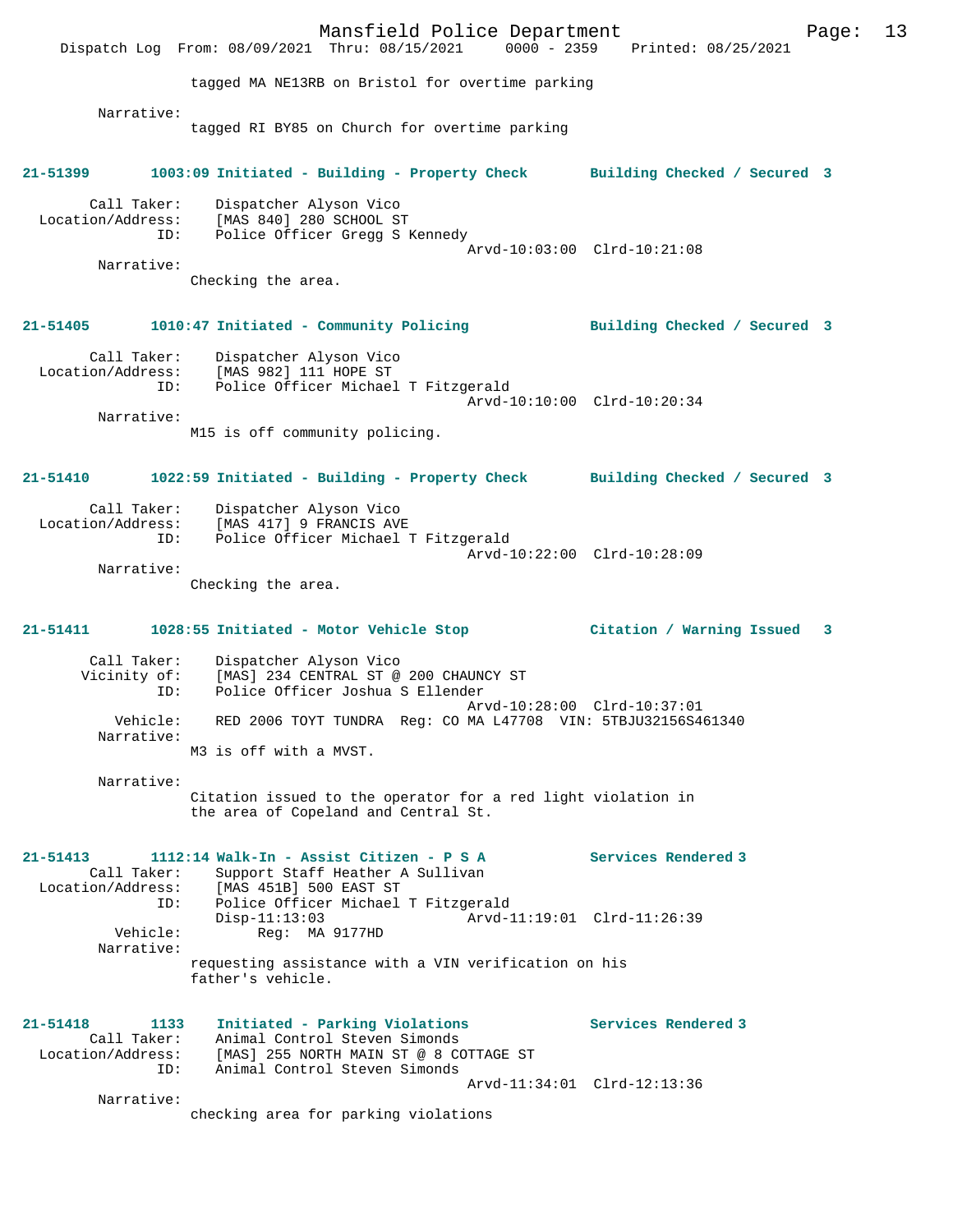tagged MA NE13RB on Bristol for overtime parking

Narrative:
tagged RI BY85 on Church for overtime parking

**21-51399 1003:09 Initiated - Building - Property Check Building Checked / Secured 3**

Call Taker: Dispatcher Alyson Vico
Location/Address: [MAS 840] 280 SCHOOL ST
ID: Police Officer Gregg S Kennedy
Arvd-10:03:00 Clrd-10:21:08
Narrative:
Checking the area.

**21-51405 1010:47 Initiated - Community Policing Building Checked / Secured 3**

Call Taker: Dispatcher Alyson Vico
Location/Address: [MAS 982] 111 HOPE ST
ID: Police Officer Michael T Fitzgerald
Arvd-10:10:00 Clrd-10:20:34
Narrative:
M15 is off community policing.

**21-51410 1022:59 Initiated - Building - Property Check Building Checked / Secured 3**

Call Taker: Dispatcher Alyson Vico
Location/Address: [MAS 417] 9 FRANCIS AVE
ID: Police Officer Michael T Fitzgerald
Arvd-10:22:00 Clrd-10:28:09
Narrative:
Checking the area.

**21-51411 1028:55 Initiated - Motor Vehicle Stop Citation / Warning Issued 3**

Call Taker: Dispatcher Alyson Vico
Vicinity of: [MAS] 234 CENTRAL ST @ 200 CHAUNCY ST
ID: Police Officer Joshua S Ellender
Arvd-10:28:00 Clrd-10:37:01
Vehicle: RED 2006 TOYT TUNDRA Reg: CO MA L47708 VIN: 5TBJU32156S461340
Narrative:
M3 is off with a MVST.

Narrative:
Citation issued to the operator for a red light violation in the area of Copeland and Central St.

**21-51413 1112:14 Walk-In - Assist Citizen - P S A Services Rendered 3**
Call Taker: Support Staff Heather A Sullivan
Location/Address: [MAS 451B] 500 EAST ST
ID: Police Officer Michael T Fitzgerald
Disp-11:13:03 Arvd-11:19:01 Clrd-11:26:39
Vehicle: Reg: MA 9177HD
Narrative:
requesting assistance with a VIN verification on his father's vehicle.

**21-51418 1133 Initiated - Parking Violations Services Rendered 3**
Call Taker: Animal Control Steven Simonds
Location/Address: [MAS] 255 NORTH MAIN ST @ 8 COTTAGE ST
ID: Animal Control Steven Simonds
Arvd-11:34:01 Clrd-12:13:36
Narrative:
checking area for parking violations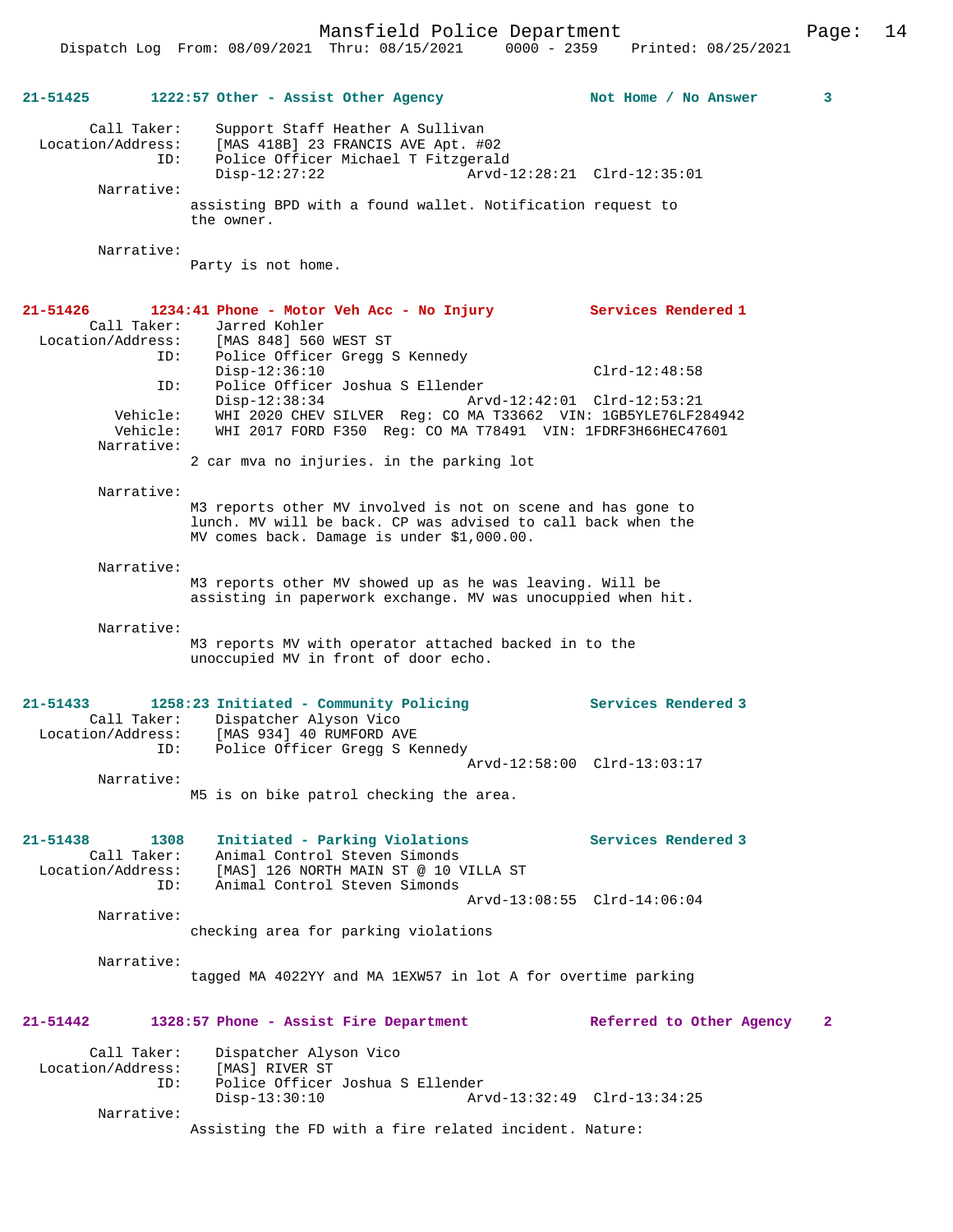**21-51425 1222:57 Other - Assist Other Agency — Not Home / No Answer 3**

Call Taker: Support Staff Heather A Sullivan
Location/Address: [MAS 418B] 23 FRANCIS AVE Apt. #02
ID: Police Officer Michael T Fitzgerald
Disp-12:27:22 Arvd-12:28:21 Clrd-12:35:01

Narrative:
assisting BPD with a found wallet. Notification request to the owner.

Narrative:
Party is not home.

**21-51426 1234:41 Phone - Motor Veh Acc - No Injury — Services Rendered 1**

Call Taker: Jarred Kohler
Location/Address: [MAS 848] 560 WEST ST
ID: Police Officer Gregg S Kennedy
Disp-12:36:10 Clrd-12:48:58
ID: Police Officer Joshua S Ellender
Disp-12:38:34 Arvd-12:42:01 Clrd-12:53:21
Vehicle: WHI 2020 CHEV SILVER Reg: CO MA T33662 VIN: 1GB5YLE76LF284942
Vehicle: WHI 2017 FORD F350 Reg: CO MA T78491 VIN: 1FDRF3H66HEC47601

Narrative:
2 car mva no injuries. in the parking lot

Narrative:
M3 reports other MV involved is not on scene and has gone to lunch. MV will be back. CP was advised to call back when the MV comes back. Damage is under $1,000.00.

Narrative:
M3 reports other MV showed up as he was leaving. Will be assisting in paperwork exchange. MV was unocupied when hit.

Narrative:
M3 reports MV with operator attached backed in to the unoccupied MV in front of door echo.

**21-51433 1258:23 Initiated - Community Policing — Services Rendered 3**

Call Taker: Dispatcher Alyson Vico
Location/Address: [MAS 934] 40 RUMFORD AVE
ID: Police Officer Gregg S Kennedy
Arvd-12:58:00 Clrd-13:03:17

Narrative:
M5 is on bike patrol checking the area.

**21-51438 1308 Initiated - Parking Violations — Services Rendered 3**

Call Taker: Animal Control Steven Simonds
Location/Address: [MAS] 126 NORTH MAIN ST @ 10 VILLA ST
ID: Animal Control Steven Simonds
Arvd-13:08:55 Clrd-14:06:04

Narrative:
checking area for parking violations

Narrative:
tagged MA 4022YY and MA 1EXW57 in lot A for overtime parking

**21-51442 1328:57 Phone - Assist Fire Department — Referred to Other Agency 2**

Call Taker: Dispatcher Alyson Vico
Location/Address: [MAS] RIVER ST
ID: Police Officer Joshua S Ellender
Disp-13:30:10 Arvd-13:32:49 Clrd-13:34:25

Narrative:
Assisting the FD with a fire related incident. Nature: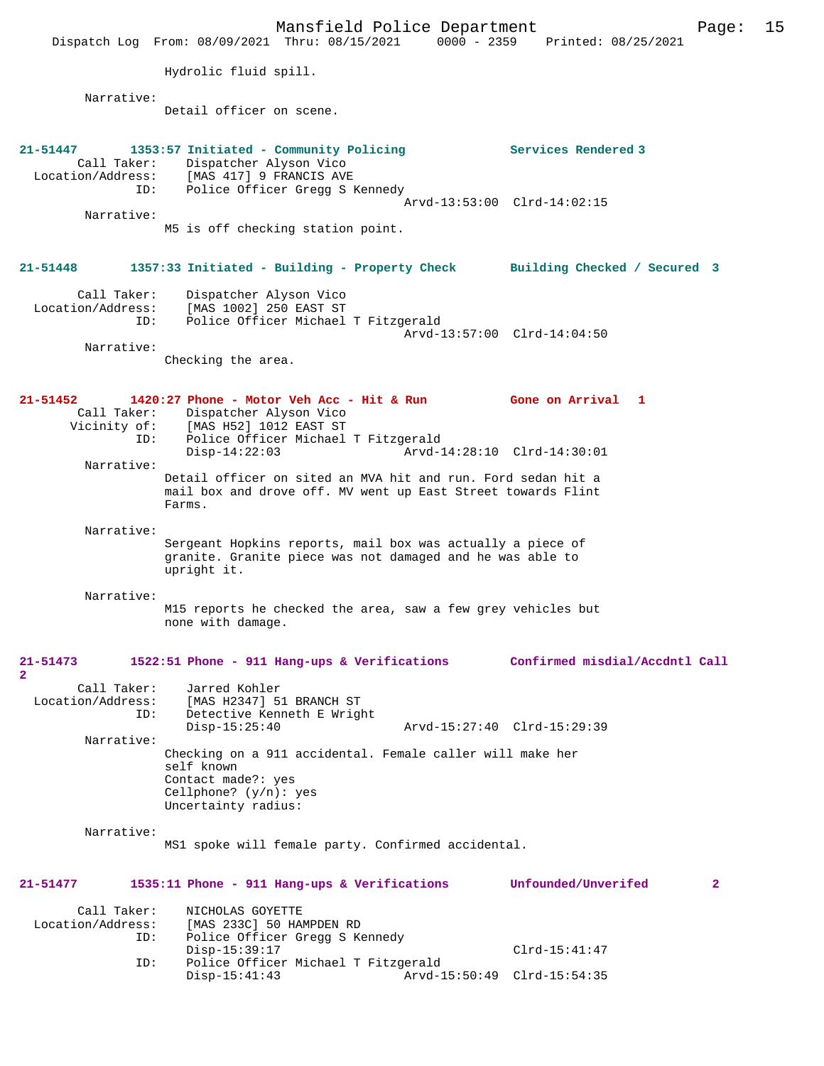Hydrolic fluid spill.

Narrative:
Detail officer on scene.

**21-51447 1353:57 Initiated - Community Policing — Services Rendered 3**

Call Taker: Dispatcher Alyson Vico
Location/Address: [MAS 417] 9 FRANCIS AVE
ID: Police Officer Gregg S Kennedy
Arvd-13:53:00 Clrd-14:02:15

Narrative:
M5 is off checking station point.

**21-51448 1357:33 Initiated - Building - Property Check — Building Checked / Secured 3**

Call Taker: Dispatcher Alyson Vico
Location/Address: [MAS 1002] 250 EAST ST
ID: Police Officer Michael T Fitzgerald
Arvd-13:57:00 Clrd-14:04:50

Narrative:
Checking the area.

**21-51452 1420:27 Phone - Motor Veh Acc - Hit & Run — Gone on Arrival 1**

Call Taker: Dispatcher Alyson Vico
Vicinity of: [MAS H52] 1012 EAST ST
ID: Police Officer Michael T Fitzgerald
Disp-14:22:03 Arvd-14:28:10 Clrd-14:30:01

Narrative:
Detail officer on sited an MVA hit and run. Ford sedan hit a mail box and drove off. MV went up East Street towards Flint Farms.

Narrative:
Sergeant Hopkins reports, mail box was actually a piece of granite. Granite piece was not damaged and he was able to upright it.

Narrative:
M15 reports he checked the area, saw a few grey vehicles but none with damage.

**21-51473 1522:51 Phone - 911 Hang-ups & Verifications — Confirmed misdial/Accdntl Call 2**

Call Taker: Jarred Kohler
Location/Address: [MAS H2347] 51 BRANCH ST
ID: Detective Kenneth E Wright
Disp-15:25:40 Arvd-15:27:40 Clrd-15:29:39

Narrative:
Checking on a 911 accidental. Female caller will make her self known
Contact made?: yes
Cellphone? (y/n): yes
Uncertainty radius:

Narrative:
MS1 spoke will female party. Confirmed accidental.

**21-51477 1535:11 Phone - 911 Hang-ups & Verifications — Unfounded/Unverifed 2**

Call Taker: NICHOLAS GOYETTE
Location/Address: [MAS 233C] 50 HAMPDEN RD
ID: Police Officer Gregg S Kennedy
Disp-15:39:17 Clrd-15:41:47
ID: Police Officer Michael T Fitzgerald
Disp-15:41:43 Arvd-15:50:49 Clrd-15:54:35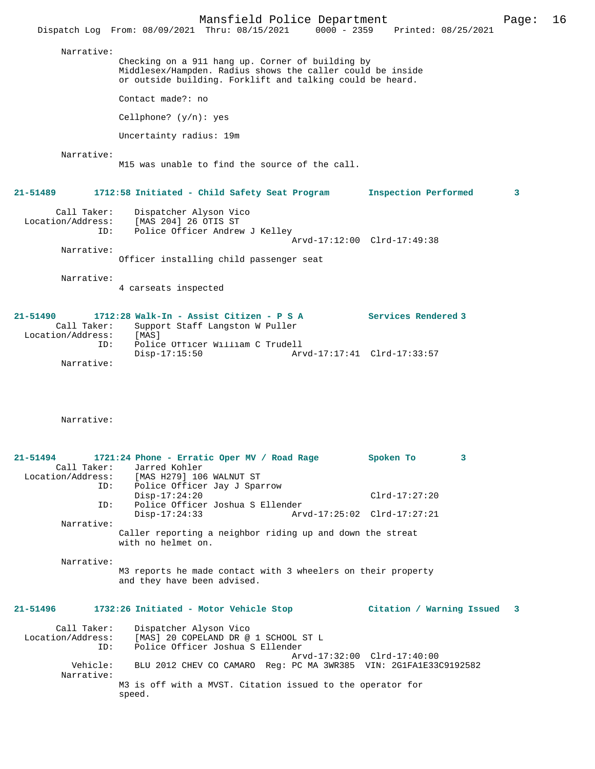Narrative:

Checking on a 911 hang up. Corner of building by Middlesex/Hampden. Radius shows the caller could be inside or outside building. Forklift and talking could be heard.

Contact made?: no

Cellphone? (y/n): yes

Uncertainty radius: 19m

Narrative:

M15 was unable to find the source of the call.

**21-51489 1712:58 Initiated - Child Safety Seat Program — Inspection Performed 3**

Call Taker: Dispatcher Alyson Vico
Location/Address: [MAS 204] 26 OTIS ST
ID: Police Officer Andrew J Kelley
Arvd-17:12:00 Clrd-17:49:38

Narrative:

Officer installing child passenger seat

Narrative:

4 carseats inspected

**21-51490 1712:28 Walk-In - Assist Citizen - P S A — Services Rendered 3**

Call Taker: Support Staff Langston W Puller
Location/Address: [MAS]
ID: Police Officer William C Trudell
Disp-17:15:50 Arvd-17:17:41 Clrd-17:33:57

Narrative:

Narrative:

**21-51494 1721:24 Phone - Erratic Oper MV / Road Rage — Spoken To 3**

Call Taker: Jarred Kohler
Location/Address: [MAS H279] 106 WALNUT ST
ID: Police Officer Jay J Sparrow
Disp-17:24:20 Clrd-17:27:20
ID: Police Officer Joshua S Ellender
Disp-17:24:33 Arvd-17:25:02 Clrd-17:27:21

Narrative:

Caller reporting a neighbor riding up and down the streat with no helmet on.

Narrative:

M3 reports he made contact with 3 wheelers on their property and they have been advised.

**21-51496 1732:26 Initiated - Motor Vehicle Stop — Citation / Warning Issued 3**

Call Taker: Dispatcher Alyson Vico
Location/Address: [MAS] 20 COPELAND DR @ 1 SCHOOL ST L
ID: Police Officer Joshua S Ellender
Arvd-17:32:00 Clrd-17:40:00
Vehicle: BLU 2012 CHEV CO CAMARO Reg: PC MA 3WR385 VIN: 2G1FA1E33C9192582

Narrative:

M3 is off with a MVST. Citation issued to the operator for speed.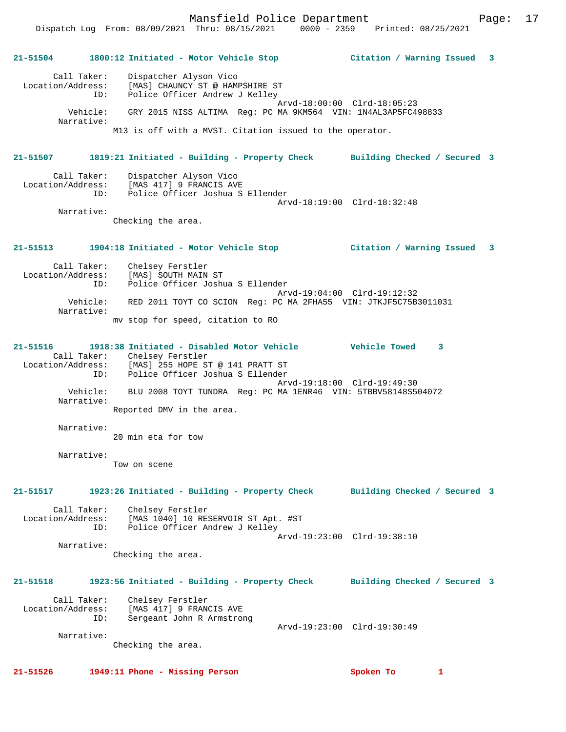**21-51504 1800:12 Initiated - Motor Vehicle Stop Citation / Warning Issued 3**

Call Taker: Dispatcher Alyson Vico
Location/Address: [MAS] CHAUNCY ST @ HAMPSHIRE ST
ID: Police Officer Andrew J Kelley
Arvd-18:00:00 Clrd-18:05:23
Vehicle: GRY 2015 NISS ALTIMA Reg: PC MA 9KM564 VIN: 1N4AL3AP5FC498833
Narrative:
M13 is off with a MVST. Citation issued to the operator.

**21-51507 1819:21 Initiated - Building - Property Check Building Checked / Secured 3**

Call Taker: Dispatcher Alyson Vico
Location/Address: [MAS 417] 9 FRANCIS AVE
ID: Police Officer Joshua S Ellender
Arvd-18:19:00 Clrd-18:32:48
Narrative:
Checking the area.

**21-51513 1904:18 Initiated - Motor Vehicle Stop Citation / Warning Issued 3**

Call Taker: Chelsey Ferstler
Location/Address: [MAS] SOUTH MAIN ST
ID: Police Officer Joshua S Ellender
Arvd-19:04:00 Clrd-19:12:32
Vehicle: RED 2011 TOYT CO SCION Reg: PC MA 2FHA55 VIN: JTKJF5C75B3011031
Narrative:
mv stop for speed, citation to RO

**21-51516 1918:38 Initiated - Disabled Motor Vehicle Vehicle Towed 3**

Call Taker: Chelsey Ferstler
Location/Address: [MAS] 255 HOPE ST @ 141 PRATT ST
ID: Police Officer Joshua S Ellender
Arvd-19:18:00 Clrd-19:49:30
Vehicle: BLU 2008 TOYT TUNDRA Reg: PC MA 1ENR46 VIN: 5TBBV58148S504072
Narrative:
Reported DMV in the area.

Narrative:
20 min eta for tow

Narrative:
Tow on scene

**21-51517 1923:26 Initiated - Building - Property Check Building Checked / Secured 3**

Call Taker: Chelsey Ferstler
Location/Address: [MAS 1040] 10 RESERVOIR ST Apt. #ST
ID: Police Officer Andrew J Kelley
Arvd-19:23:00 Clrd-19:38:10
Narrative:
Checking the area.

**21-51518 1923:56 Initiated - Building - Property Check Building Checked / Secured 3**

Call Taker: Chelsey Ferstler
Location/Address: [MAS 417] 9 FRANCIS AVE
ID: Sergeant John R Armstrong
Arvd-19:23:00 Clrd-19:30:49
Narrative:
Checking the area.

**21-51526 1949:11 Phone - Missing Person Spoken To 1**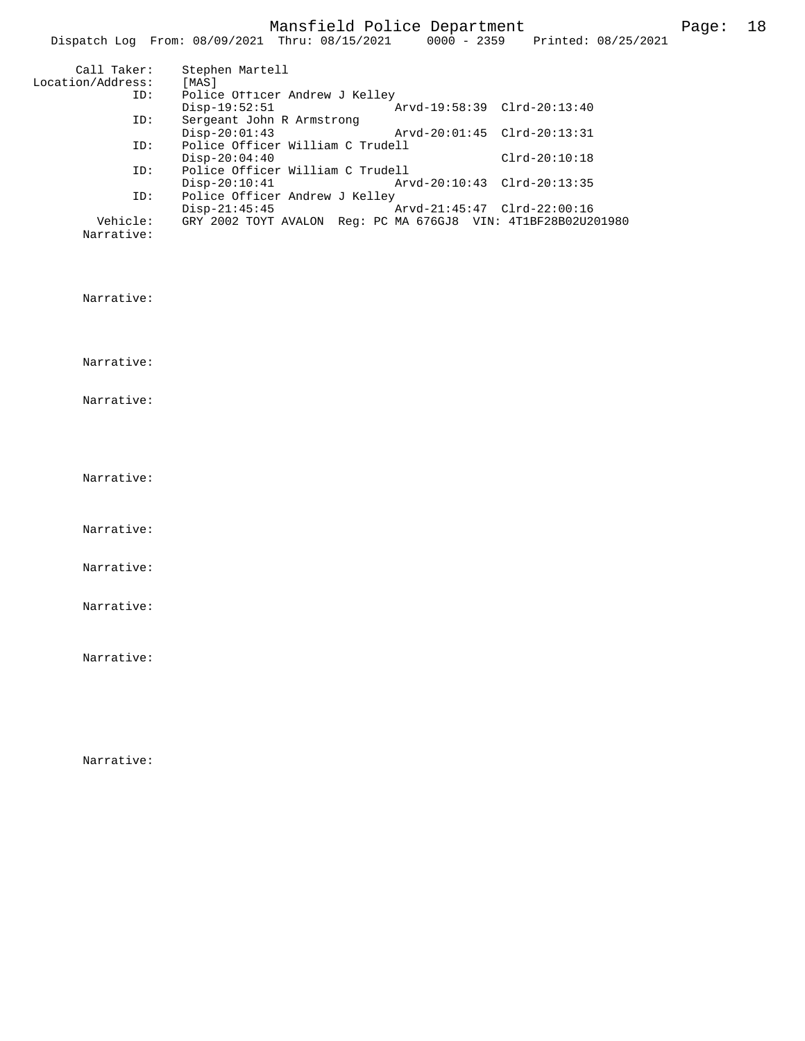Call Taker: Stephen Martell
Location/Address: [MAS]

ID: Police Officer Andrew J Kelley
Disp-19:52:51 Arvd-19:58:39 Clrd-20:13:40

ID: Sergeant John R Armstrong
Disp-20:01:43 Arvd-20:01:45 Clrd-20:13:31

ID: Police Officer William C Trudell
Disp-20:04:40 Clrd-20:10:18

ID: Police Officer William C Trudell
Disp-20:10:41 Arvd-20:10:43 Clrd-20:13:35

ID: Police Officer Andrew J Kelley
Disp-21:45:45 Arvd-21:45:47 Clrd-22:00:16

Vehicle: GRY 2002 TOYT AVALON Reg: PC MA 676GJ8 VIN: 4T1BF28B02U201980

Narrative:

Narrative:

Narrative:

Narrative:

Narrative:

Narrative:

Narrative:

Narrative:

Narrative:

Narrative: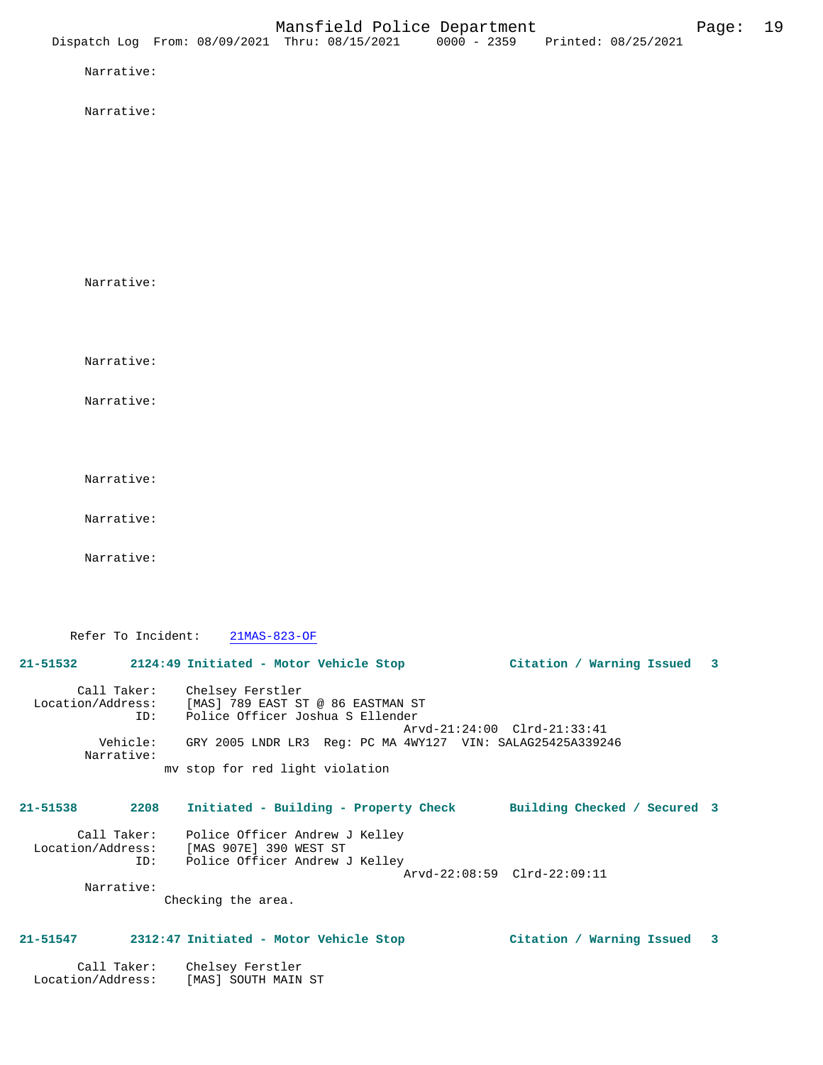Narrative:

Narrative:

Narrative:

Narrative:

Narrative:

Narrative:

Narrative:

Narrative:

Refer To Incident: 21MAS-823-OF

**21-51532 2124:49 Initiated - Motor Vehicle Stop Citation / Warning Issued 3**

Call Taker: Chelsey Ferstler
Location/Address: [MAS] 789 EAST ST @ 86 EASTMAN ST
ID: Police Officer Joshua S Ellender
Arvd-21:24:00 Clrd-21:33:41
Vehicle: GRY 2005 LNDR LR3 Reg: PC MA 4WY127 VIN: SALAG25425A339246
Narrative:
mv stop for red light violation

**21-51538 2208 Initiated - Building - Property Check Building Checked / Secured 3**

Call Taker: Police Officer Andrew J Kelley
Location/Address: [MAS 907E] 390 WEST ST
ID: Police Officer Andrew J Kelley
Arvd-22:08:59 Clrd-22:09:11
Narrative:
Checking the area.

**21-51547 2312:47 Initiated - Motor Vehicle Stop Citation / Warning Issued 3**

Call Taker: Chelsey Ferstler
Location/Address: [MAS] SOUTH MAIN ST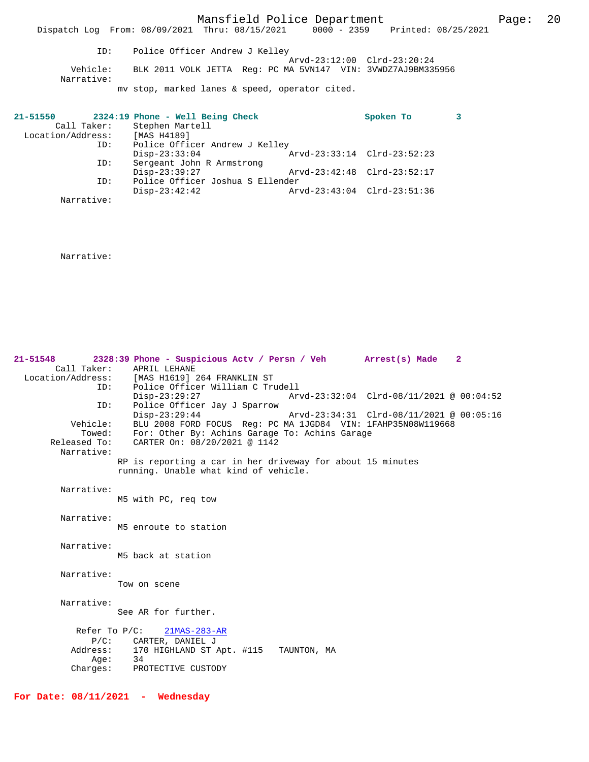ID: Police Officer Andrew J Kelley
Arvd-23:12:00 Clrd-23:20:24
Vehicle: BLK 2011 VOLK JETTA Reg: PC MA 5VN147 VIN: 3VWDZ7AJ9BM335956
Narrative:
mv stop, marked lanes & speed, operator cited.

**21-51550 2324:19 Phone - Well Being Check Spoken To 3**

Call Taker: Stephen Martell
Location/Address: [MAS H4189]
ID: Police Officer Andrew J Kelley
Disp-23:33:04 Arvd-23:33:14 Clrd-23:52:23
ID: Sergeant John R Armstrong
Disp-23:39:27 Arvd-23:42:48 Clrd-23:52:17
ID: Police Officer Joshua S Ellender
Disp-23:42:42 Arvd-23:43:04 Clrd-23:51:36
Narrative:

Narrative:

**21-51548 2328:39 Phone - Suspicious Actv / Persn / Veh Arrest(s) Made 2**

Call Taker: APRIL LEHANE
Location/Address: [MAS H1619] 264 FRANKLIN ST
ID: Police Officer William C Trudell
Disp-23:29:27 Arvd-23:32:04 Clrd-08/11/2021 @ 00:04:52
ID: Police Officer Jay J Sparrow
Disp-23:29:44 Arvd-23:34:31 Clrd-08/11/2021 @ 00:05:16
Vehicle: BLU 2008 FORD FOCUS Reg: PC MA 1JGD84 VIN: 1FAHP35N08W119668
Towed: For: Other By: Achins Garage To: Achins Garage
Released To: CARTER On: 08/20/2021 @ 1142
Narrative:
RP is reporting a car in her driveway for about 15 minutes running. Unable what kind of vehicle.

Narrative:
M5 with PC, req tow

Narrative:
M5 enroute to station

Narrative:
M5 back at station

Narrative:
Tow on scene

Narrative:
See AR for further.

Refer To P/C: 21MAS-283-AR
P/C: CARTER, DANIEL J
Address: 170 HIGHLAND ST Apt. #115 TAUNTON, MA
Age: 34
Charges: PROTECTIVE CUSTODY

**For Date: 08/11/2021 - Wednesday**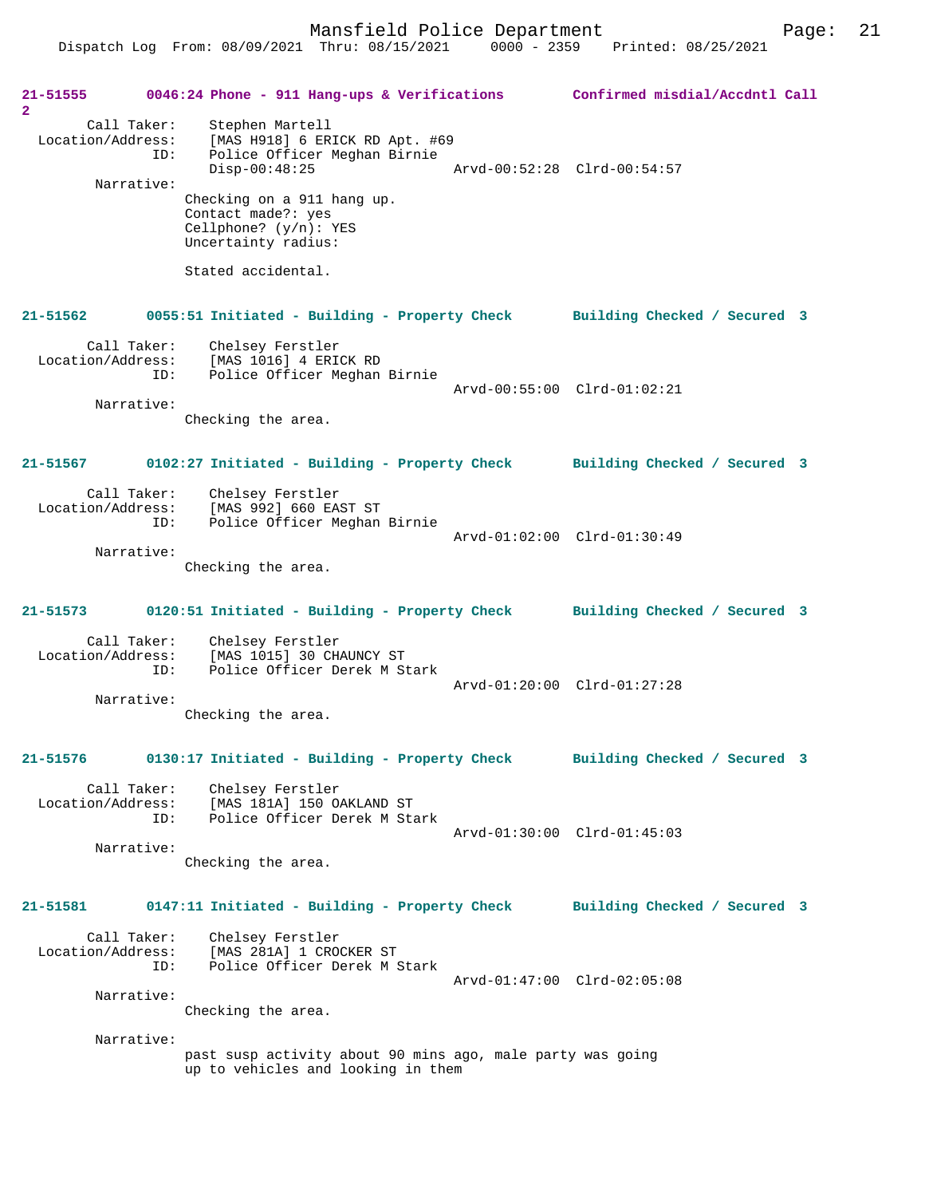**21-51555 0046:24 Phone - 911 Hang-ups & Verifications Confirmed misdial/Accdntl Call 2**

Call Taker: Stephen Martell
Location/Address: [MAS H918] 6 ERICK RD Apt. #69
ID: Police Officer Meghan Birnie
Disp-00:48:25 Arvd-00:52:28 Clrd-00:54:57

Narrative:
Checking on a 911 hang up.
Contact made?: yes
Cellphone? (y/n): YES
Uncertainty radius:

Stated accidental.

**21-51562 0055:51 Initiated - Building - Property Check Building Checked / Secured 3**

Call Taker: Chelsey Ferstler
Location/Address: [MAS 1016] 4 ERICK RD
ID: Police Officer Meghan Birnie
Arvd-00:55:00 Clrd-01:02:21

Narrative:
Checking the area.

**21-51567 0102:27 Initiated - Building - Property Check Building Checked / Secured 3**

Call Taker: Chelsey Ferstler
Location/Address: [MAS 992] 660 EAST ST
ID: Police Officer Meghan Birnie
Arvd-01:02:00 Clrd-01:30:49

Narrative:
Checking the area.

**21-51573 0120:51 Initiated - Building - Property Check Building Checked / Secured 3**

Call Taker: Chelsey Ferstler
Location/Address: [MAS 1015] 30 CHAUNCY ST
ID: Police Officer Derek M Stark
Arvd-01:20:00 Clrd-01:27:28

Narrative:
Checking the area.

**21-51576 0130:17 Initiated - Building - Property Check Building Checked / Secured 3**

Call Taker: Chelsey Ferstler
Location/Address: [MAS 181A] 150 OAKLAND ST
ID: Police Officer Derek M Stark
Arvd-01:30:00 Clrd-01:45:03

Narrative:
Checking the area.

**21-51581 0147:11 Initiated - Building - Property Check Building Checked / Secured 3**

Call Taker: Chelsey Ferstler
Location/Address: [MAS 281A] 1 CROCKER ST
ID: Police Officer Derek M Stark
Arvd-01:47:00 Clrd-02:05:08

Narrative:
Checking the area.

Narrative:
past susp activity about 90 mins ago, male party was going up to vehicles and looking in them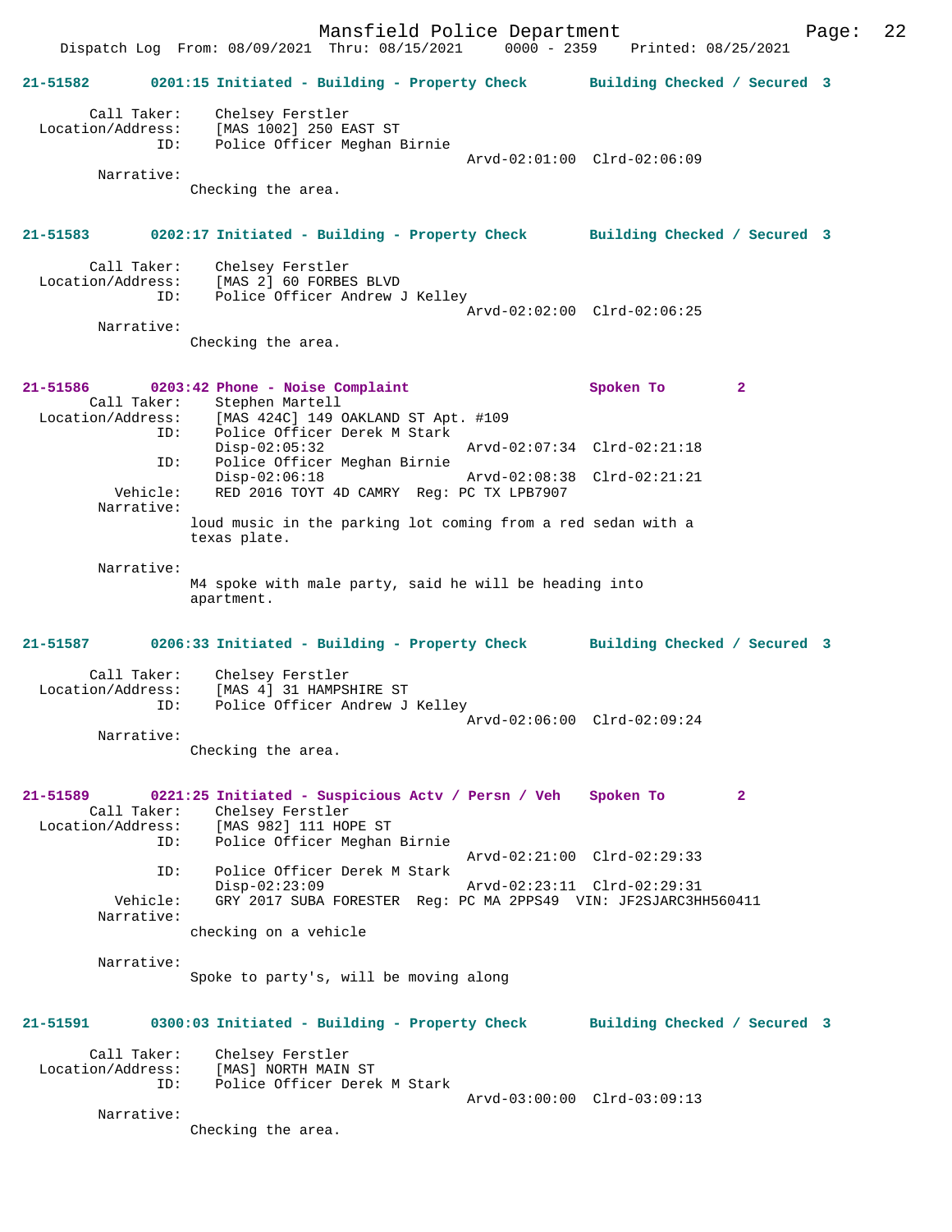**21-51582** 0201:15 Initiated - Building - Property Check — Building Checked / Secured 3

Call Taker: Chelsey Ferstler
Location/Address: [MAS 1002] 250 EAST ST
ID: Police Officer Meghan Birnie
Arvd-02:01:00 Clrd-02:06:09

Narrative:
Checking the area.

**21-51583** 0202:17 Initiated - Building - Property Check — Building Checked / Secured 3

Call Taker: Chelsey Ferstler
Location/Address: [MAS 2] 60 FORBES BLVD
ID: Police Officer Andrew J Kelley
Arvd-02:02:00 Clrd-02:06:25

Narrative:
Checking the area.

**21-51586** 0203:42 Phone - Noise Complaint — Spoken To 2

Call Taker: Stephen Martell
Location/Address: [MAS 424C] 149 OAKLAND ST Apt. #109
ID: Police Officer Derek M Stark
Disp-02:05:32 Arvd-02:07:34 Clrd-02:21:18
ID: Police Officer Meghan Birnie
Disp-02:06:18 Arvd-02:08:38 Clrd-02:21:21
Vehicle: RED 2016 TOYT 4D CAMRY Reg: PC TX LPB7907

Narrative:
loud music in the parking lot coming from a red sedan with a texas plate.

Narrative:
M4 spoke with male party, said he will be heading into apartment.

**21-51587** 0206:33 Initiated - Building - Property Check — Building Checked / Secured 3

Call Taker: Chelsey Ferstler
Location/Address: [MAS 4] 31 HAMPSHIRE ST
ID: Police Officer Andrew J Kelley
Arvd-02:06:00 Clrd-02:09:24

Narrative:
Checking the area.

**21-51589** 0221:25 Initiated - Suspicious Actv / Persn / Veh — Spoken To 2

Call Taker: Chelsey Ferstler
Location/Address: [MAS 982] 111 HOPE ST
ID: Police Officer Meghan Birnie
Arvd-02:21:00 Clrd-02:29:33
ID: Police Officer Derek M Stark
Disp-02:23:09 Arvd-02:23:11 Clrd-02:29:31
Vehicle: GRY 2017 SUBA FORESTER Reg: PC MA 2PPS49 VIN: JF2SJARC3HH560411

Narrative:
checking on a vehicle

Narrative:
Spoke to party's, will be moving along

**21-51591** 0300:03 Initiated - Building - Property Check — Building Checked / Secured 3

Call Taker: Chelsey Ferstler
Location/Address: [MAS] NORTH MAIN ST
ID: Police Officer Derek M Stark
Arvd-03:00:00 Clrd-03:09:13

Narrative:
Checking the area.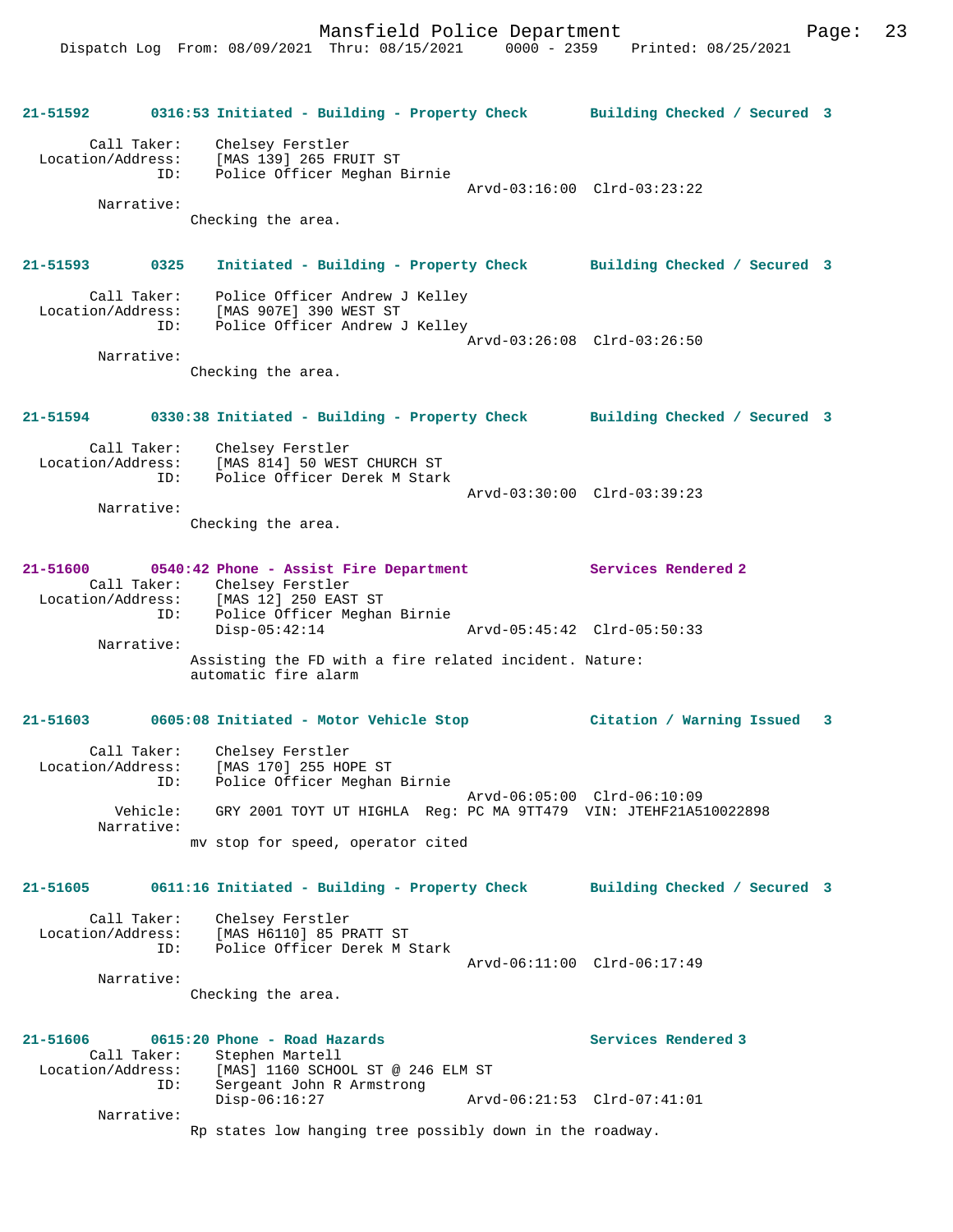**21-51592** 0316:53 Initiated - Building - Property Check Building Checked / Secured 3

Call Taker: Chelsey Ferstler
Location/Address: [MAS 139] 265 FRUIT ST
ID: Police Officer Meghan Birnie
Arvd-03:16:00 Clrd-03:23:22
Narrative:
Checking the area.

**21-51593** 0325 Initiated - Building - Property Check Building Checked / Secured 3

Call Taker: Police Officer Andrew J Kelley
Location/Address: [MAS 907E] 390 WEST ST
ID: Police Officer Andrew J Kelley
Arvd-03:26:08 Clrd-03:26:50
Narrative:
Checking the area.

**21-51594** 0330:38 Initiated - Building - Property Check Building Checked / Secured 3

Call Taker: Chelsey Ferstler
Location/Address: [MAS 814] 50 WEST CHURCH ST
ID: Police Officer Derek M Stark
Arvd-03:30:00 Clrd-03:39:23
Narrative:
Checking the area.

**21-51600** 0540:42 Phone - Assist Fire Department Services Rendered 2

Call Taker: Chelsey Ferstler
Location/Address: [MAS 12] 250 EAST ST
ID: Police Officer Meghan Birnie
Disp-05:42:14 Arvd-05:45:42 Clrd-05:50:33
Narrative:
Assisting the FD with a fire related incident. Nature: automatic fire alarm

**21-51603** 0605:08 Initiated - Motor Vehicle Stop Citation / Warning Issued 3

Call Taker: Chelsey Ferstler
Location/Address: [MAS 170] 255 HOPE ST
ID: Police Officer Meghan Birnie
Arvd-06:05:00 Clrd-06:10:09
Vehicle: GRY 2001 TOYT UT HIGHLA Reg: PC MA 9TT479 VIN: JTEHF21A510022898
Narrative:
mv stop for speed, operator cited

**21-51605** 0611:16 Initiated - Building - Property Check Building Checked / Secured 3

Call Taker: Chelsey Ferstler
Location/Address: [MAS H6110] 85 PRATT ST
ID: Police Officer Derek M Stark
Arvd-06:11:00 Clrd-06:17:49
Narrative:
Checking the area.

**21-51606** 0615:20 Phone - Road Hazards Services Rendered 3

Call Taker: Stephen Martell
Location/Address: [MAS] 1160 SCHOOL ST @ 246 ELM ST
ID: Sergeant John R Armstrong
Disp-06:16:27 Arvd-06:21:53 Clrd-07:41:01
Narrative:
Rp states low hanging tree possibly down in the roadway.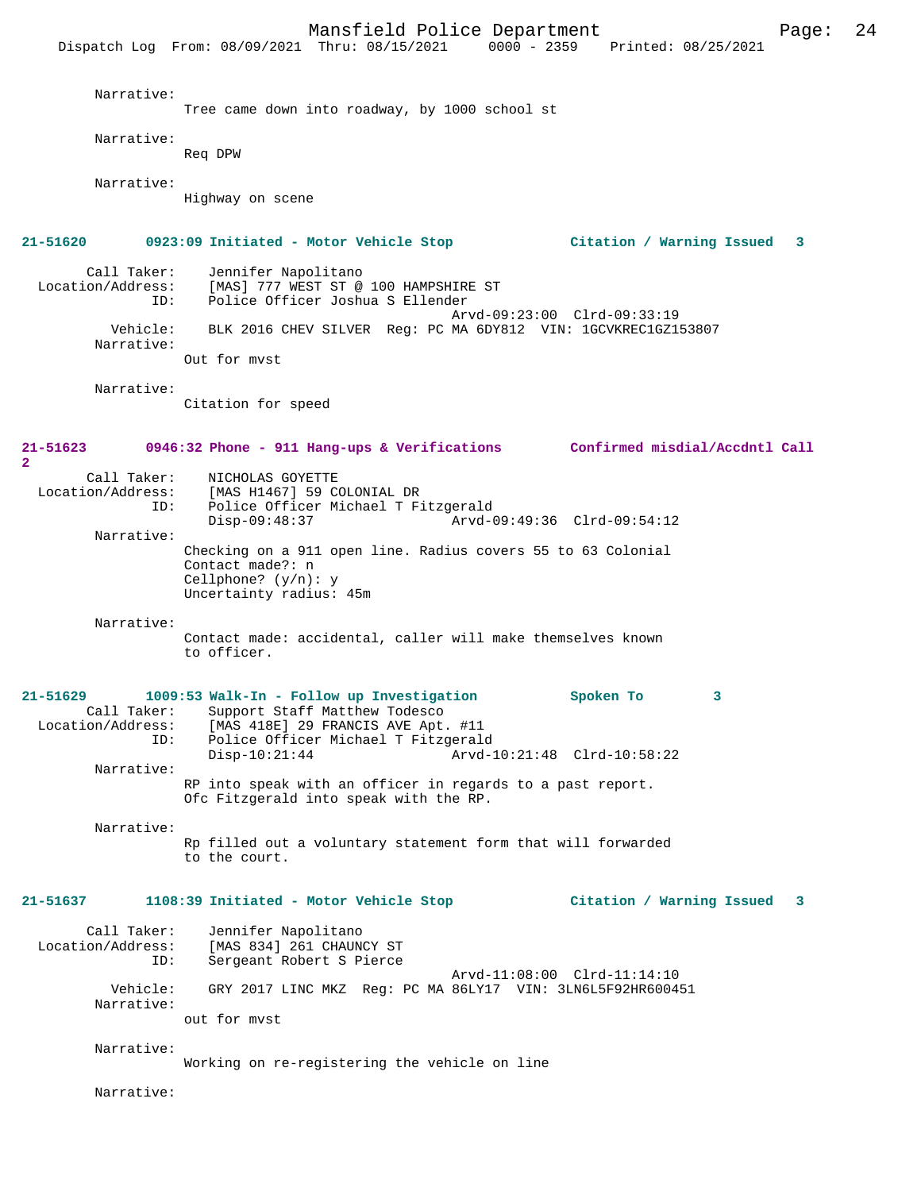Narrative:
Tree came down into roadway, by 1000 school st

Narrative:
Req DPW

Narrative:
Highway on scene

**21-51620 0923:09 Initiated - Motor Vehicle Stop Citation / Warning Issued 3**

Call Taker: Jennifer Napolitano
Location/Address: [MAS] 777 WEST ST @ 100 HAMPSHIRE ST
ID: Police Officer Joshua S Ellender
Arvd-09:23:00 Clrd-09:33:19
Vehicle: BLK 2016 CHEV SILVER Reg: PC MA 6DY812 VIN: 1GCVKREC1GZ153807
Narrative:
Out for mvst

Narrative:
Citation for speed

**21-51623 0946:32 Phone - 911 Hang-ups & Verifications Confirmed misdial/Accdntl Call 2**

Call Taker: NICHOLAS GOYETTE
Location/Address: [MAS H1467] 59 COLONIAL DR
ID: Police Officer Michael T Fitzgerald
Disp-09:48:37 Arvd-09:49:36 Clrd-09:54:12
Narrative:
Checking on a 911 open line. Radius covers 55 to 63 Colonial
Contact made?: n
Cellphone? (y/n): y
Uncertainty radius: 45m

Narrative:
Contact made: accidental, caller will make themselves known to officer.

**21-51629 1009:53 Walk-In - Follow up Investigation Spoken To 3**

Call Taker: Support Staff Matthew Todesco
Location/Address: [MAS 418E] 29 FRANCIS AVE Apt. #11
ID: Police Officer Michael T Fitzgerald
Disp-10:21:44 Arvd-10:21:48 Clrd-10:58:22
Narrative:
RP into speak with an officer in regards to a past report.
Ofc Fitzgerald into speak with the RP.

Narrative:
Rp filled out a voluntary statement form that will forwarded to the court.

**21-51637 1108:39 Initiated - Motor Vehicle Stop Citation / Warning Issued 3**

Call Taker: Jennifer Napolitano
Location/Address: [MAS 834] 261 CHAUNCY ST
ID: Sergeant Robert S Pierce
Arvd-11:08:00 Clrd-11:14:10
Vehicle: GRY 2017 LINC MKZ Reg: PC MA 86LY17 VIN: 3LN6L5F92HR600451
Narrative:
out for mvst

Narrative:
Working on re-registering the vehicle on line

Narrative: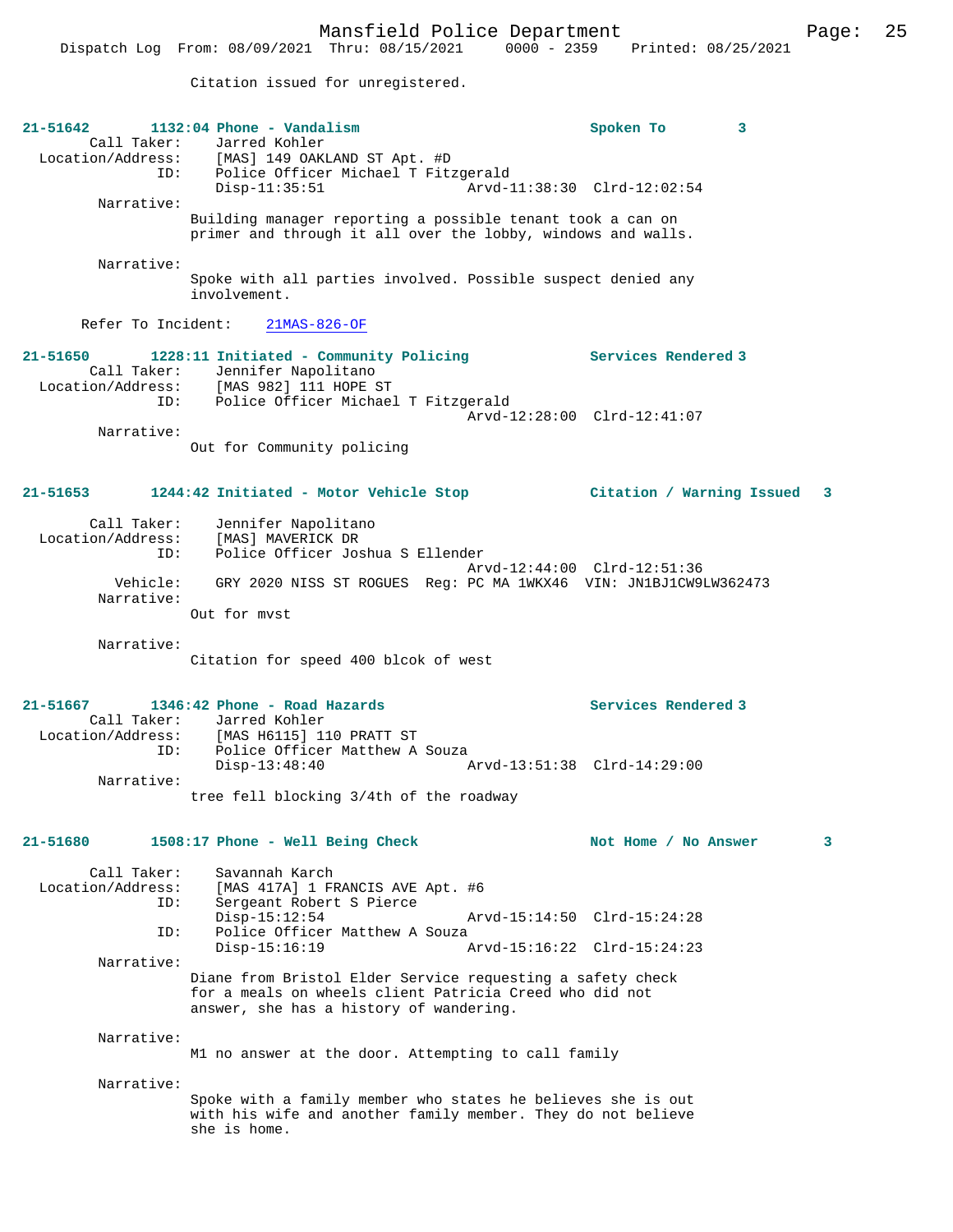Citation issued for unregistered.

**21-51642 1132:04 Phone - Vandalism Spoken To 3**

Call Taker: Jarred Kohler
Location/Address: [MAS] 149 OAKLAND ST Apt. #D
ID: Police Officer Michael T Fitzgerald
Disp-11:35:51 Arvd-11:38:30 Clrd-12:02:54

Narrative:
Building manager reporting a possible tenant took a can on primer and through it all over the lobby, windows and walls.

Narrative:
Spoke with all parties involved. Possible suspect denied any involvement.

Refer To Incident: 21MAS-826-OF

**21-51650 1228:11 Initiated - Community Policing Services Rendered 3**

Call Taker: Jennifer Napolitano
Location/Address: [MAS 982] 111 HOPE ST
ID: Police Officer Michael T Fitzgerald
Arvd-12:28:00 Clrd-12:41:07

Narrative:
Out for Community policing

**21-51653 1244:42 Initiated - Motor Vehicle Stop Citation / Warning Issued 3**

Call Taker: Jennifer Napolitano
Location/Address: [MAS] MAVERICK DR
ID: Police Officer Joshua S Ellender
Arvd-12:44:00 Clrd-12:51:36
Vehicle: GRY 2020 NISS ST ROGUES Reg: PC MA 1WKX46 VIN: JN1BJ1CW9LW362473

Narrative:
Out for mvst

Narrative:
Citation for speed 400 blcok of west

**21-51667 1346:42 Phone - Road Hazards Services Rendered 3**

Call Taker: Jarred Kohler
Location/Address: [MAS H6115] 110 PRATT ST
ID: Police Officer Matthew A Souza
Disp-13:48:40 Arvd-13:51:38 Clrd-14:29:00

Narrative:
tree fell blocking 3/4th of the roadway

**21-51680 1508:17 Phone - Well Being Check Not Home / No Answer 3**

Call Taker: Savannah Karch
Location/Address: [MAS 417A] 1 FRANCIS AVE Apt. #6
ID: Sergeant Robert S Pierce
Disp-15:12:54 Arvd-15:14:50 Clrd-15:24:28
ID: Police Officer Matthew A Souza
Disp-15:16:19 Arvd-15:16:22 Clrd-15:24:23

Narrative:
Diane from Bristol Elder Service requesting a safety check for a meals on wheels client Patricia Creed who did not answer, she has a history of wandering.

Narrative:
M1 no answer at the door. Attempting to call family

Narrative:
Spoke with a family member who states he believes she is out with his wife and another family member. They do not believe she is home.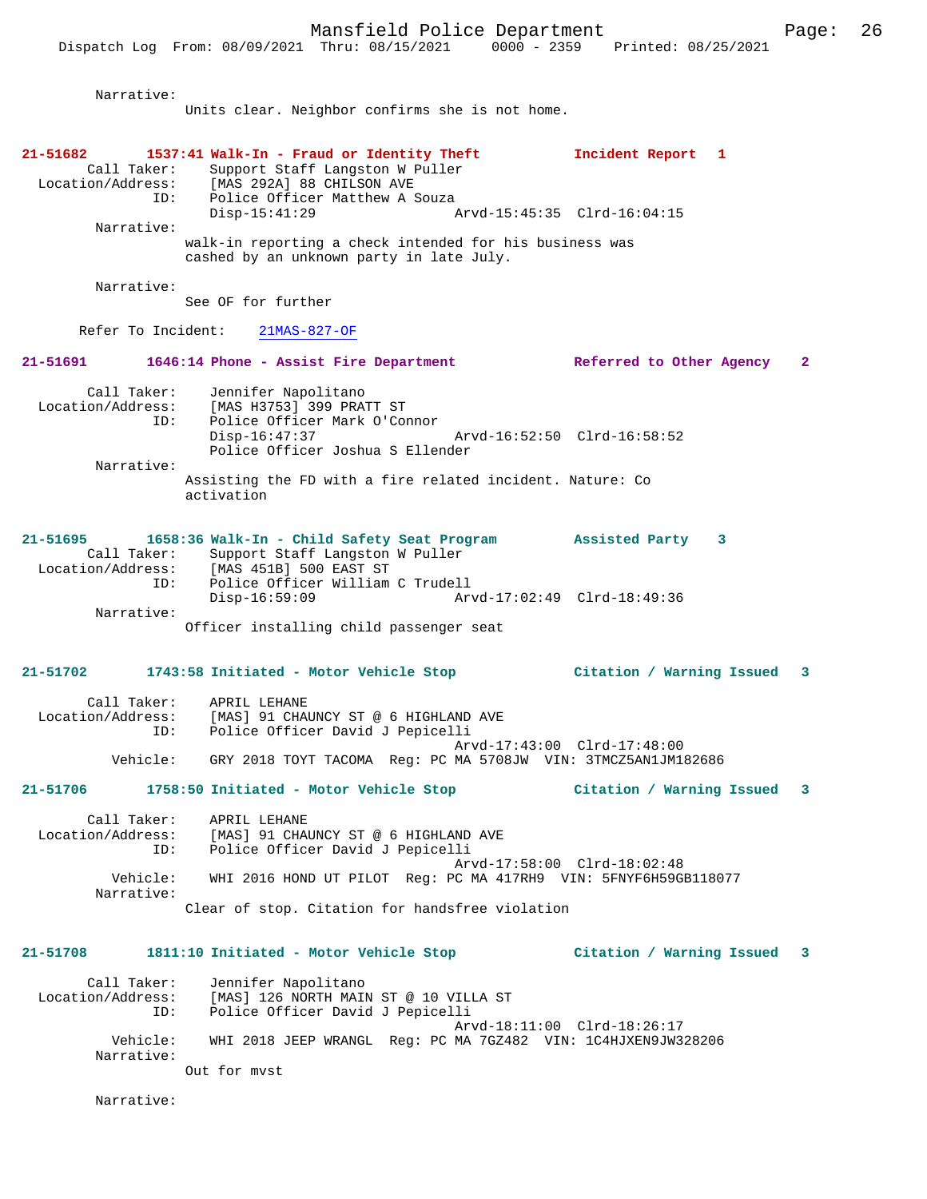Narrative:
Units clear. Neighbor confirms she is not home.

**21-51682 1537:41 Walk-In - Fraud or Identity Theft — Incident Report 1**

Call Taker: Support Staff Langston W Puller
Location/Address: [MAS 292A] 88 CHILSON AVE
ID: Police Officer Matthew A Souza
Disp-15:41:29 Arvd-15:45:35 Clrd-16:04:15

Narrative:
walk-in reporting a check intended for his business was cashed by an unknown party in late July.

Narrative:
See OF for further

Refer To Incident: 21MAS-827-OF

**21-51691 1646:14 Phone - Assist Fire Department — Referred to Other Agency 2**

Call Taker: Jennifer Napolitano
Location/Address: [MAS H3753] 399 PRATT ST
ID: Police Officer Mark O'Connor
Disp-16:47:37 Arvd-16:52:50 Clrd-16:58:52
Police Officer Joshua S Ellender

Narrative:
Assisting the FD with a fire related incident. Nature: Co activation

**21-51695 1658:36 Walk-In - Child Safety Seat Program — Assisted Party 3**

Call Taker: Support Staff Langston W Puller
Location/Address: [MAS 451B] 500 EAST ST
ID: Police Officer William C Trudell
Disp-16:59:09 Arvd-17:02:49 Clrd-18:49:36

Narrative:
Officer installing child passenger seat

**21-51702 1743:58 Initiated - Motor Vehicle Stop — Citation / Warning Issued 3**

Call Taker: APRIL LEHANE
Location/Address: [MAS] 91 CHAUNCY ST @ 6 HIGHLAND AVE
ID: Police Officer David J Pepicelli
Arvd-17:43:00 Clrd-17:48:00
Vehicle: GRY 2018 TOYT TACOMA Reg: PC MA 5708JW VIN: 3TMCZ5AN1JM182686

**21-51706 1758:50 Initiated - Motor Vehicle Stop — Citation / Warning Issued 3**

Call Taker: APRIL LEHANE
Location/Address: [MAS] 91 CHAUNCY ST @ 6 HIGHLAND AVE
ID: Police Officer David J Pepicelli
Arvd-17:58:00 Clrd-18:02:48
Vehicle: WHI 2016 HOND UT PILOT Reg: PC MA 417RH9 VIN: 5FNYF6H59GB118077

Narrative:
Clear of stop. Citation for handsfree violation

**21-51708 1811:10 Initiated - Motor Vehicle Stop — Citation / Warning Issued 3**

Call Taker: Jennifer Napolitano
Location/Address: [MAS] 126 NORTH MAIN ST @ 10 VILLA ST
ID: Police Officer David J Pepicelli
Arvd-18:11:00 Clrd-18:26:17
Vehicle: WHI 2018 JEEP WRANGL Reg: PC MA 7GZ482 VIN: 1C4HJXEN9JW328206

Narrative:
Out for mvst

Narrative: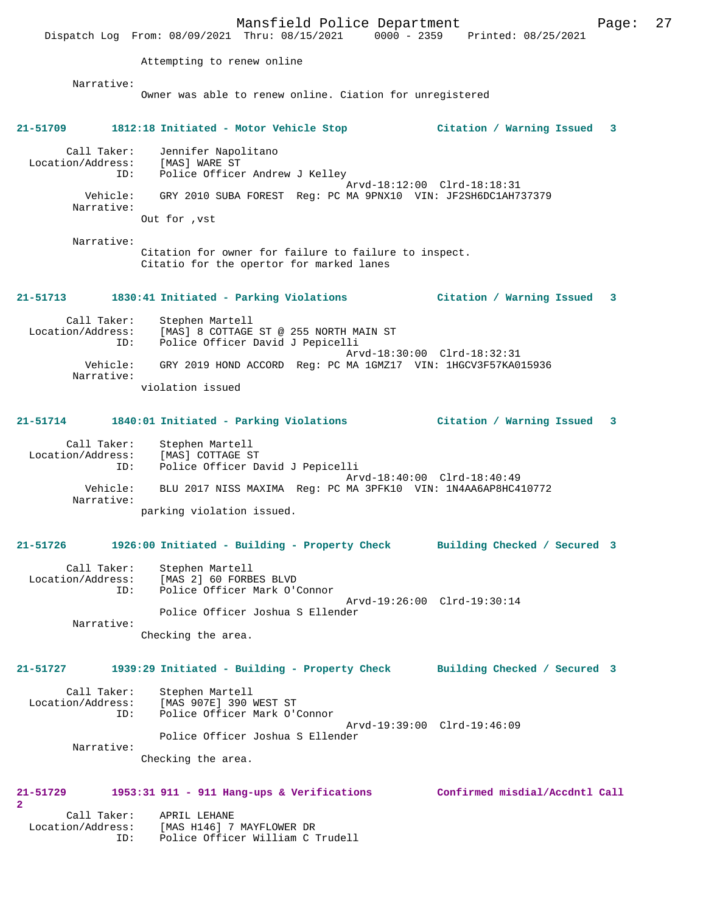Attempting to renew online

Narrative:
Owner was able to renew online. Ciation for unregistered

**21-51709 1812:18 Initiated - Motor Vehicle Stop Citation / Warning Issued 3**

Call Taker: Jennifer Napolitano
Location/Address: [MAS] WARE ST
ID: Police Officer Andrew J Kelley
Arvd-18:12:00 Clrd-18:18:31
Vehicle: GRY 2010 SUBA FOREST Reg: PC MA 9PNX10 VIN: JF2SH6DC1AH737379
Narrative:
Out for ,vst

Narrative:
Citation for owner for failure to failure to inspect.
Citatio for the opertor for marked lanes

**21-51713 1830:41 Initiated - Parking Violations Citation / Warning Issued 3**

Call Taker: Stephen Martell
Location/Address: [MAS] 8 COTTAGE ST @ 255 NORTH MAIN ST
ID: Police Officer David J Pepicelli
Arvd-18:30:00 Clrd-18:32:31
Vehicle: GRY 2019 HOND ACCORD Reg: PC MA 1GMZ17 VIN: 1HGCV3F57KA015936
Narrative:
violation issued

**21-51714 1840:01 Initiated - Parking Violations Citation / Warning Issued 3**

Call Taker: Stephen Martell
Location/Address: [MAS] COTTAGE ST
ID: Police Officer David J Pepicelli
Arvd-18:40:00 Clrd-18:40:49
Vehicle: BLU 2017 NISS MAXIMA Reg: PC MA 3PFK10 VIN: 1N4AA6AP8HC410772
Narrative:
parking violation issued.

**21-51726 1926:00 Initiated - Building - Property Check Building Checked / Secured 3**

Call Taker: Stephen Martell
Location/Address: [MAS 2] 60 FORBES BLVD
ID: Police Officer Mark O'Connor
Arvd-19:26:00 Clrd-19:30:14
Police Officer Joshua S Ellender
Narrative:
Checking the area.

**21-51727 1939:29 Initiated - Building - Property Check Building Checked / Secured 3**

Call Taker: Stephen Martell
Location/Address: [MAS 907E] 390 WEST ST
ID: Police Officer Mark O'Connor
Arvd-19:39:00 Clrd-19:46:09
Police Officer Joshua S Ellender
Narrative:
Checking the area.

**21-51729 1953:31 911 - 911 Hang-ups & Verifications Confirmed misdial/Accdntl Call 2**

Call Taker: APRIL LEHANE
Location/Address: [MAS H146] 7 MAYFLOWER DR
ID: Police Officer William C Trudell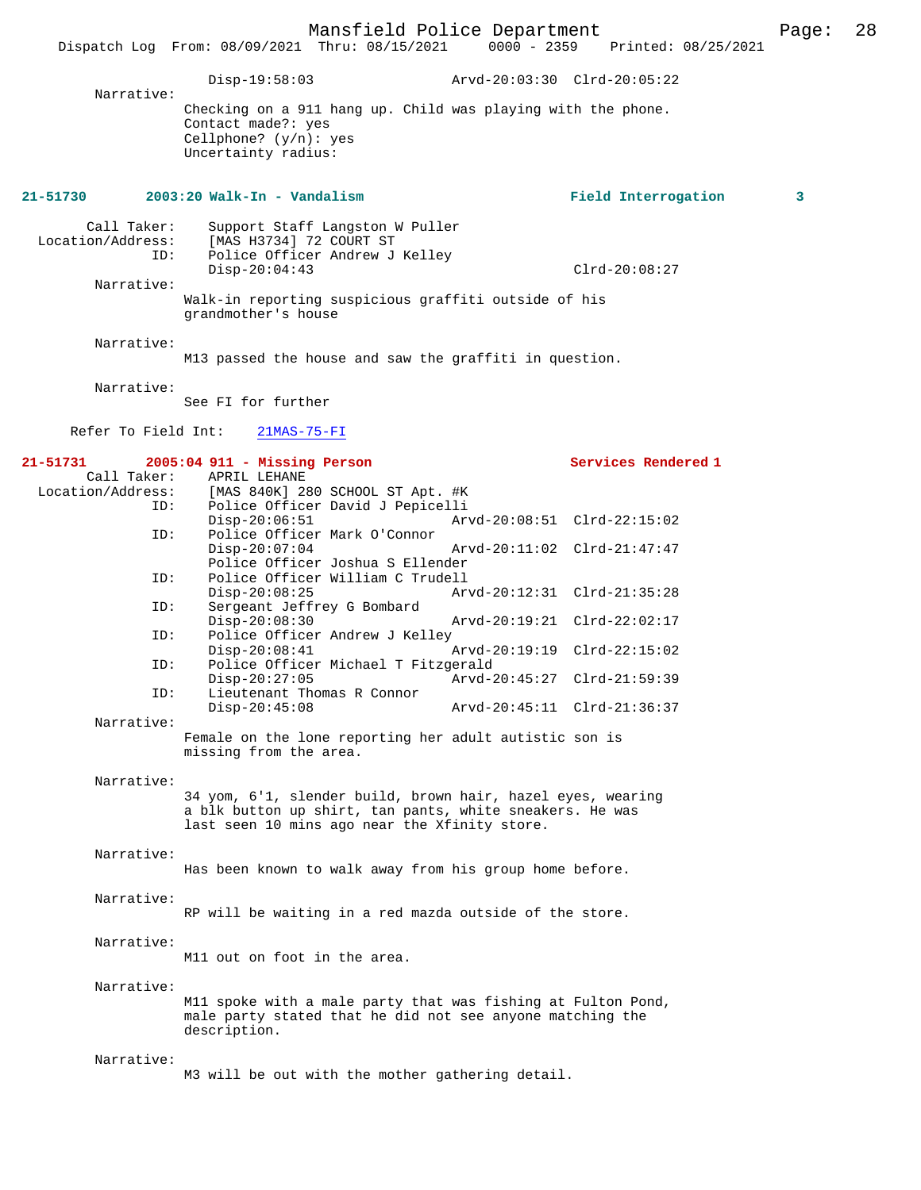Disp-19:58:03 Arvd-20:03:30 Clrd-20:05:22

Narrative:
Checking on a 911 hang up. Child was playing with the phone.
Contact made?: yes
Cellphone? (y/n): yes
Uncertainty radius:

**21-51730 2003:20 Walk-In - Vandalism Field Interrogation 3**

Call Taker: Support Staff Langston W Puller
Location/Address: [MAS H3734] 72 COURT ST
ID: Police Officer Andrew J Kelley
Disp-20:04:43 Clrd-20:08:27

Narrative:
Walk-in reporting suspicious graffiti outside of his grandmother's house

Narrative:
M13 passed the house and saw the graffiti in question.

Narrative:
See FI for further

Refer To Field Int: 21MAS-75-FI

**21-51731 2005:04 911 - Missing Person Services Rendered 1**

Call Taker: APRIL LEHANE
Location/Address: [MAS 840K] 280 SCHOOL ST Apt. #K
ID: Police Officer David J Pepicelli
Disp-20:06:51 Arvd-20:08:51 Clrd-22:15:02
ID: Police Officer Mark O'Connor
Disp-20:07:04 Arvd-20:11:02 Clrd-21:47:47
Police Officer Joshua S Ellender
ID: Police Officer William C Trudell
Disp-20:08:25 Arvd-20:12:31 Clrd-21:35:28
ID: Sergeant Jeffrey G Bombard
Disp-20:08:30 Arvd-20:19:21 Clrd-22:02:17
ID: Police Officer Andrew J Kelley
Disp-20:08:41 Arvd-20:19:19 Clrd-22:15:02
ID: Police Officer Michael T Fitzgerald
Disp-20:27:05 Arvd-20:45:27 Clrd-21:59:39
ID: Lieutenant Thomas R Connor
Disp-20:45:08 Arvd-20:45:11 Clrd-21:36:37

Narrative:
Female on the lone reporting her adult autistic son is missing from the area.

Narrative:
34 yom, 6'1, slender build, brown hair, hazel eyes, wearing a blk button up shirt, tan pants, white sneakers. He was last seen 10 mins ago near the Xfinity store.

Narrative:
Has been known to walk away from his group home before.

Narrative:
RP will be waiting in a red mazda outside of the store.

Narrative:
M11 out on foot in the area.

Narrative:
M11 spoke with a male party that was fishing at Fulton Pond, male party stated that he did not see anyone matching the description.

Narrative:
M3 will be out with the mother gathering detail.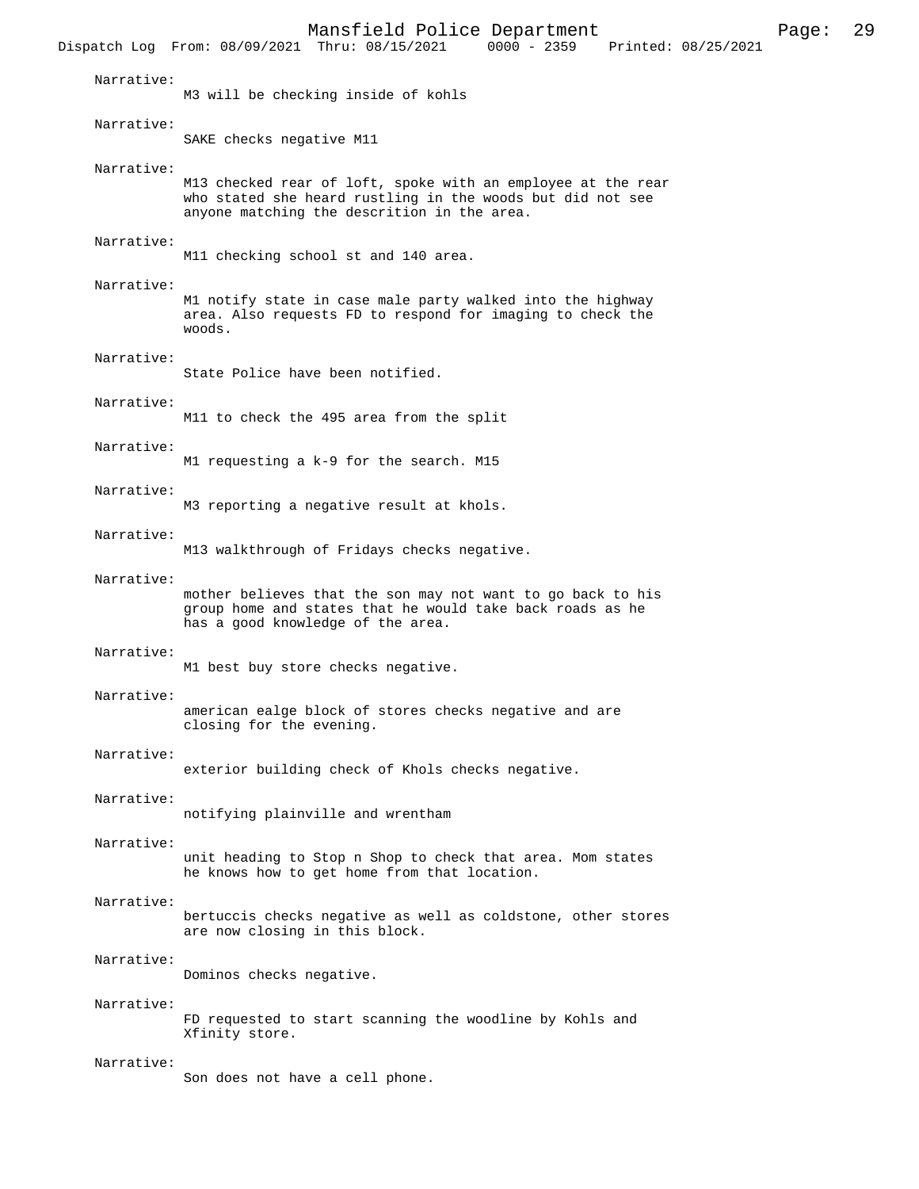Narrative:
M3 will be checking inside of kohls

Narrative:
SAKE checks negative M11

Narrative:
M13 checked rear of loft, spoke with an employee at the rear who stated she heard rustling in the woods but did not see anyone matching the descrition in the area.

Narrative:
M11 checking school st and 140 area.

Narrative:
M1 notify state in case male party walked into the highway area. Also requests FD to respond for imaging to check the woods.

Narrative:
State Police have been notified.

Narrative:
M11 to check the 495 area from the split

Narrative:
M1 requesting a k-9 for the search. M15

Narrative:
M3 reporting a negative result at khols.

Narrative:
M13 walkthrough of Fridays checks negative.

Narrative:
mother believes that the son may not want to go back to his group home and states that he would take back roads as he has a good knowledge of the area.

Narrative:
M1 best buy store checks negative.

Narrative:
american ealge block of stores checks negative and are closing for the evening.

Narrative:
exterior building check of Khols checks negative.

Narrative:
notifying plainville and wrentham

Narrative:
unit heading to Stop n Shop to check that area. Mom states he knows how to get home from that location.

Narrative:
bertuccis checks negative as well as coldstone, other stores are now closing in this block.

Narrative:
Dominos checks negative.

Narrative:
FD requested to start scanning the woodline by Kohls and Xfinity store.

Narrative:
Son does not have a cell phone.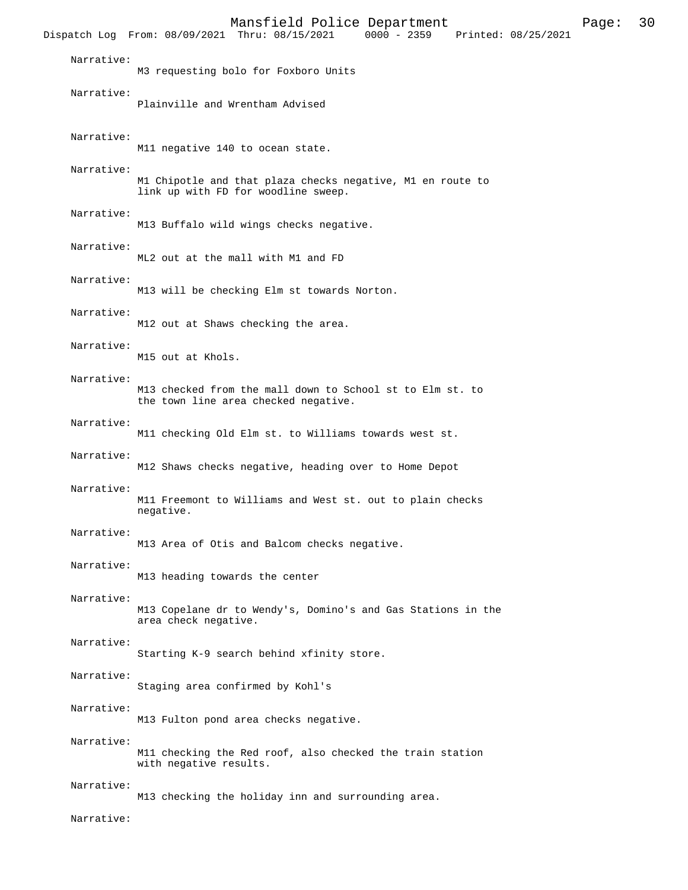Narrative:
M3 requesting bolo for Foxboro Units

Narrative:
Plainville and Wrentham Advised

Narrative:
M11 negative 140 to ocean state.

Narrative:
M1 Chipotle and that plaza checks negative, M1 en route to link up with FD for woodline sweep.

Narrative:
M13 Buffalo wild wings checks negative.

Narrative:
ML2 out at the mall with M1 and FD

Narrative:
M13 will be checking Elm st towards Norton.

Narrative:
M12 out at Shaws checking the area.

Narrative:
M15 out at Khols.

Narrative:
M13 checked from the mall down to School st to Elm st. to the town line area checked negative.

Narrative:
M11 checking Old Elm st. to Williams towards west st.

Narrative:
M12 Shaws checks negative, heading over to Home Depot

Narrative:
M11 Freemont to Williams and West st. out to plain checks negative.

Narrative:
M13 Area of Otis and Balcom checks negative.

Narrative:
M13 heading towards the center

Narrative:
M13 Copelane dr to Wendy's, Domino's and Gas Stations in the area check negative.

Narrative:
Starting K-9 search behind xfinity store.

Narrative:
Staging area confirmed by Kohl's

Narrative:
M13 Fulton pond area checks negative.

Narrative:
M11 checking the Red roof, also checked the train station with negative results.

Narrative:
M13 checking the holiday inn and surrounding area.

Narrative: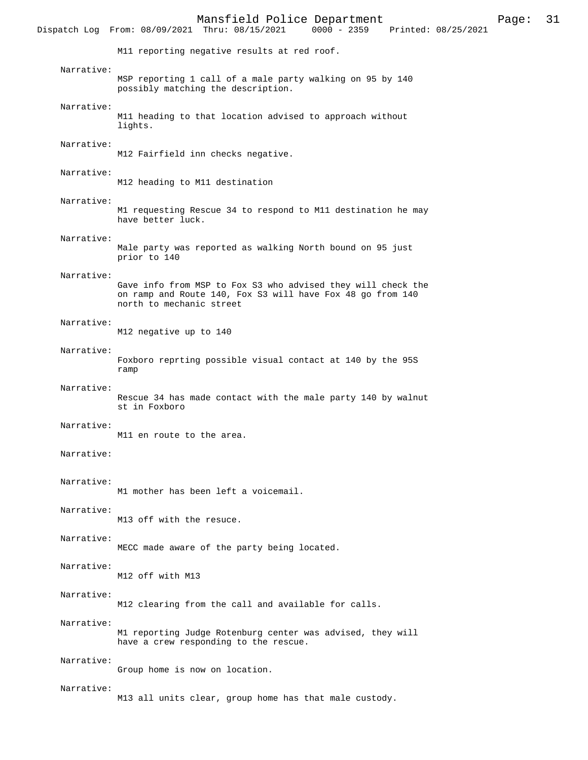M11 reporting negative results at red roof.

Narrative:
MSP reporting 1 call of a male party walking on 95 by 140 possibly matching the description.

Narrative:
M11 heading to that location advised to approach without lights.

Narrative:
M12 Fairfield inn checks negative.

Narrative:
M12 heading to M11 destination

Narrative:
M1 requesting Rescue 34 to respond to M11 destination he may have better luck.

Narrative:
Male party was reported as walking North bound on 95 just prior to 140

Narrative:
Gave info from MSP to Fox S3 who advised they will check the on ramp and Route 140, Fox S3 will have Fox 48 go from 140 north to mechanic street

Narrative:
M12 negative up to 140

Narrative:
Foxboro reprting possible visual contact at 140 by the 95S ramp

Narrative:
Rescue 34 has made contact with the male party 140 by walnut st in Foxboro

Narrative:
M11 en route to the area.

Narrative:

Narrative:
M1 mother has been left a voicemail.

Narrative:
M13 off with the resuce.

Narrative:
MECC made aware of the party being located.

Narrative:
M12 off with M13

Narrative:
M12 clearing from the call and available for calls.

Narrative:
M1 reporting Judge Rotenburg center was advised, they will have a crew responding to the rescue.

Narrative:
Group home is now on location.

Narrative:
M13 all units clear, group home has that male custody.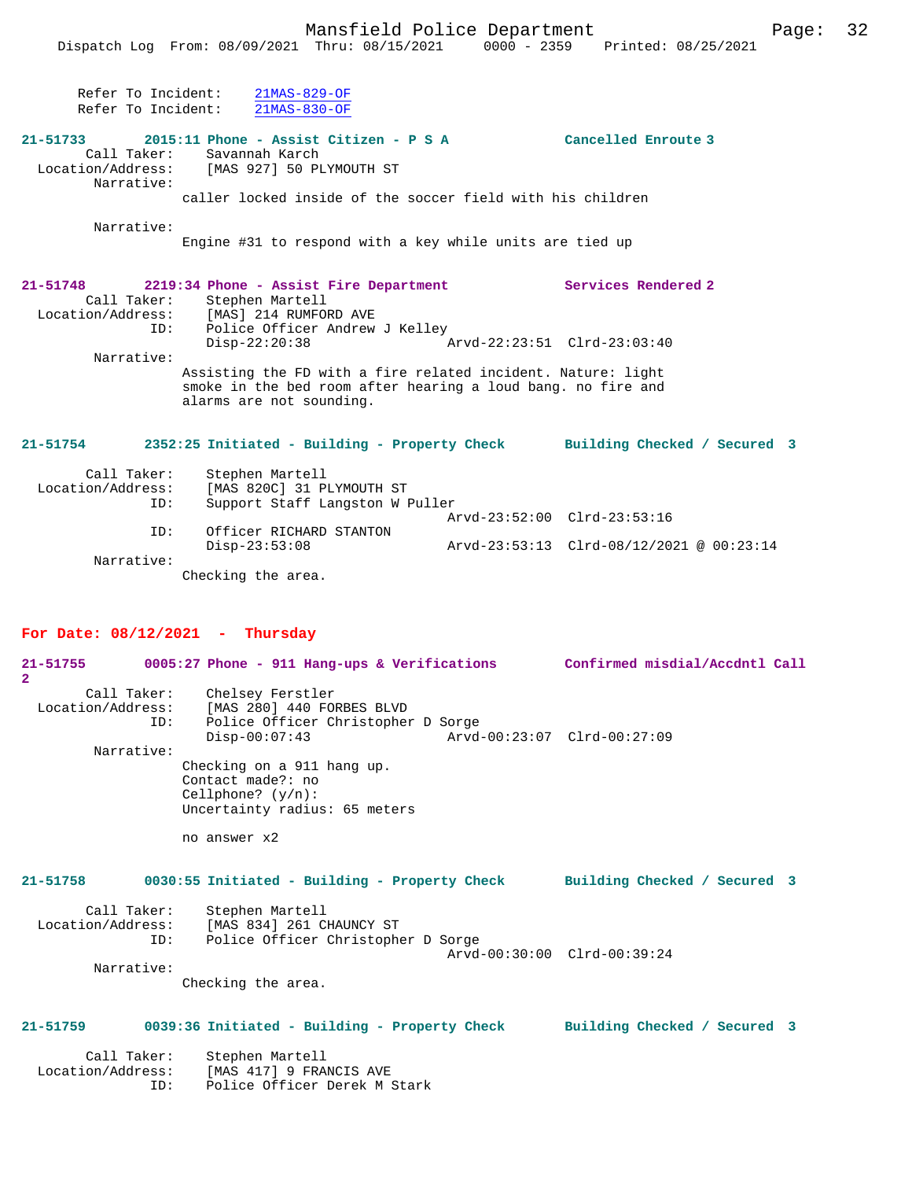Refer To Incident: 21MAS-829-OF
Refer To Incident: 21MAS-830-OF

**21-51733 2015:11 Phone - Assist Citizen - P S A Cancelled Enroute 3**

Call Taker: Savannah Karch
Location/Address: [MAS 927] 50 PLYMOUTH ST
Narrative:
caller locked inside of the soccer field with his children

Narrative:
Engine #31 to respond with a key while units are tied up

**21-51748 2219:34 Phone - Assist Fire Department Services Rendered 2**

Call Taker: Stephen Martell
Location/Address: [MAS] 214 RUMFORD AVE
ID: Police Officer Andrew J Kelley
Disp-22:20:38 Arvd-22:23:51 Clrd-23:03:40
Narrative:
Assisting the FD with a fire related incident. Nature: light smoke in the bed room after hearing a loud bang. no fire and alarms are not sounding.

**21-51754 2352:25 Initiated - Building - Property Check Building Checked / Secured 3**

Call Taker: Stephen Martell
Location/Address: [MAS 820C] 31 PLYMOUTH ST
ID: Support Staff Langston W Puller
Arvd-23:52:00 Clrd-23:53:16
ID: Officer RICHARD STANTON
Disp-23:53:08 Arvd-23:53:13 Clrd-08/12/2021 @ 00:23:14
Narrative:
Checking the area.

## For Date: 08/12/2021 - Thursday

**21-51755 0005:27 Phone - 911 Hang-ups & Verifications Confirmed misdial/Accdntl Call 2**

Call Taker: Chelsey Ferstler
Location/Address: [MAS 280] 440 FORBES BLVD
ID: Police Officer Christopher D Sorge
Disp-00:07:43 Arvd-00:23:07 Clrd-00:27:09
Narrative:
Checking on a 911 hang up.
Contact made?: no
Cellphone? (y/n):
Uncertainty radius: 65 meters

no answer x2

**21-51758 0030:55 Initiated - Building - Property Check Building Checked / Secured 3**

Call Taker: Stephen Martell
Location/Address: [MAS 834] 261 CHAUNCY ST
ID: Police Officer Christopher D Sorge
Arvd-00:30:00 Clrd-00:39:24
Narrative:
Checking the area.

**21-51759 0039:36 Initiated - Building - Property Check Building Checked / Secured 3**

Call Taker: Stephen Martell
Location/Address: [MAS 417] 9 FRANCIS AVE
ID: Police Officer Derek M Stark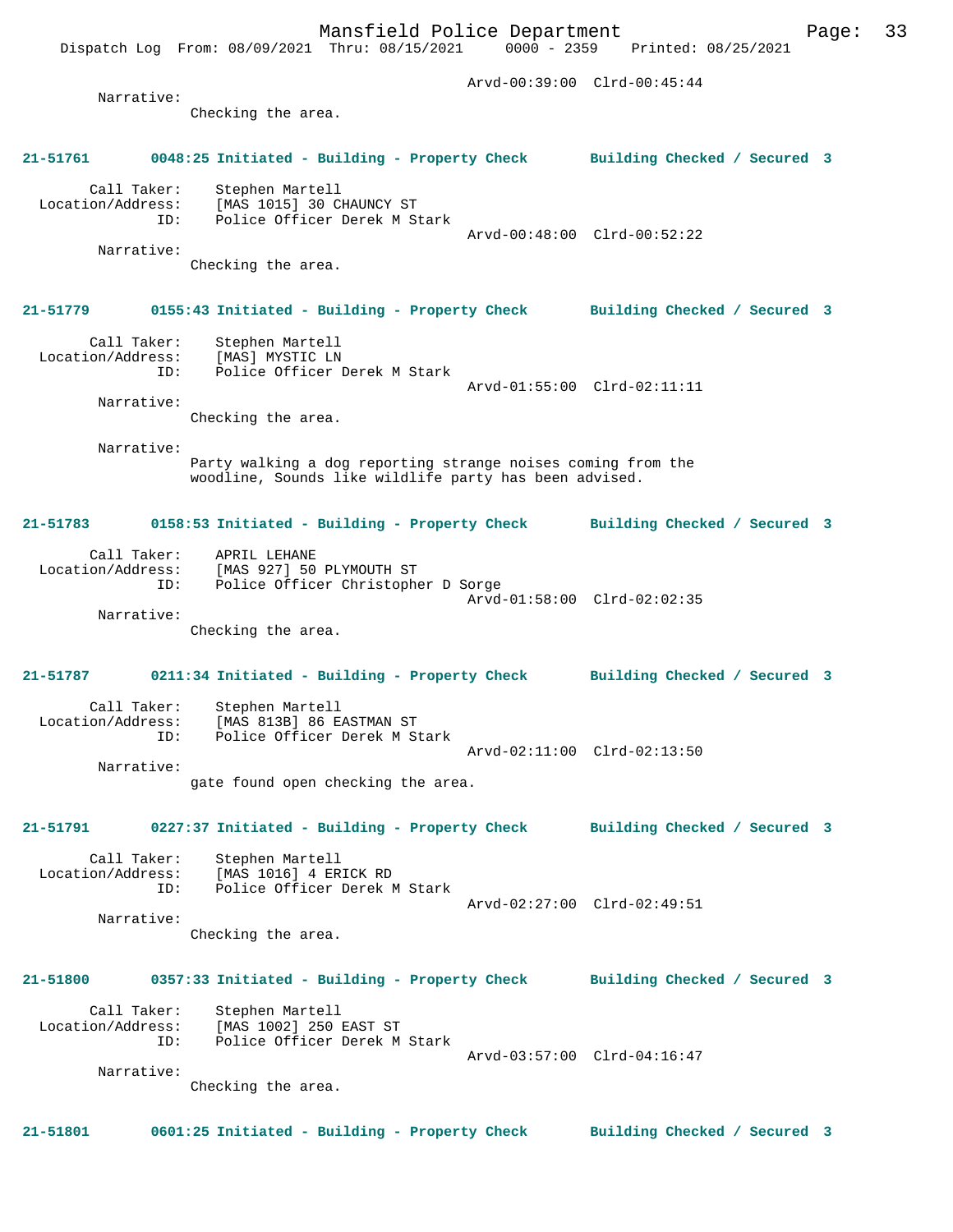Arvd-00:39:00 Clrd-00:45:44

Narrative:
Checking the area.

**21-51761 0048:25 Initiated - Building - Property Check Building Checked / Secured 3**

Call Taker: Stephen Martell
Location/Address: [MAS 1015] 30 CHAUNCY ST
ID: Police Officer Derek M Stark
Arvd-00:48:00 Clrd-00:52:22

Narrative:
Checking the area.

**21-51779 0155:43 Initiated - Building - Property Check Building Checked / Secured 3**

Call Taker: Stephen Martell
Location/Address: [MAS] MYSTIC LN
ID: Police Officer Derek M Stark
Arvd-01:55:00 Clrd-02:11:11

Narrative:
Checking the area.

Narrative:
Party walking a dog reporting strange noises coming from the woodline, Sounds like wildlife party has been advised.

**21-51783 0158:53 Initiated - Building - Property Check Building Checked / Secured 3**

Call Taker: APRIL LEHANE
Location/Address: [MAS 927] 50 PLYMOUTH ST
ID: Police Officer Christopher D Sorge
Arvd-01:58:00 Clrd-02:02:35

Narrative:
Checking the area.

**21-51787 0211:34 Initiated - Building - Property Check Building Checked / Secured 3**

Call Taker: Stephen Martell
Location/Address: [MAS 813B] 86 EASTMAN ST
ID: Police Officer Derek M Stark
Arvd-02:11:00 Clrd-02:13:50

Narrative:
gate found open checking the area.

**21-51791 0227:37 Initiated - Building - Property Check Building Checked / Secured 3**

Call Taker: Stephen Martell
Location/Address: [MAS 1016] 4 ERICK RD
ID: Police Officer Derek M Stark
Arvd-02:27:00 Clrd-02:49:51

Narrative:
Checking the area.

**21-51800 0357:33 Initiated - Building - Property Check Building Checked / Secured 3**

Call Taker: Stephen Martell
Location/Address: [MAS 1002] 250 EAST ST
ID: Police Officer Derek M Stark
Arvd-03:57:00 Clrd-04:16:47

Narrative:
Checking the area.

**21-51801 0601:25 Initiated - Building - Property Check Building Checked / Secured 3**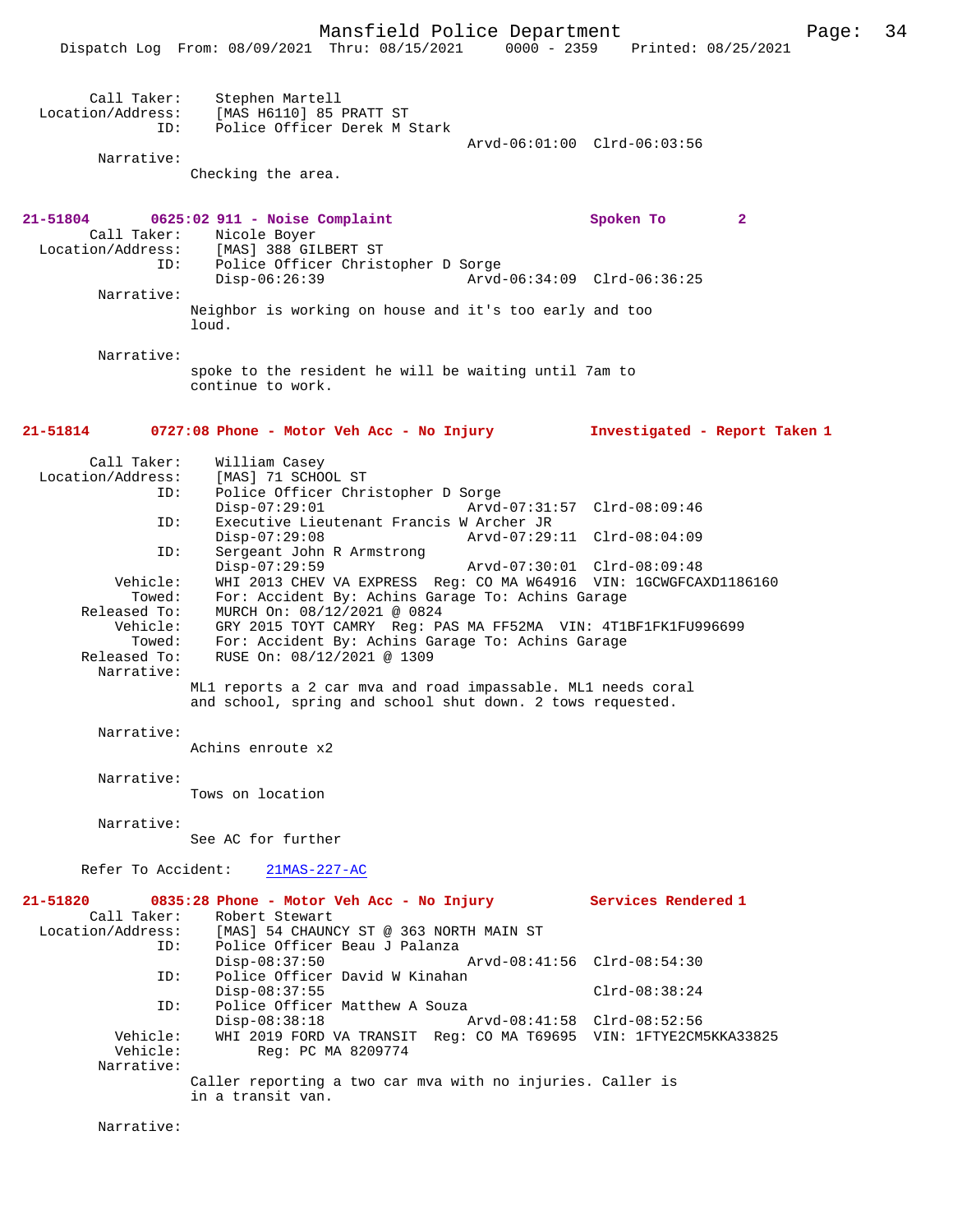```
        Call Taker:     Stephen Martell
  Location/Address:     [MAS H6110] 85 PRATT ST
                ID:     Police Officer Derek M Stark
                                               Arvd-06:01:00  Clrd-06:03:56
         Narrative:
                      Checking the area.


21-51804        0625:02 911 - Noise Complaint                    Spoken To         2
        Call Taker:     Nicole Boyer
  Location/Address:     [MAS] 388 GILBERT ST
                ID:     Police Officer Christopher D Sorge
                        Disp-06:26:39              Arvd-06:34:09  Clrd-06:36:25
         Narrative:
                      Neighbor is working on house and it's too early and too
                      loud.

         Narrative:
                      spoke to the resident he will be waiting until 7am to
                      continue to work.


21-51814        0727:08 Phone - Motor Veh Acc - No Injury        Investigated - Report Taken 1

        Call Taker:     William Casey
  Location/Address:     [MAS] 71 SCHOOL ST
                ID:     Police Officer Christopher D Sorge
                        Disp-07:29:01              Arvd-07:31:57  Clrd-08:09:46
                ID:     Executive Lieutenant Francis W Archer JR
                        Disp-07:29:08              Arvd-07:29:11  Clrd-08:04:09
                ID:     Sergeant John R Armstrong
                        Disp-07:29:59              Arvd-07:30:01  Clrd-08:09:48
           Vehicle:     WHI 2013 CHEV VA EXPRESS  Reg: CO MA W64916  VIN: 1GCWGFCAXD1186160
             Towed:     For: Accident By: Achins Garage To: Achins Garage
       Released To:     MURCH On: 08/12/2021 @ 0824
           Vehicle:     GRY 2015 TOYT CAMRY  Reg: PAS MA FF52MA  VIN: 4T1BF1FK1FU996699
             Towed:     For: Accident By: Achins Garage To: Achins Garage
       Released To:     RUSE On: 08/12/2021 @ 1309
         Narrative:
                      ML1 reports a 2 car mva and road impassable. ML1 needs coral
                      and school, spring and school shut down. 2 tows requested.

         Narrative:
                      Achins enroute x2

         Narrative:
                      Tows on location

         Narrative:
                      See AC for further

      Refer To Accident:    21MAS-227-AC

21-51820        0835:28 Phone - Motor Veh Acc - No Injury        Services Rendered 1
        Call Taker:     Robert Stewart
  Location/Address:     [MAS] 54 CHAUNCY ST @ 363 NORTH MAIN ST
                ID:     Police Officer Beau J Palanza
                        Disp-08:37:50              Arvd-08:41:56  Clrd-08:54:30
                ID:     Police Officer David W Kinahan
                        Disp-08:37:55                             Clrd-08:38:24
                ID:     Police Officer Matthew A Souza
                        Disp-08:38:18              Arvd-08:41:58  Clrd-08:52:56
           Vehicle:     WHI 2019 FORD VA TRANSIT  Reg: CO MA T69695  VIN: 1FTYE2CM5KKA33825
           Vehicle:          Reg: PC MA 8209774
         Narrative:
                      Caller reporting a two car mva with no injuries. Caller is
                      in a transit van.

         Narrative:
```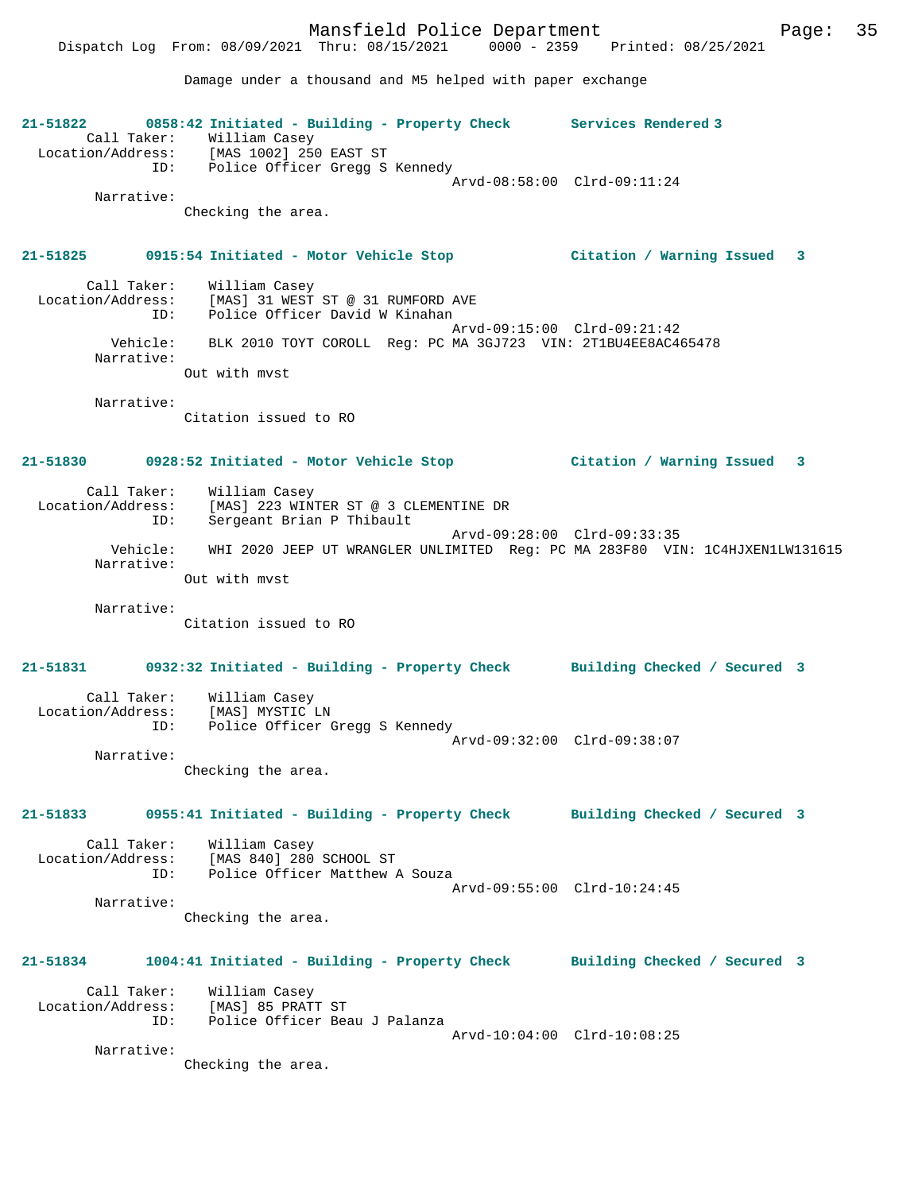Damage under a thousand and M5 helped with paper exchange

**21-51822 0858:42 Initiated - Building - Property Check Services Rendered 3**

Call Taker: William Casey
Location/Address: [MAS 1002] 250 EAST ST
ID: Police Officer Gregg S Kennedy
Arvd-08:58:00 Clrd-09:11:24
Narrative:
Checking the area.

**21-51825 0915:54 Initiated - Motor Vehicle Stop Citation / Warning Issued 3**

Call Taker: William Casey
Location/Address: [MAS] 31 WEST ST @ 31 RUMFORD AVE
ID: Police Officer David W Kinahan
Arvd-09:15:00 Clrd-09:21:42
Vehicle: BLK 2010 TOYT COROLL Reg: PC MA 3GJ723 VIN: 2T1BU4EE8AC465478
Narrative:
Out with mvst

Narrative:
Citation issued to RO

**21-51830 0928:52 Initiated - Motor Vehicle Stop Citation / Warning Issued 3**

Call Taker: William Casey
Location/Address: [MAS] 223 WINTER ST @ 3 CLEMENTINE DR
ID: Sergeant Brian P Thibault
Arvd-09:28:00 Clrd-09:33:35
Vehicle: WHI 2020 JEEP UT WRANGLER UNLIMITED Reg: PC MA 283F80 VIN: 1C4HJXEN1LW131615
Narrative:
Out with mvst

Narrative:
Citation issued to RO

**21-51831 0932:32 Initiated - Building - Property Check Building Checked / Secured 3**

Call Taker: William Casey
Location/Address: [MAS] MYSTIC LN
ID: Police Officer Gregg S Kennedy
Arvd-09:32:00 Clrd-09:38:07
Narrative:
Checking the area.

**21-51833 0955:41 Initiated - Building - Property Check Building Checked / Secured 3**

Call Taker: William Casey
Location/Address: [MAS 840] 280 SCHOOL ST
ID: Police Officer Matthew A Souza
Arvd-09:55:00 Clrd-10:24:45
Narrative:
Checking the area.

**21-51834 1004:41 Initiated - Building - Property Check Building Checked / Secured 3**

Call Taker: William Casey
Location/Address: [MAS] 85 PRATT ST
ID: Police Officer Beau J Palanza
Arvd-10:04:00 Clrd-10:08:25
Narrative:
Checking the area.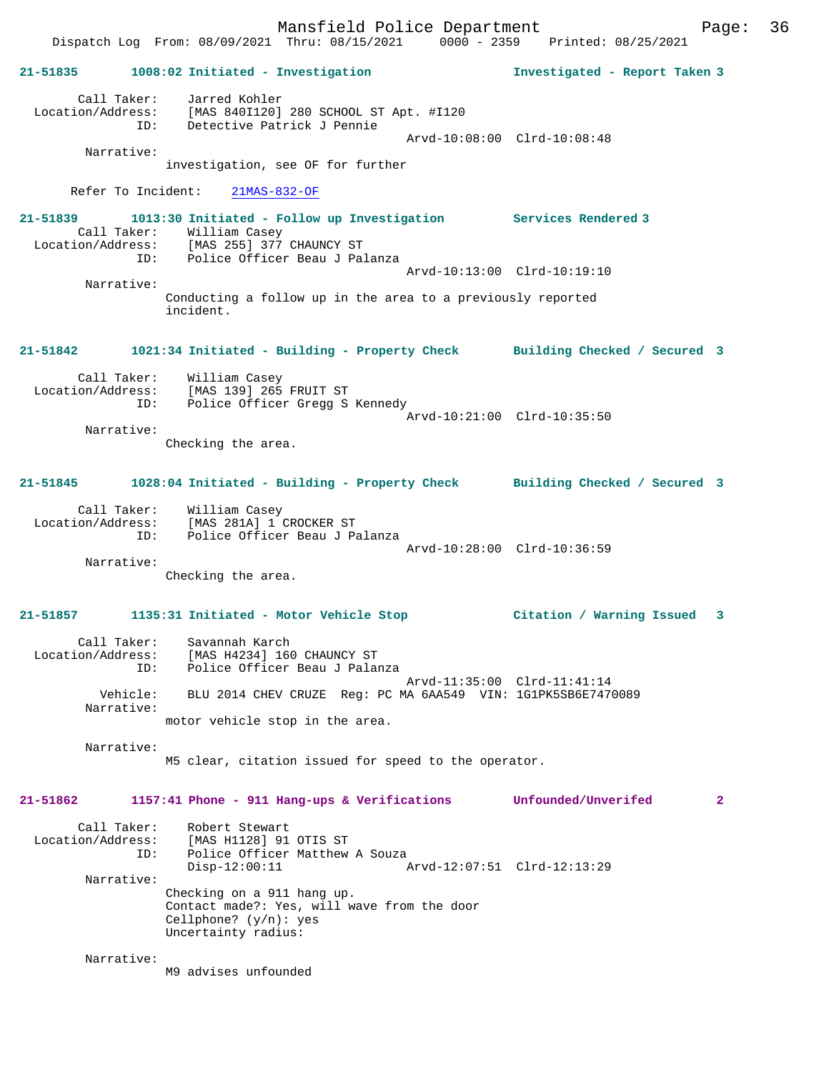**21-51835 1008:02 Initiated - Investigation — Investigated - Report Taken 3**

Call Taker: Jarred Kohler
Location/Address: [MAS 840I120] 280 SCHOOL ST Apt. #I120
ID: Detective Patrick J Pennie
Arvd-10:08:00 Clrd-10:08:48
Narrative:
investigation, see OF for further

Refer To Incident: 21MAS-832-OF

**21-51839 1013:30 Initiated - Follow up Investigation — Services Rendered 3**

Call Taker: William Casey
Location/Address: [MAS 255] 377 CHAUNCY ST
ID: Police Officer Beau J Palanza
Arvd-10:13:00 Clrd-10:19:10
Narrative:
Conducting a follow up in the area to a previously reported incident.

**21-51842 1021:34 Initiated - Building - Property Check — Building Checked / Secured 3**

Call Taker: William Casey
Location/Address: [MAS 139] 265 FRUIT ST
ID: Police Officer Gregg S Kennedy
Arvd-10:21:00 Clrd-10:35:50
Narrative:
Checking the area.

**21-51845 1028:04 Initiated - Building - Property Check — Building Checked / Secured 3**

Call Taker: William Casey
Location/Address: [MAS 281A] 1 CROCKER ST
ID: Police Officer Beau J Palanza
Arvd-10:28:00 Clrd-10:36:59
Narrative:
Checking the area.

**21-51857 1135:31 Initiated - Motor Vehicle Stop — Citation / Warning Issued 3**

Call Taker: Savannah Karch
Location/Address: [MAS H4234] 160 CHAUNCY ST
ID: Police Officer Beau J Palanza
Arvd-11:35:00 Clrd-11:41:14
Vehicle: BLU 2014 CHEV CRUZE Reg: PC MA 6AA549 VIN: 1G1PK5SB6E7470089
Narrative:
motor vehicle stop in the area.

Narrative:
M5 clear, citation issued for speed to the operator.

**21-51862 1157:41 Phone - 911 Hang-ups & Verifications — Unfounded/Unverifed 2**

Call Taker: Robert Stewart
Location/Address: [MAS H1128] 91 OTIS ST
ID: Police Officer Matthew A Souza
Disp-12:00:11 Arvd-12:07:51 Clrd-12:13:29
Narrative:
Checking on a 911 hang up.
Contact made?: Yes, will wave from the door
Cellphone? (y/n): yes
Uncertainty radius:

Narrative:
M9 advises unfounded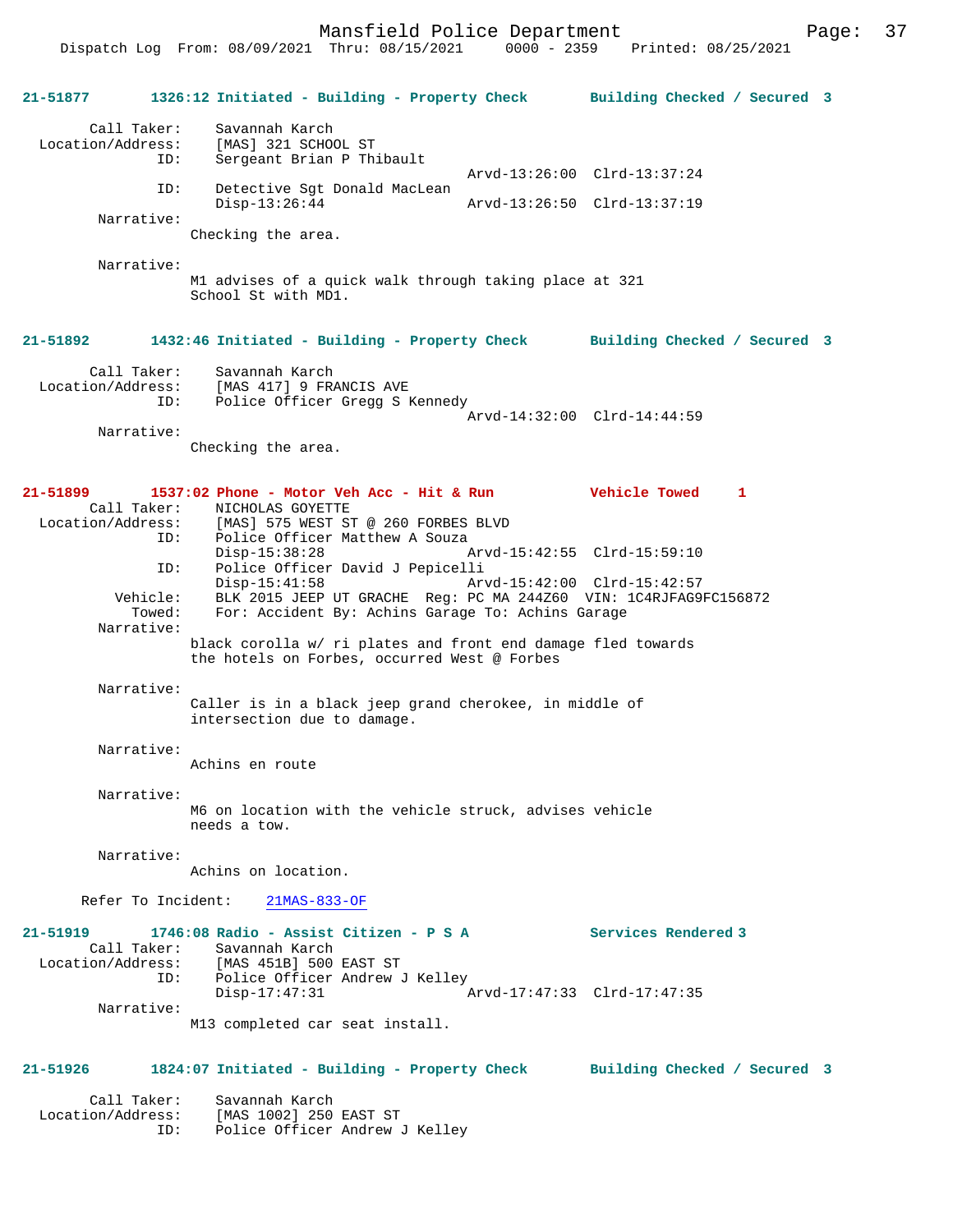**21-51877 1326:12 Initiated - Building - Property Check — Building Checked / Secured 3**

Call Taker: Savannah Karch
Location/Address: [MAS] 321 SCHOOL ST
ID: Sergeant Brian P Thibault
Arvd-13:26:00 Clrd-13:37:24
ID: Detective Sgt Donald MacLean
Disp-13:26:44 Arvd-13:26:50 Clrd-13:37:19

Narrative:
Checking the area.

Narrative:
M1 advises of a quick walk through taking place at 321 School St with MD1.

**21-51892 1432:46 Initiated - Building - Property Check — Building Checked / Secured 3**

Call Taker: Savannah Karch
Location/Address: [MAS 417] 9 FRANCIS AVE
ID: Police Officer Gregg S Kennedy
Arvd-14:32:00 Clrd-14:44:59

Narrative:
Checking the area.

**21-51899 1537:02 Phone - Motor Veh Acc - Hit & Run — Vehicle Towed 1**

Call Taker: NICHOLAS GOYETTE
Location/Address: [MAS] 575 WEST ST @ 260 FORBES BLVD
ID: Police Officer Matthew A Souza
Disp-15:38:28 Arvd-15:42:55 Clrd-15:59:10
ID: Police Officer David J Pepicelli
Disp-15:41:58 Arvd-15:42:00 Clrd-15:42:57
Vehicle: BLK 2015 JEEP UT GRACHE Reg: PC MA 244Z60 VIN: 1C4RJFAG9FC156872
Towed: For: Accident By: Achins Garage To: Achins Garage

Narrative:
black corolla w/ ri plates and front end damage fled towards the hotels on Forbes, occurred West @ Forbes

Narrative:
Caller is in a black jeep grand cherokee, in middle of intersection due to damage.

Narrative:
Achins en route

Narrative:
M6 on location with the vehicle struck, advises vehicle needs a tow.

Narrative:
Achins on location.

Refer To Incident: 21MAS-833-OF

**21-51919 1746:08 Radio - Assist Citizen - P S A — Services Rendered 3**

Call Taker: Savannah Karch
Location/Address: [MAS 451B] 500 EAST ST
ID: Police Officer Andrew J Kelley
Disp-17:47:31 Arvd-17:47:33 Clrd-17:47:35

Narrative:
M13 completed car seat install.

**21-51926 1824:07 Initiated - Building - Property Check — Building Checked / Secured 3**

Call Taker: Savannah Karch
Location/Address: [MAS 1002] 250 EAST ST
ID: Police Officer Andrew J Kelley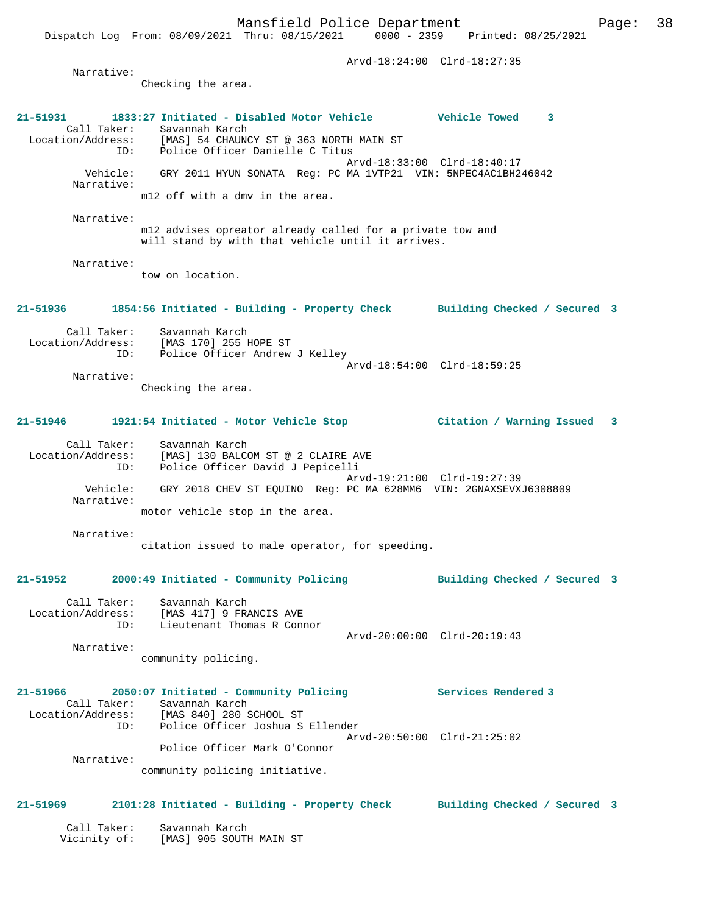Arvd-18:24:00 Clrd-18:27:35

Narrative:
Checking the area.

**21-51931 1833:27 Initiated - Disabled Motor Vehicle — Vehicle Towed 3**

Call Taker: Savannah Karch
Location/Address: [MAS] 54 CHAUNCY ST @ 363 NORTH MAIN ST
ID: Police Officer Danielle C Titus
Arvd-18:33:00 Clrd-18:40:17
Vehicle: GRY 2011 HYUN SONATA Reg: PC MA 1VTP21 VIN: 5NPEC4AC1BH246042

Narrative:
m12 off with a dmv in the area.

Narrative:
m12 advises opreator already called for a private tow and will stand by with that vehicle until it arrives.

Narrative:
tow on location.

**21-51936 1854:56 Initiated - Building - Property Check — Building Checked / Secured 3**

Call Taker: Savannah Karch
Location/Address: [MAS 170] 255 HOPE ST
ID: Police Officer Andrew J Kelley
Arvd-18:54:00 Clrd-18:59:25

Narrative:
Checking the area.

**21-51946 1921:54 Initiated - Motor Vehicle Stop — Citation / Warning Issued 3**

Call Taker: Savannah Karch
Location/Address: [MAS] 130 BALCOM ST @ 2 CLAIRE AVE
ID: Police Officer David J Pepicelli
Arvd-19:21:00 Clrd-19:27:39
Vehicle: GRY 2018 CHEV ST EQUINO Reg: PC MA 628MM6 VIN: 2GNAXSEVXJ6308809

Narrative:
motor vehicle stop in the area.

Narrative:
citation issued to male operator, for speeding.

**21-51952 2000:49 Initiated - Community Policing — Building Checked / Secured 3**

Call Taker: Savannah Karch
Location/Address: [MAS 417] 9 FRANCIS AVE
ID: Lieutenant Thomas R Connor
Arvd-20:00:00 Clrd-20:19:43

Narrative:
community policing.

**21-51966 2050:07 Initiated - Community Policing — Services Rendered 3**

Call Taker: Savannah Karch
Location/Address: [MAS 840] 280 SCHOOL ST
ID: Police Officer Joshua S Ellender
Arvd-20:50:00 Clrd-21:25:02
Police Officer Mark O'Connor

Narrative:
community policing initiative.

**21-51969 2101:28 Initiated - Building - Property Check — Building Checked / Secured 3**

Call Taker: Savannah Karch
Vicinity of: [MAS] 905 SOUTH MAIN ST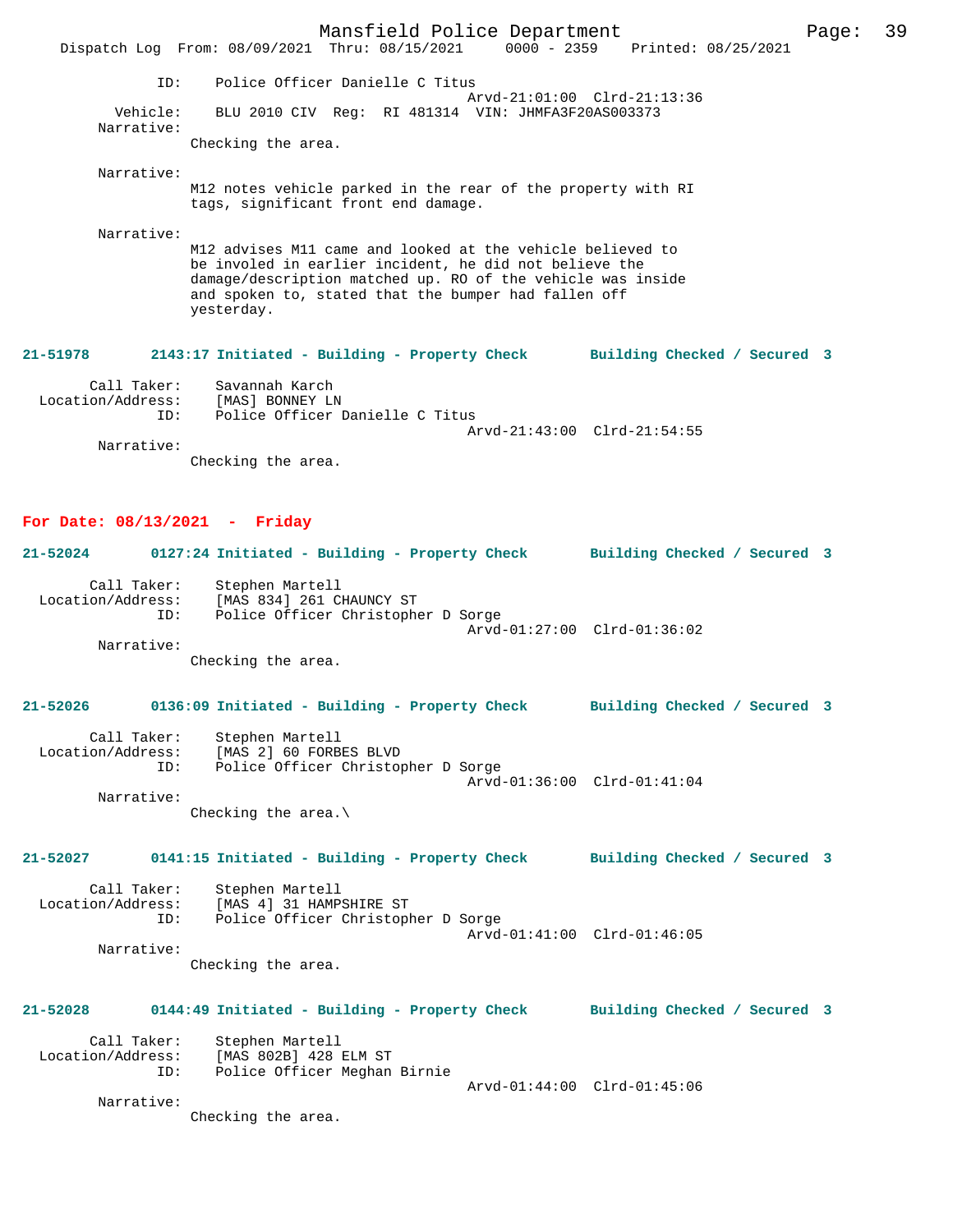```
            ID:    Police Officer Danielle C Titus
                                                  Arvd-21:01:00  Clrd-21:13:36
       Vehicle:    BLU 2010 CIV  Reg:  RI 481314  VIN: JHMFA3F20AS003373
     Narrative:    
                Checking the area.

     Narrative:    
                M12 notes vehicle parked in the rear of the property with RI
                tags, significant front end damage.

     Narrative:    
                M12 advises M11 came and looked at the vehicle believed to
                be involed in earlier incident, he did not believe the
                damage/description matched up. RO of the vehicle was inside
                and spoken to, stated that the bumper had fallen off
                yesterday.
```

**21-51978        2143:17 Initiated - Building - Property Check        Building Checked / Secured  3**

```
    Call Taker:    Savannah Karch
Location/Address:    [MAS] BONNEY LN
            ID:    Police Officer Danielle C Titus
                                                  Arvd-21:43:00  Clrd-21:54:55
     Narrative:    
                Checking the area.
```

**For Date: 08/13/2021  -  Friday**

**21-52024        0127:24 Initiated - Building - Property Check        Building Checked / Secured  3**

```
    Call Taker:    Stephen Martell
Location/Address:    [MAS 834] 261 CHAUNCY ST
            ID:    Police Officer Christopher D Sorge
                                                  Arvd-01:27:00  Clrd-01:36:02
     Narrative:    
                Checking the area.
```

**21-52026        0136:09 Initiated - Building - Property Check        Building Checked / Secured  3**

```
    Call Taker:    Stephen Martell
Location/Address:    [MAS 2] 60 FORBES BLVD
            ID:    Police Officer Christopher D Sorge
                                                  Arvd-01:36:00  Clrd-01:41:04
     Narrative:    
                Checking the area.\
```

**21-52027        0141:15 Initiated - Building - Property Check        Building Checked / Secured  3**

```
    Call Taker:    Stephen Martell
Location/Address:    [MAS 4] 31 HAMPSHIRE ST
            ID:    Police Officer Christopher D Sorge
                                                  Arvd-01:41:00  Clrd-01:46:05
     Narrative:    
                Checking the area.
```

**21-52028        0144:49 Initiated - Building - Property Check        Building Checked / Secured  3**

```
    Call Taker:    Stephen Martell
Location/Address:    [MAS 802B] 428 ELM ST
            ID:    Police Officer Meghan Birnie
                                                  Arvd-01:44:00  Clrd-01:45:06
     Narrative:    
                Checking the area.
```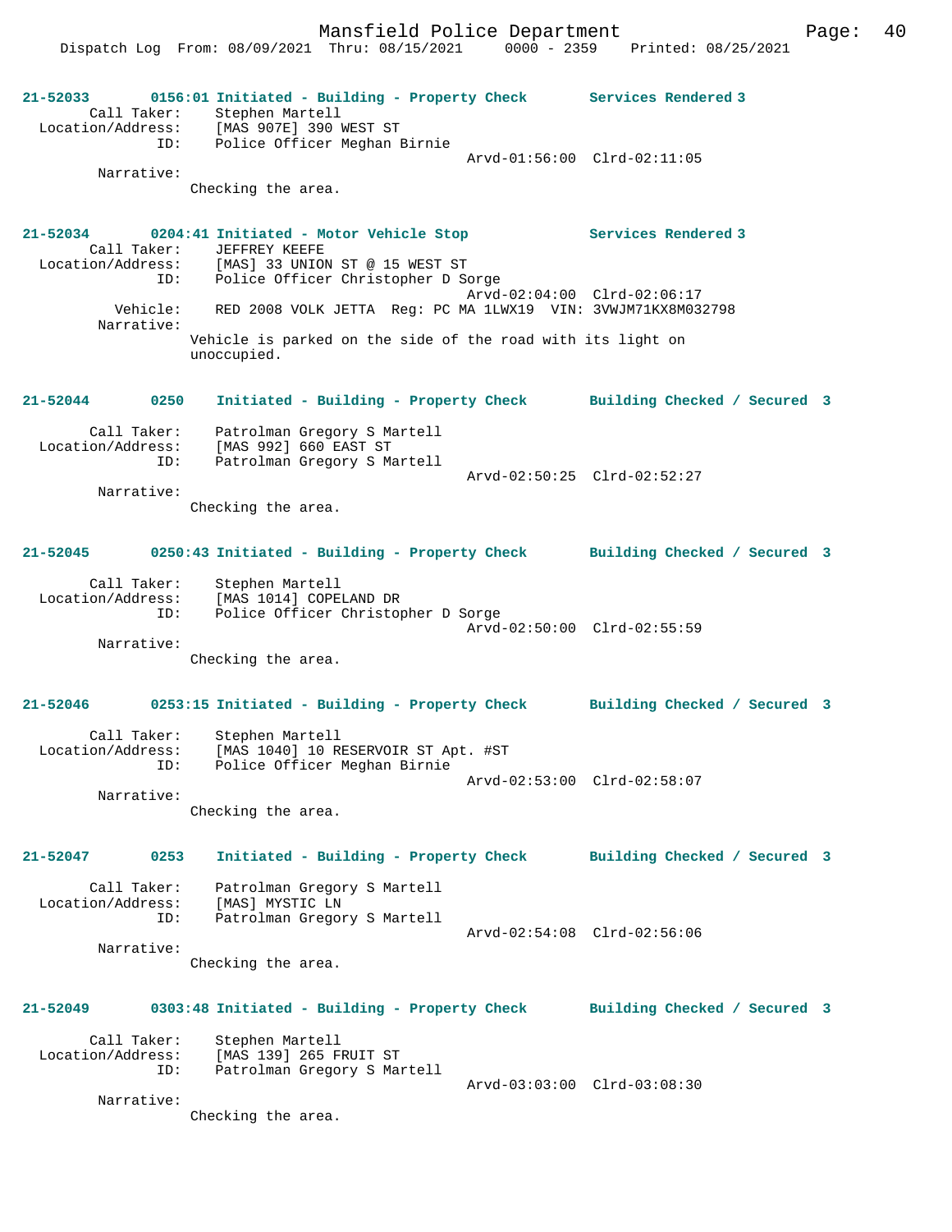**21-52033 0156:01 Initiated - Building - Property Check Services Rendered 3**

Call Taker: Stephen Martell
Location/Address: [MAS 907E] 390 WEST ST
ID: Police Officer Meghan Birnie
Arvd-01:56:00 Clrd-02:11:05

Narrative:
Checking the area.

**21-52034 0204:41 Initiated - Motor Vehicle Stop Services Rendered 3**

Call Taker: JEFFREY KEEFE
Location/Address: [MAS] 33 UNION ST @ 15 WEST ST
ID: Police Officer Christopher D Sorge
Arvd-02:04:00 Clrd-02:06:17

Vehicle: RED 2008 VOLK JETTA Reg: PC MA 1LWX19 VIN: 3VWJM71KX8M032798

Narrative:
Vehicle is parked on the side of the road with its light on unoccupied.

**21-52044 0250 Initiated - Building - Property Check Building Checked / Secured 3**

Call Taker: Patrolman Gregory S Martell
Location/Address: [MAS 992] 660 EAST ST
ID: Patrolman Gregory S Martell
Arvd-02:50:25 Clrd-02:52:27

Narrative:
Checking the area.

**21-52045 0250:43 Initiated - Building - Property Check Building Checked / Secured 3**

Call Taker: Stephen Martell
Location/Address: [MAS 1014] COPELAND DR
ID: Police Officer Christopher D Sorge
Arvd-02:50:00 Clrd-02:55:59

Narrative:
Checking the area.

**21-52046 0253:15 Initiated - Building - Property Check Building Checked / Secured 3**

Call Taker: Stephen Martell
Location/Address: [MAS 1040] 10 RESERVOIR ST Apt. #ST
ID: Police Officer Meghan Birnie
Arvd-02:53:00 Clrd-02:58:07

Narrative:
Checking the area.

**21-52047 0253 Initiated - Building - Property Check Building Checked / Secured 3**

Call Taker: Patrolman Gregory S Martell
Location/Address: [MAS] MYSTIC LN
ID: Patrolman Gregory S Martell
Arvd-02:54:08 Clrd-02:56:06

Narrative:
Checking the area.

**21-52049 0303:48 Initiated - Building - Property Check Building Checked / Secured 3**

Call Taker: Stephen Martell
Location/Address: [MAS 139] 265 FRUIT ST
ID: Patrolman Gregory S Martell
Arvd-03:03:00 Clrd-03:08:30

Narrative:
Checking the area.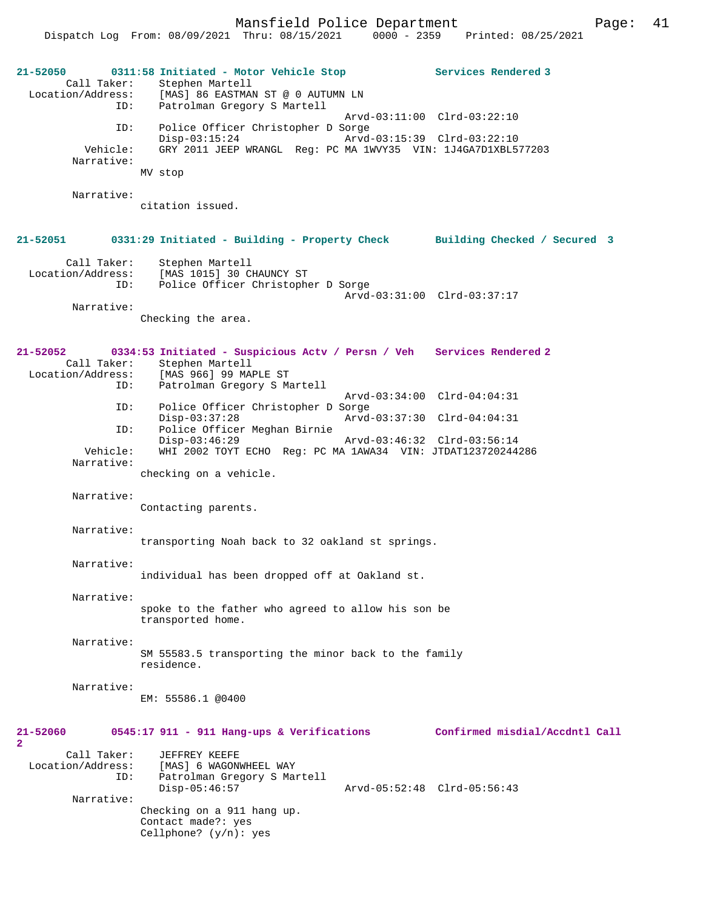**21-52050 0311:58 Initiated - Motor Vehicle Stop — Services Rendered 3**

```
        Call Taker:    Stephen Martell
  Location/Address:    [MAS] 86 EASTMAN ST @ 0 AUTUMN LN
                ID:    Patrolman Gregory S Martell
                                             Arvd-03:11:00  Clrd-03:22:10
                ID:    Police Officer Christopher D Sorge
                       Disp-03:15:24         Arvd-03:15:39  Clrd-03:22:10
           Vehicle:    GRY 2011 JEEP WRANGL  Reg: PC MA 1WVY35  VIN: 1J4GA7D1XBL577203
         Narrative:
                MV stop

         Narrative:
                citation issued.
```

**21-52051 0331:29 Initiated - Building - Property Check — Building Checked / Secured 3**

```
        Call Taker:    Stephen Martell
  Location/Address:    [MAS 1015] 30 CHAUNCY ST
                ID:    Police Officer Christopher D Sorge
                                             Arvd-03:31:00  Clrd-03:37:17
         Narrative:
                Checking the area.
```

**21-52052 0334:53 Initiated - Suspicious Actv / Persn / Veh — Services Rendered 2**

```
        Call Taker:    Stephen Martell
  Location/Address:    [MAS 966] 99 MAPLE ST
                ID:    Patrolman Gregory S Martell
                                             Arvd-03:34:00  Clrd-04:04:31
                ID:    Police Officer Christopher D Sorge
                       Disp-03:37:28         Arvd-03:37:30  Clrd-04:04:31
                ID:    Police Officer Meghan Birnie
                       Disp-03:46:29         Arvd-03:46:32  Clrd-03:56:14
           Vehicle:    WHI 2002 TOYT ECHO  Reg: PC MA 1AWA34  VIN: JTDAT123720244286
         Narrative:
                checking on a vehicle.

         Narrative:
                Contacting parents.

         Narrative:
                transporting Noah back to 32 oakland st springs.

         Narrative:
                individual has been dropped off at Oakland st.

         Narrative:
                spoke to the father who agreed to allow his son be
                transported home.

         Narrative:
                SM 55583.5 transporting the minor back to the family
                residence.

         Narrative:
                EM: 55586.1 @0400
```

**21-52060 0545:17 911 - 911 Hang-ups & Verifications — Confirmed misdial/Accdntl Call 2**

```
        Call Taker:    JEFFREY KEEFE
  Location/Address:    [MAS] 6 WAGONWHEEL WAY
                ID:    Patrolman Gregory S Martell
                       Disp-05:46:57         Arvd-05:52:48  Clrd-05:56:43
         Narrative:
                Checking on a 911 hang up.
                Contact made?: yes
                Cellphone? (y/n): yes
```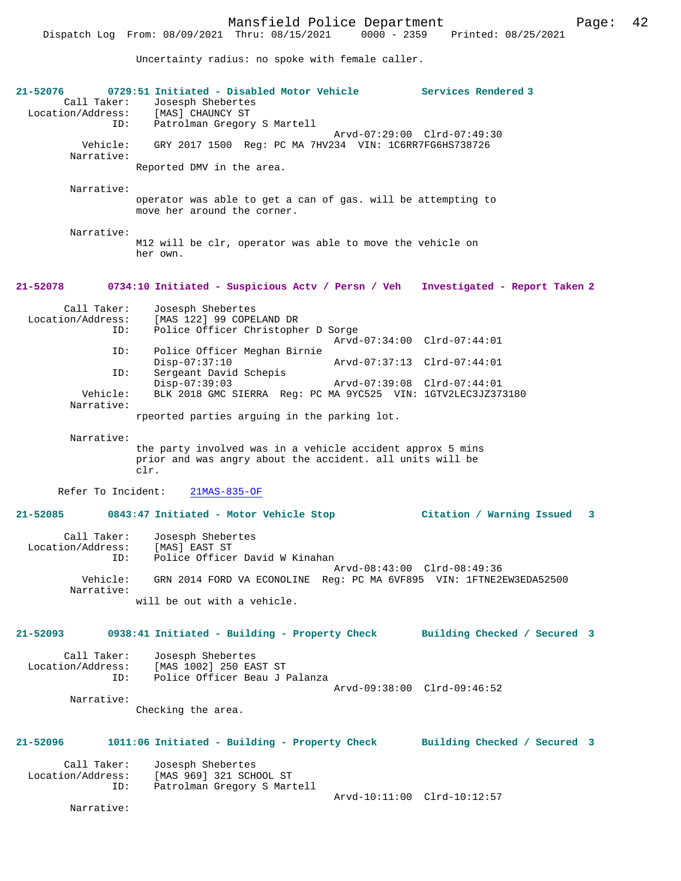Uncertainty radius: no spoke with female caller.

**21-52076 0729:51 Initiated - Disabled Motor Vehicle — Services Rendered 3**

```
        Call Taker:    Josesph Shebertes
  Location/Address:    [MAS] CHAUNCY ST
                ID:    Patrolman Gregory S Martell
                                            Arvd-07:29:00  Clrd-07:49:30
           Vehicle:    GRY 2017 1500  Reg: PC MA 7HV234  VIN: 1C6RR7FG6HS738726
         Narrative:
                Reported DMV in the area.

         Narrative:
                operator was able to get a can of gas. will be attempting to
                move her around the corner.

         Narrative:
                M12 will be clr, operator was able to move the vehicle on
                her own.
```

**21-52078 0734:10 Initiated - Suspicious Actv / Persn / Veh — Investigated - Report Taken 2**

```
        Call Taker:    Josesph Shebertes
  Location/Address:    [MAS 122] 99 COPELAND DR
                ID:    Police Officer Christopher D Sorge
                                            Arvd-07:34:00  Clrd-07:44:01
                ID:    Police Officer Meghan Birnie
                       Disp-07:37:10        Arvd-07:37:13  Clrd-07:44:01
                ID:    Sergeant David Schepis
                       Disp-07:39:03        Arvd-07:39:08  Clrd-07:44:01
           Vehicle:    BLK 2018 GMC SIERRA  Reg: PC MA 9YC525  VIN: 1GTV2LEC3JZ373180
         Narrative:
                rpeorted parties arguing in the parking lot.

         Narrative:
                the party involved was in a vehicle accident approx 5 mins
                prior and was angry about the accident. all units will be
                clr.

      Refer To Incident:    21MAS-835-OF
```

**21-52085 0843:47 Initiated - Motor Vehicle Stop — Citation / Warning Issued 3**

```
        Call Taker:    Josesph Shebertes
  Location/Address:    [MAS] EAST ST
                ID:    Police Officer David W Kinahan
                                            Arvd-08:43:00  Clrd-08:49:36
           Vehicle:    GRN 2014 FORD VA ECONOLINE  Reg: PC MA 6VF895  VIN: 1FTNE2EW3EDA52500
         Narrative:
                will be out with a vehicle.
```

**21-52093 0938:41 Initiated - Building - Property Check — Building Checked / Secured 3**

```
        Call Taker:    Josesph Shebertes
  Location/Address:    [MAS 1002] 250 EAST ST
                ID:    Police Officer Beau J Palanza
                                            Arvd-09:38:00  Clrd-09:46:52
         Narrative:
                Checking the area.
```

**21-52096 1011:06 Initiated - Building - Property Check — Building Checked / Secured 3**

```
        Call Taker:    Josesph Shebertes
  Location/Address:    [MAS 969] 321 SCHOOL ST
                ID:    Patrolman Gregory S Martell
                                            Arvd-10:11:00  Clrd-10:12:57
         Narrative:
```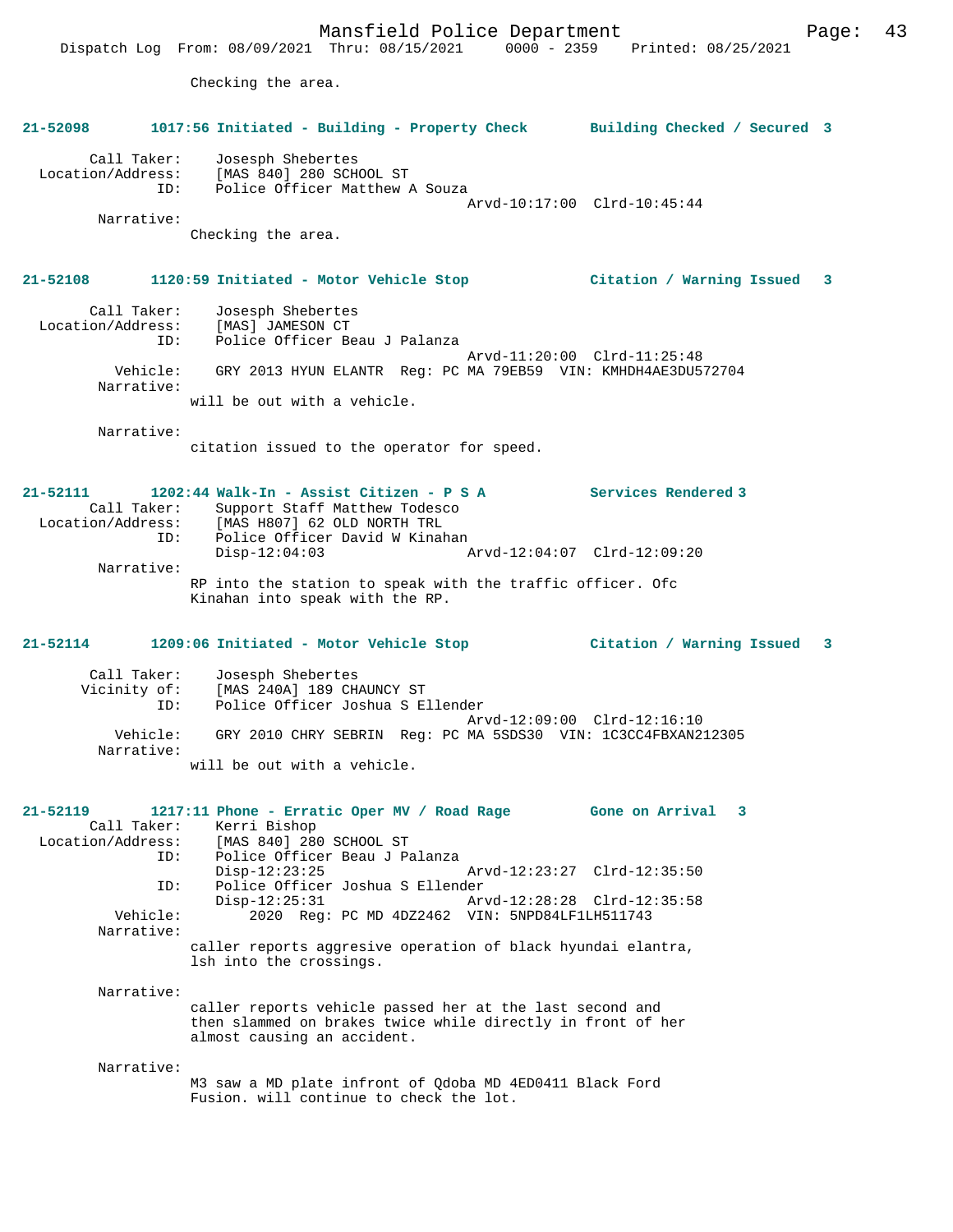Checking the area.

**21-52098 1017:56 Initiated - Building - Property Check Building Checked / Secured 3**

Call Taker: Josesph Shebertes
Location/Address: [MAS 840] 280 SCHOOL ST
ID: Police Officer Matthew A Souza
Arvd-10:17:00 Clrd-10:45:44
Narrative:
Checking the area.

**21-52108 1120:59 Initiated - Motor Vehicle Stop Citation / Warning Issued 3**

Call Taker: Josesph Shebertes
Location/Address: [MAS] JAMESON CT
ID: Police Officer Beau J Palanza
Arvd-11:20:00 Clrd-11:25:48
Vehicle: GRY 2013 HYUN ELANTR Reg: PC MA 79EB59 VIN: KMHDH4AE3DU572704
Narrative:
will be out with a vehicle.

Narrative:
citation issued to the operator for speed.

**21-52111 1202:44 Walk-In - Assist Citizen - P S A Services Rendered 3**

Call Taker: Support Staff Matthew Todesco
Location/Address: [MAS H807] 62 OLD NORTH TRL
ID: Police Officer David W Kinahan
Disp-12:04:03 Arvd-12:04:07 Clrd-12:09:20
Narrative:
RP into the station to speak with the traffic officer. Ofc Kinahan into speak with the RP.

**21-52114 1209:06 Initiated - Motor Vehicle Stop Citation / Warning Issued 3**

Call Taker: Josesph Shebertes
Vicinity of: [MAS 240A] 189 CHAUNCY ST
ID: Police Officer Joshua S Ellender
Arvd-12:09:00 Clrd-12:16:10
Vehicle: GRY 2010 CHRY SEBRIN Reg: PC MA 5SDS30 VIN: 1C3CC4FBXAN212305
Narrative:
will be out with a vehicle.

**21-52119 1217:11 Phone - Erratic Oper MV / Road Rage Gone on Arrival 3**

Call Taker: Kerri Bishop
Location/Address: [MAS 840] 280 SCHOOL ST
ID: Police Officer Beau J Palanza
Disp-12:23:25 Arvd-12:23:27 Clrd-12:35:50
ID: Police Officer Joshua S Ellender
Disp-12:25:31 Arvd-12:28:28 Clrd-12:35:58
Vehicle: 2020 Reg: PC MD 4DZ2462 VIN: 5NPD84LF1LH511743
Narrative:
caller reports aggresive operation of black hyundai elantra, lsh into the crossings.

Narrative:
caller reports vehicle passed her at the last second and then slammed on brakes twice while directly in front of her almost causing an accident.

Narrative:
M3 saw a MD plate infront of Qdoba MD 4ED0411 Black Ford Fusion. will continue to check the lot.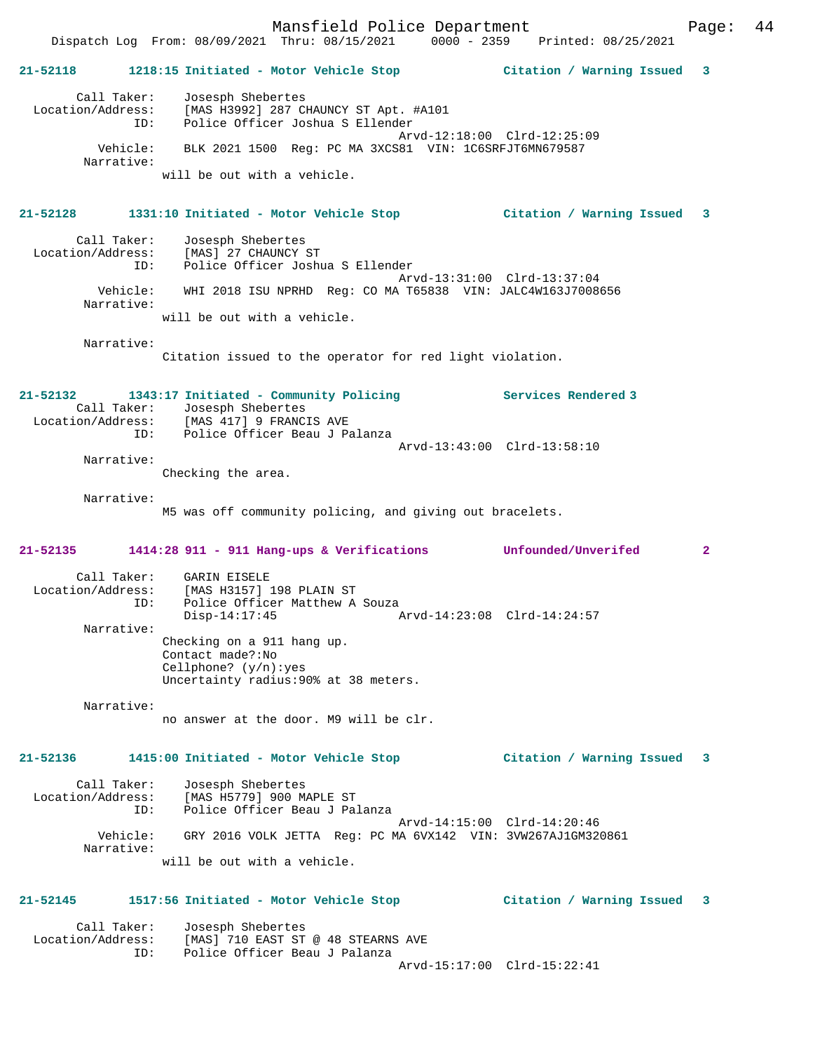**21-52118 1218:15 Initiated - Motor Vehicle Stop — Citation / Warning Issued 3**

```
        Call Taker:    Josesph Shebertes
  Location/Address:    [MAS H3992] 287 CHAUNCY ST Apt. #A101
                ID:    Police Officer Joshua S Ellender
                                             Arvd-12:18:00  Clrd-12:25:09
           Vehicle:    BLK 2021 1500  Reg: PC MA 3XCS81  VIN: 1C6SRFJT6MN679587
         Narrative:
                     will be out with a vehicle.
```

**21-52128 1331:10 Initiated - Motor Vehicle Stop — Citation / Warning Issued 3**

```
        Call Taker:    Josesph Shebertes
  Location/Address:    [MAS] 27 CHAUNCY ST
                ID:    Police Officer Joshua S Ellender
                                             Arvd-13:31:00  Clrd-13:37:04
           Vehicle:    WHI 2018 ISU NPRHD  Reg: CO MA T65838  VIN: JALC4W163J7008656
         Narrative:
                     will be out with a vehicle.

         Narrative:
                     Citation issued to the operator for red light violation.
```

**21-52132 1343:17 Initiated - Community Policing — Services Rendered 3**

```
        Call Taker:    Josesph Shebertes
  Location/Address:    [MAS 417] 9 FRANCIS AVE
                ID:    Police Officer Beau J Palanza
                                             Arvd-13:43:00  Clrd-13:58:10
         Narrative:
                     Checking the area.

         Narrative:
                     M5 was off community policing, and giving out bracelets.
```

**21-52135 1414:28 911 - 911 Hang-ups & Verifications — Unfounded/Unverifed 2**

```
        Call Taker:    GARIN EISELE
  Location/Address:    [MAS H3157] 198 PLAIN ST
                ID:    Police Officer Matthew A Souza
                       Disp-14:17:45         Arvd-14:23:08  Clrd-14:24:57
         Narrative:
                     Checking on a 911 hang up.
                     Contact made?:No
                     Cellphone? (y/n):yes
                     Uncertainty radius:90% at 38 meters.

         Narrative:
                     no answer at the door. M9 will be clr.
```

**21-52136 1415:00 Initiated - Motor Vehicle Stop — Citation / Warning Issued 3**

```
        Call Taker:    Josesph Shebertes
  Location/Address:    [MAS H5779] 900 MAPLE ST
                ID:    Police Officer Beau J Palanza
                                             Arvd-14:15:00  Clrd-14:20:46
           Vehicle:    GRY 2016 VOLK JETTA  Reg: PC MA 6VX142  VIN: 3VW267AJ1GM320861
         Narrative:
                     will be out with a vehicle.
```

**21-52145 1517:56 Initiated - Motor Vehicle Stop — Citation / Warning Issued 3**

```
        Call Taker:    Josesph Shebertes
  Location/Address:    [MAS] 710 EAST ST @ 48 STEARNS AVE
                ID:    Police Officer Beau J Palanza
                                             Arvd-15:17:00  Clrd-15:22:41
```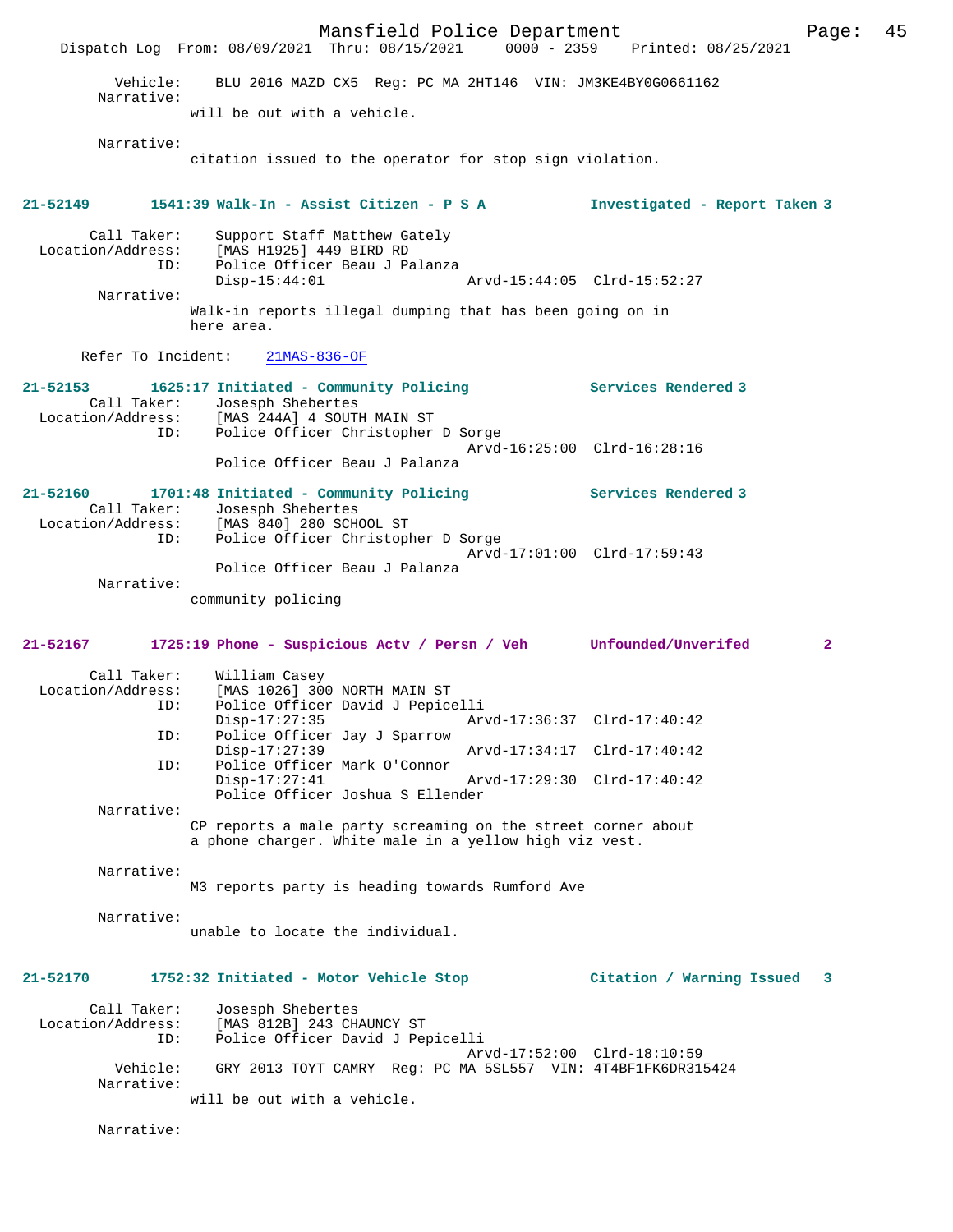Vehicle: BLU 2016 MAZD CX5 Reg: PC MA 2HT146 VIN: JM3KE4BY0G0661162

Narrative:
will be out with a vehicle.

Narrative:
citation issued to the operator for stop sign violation.

**21-52149 1541:39 Walk-In - Assist Citizen - P S A — Investigated - Report Taken 3**

Call Taker: Support Staff Matthew Gately
Location/Address: [MAS H1925] 449 BIRD RD
ID: Police Officer Beau J Palanza
Disp-15:44:01 Arvd-15:44:05 Clrd-15:52:27

Narrative:
Walk-in reports illegal dumping that has been going on in here area.

Refer To Incident: 21MAS-836-OF

**21-52153 1625:17 Initiated - Community Policing — Services Rendered 3**

Call Taker: Josesph Shebertes
Location/Address: [MAS 244A] 4 SOUTH MAIN ST
ID: Police Officer Christopher D Sorge
Arvd-16:25:00 Clrd-16:28:16
Police Officer Beau J Palanza

**21-52160 1701:48 Initiated - Community Policing — Services Rendered 3**

Call Taker: Josesph Shebertes
Location/Address: [MAS 840] 280 SCHOOL ST
ID: Police Officer Christopher D Sorge
Arvd-17:01:00 Clrd-17:59:43
Police Officer Beau J Palanza

Narrative:
community policing

**21-52167 1725:19 Phone - Suspicious Actv / Persn / Veh — Unfounded/Unverifed 2**

Call Taker: William Casey
Location/Address: [MAS 1026] 300 NORTH MAIN ST
ID: Police Officer David J Pepicelli
Disp-17:27:35 Arvd-17:36:37 Clrd-17:40:42
ID: Police Officer Jay J Sparrow
Disp-17:27:39 Arvd-17:34:17 Clrd-17:40:42
ID: Police Officer Mark O'Connor
Disp-17:27:41 Arvd-17:29:30 Clrd-17:40:42
Police Officer Joshua S Ellender

Narrative:
CP reports a male party screaming on the street corner about a phone charger. White male in a yellow high viz vest.

Narrative:
M3 reports party is heading towards Rumford Ave

Narrative:
unable to locate the individual.

**21-52170 1752:32 Initiated - Motor Vehicle Stop — Citation / Warning Issued 3**

Call Taker: Josesph Shebertes
Location/Address: [MAS 812B] 243 CHAUNCY ST
ID: Police Officer David J Pepicelli
Arvd-17:52:00 Clrd-18:10:59
Vehicle: GRY 2013 TOYT CAMRY Reg: PC MA 5SL557 VIN: 4T4BF1FK6DR315424

Narrative:
will be out with a vehicle.

Narrative: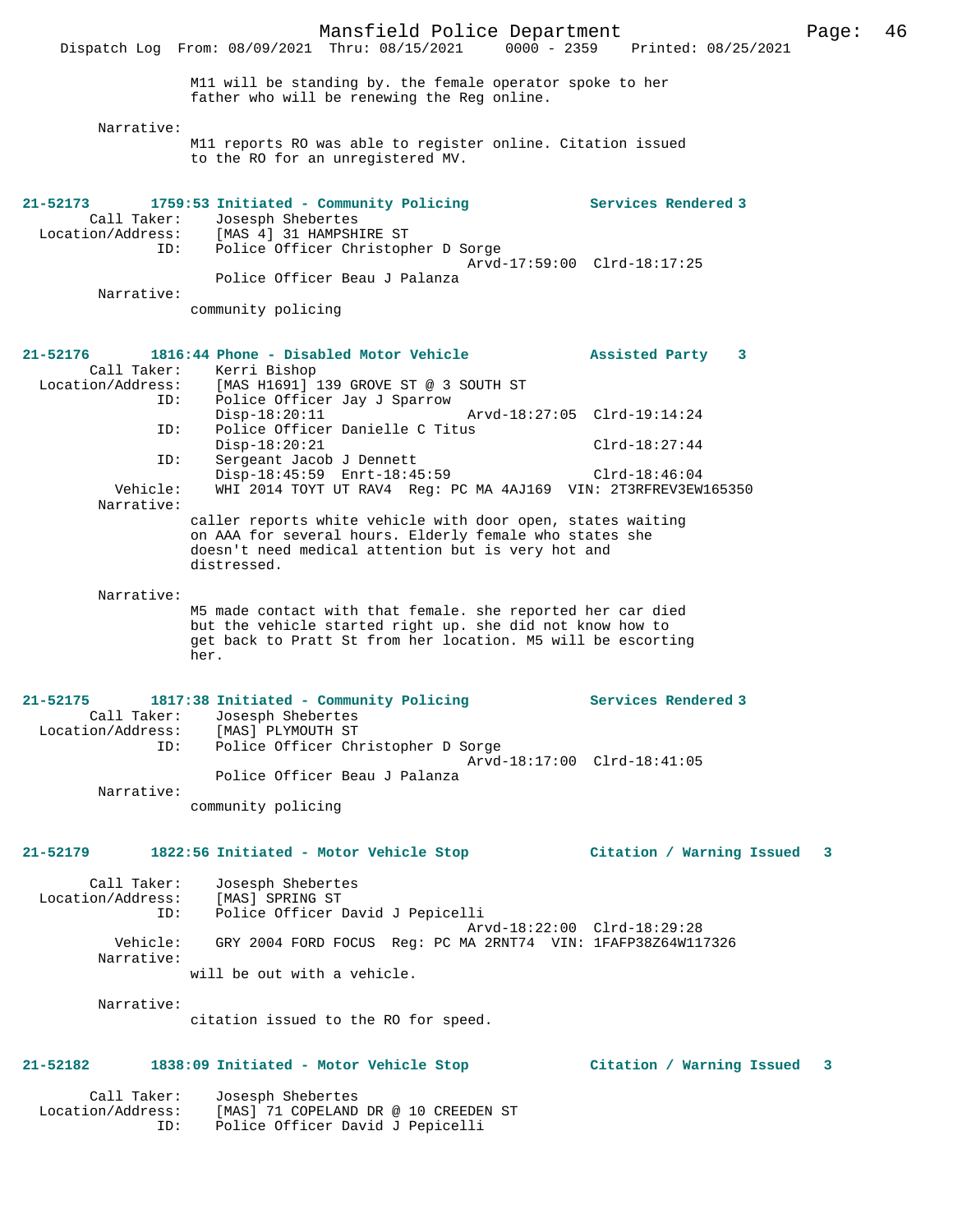M11 will be standing by. the female operator spoke to her father who will be renewing the Reg online.

Narrative:
M11 reports RO was able to register online. Citation issued to the RO for an unregistered MV.

**21-52173 1759:53 Initiated - Community Policing — Services Rendered 3**

Call Taker: Josesph Shebertes
Location/Address: [MAS 4] 31 HAMPSHIRE ST
ID: Police Officer Christopher D Sorge
Arvd-17:59:00 Clrd-18:17:25
Police Officer Beau J Palanza
Narrative:
community policing

**21-52176 1816:44 Phone - Disabled Motor Vehicle — Assisted Party 3**

Call Taker: Kerri Bishop
Location/Address: [MAS H1691] 139 GROVE ST @ 3 SOUTH ST
ID: Police Officer Jay J Sparrow
Disp-18:20:11 Arvd-18:27:05 Clrd-19:14:24
ID: Police Officer Danielle C Titus
Disp-18:20:21 Clrd-18:27:44
ID: Sergeant Jacob J Dennett
Disp-18:45:59 Enrt-18:45:59 Clrd-18:46:04
Vehicle: WHI 2014 TOYT UT RAV4 Reg: PC MA 4AJ169 VIN: 2T3RFREV3EW165350
Narrative:
caller reports white vehicle with door open, states waiting on AAA for several hours. Elderly female who states she doesn't need medical attention but is very hot and distressed.

Narrative:
M5 made contact with that female. she reported her car died but the vehicle started right up. she did not know how to get back to Pratt St from her location. M5 will be escorting her.

**21-52175 1817:38 Initiated - Community Policing — Services Rendered 3**

Call Taker: Josesph Shebertes
Location/Address: [MAS] PLYMOUTH ST
ID: Police Officer Christopher D Sorge
Arvd-18:17:00 Clrd-18:41:05
Police Officer Beau J Palanza
Narrative:
community policing

**21-52179 1822:56 Initiated - Motor Vehicle Stop — Citation / Warning Issued 3**

Call Taker: Josesph Shebertes
Location/Address: [MAS] SPRING ST
ID: Police Officer David J Pepicelli
Arvd-18:22:00 Clrd-18:29:28
Vehicle: GRY 2004 FORD FOCUS Reg: PC MA 2RNT74 VIN: 1FAFP38Z64W117326
Narrative:
will be out with a vehicle.

Narrative:
citation issued to the RO for speed.

**21-52182 1838:09 Initiated - Motor Vehicle Stop — Citation / Warning Issued 3**

Call Taker: Josesph Shebertes
Location/Address: [MAS] 71 COPELAND DR @ 10 CREEDEN ST
ID: Police Officer David J Pepicelli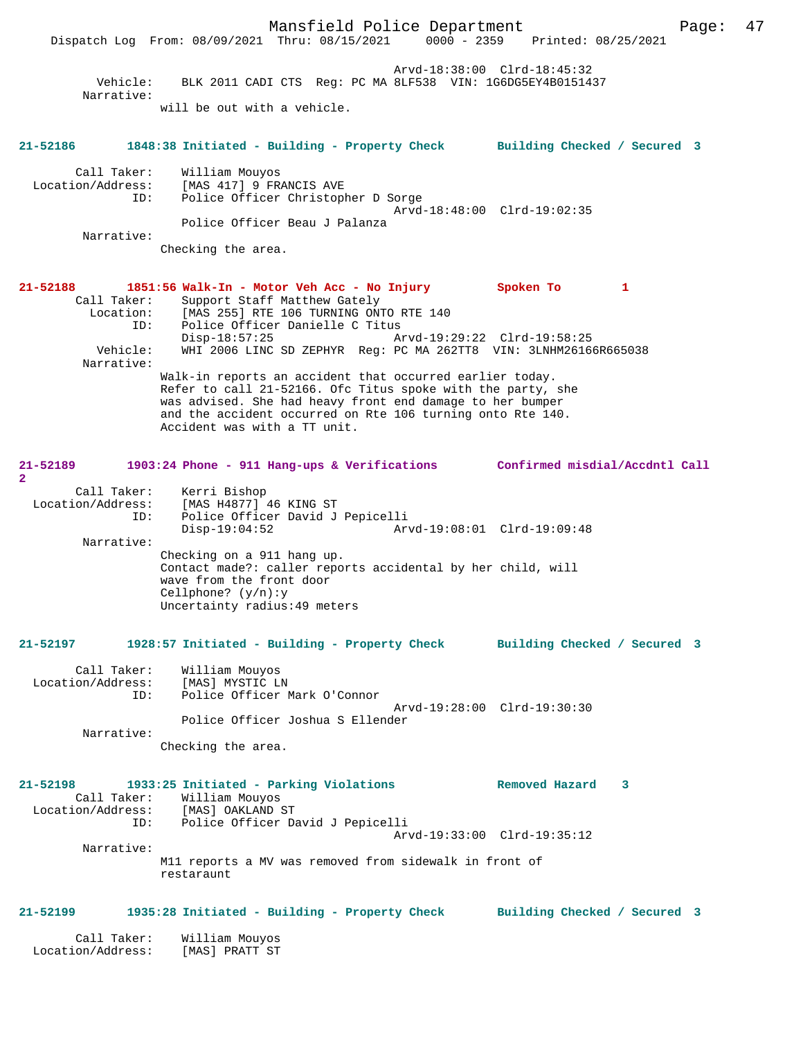Arvd-18:38:00 Clrd-18:45:32
Vehicle: BLK 2011 CADI CTS Reg: PC MA 8LF538 VIN: 1G6DG5EY4B0151437
Narrative:
will be out with a vehicle.

**21-52186 1848:38 Initiated - Building - Property Check Building Checked / Secured 3**

Call Taker: William Mouyos
Location/Address: [MAS 417] 9 FRANCIS AVE
ID: Police Officer Christopher D Sorge
Arvd-18:48:00 Clrd-19:02:35
Police Officer Beau J Palanza
Narrative:
Checking the area.

**21-52188 1851:56 Walk-In - Motor Veh Acc - No Injury Spoken To 1**

Call Taker: Support Staff Matthew Gately
Location: [MAS 255] RTE 106 TURNING ONTO RTE 140
ID: Police Officer Danielle C Titus
Disp-18:57:25 Arvd-19:29:22 Clrd-19:58:25
Vehicle: WHI 2006 LINC SD ZEPHYR Reg: PC MA 262TT8 VIN: 3LNHM26166R665038
Narrative:
Walk-in reports an accident that occurred earlier today. Refer to call 21-52166. Ofc Titus spoke with the party, she was advised. She had heavy front end damage to her bumper and the accident occurred on Rte 106 turning onto Rte 140. Accident was with a TT unit.

**21-52189 1903:24 Phone - 911 Hang-ups & Verifications Confirmed misdial/Accdntl Call 2**

Call Taker: Kerri Bishop
Location/Address: [MAS H4877] 46 KING ST
ID: Police Officer David J Pepicelli
Disp-19:04:52 Arvd-19:08:01 Clrd-19:09:48
Narrative:
Checking on a 911 hang up.
Contact made?: caller reports accidental by her child, will wave from the front door
Cellphone? (y/n):y
Uncertainty radius:49 meters

**21-52197 1928:57 Initiated - Building - Property Check Building Checked / Secured 3**

Call Taker: William Mouyos
Location/Address: [MAS] MYSTIC LN
ID: Police Officer Mark O'Connor
Arvd-19:28:00 Clrd-19:30:30
Police Officer Joshua S Ellender
Narrative:
Checking the area.

**21-52198 1933:25 Initiated - Parking Violations Removed Hazard 3**

Call Taker: William Mouyos
Location/Address: [MAS] OAKLAND ST
ID: Police Officer David J Pepicelli
Arvd-19:33:00 Clrd-19:35:12
Narrative:
M11 reports a MV was removed from sidewalk in front of restaraunt

**21-52199 1935:28 Initiated - Building - Property Check Building Checked / Secured 3**

Call Taker: William Mouyos
Location/Address: [MAS] PRATT ST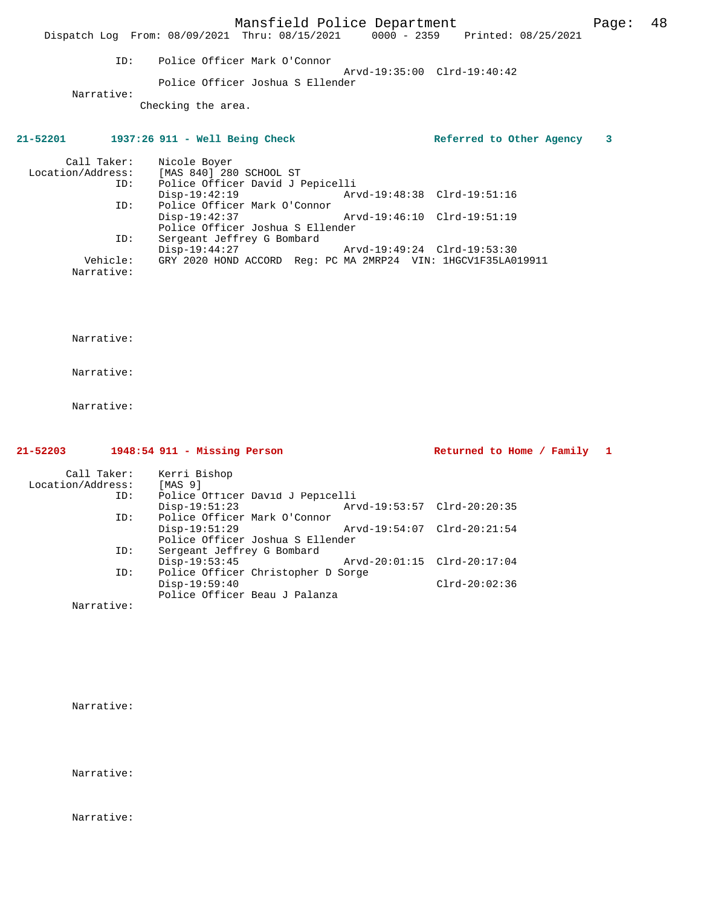ID: Police Officer Mark O'Connor
Arvd-19:35:00 Clrd-19:40:42
Police Officer Joshua S Ellender

Narrative:
Checking the area.

**21-52201 1937:26 911 - Well Being Check — Referred to Other Agency 3**

Call Taker: Nicole Boyer
Location/Address: [MAS 840] 280 SCHOOL ST
ID: Police Officer David J Pepicelli
Disp-19:42:19 Arvd-19:48:38 Clrd-19:51:16
ID: Police Officer Mark O'Connor
Disp-19:42:37 Arvd-19:46:10 Clrd-19:51:19
Police Officer Joshua S Ellender
ID: Sergeant Jeffrey G Bombard
Disp-19:44:27 Arvd-19:49:24 Clrd-19:53:30
Vehicle: GRY 2020 HOND ACCORD Reg: PC MA 2MRP24 VIN: 1HGCV1F35LA019911
Narrative:

Narrative:

Narrative:

Narrative:

**21-52203 1948:54 911 - Missing Person — Returned to Home / Family 1**

Call Taker: Kerri Bishop
Location/Address: [MAS 9]
ID: Police Officer David J Pepicelli
Disp-19:51:23 Arvd-19:53:57 Clrd-20:20:35
ID: Police Officer Mark O'Connor
Disp-19:51:29 Arvd-19:54:07 Clrd-20:21:54
Police Officer Joshua S Ellender
ID: Sergeant Jeffrey G Bombard
Disp-19:53:45 Arvd-20:01:15 Clrd-20:17:04
ID: Police Officer Christopher D Sorge
Disp-19:59:40 Clrd-20:02:36
Police Officer Beau J Palanza
Narrative:

Narrative:

Narrative:

Narrative: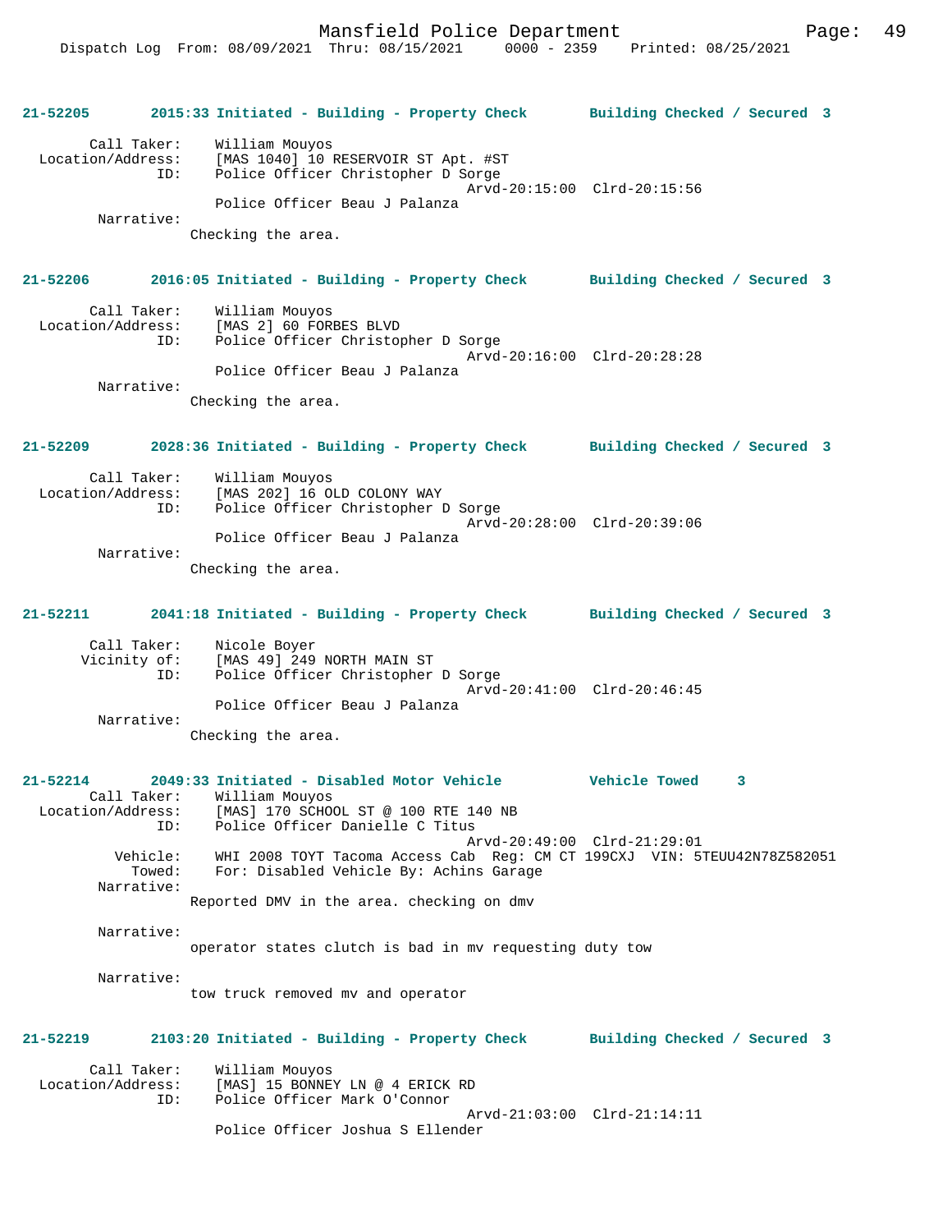**21-52205 2015:33 Initiated - Building - Property Check Building Checked / Secured 3**

Call Taker: William Mouyos
Location/Address: [MAS 1040] 10 RESERVOIR ST Apt. #ST
ID: Police Officer Christopher D Sorge
Arvd-20:15:00 Clrd-20:15:56
Police Officer Beau J Palanza
Narrative:
Checking the area.

**21-52206 2016:05 Initiated - Building - Property Check Building Checked / Secured 3**

Call Taker: William Mouyos
Location/Address: [MAS 2] 60 FORBES BLVD
ID: Police Officer Christopher D Sorge
Arvd-20:16:00 Clrd-20:28:28
Police Officer Beau J Palanza
Narrative:
Checking the area.

**21-52209 2028:36 Initiated - Building - Property Check Building Checked / Secured 3**

Call Taker: William Mouyos
Location/Address: [MAS 202] 16 OLD COLONY WAY
ID: Police Officer Christopher D Sorge
Arvd-20:28:00 Clrd-20:39:06
Police Officer Beau J Palanza
Narrative:
Checking the area.

**21-52211 2041:18 Initiated - Building - Property Check Building Checked / Secured 3**

Call Taker: Nicole Boyer
Vicinity of: [MAS 49] 249 NORTH MAIN ST
ID: Police Officer Christopher D Sorge
Arvd-20:41:00 Clrd-20:46:45
Police Officer Beau J Palanza
Narrative:
Checking the area.

**21-52214 2049:33 Initiated - Disabled Motor Vehicle Vehicle Towed 3**

Call Taker: William Mouyos
Location/Address: [MAS] 170 SCHOOL ST @ 100 RTE 140 NB
ID: Police Officer Danielle C Titus
Arvd-20:49:00 Clrd-21:29:01
Vehicle: WHI 2008 TOYT Tacoma Access Cab Reg: CM CT 199CXJ VIN: 5TEUU42N78Z582051
Towed: For: Disabled Vehicle By: Achins Garage
Narrative:
Reported DMV in the area. checking on dmv

Narrative:
operator states clutch is bad in mv requesting duty tow

Narrative:
tow truck removed mv and operator

**21-52219 2103:20 Initiated - Building - Property Check Building Checked / Secured 3**

Call Taker: William Mouyos
Location/Address: [MAS] 15 BONNEY LN @ 4 ERICK RD
ID: Police Officer Mark O'Connor
Arvd-21:03:00 Clrd-21:14:11
Police Officer Joshua S Ellender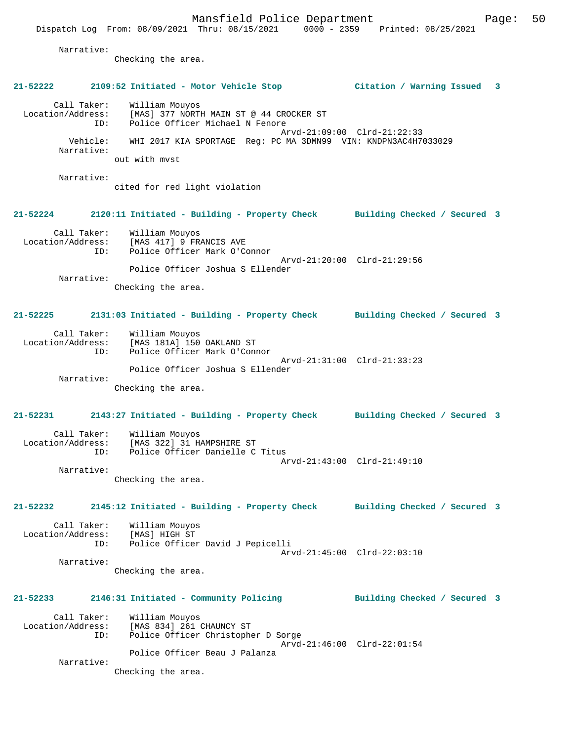Narrative:
Checking the area.

**21-52222 2109:52 Initiated - Motor Vehicle Stop Citation / Warning Issued 3**

Call Taker: William Mouyos
Location/Address: [MAS] 377 NORTH MAIN ST @ 44 CROCKER ST
ID: Police Officer Michael N Fenore
Arvd-21:09:00 Clrd-21:22:33
Vehicle: WHI 2017 KIA SPORTAGE Reg: PC MA 3DMN99 VIN: KNDPN3AC4H7033029
Narrative:
out with mvst

Narrative:
cited for red light violation

**21-52224 2120:11 Initiated - Building - Property Check Building Checked / Secured 3**

Call Taker: William Mouyos
Location/Address: [MAS 417] 9 FRANCIS AVE
ID: Police Officer Mark O'Connor
Arvd-21:20:00 Clrd-21:29:56
Police Officer Joshua S Ellender
Narrative:
Checking the area.

**21-52225 2131:03 Initiated - Building - Property Check Building Checked / Secured 3**

Call Taker: William Mouyos
Location/Address: [MAS 181A] 150 OAKLAND ST
ID: Police Officer Mark O'Connor
Arvd-21:31:00 Clrd-21:33:23
Police Officer Joshua S Ellender
Narrative:
Checking the area.

**21-52231 2143:27 Initiated - Building - Property Check Building Checked / Secured 3**

Call Taker: William Mouyos
Location/Address: [MAS 322] 31 HAMPSHIRE ST
ID: Police Officer Danielle C Titus
Arvd-21:43:00 Clrd-21:49:10
Narrative:
Checking the area.

**21-52232 2145:12 Initiated - Building - Property Check Building Checked / Secured 3**

Call Taker: William Mouyos
Location/Address: [MAS] HIGH ST
ID: Police Officer David J Pepicelli
Arvd-21:45:00 Clrd-22:03:10
Narrative:
Checking the area.

**21-52233 2146:31 Initiated - Community Policing Building Checked / Secured 3**

Call Taker: William Mouyos
Location/Address: [MAS 834] 261 CHAUNCY ST
ID: Police Officer Christopher D Sorge
Arvd-21:46:00 Clrd-22:01:54
Police Officer Beau J Palanza
Narrative:
Checking the area.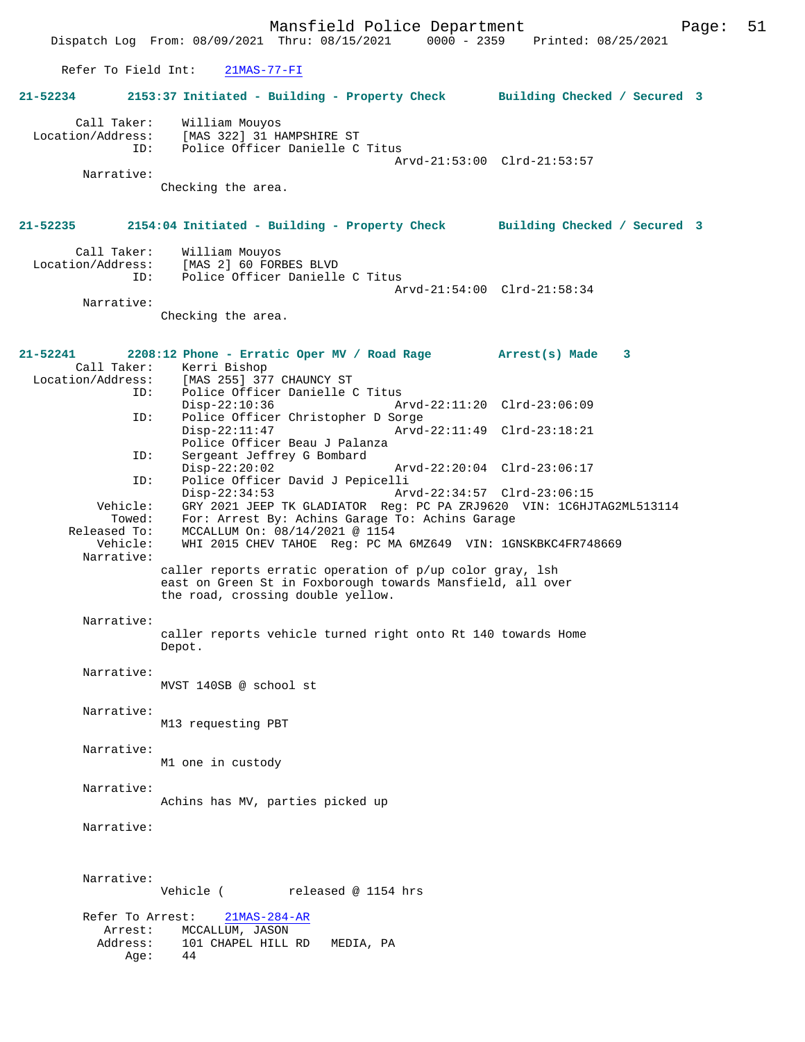Refer To Field Int: 21MAS-77-FI

**21-52234** 2153:37 Initiated - Building - Property Check Building Checked / Secured 3

Call Taker: William Mouyos
Location/Address: [MAS 322] 31 HAMPSHIRE ST
ID: Police Officer Danielle C Titus
Arvd-21:53:00 Clrd-21:53:57
Narrative:
Checking the area.

**21-52235** 2154:04 Initiated - Building - Property Check Building Checked / Secured 3

Call Taker: William Mouyos
Location/Address: [MAS 2] 60 FORBES BLVD
ID: Police Officer Danielle C Titus
Arvd-21:54:00 Clrd-21:58:34
Narrative:
Checking the area.

**21-52241** 2208:12 Phone - Erratic Oper MV / Road Rage Arrest(s) Made 3
Call Taker: Kerri Bishop
Location/Address: [MAS 255] 377 CHAUNCY ST
ID: Police Officer Danielle C Titus
Disp-22:10:36 Arvd-22:11:20 Clrd-23:06:09
ID: Police Officer Christopher D Sorge
Disp-22:11:47 Arvd-22:11:49 Clrd-23:18:21
Police Officer Beau J Palanza
ID: Sergeant Jeffrey G Bombard
Disp-22:20:02 Arvd-22:20:04 Clrd-23:06:17
ID: Police Officer David J Pepicelli
Disp-22:34:53 Arvd-22:34:57 Clrd-23:06:15
Vehicle: GRY 2021 JEEP TK GLADIATOR Reg: PC PA ZRJ9620 VIN: 1C6HJTAG2ML513114
Towed: For: Arrest By: Achins Garage To: Achins Garage
Released To: MCCALLUM On: 08/14/2021 @ 1154
Vehicle: WHI 2015 CHEV TAHOE Reg: PC MA 6MZ649 VIN: 1GNSKBKC4FR748669
Narrative:
caller reports erratic operation of p/up color gray, lsh east on Green St in Foxborough towards Mansfield, all over the road, crossing double yellow.

Narrative:
caller reports vehicle turned right onto Rt 140 towards Home Depot.

Narrative:
MVST 140SB @ school st

Narrative:
M13 requesting PBT

Narrative:
M1 one in custody

Narrative:
Achins has MV, parties picked up

Narrative:

Narrative:
Vehicle ( released @ 1154 hrs

Refer To Arrest: 21MAS-284-AR
Arrest: MCCALLUM, JASON
Address: 101 CHAPEL HILL RD MEDIA, PA
Age: 44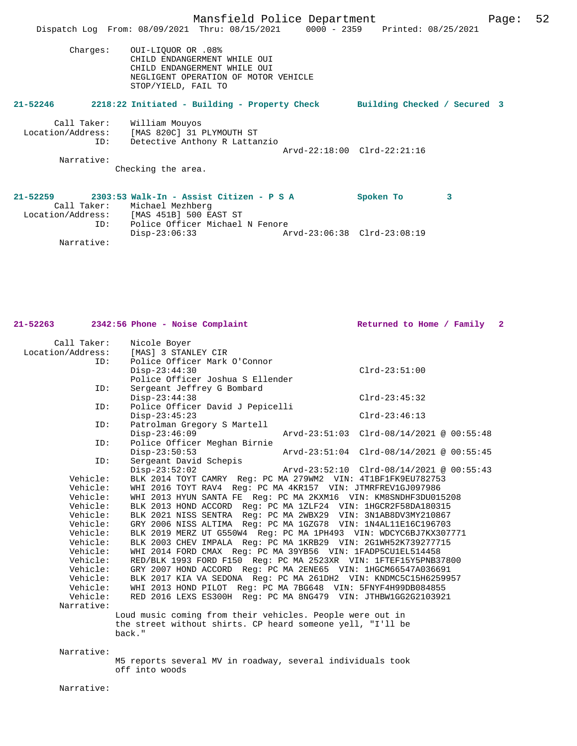Charges: OUI-LIQUOR OR .08%
CHILD ENDANGERMENT WHILE OUI
CHILD ENDANGERMENT WHILE OUI
NEGLIGENT OPERATION OF MOTOR VEHICLE
STOP/YIELD, FAIL TO

**21-52246 2218:22 Initiated - Building - Property Check Building Checked / Secured 3**

Call Taker: William Mouyos
Location/Address: [MAS 820C] 31 PLYMOUTH ST
ID: Detective Anthony R Lattanzio
Arvd-22:18:00 Clrd-22:21:16
Narrative:
Checking the area.

**21-52259 2303:53 Walk-In - Assist Citizen - P S A Spoken To 3**

Call Taker: Michael Mezhberg
Location/Address: [MAS 451B] 500 EAST ST
ID: Police Officer Michael N Fenore
Disp-23:06:33 Arvd-23:06:38 Clrd-23:08:19
Narrative:

**21-52263 2342:56 Phone - Noise Complaint Returned to Home / Family 2**

Call Taker: Nicole Boyer
Location/Address: [MAS] 3 STANLEY CIR
ID: Police Officer Mark O'Connor
Disp-23:44:30 Clrd-23:51:00
Police Officer Joshua S Ellender
ID: Sergeant Jeffrey G Bombard
Disp-23:44:38 Clrd-23:45:32
ID: Police Officer David J Pepicelli
Disp-23:45:23 Clrd-23:46:13
ID: Patrolman Gregory S Martell
Disp-23:46:09 Arvd-23:51:03 Clrd-08/14/2021 @ 00:55:48
ID: Police Officer Meghan Birnie
Disp-23:50:53 Arvd-23:51:04 Clrd-08/14/2021 @ 00:55:45
ID: Sergeant David Schepis
Disp-23:52:02 Arvd-23:52:10 Clrd-08/14/2021 @ 00:55:43
Vehicle: BLK 2014 TOYT CAMRY Reg: PC MA 279WM2 VIN: 4T1BF1FK9EU782753
Vehicle: WHI 2016 TOYT RAV4 Reg: PC MA 4KR157 VIN: JTMRFREV1GJ097986
Vehicle: WHI 2013 HYUN SANTA FE Reg: PC MA 2KXM16 VIN: KM8SNDHF3DU015208
Vehicle: BLK 2013 HOND ACCORD Reg: PC MA 1ZLF24 VIN: 1HGCR2F58DA180315
Vehicle: BLK 2021 NISS SENTRA Reg: PC MA 2WBX29 VIN: 3N1AB8DV3MY210867
Vehicle: GRY 2006 NISS ALTIMA Reg: PC MA 1GZG78 VIN: 1N4AL11E16C196703
Vehicle: BLK 2019 MERZ UT G550W4 Reg: PC MA 1PH493 VIN: WDCYC6BJ7KX307771
Vehicle: BLK 2003 CHEV IMPALA Reg: PC MA 1KRB29 VIN: 2G1WH52K739277715
Vehicle: WHI 2014 FORD CMAX Reg: PC MA 39YB56 VIN: 1FADP5CU1EL514458
Vehicle: RED/BLK 1993 FORD F150 Reg: PC MA 2523XR VIN: 1FTEF15Y5PNB37800
Vehicle: GRY 2007 HOND ACCORD Reg: PC MA 2ENE65 VIN: 1HGCM66547A036691
Vehicle: BLK 2017 KIA VA SEDONA Reg: PC MA 261DH2 VIN: KNDMC5C15H6259957
Vehicle: WHI 2013 HOND PILOT Reg: PC MA 7BG648 VIN: 5FNYF4H99DB084855
Vehicle: RED 2016 LEXS ES300H Reg: PC MA 8NG479 VIN: JTHBW1GG2G2103921
Narrative:
Loud music coming from their vehicles. People were out in the street without shirts. CP heard someone yell, "I'll be back."

Narrative:
M5 reports several MV in roadway, several individuals took off into woods

Narrative: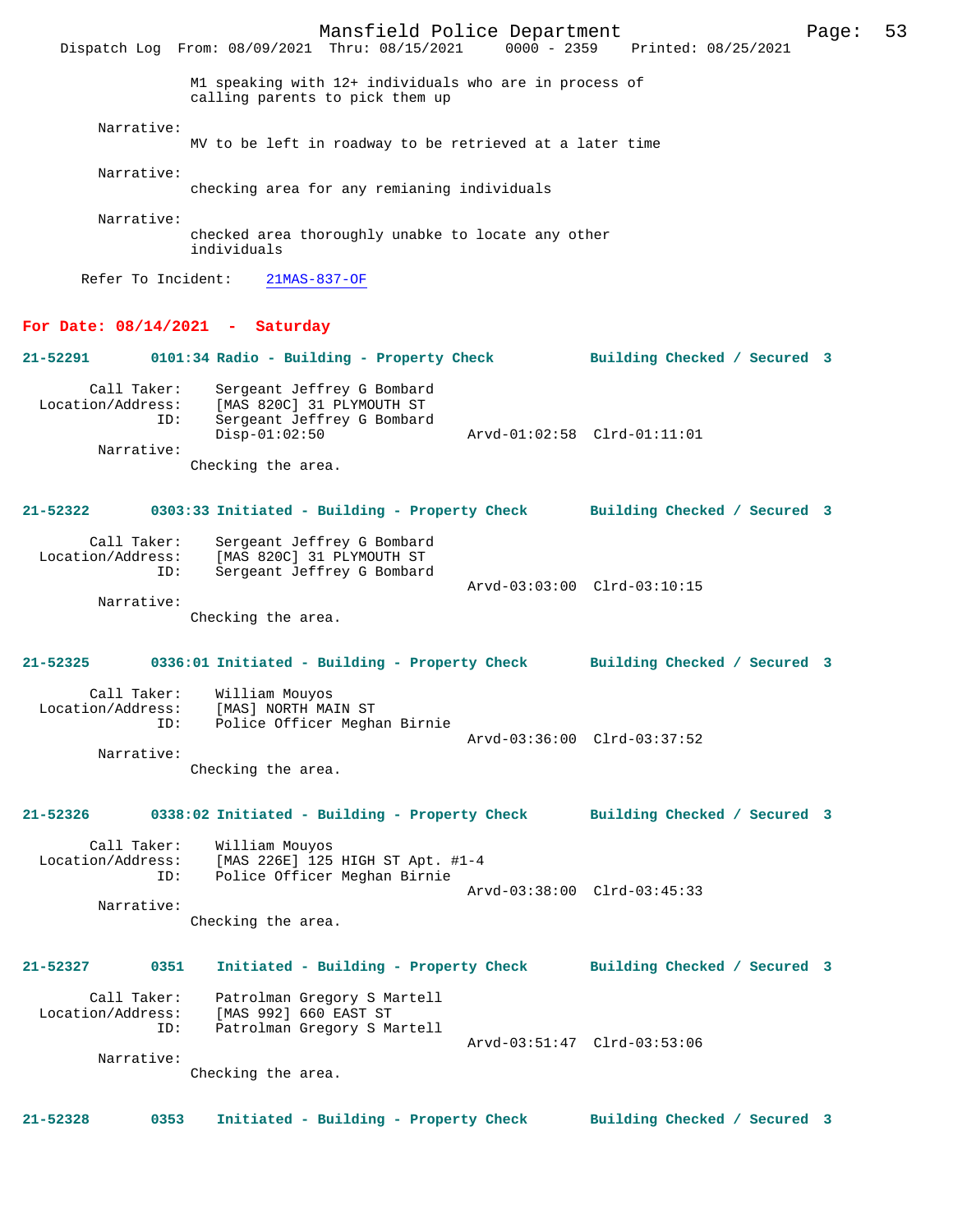M1 speaking with 12+ individuals who are in process of calling parents to pick them up

Narrative:
MV to be left in roadway to be retrieved at a later time

Narrative:
checking area for any remianing individuals

Narrative:
checked area thoroughly unabke to locate any other individuals

Refer To Incident: 21MAS-837-OF

## For Date: 08/14/2021 - Saturday

**21-52291 0101:34 Radio - Building - Property Check Building Checked / Secured 3**

Call Taker: Sergeant Jeffrey G Bombard
Location/Address: [MAS 820C] 31 PLYMOUTH ST
ID: Sergeant Jeffrey G Bombard
Disp-01:02:50 Arvd-01:02:58 Clrd-01:11:01
Narrative:
Checking the area.

**21-52322 0303:33 Initiated - Building - Property Check Building Checked / Secured 3**

Call Taker: Sergeant Jeffrey G Bombard
Location/Address: [MAS 820C] 31 PLYMOUTH ST
ID: Sergeant Jeffrey G Bombard
Arvd-03:03:00 Clrd-03:10:15
Narrative:
Checking the area.

**21-52325 0336:01 Initiated - Building - Property Check Building Checked / Secured 3**

Call Taker: William Mouyos
Location/Address: [MAS] NORTH MAIN ST
ID: Police Officer Meghan Birnie
Arvd-03:36:00 Clrd-03:37:52
Narrative:
Checking the area.

**21-52326 0338:02 Initiated - Building - Property Check Building Checked / Secured 3**

Call Taker: William Mouyos
Location/Address: [MAS 226E] 125 HIGH ST Apt. #1-4
ID: Police Officer Meghan Birnie
Arvd-03:38:00 Clrd-03:45:33
Narrative:
Checking the area.

**21-52327 0351 Initiated - Building - Property Check Building Checked / Secured 3**

Call Taker: Patrolman Gregory S Martell
Location/Address: [MAS 992] 660 EAST ST
ID: Patrolman Gregory S Martell
Arvd-03:51:47 Clrd-03:53:06
Narrative:
Checking the area.

**21-52328 0353 Initiated - Building - Property Check Building Checked / Secured 3**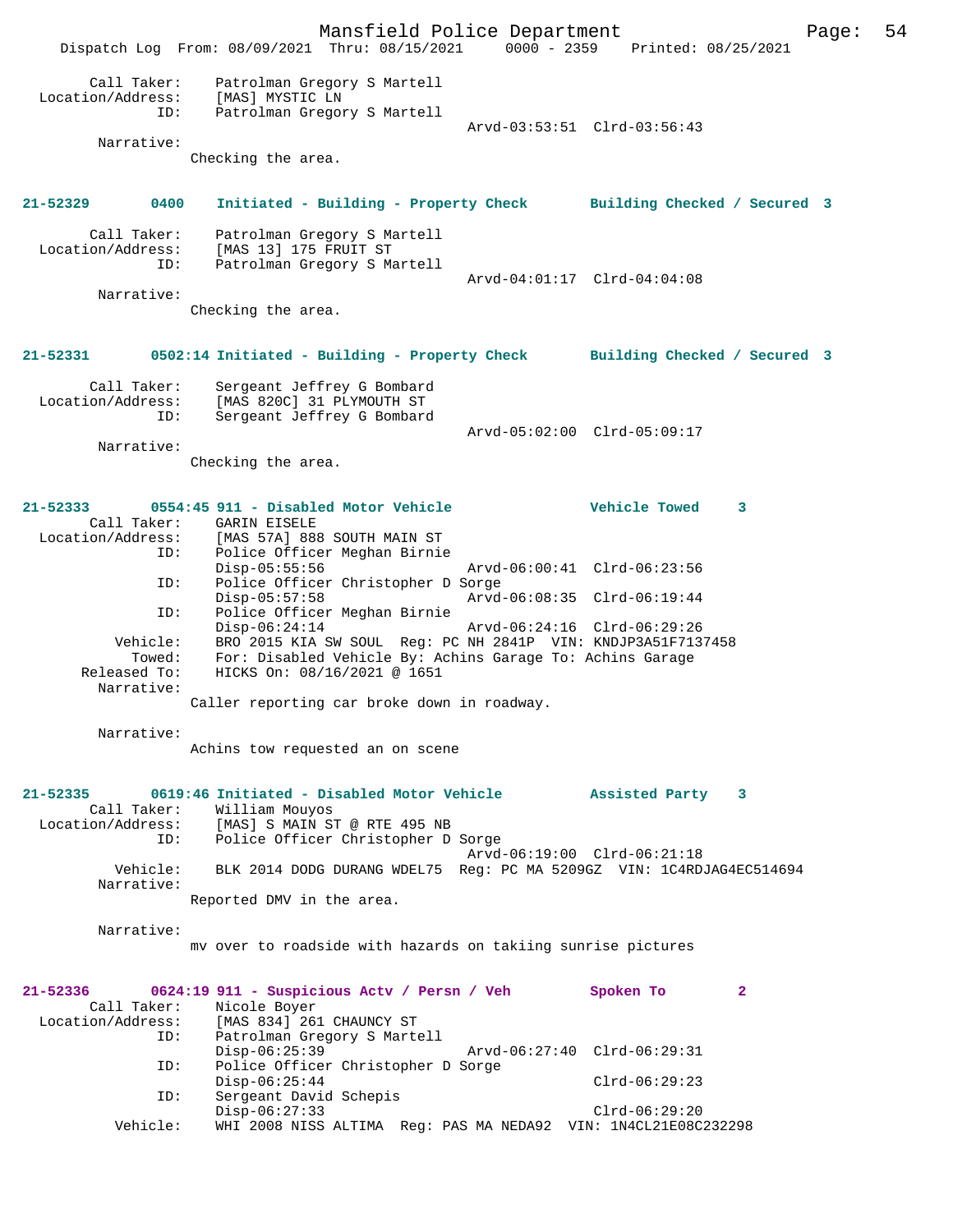```
        Call Taker:    Patrolman Gregory S Martell
  Location/Address:    [MAS] MYSTIC LN
                ID:    Patrolman Gregory S Martell
                                                 Arvd-03:53:51  Clrd-03:56:43
         Narrative:
                 Checking the area.


21-52329        0400   Initiated - Building - Property Check       Building Checked / Secured  3

        Call Taker:    Patrolman Gregory S Martell
  Location/Address:    [MAS 13] 175 FRUIT ST
                ID:    Patrolman Gregory S Martell
                                                 Arvd-04:01:17  Clrd-04:04:08
         Narrative:
                 Checking the area.


21-52331        0502:14 Initiated - Building - Property Check      Building Checked / Secured  3

        Call Taker:    Sergeant Jeffrey G Bombard
  Location/Address:    [MAS 820C] 31 PLYMOUTH ST
                ID:    Sergeant Jeffrey G Bombard
                                                 Arvd-05:02:00  Clrd-05:09:17
         Narrative:
                 Checking the area.


21-52333        0554:45 911 - Disabled Motor Vehicle               Vehicle Towed     3
        Call Taker:    GARIN EISELE
  Location/Address:    [MAS 57A] 888 SOUTH MAIN ST
                ID:    Police Officer Meghan Birnie
                       Disp-05:55:56               Arvd-06:00:41  Clrd-06:23:56
                ID:    Police Officer Christopher D Sorge
                       Disp-05:57:58               Arvd-06:08:35  Clrd-06:19:44
                ID:    Police Officer Meghan Birnie
                       Disp-06:24:14               Arvd-06:24:16  Clrd-06:29:26
           Vehicle:    BRO 2015 KIA SW SOUL  Reg: PC NH 2841P  VIN: KNDJP3A51F7137458
             Towed:    For: Disabled Vehicle By: Achins Garage To: Achins Garage
       Released To:    HICKS On: 08/16/2021 @ 1651
         Narrative:
                 Caller reporting car broke down in roadway.

         Narrative:
                 Achins tow requested an on scene


21-52335        0619:46 Initiated - Disabled Motor Vehicle         Assisted Party    3
        Call Taker:    William Mouyos
  Location/Address:    [MAS] S MAIN ST @ RTE 495 NB
                ID:    Police Officer Christopher D Sorge
                                                 Arvd-06:19:00  Clrd-06:21:18
           Vehicle:    BLK 2014 DODG DURANG WDEL75  Reg: PC MA 5209GZ  VIN: 1C4RDJAG4EC514694
         Narrative:
                 Reported DMV in the area.

         Narrative:
                 mv over to roadside with hazards on takiing sunrise pictures


21-52336        0624:19 911 - Suspicious Actv / Persn / Veh        Spoken To         2
        Call Taker:    Nicole Boyer
  Location/Address:    [MAS 834] 261 CHAUNCY ST
                ID:    Patrolman Gregory S Martell
                       Disp-06:25:39               Arvd-06:27:40  Clrd-06:29:31
                ID:    Police Officer Christopher D Sorge
                       Disp-06:25:44                              Clrd-06:29:23
                ID:    Sergeant David Schepis
                       Disp-06:27:33                              Clrd-06:29:20
           Vehicle:    WHI 2008 NISS ALTIMA  Reg: PAS MA NEDA92  VIN: 1N4CL21E08C232298
```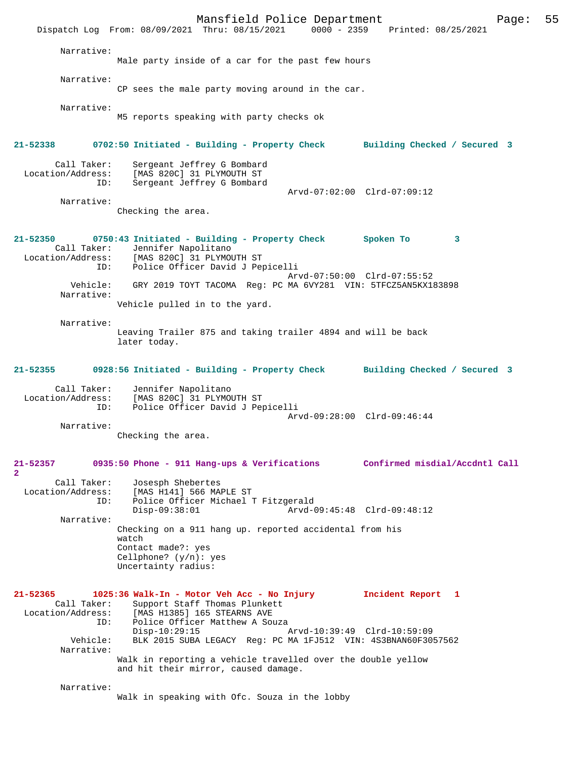Narrative:
Male party inside of a car for the past few hours

Narrative:
CP sees the male party moving around in the car.

Narrative:
M5 reports speaking with party checks ok

**21-52338 0702:50 Initiated - Building - Property Check Building Checked / Secured 3**

Call Taker: Sergeant Jeffrey G Bombard
Location/Address: [MAS 820C] 31 PLYMOUTH ST
ID: Sergeant Jeffrey G Bombard
Arvd-07:02:00 Clrd-07:09:12

Narrative:
Checking the area.

**21-52350 0750:43 Initiated - Building - Property Check Spoken To 3**

Call Taker: Jennifer Napolitano
Location/Address: [MAS 820C] 31 PLYMOUTH ST
ID: Police Officer David J Pepicelli
Arvd-07:50:00 Clrd-07:55:52
Vehicle: GRY 2019 TOYT TACOMA Reg: PC MA 6VY281 VIN: 5TFCZ5AN5KX183898

Narrative:
Vehicle pulled in to the yard.

Narrative:
Leaving Trailer 875 and taking trailer 4894 and will be back later today.

**21-52355 0928:56 Initiated - Building - Property Check Building Checked / Secured 3**

Call Taker: Jennifer Napolitano
Location/Address: [MAS 820C] 31 PLYMOUTH ST
ID: Police Officer David J Pepicelli
Arvd-09:28:00 Clrd-09:46:44

Narrative:
Checking the area.

**21-52357 0935:50 Phone - 911 Hang-ups & Verifications Confirmed misdial/Accdntl Call 2**

Call Taker: Josesph Shebertes
Location/Address: [MAS H141] 566 MAPLE ST
ID: Police Officer Michael T Fitzgerald
Disp-09:38:01 Arvd-09:45:48 Clrd-09:48:12

Narrative:
Checking on a 911 hang up. reported accidental from his watch
Contact made?: yes
Cellphone? (y/n): yes
Uncertainty radius:

**21-52365 1025:36 Walk-In - Motor Veh Acc - No Injury Incident Report 1**

Call Taker: Support Staff Thomas Plunkett
Location/Address: [MAS H1385] 165 STEARNS AVE
ID: Police Officer Matthew A Souza
Disp-10:29:15 Arvd-10:39:49 Clrd-10:59:09
Vehicle: BLK 2015 SUBA LEGACY Reg: PC MA 1FJ512 VIN: 4S3BNAN60F3057562

Narrative:
Walk in reporting a vehicle travelled over the double yellow and hit their mirror, caused damage.

Narrative:
Walk in speaking with Ofc. Souza in the lobby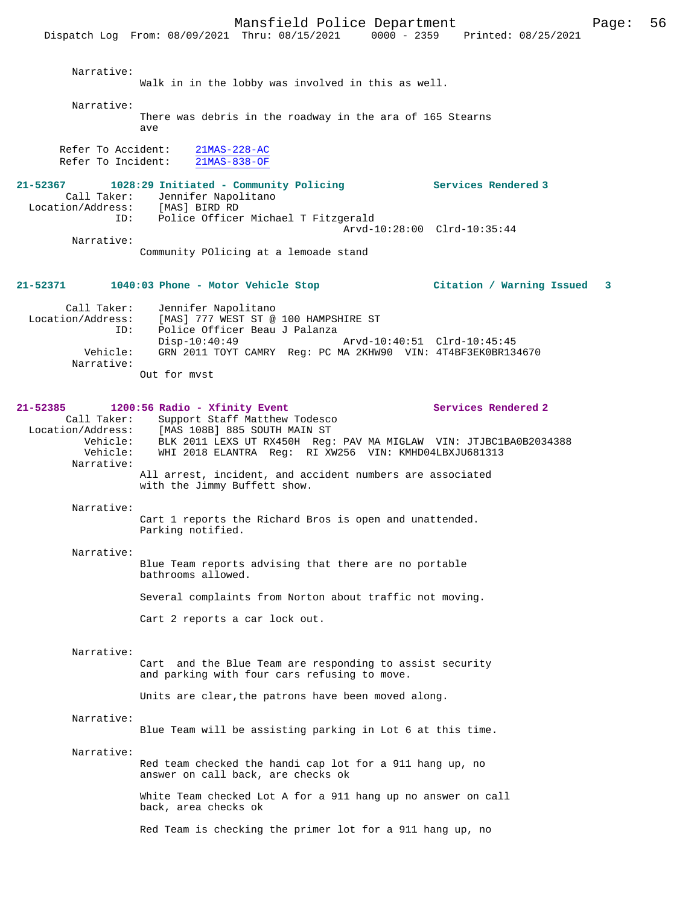Narrative:
Walk in in the lobby was involved in this as well.

Narrative:
There was debris in the roadway in the ara of 165 Stearns ave

Refer To Accident: 21MAS-228-AC
Refer To Incident: 21MAS-838-OF

**21-52367 1028:29 Initiated - Community Policing — Services Rendered 3**

Call Taker: Jennifer Napolitano
Location/Address: [MAS] BIRD RD
ID: Police Officer Michael T Fitzgerald
Arvd-10:28:00 Clrd-10:35:44

Narrative:
Community POlicing at a lemoade stand

**21-52371 1040:03 Phone - Motor Vehicle Stop — Citation / Warning Issued 3**

Call Taker: Jennifer Napolitano
Location/Address: [MAS] 777 WEST ST @ 100 HAMPSHIRE ST
ID: Police Officer Beau J Palanza
Disp-10:40:49 Arvd-10:40:51 Clrd-10:45:45
Vehicle: GRN 2011 TOYT CAMRY Reg: PC MA 2KHW90 VIN: 4T4BF3EK0BR134670

Narrative:
Out for mvst

**21-52385 1200:56 Radio - Xfinity Event — Services Rendered 2**

Call Taker: Support Staff Matthew Todesco
Location/Address: [MAS 108B] 885 SOUTH MAIN ST
Vehicle: BLK 2011 LEXS UT RX450H Reg: PAV MA MIGLAW VIN: JTJBC1BA0B2034388
Vehicle: WHI 2018 ELANTRA Reg: RI XW256 VIN: KMHD04LBXJU681313

Narrative:
All arrest, incident, and accident numbers are associated with the Jimmy Buffett show.

Narrative:
Cart 1 reports the Richard Bros is open and unattended. Parking notified.

Narrative:
Blue Team reports advising that there are no portable bathrooms allowed.

Several complaints from Norton about traffic not moving.

Cart 2 reports a car lock out.

Narrative:
Cart and the Blue Team are responding to assist security and parking with four cars refusing to move.

Units are clear,the patrons have been moved along.

Narrative:
Blue Team will be assisting parking in Lot 6 at this time.

Narrative:
Red team checked the handi cap lot for a 911 hang up, no answer on call back, are checks ok

White Team checked Lot A for a 911 hang up no answer on call back, area checks ok

Red Team is checking the primer lot for a 911 hang up, no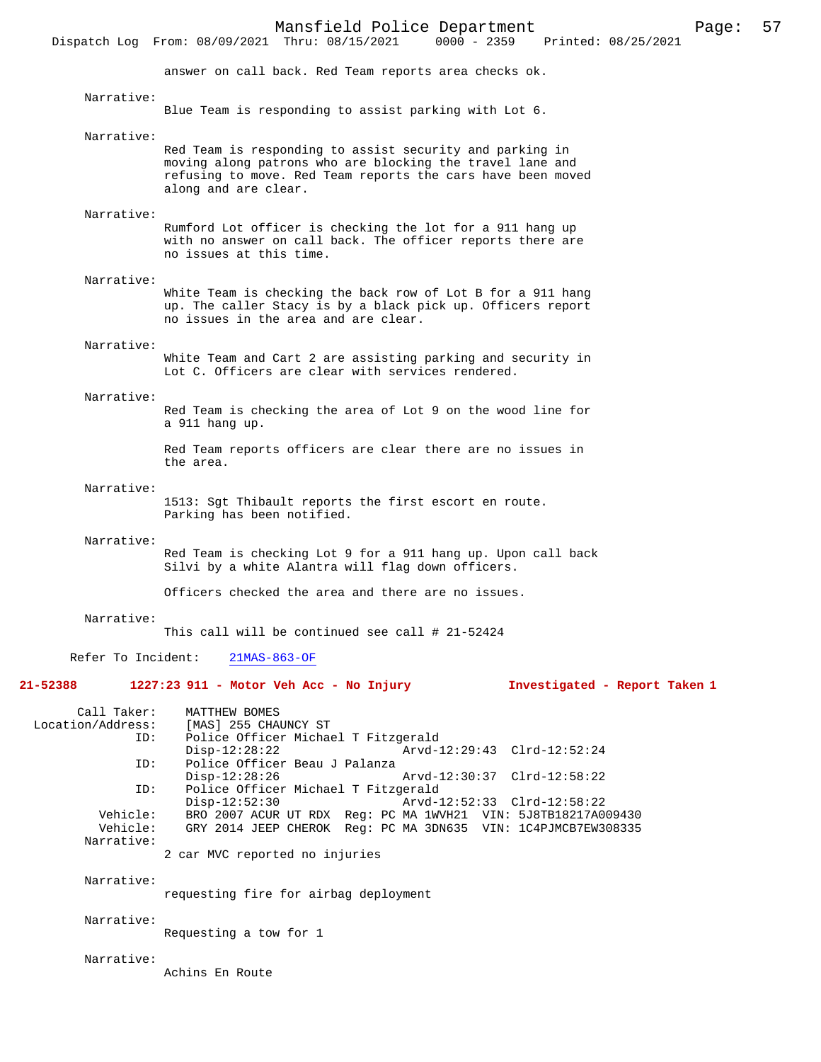answer on call back. Red Team reports area checks ok.

Narrative:
Blue Team is responding to assist parking with Lot 6.

Narrative:
Red Team is responding to assist security and parking in moving along patrons who are blocking the travel lane and refusing to move. Red Team reports the cars have been moved along and are clear.

Narrative:
Rumford Lot officer is checking the lot for a 911 hang up with no answer on call back. The officer reports there are no issues at this time.

Narrative:
White Team is checking the back row of Lot B for a 911 hang up. The caller Stacy is by a black pick up. Officers report no issues in the area and are clear.

Narrative:
White Team and Cart 2 are assisting parking and security in Lot C. Officers are clear with services rendered.

Narrative:
Red Team is checking the area of Lot 9 on the wood line for a 911 hang up.

Red Team reports officers are clear there are no issues in the area.

Narrative:
1513: Sgt Thibault reports the first escort en route. Parking has been notified.

Narrative:
Red Team is checking Lot 9 for a 911 hang up. Upon call back Silvi by a white Alantra will flag down officers.

Officers checked the area and there are no issues.

Narrative:
This call will be continued see call # 21-52424

Refer To Incident: 21MAS-863-OF

**21-52388 1227:23 911 - Motor Veh Acc - No Injury Investigated - Report Taken 1**

Call Taker: MATTHEW BOMES
Location/Address: [MAS] 255 CHAUNCY ST
ID: Police Officer Michael T Fitzgerald
Disp-12:28:22 Arvd-12:29:43 Clrd-12:52:24
ID: Police Officer Beau J Palanza
Disp-12:28:26 Arvd-12:30:37 Clrd-12:58:22
ID: Police Officer Michael T Fitzgerald
Disp-12:52:30 Arvd-12:52:33 Clrd-12:58:22
Vehicle: BRO 2007 ACUR UT RDX Reg: PC MA 1WVH21 VIN: 5J8TB18217A009430
Vehicle: GRY 2014 JEEP CHEROK Reg: PC MA 3DN635 VIN: 1C4PJMCB7EW308335
Narrative:
2 car MVC reported no injuries

Narrative:
requesting fire for airbag deployment

Narrative:
Requesting a tow for 1

Narrative:
Achins En Route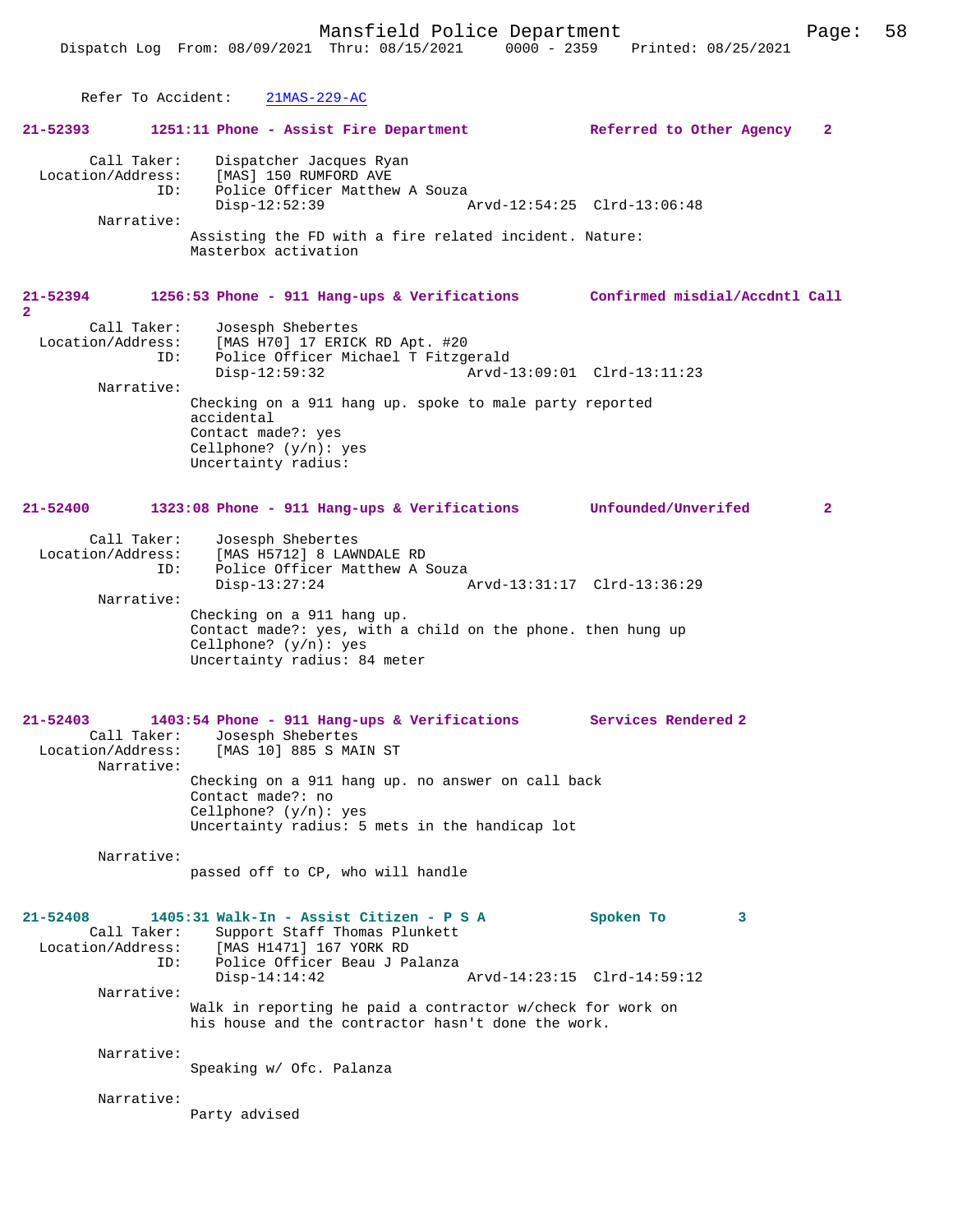Refer To Accident: 21MAS-229-AC

**21-52393 1251:11 Phone - Assist Fire Department Referred to Other Agency 2**

Call Taker: Dispatcher Jacques Ryan
Location/Address: [MAS] 150 RUMFORD AVE
ID: Police Officer Matthew A Souza
Disp-12:52:39 Arvd-12:54:25 Clrd-13:06:48

Narrative:
Assisting the FD with a fire related incident. Nature: Masterbox activation

**21-52394 1256:53 Phone - 911 Hang-ups & Verifications Confirmed misdial/Accdntl Call 2**

Call Taker: Josesph Shebertes
Location/Address: [MAS H70] 17 ERICK RD Apt. #20
ID: Police Officer Michael T Fitzgerald
Disp-12:59:32 Arvd-13:09:01 Clrd-13:11:23

Narrative:
Checking on a 911 hang up. spoke to male party reported accidental
Contact made?: yes
Cellphone? (y/n): yes
Uncertainty radius:

**21-52400 1323:08 Phone - 911 Hang-ups & Verifications Unfounded/Unverifed 2**

Call Taker: Josesph Shebertes
Location/Address: [MAS H5712] 8 LAWNDALE RD
ID: Police Officer Matthew A Souza
Disp-13:27:24 Arvd-13:31:17 Clrd-13:36:29

Narrative:
Checking on a 911 hang up.
Contact made?: yes, with a child on the phone. then hung up
Cellphone? (y/n): yes
Uncertainty radius: 84 meter

**21-52403 1403:54 Phone - 911 Hang-ups & Verifications Services Rendered 2**

Call Taker: Josesph Shebertes
Location/Address: [MAS 10] 885 S MAIN ST

Narrative:
Checking on a 911 hang up. no answer on call back
Contact made?: no
Cellphone? (y/n): yes
Uncertainty radius: 5 mets in the handicap lot

Narrative:
passed off to CP, who will handle

**21-52408 1405:31 Walk-In - Assist Citizen - P S A Spoken To 3**

Call Taker: Support Staff Thomas Plunkett
Location/Address: [MAS H1471] 167 YORK RD
ID: Police Officer Beau J Palanza
Disp-14:14:42 Arvd-14:23:15 Clrd-14:59:12

Narrative:
Walk in reporting he paid a contractor w/check for work on his house and the contractor hasn't done the work.

Narrative:
Speaking w/ Ofc. Palanza

Narrative:
Party advised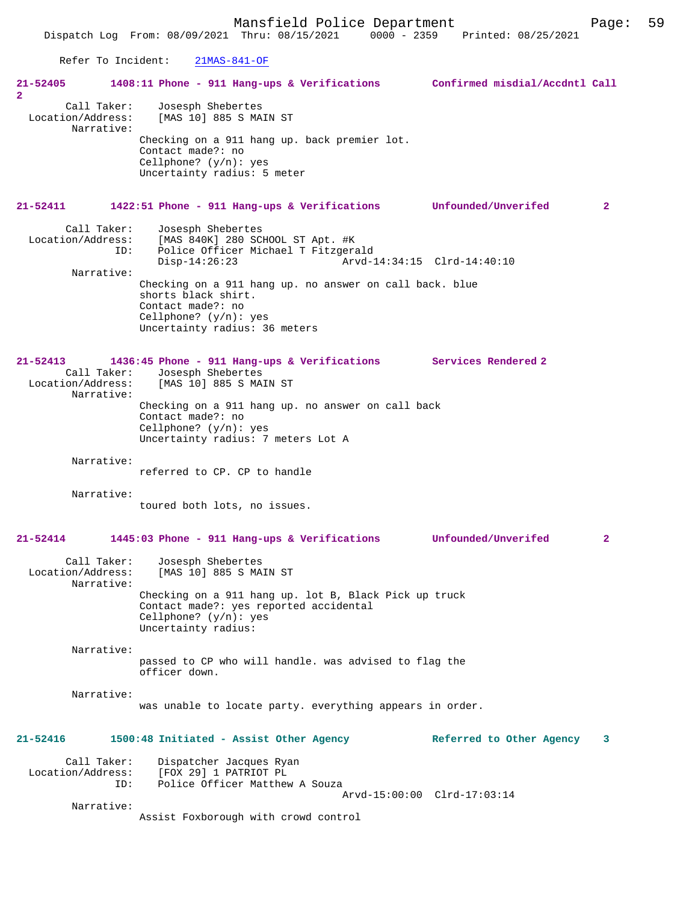Refer To Incident: 21MAS-841-OF

**21-52405 1408:11 Phone - 911 Hang-ups & Verifications Confirmed misdial/Accdntl Call 2**

Call Taker: Josesph Shebertes
Location/Address: [MAS 10] 885 S MAIN ST
Narrative:
Checking on a 911 hang up. back premier lot.
Contact made?: no
Cellphone? (y/n): yes
Uncertainty radius: 5 meter

**21-52411 1422:51 Phone - 911 Hang-ups & Verifications Unfounded/Unverifed 2**

Call Taker: Josesph Shebertes
Location/Address: [MAS 840K] 280 SCHOOL ST Apt. #K
ID: Police Officer Michael T Fitzgerald
Disp-14:26:23 Arvd-14:34:15 Clrd-14:40:10
Narrative:
Checking on a 911 hang up. no answer on call back. blue shorts black shirt.
Contact made?: no
Cellphone? (y/n): yes
Uncertainty radius: 36 meters

**21-52413 1436:45 Phone - 911 Hang-ups & Verifications Services Rendered 2**

Call Taker: Josesph Shebertes
Location/Address: [MAS 10] 885 S MAIN ST
Narrative:
Checking on a 911 hang up. no answer on call back
Contact made?: no
Cellphone? (y/n): yes
Uncertainty radius: 7 meters Lot A

Narrative:
referred to CP. CP to handle

Narrative:
toured both lots, no issues.

**21-52414 1445:03 Phone - 911 Hang-ups & Verifications Unfounded/Unverifed 2**

Call Taker: Josesph Shebertes
Location/Address: [MAS 10] 885 S MAIN ST
Narrative:
Checking on a 911 hang up. lot B, Black Pick up truck
Contact made?: yes reported accidental
Cellphone? (y/n): yes
Uncertainty radius:

Narrative:
passed to CP who will handle. was advised to flag the officer down.

Narrative:
was unable to locate party. everything appears in order.

**21-52416 1500:48 Initiated - Assist Other Agency Referred to Other Agency 3**

Call Taker: Dispatcher Jacques Ryan
Location/Address: [FOX 29] 1 PATRIOT PL
ID: Police Officer Matthew A Souza
Arvd-15:00:00 Clrd-17:03:14
Narrative:
Assist Foxborough with crowd control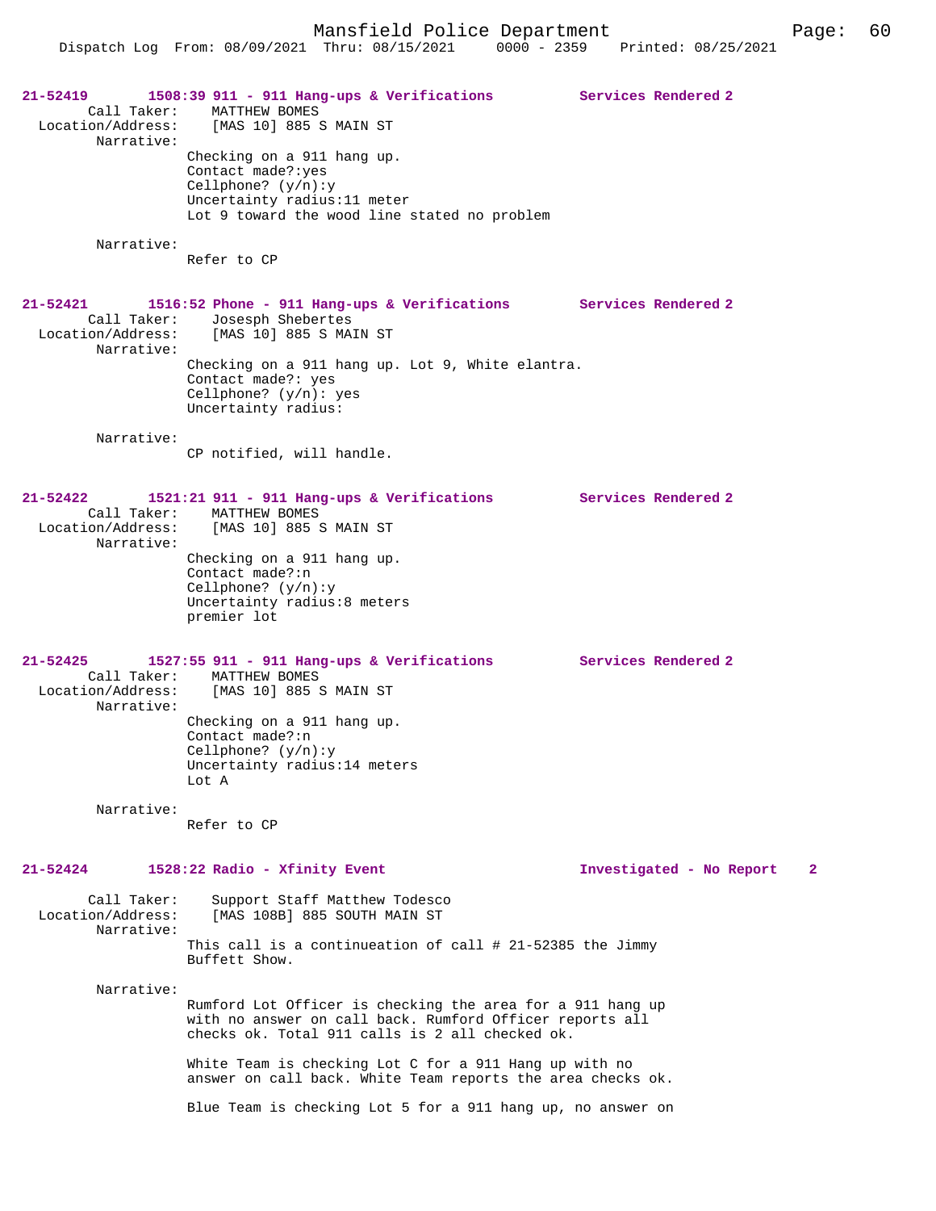**21-52419** 1508:39 911 - 911 Hang-ups & Verifications — Services Rendered 2

Call Taker: MATTHEW BOMES
Location/Address: [MAS 10] 885 S MAIN ST
Narrative:
Checking on a 911 hang up.
Contact made?:yes
Cellphone? (y/n):y
Uncertainty radius:11 meter
Lot 9 toward the wood line stated no problem

Narrative:
Refer to CP

**21-52421** 1516:52 Phone - 911 Hang-ups & Verifications — Services Rendered 2

Call Taker: Josesph Shebertes
Location/Address: [MAS 10] 885 S MAIN ST
Narrative:
Checking on a 911 hang up. Lot 9, White elantra.
Contact made?: yes
Cellphone? (y/n): yes
Uncertainty radius:

Narrative:
CP notified, will handle.

**21-52422** 1521:21 911 - 911 Hang-ups & Verifications — Services Rendered 2

Call Taker: MATTHEW BOMES
Location/Address: [MAS 10] 885 S MAIN ST
Narrative:
Checking on a 911 hang up.
Contact made?:n
Cellphone? (y/n):y
Uncertainty radius:8 meters
premier lot

**21-52425** 1527:55 911 - 911 Hang-ups & Verifications — Services Rendered 2

Call Taker: MATTHEW BOMES
Location/Address: [MAS 10] 885 S MAIN ST
Narrative:
Checking on a 911 hang up.
Contact made?:n
Cellphone? (y/n):y
Uncertainty radius:14 meters
Lot A

Narrative:
Refer to CP

**21-52424** 1528:22 Radio - Xfinity Event — Investigated - No Report 2

Call Taker: Support Staff Matthew Todesco
Location/Address: [MAS 108B] 885 SOUTH MAIN ST
Narrative:
This call is a continueation of call # 21-52385 the Jimmy Buffett Show.

Narrative:
Rumford Lot Officer is checking the area for a 911 hang up with no answer on call back. Rumford Officer reports all checks ok. Total 911 calls is 2 all checked ok.

White Team is checking Lot C for a 911 Hang up with no answer on call back. White Team reports the area checks ok.

Blue Team is checking Lot 5 for a 911 hang up, no answer on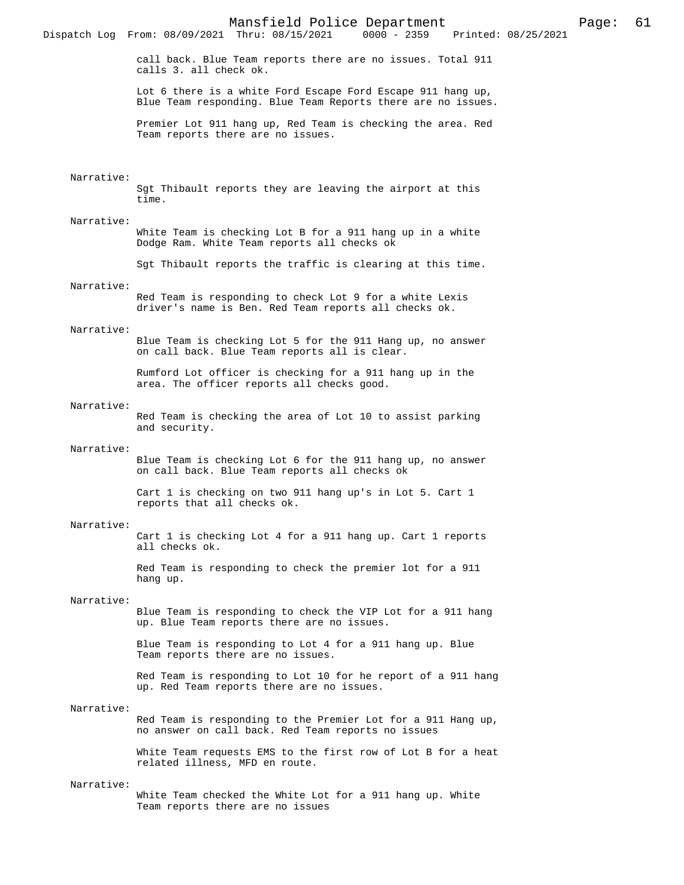call back. Blue Team reports there are no issues. Total 911 calls 3. all check ok.

Lot 6 there is a white Ford Escape Ford Escape 911 hang up, Blue Team responding. Blue Team Reports there are no issues.

Premier Lot 911 hang up, Red Team is checking the area. Red Team reports there are no issues.

Narrative:

Sgt Thibault reports they are leaving the airport at this time.

Narrative:

White Team is checking Lot B for a 911 hang up in a white Dodge Ram. White Team reports all checks ok

Sgt Thibault reports the traffic is clearing at this time.

Narrative:

Red Team is responding to check Lot 9 for a white Lexis driver's name is Ben. Red Team reports all checks ok.

Narrative:

Blue Team is checking Lot 5 for the 911 Hang up, no answer on call back. Blue Team reports all is clear.

Rumford Lot officer is checking for a 911 hang up in the area. The officer reports all checks good.

Narrative:

Red Team is checking the area of Lot 10 to assist parking and security.

Narrative:

Blue Team is checking Lot 6 for the 911 hang up, no answer on call back. Blue Team reports all checks ok

Cart 1 is checking on two 911 hang up's in Lot 5. Cart 1 reports that all checks ok.

Narrative:

Cart 1 is checking Lot 4 for a 911 hang up. Cart 1 reports all checks ok.

Red Team is responding to check the premier lot for a 911 hang up.

Narrative:

Blue Team is responding to check the VIP Lot for a 911 hang up. Blue Team reports there are no issues.

Blue Team is responding to Lot 4 for a 911 hang up. Blue Team reports there are no issues.

Red Team is responding to Lot 10 for he report of a 911 hang up. Red Team reports there are no issues.

Narrative:

Red Team is responding to the Premier Lot for a 911 Hang up, no answer on call back. Red Team reports no issues

White Team requests EMS to the first row of Lot B for a heat related illness, MFD en route.

Narrative:

White Team checked the White Lot for a 911 hang up. White Team reports there are no issues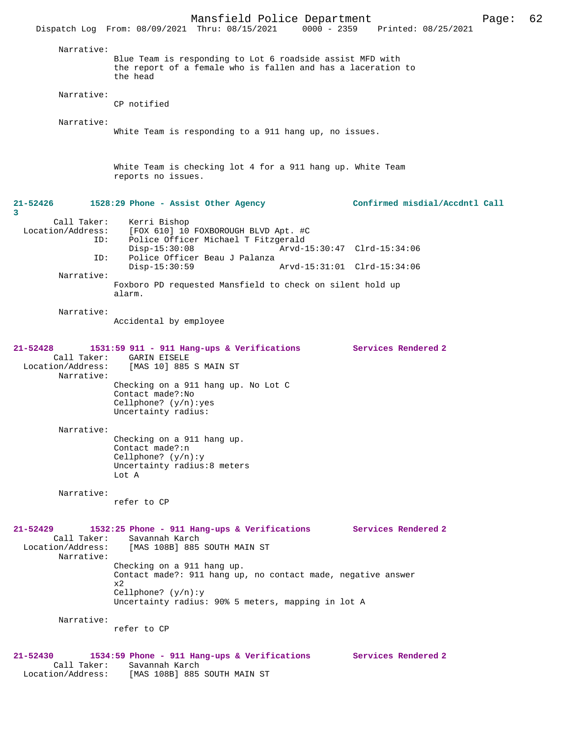Narrative:
Blue Team is responding to Lot 6 roadside assist MFD with the report of a female who is fallen and has a laceration to the head

Narrative:
CP notified

Narrative:
White Team is responding to a 911 hang up, no issues.

White Team is checking lot 4 for a 911 hang up. White Team reports no issues.

**21-52426 1528:29 Phone - Assist Other Agency — Confirmed misdial/Accdntl Call 3**

Call Taker: Kerri Bishop
Location/Address: [FOX 610] 10 FOXBOROUGH BLVD Apt. #C
ID: Police Officer Michael T Fitzgerald
Disp-15:30:08 Arvd-15:30:47 Clrd-15:34:06
ID: Police Officer Beau J Palanza
Disp-15:30:59 Arvd-15:31:01 Clrd-15:34:06

Narrative:
Foxboro PD requested Mansfield to check on silent hold up alarm.

Narrative:
Accidental by employee

**21-52428 1531:59 911 - 911 Hang-ups & Verifications — Services Rendered 2**

Call Taker: GARIN EISELE
Location/Address: [MAS 10] 885 S MAIN ST

Narrative:
Checking on a 911 hang up. No Lot C
Contact made?:No
Cellphone? (y/n):yes
Uncertainty radius:

Narrative:
Checking on a 911 hang up.
Contact made?:n
Cellphone? (y/n):y
Uncertainty radius:8 meters
Lot A

Narrative:
refer to CP

**21-52429 1532:25 Phone - 911 Hang-ups & Verifications — Services Rendered 2**

Call Taker: Savannah Karch
Location/Address: [MAS 108B] 885 SOUTH MAIN ST

Narrative:
Checking on a 911 hang up.
Contact made?: 911 hang up, no contact made, negative answer x2
Cellphone? (y/n):y
Uncertainty radius: 90% 5 meters, mapping in lot A

Narrative:
refer to CP

**21-52430 1534:59 Phone - 911 Hang-ups & Verifications — Services Rendered 2**

Call Taker: Savannah Karch
Location/Address: [MAS 108B] 885 SOUTH MAIN ST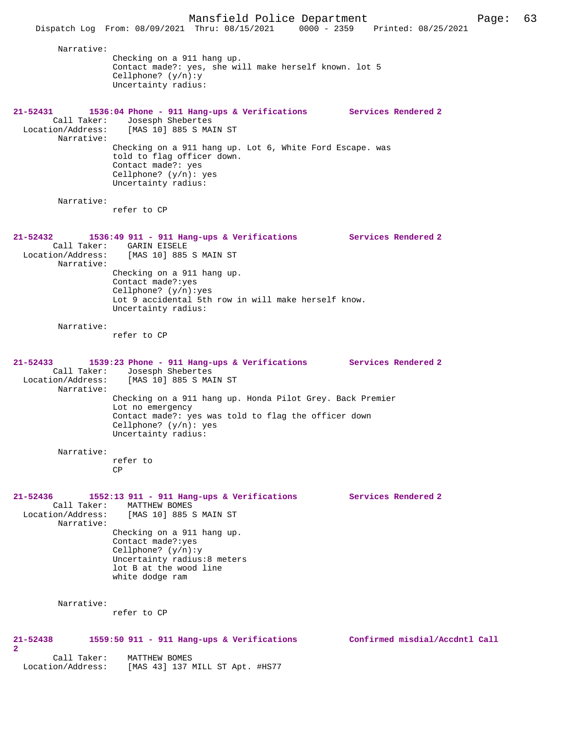Narrative:

Checking on a 911 hang up.
Contact made?: yes, she will make herself known. lot 5
Cellphone? (y/n):y
Uncertainty radius:

**21-52431** 1536:04 Phone - 911 Hang-ups & Verifications **Services Rendered 2**

Call Taker: Josesph Shebertes
Location/Address: [MAS 10] 885 S MAIN ST

Narrative:

Checking on a 911 hang up. Lot 6, White Ford Escape. was told to flag officer down.
Contact made?: yes
Cellphone? (y/n): yes
Uncertainty radius:

Narrative:

refer to CP

**21-52432** 1536:49 911 - 911 Hang-ups & Verifications **Services Rendered 2**

Call Taker: GARIN EISELE
Location/Address: [MAS 10] 885 S MAIN ST

Narrative:

Checking on a 911 hang up.
Contact made?:yes
Cellphone? (y/n):yes
Lot 9 accidental 5th row in will make herself know.
Uncertainty radius:

Narrative:

refer to CP

**21-52433** 1539:23 Phone - 911 Hang-ups & Verifications **Services Rendered 2**

Call Taker: Josesph Shebertes
Location/Address: [MAS 10] 885 S MAIN ST

Narrative:

Checking on a 911 hang up. Honda Pilot Grey. Back Premier Lot no emergency
Contact made?: yes was told to flag the officer down
Cellphone? (y/n): yes
Uncertainty radius:

Narrative:

refer to
CP

**21-52436** 1552:13 911 - 911 Hang-ups & Verifications **Services Rendered 2**

Call Taker: MATTHEW BOMES
Location/Address: [MAS 10] 885 S MAIN ST

Narrative:

Checking on a 911 hang up.
Contact made?:yes
Cellphone? (y/n):y
Uncertainty radius:8 meters
lot B at the wood line
white dodge ram

Narrative:

refer to CP

**21-52438** 1559:50 911 - 911 Hang-ups & Verifications **Confirmed misdial/Accdntl Call 2**

Call Taker: MATTHEW BOMES
Location/Address: [MAS 43] 137 MILL ST Apt. #HS77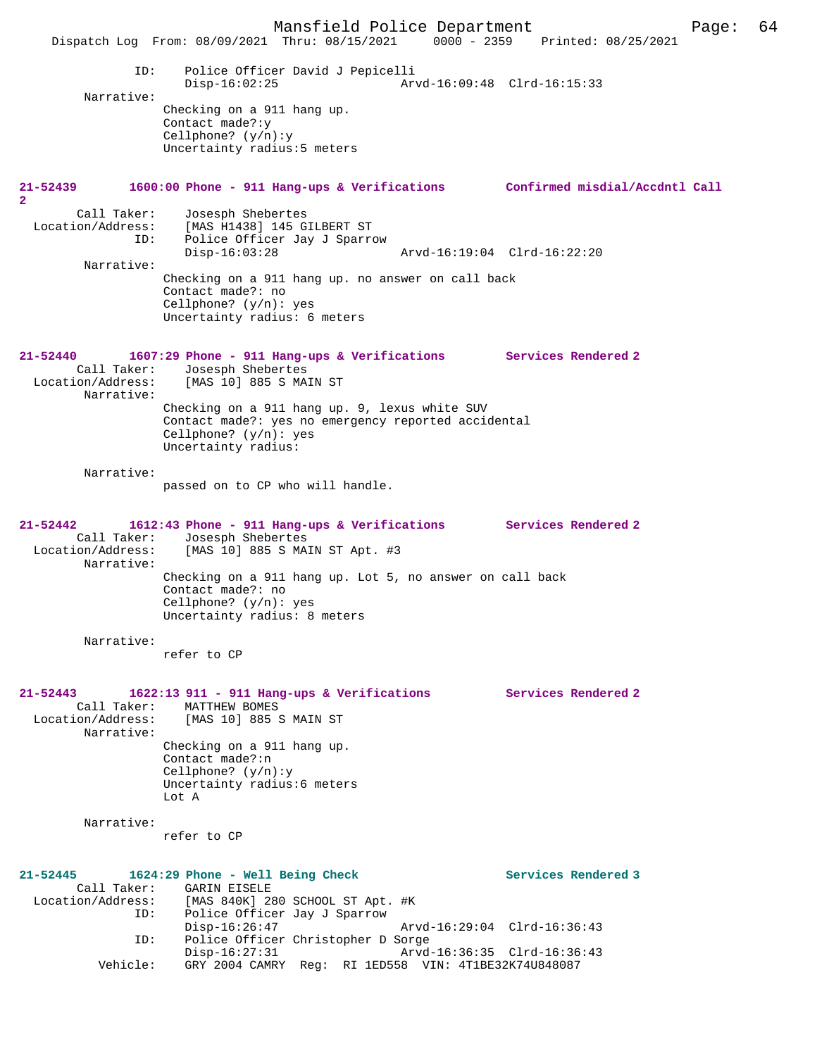```
              ID:     Police Officer David J Pepicelli
                      Disp-16:02:25                Arvd-16:09:48  Clrd-16:15:33
        Narrative:
                    Checking on a 911 hang up.
                    Contact made?:y
                    Cellphone? (y/n):y
                    Uncertainty radius:5 meters
```

**21-52439 1600:00 Phone - 911 Hang-ups & Verifications Confirmed misdial/Accdntl Call 2**

```
       Call Taker:    Josesph Shebertes
 Location/Address:    [MAS H1438] 145 GILBERT ST
               ID:    Police Officer Jay J Sparrow
                      Disp-16:03:28                Arvd-16:19:04  Clrd-16:22:20
        Narrative:
                    Checking on a 911 hang up. no answer on call back
                    Contact made?: no
                    Cellphone? (y/n): yes
                    Uncertainty radius: 6 meters
```

**21-52440 1607:29 Phone - 911 Hang-ups & Verifications Services Rendered 2**

```
       Call Taker:    Josesph Shebertes
 Location/Address:    [MAS 10] 885 S MAIN ST
        Narrative:
                    Checking on a 911 hang up. 9, lexus white SUV
                    Contact made?: yes no emergency reported accidental
                    Cellphone? (y/n): yes
                    Uncertainty radius:

        Narrative:
                    passed on to CP who will handle.
```

**21-52442 1612:43 Phone - 911 Hang-ups & Verifications Services Rendered 2**

```
       Call Taker:    Josesph Shebertes
 Location/Address:    [MAS 10] 885 S MAIN ST Apt. #3
        Narrative:
                    Checking on a 911 hang up. Lot 5, no answer on call back
                    Contact made?: no
                    Cellphone? (y/n): yes
                    Uncertainty radius: 8 meters

        Narrative:
                    refer to CP
```

**21-52443 1622:13 911 - 911 Hang-ups & Verifications Services Rendered 2**

```
       Call Taker:    MATTHEW BOMES
 Location/Address:    [MAS 10] 885 S MAIN ST
        Narrative:
                    Checking on a 911 hang up.
                    Contact made?:n
                    Cellphone? (y/n):y
                    Uncertainty radius:6 meters
                    Lot A

        Narrative:
                    refer to CP
```

**21-52445 1624:29 Phone - Well Being Check Services Rendered 3**

```
       Call Taker:    GARIN EISELE
 Location/Address:    [MAS 840K] 280 SCHOOL ST Apt. #K
               ID:    Police Officer Jay J Sparrow
                      Disp-16:26:47                Arvd-16:29:04  Clrd-16:36:43
               ID:    Police Officer Christopher D Sorge
                      Disp-16:27:31                Arvd-16:36:35  Clrd-16:36:43
          Vehicle:    GRY 2004 CAMRY  Reg:  RI 1ED558  VIN: 4T1BE32K74U848087
```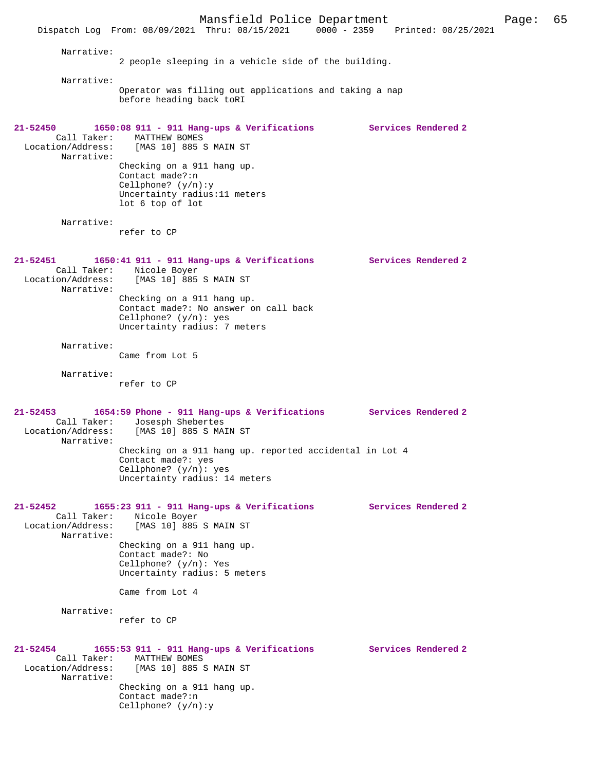Narrative:
2 people sleeping in a vehicle side of the building.

Narrative:
Operator was filling out applications and taking a nap before heading back toRI

**21-52450 1650:08 911 - 911 Hang-ups & Verifications Services Rendered 2**

Call Taker: MATTHEW BOMES
Location/Address: [MAS 10] 885 S MAIN ST
Narrative:
Checking on a 911 hang up.
Contact made?:n
Cellphone? (y/n):y
Uncertainty radius:11 meters
lot 6 top of lot

Narrative:
refer to CP

**21-52451 1650:41 911 - 911 Hang-ups & Verifications Services Rendered 2**

Call Taker: Nicole Boyer
Location/Address: [MAS 10] 885 S MAIN ST
Narrative:
Checking on a 911 hang up.
Contact made?: No answer on call back
Cellphone? (y/n): yes
Uncertainty radius: 7 meters

Narrative:
Came from Lot 5

Narrative:
refer to CP

**21-52453 1654:59 Phone - 911 Hang-ups & Verifications Services Rendered 2**

Call Taker: Josesph Shebertes
Location/Address: [MAS 10] 885 S MAIN ST
Narrative:
Checking on a 911 hang up. reported accidental in Lot 4
Contact made?: yes
Cellphone? (y/n): yes
Uncertainty radius: 14 meters

**21-52452 1655:23 911 - 911 Hang-ups & Verifications Services Rendered 2**

Call Taker: Nicole Boyer
Location/Address: [MAS 10] 885 S MAIN ST
Narrative:
Checking on a 911 hang up.
Contact made?: No
Cellphone? (y/n): Yes
Uncertainty radius: 5 meters

Came from Lot 4

Narrative:
refer to CP

**21-52454 1655:53 911 - 911 Hang-ups & Verifications Services Rendered 2**

Call Taker: MATTHEW BOMES
Location/Address: [MAS 10] 885 S MAIN ST
Narrative:
Checking on a 911 hang up.
Contact made?:n
Cellphone? (y/n):y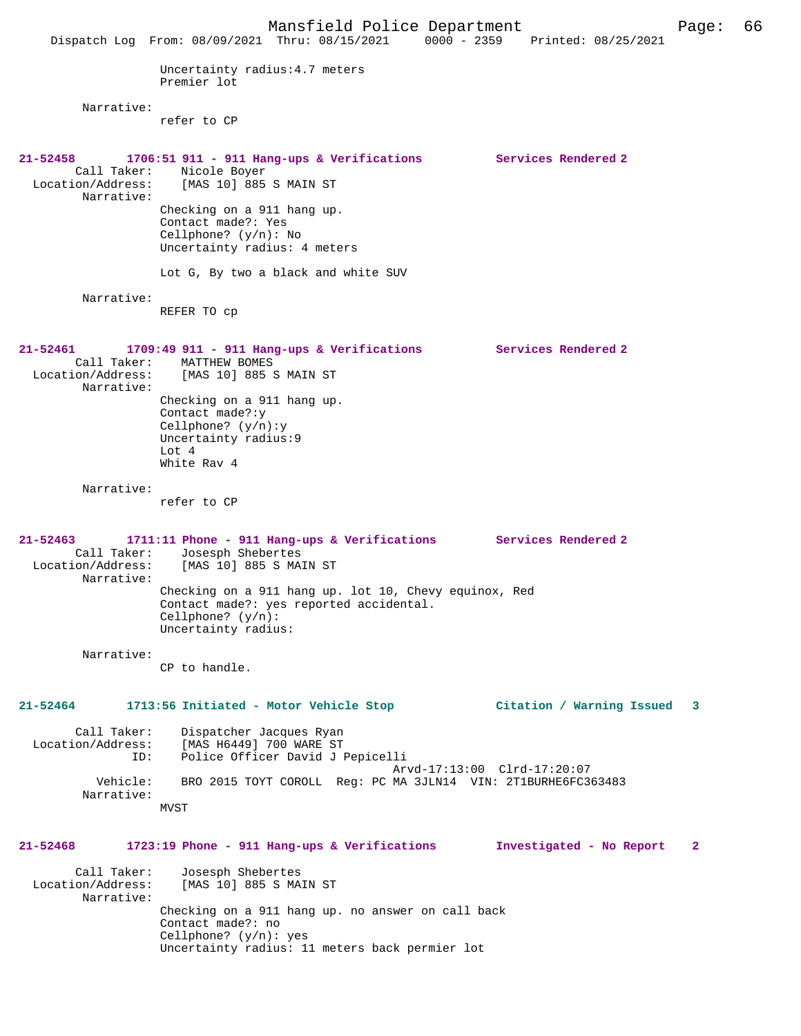Uncertainty radius:4.7 meters
Premier lot

Narrative:
refer to CP

**21-52458 1706:51 911 - 911 Hang-ups & Verifications Services Rendered 2**

Call Taker: Nicole Boyer
Location/Address: [MAS 10] 885 S MAIN ST
Narrative:
Checking on a 911 hang up.
Contact made?: Yes
Cellphone? (y/n): No
Uncertainty radius: 4 meters

Lot G, By two a black and white SUV

Narrative:
REFER TO cp

**21-52461 1709:49 911 - 911 Hang-ups & Verifications Services Rendered 2**

Call Taker: MATTHEW BOMES
Location/Address: [MAS 10] 885 S MAIN ST
Narrative:
Checking on a 911 hang up.
Contact made?:y
Cellphone? (y/n):y
Uncertainty radius:9
Lot 4
White Rav 4

Narrative:
refer to CP

**21-52463 1711:11 Phone - 911 Hang-ups & Verifications Services Rendered 2**

Call Taker: Josesph Shebertes
Location/Address: [MAS 10] 885 S MAIN ST
Narrative:
Checking on a 911 hang up. lot 10, Chevy equinox, Red
Contact made?: yes reported accidental.
Cellphone? (y/n):
Uncertainty radius:

Narrative:
CP to handle.

**21-52464 1713:56 Initiated - Motor Vehicle Stop Citation / Warning Issued 3**

Call Taker: Dispatcher Jacques Ryan
Location/Address: [MAS H6449] 700 WARE ST
ID: Police Officer David J Pepicelli
Arvd-17:13:00 Clrd-17:20:07
Vehicle: BRO 2015 TOYT COROLL Reg: PC MA 3JLN14 VIN: 2T1BURHE6FC363483
Narrative:
MVST

**21-52468 1723:19 Phone - 911 Hang-ups & Verifications Investigated - No Report 2**

Call Taker: Josesph Shebertes
Location/Address: [MAS 10] 885 S MAIN ST
Narrative:
Checking on a 911 hang up. no answer on call back
Contact made?: no
Cellphone? (y/n): yes
Uncertainty radius: 11 meters back permier lot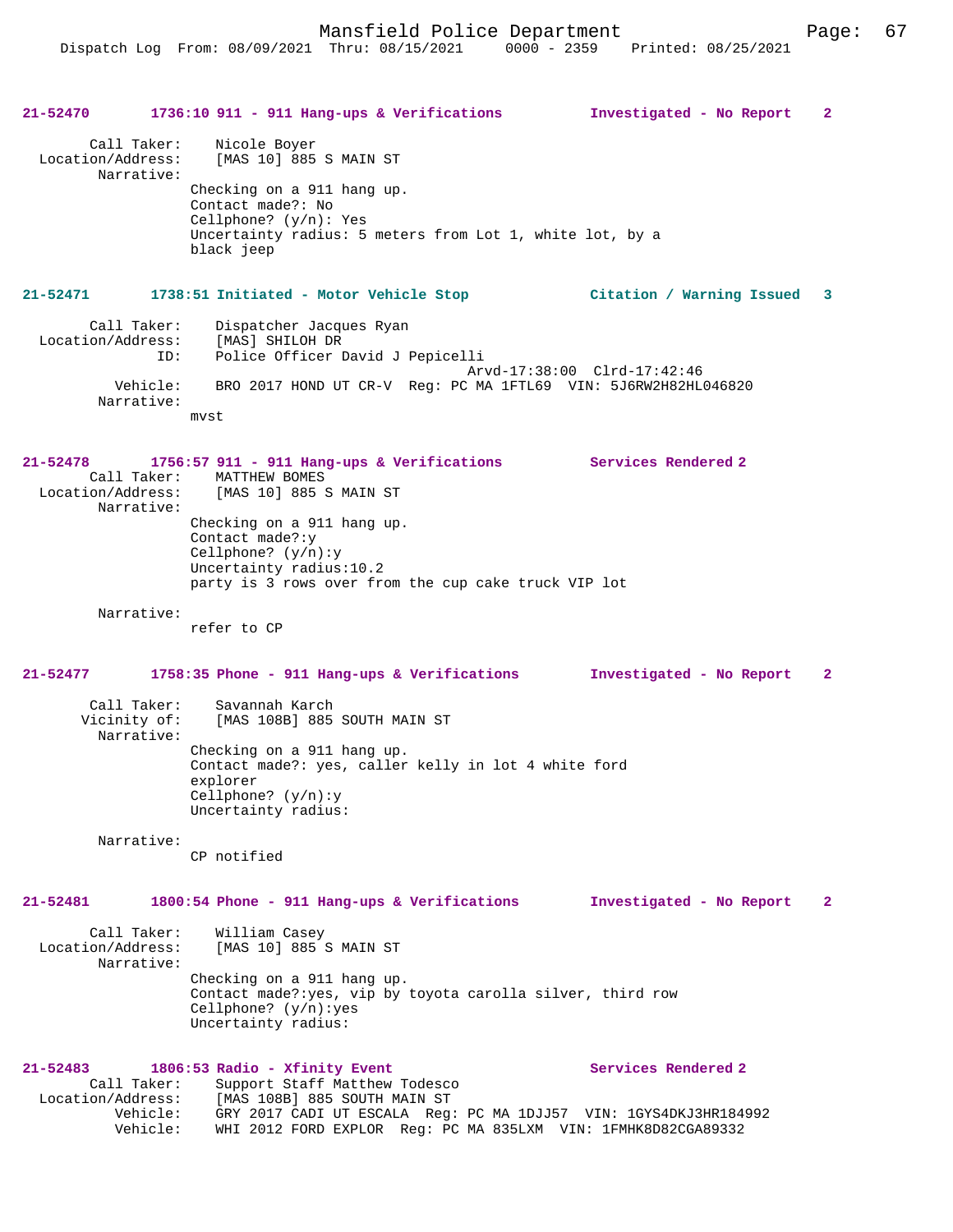**21-52470** 1736:10 911 - 911 Hang-ups & Verifications — Investigated - No Report 2

Call Taker: Nicole Boyer
Location/Address: [MAS 10] 885 S MAIN ST
Narrative:
Checking on a 911 hang up.
Contact made?: No
Cellphone? (y/n): Yes
Uncertainty radius: 5 meters from Lot 1, white lot, by a black jeep

**21-52471** 1738:51 Initiated - Motor Vehicle Stop — Citation / Warning Issued 3

Call Taker: Dispatcher Jacques Ryan
Location/Address: [MAS] SHILOH DR
ID: Police Officer David J Pepicelli
Arvd-17:38:00 Clrd-17:42:46
Vehicle: BRO 2017 HOND UT CR-V Reg: PC MA 1FTL69 VIN: 5J6RW2H82HL046820
Narrative:
mvst

**21-52478** 1756:57 911 - 911 Hang-ups & Verifications — Services Rendered 2

Call Taker: MATTHEW BOMES
Location/Address: [MAS 10] 885 S MAIN ST
Narrative:
Checking on a 911 hang up.
Contact made?:y
Cellphone? (y/n):y
Uncertainty radius:10.2
party is 3 rows over from the cup cake truck VIP lot

Narrative:
refer to CP

**21-52477** 1758:35 Phone - 911 Hang-ups & Verifications — Investigated - No Report 2

Call Taker: Savannah Karch
Vicinity of: [MAS 108B] 885 SOUTH MAIN ST
Narrative:
Checking on a 911 hang up.
Contact made?: yes, caller kelly in lot 4 white ford explorer
Cellphone? (y/n):y
Uncertainty radius:

Narrative:
CP notified

**21-52481** 1800:54 Phone - 911 Hang-ups & Verifications — Investigated - No Report 2

Call Taker: William Casey
Location/Address: [MAS 10] 885 S MAIN ST
Narrative:
Checking on a 911 hang up.
Contact made?:yes, vip by toyota carolla silver, third row
Cellphone? (y/n):yes
Uncertainty radius:

**21-52483** 1806:53 Radio - Xfinity Event — Services Rendered 2

Call Taker: Support Staff Matthew Todesco
Location/Address: [MAS 108B] 885 SOUTH MAIN ST
Vehicle: GRY 2017 CADI UT ESCALA Reg: PC MA 1DJJ57 VIN: 1GYS4DKJ3HR184992
Vehicle: WHI 2012 FORD EXPLOR Reg: PC MA 835LXM VIN: 1FMHK8D82CGA89332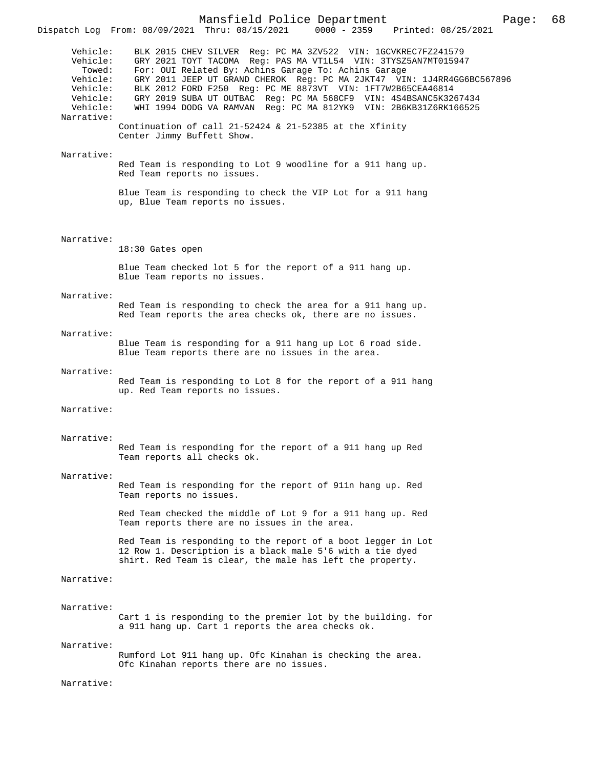Vehicle: BLK 2015 CHEV SILVER Reg: PC MA 3ZV522 VIN: 1GCVKREC7FZ241579
Vehicle: GRY 2021 TOYT TACOMA Reg: PAS MA VT1L54 VIN: 3TYSZ5AN7MT015947
Towed: For: OUI Related By: Achins Garage To: Achins Garage
Vehicle: GRY 2011 JEEP UT GRAND CHEROK Reg: PC MA 2JKT47 VIN: 1J4RR4GG6BC567896
Vehicle: BLK 2012 FORD F250 Reg: PC ME 8873VT VIN: 1FT7W2B65CEA46814
Vehicle: GRY 2019 SUBA UT OUTBAC Reg: PC MA 568CF9 VIN: 4S4BSANC5K3267434
Vehicle: WHI 1994 DODG VA RAMVAN Reg: PC MA 812YK9 VIN: 2B6KB31Z6RK166525

Narrative:
Continuation of call 21-52424 & 21-52385 at the Xfinity Center Jimmy Buffett Show.

Narrative:
Red Team is responding to Lot 9 woodline for a 911 hang up. Red Team reports no issues.

Blue Team is responding to check the VIP Lot for a 911 hang up, Blue Team reports no issues.

Narrative:
18:30 Gates open

Blue Team checked lot 5 for the report of a 911 hang up. Blue Team reports no issues.

Narrative:
Red Team is responding to check the area for a 911 hang up. Red Team reports the area checks ok, there are no issues.

Narrative:
Blue Team is responding for a 911 hang up Lot 6 road side. Blue Team reports there are no issues in the area.

Narrative:
Red Team is responding to Lot 8 for the report of a 911 hang up. Red Team reports no issues.

Narrative:

Narrative:
Red Team is responding for the report of a 911 hang up Red Team reports all checks ok.

Narrative:
Red Team is responding for the report of 911n hang up. Red Team reports no issues.

Red Team checked the middle of Lot 9 for a 911 hang up. Red Team reports there are no issues in the area.

Red Team is responding to the report of a boot legger in Lot 12 Row 1. Description is a black male 5'6 with a tie dyed shirt. Red Team is clear, the male has left the property.

Narrative:

Narrative:
Cart 1 is responding to the premier lot by the building. for a 911 hang up. Cart 1 reports the area checks ok.

Narrative:
Rumford Lot 911 hang up. Ofc Kinahan is checking the area. Ofc Kinahan reports there are no issues.

Narrative: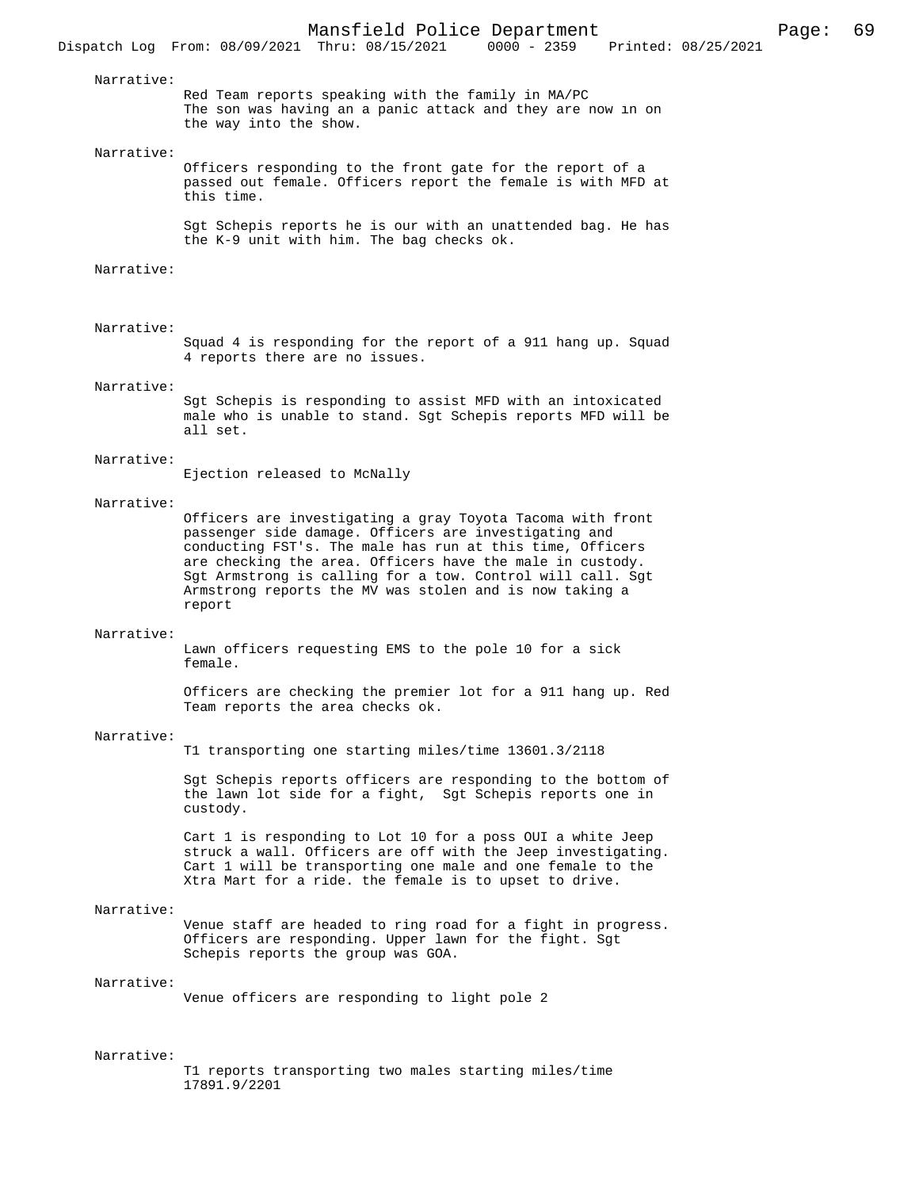Narrative:

Red Team reports speaking with the family in MA/PC
The son was having an a panic attack and they are now in on the way into the show.

Narrative:

Officers responding to the front gate for the report of a passed out female. Officers report the female is with MFD at this time.

Sgt Schepis reports he is our with an unattended bag. He has the K-9 unit with him. The bag checks ok.

Narrative:

Narrative:

Squad 4 is responding for the report of a 911 hang up. Squad 4 reports there are no issues.

Narrative:

Sgt Schepis is responding to assist MFD with an intoxicated male who is unable to stand. Sgt Schepis reports MFD will be all set.

Narrative:

Ejection released to McNally

Narrative:

Officers are investigating a gray Toyota Tacoma with front passenger side damage. Officers are investigating and conducting FST's. The male has run at this time, Officers are checking the area. Officers have the male in custody. Sgt Armstrong is calling for a tow. Control will call. Sgt Armstrong reports the MV was stolen and is now taking a report

Narrative:

Lawn officers requesting EMS to the pole 10 for a sick female.

Officers are checking the premier lot for a 911 hang up. Red Team reports the area checks ok.

Narrative:

T1 transporting one starting miles/time 13601.3/2118

Sgt Schepis reports officers are responding to the bottom of the lawn lot side for a fight, Sgt Schepis reports one in custody.

Cart 1 is responding to Lot 10 for a poss OUI a white Jeep struck a wall. Officers are off with the Jeep investigating. Cart 1 will be transporting one male and one female to the Xtra Mart for a ride. the female is to upset to drive.

Narrative:

Venue staff are headed to ring road for a fight in progress. Officers are responding. Upper lawn for the fight. Sgt Schepis reports the group was GOA.

Narrative:

Venue officers are responding to light pole 2

Narrative:

T1 reports transporting two males starting miles/time 17891.9/2201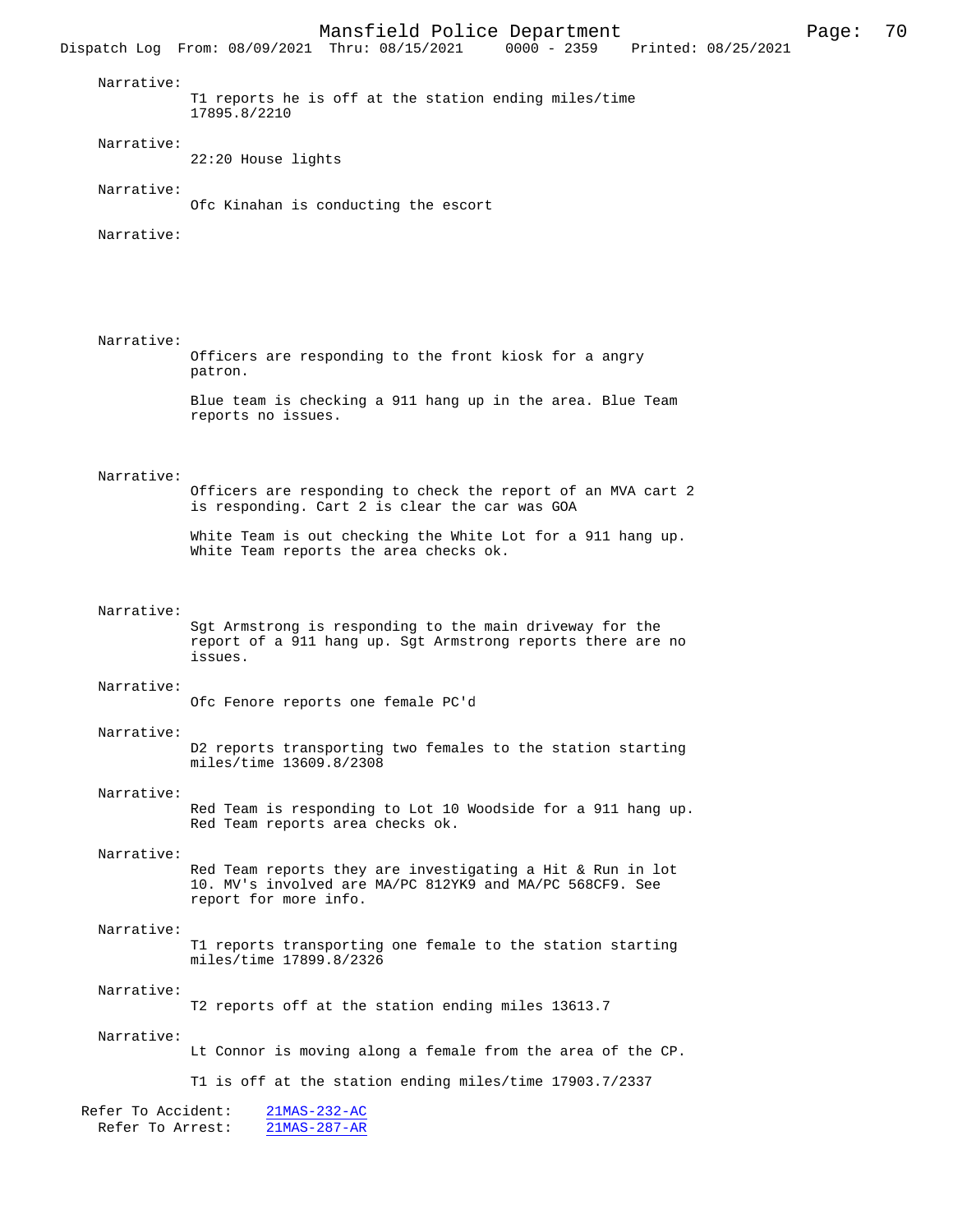Narrative:
T1 reports he is off at the station ending miles/time 17895.8/2210

Narrative:
22:20 House lights

Narrative:
Ofc Kinahan is conducting the escort

Narrative:

Narrative:
Officers are responding to the front kiosk for a angry patron.

Blue team is checking a 911 hang up in the area. Blue Team reports no issues.

Narrative:
Officers are responding to check the report of an MVA cart 2 is responding. Cart 2 is clear the car was GOA

White Team is out checking the White Lot for a 911 hang up. White Team reports the area checks ok.

Narrative:
Sgt Armstrong is responding to the main driveway for the report of a 911 hang up. Sgt Armstrong reports there are no issues.

Narrative:
Ofc Fenore reports one female PC'd

Narrative:
D2 reports transporting two females to the station starting miles/time 13609.8/2308

Narrative:
Red Team is responding to Lot 10 Woodside for a 911 hang up. Red Team reports area checks ok.

Narrative:
Red Team reports they are investigating a Hit & Run in lot 10. MV's involved are MA/PC 812YK9 and MA/PC 568CF9. See report for more info.

Narrative:
T1 reports transporting one female to the station starting miles/time 17899.8/2326

Narrative:
T2 reports off at the station ending miles 13613.7

Narrative:
Lt Connor is moving along a female from the area of the CP.

T1 is off at the station ending miles/time 17903.7/2337

Refer To Accident: 21MAS-232-AC
Refer To Arrest: 21MAS-287-AR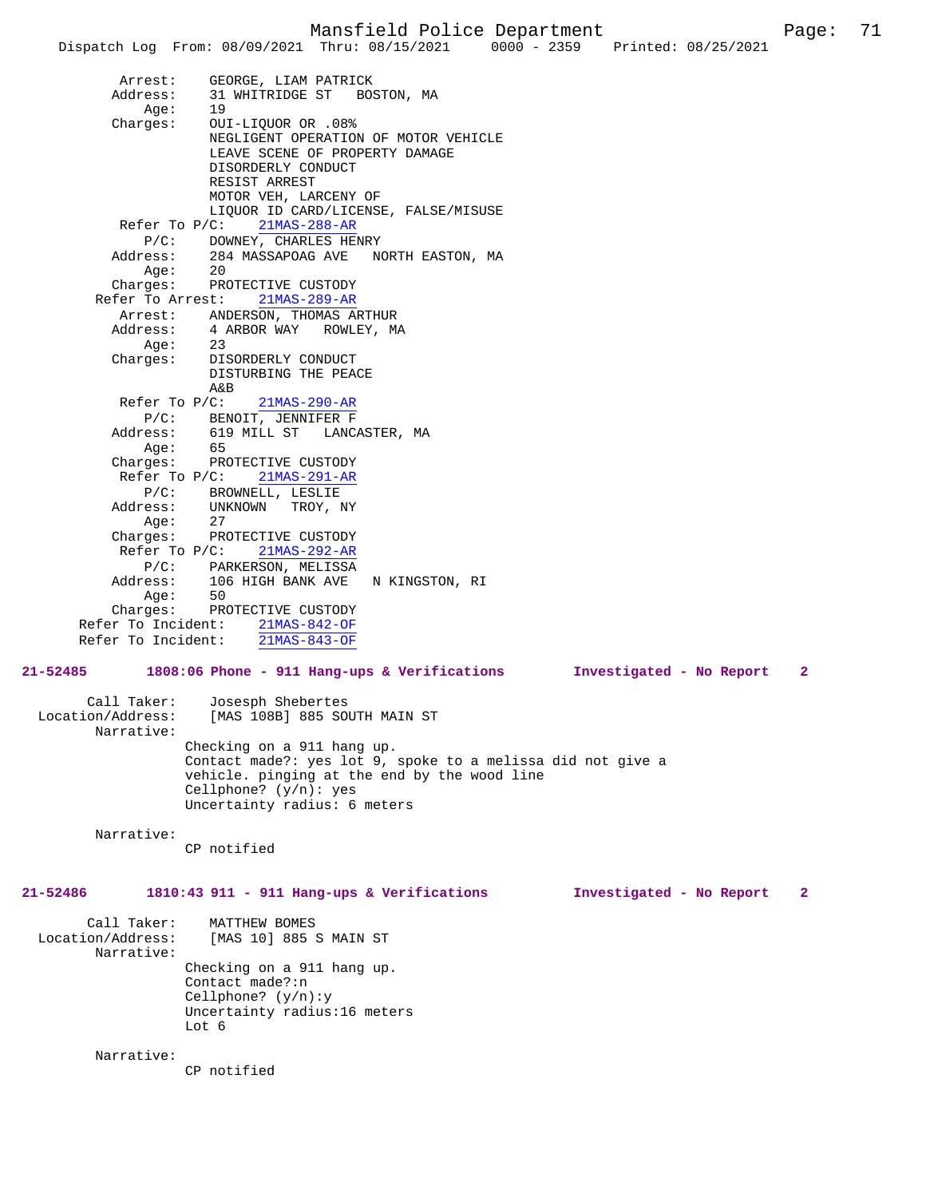```
        Arrest:    GEORGE, LIAM PATRICK
       Address:    31 WHITRIDGE ST   BOSTON, MA
           Age:    19
       Charges:    OUI-LIQUOR OR .08%
                   NEGLIGENT OPERATION OF MOTOR VEHICLE
                   LEAVE SCENE OF PROPERTY DAMAGE
                   DISORDERLY CONDUCT
                   RESIST ARREST
                   MOTOR VEH, LARCENY OF
                   LIQUOR ID CARD/LICENSE, FALSE/MISUSE
        Refer To P/C:    21MAS-288-AR
           P/C:    DOWNEY, CHARLES HENRY
       Address:    284 MASSAPOAG AVE   NORTH EASTON, MA
           Age:    20
       Charges:    PROTECTIVE CUSTODY
    Refer To Arrest:    21MAS-289-AR
        Arrest:    ANDERSON, THOMAS ARTHUR
       Address:    4 ARBOR WAY   ROWLEY, MA
           Age:    23
       Charges:    DISORDERLY CONDUCT
                   DISTURBING THE PEACE
                   A&B
        Refer To P/C:    21MAS-290-AR
           P/C:    BENOIT, JENNIFER F
       Address:    619 MILL ST   LANCASTER, MA
           Age:    65
       Charges:    PROTECTIVE CUSTODY
        Refer To P/C:    21MAS-291-AR
           P/C:    BROWNELL, LESLIE
       Address:    UNKNOWN   TROY, NY
           Age:    27
       Charges:    PROTECTIVE CUSTODY
        Refer To P/C:    21MAS-292-AR
           P/C:    PARKERSON, MELISSA
       Address:    106 HIGH BANK AVE   N KINGSTON, RI
           Age:    50
       Charges:    PROTECTIVE CUSTODY
      Refer To Incident:    21MAS-842-OF
      Refer To Incident:    21MAS-843-OF
```

**21-52485        1808:06 Phone - 911 Hang-ups & Verifications        Investigated - No Report    2**

```
        Call Taker:    Josesph Shebertes
  Location/Address:    [MAS 108B] 885 SOUTH MAIN ST
         Narrative:
                 Checking on a 911 hang up.
                 Contact made?: yes lot 9, spoke to a melissa did not give a
                 vehicle. pinging at the end by the wood line
                 Cellphone? (y/n): yes
                 Uncertainty radius: 6 meters

         Narrative:
                 CP notified
```

**21-52486        1810:43 911 - 911 Hang-ups & Verifications        Investigated - No Report    2**

```
        Call Taker:    MATTHEW BOMES
  Location/Address:    [MAS 10] 885 S MAIN ST
         Narrative:
                 Checking on a 911 hang up.
                 Contact made?:n
                 Cellphone? (y/n):y
                 Uncertainty radius:16 meters
                 Lot 6

         Narrative:
                 CP notified
```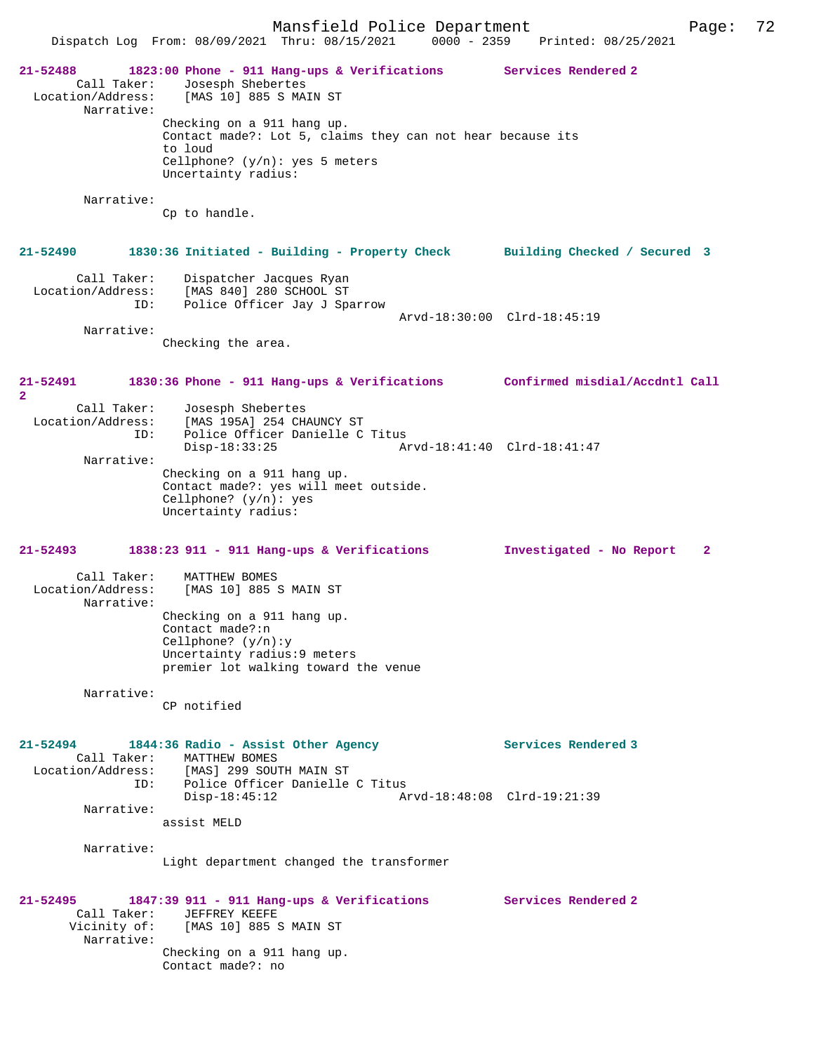**21-52488 1823:00 Phone - 911 Hang-ups & Verifications Services Rendered 2**

Call Taker: Josesph Shebertes
Location/Address: [MAS 10] 885 S MAIN ST
Narrative:
Checking on a 911 hang up.
Contact made?: Lot 5, claims they can not hear because its to loud
Cellphone? (y/n): yes 5 meters
Uncertainty radius:

Narrative:
Cp to handle.

**21-52490 1830:36 Initiated - Building - Property Check Building Checked / Secured 3**

Call Taker: Dispatcher Jacques Ryan
Location/Address: [MAS 840] 280 SCHOOL ST
ID: Police Officer Jay J Sparrow
Arvd-18:30:00 Clrd-18:45:19
Narrative:
Checking the area.

**21-52491 1830:36 Phone - 911 Hang-ups & Verifications Confirmed misdial/Accdntl Call 2**

Call Taker: Josesph Shebertes
Location/Address: [MAS 195A] 254 CHAUNCY ST
ID: Police Officer Danielle C Titus
Disp-18:33:25 Arvd-18:41:40 Clrd-18:41:47
Narrative:
Checking on a 911 hang up.
Contact made?: yes will meet outside.
Cellphone? (y/n): yes
Uncertainty radius:

**21-52493 1838:23 911 - 911 Hang-ups & Verifications Investigated - No Report 2**

Call Taker: MATTHEW BOMES
Location/Address: [MAS 10] 885 S MAIN ST
Narrative:
Checking on a 911 hang up.
Contact made?:n
Cellphone? (y/n):y
Uncertainty radius:9 meters
premier lot walking toward the venue

Narrative:
CP notified

**21-52494 1844:36 Radio - Assist Other Agency Services Rendered 3**

Call Taker: MATTHEW BOMES
Location/Address: [MAS] 299 SOUTH MAIN ST
ID: Police Officer Danielle C Titus
Disp-18:45:12 Arvd-18:48:08 Clrd-19:21:39
Narrative:
assist MELD

Narrative:
Light department changed the transformer

**21-52495 1847:39 911 - 911 Hang-ups & Verifications Services Rendered 2**

Call Taker: JEFFREY KEEFE
Vicinity of: [MAS 10] 885 S MAIN ST
Narrative:
Checking on a 911 hang up.
Contact made?: no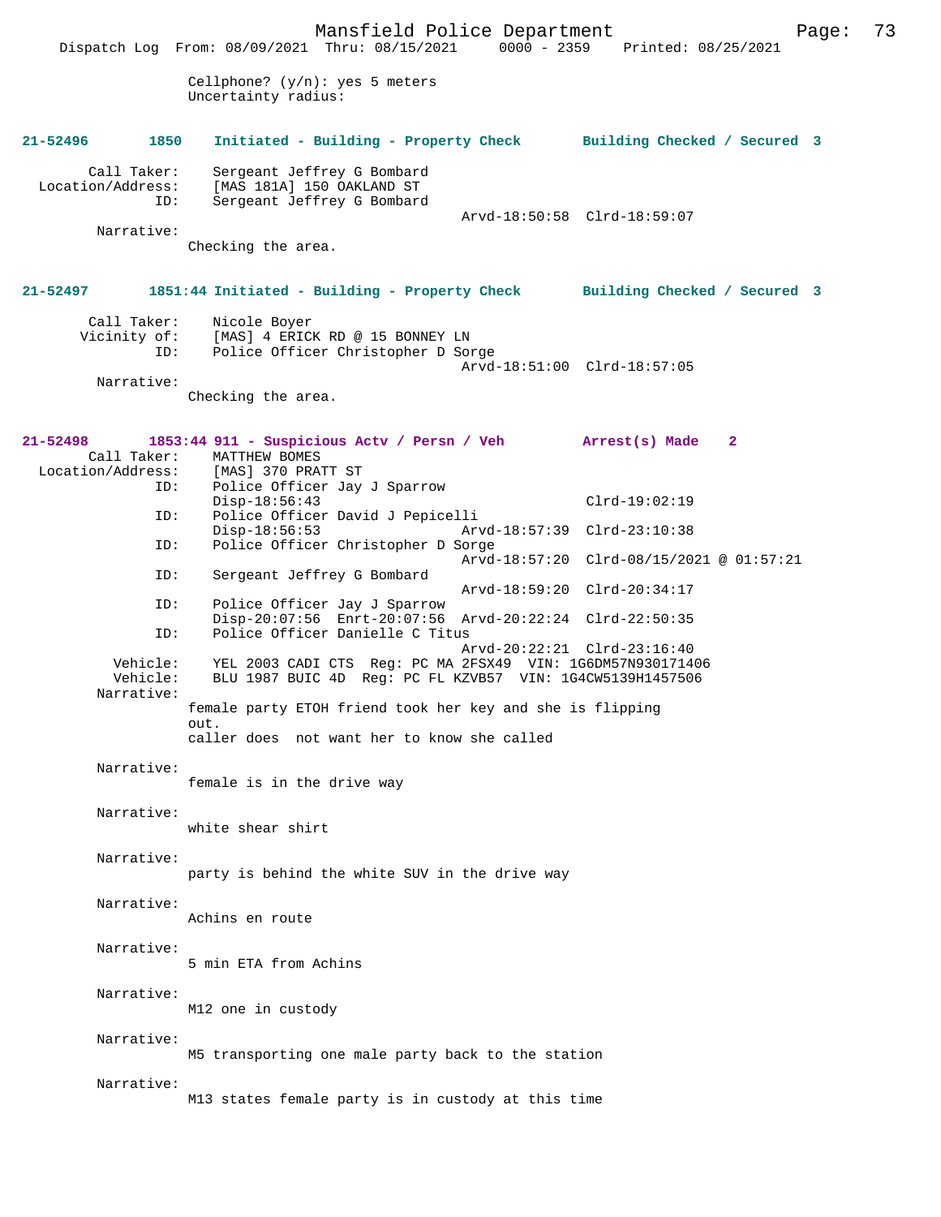Cellphone? (y/n): yes 5 meters
Uncertainty radius:

**21-52496 1850 Initiated - Building - Property Check Building Checked / Secured 3**

Call Taker: Sergeant Jeffrey G Bombard
Location/Address: [MAS 181A] 150 OAKLAND ST
ID: Sergeant Jeffrey G Bombard
Arvd-18:50:58 Clrd-18:59:07
Narrative:
Checking the area.

**21-52497 1851:44 Initiated - Building - Property Check Building Checked / Secured 3**

Call Taker: Nicole Boyer
Vicinity of: [MAS] 4 ERICK RD @ 15 BONNEY LN
ID: Police Officer Christopher D Sorge
Arvd-18:51:00 Clrd-18:57:05
Narrative:
Checking the area.

**21-52498 1853:44 911 - Suspicious Actv / Persn / Veh Arrest(s) Made 2**

Call Taker: MATTHEW BOMES
Location/Address: [MAS] 370 PRATT ST
ID: Police Officer Jay J Sparrow
Disp-18:56:43 Clrd-19:02:19
ID: Police Officer David J Pepicelli
Disp-18:56:53 Arvd-18:57:39 Clrd-23:10:38
ID: Police Officer Christopher D Sorge
Arvd-18:57:20 Clrd-08/15/2021 @ 01:57:21
ID: Sergeant Jeffrey G Bombard
Arvd-18:59:20 Clrd-20:34:17
ID: Police Officer Jay J Sparrow
Disp-20:07:56 Enrt-20:07:56 Arvd-20:22:24 Clrd-22:50:35
ID: Police Officer Danielle C Titus
Arvd-20:22:21 Clrd-23:16:40
Vehicle: YEL 2003 CADI CTS Reg: PC MA 2FSX49 VIN: 1G6DM57N930171406
Vehicle: BLU 1987 BUIC 4D Reg: PC FL KZVB57 VIN: 1G4CW5139H1457506
Narrative:
female party ETOH friend took her key and she is flipping out.
caller does not want her to know she called

Narrative:
female is in the drive way

Narrative:
white shear shirt

Narrative:
party is behind the white SUV in the drive way

Narrative:
Achins en route

Narrative:
5 min ETA from Achins

Narrative:
M12 one in custody

Narrative:
M5 transporting one male party back to the station

Narrative:
M13 states female party is in custody at this time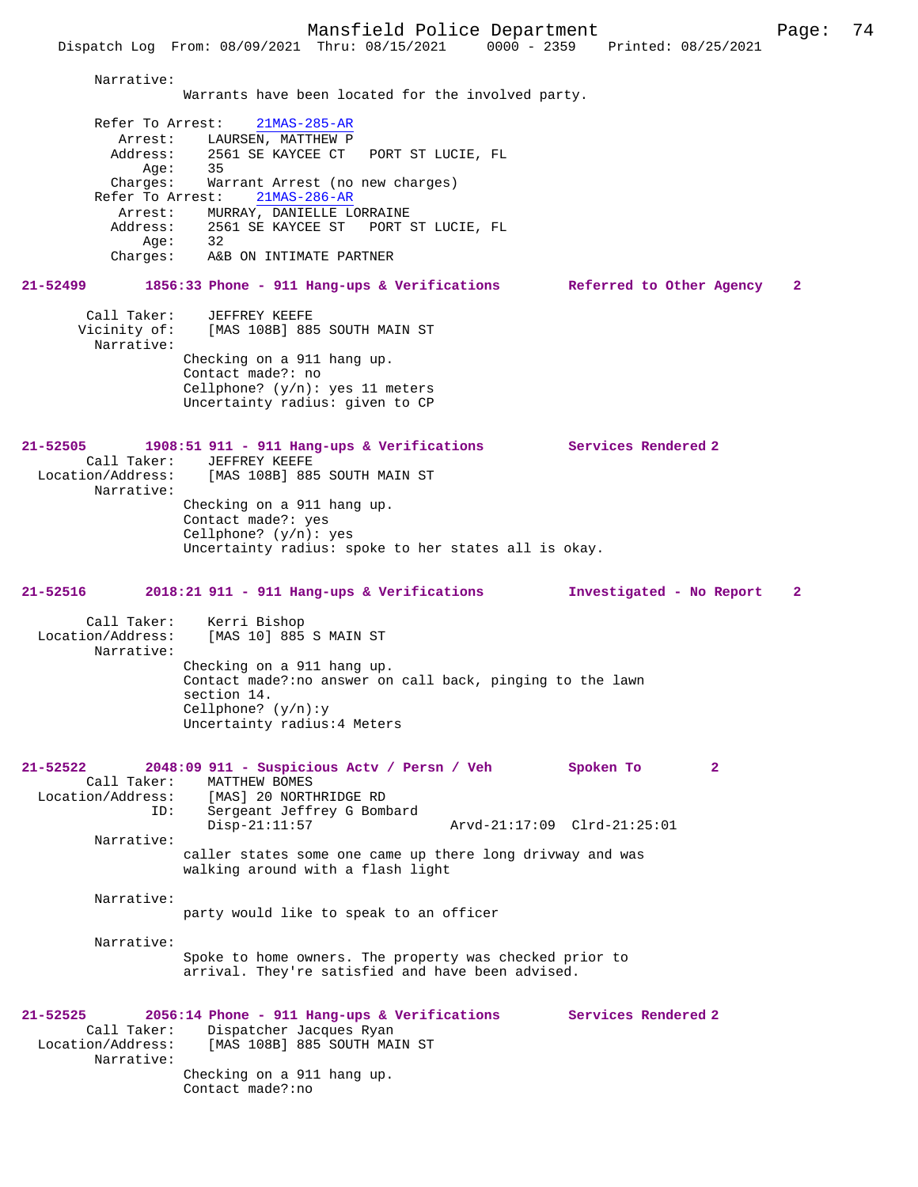Narrative:
Warrants have been located for the involved party.

Refer To Arrest: 21MAS-285-AR
Arrest: LAURSEN, MATTHEW P
Address: 2561 SE KAYCEE CT PORT ST LUCIE, FL
Age: 35
Charges: Warrant Arrest (no new charges)
Refer To Arrest: 21MAS-286-AR
Arrest: MURRAY, DANIELLE LORRAINE
Address: 2561 SE KAYCEE ST PORT ST LUCIE, FL
Age: 32
Charges: A&B ON INTIMATE PARTNER

**21-52499 1856:33 Phone - 911 Hang-ups & Verifications Referred to Other Agency 2**

Call Taker: JEFFREY KEEFE
Vicinity of: [MAS 108B] 885 SOUTH MAIN ST
Narrative:
Checking on a 911 hang up.
Contact made?: no
Cellphone? (y/n): yes 11 meters
Uncertainty radius: given to CP

**21-52505 1908:51 911 - 911 Hang-ups & Verifications Services Rendered 2**

Call Taker: JEFFREY KEEFE
Location/Address: [MAS 108B] 885 SOUTH MAIN ST
Narrative:
Checking on a 911 hang up.
Contact made?: yes
Cellphone? (y/n): yes
Uncertainty radius: spoke to her states all is okay.

**21-52516 2018:21 911 - 911 Hang-ups & Verifications Investigated - No Report 2**

Call Taker: Kerri Bishop
Location/Address: [MAS 10] 885 S MAIN ST
Narrative:
Checking on a 911 hang up.
Contact made?:no answer on call back, pinging to the lawn section 14.
Cellphone? (y/n):y
Uncertainty radius:4 Meters

**21-52522 2048:09 911 - Suspicious Actv / Persn / Veh Spoken To 2**

Call Taker: MATTHEW BOMES
Location/Address: [MAS] 20 NORTHRIDGE RD
ID: Sergeant Jeffrey G Bombard
Disp-21:11:57 Arvd-21:17:09 Clrd-21:25:01
Narrative:
caller states some one came up there long drivway and was walking around with a flash light

Narrative:
party would like to speak to an officer

Narrative:
Spoke to home owners. The property was checked prior to arrival. They're satisfied and have been advised.

**21-52525 2056:14 Phone - 911 Hang-ups & Verifications Services Rendered 2**

Call Taker: Dispatcher Jacques Ryan
Location/Address: [MAS 108B] 885 SOUTH MAIN ST
Narrative:
Checking on a 911 hang up.
Contact made?:no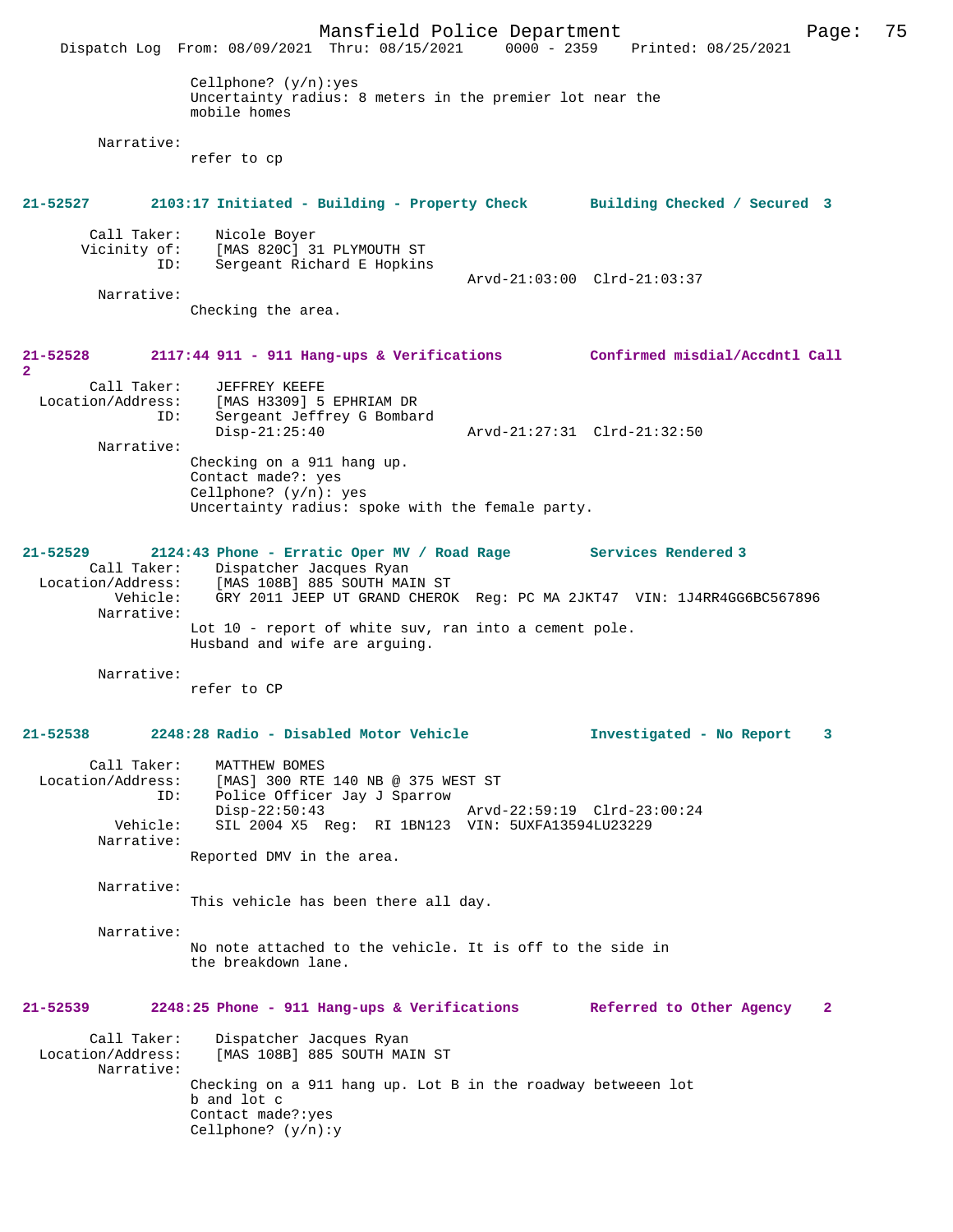Cellphone? (y/n):yes
Uncertainty radius: 8 meters in the premier lot near the mobile homes

Narrative:
refer to cp

**21-52527 2103:17 Initiated - Building - Property Check Building Checked / Secured 3**

Call Taker: Nicole Boyer
Vicinity of: [MAS 820C] 31 PLYMOUTH ST
ID: Sergeant Richard E Hopkins
Arvd-21:03:00 Clrd-21:03:37

Narrative:
Checking the area.

**21-52528 2117:44 911 - 911 Hang-ups & Verifications Confirmed misdial/Accdntl Call 2**

Call Taker: JEFFREY KEEFE
Location/Address: [MAS H3309] 5 EPHRIAM DR
ID: Sergeant Jeffrey G Bombard
Disp-21:25:40 Arvd-21:27:31 Clrd-21:32:50

Narrative:
Checking on a 911 hang up.
Contact made?: yes
Cellphone? (y/n): yes
Uncertainty radius: spoke with the female party.

**21-52529 2124:43 Phone - Erratic Oper MV / Road Rage Services Rendered 3**

Call Taker: Dispatcher Jacques Ryan
Location/Address: [MAS 108B] 885 SOUTH MAIN ST
Vehicle: GRY 2011 JEEP UT GRAND CHEROK Reg: PC MA 2JKT47 VIN: 1J4RR4GG6BC567896

Narrative:
Lot 10 - report of white suv, ran into a cement pole.
Husband and wife are arguing.

Narrative:
refer to CP

**21-52538 2248:28 Radio - Disabled Motor Vehicle Investigated - No Report 3**

Call Taker: MATTHEW BOMES
Location/Address: [MAS] 300 RTE 140 NB @ 375 WEST ST
ID: Police Officer Jay J Sparrow
Disp-22:50:43 Arvd-22:59:19 Clrd-23:00:24
Vehicle: SIL 2004 X5 Reg: RI 1BN123 VIN: 5UXFA13594LU23229

Narrative:
Reported DMV in the area.

Narrative:
This vehicle has been there all day.

Narrative:
No note attached to the vehicle. It is off to the side in the breakdown lane.

**21-52539 2248:25 Phone - 911 Hang-ups & Verifications Referred to Other Agency 2**

Call Taker: Dispatcher Jacques Ryan
Location/Address: [MAS 108B] 885 SOUTH MAIN ST

Narrative:
Checking on a 911 hang up. Lot B in the roadway betweeen lot b and lot c
Contact made?:yes
Cellphone? (y/n):y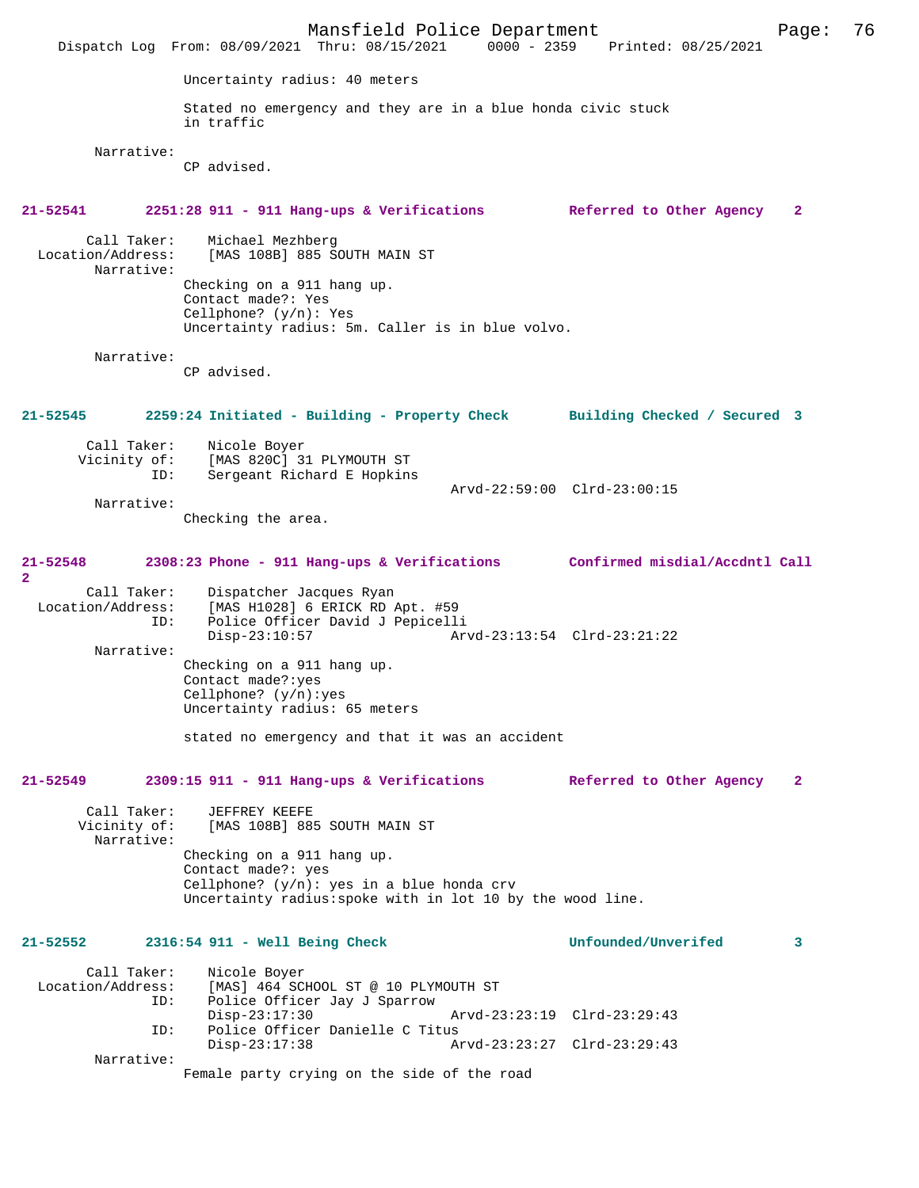Uncertainty radius: 40 meters

Stated no emergency and they are in a blue honda civic stuck in traffic

Narrative:
CP advised.

**21-52541 2251:28 911 - 911 Hang-ups & Verifications Referred to Other Agency 2**

Call Taker: Michael Mezhberg
Location/Address: [MAS 108B] 885 SOUTH MAIN ST
Narrative:
Checking on a 911 hang up.
Contact made?: Yes
Cellphone? (y/n): Yes
Uncertainty radius: 5m. Caller is in blue volvo.

Narrative:
CP advised.

**21-52545 2259:24 Initiated - Building - Property Check Building Checked / Secured 3**

Call Taker: Nicole Boyer
Vicinity of: [MAS 820C] 31 PLYMOUTH ST
ID: Sergeant Richard E Hopkins
Arvd-22:59:00 Clrd-23:00:15
Narrative:
Checking the area.

**21-52548 2308:23 Phone - 911 Hang-ups & Verifications Confirmed misdial/Accdntl Call 2**

Call Taker: Dispatcher Jacques Ryan
Location/Address: [MAS H1028] 6 ERICK RD Apt. #59
ID: Police Officer David J Pepicelli
Disp-23:10:57 Arvd-23:13:54 Clrd-23:21:22
Narrative:
Checking on a 911 hang up.
Contact made?:yes
Cellphone? (y/n):yes
Uncertainty radius: 65 meters

stated no emergency and that it was an accident

**21-52549 2309:15 911 - 911 Hang-ups & Verifications Referred to Other Agency 2**

Call Taker: JEFFREY KEEFE
Vicinity of: [MAS 108B] 885 SOUTH MAIN ST
Narrative:
Checking on a 911 hang up.
Contact made?: yes
Cellphone? (y/n): yes in a blue honda crv
Uncertainty radius:spoke with in lot 10 by the wood line.

**21-52552 2316:54 911 - Well Being Check Unfounded/Unverifed 3**

Call Taker: Nicole Boyer
Location/Address: [MAS] 464 SCHOOL ST @ 10 PLYMOUTH ST
ID: Police Officer Jay J Sparrow
Disp-23:17:30 Arvd-23:23:19 Clrd-23:29:43
ID: Police Officer Danielle C Titus
Disp-23:17:38 Arvd-23:23:27 Clrd-23:29:43
Narrative:
Female party crying on the side of the road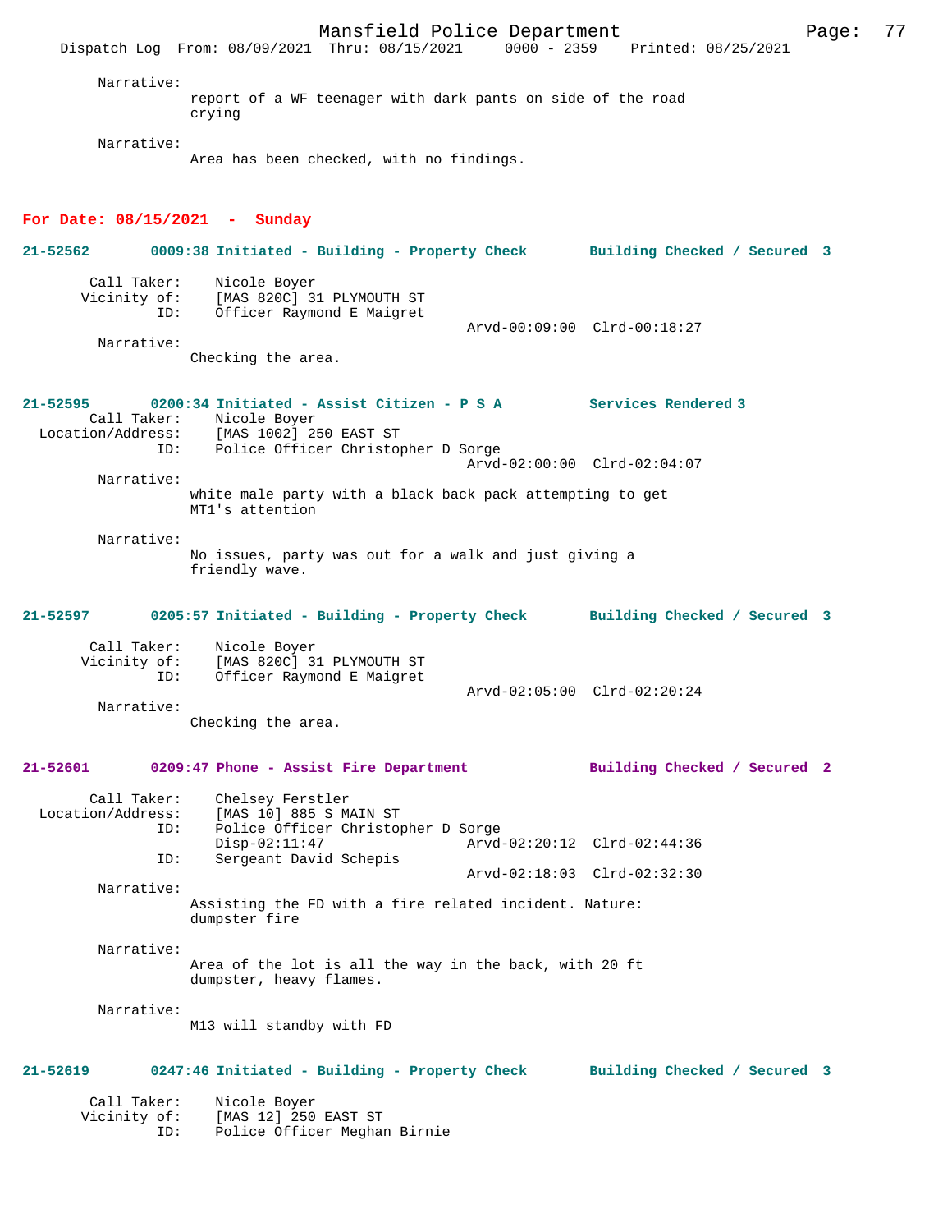Narrative:
report of a WF teenager with dark pants on side of the road crying

Narrative:
Area has been checked, with no findings.

## For Date: 08/15/2021 - Sunday

**21-52562 0009:38 Initiated - Building - Property Check Building Checked / Secured 3**

Call Taker: Nicole Boyer
Vicinity of: [MAS 820C] 31 PLYMOUTH ST
ID: Officer Raymond E Maigret
Arvd-00:09:00 Clrd-00:18:27

Narrative:
Checking the area.

**21-52595 0200:34 Initiated - Assist Citizen - P S A Services Rendered 3**

Call Taker: Nicole Boyer
Location/Address: [MAS 1002] 250 EAST ST
ID: Police Officer Christopher D Sorge
Arvd-02:00:00 Clrd-02:04:07

Narrative:
white male party with a black back pack attempting to get MT1's attention

Narrative:
No issues, party was out for a walk and just giving a friendly wave.

**21-52597 0205:57 Initiated - Building - Property Check Building Checked / Secured 3**

Call Taker: Nicole Boyer
Vicinity of: [MAS 820C] 31 PLYMOUTH ST
ID: Officer Raymond E Maigret
Arvd-02:05:00 Clrd-02:20:24

Narrative:
Checking the area.

**21-52601 0209:47 Phone - Assist Fire Department Building Checked / Secured 2**

Call Taker: Chelsey Ferstler
Location/Address: [MAS 10] 885 S MAIN ST
ID: Police Officer Christopher D Sorge
Disp-02:11:47 Arvd-02:20:12 Clrd-02:44:36
ID: Sergeant David Schepis
Arvd-02:18:03 Clrd-02:32:30

Narrative:
Assisting the FD with a fire related incident. Nature: dumpster fire

Narrative:
Area of the lot is all the way in the back, with 20 ft dumpster, heavy flames.

Narrative:
M13 will standby with FD

**21-52619 0247:46 Initiated - Building - Property Check Building Checked / Secured 3**

Call Taker: Nicole Boyer
Vicinity of: [MAS 12] 250 EAST ST
ID: Police Officer Meghan Birnie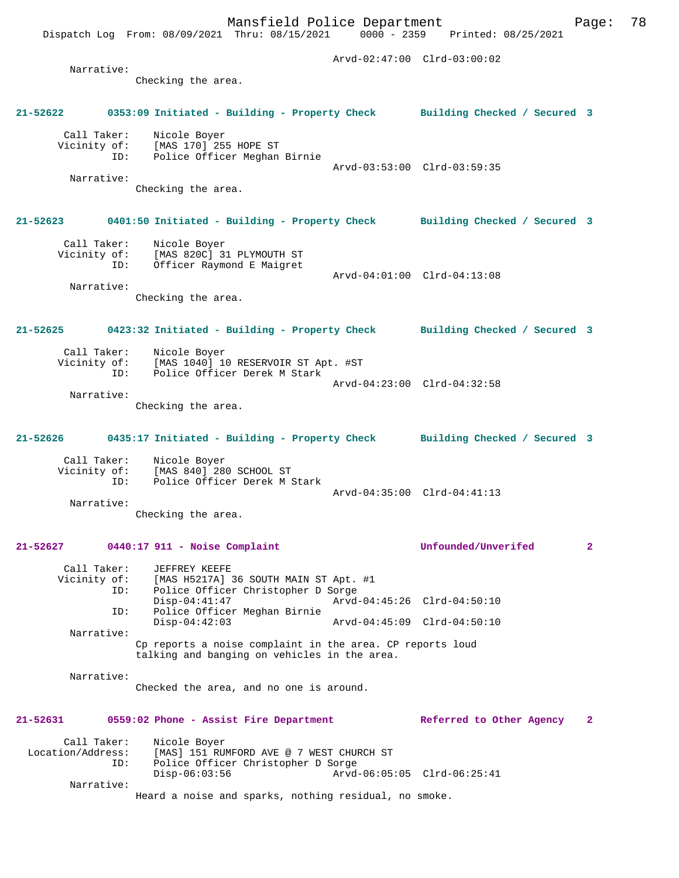Arvd-02:47:00 Clrd-03:00:02

Narrative:
Checking the area.

**21-52622 0353:09 Initiated - Building - Property Check Building Checked / Secured 3**

Call Taker: Nicole Boyer
Vicinity of: [MAS 170] 255 HOPE ST
ID: Police Officer Meghan Birnie
Arvd-03:53:00 Clrd-03:59:35

Narrative:
Checking the area.

**21-52623 0401:50 Initiated - Building - Property Check Building Checked / Secured 3**

Call Taker: Nicole Boyer
Vicinity of: [MAS 820C] 31 PLYMOUTH ST
ID: Officer Raymond E Maigret
Arvd-04:01:00 Clrd-04:13:08

Narrative:
Checking the area.

**21-52625 0423:32 Initiated - Building - Property Check Building Checked / Secured 3**

Call Taker: Nicole Boyer
Vicinity of: [MAS 1040] 10 RESERVOIR ST Apt. #ST
ID: Police Officer Derek M Stark
Arvd-04:23:00 Clrd-04:32:58

Narrative:
Checking the area.

**21-52626 0435:17 Initiated - Building - Property Check Building Checked / Secured 3**

Call Taker: Nicole Boyer
Vicinity of: [MAS 840] 280 SCHOOL ST
ID: Police Officer Derek M Stark
Arvd-04:35:00 Clrd-04:41:13

Narrative:
Checking the area.

**21-52627 0440:17 911 - Noise Complaint Unfounded/Unverifed 2**

Call Taker: JEFFREY KEEFE
Vicinity of: [MAS H5217A] 36 SOUTH MAIN ST Apt. #1
ID: Police Officer Christopher D Sorge
Disp-04:41:47 Arvd-04:45:26 Clrd-04:50:10
ID: Police Officer Meghan Birnie
Disp-04:42:03 Arvd-04:45:09 Clrd-04:50:10

Narrative:
Cp reports a noise complaint in the area. CP reports loud talking and banging on vehicles in the area.

Narrative:
Checked the area, and no one is around.

**21-52631 0559:02 Phone - Assist Fire Department Referred to Other Agency 2**

Call Taker: Nicole Boyer
Location/Address: [MAS] 151 RUMFORD AVE @ 7 WEST CHURCH ST
ID: Police Officer Christopher D Sorge
Disp-06:03:56 Arvd-06:05:05 Clrd-06:25:41

Narrative:
Heard a noise and sparks, nothing residual, no smoke.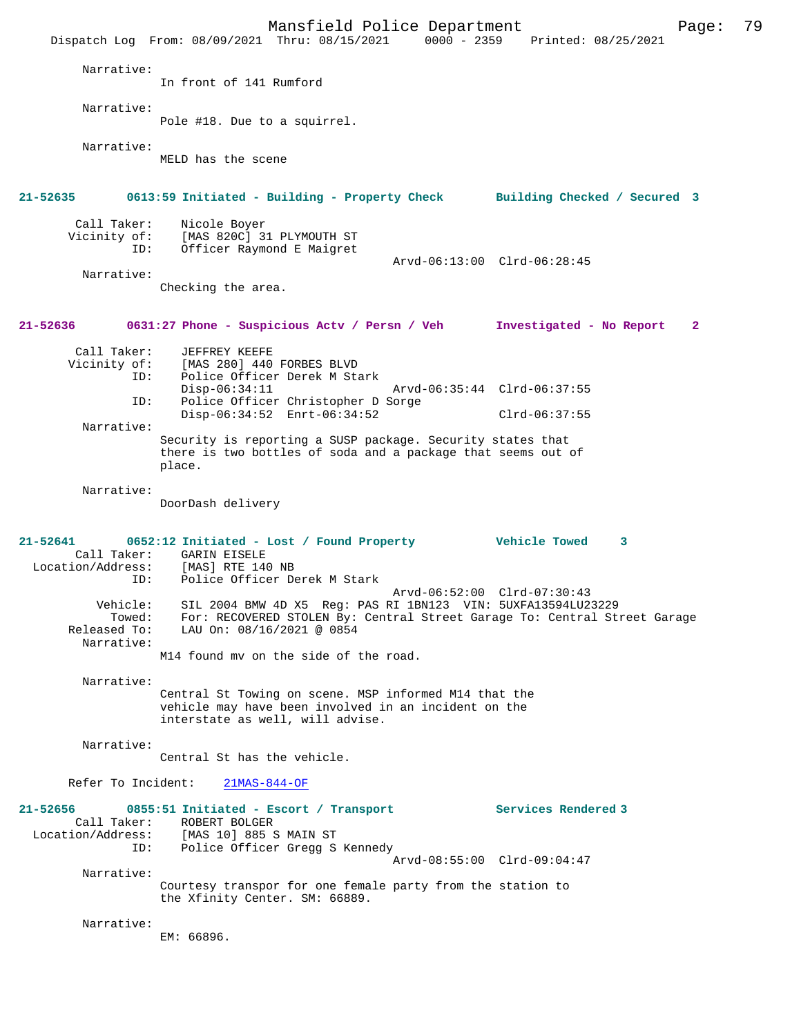Narrative:
In front of 141 Rumford

Narrative:
Pole #18. Due to a squirrel.

Narrative:
MELD has the scene

**21-52635 0613:59 Initiated - Building - Property Check Building Checked / Secured 3**

Call Taker: Nicole Boyer
Vicinity of: [MAS 820C] 31 PLYMOUTH ST
ID: Officer Raymond E Maigret
Arvd-06:13:00 Clrd-06:28:45
Narrative:
Checking the area.

**21-52636 0631:27 Phone - Suspicious Actv / Persn / Veh Investigated - No Report 2**

Call Taker: JEFFREY KEEFE
Vicinity of: [MAS 280] 440 FORBES BLVD
ID: Police Officer Derek M Stark
Disp-06:34:11 Arvd-06:35:44 Clrd-06:37:55
ID: Police Officer Christopher D Sorge
Disp-06:34:52 Enrt-06:34:52 Clrd-06:37:55
Narrative:
Security is reporting a SUSP package. Security states that there is two bottles of soda and a package that seems out of place.

Narrative:
DoorDash delivery

**21-52641 0652:12 Initiated - Lost / Found Property Vehicle Towed 3**

Call Taker: GARIN EISELE
Location/Address: [MAS] RTE 140 NB
ID: Police Officer Derek M Stark
Arvd-06:52:00 Clrd-07:30:43
Vehicle: SIL 2004 BMW 4D X5 Reg: PAS RI 1BN123 VIN: 5UXFA13594LU23229
Towed: For: RECOVERED STOLEN By: Central Street Garage To: Central Street Garage
Released To: LAU On: 08/16/2021 @ 0854
Narrative:
M14 found mv on the side of the road.

Narrative:
Central St Towing on scene. MSP informed M14 that the vehicle may have been involved in an incident on the interstate as well, will advise.

Narrative:
Central St has the vehicle.

Refer To Incident: 21MAS-844-OF

**21-52656 0855:51 Initiated - Escort / Transport Services Rendered 3**

Call Taker: ROBERT BOLGER
Location/Address: [MAS 10] 885 S MAIN ST
ID: Police Officer Gregg S Kennedy
Arvd-08:55:00 Clrd-09:04:47
Narrative:
Courtesy transpor for one female party from the station to the Xfinity Center. SM: 66889.

Narrative:
EM: 66896.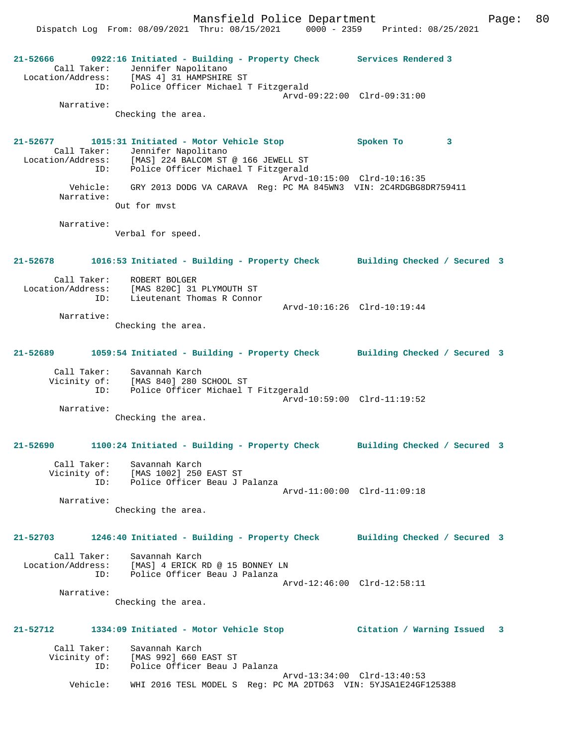**21-52666** 0922:16 Initiated - Building - Property Check Services Rendered 3

Call Taker: Jennifer Napolitano
Location/Address: [MAS 4] 31 HAMPSHIRE ST
ID: Police Officer Michael T Fitzgerald
Arvd-09:22:00 Clrd-09:31:00
Narrative:
Checking the area.

**21-52677** 1015:31 Initiated - Motor Vehicle Stop Spoken To 3

Call Taker: Jennifer Napolitano
Location/Address: [MAS] 224 BALCOM ST @ 166 JEWELL ST
ID: Police Officer Michael T Fitzgerald
Arvd-10:15:00 Clrd-10:16:35
Vehicle: GRY 2013 DODG VA CARAVA Reg: PC MA 845WN3 VIN: 2C4RDGBG8DR759411
Narrative:
Out for mvst

Narrative:
Verbal for speed.

**21-52678** 1016:53 Initiated - Building - Property Check Building Checked / Secured 3

Call Taker: ROBERT BOLGER
Location/Address: [MAS 820C] 31 PLYMOUTH ST
ID: Lieutenant Thomas R Connor
Arvd-10:16:26 Clrd-10:19:44
Narrative:
Checking the area.

**21-52689** 1059:54 Initiated - Building - Property Check Building Checked / Secured 3

Call Taker: Savannah Karch
Vicinity of: [MAS 840] 280 SCHOOL ST
ID: Police Officer Michael T Fitzgerald
Arvd-10:59:00 Clrd-11:19:52
Narrative:
Checking the area.

**21-52690** 1100:24 Initiated - Building - Property Check Building Checked / Secured 3

Call Taker: Savannah Karch
Vicinity of: [MAS 1002] 250 EAST ST
ID: Police Officer Beau J Palanza
Arvd-11:00:00 Clrd-11:09:18
Narrative:
Checking the area.

**21-52703** 1246:40 Initiated - Building - Property Check Building Checked / Secured 3

Call Taker: Savannah Karch
Location/Address: [MAS] 4 ERICK RD @ 15 BONNEY LN
ID: Police Officer Beau J Palanza
Arvd-12:46:00 Clrd-12:58:11
Narrative:
Checking the area.

**21-52712** 1334:09 Initiated - Motor Vehicle Stop Citation / Warning Issued 3

Call Taker: Savannah Karch
Vicinity of: [MAS 992] 660 EAST ST
ID: Police Officer Beau J Palanza
Arvd-13:34:00 Clrd-13:40:53
Vehicle: WHI 2016 TESL MODEL S Reg: PC MA 2DTD63 VIN: 5YJSA1E24GF125388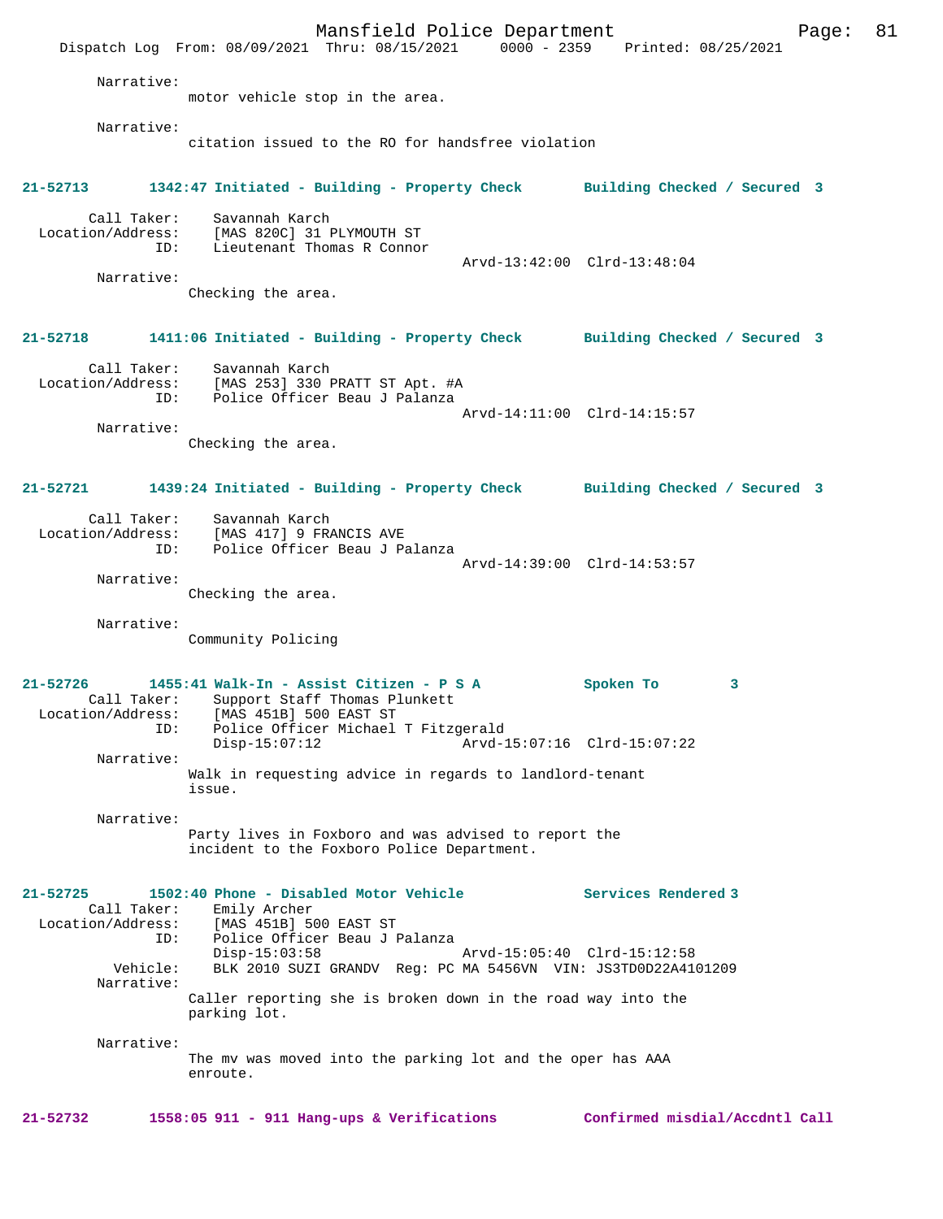Narrative:
motor vehicle stop in the area.

Narrative:
citation issued to the RO for handsfree violation

**21-52713 1342:47 Initiated - Building - Property Check Building Checked / Secured 3**

Call Taker: Savannah Karch
Location/Address: [MAS 820C] 31 PLYMOUTH ST
ID: Lieutenant Thomas R Connor
Arvd-13:42:00 Clrd-13:48:04

Narrative:
Checking the area.

**21-52718 1411:06 Initiated - Building - Property Check Building Checked / Secured 3**

Call Taker: Savannah Karch
Location/Address: [MAS 253] 330 PRATT ST Apt. #A
ID: Police Officer Beau J Palanza
Arvd-14:11:00 Clrd-14:15:57

Narrative:
Checking the area.

**21-52721 1439:24 Initiated - Building - Property Check Building Checked / Secured 3**

Call Taker: Savannah Karch
Location/Address: [MAS 417] 9 FRANCIS AVE
ID: Police Officer Beau J Palanza
Arvd-14:39:00 Clrd-14:53:57

Narrative:
Checking the area.

Narrative:
Community Policing

**21-52726 1455:41 Walk-In - Assist Citizen - P S A Spoken To 3**

Call Taker: Support Staff Thomas Plunkett
Location/Address: [MAS 451B] 500 EAST ST
ID: Police Officer Michael T Fitzgerald
Disp-15:07:12 Arvd-15:07:16 Clrd-15:07:22

Narrative:
Walk in requesting advice in regards to landlord-tenant issue.

Narrative:
Party lives in Foxboro and was advised to report the incident to the Foxboro Police Department.

**21-52725 1502:40 Phone - Disabled Motor Vehicle Services Rendered 3**

Call Taker: Emily Archer
Location/Address: [MAS 451B] 500 EAST ST
ID: Police Officer Beau J Palanza
Disp-15:03:58 Arvd-15:05:40 Clrd-15:12:58
Vehicle: BLK 2010 SUZI GRANDV Reg: PC MA 5456VN VIN: JS3TD0D22A4101209

Narrative:
Caller reporting she is broken down in the road way into the parking lot.

Narrative:
The mv was moved into the parking lot and the oper has AAA enroute.

**21-52732 1558:05 911 - 911 Hang-ups & Verifications Confirmed misdial/Accdntl Call**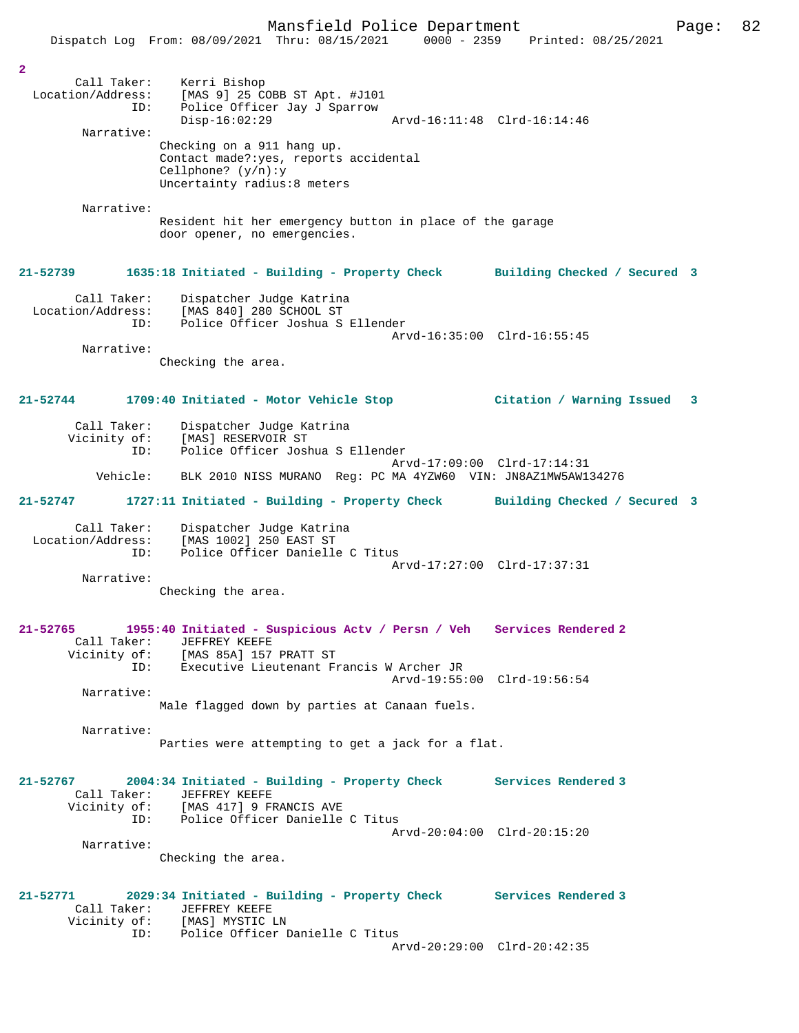2

```
       Call Taker:    Kerri Bishop
  Location/Address:    [MAS 9] 25 COBB ST Apt. #J101
               ID:    Police Officer Jay J Sparrow
                      Disp-16:02:29                Arvd-16:11:48  Clrd-16:14:46
        Narrative:
                   Checking on a 911 hang up.
                   Contact made?:yes, reports accidental
                   Cellphone? (y/n):y
                   Uncertainty radius:8 meters

        Narrative:
                   Resident hit her emergency button in place of the garage
                   door opener, no emergencies.
```

**21-52739        1635:18 Initiated - Building - Property Check        Building Checked / Secured  3**

```
       Call Taker:    Dispatcher Judge Katrina
  Location/Address:    [MAS 840] 280 SCHOOL ST
               ID:    Police Officer Joshua S Ellender
                                                   Arvd-16:35:00  Clrd-16:55:45
        Narrative:
                   Checking the area.
```

**21-52744        1709:40 Initiated - Motor Vehicle Stop               Citation / Warning Issued   3**

```
       Call Taker:    Dispatcher Judge Katrina
      Vicinity of:    [MAS] RESERVOIR ST
               ID:    Police Officer Joshua S Ellender
                                                   Arvd-17:09:00  Clrd-17:14:31
          Vehicle:    BLK 2010 NISS MURANO  Reg: PC MA 4YZW60  VIN: JN8AZ1MW5AW134276
```

**21-52747        1727:11 Initiated - Building - Property Check        Building Checked / Secured  3**

```
       Call Taker:    Dispatcher Judge Katrina
  Location/Address:    [MAS 1002] 250 EAST ST
               ID:    Police Officer Danielle C Titus
                                                   Arvd-17:27:00  Clrd-17:37:31
        Narrative:
                   Checking the area.
```

**21-52765        1955:40 Initiated - Suspicious Actv / Persn / Veh    Services Rendered 2**

```
       Call Taker:    JEFFREY KEEFE
      Vicinity of:    [MAS 85A] 157 PRATT ST
               ID:    Executive Lieutenant Francis W Archer JR
                                                   Arvd-19:55:00  Clrd-19:56:54
        Narrative:
                   Male flagged down by parties at Canaan fuels.

        Narrative:
                   Parties were attempting to get a jack for a flat.
```

**21-52767        2004:34 Initiated - Building - Property Check        Services Rendered 3**

```
       Call Taker:    JEFFREY KEEFE
      Vicinity of:    [MAS 417] 9 FRANCIS AVE
               ID:    Police Officer Danielle C Titus
                                                   Arvd-20:04:00  Clrd-20:15:20
        Narrative:
                   Checking the area.
```

**21-52771        2029:34 Initiated - Building - Property Check        Services Rendered 3**

```
       Call Taker:    JEFFREY KEEFE
      Vicinity of:    [MAS] MYSTIC LN
               ID:    Police Officer Danielle C Titus
                                                   Arvd-20:29:00  Clrd-20:42:35
```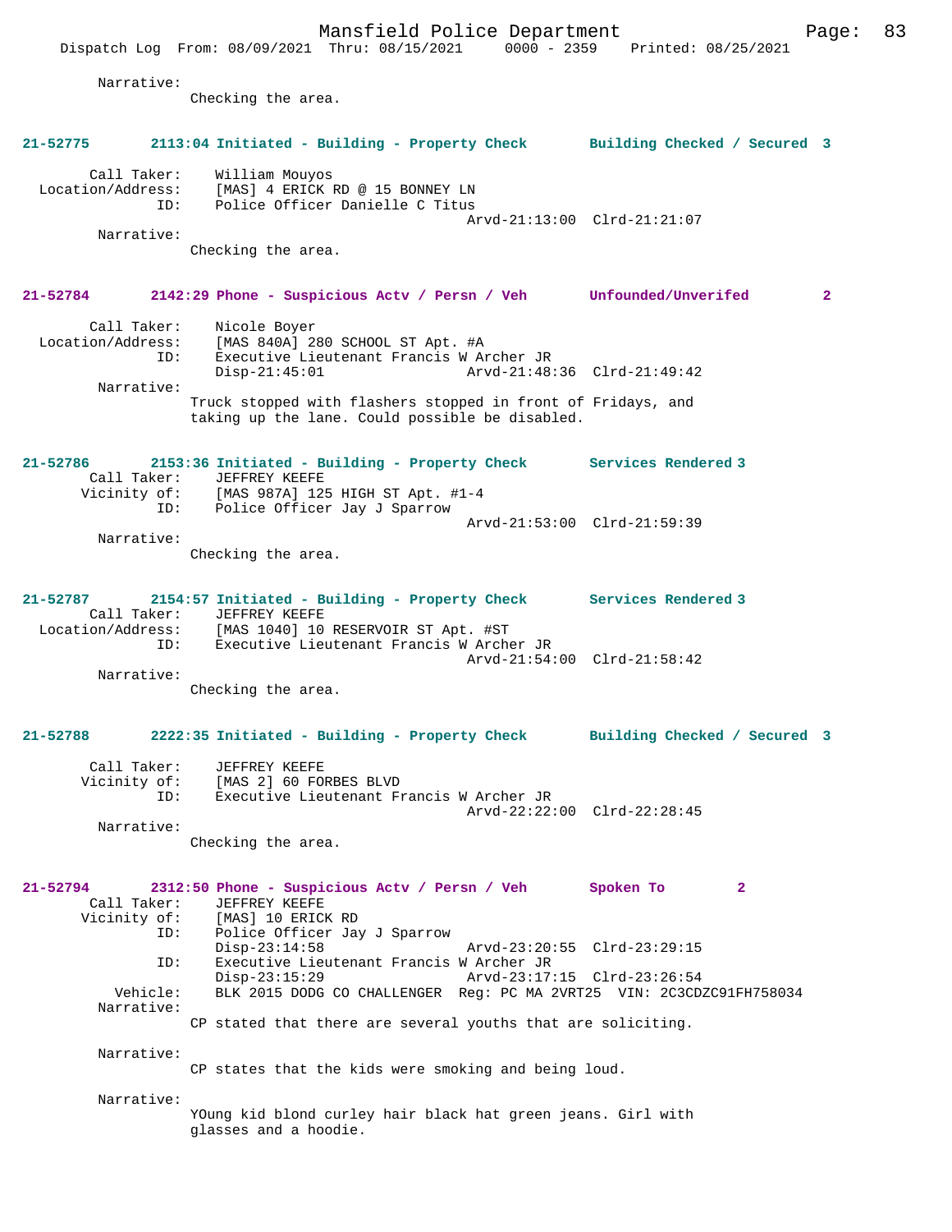Narrative:
Checking the area.

**21-52775 2113:04 Initiated - Building - Property Check Building Checked / Secured 3**

Call Taker: William Mouyos
Location/Address: [MAS] 4 ERICK RD @ 15 BONNEY LN
ID: Police Officer Danielle C Titus
Arvd-21:13:00 Clrd-21:21:07
Narrative:
Checking the area.

**21-52784 2142:29 Phone - Suspicious Actv / Persn / Veh Unfounded/Unverifed 2**

Call Taker: Nicole Boyer
Location/Address: [MAS 840A] 280 SCHOOL ST Apt. #A
ID: Executive Lieutenant Francis W Archer JR
Disp-21:45:01 Arvd-21:48:36 Clrd-21:49:42
Narrative:
Truck stopped with flashers stopped in front of Fridays, and taking up the lane. Could possible be disabled.

**21-52786 2153:36 Initiated - Building - Property Check Services Rendered 3**

Call Taker: JEFFREY KEEFE
Vicinity of: [MAS 987A] 125 HIGH ST Apt. #1-4
ID: Police Officer Jay J Sparrow
Arvd-21:53:00 Clrd-21:59:39
Narrative:
Checking the area.

**21-52787 2154:57 Initiated - Building - Property Check Services Rendered 3**

Call Taker: JEFFREY KEEFE
Location/Address: [MAS 1040] 10 RESERVOIR ST Apt. #ST
ID: Executive Lieutenant Francis W Archer JR
Arvd-21:54:00 Clrd-21:58:42
Narrative:
Checking the area.

**21-52788 2222:35 Initiated - Building - Property Check Building Checked / Secured 3**

Call Taker: JEFFREY KEEFE
Vicinity of: [MAS 2] 60 FORBES BLVD
ID: Executive Lieutenant Francis W Archer JR
Arvd-22:22:00 Clrd-22:28:45
Narrative:
Checking the area.

**21-52794 2312:50 Phone - Suspicious Actv / Persn / Veh Spoken To 2**

Call Taker: JEFFREY KEEFE
Vicinity of: [MAS] 10 ERICK RD
ID: Police Officer Jay J Sparrow
Disp-23:14:58 Arvd-23:20:55 Clrd-23:29:15
ID: Executive Lieutenant Francis W Archer JR
Disp-23:15:29 Arvd-23:17:15 Clrd-23:26:54
Vehicle: BLK 2015 DODG CO CHALLENGER Reg: PC MA 2VRT25 VIN: 2C3CDZC91FH758034
Narrative:
CP stated that there are several youths that are soliciting.

Narrative:
CP states that the kids were smoking and being loud.

Narrative:
YOung kid blond curley hair black hat green jeans. Girl with glasses and a hoodie.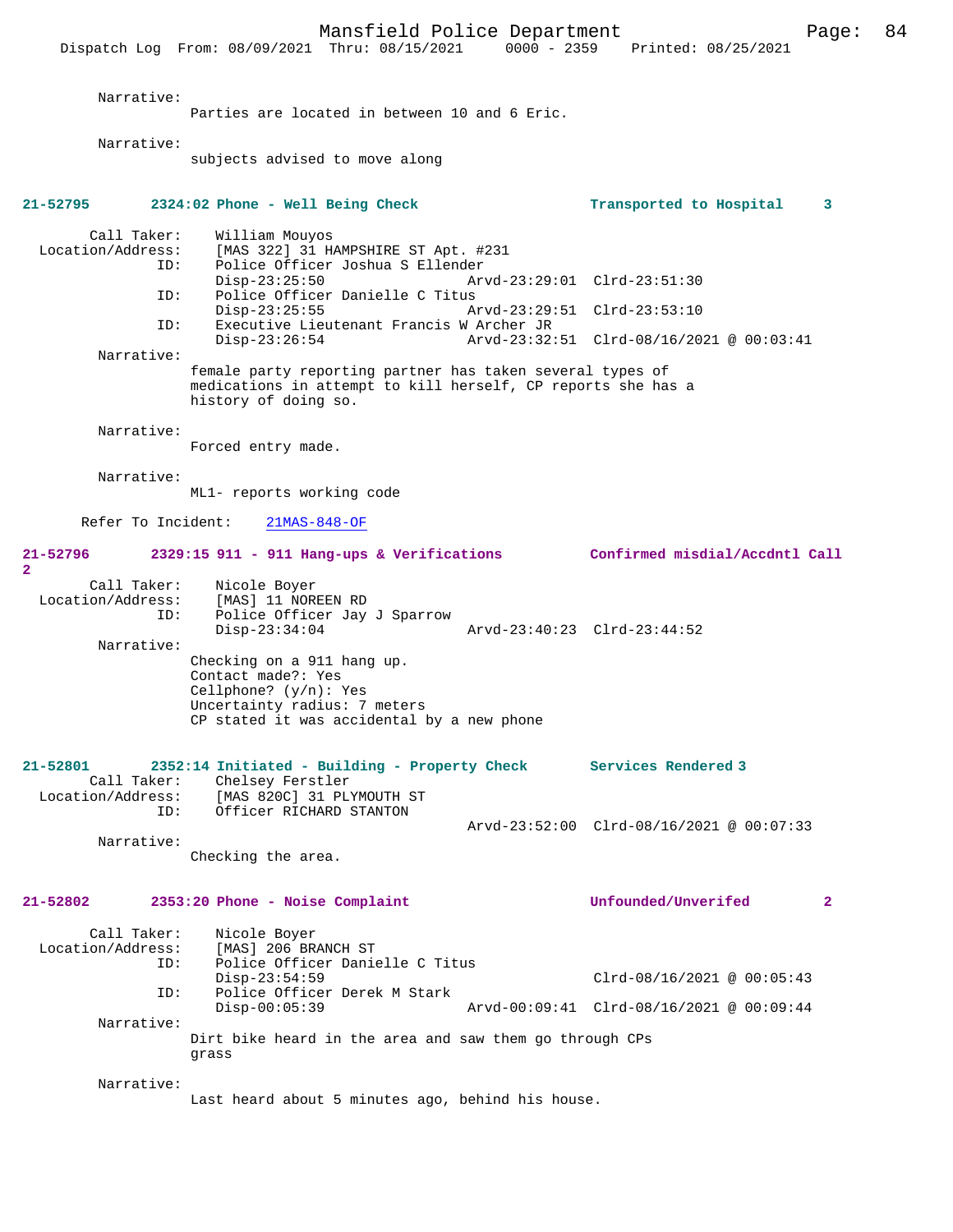Narrative:
Parties are located in between 10 and 6 Eric.

Narrative:
subjects advised to move along

**21-52795 2324:02 Phone - Well Being Check — Transported to Hospital 3**

Call Taker: William Mouyos
Location/Address: [MAS 322] 31 HAMPSHIRE ST Apt. #231
ID: Police Officer Joshua S Ellender
Disp-23:25:50 Arvd-23:29:01 Clrd-23:51:30
ID: Police Officer Danielle C Titus
Disp-23:25:55 Arvd-23:29:51 Clrd-23:53:10
ID: Executive Lieutenant Francis W Archer JR
Disp-23:26:54 Arvd-23:32:51 Clrd-08/16/2021 @ 00:03:41

Narrative:
female party reporting partner has taken several types of medications in attempt to kill herself, CP reports she has a history of doing so.

Narrative:
Forced entry made.

Narrative:
ML1- reports working code

Refer To Incident: 21MAS-848-OF

**21-52796 2329:15 911 - 911 Hang-ups & Verifications — Confirmed misdial/Accdntl Call 2**

Call Taker: Nicole Boyer
Location/Address: [MAS] 11 NOREEN RD
ID: Police Officer Jay J Sparrow
Disp-23:34:04 Arvd-23:40:23 Clrd-23:44:52

Narrative:
Checking on a 911 hang up.
Contact made?: Yes
Cellphone? (y/n): Yes
Uncertainty radius: 7 meters
CP stated it was accidental by a new phone

**21-52801 2352:14 Initiated - Building - Property Check — Services Rendered 3**

Call Taker: Chelsey Ferstler
Location/Address: [MAS 820C] 31 PLYMOUTH ST
ID: Officer RICHARD STANTON
Arvd-23:52:00 Clrd-08/16/2021 @ 00:07:33

Narrative:
Checking the area.

**21-52802 2353:20 Phone - Noise Complaint — Unfounded/Unverifed 2**

Call Taker: Nicole Boyer
Location/Address: [MAS] 206 BRANCH ST
ID: Police Officer Danielle C Titus
Disp-23:54:59 Clrd-08/16/2021 @ 00:05:43
ID: Police Officer Derek M Stark
Disp-00:05:39 Arvd-00:09:41 Clrd-08/16/2021 @ 00:09:44

Narrative:
Dirt bike heard in the area and saw them go through CPs grass

Narrative:
Last heard about 5 minutes ago, behind his house.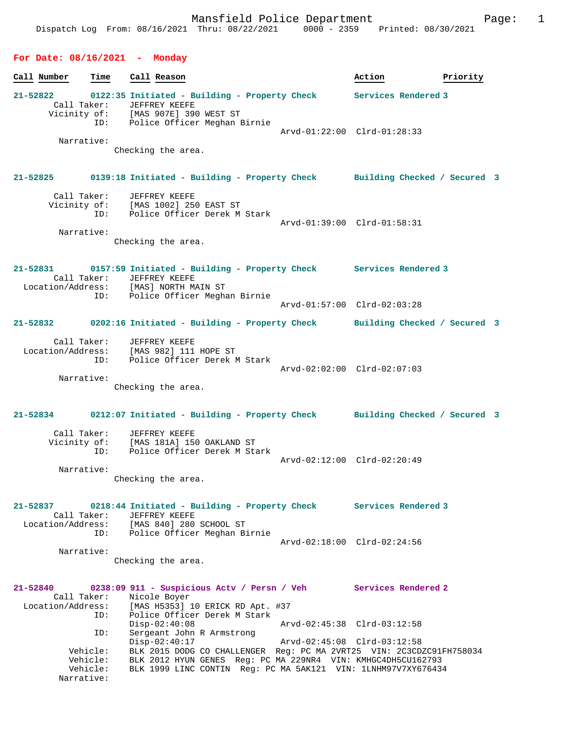Mansfield Police Department

Dispatch Log From: 08/16/2021 Thru: 08/22/2021 0000 - 2359 Printed: 08/30/2021

## For Date: 08/16/2021 - Monday

| Call Number | Time | Call Reason | Action | Priority |
|---|---|---|---|---|

**21-52822** 0122:35 Initiated - Building - Property Check — Services Rendered 3

Call Taker: JEFFREY KEEFE
Vicinity of: [MAS 907E] 390 WEST ST
ID: Police Officer Meghan Birnie
Arvd-01:22:00 Clrd-01:28:33
Narrative:
Checking the area.

**21-52825** 0139:18 Initiated - Building - Property Check — Building Checked / Secured 3

Call Taker: JEFFREY KEEFE
Vicinity of: [MAS 1002] 250 EAST ST
ID: Police Officer Derek M Stark
Arvd-01:39:00 Clrd-01:58:31
Narrative:
Checking the area.

**21-52831** 0157:59 Initiated - Building - Property Check — Services Rendered 3

Call Taker: JEFFREY KEEFE
Location/Address: [MAS] NORTH MAIN ST
ID: Police Officer Meghan Birnie
Arvd-01:57:00 Clrd-02:03:28

**21-52832** 0202:16 Initiated - Building - Property Check — Building Checked / Secured 3

Call Taker: JEFFREY KEEFE
Location/Address: [MAS 982] 111 HOPE ST
ID: Police Officer Derek M Stark
Arvd-02:02:00 Clrd-02:07:03
Narrative:
Checking the area.

**21-52834** 0212:07 Initiated - Building - Property Check — Building Checked / Secured 3

Call Taker: JEFFREY KEEFE
Vicinity of: [MAS 181A] 150 OAKLAND ST
ID: Police Officer Derek M Stark
Arvd-02:12:00 Clrd-02:20:49
Narrative:
Checking the area.

**21-52837** 0218:44 Initiated - Building - Property Check — Services Rendered 3

Call Taker: JEFFREY KEEFE
Location/Address: [MAS 840] 280 SCHOOL ST
ID: Police Officer Meghan Birnie
Arvd-02:18:00 Clrd-02:24:56
Narrative:
Checking the area.

**21-52840** 0238:09 911 - Suspicious Actv / Persn / Veh — Services Rendered 2

Call Taker: Nicole Boyer
Location/Address: [MAS H5353] 10 ERICK RD Apt. #37
ID: Police Officer Derek M Stark
Disp-02:40:08 Arvd-02:45:38 Clrd-03:12:58
ID: Sergeant John R Armstrong
Disp-02:40:17 Arvd-02:45:08 Clrd-03:12:58
Vehicle: BLK 2015 DODG CO CHALLENGER Reg: PC MA 2VRT25 VIN: 2C3CDZC91FH758034
Vehicle: BLK 2012 HYUN GENES Reg: PC MA 229NR4 VIN: KMHGC4DH5CU162793
Vehicle: BLK 1999 LINC CONTIN Reg: PC MA 5AK121 VIN: 1LNHM97V7XY676434
Narrative: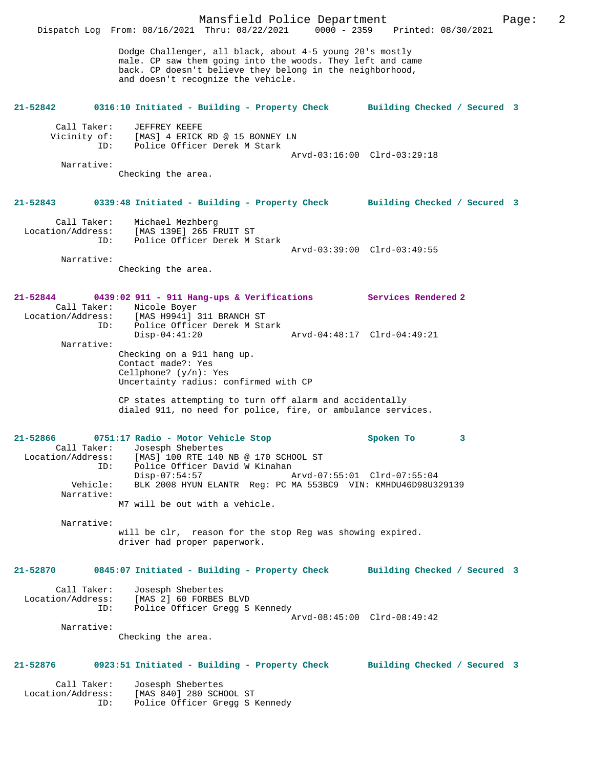Dodge Challenger, all black, about 4-5 young 20's mostly male. CP saw them going into the woods. They left and came back. CP doesn't believe they belong in the neighborhood, and doesn't recognize the vehicle.

**21-52842 0316:10 Initiated - Building - Property Check Building Checked / Secured 3**

Call Taker: JEFFREY KEEFE
Vicinity of: [MAS] 4 ERICK RD @ 15 BONNEY LN
ID: Police Officer Derek M Stark
Arvd-03:16:00 Clrd-03:29:18
Narrative:
Checking the area.

**21-52843 0339:48 Initiated - Building - Property Check Building Checked / Secured 3**

Call Taker: Michael Mezhberg
Location/Address: [MAS 139E] 265 FRUIT ST
ID: Police Officer Derek M Stark
Arvd-03:39:00 Clrd-03:49:55
Narrative:
Checking the area.

**21-52844 0439:02 911 - 911 Hang-ups & Verifications Services Rendered 2**

Call Taker: Nicole Boyer
Location/Address: [MAS H9941] 311 BRANCH ST
ID: Police Officer Derek M Stark
Disp-04:41:20 Arvd-04:48:17 Clrd-04:49:21
Narrative:
Checking on a 911 hang up.
Contact made?: Yes
Cellphone? (y/n): Yes
Uncertainty radius: confirmed with CP

CP states attempting to turn off alarm and accidentally dialed 911, no need for police, fire, or ambulance services.

**21-52866 0751:17 Radio - Motor Vehicle Stop Spoken To 3**

Call Taker: Josesph Shebertes
Location/Address: [MAS] 100 RTE 140 NB @ 170 SCHOOL ST
ID: Police Officer David W Kinahan
Disp-07:54:57 Arvd-07:55:01 Clrd-07:55:04
Vehicle: BLK 2008 HYUN ELANTR Reg: PC MA 553BC9 VIN: KMHDU46D98U329139
Narrative:
M7 will be out with a vehicle.

Narrative:
will be clr, reason for the stop Reg was showing expired. driver had proper paperwork.

**21-52870 0845:07 Initiated - Building - Property Check Building Checked / Secured 3**

Call Taker: Josesph Shebertes
Location/Address: [MAS 2] 60 FORBES BLVD
ID: Police Officer Gregg S Kennedy
Arvd-08:45:00 Clrd-08:49:42
Narrative:
Checking the area.

**21-52876 0923:51 Initiated - Building - Property Check Building Checked / Secured 3**

Call Taker: Josesph Shebertes
Location/Address: [MAS 840] 280 SCHOOL ST
ID: Police Officer Gregg S Kennedy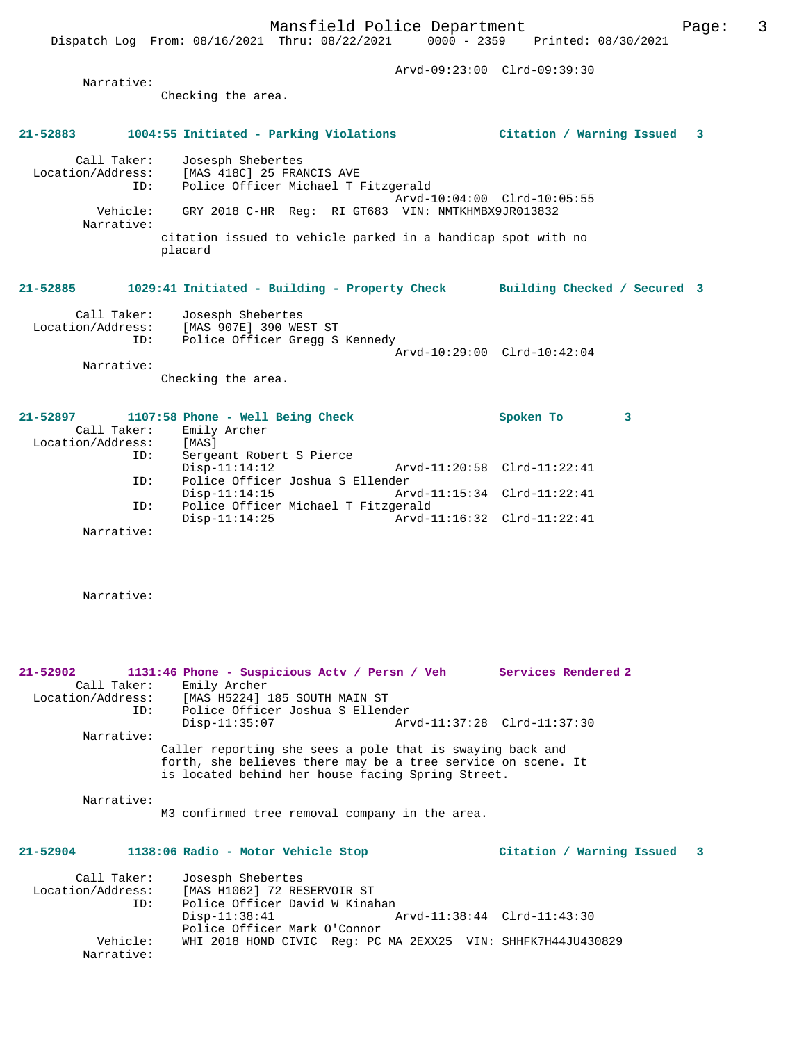Arvd-09:23:00 Clrd-09:39:30

Narrative:
Checking the area.

**21-52883 1004:55 Initiated - Parking Violations Citation / Warning Issued 3**

Call Taker: Josesph Shebertes
Location/Address: [MAS 418C] 25 FRANCIS AVE
ID: Police Officer Michael T Fitzgerald
Arvd-10:04:00 Clrd-10:05:55
Vehicle: GRY 2018 C-HR Reg: RI GT683 VIN: NMTKHMBX9JR013832
Narrative:
citation issued to vehicle parked in a handicap spot with no placard

**21-52885 1029:41 Initiated - Building - Property Check Building Checked / Secured 3**

Call Taker: Josesph Shebertes
Location/Address: [MAS 907E] 390 WEST ST
ID: Police Officer Gregg S Kennedy
Arvd-10:29:00 Clrd-10:42:04
Narrative:
Checking the area.

**21-52897 1107:58 Phone - Well Being Check Spoken To 3**

Call Taker: Emily Archer
Location/Address: [MAS]
ID: Sergeant Robert S Pierce
Disp-11:14:12 Arvd-11:20:58 Clrd-11:22:41
ID: Police Officer Joshua S Ellender
Disp-11:14:15 Arvd-11:15:34 Clrd-11:22:41
ID: Police Officer Michael T Fitzgerald
Disp-11:14:25 Arvd-11:16:32 Clrd-11:22:41
Narrative:

Narrative:

**21-52902 1131:46 Phone - Suspicious Actv / Persn / Veh Services Rendered 2**

Call Taker: Emily Archer
Location/Address: [MAS H5224] 185 SOUTH MAIN ST
ID: Police Officer Joshua S Ellender
Disp-11:35:07 Arvd-11:37:28 Clrd-11:37:30
Narrative:
Caller reporting she sees a pole that is swaying back and forth, she believes there may be a tree service on scene. It is located behind her house facing Spring Street.

Narrative:
M3 confirmed tree removal company in the area.

**21-52904 1138:06 Radio - Motor Vehicle Stop Citation / Warning Issued 3**

Call Taker: Josesph Shebertes
Location/Address: [MAS H1062] 72 RESERVOIR ST
ID: Police Officer David W Kinahan
Disp-11:38:41 Arvd-11:38:44 Clrd-11:43:30
Police Officer Mark O'Connor
Vehicle: WHI 2018 HOND CIVIC Reg: PC MA 2EXX25 VIN: SHHFK7H44JU430829
Narrative: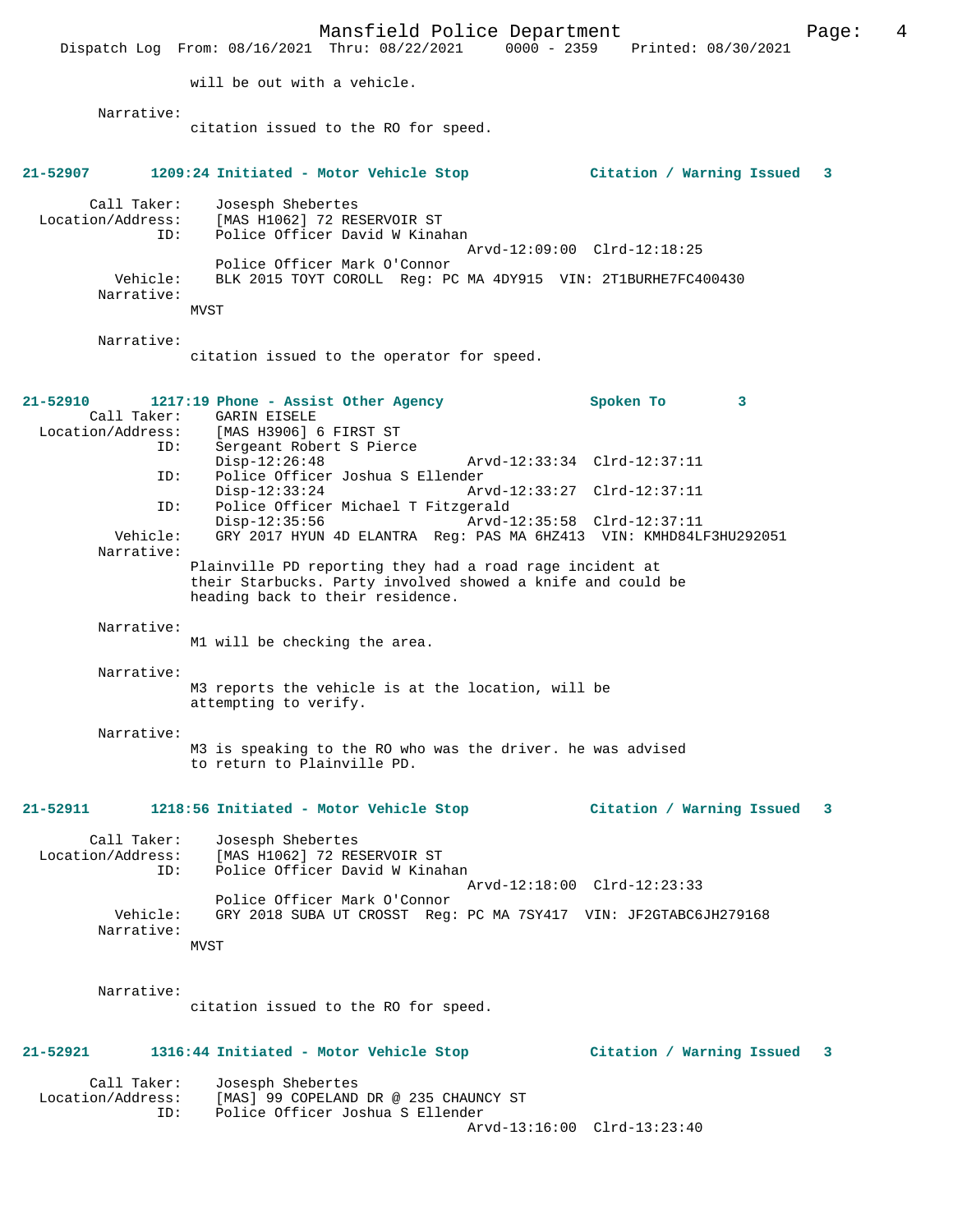will be out with a vehicle.

Narrative:
citation issued to the RO for speed.

**21-52907 1209:24 Initiated - Motor Vehicle Stop Citation / Warning Issued 3**

Call Taker: Josesph Shebertes
Location/Address: [MAS H1062] 72 RESERVOIR ST
ID: Police Officer David W Kinahan
Arvd-12:09:00 Clrd-12:18:25
Police Officer Mark O'Connor
Vehicle: BLK 2015 TOYT COROLL Reg: PC MA 4DY915 VIN: 2T1BURHE7FC400430
Narrative:
MVST

Narrative:
citation issued to the operator for speed.

**21-52910 1217:19 Phone - Assist Other Agency Spoken To 3**

Call Taker: GARIN EISELE
Location/Address: [MAS H3906] 6 FIRST ST
ID: Sergeant Robert S Pierce
Disp-12:26:48 Arvd-12:33:34 Clrd-12:37:11
ID: Police Officer Joshua S Ellender
Disp-12:33:24 Arvd-12:33:27 Clrd-12:37:11
ID: Police Officer Michael T Fitzgerald
Disp-12:35:56 Arvd-12:35:58 Clrd-12:37:11
Vehicle: GRY 2017 HYUN 4D ELANTRA Reg: PAS MA 6HZ413 VIN: KMHD84LF3HU292051
Narrative:
Plainville PD reporting they had a road rage incident at their Starbucks. Party involved showed a knife and could be heading back to their residence.

Narrative:
M1 will be checking the area.

Narrative:
M3 reports the vehicle is at the location, will be attempting to verify.

Narrative:
M3 is speaking to the RO who was the driver. he was advised to return to Plainville PD.

**21-52911 1218:56 Initiated - Motor Vehicle Stop Citation / Warning Issued 3**

Call Taker: Josesph Shebertes
Location/Address: [MAS H1062] 72 RESERVOIR ST
ID: Police Officer David W Kinahan
Arvd-12:18:00 Clrd-12:23:33
Police Officer Mark O'Connor
Vehicle: GRY 2018 SUBA UT CROSST Reg: PC MA 7SY417 VIN: JF2GTABC6JH279168
Narrative:
MVST

Narrative:
citation issued to the RO for speed.

**21-52921 1316:44 Initiated - Motor Vehicle Stop Citation / Warning Issued 3**

Call Taker: Josesph Shebertes
Location/Address: [MAS] 99 COPELAND DR @ 235 CHAUNCY ST
ID: Police Officer Joshua S Ellender
Arvd-13:16:00 Clrd-13:23:40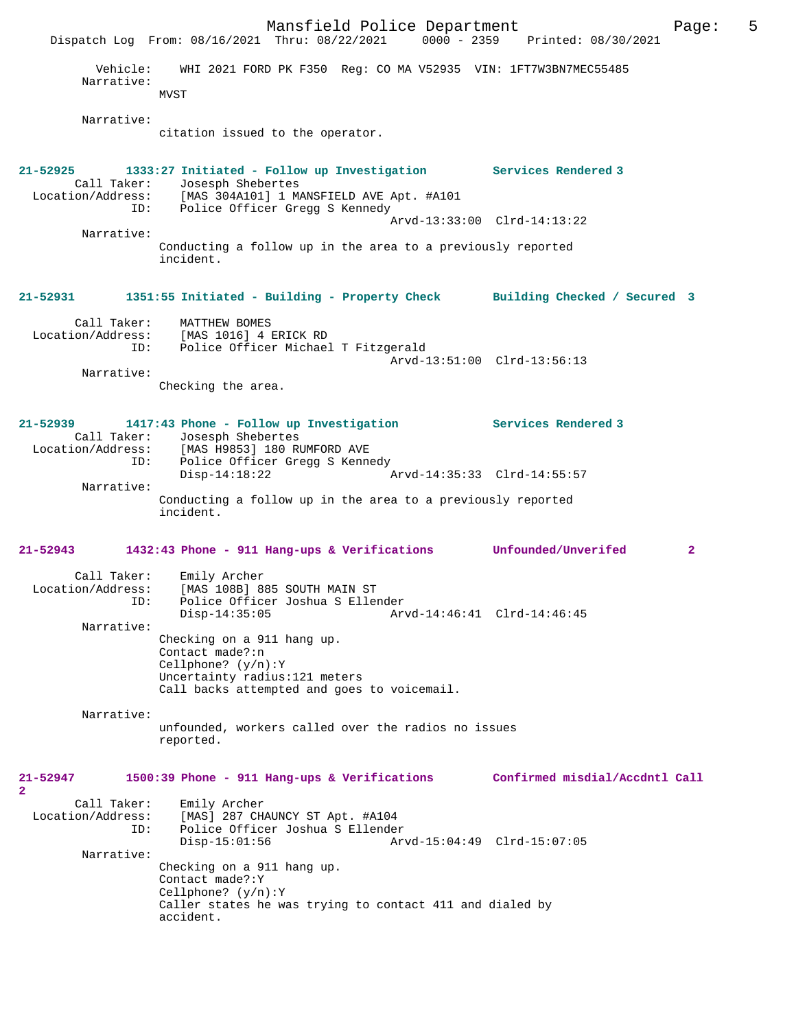```
        Vehicle:    WHI 2021 FORD PK F350  Reg: CO MA V52935  VIN: 1FT7W3BN7MEC55485
      Narrative:  
                MVST

      Narrative:  
                citation issued to the operator.


21-52925       1333:27 Initiated - Follow up Investigation         Services Rendered 3
       Call Taker:     Josesph Shebertes
  Location/Address:    [MAS 304A101] 1 MANSFIELD AVE Apt. #A101
                ID:    Police Officer Gregg S Kennedy
                                                Arvd-13:33:00  Clrd-14:13:22
      Narrative:  
                Conducting a follow up in the area to a previously reported
                incident.


21-52931       1351:55 Initiated - Building - Property Check       Building Checked / Secured  3

       Call Taker:     MATTHEW BOMES
  Location/Address:    [MAS 1016] 4 ERICK RD
                ID:    Police Officer Michael T Fitzgerald
                                                Arvd-13:51:00  Clrd-13:56:13
      Narrative:  
                Checking the area.


21-52939       1417:43 Phone - Follow up Investigation             Services Rendered 3
       Call Taker:     Josesph Shebertes
  Location/Address:    [MAS H9853] 180 RUMFORD AVE
                ID:    Police Officer Gregg S Kennedy
                       Disp-14:18:22            Arvd-14:35:33  Clrd-14:55:57
      Narrative:  
                Conducting a follow up in the area to a previously reported
                incident.


21-52943       1432:43 Phone - 911 Hang-ups & Verifications        Unfounded/Unverifed        2

       Call Taker:     Emily Archer
  Location/Address:    [MAS 108B] 885 SOUTH MAIN ST
                ID:    Police Officer Joshua S Ellender
                       Disp-14:35:05            Arvd-14:46:41  Clrd-14:46:45
      Narrative:  
                Checking on a 911 hang up.
                Contact made?:n
                Cellphone? (y/n):Y
                Uncertainty radius:121 meters
                Call backs attempted and goes to voicemail.

      Narrative:  
                unfounded, workers called over the radios no issues
                reported.


21-52947       1500:39 Phone - 911 Hang-ups & Verifications        Confirmed misdial/Accdntl Call
2
       Call Taker:     Emily Archer
  Location/Address:    [MAS] 287 CHAUNCY ST Apt. #A104
                ID:    Police Officer Joshua S Ellender
                       Disp-15:01:56            Arvd-15:04:49  Clrd-15:07:05
      Narrative:  
                Checking on a 911 hang up.
                Contact made?:Y
                Cellphone? (y/n):Y
                Caller states he was trying to contact 411 and dialed by
                accident.
```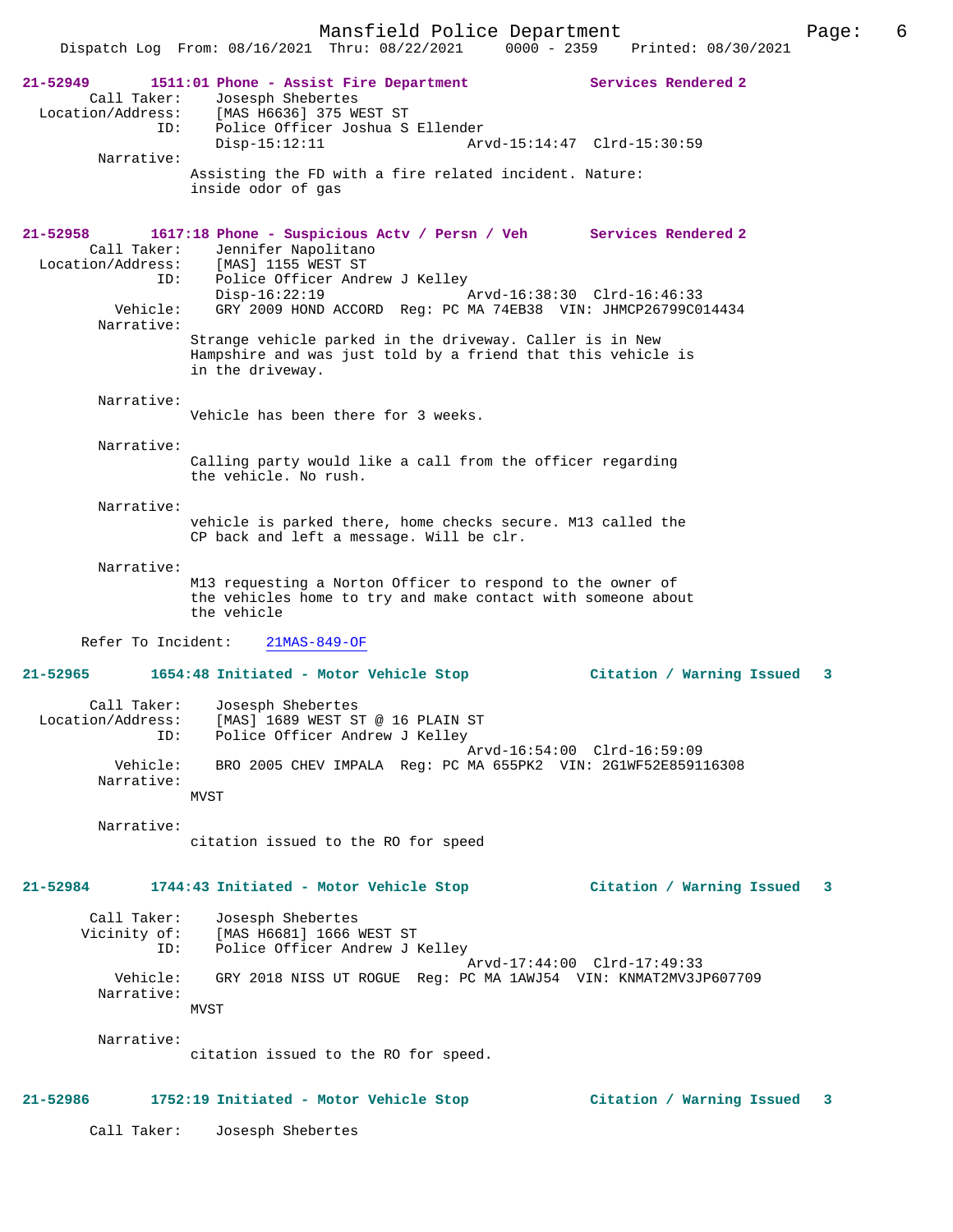**21-52949** **1511:01 Phone - Assist Fire Department** **Services Rendered 2**

Call Taker: Josesph Shebertes
Location/Address: [MAS H6636] 375 WEST ST
ID: Police Officer Joshua S Ellender
Disp-15:12:11 Arvd-15:14:47 Clrd-15:30:59

Narrative:
Assisting the FD with a fire related incident. Nature: inside odor of gas

**21-52958** **1617:18 Phone - Suspicious Actv / Persn / Veh** **Services Rendered 2**

Call Taker: Jennifer Napolitano
Location/Address: [MAS] 1155 WEST ST
ID: Police Officer Andrew J Kelley
Disp-16:22:19 Arvd-16:38:30 Clrd-16:46:33
Vehicle: GRY 2009 HOND ACCORD Reg: PC MA 74EB38 VIN: JHMCP26799C014434

Narrative:
Strange vehicle parked in the driveway. Caller is in New Hampshire and was just told by a friend that this vehicle is in the driveway.

Narrative:
Vehicle has been there for 3 weeks.

Narrative:
Calling party would like a call from the officer regarding the vehicle. No rush.

Narrative:
vehicle is parked there, home checks secure. M13 called the CP back and left a message. Will be clr.

Narrative:
M13 requesting a Norton Officer to respond to the owner of the vehicles home to try and make contact with someone about the vehicle

Refer To Incident: 21MAS-849-OF

**21-52965** **1654:48 Initiated - Motor Vehicle Stop** **Citation / Warning Issued 3**

Call Taker: Josesph Shebertes
Location/Address: [MAS] 1689 WEST ST @ 16 PLAIN ST
ID: Police Officer Andrew J Kelley
Arvd-16:54:00 Clrd-16:59:09
Vehicle: BRO 2005 CHEV IMPALA Reg: PC MA 655PK2 VIN: 2G1WF52E859116308

Narrative:
MVST

Narrative:
citation issued to the RO for speed

**21-52984** **1744:43 Initiated - Motor Vehicle Stop** **Citation / Warning Issued 3**

Call Taker: Josesph Shebertes
Vicinity of: [MAS H6681] 1666 WEST ST
ID: Police Officer Andrew J Kelley
Arvd-17:44:00 Clrd-17:49:33
Vehicle: GRY 2018 NISS UT ROGUE Reg: PC MA 1AWJ54 VIN: KNMAT2MV3JP607709

Narrative:
MVST

Narrative:
citation issued to the RO for speed.

**21-52986** **1752:19 Initiated - Motor Vehicle Stop** **Citation / Warning Issued 3**

Call Taker: Josesph Shebertes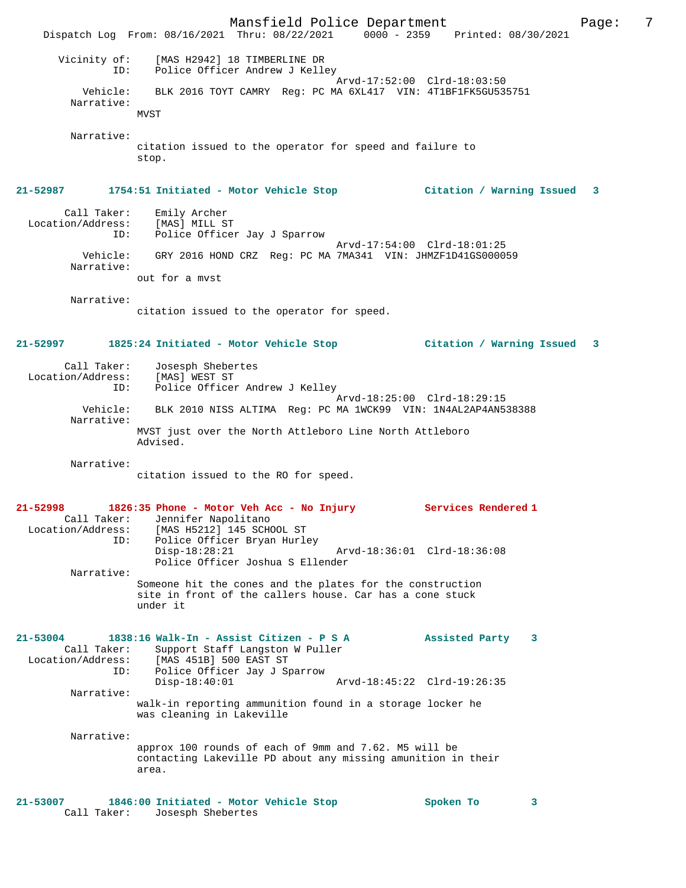```
        Vicinity of:    [MAS H2942] 18 TIMBERLINE DR
                 ID:    Police Officer Andrew J Kelley
                                              Arvd-17:52:00  Clrd-18:03:50
            Vehicle:    BLK 2016 TOYT CAMRY  Reg: PC MA 6XL417  VIN: 4T1BF1FK5GU535751
          Narrative:
                    MVST

          Narrative:
                    citation issued to the operator for speed and failure to
                    stop.


21-52987       1754:51 Initiated - Motor Vehicle Stop            Citation / Warning Issued   3

         Call Taker:    Emily Archer
   Location/Address:    [MAS] MILL ST
                 ID:    Police Officer Jay J Sparrow
                                              Arvd-17:54:00  Clrd-18:01:25
            Vehicle:    GRY 2016 HOND CRZ  Reg: PC MA 7MA341  VIN: JHMZF1D41GS000059
          Narrative:
                    out for a mvst

          Narrative:
                    citation issued to the operator for speed.


21-52997       1825:24 Initiated - Motor Vehicle Stop            Citation / Warning Issued   3

         Call Taker:    Josesph Shebertes
   Location/Address:    [MAS] WEST ST
                 ID:    Police Officer Andrew J Kelley
                                              Arvd-18:25:00  Clrd-18:29:15
            Vehicle:    BLK 2010 NISS ALTIMA  Reg: PC MA 1WCK99  VIN: 1N4AL2AP4AN538388
          Narrative:
                    MVST just over the North Attleboro Line North Attleboro
                    Advised.

          Narrative:
                    citation issued to the RO for speed.


21-52998       1826:35 Phone - Motor Veh Acc - No Injury          Services Rendered 1
         Call Taker:    Jennifer Napolitano
   Location/Address:    [MAS H5212] 145 SCHOOL ST
                 ID:    Police Officer Bryan Hurley
                        Disp-18:28:21                 Arvd-18:36:01  Clrd-18:36:08
                        Police Officer Joshua S Ellender
          Narrative:
                    Someone hit the cones and the plates for the construction
                    site in front of the callers house. Car has a cone stuck
                    under it


21-53004       1838:16 Walk-In - Assist Citizen - P S A          Assisted Party    3
         Call Taker:    Support Staff Langston W Puller
   Location/Address:    [MAS 451B] 500 EAST ST
                 ID:    Police Officer Jay J Sparrow
                        Disp-18:40:01                 Arvd-18:45:22  Clrd-19:26:35
          Narrative:
                    walk-in reporting ammunition found in a storage locker he
                    was cleaning in Lakeville

          Narrative:
                    approx 100 rounds of each of 9mm and 7.62. M5 will be
                    contacting Lakeville PD about any missing amunition in their
                    area.


21-53007       1846:00 Initiated - Motor Vehicle Stop            Spoken To         3
         Call Taker:    Josesph Shebertes
```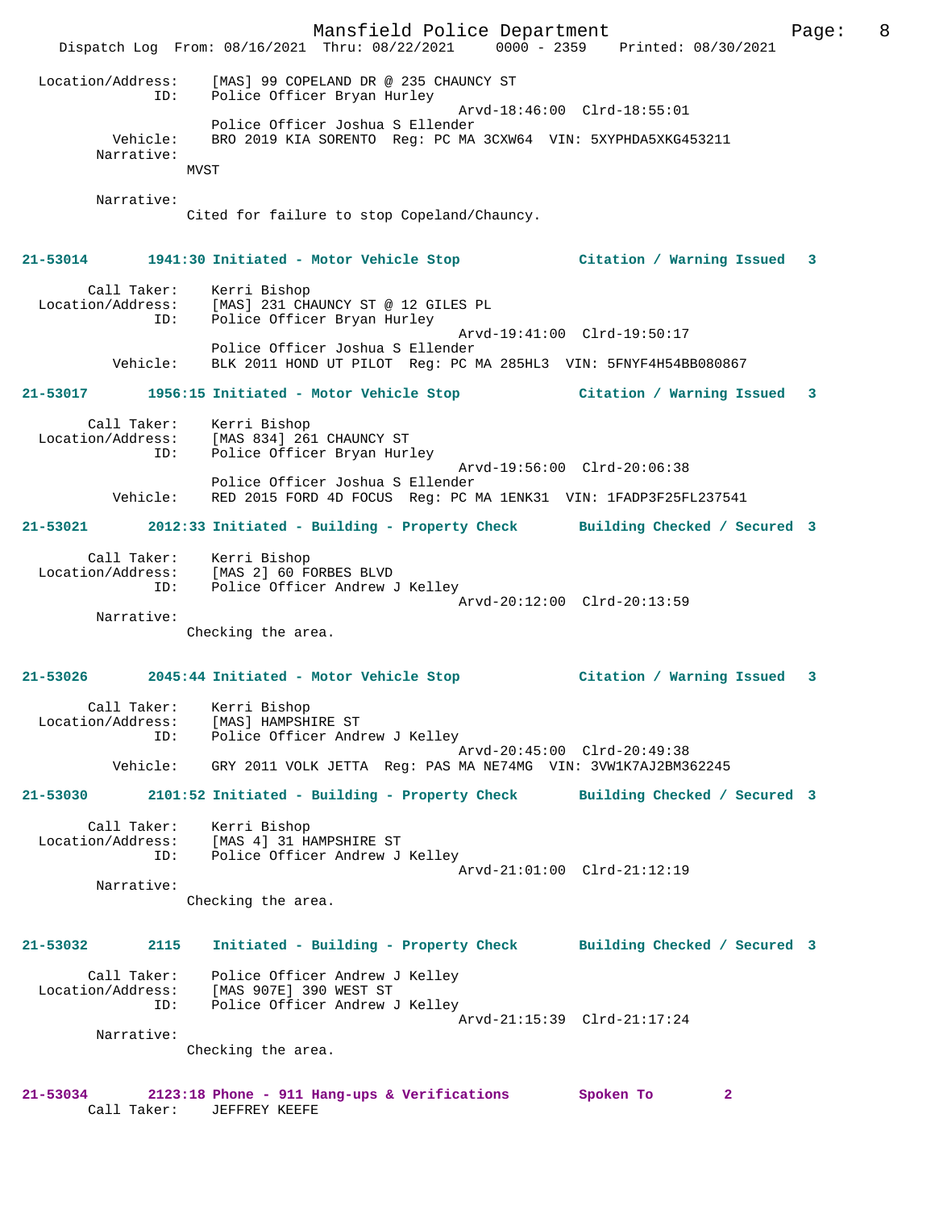Location/Address: [MAS] 99 COPELAND DR @ 235 CHAUNCY ST
ID: Police Officer Bryan Hurley
Arvd-18:46:00 Clrd-18:55:01
Police Officer Joshua S Ellender
Vehicle: BRO 2019 KIA SORENTO Reg: PC MA 3CXW64 VIN: 5XYPHDA5XKG453211
Narrative:
MVST

Narrative:
Cited for failure to stop Copeland/Chauncy.

**21-53014 1941:30 Initiated - Motor Vehicle Stop Citation / Warning Issued 3**

Call Taker: Kerri Bishop
Location/Address: [MAS] 231 CHAUNCY ST @ 12 GILES PL
ID: Police Officer Bryan Hurley
Arvd-19:41:00 Clrd-19:50:17
Police Officer Joshua S Ellender
Vehicle: BLK 2011 HOND UT PILOT Reg: PC MA 285HL3 VIN: 5FNYF4H54BB080867

**21-53017 1956:15 Initiated - Motor Vehicle Stop Citation / Warning Issued 3**

Call Taker: Kerri Bishop
Location/Address: [MAS 834] 261 CHAUNCY ST
ID: Police Officer Bryan Hurley
Arvd-19:56:00 Clrd-20:06:38
Police Officer Joshua S Ellender
Vehicle: RED 2015 FORD 4D FOCUS Reg: PC MA 1ENK31 VIN: 1FADP3F25FL237541

**21-53021 2012:33 Initiated - Building - Property Check Building Checked / Secured 3**

Call Taker: Kerri Bishop
Location/Address: [MAS 2] 60 FORBES BLVD
ID: Police Officer Andrew J Kelley
Arvd-20:12:00 Clrd-20:13:59
Narrative:
Checking the area.

**21-53026 2045:44 Initiated - Motor Vehicle Stop Citation / Warning Issued 3**

Call Taker: Kerri Bishop
Location/Address: [MAS] HAMPSHIRE ST
ID: Police Officer Andrew J Kelley
Arvd-20:45:00 Clrd-20:49:38
Vehicle: GRY 2011 VOLK JETTA Reg: PAS MA NE74MG VIN: 3VW1K7AJ2BM362245

**21-53030 2101:52 Initiated - Building - Property Check Building Checked / Secured 3**

Call Taker: Kerri Bishop
Location/Address: [MAS 4] 31 HAMPSHIRE ST
ID: Police Officer Andrew J Kelley
Arvd-21:01:00 Clrd-21:12:19
Narrative:
Checking the area.

**21-53032 2115 Initiated - Building - Property Check Building Checked / Secured 3**

Call Taker: Police Officer Andrew J Kelley
Location/Address: [MAS 907E] 390 WEST ST
ID: Police Officer Andrew J Kelley
Arvd-21:15:39 Clrd-21:17:24
Narrative:
Checking the area.

**21-53034 2123:18 Phone - 911 Hang-ups & Verifications Spoken To 2**
Call Taker: JEFFREY KEEFE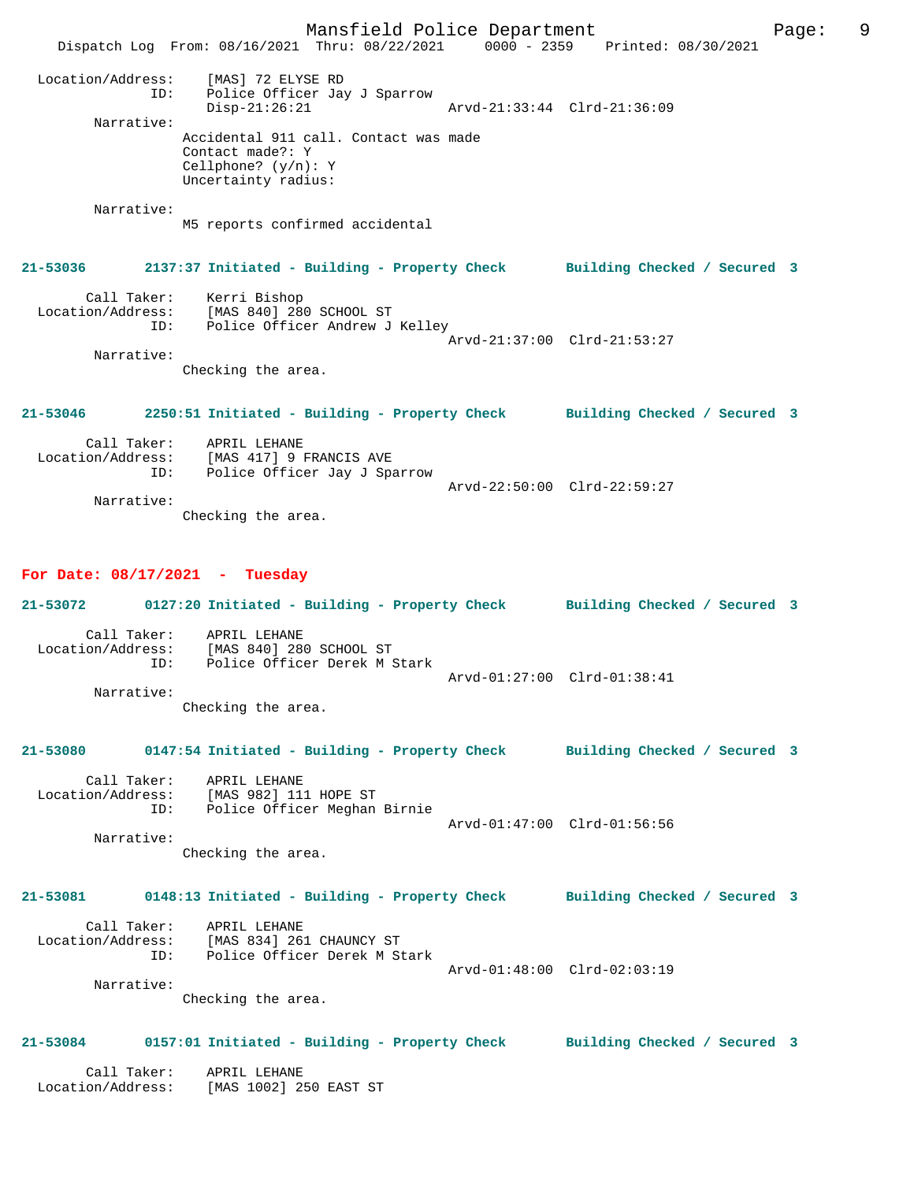```
Location/Address:    [MAS] 72 ELYSE RD
              ID:    Police Officer Jay J Sparrow
                     Disp-21:26:21                 Arvd-21:33:44  Clrd-21:36:09
       Narrative:
                 Accidental 911 call. Contact was made
                 Contact made?: Y
                 Cellphone? (y/n): Y
                 Uncertainty radius:

       Narrative:
                 M5 reports confirmed accidental
```

**21-53036        2137:37 Initiated - Building - Property Check        Building Checked / Secured  3**

```
      Call Taker:    Kerri Bishop
Location/Address:    [MAS 840] 280 SCHOOL ST
              ID:    Police Officer Andrew J Kelley
                                                   Arvd-21:37:00  Clrd-21:53:27
       Narrative:
                 Checking the area.
```

**21-53046        2250:51 Initiated - Building - Property Check        Building Checked / Secured  3**

```
      Call Taker:    APRIL LEHANE
Location/Address:    [MAS 417] 9 FRANCIS AVE
              ID:    Police Officer Jay J Sparrow
                                                   Arvd-22:50:00  Clrd-22:59:27
       Narrative:
                 Checking the area.
```

## For Date: 08/17/2021  -  Tuesday

**21-53072        0127:20 Initiated - Building - Property Check        Building Checked / Secured  3**

```
      Call Taker:    APRIL LEHANE
Location/Address:    [MAS 840] 280 SCHOOL ST
              ID:    Police Officer Derek M Stark
                                                   Arvd-01:27:00  Clrd-01:38:41
       Narrative:
                 Checking the area.
```

**21-53080        0147:54 Initiated - Building - Property Check        Building Checked / Secured  3**

```
      Call Taker:    APRIL LEHANE
Location/Address:    [MAS 982] 111 HOPE ST
              ID:    Police Officer Meghan Birnie
                                                   Arvd-01:47:00  Clrd-01:56:56
       Narrative:
                 Checking the area.
```

**21-53081        0148:13 Initiated - Building - Property Check        Building Checked / Secured  3**

```
      Call Taker:    APRIL LEHANE
Location/Address:    [MAS 834] 261 CHAUNCY ST
              ID:    Police Officer Derek M Stark
                                                   Arvd-01:48:00  Clrd-02:03:19
       Narrative:
                 Checking the area.
```

**21-53084        0157:01 Initiated - Building - Property Check        Building Checked / Secured  3**

```
      Call Taker:    APRIL LEHANE
Location/Address:    [MAS 1002] 250 EAST ST
```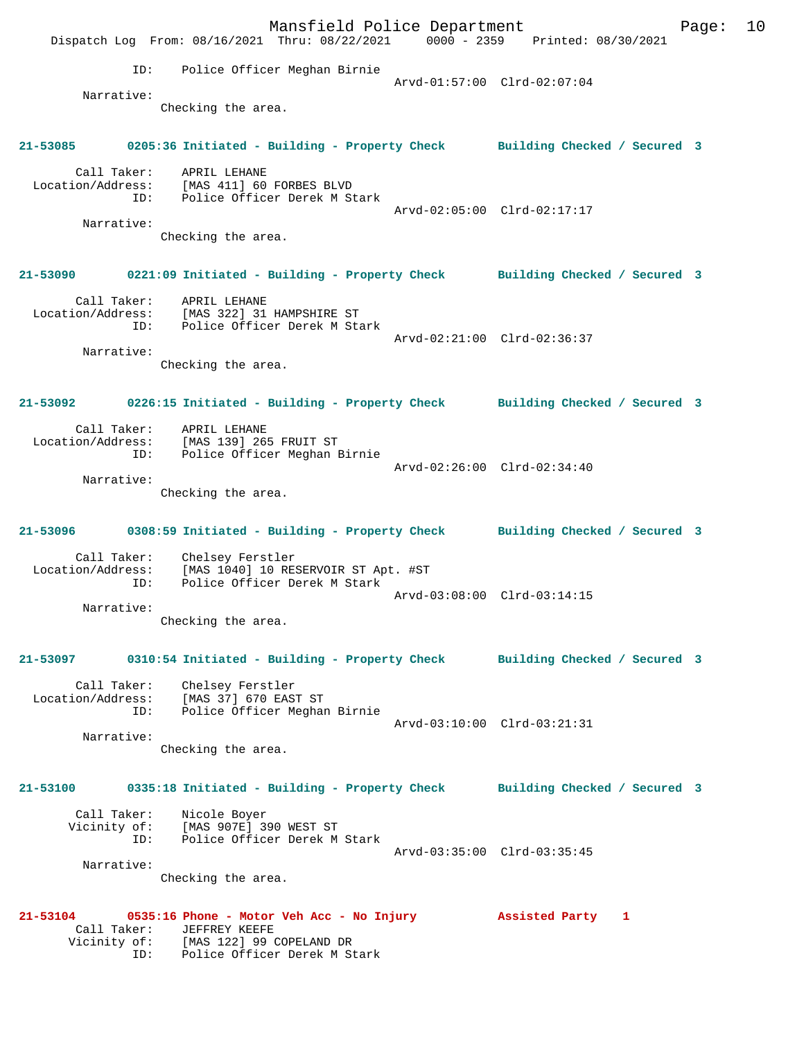ID: Police Officer Meghan Birnie
Arvd-01:57:00 Clrd-02:07:04

Narrative:
Checking the area.

**21-53085 0205:36 Initiated - Building - Property Check Building Checked / Secured 3**

Call Taker: APRIL LEHANE
Location/Address: [MAS 411] 60 FORBES BLVD
ID: Police Officer Derek M Stark
Arvd-02:05:00 Clrd-02:17:17

Narrative:
Checking the area.

**21-53090 0221:09 Initiated - Building - Property Check Building Checked / Secured 3**

Call Taker: APRIL LEHANE
Location/Address: [MAS 322] 31 HAMPSHIRE ST
ID: Police Officer Derek M Stark
Arvd-02:21:00 Clrd-02:36:37

Narrative:
Checking the area.

**21-53092 0226:15 Initiated - Building - Property Check Building Checked / Secured 3**

Call Taker: APRIL LEHANE
Location/Address: [MAS 139] 265 FRUIT ST
ID: Police Officer Meghan Birnie
Arvd-02:26:00 Clrd-02:34:40

Narrative:
Checking the area.

**21-53096 0308:59 Initiated - Building - Property Check Building Checked / Secured 3**

Call Taker: Chelsey Ferstler
Location/Address: [MAS 1040] 10 RESERVOIR ST Apt. #ST
ID: Police Officer Derek M Stark
Arvd-03:08:00 Clrd-03:14:15

Narrative:
Checking the area.

**21-53097 0310:54 Initiated - Building - Property Check Building Checked / Secured 3**

Call Taker: Chelsey Ferstler
Location/Address: [MAS 37] 670 EAST ST
ID: Police Officer Meghan Birnie
Arvd-03:10:00 Clrd-03:21:31

Narrative:
Checking the area.

**21-53100 0335:18 Initiated - Building - Property Check Building Checked / Secured 3**

Call Taker: Nicole Boyer
Vicinity of: [MAS 907E] 390 WEST ST
ID: Police Officer Derek M Stark
Arvd-03:35:00 Clrd-03:35:45

Narrative:
Checking the area.

**21-53104 0535:16 Phone - Motor Veh Acc - No Injury Assisted Party 1**

Call Taker: JEFFREY KEEFE
Vicinity of: [MAS 122] 99 COPELAND DR
ID: Police Officer Derek M Stark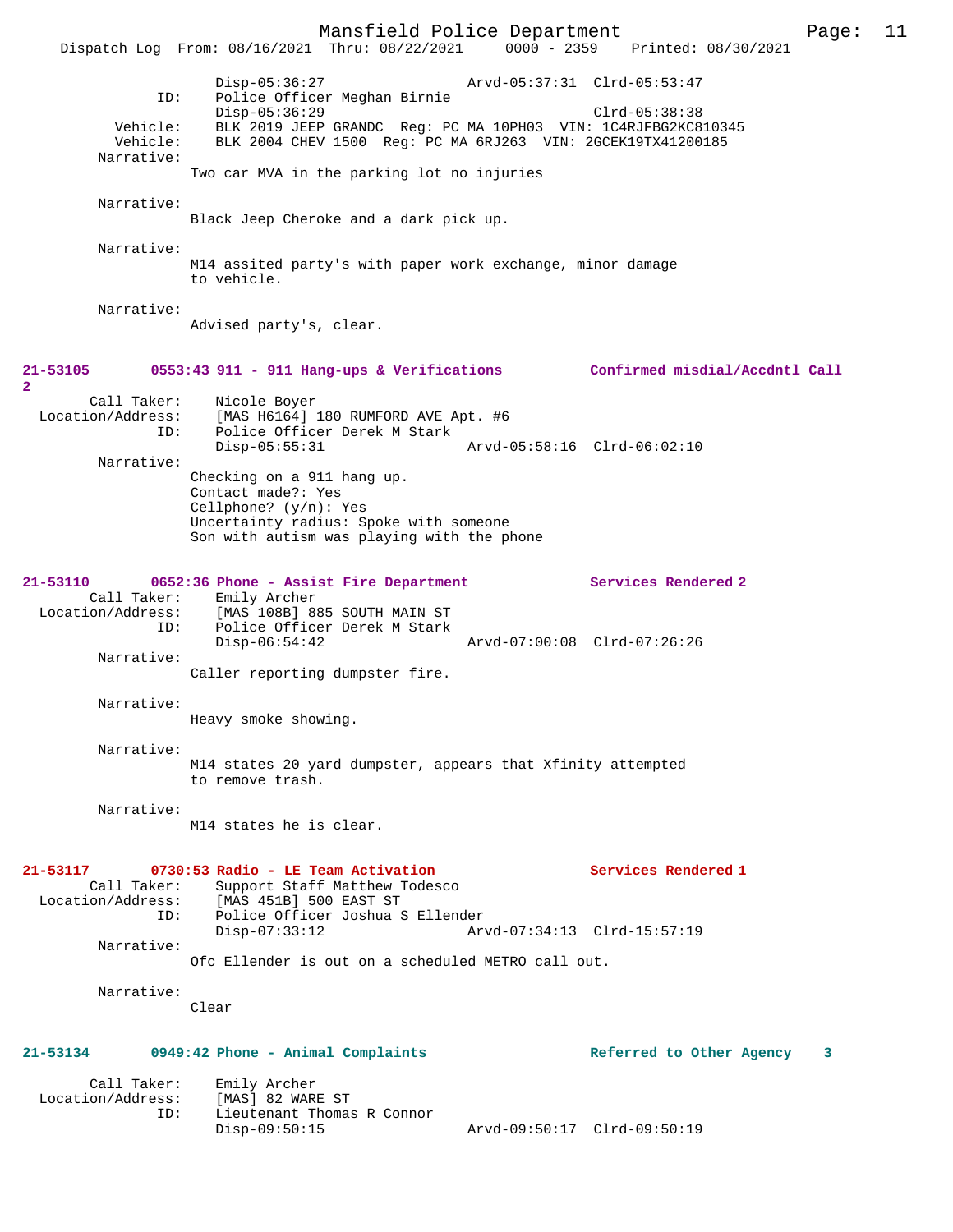Disp-05:36:27                Arvd-05:37:31  Clrd-05:53:47
ID: Police Officer Meghan Birnie
Disp-05:36:29                               Clrd-05:38:38
Vehicle: BLK 2019 JEEP GRANDC  Reg: PC MA 10PH03  VIN: 1C4RJFBG2KC810345
Vehicle: BLK 2004 CHEV 1500  Reg: PC MA 6RJ263  VIN: 2GCEK19TX41200185
Narrative:
Two car MVA in the parking lot no injuries

Narrative:
Black Jeep Cheroke and a dark pick up.

Narrative:
M14 assited party's with paper work exchange, minor damage to vehicle.

Narrative:
Advised party's, clear.

**21-53105 0553:43 911 - 911 Hang-ups & Verifications — Confirmed misdial/Accdntl Call 2**

Call Taker: Nicole Boyer
Location/Address: [MAS H6164] 180 RUMFORD AVE Apt. #6
ID: Police Officer Derek M Stark
Disp-05:55:31                Arvd-05:58:16  Clrd-06:02:10
Narrative:
Checking on a 911 hang up.
Contact made?: Yes
Cellphone? (y/n): Yes
Uncertainty radius: Spoke with someone
Son with autism was playing with the phone

**21-53110 0652:36 Phone - Assist Fire Department — Services Rendered 2**

Call Taker: Emily Archer
Location/Address: [MAS 108B] 885 SOUTH MAIN ST
ID: Police Officer Derek M Stark
Disp-06:54:42                Arvd-07:00:08  Clrd-07:26:26
Narrative:
Caller reporting dumpster fire.

Narrative:
Heavy smoke showing.

Narrative:
M14 states 20 yard dumpster, appears that Xfinity attempted to remove trash.

Narrative:
M14 states he is clear.

**21-53117 0730:53 Radio - LE Team Activation — Services Rendered 1**

Call Taker: Support Staff Matthew Todesco
Location/Address: [MAS 451B] 500 EAST ST
ID: Police Officer Joshua S Ellender
Disp-07:33:12                Arvd-07:34:13  Clrd-15:57:19
Narrative:
Ofc Ellender is out on a scheduled METRO call out.

Narrative:
Clear

**21-53134 0949:42 Phone - Animal Complaints — Referred to Other Agency 3**

Call Taker: Emily Archer
Location/Address: [MAS] 82 WARE ST
ID: Lieutenant Thomas R Connor
Disp-09:50:15                Arvd-09:50:17  Clrd-09:50:19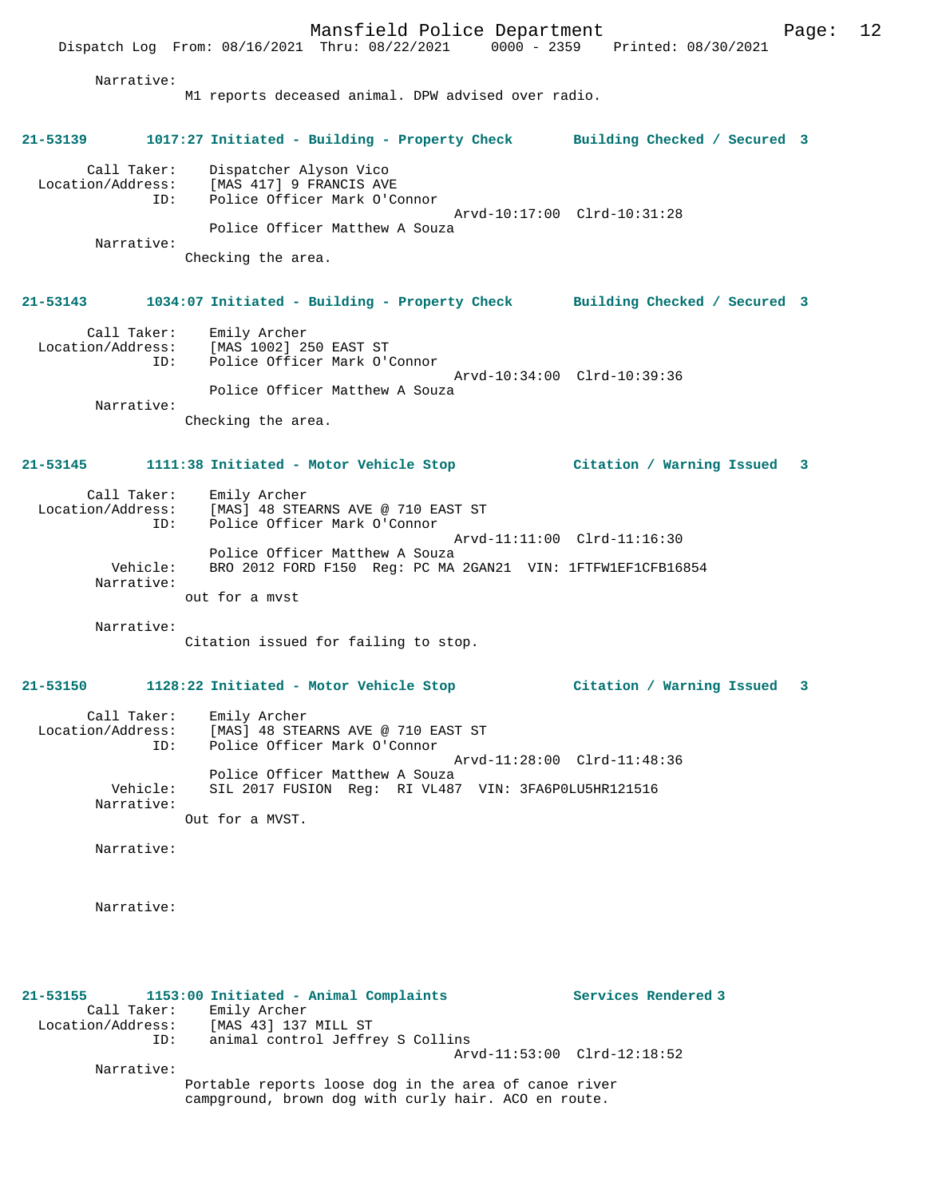Narrative:
M1 reports deceased animal. DPW advised over radio.

**21-53139 1017:27 Initiated - Building - Property Check Building Checked / Secured 3**

Call Taker: Dispatcher Alyson Vico
Location/Address: [MAS 417] 9 FRANCIS AVE
ID: Police Officer Mark O'Connor
Arvd-10:17:00 Clrd-10:31:28
Police Officer Matthew A Souza
Narrative:
Checking the area.

**21-53143 1034:07 Initiated - Building - Property Check Building Checked / Secured 3**

Call Taker: Emily Archer
Location/Address: [MAS 1002] 250 EAST ST
ID: Police Officer Mark O'Connor
Arvd-10:34:00 Clrd-10:39:36
Police Officer Matthew A Souza
Narrative:
Checking the area.

**21-53145 1111:38 Initiated - Motor Vehicle Stop Citation / Warning Issued 3**

Call Taker: Emily Archer
Location/Address: [MAS] 48 STEARNS AVE @ 710 EAST ST
ID: Police Officer Mark O'Connor
Arvd-11:11:00 Clrd-11:16:30
Police Officer Matthew A Souza
Vehicle: BRO 2012 FORD F150 Reg: PC MA 2GAN21 VIN: 1FTFW1EF1CFB16854
Narrative:
out for a mvst

Narrative:
Citation issued for failing to stop.

**21-53150 1128:22 Initiated - Motor Vehicle Stop Citation / Warning Issued 3**

Call Taker: Emily Archer
Location/Address: [MAS] 48 STEARNS AVE @ 710 EAST ST
ID: Police Officer Mark O'Connor
Arvd-11:28:00 Clrd-11:48:36
Police Officer Matthew A Souza
Vehicle: SIL 2017 FUSION Reg: RI VL487 VIN: 3FA6P0LU5HR121516
Narrative:
Out for a MVST.

Narrative:

Narrative:

**21-53155 1153:00 Initiated - Animal Complaints Services Rendered 3**
Call Taker: Emily Archer
Location/Address: [MAS 43] 137 MILL ST
ID: animal control Jeffrey S Collins
Arvd-11:53:00 Clrd-12:18:52
Narrative:
Portable reports loose dog in the area of canoe river campground, brown dog with curly hair. ACO en route.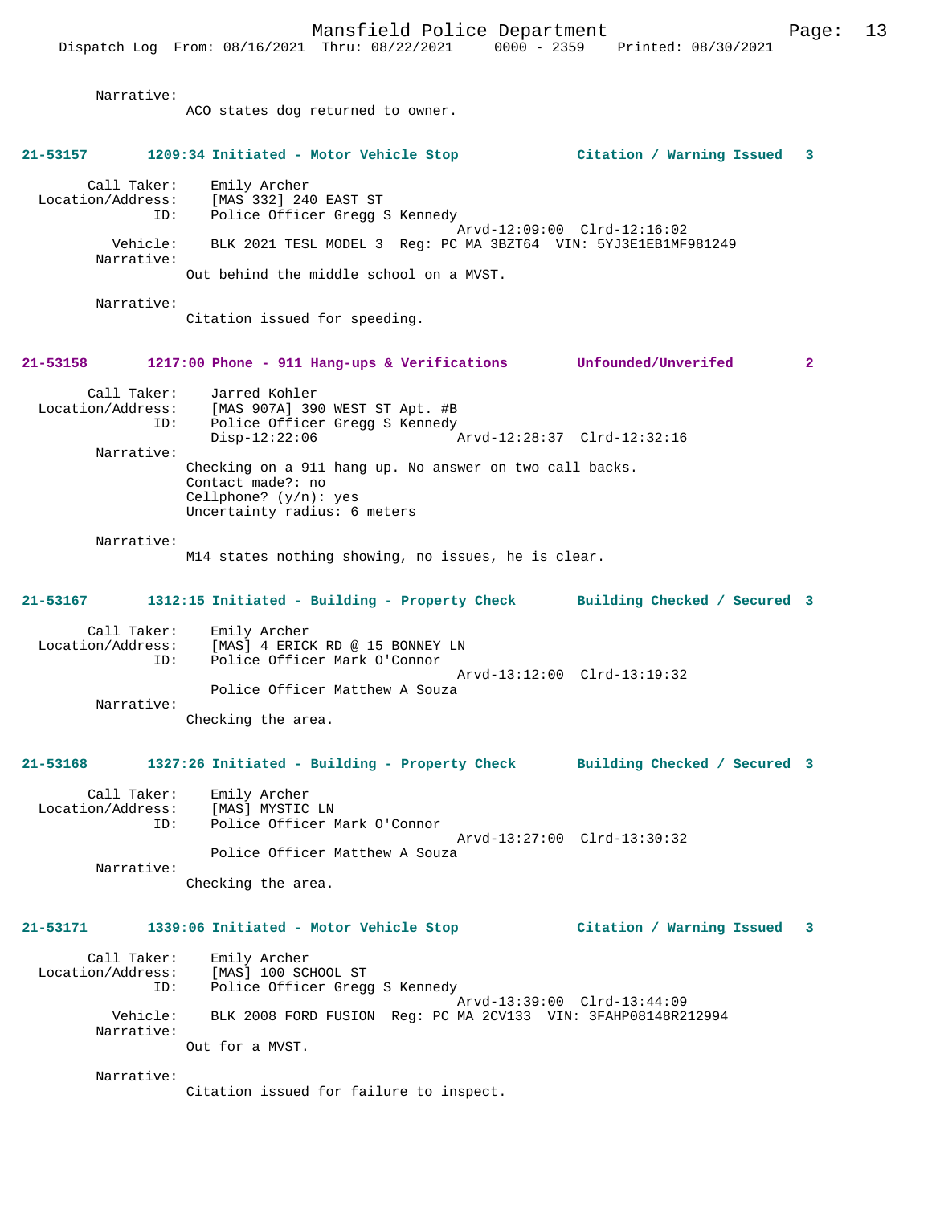Narrative:
ACO states dog returned to owner.

**21-53157 1209:34 Initiated - Motor Vehicle Stop Citation / Warning Issued 3**

Call Taker: Emily Archer
Location/Address: [MAS 332] 240 EAST ST
ID: Police Officer Gregg S Kennedy
Arvd-12:09:00 Clrd-12:16:02
Vehicle: BLK 2021 TESL MODEL 3 Reg: PC MA 3BZT64 VIN: 5YJ3E1EB1MF981249
Narrative:
Out behind the middle school on a MVST.

Narrative:
Citation issued for speeding.

**21-53158 1217:00 Phone - 911 Hang-ups & Verifications Unfounded/Unverifed 2**

Call Taker: Jarred Kohler
Location/Address: [MAS 907A] 390 WEST ST Apt. #B
ID: Police Officer Gregg S Kennedy
Disp-12:22:06 Arvd-12:28:37 Clrd-12:32:16
Narrative:
Checking on a 911 hang up. No answer on two call backs.
Contact made?: no
Cellphone? (y/n): yes
Uncertainty radius: 6 meters

Narrative:
M14 states nothing showing, no issues, he is clear.

**21-53167 1312:15 Initiated - Building - Property Check Building Checked / Secured 3**

Call Taker: Emily Archer
Location/Address: [MAS] 4 ERICK RD @ 15 BONNEY LN
ID: Police Officer Mark O'Connor
Arvd-13:12:00 Clrd-13:19:32
Police Officer Matthew A Souza
Narrative:
Checking the area.

**21-53168 1327:26 Initiated - Building - Property Check Building Checked / Secured 3**

Call Taker: Emily Archer
Location/Address: [MAS] MYSTIC LN
ID: Police Officer Mark O'Connor
Arvd-13:27:00 Clrd-13:30:32
Police Officer Matthew A Souza
Narrative:
Checking the area.

**21-53171 1339:06 Initiated - Motor Vehicle Stop Citation / Warning Issued 3**

Call Taker: Emily Archer
Location/Address: [MAS] 100 SCHOOL ST
ID: Police Officer Gregg S Kennedy
Arvd-13:39:00 Clrd-13:44:09
Vehicle: BLK 2008 FORD FUSION Reg: PC MA 2CV133 VIN: 3FAHP08148R212994
Narrative:
Out for a MVST.

Narrative:
Citation issued for failure to inspect.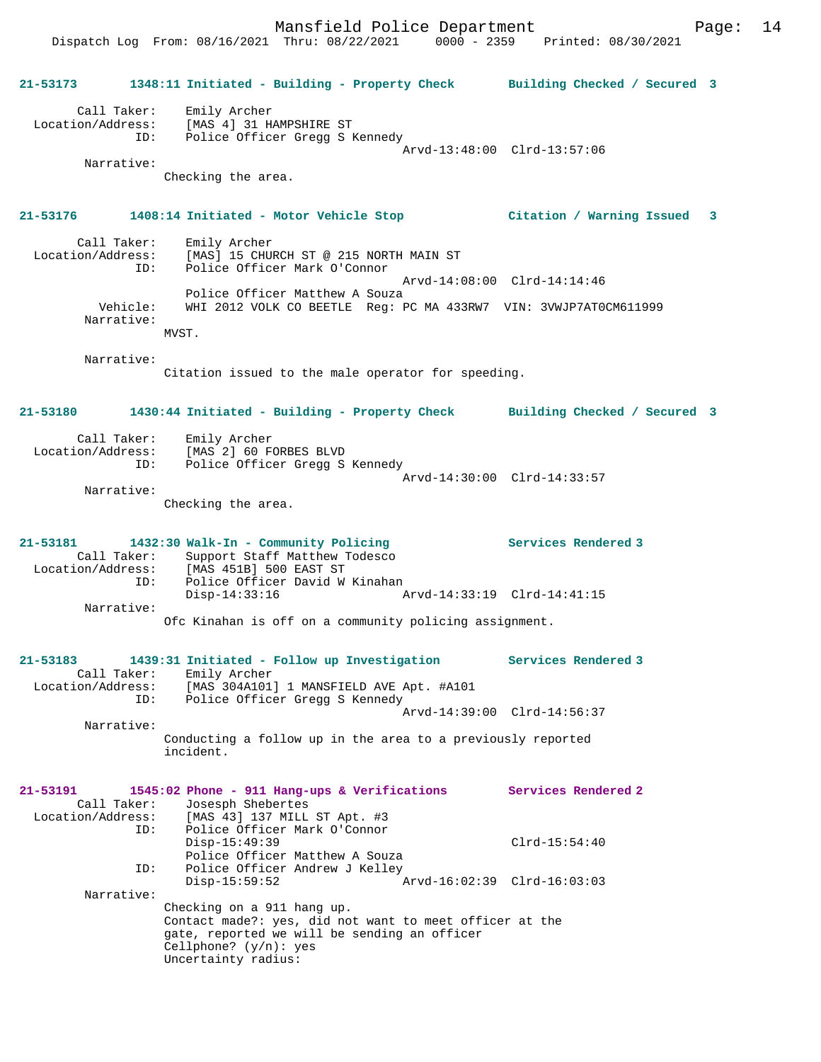**21-53173 1348:11 Initiated - Building - Property Check Building Checked / Secured 3**

```
        Call Taker:    Emily Archer
  Location/Address:    [MAS 4] 31 HAMPSHIRE ST
                ID:    Police Officer Gregg S Kennedy
                                             Arvd-13:48:00  Clrd-13:57:06
         Narrative:
                     Checking the area.
```

**21-53176 1408:14 Initiated - Motor Vehicle Stop Citation / Warning Issued 3**

```
        Call Taker:    Emily Archer
  Location/Address:    [MAS] 15 CHURCH ST @ 215 NORTH MAIN ST
                ID:    Police Officer Mark O'Connor
                                             Arvd-14:08:00  Clrd-14:14:46
                       Police Officer Matthew A Souza
           Vehicle:    WHI 2012 VOLK CO BEETLE  Reg: PC MA 433RW7  VIN: 3VWJP7AT0CM611999
         Narrative:
                     MVST.

         Narrative:
                     Citation issued to the male operator for speeding.
```

**21-53180 1430:44 Initiated - Building - Property Check Building Checked / Secured 3**

```
        Call Taker:    Emily Archer
  Location/Address:    [MAS 2] 60 FORBES BLVD
                ID:    Police Officer Gregg S Kennedy
                                             Arvd-14:30:00  Clrd-14:33:57
         Narrative:
                     Checking the area.
```

**21-53181 1432:30 Walk-In - Community Policing Services Rendered 3**

```
        Call Taker:    Support Staff Matthew Todesco
  Location/Address:    [MAS 451B] 500 EAST ST
                ID:    Police Officer David W Kinahan
                       Disp-14:33:16                 Arvd-14:33:19  Clrd-14:41:15
         Narrative:
                     Ofc Kinahan is off on a community policing assignment.
```

**21-53183 1439:31 Initiated - Follow up Investigation Services Rendered 3**

```
        Call Taker:    Emily Archer
  Location/Address:    [MAS 304A101] 1 MANSFIELD AVE Apt. #A101
                ID:    Police Officer Gregg S Kennedy
                                             Arvd-14:39:00  Clrd-14:56:37
         Narrative:
                     Conducting a follow up in the area to a previously reported
                     incident.
```

**21-53191 1545:02 Phone - 911 Hang-ups & Verifications Services Rendered 2**

```
        Call Taker:    Josesph Shebertes
  Location/Address:    [MAS 43] 137 MILL ST Apt. #3
                ID:    Police Officer Mark O'Connor
                       Disp-15:49:39                                Clrd-15:54:40
                       Police Officer Matthew A Souza
                ID:    Police Officer Andrew J Kelley
                       Disp-15:59:52                 Arvd-16:02:39  Clrd-16:03:03
         Narrative:
                     Checking on a 911 hang up.
                     Contact made?: yes, did not want to meet officer at the
                     gate, reported we will be sending an officer
                     Cellphone? (y/n): yes
                     Uncertainty radius:
```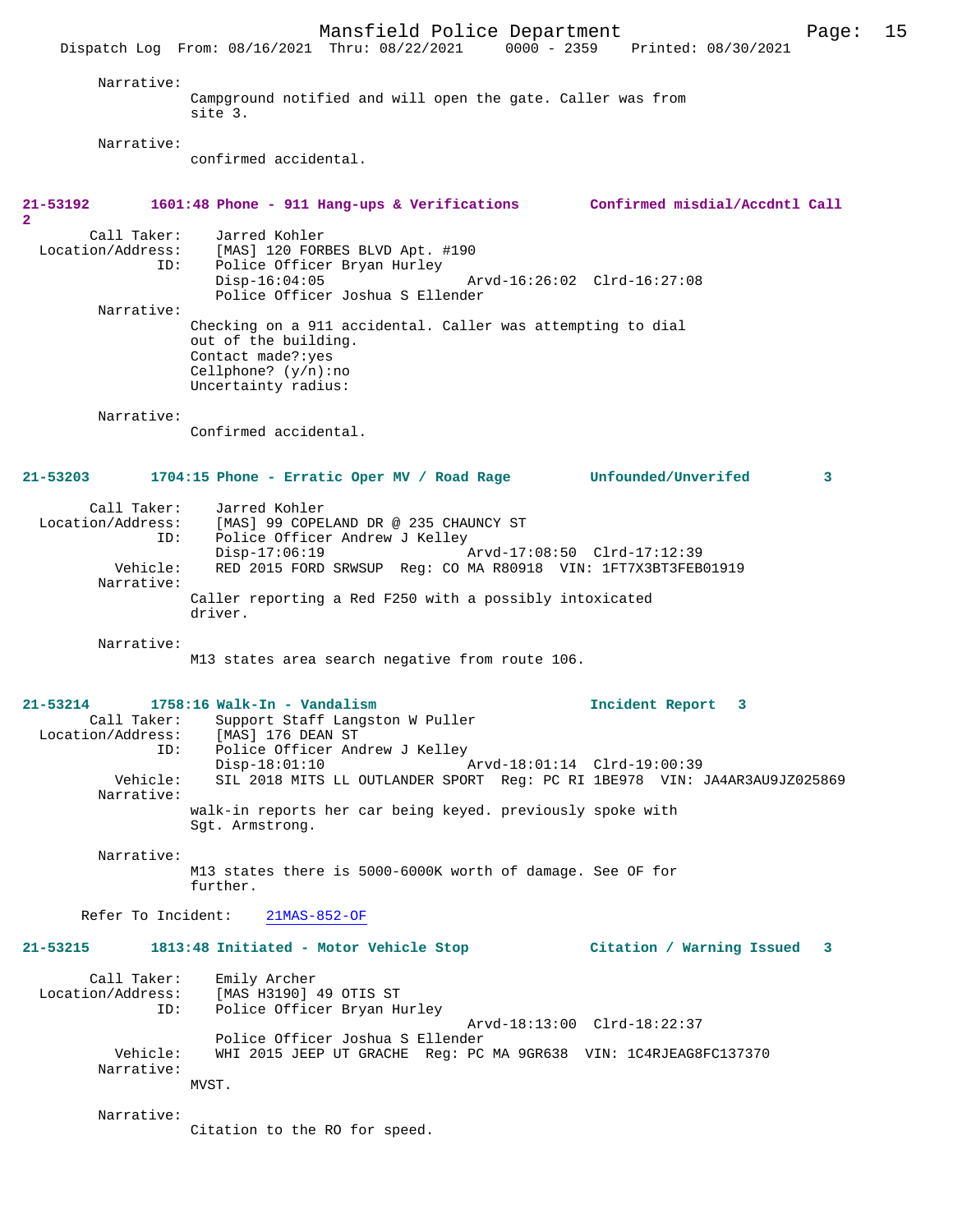Narrative:
Campground notified and will open the gate. Caller was from site 3.

Narrative:
confirmed accidental.

**21-53192 1601:48 Phone - 911 Hang-ups & Verifications — Confirmed misdial/Accdntl Call 2**

Call Taker: Jarred Kohler
Location/Address: [MAS] 120 FORBES BLVD Apt. #190
ID: Police Officer Bryan Hurley
Disp-16:04:05 Arvd-16:26:02 Clrd-16:27:08
Police Officer Joshua S Ellender

Narrative:
Checking on a 911 accidental. Caller was attempting to dial out of the building.
Contact made?:yes
Cellphone? (y/n):no
Uncertainty radius:

Narrative:
Confirmed accidental.

**21-53203 1704:15 Phone - Erratic Oper MV / Road Rage — Unfounded/Unverifed 3**

Call Taker: Jarred Kohler
Location/Address: [MAS] 99 COPELAND DR @ 235 CHAUNCY ST
ID: Police Officer Andrew J Kelley
Disp-17:06:19 Arvd-17:08:50 Clrd-17:12:39
Vehicle: RED 2015 FORD SRWSUP Reg: CO MA R80918 VIN: 1FT7X3BT3FEB01919

Narrative:
Caller reporting a Red F250 with a possibly intoxicated driver.

Narrative:
M13 states area search negative from route 106.

**21-53214 1758:16 Walk-In - Vandalism — Incident Report 3**

Call Taker: Support Staff Langston W Puller
Location/Address: [MAS] 176 DEAN ST
ID: Police Officer Andrew J Kelley
Disp-18:01:10 Arvd-18:01:14 Clrd-19:00:39
Vehicle: SIL 2018 MITS LL OUTLANDER SPORT Reg: PC RI 1BE978 VIN: JA4AR3AU9JZ025869

Narrative:
walk-in reports her car being keyed. previously spoke with Sgt. Armstrong.

Narrative:
M13 states there is 5000-6000K worth of damage. See OF for further.

Refer To Incident: 21MAS-852-OF

**21-53215 1813:48 Initiated - Motor Vehicle Stop — Citation / Warning Issued 3**

Call Taker: Emily Archer
Location/Address: [MAS H3190] 49 OTIS ST
ID: Police Officer Bryan Hurley
Arvd-18:13:00 Clrd-18:22:37
Police Officer Joshua S Ellender
Vehicle: WHI 2015 JEEP UT GRACHE Reg: PC MA 9GR638 VIN: 1C4RJEAG8FC137370

Narrative:
MVST.

Narrative:
Citation to the RO for speed.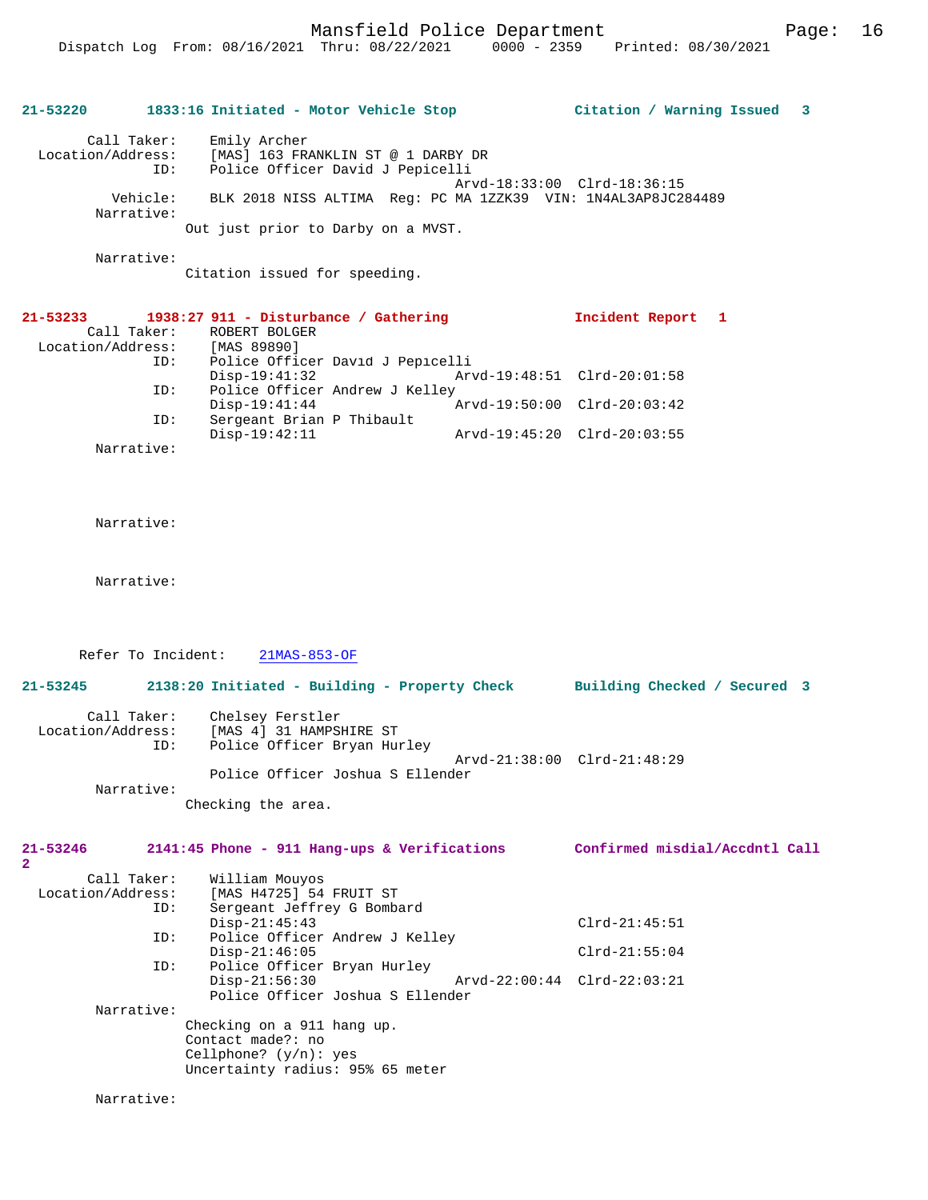**21-53220 1833:16 Initiated - Motor Vehicle Stop — Citation / Warning Issued 3**

```
        Call Taker:    Emily Archer
  Location/Address:    [MAS] 163 FRANKLIN ST @ 1 DARBY DR
                ID:    Police Officer David J Pepicelli
                                              Arvd-18:33:00  Clrd-18:36:15
           Vehicle:    BLK 2018 NISS ALTIMA  Reg: PC MA 1ZZK39  VIN: 1N4AL3AP8JC284489
         Narrative:
                   Out just prior to Darby on a MVST.

         Narrative:
                   Citation issued for speeding.
```

**21-53233 1938:27 911 - Disturbance / Gathering — Incident Report 1**

```
        Call Taker:    ROBERT BOLGER
  Location/Address:    [MAS 89890]
                ID:    Police Officer David J Pepicelli
                       Disp-19:41:32          Arvd-19:48:51  Clrd-20:01:58
                ID:    Police Officer Andrew J Kelley
                       Disp-19:41:44          Arvd-19:50:00  Clrd-20:03:42
                ID:    Sergeant Brian P Thibault
                       Disp-19:42:11          Arvd-19:45:20  Clrd-20:03:55
         Narrative:

         Narrative:

         Narrative:

      Refer To Incident:    21MAS-853-OF
```

**21-53245 2138:20 Initiated - Building - Property Check — Building Checked / Secured 3**

```
        Call Taker:    Chelsey Ferstler
  Location/Address:    [MAS 4] 31 HAMPSHIRE ST
                ID:    Police Officer Bryan Hurley
                                              Arvd-21:38:00  Clrd-21:48:29
                       Police Officer Joshua S Ellender
         Narrative:
                   Checking the area.
```

**21-53246 2141:45 Phone - 911 Hang-ups & Verifications — Confirmed misdial/Accdntl Call 2**

```
        Call Taker:    William Mouyos
  Location/Address:    [MAS H4725] 54 FRUIT ST
                ID:    Sergeant Jeffrey G Bombard
                       Disp-21:45:43                         Clrd-21:45:51
                ID:    Police Officer Andrew J Kelley
                       Disp-21:46:05                         Clrd-21:55:04
                ID:    Police Officer Bryan Hurley
                       Disp-21:56:30          Arvd-22:00:44  Clrd-22:03:21
                       Police Officer Joshua S Ellender
         Narrative:
                   Checking on a 911 hang up.
                   Contact made?: no
                   Cellphone? (y/n): yes
                   Uncertainty radius: 95% 65 meter

         Narrative:
```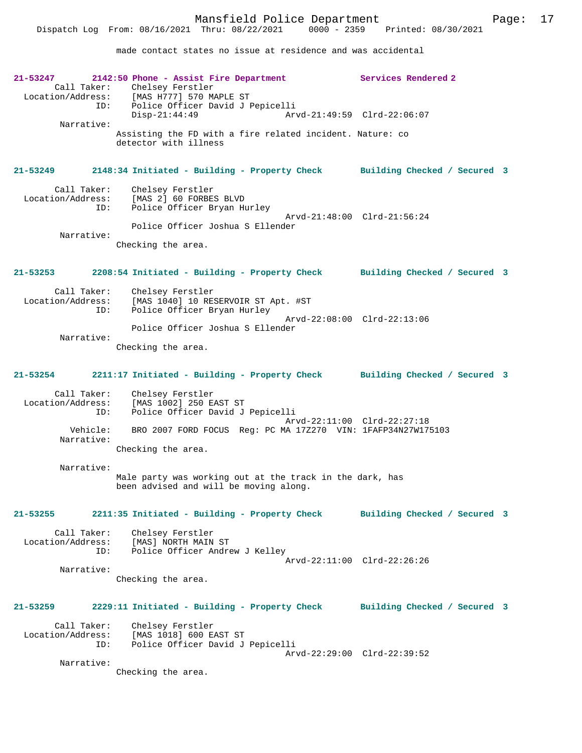made contact states no issue at residence and was accidental

**21-53247 2142:50 Phone - Assist Fire Department Services Rendered 2**

Call Taker: Chelsey Ferstler
Location/Address: [MAS H777] 570 MAPLE ST
ID: Police Officer David J Pepicelli
Disp-21:44:49 Arvd-21:49:59 Clrd-22:06:07
Narrative:
Assisting the FD with a fire related incident. Nature: co detector with illness

**21-53249 2148:34 Initiated - Building - Property Check Building Checked / Secured 3**

Call Taker: Chelsey Ferstler
Location/Address: [MAS 2] 60 FORBES BLVD
ID: Police Officer Bryan Hurley
Arvd-21:48:00 Clrd-21:56:24
Police Officer Joshua S Ellender
Narrative:
Checking the area.

**21-53253 2208:54 Initiated - Building - Property Check Building Checked / Secured 3**

Call Taker: Chelsey Ferstler
Location/Address: [MAS 1040] 10 RESERVOIR ST Apt. #ST
ID: Police Officer Bryan Hurley
Arvd-22:08:00 Clrd-22:13:06
Police Officer Joshua S Ellender
Narrative:
Checking the area.

**21-53254 2211:17 Initiated - Building - Property Check Building Checked / Secured 3**

Call Taker: Chelsey Ferstler
Location/Address: [MAS 1002] 250 EAST ST
ID: Police Officer David J Pepicelli
Arvd-22:11:00 Clrd-22:27:18
Vehicle: BRO 2007 FORD FOCUS Reg: PC MA 17Z270 VIN: 1FAFP34N27W175103
Narrative:
Checking the area.

Narrative:
Male party was working out at the track in the dark, has been advised and will be moving along.

**21-53255 2211:35 Initiated - Building - Property Check Building Checked / Secured 3**

Call Taker: Chelsey Ferstler
Location/Address: [MAS] NORTH MAIN ST
ID: Police Officer Andrew J Kelley
Arvd-22:11:00 Clrd-22:26:26
Narrative:
Checking the area.

**21-53259 2229:11 Initiated - Building - Property Check Building Checked / Secured 3**

Call Taker: Chelsey Ferstler
Location/Address: [MAS 1018] 600 EAST ST
ID: Police Officer David J Pepicelli
Arvd-22:29:00 Clrd-22:39:52
Narrative:
Checking the area.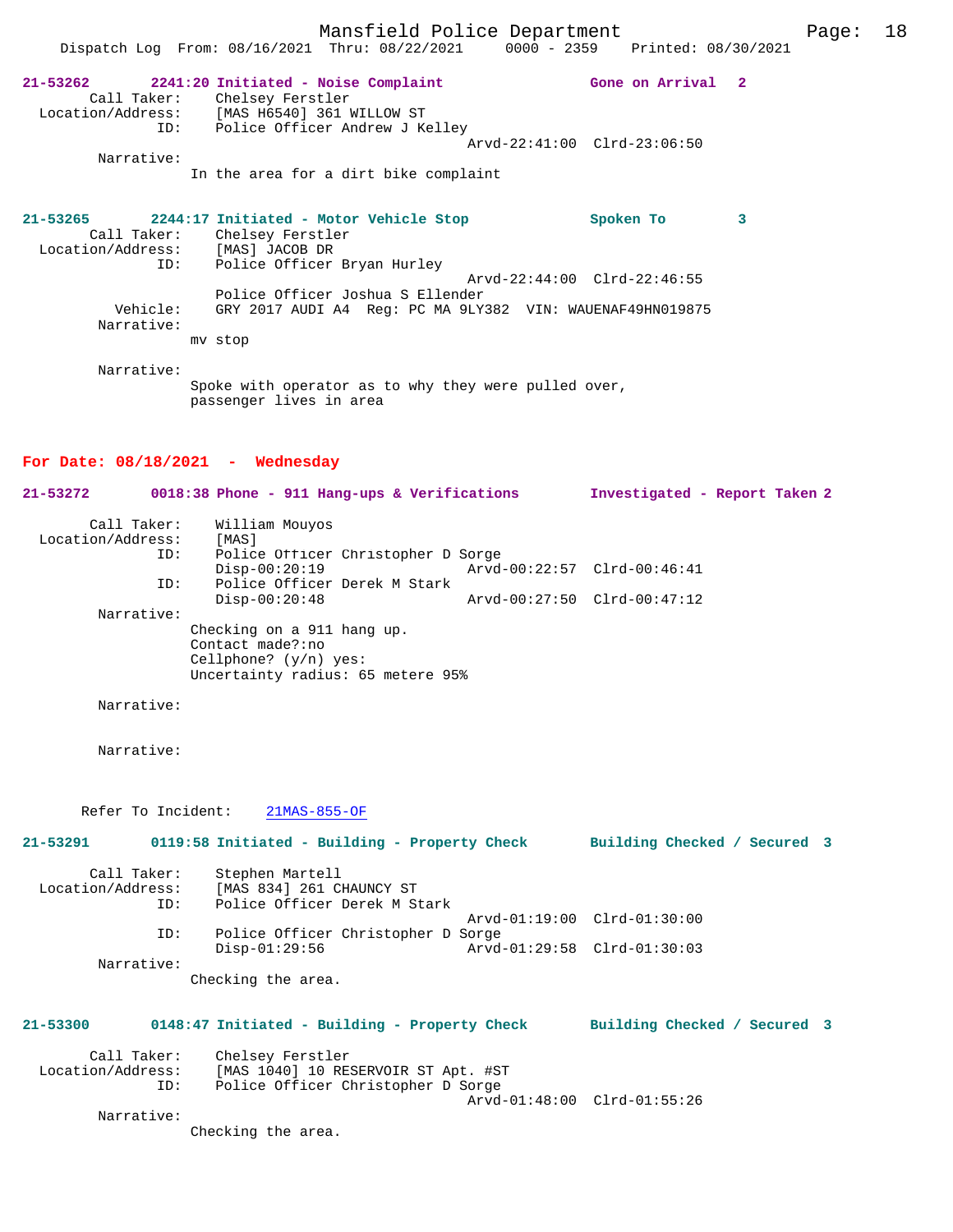21-53262 2241:20 Initiated - Noise Complaint Gone on Arrival 2
Call Taker: Chelsey Ferstler
Location/Address: [MAS H6540] 361 WILLOW ST
ID: Police Officer Andrew J Kelley
Arvd-22:41:00 Clrd-23:06:50
Narrative:
In the area for a dirt bike complaint

21-53265 2244:17 Initiated - Motor Vehicle Stop Spoken To 3
Call Taker: Chelsey Ferstler
Location/Address: [MAS] JACOB DR
ID: Police Officer Bryan Hurley
Arvd-22:44:00 Clrd-22:46:55
Police Officer Joshua S Ellender
Vehicle: GRY 2017 AUDI A4 Reg: PC MA 9LY382 VIN: WAUENAF49HN019875
Narrative:
mv stop

Narrative:
Spoke with operator as to why they were pulled over,
passenger lives in area

## For Date: 08/18/2021 - Wednesday

21-53272 0018:38 Phone - 911 Hang-ups & Verifications Investigated - Report Taken 2

Call Taker: William Mouyos
Location/Address: [MAS]
ID: Police Officer Christopher D Sorge
Disp-00:20:19 Arvd-00:22:57 Clrd-00:46:41
ID: Police Officer Derek M Stark
Disp-00:20:48 Arvd-00:27:50 Clrd-00:47:12
Narrative:
Checking on a 911 hang up.
Contact made?:no
Cellphone? (y/n) yes:
Uncertainty radius: 65 metere 95%

Narrative:

Narrative:

Refer To Incident: 21MAS-855-OF

21-53291 0119:58 Initiated - Building - Property Check Building Checked / Secured 3

Call Taker: Stephen Martell
Location/Address: [MAS 834] 261 CHAUNCY ST
ID: Police Officer Derek M Stark
Arvd-01:19:00 Clrd-01:30:00
ID: Police Officer Christopher D Sorge
Disp-01:29:56 Arvd-01:29:58 Clrd-01:30:03
Narrative:
Checking the area.

21-53300 0148:47 Initiated - Building - Property Check Building Checked / Secured 3

Call Taker: Chelsey Ferstler
Location/Address: [MAS 1040] 10 RESERVOIR ST Apt. #ST
ID: Police Officer Christopher D Sorge
Arvd-01:48:00 Clrd-01:55:26
Narrative:
Checking the area.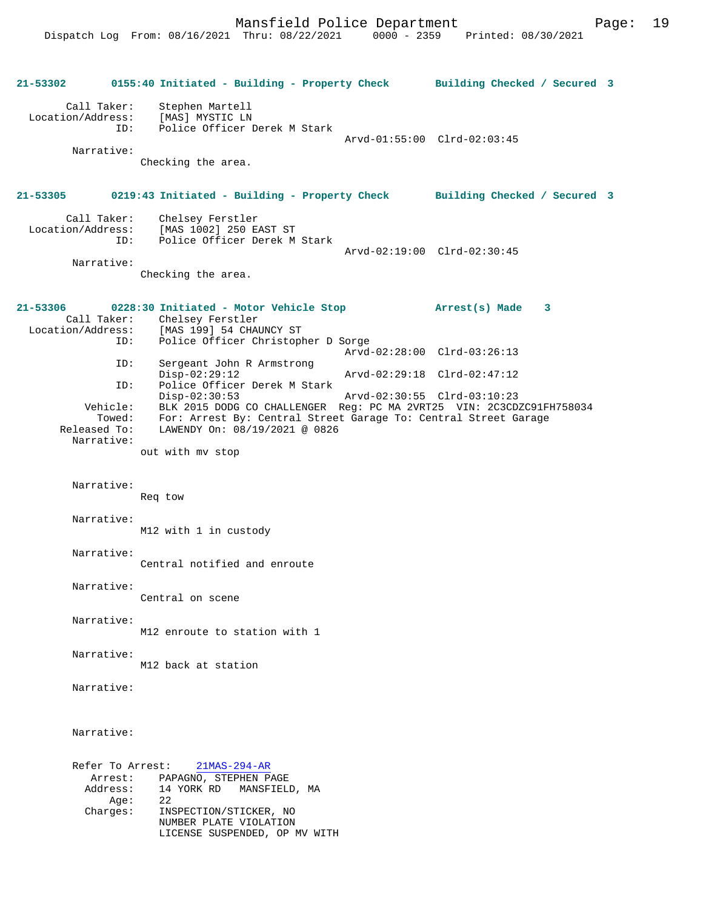**21-53302 0155:40 Initiated - Building - Property Check Building Checked / Secured 3**

```
        Call Taker:    Stephen Martell
  Location/Address:    [MAS] MYSTIC LN
                ID:    Police Officer Derek M Stark
                                              Arvd-01:55:00  Clrd-02:03:45
         Narrative:
                  Checking the area.
```

**21-53305 0219:43 Initiated - Building - Property Check Building Checked / Secured 3**

```
        Call Taker:    Chelsey Ferstler
  Location/Address:    [MAS 1002] 250 EAST ST
                ID:    Police Officer Derek M Stark
                                              Arvd-02:19:00  Clrd-02:30:45
         Narrative:
                  Checking the area.
```

**21-53306 0228:30 Initiated - Motor Vehicle Stop Arrest(s) Made 3**

```
        Call Taker:    Chelsey Ferstler
  Location/Address:    [MAS 199] 54 CHAUNCY ST
                ID:    Police Officer Christopher D Sorge
                                              Arvd-02:28:00  Clrd-03:26:13
                ID:    Sergeant John R Armstrong
                       Disp-02:29:12          Arvd-02:29:18  Clrd-02:47:12
                ID:    Police Officer Derek M Stark
                       Disp-02:30:53          Arvd-02:30:55  Clrd-03:10:23
           Vehicle:    BLK 2015 DODG CO CHALLENGER  Reg: PC MA 2VRT25  VIN: 2C3CDZC91FH758034
             Towed:    For: Arrest By: Central Street Garage To: Central Street Garage
       Released To:    LAWENDY On: 08/19/2021 @ 0826
         Narrative:
                  out with mv stop

         Narrative:
                  Req tow

         Narrative:
                  M12 with 1 in custody

         Narrative:
                  Central notified and enroute

         Narrative:
                  Central on scene

         Narrative:
                  M12 enroute to station with 1

         Narrative:
                  M12 back at station

         Narrative:

         Narrative:

      Refer To Arrest:    21MAS-294-AR
            Arrest:    PAPAGNO, STEPHEN PAGE
           Address:    14 YORK RD   MANSFIELD, MA
               Age:    22
           Charges:    INSPECTION/STICKER, NO
                       NUMBER PLATE VIOLATION
                       LICENSE SUSPENDED, OP MV WITH
```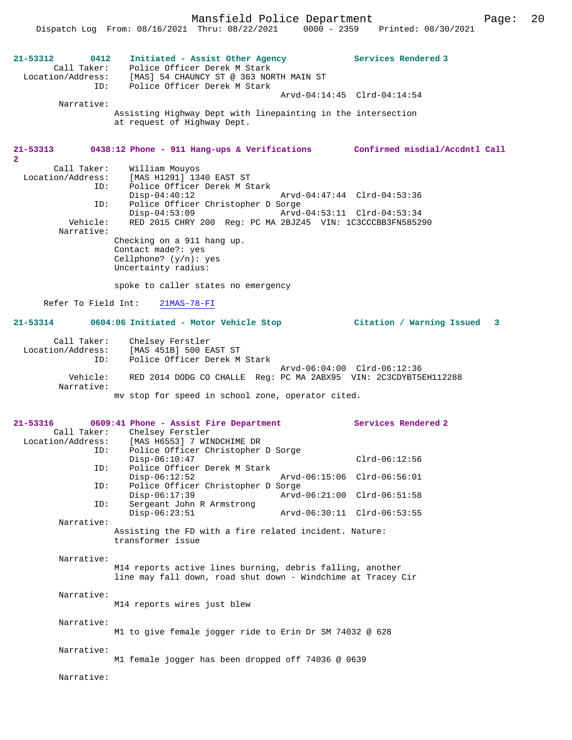**21-53312** 0412 **Initiated - Assist Other Agency** **Services Rendered 3**

Call Taker: Police Officer Derek M Stark
Location/Address: [MAS] 54 CHAUNCY ST @ 363 NORTH MAIN ST
ID: Police Officer Derek M Stark
Arvd-04:14:45 Clrd-04:14:54

Narrative:
Assisting Highway Dept with linepainting in the intersection at request of Highway Dept.

**21-53313** 0438:12 **Phone - 911 Hang-ups & Verifications** **Confirmed misdial/Accdntl Call 2**

Call Taker: William Mouyos
Location/Address: [MAS H1291] 1340 EAST ST
ID: Police Officer Derek M Stark
Disp-04:40:12 Arvd-04:47:44 Clrd-04:53:36
ID: Police Officer Christopher D Sorge
Disp-04:53:09 Arvd-04:53:11 Clrd-04:53:34
Vehicle: RED 2015 CHRY 200 Reg: PC MA 2BJZ45 VIN: 1C3CCCBB3FN585290

Narrative:
Checking on a 911 hang up.
Contact made?: yes
Cellphone? (y/n): yes
Uncertainty radius:

spoke to caller states no emergency

Refer To Field Int: 21MAS-78-FI

**21-53314** 0604:06 **Initiated - Motor Vehicle Stop** **Citation / Warning Issued 3**

Call Taker: Chelsey Ferstler
Location/Address: [MAS 451B] 500 EAST ST
ID: Police Officer Derek M Stark
Arvd-06:04:00 Clrd-06:12:36
Vehicle: RED 2014 DODG CO CHALLE Reg: PC MA 2ABX95 VIN: 2C3CDYBT5EH112288

Narrative:
mv stop for speed in school zone, operator cited.

**21-53316** 0609:41 **Phone - Assist Fire Department** **Services Rendered 2**

Call Taker: Chelsey Ferstler
Location/Address: [MAS H6553] 7 WINDCHIME DR
ID: Police Officer Christopher D Sorge
Disp-06:10:47 Clrd-06:12:56
ID: Police Officer Derek M Stark
Disp-06:12:52 Arvd-06:15:06 Clrd-06:56:01
ID: Police Officer Christopher D Sorge
Disp-06:17:39 Arvd-06:21:00 Clrd-06:51:58
ID: Sergeant John R Armstrong
Disp-06:23:51 Arvd-06:30:11 Clrd-06:53:55

Narrative:
Assisting the FD with a fire related incident. Nature: transformer issue

Narrative:
M14 reports active lines burning, debris falling, another line may fall down, road shut down - Windchime at Tracey Cir

Narrative:
M14 reports wires just blew

Narrative:
M1 to give female jogger ride to Erin Dr SM 74032 @ 628

Narrative:
M1 female jogger has been dropped off 74036 @ 0639

Narrative: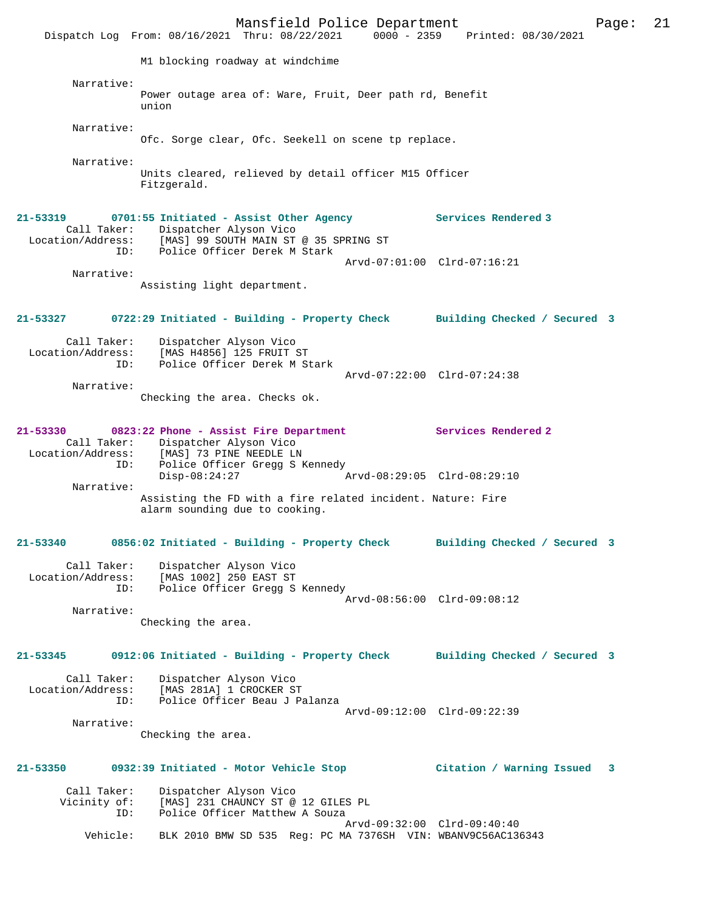M1 blocking roadway at windchime

Narrative:
Power outage area of: Ware, Fruit, Deer path rd, Benefit union

Narrative:
Ofc. Sorge clear, Ofc. Seekell on scene tp replace.

Narrative:
Units cleared, relieved by detail officer M15 Officer Fitzgerald.

**21-53319 0701:55 Initiated - Assist Other Agency — Services Rendered 3**

Call Taker: Dispatcher Alyson Vico
Location/Address: [MAS] 99 SOUTH MAIN ST @ 35 SPRING ST
ID: Police Officer Derek M Stark
Arvd-07:01:00 Clrd-07:16:21

Narrative:
Assisting light department.

**21-53327 0722:29 Initiated - Building - Property Check — Building Checked / Secured 3**

Call Taker: Dispatcher Alyson Vico
Location/Address: [MAS H4856] 125 FRUIT ST
ID: Police Officer Derek M Stark
Arvd-07:22:00 Clrd-07:24:38

Narrative:
Checking the area. Checks ok.

**21-53330 0823:22 Phone - Assist Fire Department — Services Rendered 2**

Call Taker: Dispatcher Alyson Vico
Location/Address: [MAS] 73 PINE NEEDLE LN
ID: Police Officer Gregg S Kennedy
Disp-08:24:27 Arvd-08:29:05 Clrd-08:29:10

Narrative:
Assisting the FD with a fire related incident. Nature: Fire alarm sounding due to cooking.

**21-53340 0856:02 Initiated - Building - Property Check — Building Checked / Secured 3**

Call Taker: Dispatcher Alyson Vico
Location/Address: [MAS 1002] 250 EAST ST
ID: Police Officer Gregg S Kennedy
Arvd-08:56:00 Clrd-09:08:12

Narrative:
Checking the area.

**21-53345 0912:06 Initiated - Building - Property Check — Building Checked / Secured 3**

Call Taker: Dispatcher Alyson Vico
Location/Address: [MAS 281A] 1 CROCKER ST
ID: Police Officer Beau J Palanza
Arvd-09:12:00 Clrd-09:22:39

Narrative:
Checking the area.

**21-53350 0932:39 Initiated - Motor Vehicle Stop — Citation / Warning Issued 3**

Call Taker: Dispatcher Alyson Vico
Vicinity of: [MAS] 231 CHAUNCY ST @ 12 GILES PL
ID: Police Officer Matthew A Souza
Arvd-09:32:00 Clrd-09:40:40
Vehicle: BLK 2010 BMW SD 535 Reg: PC MA 7376SH VIN: WBANV9C56AC136343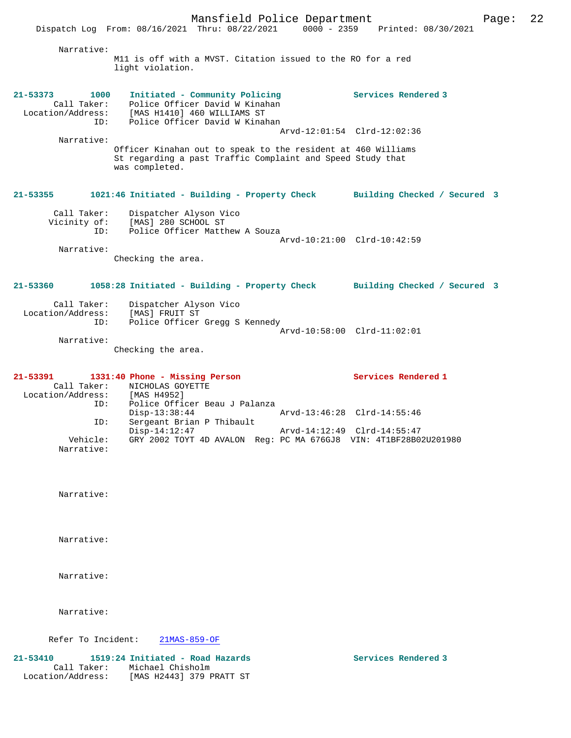Narrative:
M11 is off with a MVST. Citation issued to the RO for a red light violation.

**21-53373 1000 Initiated - Community Policing — Services Rendered 3**

Call Taker: Police Officer David W Kinahan
Location/Address: [MAS H1410] 460 WILLIAMS ST
ID: Police Officer David W Kinahan
Arvd-12:01:54 Clrd-12:02:36

Narrative:
Officer Kinahan out to speak to the resident at 460 Williams St regarding a past Traffic Complaint and Speed Study that was completed.

**21-53355 1021:46 Initiated - Building - Property Check — Building Checked / Secured 3**

Call Taker: Dispatcher Alyson Vico
Vicinity of: [MAS] 280 SCHOOL ST
ID: Police Officer Matthew A Souza
Arvd-10:21:00 Clrd-10:42:59

Narrative:
Checking the area.

**21-53360 1058:28 Initiated - Building - Property Check — Building Checked / Secured 3**

Call Taker: Dispatcher Alyson Vico
Location/Address: [MAS] FRUIT ST
ID: Police Officer Gregg S Kennedy
Arvd-10:58:00 Clrd-11:02:01

Narrative:
Checking the area.

**21-53391 1331:40 Phone - Missing Person — Services Rendered 1**

Call Taker: NICHOLAS GOYETTE
Location/Address: [MAS H4952]
ID: Police Officer Beau J Palanza
Disp-13:38:44 Arvd-13:46:28 Clrd-14:55:46
ID: Sergeant Brian P Thibault
Disp-14:12:47 Arvd-14:12:49 Clrd-14:55:47
Vehicle: GRY 2002 TOYT 4D AVALON Reg: PC MA 676GJ8 VIN: 4T1BF28B02U201980

Narrative:

Narrative:

Narrative:

Narrative:

Narrative:

Refer To Incident: 21MAS-859-OF

**21-53410 1519:24 Initiated - Road Hazards — Services Rendered 3**

Call Taker: Michael Chisholm
Location/Address: [MAS H2443] 379 PRATT ST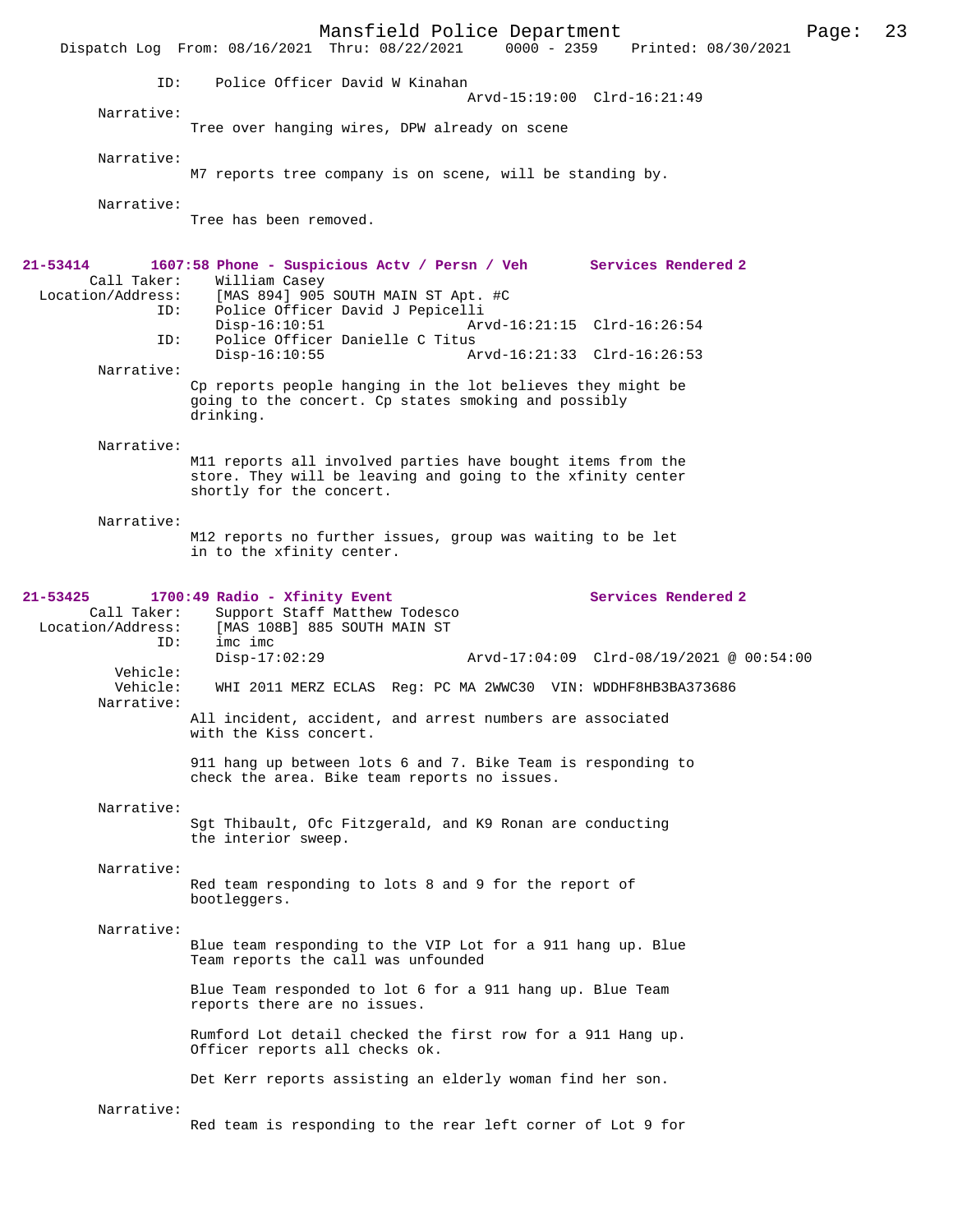ID: Police Officer David W Kinahan
Arvd-15:19:00 Clrd-16:21:49

Narrative:
Tree over hanging wires, DPW already on scene

Narrative:
M7 reports tree company is on scene, will be standing by.

Narrative:
Tree has been removed.

**21-53414 1607:58 Phone - Suspicious Actv / Persn / Veh Services Rendered 2**

Call Taker: William Casey
Location/Address: [MAS 894] 905 SOUTH MAIN ST Apt. #C
ID: Police Officer David J Pepicelli
Disp-16:10:51 Arvd-16:21:15 Clrd-16:26:54
ID: Police Officer Danielle C Titus
Disp-16:10:55 Arvd-16:21:33 Clrd-16:26:53

Narrative:
Cp reports people hanging in the lot believes they might be going to the concert. Cp states smoking and possibly drinking.

Narrative:
M11 reports all involved parties have bought items from the store. They will be leaving and going to the xfinity center shortly for the concert.

Narrative:
M12 reports no further issues, group was waiting to be let in to the xfinity center.

**21-53425 1700:49 Radio - Xfinity Event Services Rendered 2**

Call Taker: Support Staff Matthew Todesco
Location/Address: [MAS 108B] 885 SOUTH MAIN ST
ID: imc imc
Disp-17:02:29 Arvd-17:04:09 Clrd-08/19/2021 @ 00:54:00

Vehicle:
Vehicle: WHI 2011 MERZ ECLAS Reg: PC MA 2WWC30 VIN: WDDHF8HB3BA373686

Narrative:
All incident, accident, and arrest numbers are associated with the Kiss concert.

911 hang up between lots 6 and 7. Bike Team is responding to check the area. Bike team reports no issues.

Narrative:
Sgt Thibault, Ofc Fitzgerald, and K9 Ronan are conducting the interior sweep.

Narrative:
Red team responding to lots 8 and 9 for the report of bootleggers.

Narrative:
Blue team responding to the VIP Lot for a 911 hang up. Blue Team reports the call was unfounded

Blue Team responded to lot 6 for a 911 hang up. Blue Team reports there are no issues.

Rumford Lot detail checked the first row for a 911 Hang up. Officer reports all checks ok.

Det Kerr reports assisting an elderly woman find her son.

Narrative:
Red team is responding to the rear left corner of Lot 9 for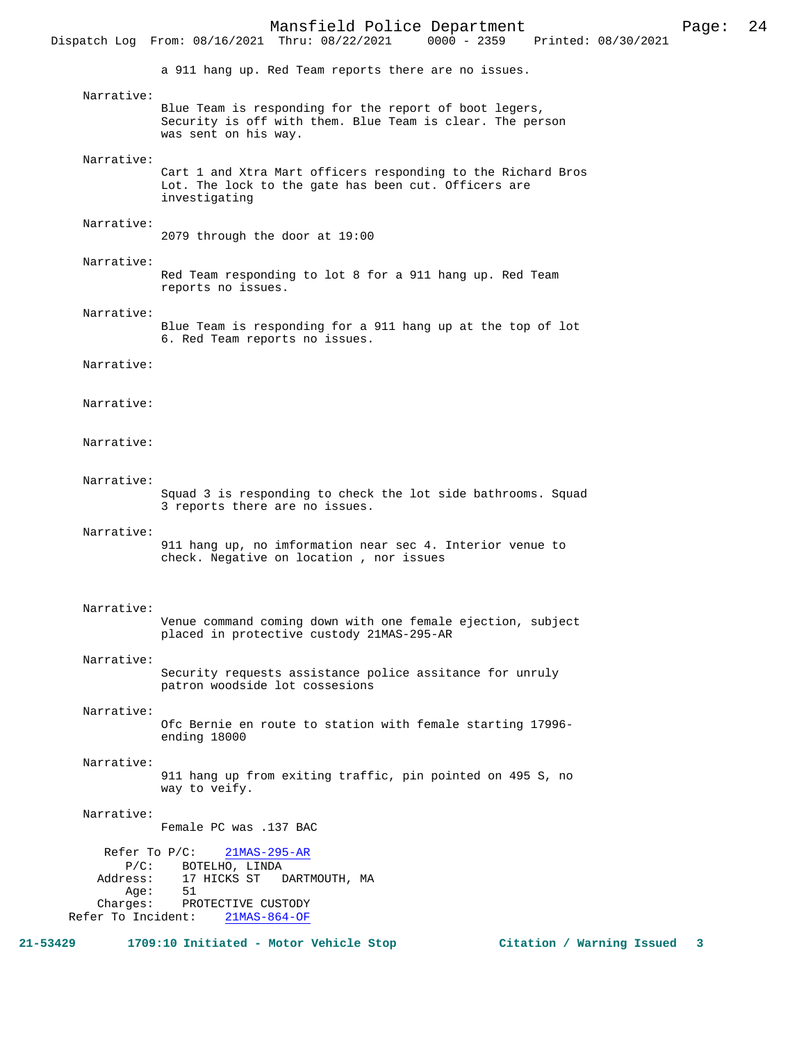a 911 hang up. Red Team reports there are no issues.

Narrative:
Blue Team is responding for the report of boot legers, Security is off with them. Blue Team is clear. The person was sent on his way.

Narrative:
Cart 1 and Xtra Mart officers responding to the Richard Bros Lot. The lock to the gate has been cut. Officers are investigating

Narrative:
2079 through the door at 19:00

Narrative:
Red Team responding to lot 8 for a 911 hang up. Red Team reports no issues.

Narrative:
Blue Team is responding for a 911 hang up at the top of lot 6. Red Team reports no issues.

Narrative:

Narrative:

Narrative:

Narrative:
Squad 3 is responding to check the lot side bathrooms. Squad 3 reports there are no issues.

Narrative:
911 hang up, no imformation near sec 4. Interior venue to check. Negative on location , nor issues

Narrative:
Venue command coming down with one female ejection, subject placed in protective custody 21MAS-295-AR

Narrative:
Security requests assistance police assitance for unruly patron woodside lot cossesions

Narrative:
Ofc Bernie en route to station with female starting 17996-ending 18000

Narrative:
911 hang up from exiting traffic, pin pointed on 495 S, no way to veify.

Narrative:
Female PC was .137 BAC

Refer To P/C: 21MAS-295-AR
P/C: BOTELHO, LINDA
Address: 17 HICKS ST DARTMOUTH, MA
Age: 51
Charges: PROTECTIVE CUSTODY
Refer To Incident: 21MAS-864-OF

**21-53429 1709:10 Initiated - Motor Vehicle Stop Citation / Warning Issued 3**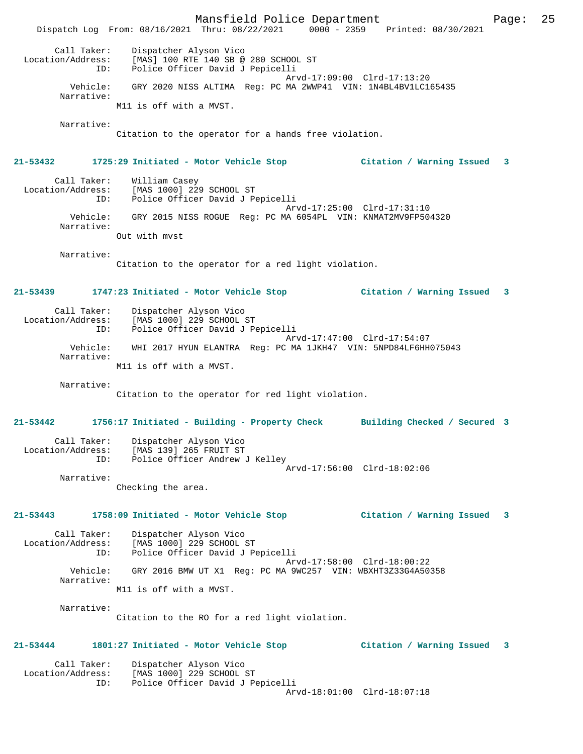Call Taker: Dispatcher Alyson Vico
Location/Address: [MAS] 100 RTE 140 SB @ 280 SCHOOL ST
ID: Police Officer David J Pepicelli
Arvd-17:09:00 Clrd-17:13:20
Vehicle: GRY 2020 NISS ALTIMA Reg: PC MA 2WWP41 VIN: 1N4BL4BV1LC165435
Narrative:
M11 is off with a MVST.

Narrative:
Citation to the operator for a hands free violation.

**21-53432 1725:29 Initiated - Motor Vehicle Stop Citation / Warning Issued 3**

Call Taker: William Casey
Location/Address: [MAS 1000] 229 SCHOOL ST
ID: Police Officer David J Pepicelli
Arvd-17:25:00 Clrd-17:31:10
Vehicle: GRY 2015 NISS ROGUE Reg: PC MA 6054PL VIN: KNMAT2MV9FP504320
Narrative:
Out with mvst

Narrative:
Citation to the operator for a red light violation.

**21-53439 1747:23 Initiated - Motor Vehicle Stop Citation / Warning Issued 3**

Call Taker: Dispatcher Alyson Vico
Location/Address: [MAS 1000] 229 SCHOOL ST
ID: Police Officer David J Pepicelli
Arvd-17:47:00 Clrd-17:54:07
Vehicle: WHI 2017 HYUN ELANTRA Reg: PC MA 1JKH47 VIN: 5NPD84LF6HH075043
Narrative:
M11 is off with a MVST.

Narrative:
Citation to the operator for red light violation.

**21-53442 1756:17 Initiated - Building - Property Check Building Checked / Secured 3**

Call Taker: Dispatcher Alyson Vico
Location/Address: [MAS 139] 265 FRUIT ST
ID: Police Officer Andrew J Kelley
Arvd-17:56:00 Clrd-18:02:06
Narrative:
Checking the area.

**21-53443 1758:09 Initiated - Motor Vehicle Stop Citation / Warning Issued 3**

Call Taker: Dispatcher Alyson Vico
Location/Address: [MAS 1000] 229 SCHOOL ST
ID: Police Officer David J Pepicelli
Arvd-17:58:00 Clrd-18:00:22
Vehicle: GRY 2016 BMW UT X1 Reg: PC MA 9WC257 VIN: WBXHT3Z33G4A50358
Narrative:
M11 is off with a MVST.

Narrative:
Citation to the RO for a red light violation.

**21-53444 1801:27 Initiated - Motor Vehicle Stop Citation / Warning Issued 3**

Call Taker: Dispatcher Alyson Vico
Location/Address: [MAS 1000] 229 SCHOOL ST
ID: Police Officer David J Pepicelli
Arvd-18:01:00 Clrd-18:07:18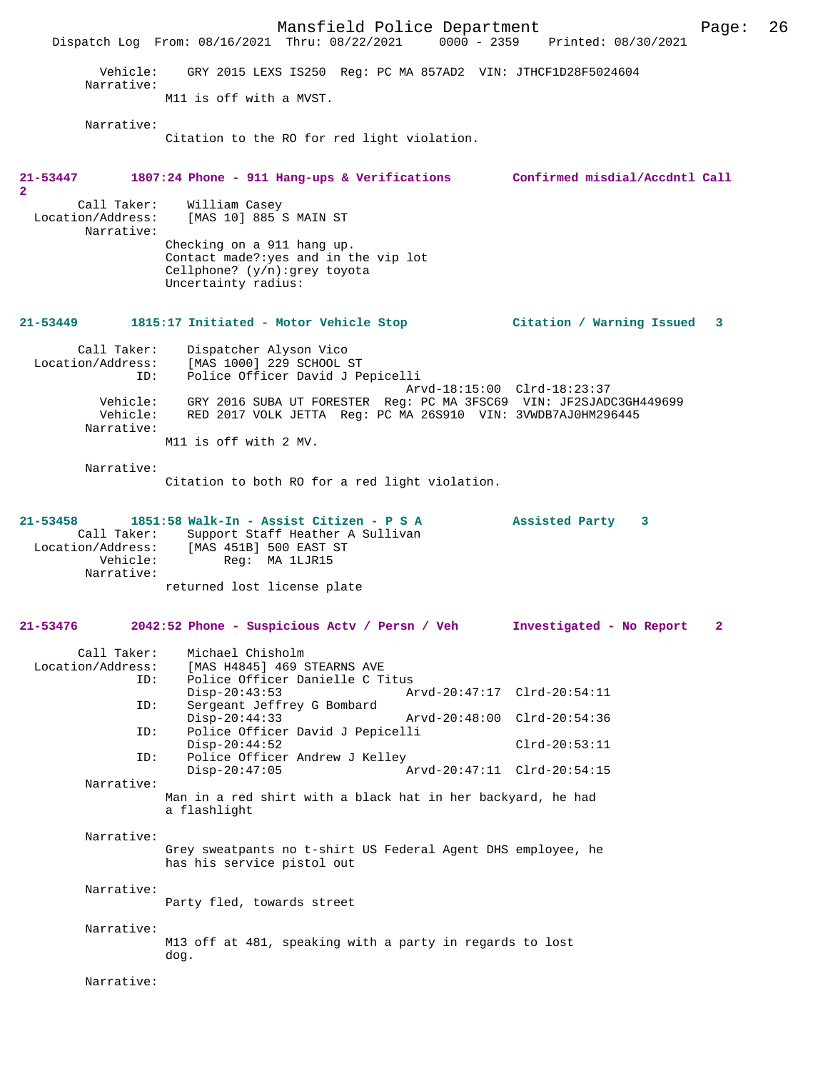Vehicle: GRY 2015 LEXS IS250 Reg: PC MA 857AD2 VIN: JTHCF1D28F5024604
Narrative:
M11 is off with a MVST.

Narrative:
Citation to the RO for red light violation.

**21-53447 1807:24 Phone - 911 Hang-ups & Verifications Confirmed misdial/Accdntl Call 2**

Call Taker: William Casey
Location/Address: [MAS 10] 885 S MAIN ST
Narrative:
Checking on a 911 hang up.
Contact made?:yes and in the vip lot
Cellphone? (y/n):grey toyota
Uncertainty radius:

**21-53449 1815:17 Initiated - Motor Vehicle Stop Citation / Warning Issued 3**

Call Taker: Dispatcher Alyson Vico
Location/Address: [MAS 1000] 229 SCHOOL ST
ID: Police Officer David J Pepicelli
Arvd-18:15:00 Clrd-18:23:37
Vehicle: GRY 2016 SUBA UT FORESTER Reg: PC MA 3FSC69 VIN: JF2SJADC3GH449699
Vehicle: RED 2017 VOLK JETTA Reg: PC MA 26S910 VIN: 3VWDB7AJ0HM296445
Narrative:
M11 is off with 2 MV.

Narrative:
Citation to both RO for a red light violation.

**21-53458 1851:58 Walk-In - Assist Citizen - P S A Assisted Party 3**
Call Taker: Support Staff Heather A Sullivan
Location/Address: [MAS 451B] 500 EAST ST
Vehicle: Reg: MA 1LJR15
Narrative:
returned lost license plate

**21-53476 2042:52 Phone - Suspicious Actv / Persn / Veh Investigated - No Report 2**

Call Taker: Michael Chisholm
Location/Address: [MAS H4845] 469 STEARNS AVE
ID: Police Officer Danielle C Titus
Disp-20:43:53 Arvd-20:47:17 Clrd-20:54:11
ID: Sergeant Jeffrey G Bombard
Disp-20:44:33 Arvd-20:48:00 Clrd-20:54:36
ID: Police Officer David J Pepicelli
Disp-20:44:52 Clrd-20:53:11
ID: Police Officer Andrew J Kelley
Disp-20:47:05 Arvd-20:47:11 Clrd-20:54:15
Narrative:
Man in a red shirt with a black hat in her backyard, he had a flashlight

Narrative:
Grey sweatpants no t-shirt US Federal Agent DHS employee, he has his service pistol out

Narrative:
Party fled, towards street

Narrative:
M13 off at 481, speaking with a party in regards to lost dog.

Narrative: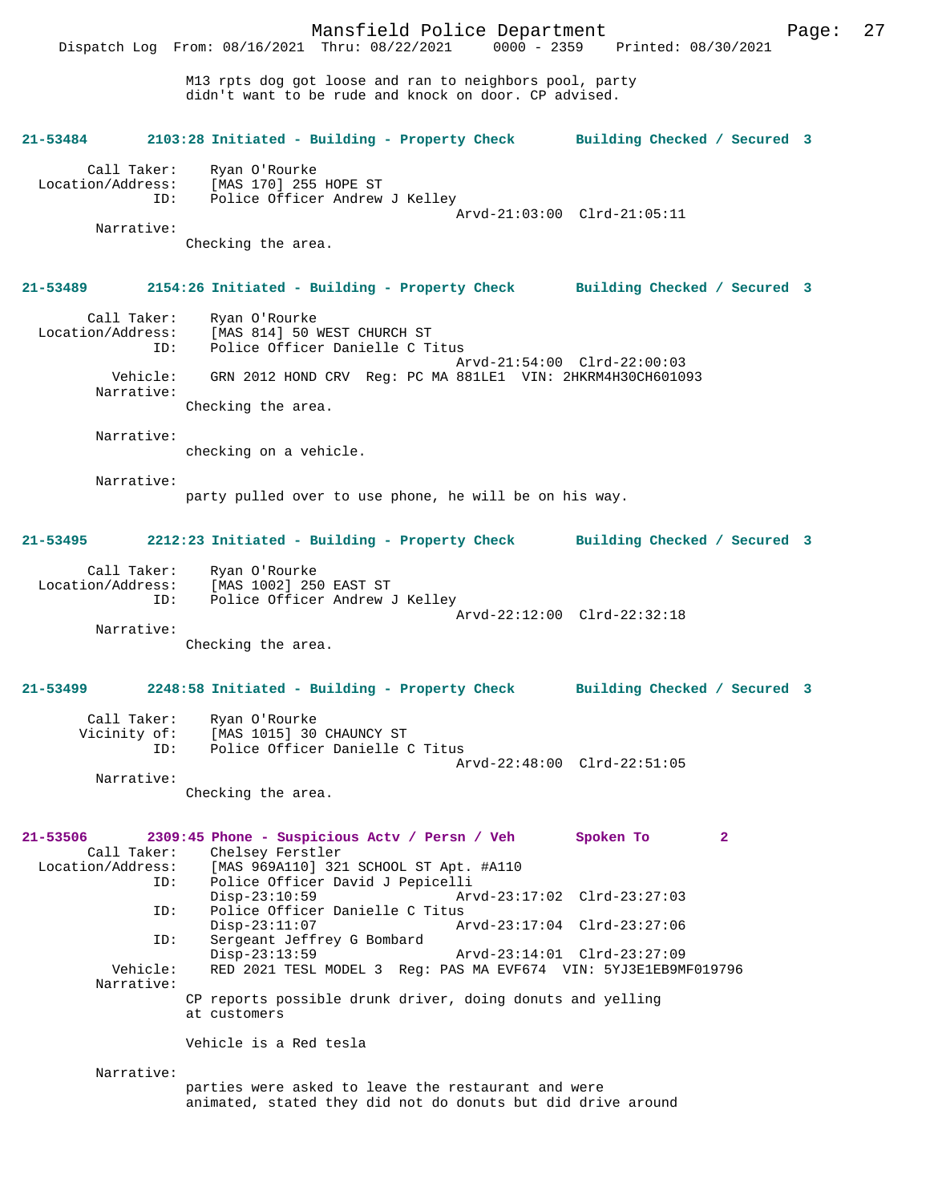M13 rpts dog got loose and ran to neighbors pool, party didn't want to be rude and knock on door. CP advised.

**21-53484 2103:28 Initiated - Building - Property Check Building Checked / Secured 3**

Call Taker: Ryan O'Rourke
Location/Address: [MAS 170] 255 HOPE ST
ID: Police Officer Andrew J Kelley
Arvd-21:03:00 Clrd-21:05:11
Narrative:
Checking the area.

**21-53489 2154:26 Initiated - Building - Property Check Building Checked / Secured 3**

Call Taker: Ryan O'Rourke
Location/Address: [MAS 814] 50 WEST CHURCH ST
ID: Police Officer Danielle C Titus
Arvd-21:54:00 Clrd-22:00:03
Vehicle: GRN 2012 HOND CRV Reg: PC MA 881LE1 VIN: 2HKRM4H30CH601093
Narrative:
Checking the area.

Narrative:
checking on a vehicle.

Narrative:
party pulled over to use phone, he will be on his way.

**21-53495 2212:23 Initiated - Building - Property Check Building Checked / Secured 3**

Call Taker: Ryan O'Rourke
Location/Address: [MAS 1002] 250 EAST ST
ID: Police Officer Andrew J Kelley
Arvd-22:12:00 Clrd-22:32:18
Narrative:
Checking the area.

**21-53499 2248:58 Initiated - Building - Property Check Building Checked / Secured 3**

Call Taker: Ryan O'Rourke
Vicinity of: [MAS 1015] 30 CHAUNCY ST
ID: Police Officer Danielle C Titus
Arvd-22:48:00 Clrd-22:51:05
Narrative:
Checking the area.

**21-53506 2309:45 Phone - Suspicious Actv / Persn / Veh Spoken To 2**

Call Taker: Chelsey Ferstler
Location/Address: [MAS 969A110] 321 SCHOOL ST Apt. #A110
ID: Police Officer David J Pepicelli
Disp-23:10:59 Arvd-23:17:02 Clrd-23:27:03
ID: Police Officer Danielle C Titus
Disp-23:11:07 Arvd-23:17:04 Clrd-23:27:06
ID: Sergeant Jeffrey G Bombard
Disp-23:13:59 Arvd-23:14:01 Clrd-23:27:09
Vehicle: RED 2021 TESL MODEL 3 Reg: PAS MA EVF674 VIN: 5YJ3E1EB9MF019796
Narrative:
CP reports possible drunk driver, doing donuts and yelling at customers

Vehicle is a Red tesla

Narrative:
parties were asked to leave the restaurant and were animated, stated they did not do donuts but did drive around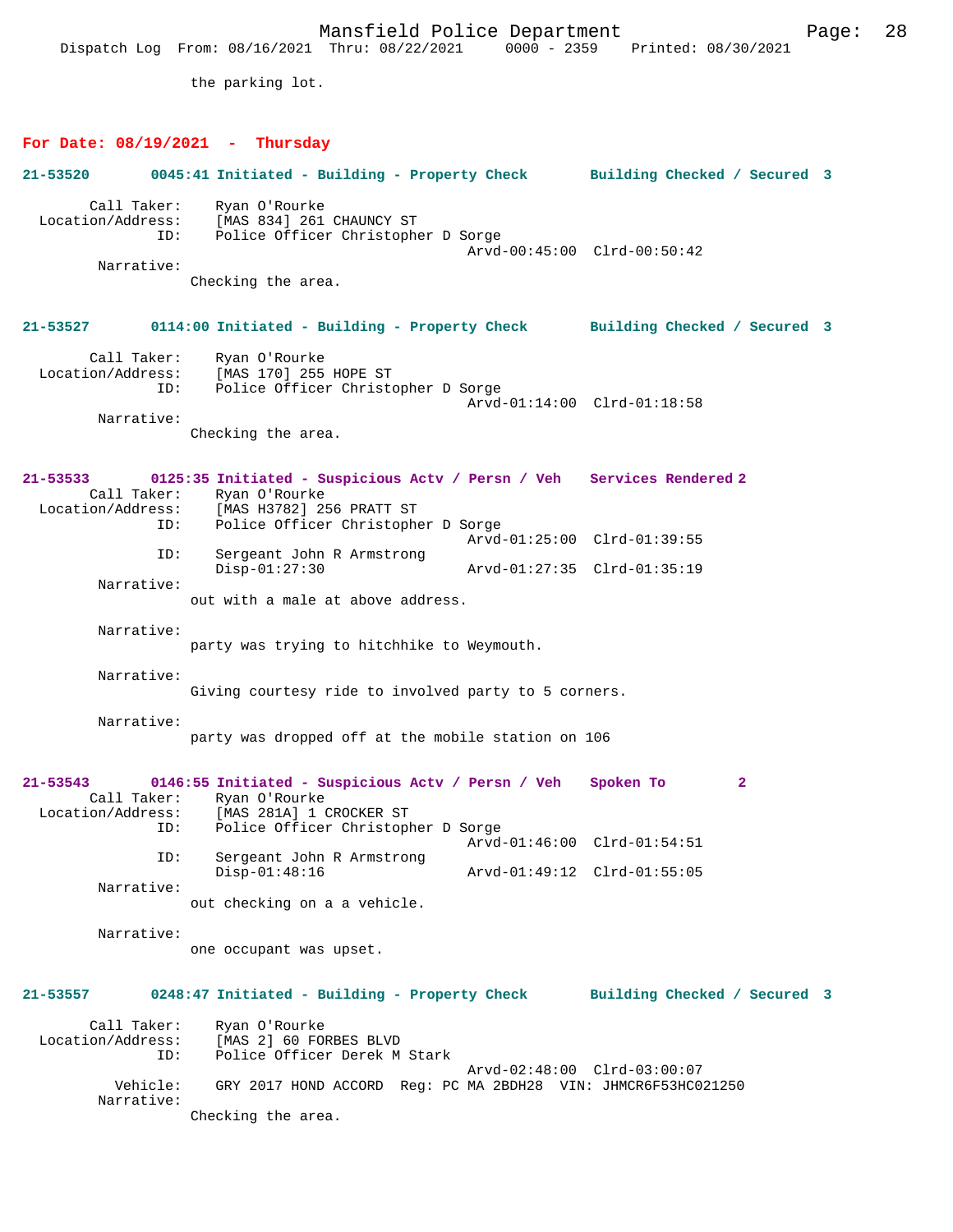the parking lot.

**For Date: 08/19/2021 - Thursday**

**21-53520 0045:41 Initiated - Building - Property Check Building Checked / Secured 3**

```
        Call Taker:    Ryan O'Rourke
  Location/Address:    [MAS 834] 261 CHAUNCY ST
                ID:    Police Officer Christopher D Sorge
                                           Arvd-00:45:00  Clrd-00:50:42
         Narrative:
                Checking the area.
```

**21-53527 0114:00 Initiated - Building - Property Check Building Checked / Secured 3**

```
        Call Taker:    Ryan O'Rourke
  Location/Address:    [MAS 170] 255 HOPE ST
                ID:    Police Officer Christopher D Sorge
                                           Arvd-01:14:00  Clrd-01:18:58
         Narrative:
                Checking the area.
```

**21-53533 0125:35 Initiated - Suspicious Actv / Persn / Veh Services Rendered 2**

```
        Call Taker:    Ryan O'Rourke
  Location/Address:    [MAS H3782] 256 PRATT ST
                ID:    Police Officer Christopher D Sorge
                                           Arvd-01:25:00  Clrd-01:39:55
                ID:    Sergeant John R Armstrong
                       Disp-01:27:30       Arvd-01:27:35  Clrd-01:35:19
         Narrative:
                out with a male at above address.

         Narrative:
                party was trying to hitchhike to Weymouth.

         Narrative:
                Giving courtesy ride to involved party to 5 corners.

         Narrative:
                party was dropped off at the mobile station on 106
```

**21-53543 0146:55 Initiated - Suspicious Actv / Persn / Veh Spoken To 2**

```
        Call Taker:    Ryan O'Rourke
  Location/Address:    [MAS 281A] 1 CROCKER ST
                ID:    Police Officer Christopher D Sorge
                                           Arvd-01:46:00  Clrd-01:54:51
                ID:    Sergeant John R Armstrong
                       Disp-01:48:16       Arvd-01:49:12  Clrd-01:55:05
         Narrative:
                out checking on a a vehicle.

         Narrative:
                one occupant was upset.
```

**21-53557 0248:47 Initiated - Building - Property Check Building Checked / Secured 3**

```
        Call Taker:    Ryan O'Rourke
  Location/Address:    [MAS 2] 60 FORBES BLVD
                ID:    Police Officer Derek M Stark
                                           Arvd-02:48:00  Clrd-03:00:07
           Vehicle:    GRY 2017 HOND ACCORD  Reg: PC MA 2BDH28  VIN: JHMCR6F53HC021250
         Narrative:
                Checking the area.
```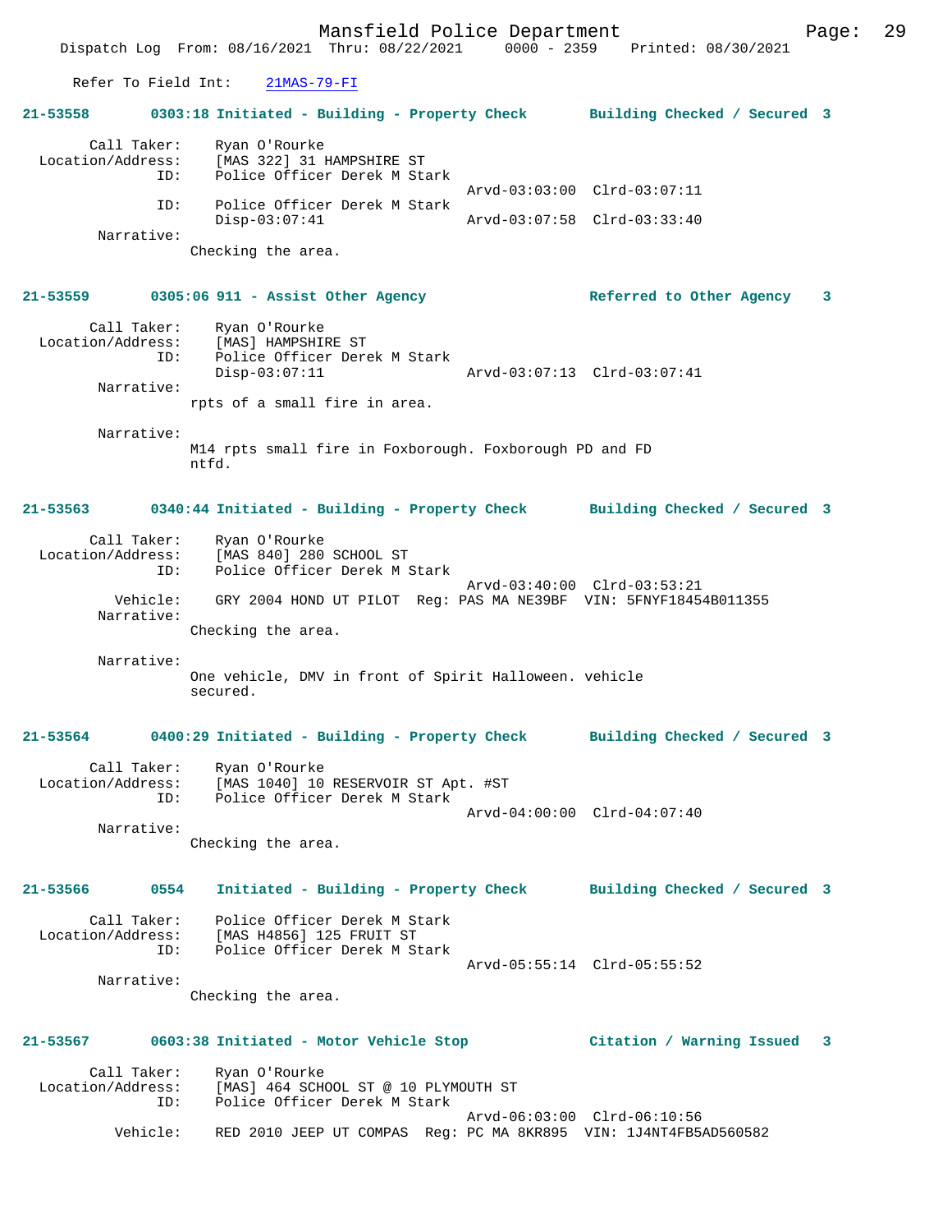Refer To Field Int: 21MAS-79-FI

**21-53558 0303:18 Initiated - Building - Property Check Building Checked / Secured 3**

```
        Call Taker:    Ryan O'Rourke
  Location/Address:    [MAS 322] 31 HAMPSHIRE ST
                ID:    Police Officer Derek M Stark
                                              Arvd-03:03:00  Clrd-03:07:11
                ID:    Police Officer Derek M Stark
                       Disp-03:07:41          Arvd-03:07:58  Clrd-03:33:40
         Narrative:
                    Checking the area.
```

**21-53559 0305:06 911 - Assist Other Agency Referred to Other Agency 3**

```
        Call Taker:    Ryan O'Rourke
  Location/Address:    [MAS] HAMPSHIRE ST
                ID:    Police Officer Derek M Stark
                       Disp-03:07:11          Arvd-03:07:13  Clrd-03:07:41
         Narrative:
                    rpts of a small fire in area.

         Narrative:
                    M14 rpts small fire in Foxborough. Foxborough PD and FD
                    ntfd.
```

**21-53563 0340:44 Initiated - Building - Property Check Building Checked / Secured 3**

```
        Call Taker:    Ryan O'Rourke
  Location/Address:    [MAS 840] 280 SCHOOL ST
                ID:    Police Officer Derek M Stark
                                              Arvd-03:40:00  Clrd-03:53:21
           Vehicle:    GRY 2004 HOND UT PILOT  Reg: PAS MA NE39BF  VIN: 5FNYF18454B011355
         Narrative:
                    Checking the area.

         Narrative:
                    One vehicle, DMV in front of Spirit Halloween. vehicle
                    secured.
```

**21-53564 0400:29 Initiated - Building - Property Check Building Checked / Secured 3**

```
        Call Taker:    Ryan O'Rourke
  Location/Address:    [MAS 1040] 10 RESERVOIR ST Apt. #ST
                ID:    Police Officer Derek M Stark
                                              Arvd-04:00:00  Clrd-04:07:40
         Narrative:
                    Checking the area.
```

**21-53566 0554 Initiated - Building - Property Check Building Checked / Secured 3**

```
        Call Taker:    Police Officer Derek M Stark
  Location/Address:    [MAS H4856] 125 FRUIT ST
                ID:    Police Officer Derek M Stark
                                              Arvd-05:55:14  Clrd-05:55:52
         Narrative:
                    Checking the area.
```

**21-53567 0603:38 Initiated - Motor Vehicle Stop Citation / Warning Issued 3**

```
        Call Taker:    Ryan O'Rourke
  Location/Address:    [MAS] 464 SCHOOL ST @ 10 PLYMOUTH ST
                ID:    Police Officer Derek M Stark
                                              Arvd-06:03:00  Clrd-06:10:56
           Vehicle:    RED 2010 JEEP UT COMPAS  Reg: PC MA 8KR895  VIN: 1J4NT4FB5AD560582
```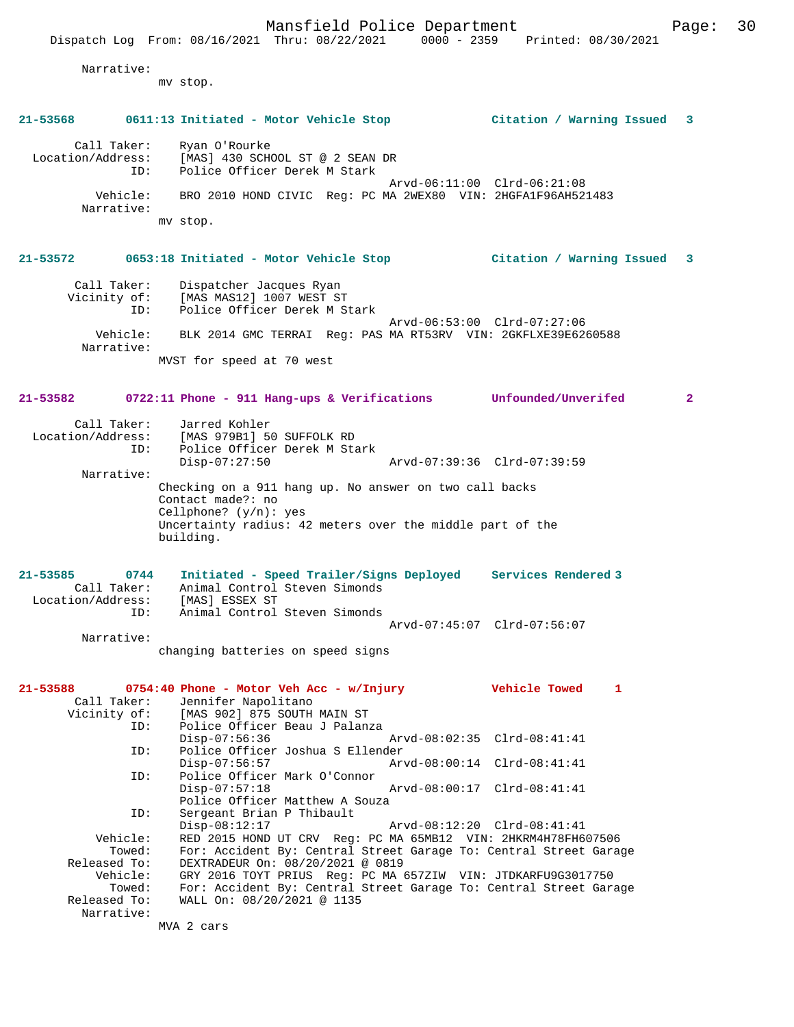Narrative:
mv stop.

**21-53568 0611:13 Initiated - Motor Vehicle Stop Citation / Warning Issued 3**

Call Taker: Ryan O'Rourke
Location/Address: [MAS] 430 SCHOOL ST @ 2 SEAN DR
ID: Police Officer Derek M Stark
Arvd-06:11:00 Clrd-06:21:08
Vehicle: BRO 2010 HOND CIVIC Reg: PC MA 2WEX80 VIN: 2HGFA1F96AH521483
Narrative:
mv stop.

**21-53572 0653:18 Initiated - Motor Vehicle Stop Citation / Warning Issued 3**

Call Taker: Dispatcher Jacques Ryan
Vicinity of: [MAS MAS12] 1007 WEST ST
ID: Police Officer Derek M Stark
Arvd-06:53:00 Clrd-07:27:06
Vehicle: BLK 2014 GMC TERRAI Reg: PAS MA RT53RV VIN: 2GKFLXE39E6260588
Narrative:
MVST for speed at 70 west

**21-53582 0722:11 Phone - 911 Hang-ups & Verifications Unfounded/Unverifed 2**

Call Taker: Jarred Kohler
Location/Address: [MAS 979B1] 50 SUFFOLK RD
ID: Police Officer Derek M Stark
Disp-07:27:50 Arvd-07:39:36 Clrd-07:39:59
Narrative:
Checking on a 911 hang up. No answer on two call backs
Contact made?: no
Cellphone? (y/n): yes
Uncertainty radius: 42 meters over the middle part of the building.

**21-53585 0744 Initiated - Speed Trailer/Signs Deployed Services Rendered 3**

Call Taker: Animal Control Steven Simonds
Location/Address: [MAS] ESSEX ST
ID: Animal Control Steven Simonds
Arvd-07:45:07 Clrd-07:56:07
Narrative:
changing batteries on speed signs

**21-53588 0754:40 Phone - Motor Veh Acc - w/Injury Vehicle Towed 1**

Call Taker: Jennifer Napolitano
Vicinity of: [MAS 902] 875 SOUTH MAIN ST
ID: Police Officer Beau J Palanza
Disp-07:56:36 Arvd-08:02:35 Clrd-08:41:41
ID: Police Officer Joshua S Ellender
Disp-07:56:57 Arvd-08:00:14 Clrd-08:41:41
ID: Police Officer Mark O'Connor
Disp-07:57:18 Arvd-08:00:17 Clrd-08:41:41
Police Officer Matthew A Souza
ID: Sergeant Brian P Thibault
Disp-08:12:17 Arvd-08:12:20 Clrd-08:41:41
Vehicle: RED 2015 HOND UT CRV Reg: PC MA 65MB12 VIN: 2HKRM4H78FH607506
Towed: For: Accident By: Central Street Garage To: Central Street Garage
Released To: DEXTRADEUR On: 08/20/2021 @ 0819
Vehicle: GRY 2016 TOYT PRIUS Reg: PC MA 657ZIW VIN: JTDKARFU9G3017750
Towed: For: Accident By: Central Street Garage To: Central Street Garage
Released To: WALL On: 08/20/2021 @ 1135
Narrative:
MVA 2 cars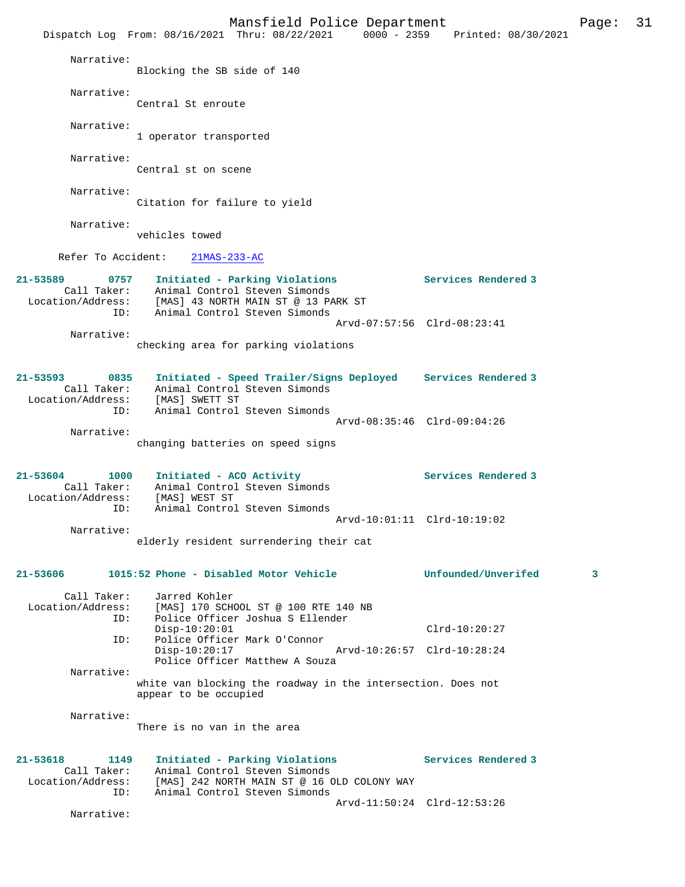Narrative:
Blocking the SB side of 140

Narrative:
Central St enroute

Narrative:
1 operator transported

Narrative:
Central st on scene

Narrative:
Citation for failure to yield

Narrative:
vehicles towed

Refer To Accident: 21MAS-233-AC

**21-53589 0757 Initiated - Parking Violations Services Rendered 3**
Call Taker: Animal Control Steven Simonds
Location/Address: [MAS] 43 NORTH MAIN ST @ 13 PARK ST
ID: Animal Control Steven Simonds
Arvd-07:57:56 Clrd-08:23:41
Narrative:
checking area for parking violations

**21-53593 0835 Initiated - Speed Trailer/Signs Deployed Services Rendered 3**
Call Taker: Animal Control Steven Simonds
Location/Address: [MAS] SWETT ST
ID: Animal Control Steven Simonds
Arvd-08:35:46 Clrd-09:04:26
Narrative:
changing batteries on speed signs

**21-53604 1000 Initiated - ACO Activity Services Rendered 3**
Call Taker: Animal Control Steven Simonds
Location/Address: [MAS] WEST ST
ID: Animal Control Steven Simonds
Arvd-10:01:11 Clrd-10:19:02
Narrative:
elderly resident surrendering their cat

**21-53606 1015:52 Phone - Disabled Motor Vehicle Unfounded/Unverifed 3**
Call Taker: Jarred Kohler
Location/Address: [MAS] 170 SCHOOL ST @ 100 RTE 140 NB
ID: Police Officer Joshua S Ellender
Disp-10:20:01 Clrd-10:20:27
ID: Police Officer Mark O'Connor
Disp-10:20:17 Arvd-10:26:57 Clrd-10:28:24
Police Officer Matthew A Souza
Narrative:
white van blocking the roadway in the intersection. Does not appear to be occupied

Narrative:
There is no van in the area

**21-53618 1149 Initiated - Parking Violations Services Rendered 3**
Call Taker: Animal Control Steven Simonds
Location/Address: [MAS] 242 NORTH MAIN ST @ 16 OLD COLONY WAY
ID: Animal Control Steven Simonds
Arvd-11:50:24 Clrd-12:53:26
Narrative: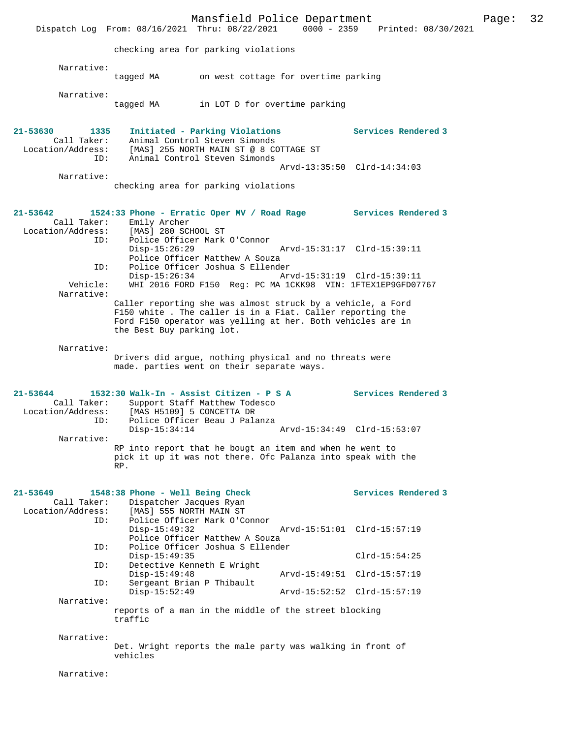checking area for parking violations

Narrative:
tagged MA        on west cottage for overtime parking

Narrative:
tagged MA        in LOT D for overtime parking

**21-53630        1335    Initiated - Parking Violations            Services Rendered 3**

Call Taker: Animal Control Steven Simonds
Location/Address: [MAS] 255 NORTH MAIN ST @ 8 COTTAGE ST
ID: Animal Control Steven Simonds
Arvd-13:35:50  Clrd-14:34:03

Narrative:
checking area for parking violations

**21-53642        1524:33 Phone - Erratic Oper MV / Road Rage       Services Rendered 3**

Call Taker: Emily Archer
Location/Address: [MAS] 280 SCHOOL ST
ID: Police Officer Mark O'Connor
Disp-15:26:29  Arvd-15:31:17  Clrd-15:39:11
Police Officer Matthew A Souza
ID: Police Officer Joshua S Ellender
Disp-15:26:34  Arvd-15:31:19  Clrd-15:39:11
Vehicle: WHI 2016 FORD F150  Reg: PC MA 1CKK98  VIN: 1FTEX1EP9GFD07767

Narrative:
Caller reporting she was almost struck by a vehicle, a Ford F150 white . The caller is in a Fiat. Caller reporting the Ford F150 operator was yelling at her. Both vehicles are in the Best Buy parking lot.

Narrative:
Drivers did argue, nothing physical and no threats were made. parties went on their separate ways.

**21-53644        1532:30 Walk-In - Assist Citizen - P S A          Services Rendered 3**

Call Taker: Support Staff Matthew Todesco
Location/Address: [MAS H5109] 5 CONCETTA DR
ID: Police Officer Beau J Palanza
Disp-15:34:14  Arvd-15:34:49  Clrd-15:53:07

Narrative:
RP into report that he bougt an item and when he went to pick it up it was not there. Ofc Palanza into speak with the RP.

**21-53649        1548:38 Phone - Well Being Check                  Services Rendered 3**

Call Taker: Dispatcher Jacques Ryan
Location/Address: [MAS] 555 NORTH MAIN ST
ID: Police Officer Mark O'Connor
Disp-15:49:32  Arvd-15:51:01  Clrd-15:57:19
Police Officer Matthew A Souza
ID: Police Officer Joshua S Ellender
Disp-15:49:35  Clrd-15:54:25
ID: Detective Kenneth E Wright
Disp-15:49:48  Arvd-15:49:51  Clrd-15:57:19
ID: Sergeant Brian P Thibault
Disp-15:52:49  Arvd-15:52:52  Clrd-15:57:19

Narrative:
reports of a man in the middle of the street blocking traffic

Narrative:
Det. Wright reports the male party was walking in front of vehicles

Narrative: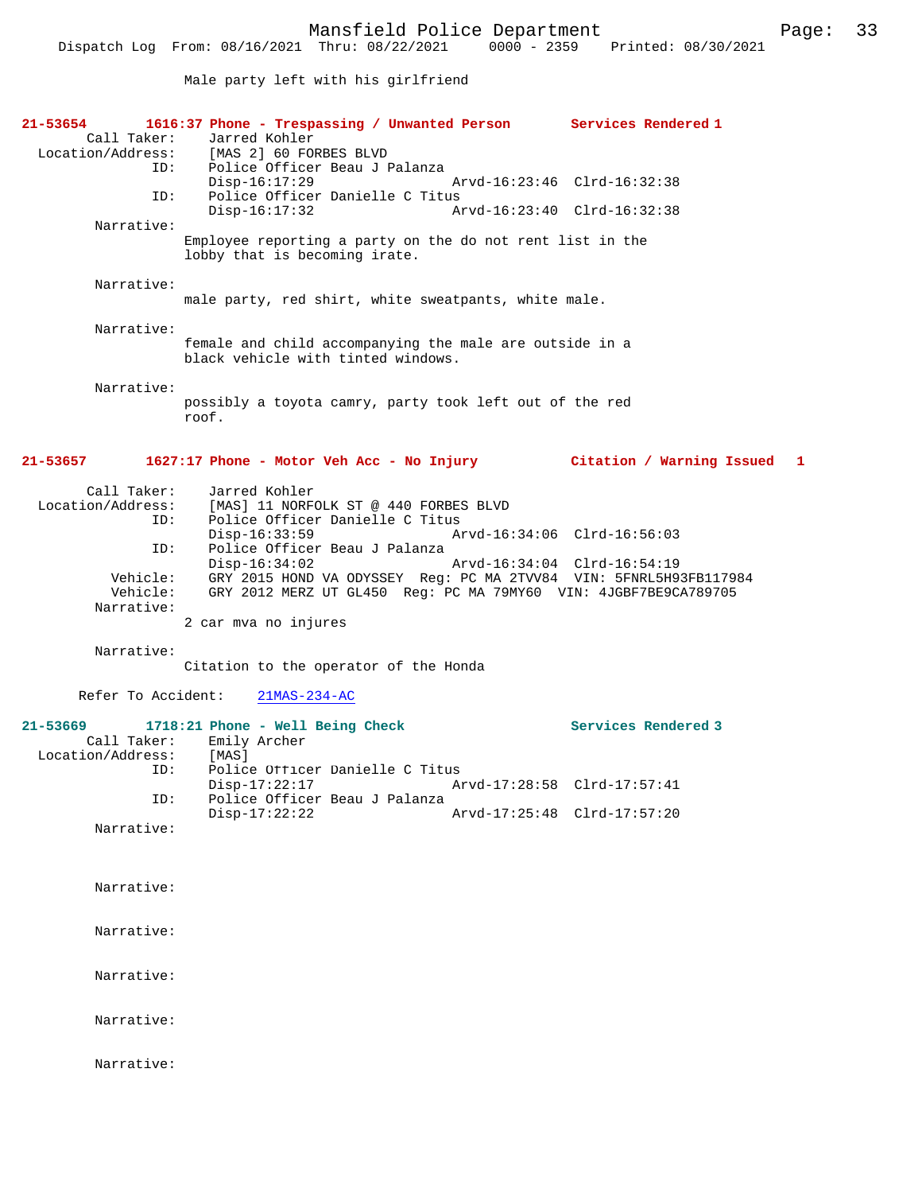Male party left with his girlfriend

**21-53654 1616:37 Phone - Trespassing / Unwanted Person Services Rendered 1**

```
        Call Taker:    Jarred Kohler
  Location/Address:    [MAS 2] 60 FORBES BLVD
                ID:    Police Officer Beau J Palanza
                       Disp-16:17:29                Arvd-16:23:46  Clrd-16:32:38
                ID:    Police Officer Danielle C Titus
                       Disp-16:17:32                Arvd-16:23:40  Clrd-16:32:38
         Narrative:
                    Employee reporting a party on the do not rent list in the
                    lobby that is becoming irate.

         Narrative:
                    male party, red shirt, white sweatpants, white male.

         Narrative:
                    female and child accompanying the male are outside in a
                    black vehicle with tinted windows.

         Narrative:
                    possibly a toyota camry, party took left out of the red
                    roof.
```

**21-53657 1627:17 Phone - Motor Veh Acc - No Injury Citation / Warning Issued 1**

```
        Call Taker:    Jarred Kohler
  Location/Address:    [MAS] 11 NORFOLK ST @ 440 FORBES BLVD
                ID:    Police Officer Danielle C Titus
                       Disp-16:33:59                Arvd-16:34:06  Clrd-16:56:03
                ID:    Police Officer Beau J Palanza
                       Disp-16:34:02                Arvd-16:34:04  Clrd-16:54:19
           Vehicle:    GRY 2015 HOND VA ODYSSEY  Reg: PC MA 2TVV84  VIN: 5FNRL5H93FB117984
           Vehicle:    GRY 2012 MERZ UT GL450  Reg: PC MA 79MY60  VIN: 4JGBF7BE9CA789705
         Narrative:
                    2 car mva no injures

         Narrative:
                    Citation to the operator of the Honda

      Refer To Accident:    21MAS-234-AC
```

**21-53669 1718:21 Phone - Well Being Check Services Rendered 3**

```
        Call Taker:    Emily Archer
  Location/Address:    [MAS]
                ID:    Police Officer Danielle C Titus
                       Disp-17:22:17                Arvd-17:28:58  Clrd-17:57:41
                ID:    Police Officer Beau J Palanza
                       Disp-17:22:22                Arvd-17:25:48  Clrd-17:57:20
         Narrative:

         Narrative:

         Narrative:

         Narrative:

         Narrative:

         Narrative:
```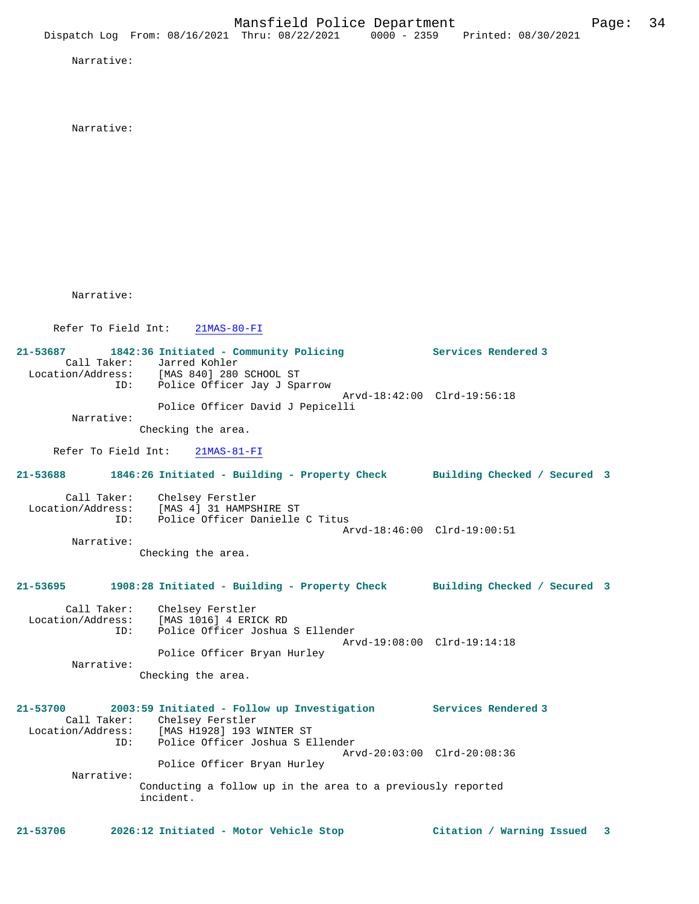Narrative:

Narrative:

Narrative:

Refer To Field Int: 21MAS-80-FI

**21-53687 1842:36 Initiated - Community Policing Services Rendered 3**

Call Taker: Jarred Kohler
Location/Address: [MAS 840] 280 SCHOOL ST
ID: Police Officer Jay J Sparrow
Arvd-18:42:00 Clrd-19:56:18
Police Officer David J Pepicelli
Narrative:
Checking the area.

Refer To Field Int: 21MAS-81-FI

**21-53688 1846:26 Initiated - Building - Property Check Building Checked / Secured 3**

Call Taker: Chelsey Ferstler
Location/Address: [MAS 4] 31 HAMPSHIRE ST
ID: Police Officer Danielle C Titus
Arvd-18:46:00 Clrd-19:00:51
Narrative:
Checking the area.

**21-53695 1908:28 Initiated - Building - Property Check Building Checked / Secured 3**

Call Taker: Chelsey Ferstler
Location/Address: [MAS 1016] 4 ERICK RD
ID: Police Officer Joshua S Ellender
Arvd-19:08:00 Clrd-19:14:18
Police Officer Bryan Hurley
Narrative:
Checking the area.

**21-53700 2003:59 Initiated - Follow up Investigation Services Rendered 3**

Call Taker: Chelsey Ferstler
Location/Address: [MAS H1928] 193 WINTER ST
ID: Police Officer Joshua S Ellender
Arvd-20:03:00 Clrd-20:08:36
Police Officer Bryan Hurley
Narrative:
Conducting a follow up in the area to a previously reported incident.

**21-53706 2026:12 Initiated - Motor Vehicle Stop Citation / Warning Issued 3**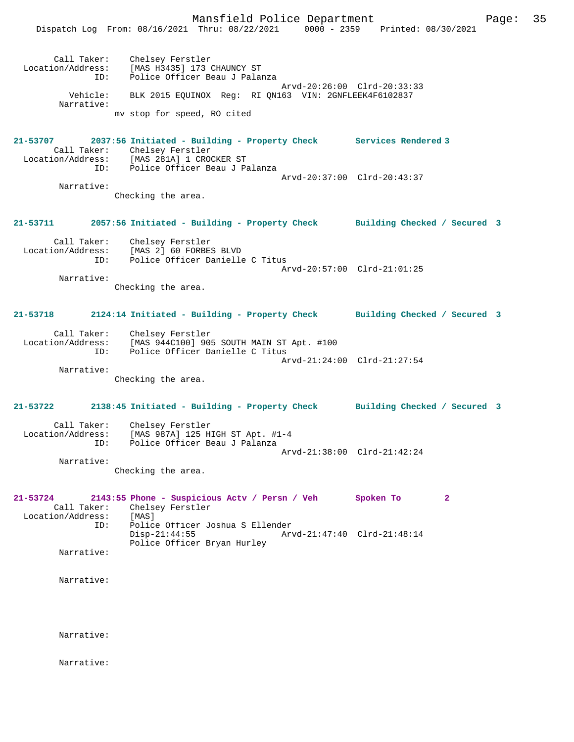Call Taker: Chelsey Ferstler
Location/Address: [MAS H3435] 173 CHAUNCY ST
ID: Police Officer Beau J Palanza
Arvd-20:26:00 Clrd-20:33:33
Vehicle: BLK 2015 EQUINOX Reg: RI QN163 VIN: 2GNFLEEK4F6102837
Narrative:
mv stop for speed, RO cited

**21-53707 2037:56 Initiated - Building - Property Check Services Rendered 3**
Call Taker: Chelsey Ferstler
Location/Address: [MAS 281A] 1 CROCKER ST
ID: Police Officer Beau J Palanza
Arvd-20:37:00 Clrd-20:43:37
Narrative:
Checking the area.

**21-53711 2057:56 Initiated - Building - Property Check Building Checked / Secured 3**
Call Taker: Chelsey Ferstler
Location/Address: [MAS 2] 60 FORBES BLVD
ID: Police Officer Danielle C Titus
Arvd-20:57:00 Clrd-21:01:25
Narrative:
Checking the area.

**21-53718 2124:14 Initiated - Building - Property Check Building Checked / Secured 3**
Call Taker: Chelsey Ferstler
Location/Address: [MAS 944C100] 905 SOUTH MAIN ST Apt. #100
ID: Police Officer Danielle C Titus
Arvd-21:24:00 Clrd-21:27:54
Narrative:
Checking the area.

**21-53722 2138:45 Initiated - Building - Property Check Building Checked / Secured 3**
Call Taker: Chelsey Ferstler
Location/Address: [MAS 987A] 125 HIGH ST Apt. #1-4
ID: Police Officer Beau J Palanza
Arvd-21:38:00 Clrd-21:42:24
Narrative:
Checking the area.

**21-53724 2143:55 Phone - Suspicious Actv / Persn / Veh Spoken To 2**
Call Taker: Chelsey Ferstler
Location/Address: [MAS]
ID: Police Officer Joshua S Ellender
Disp-21:44:55 Arvd-21:47:40 Clrd-21:48:14
Police Officer Bryan Hurley
Narrative:

Narrative:

Narrative:

Narrative: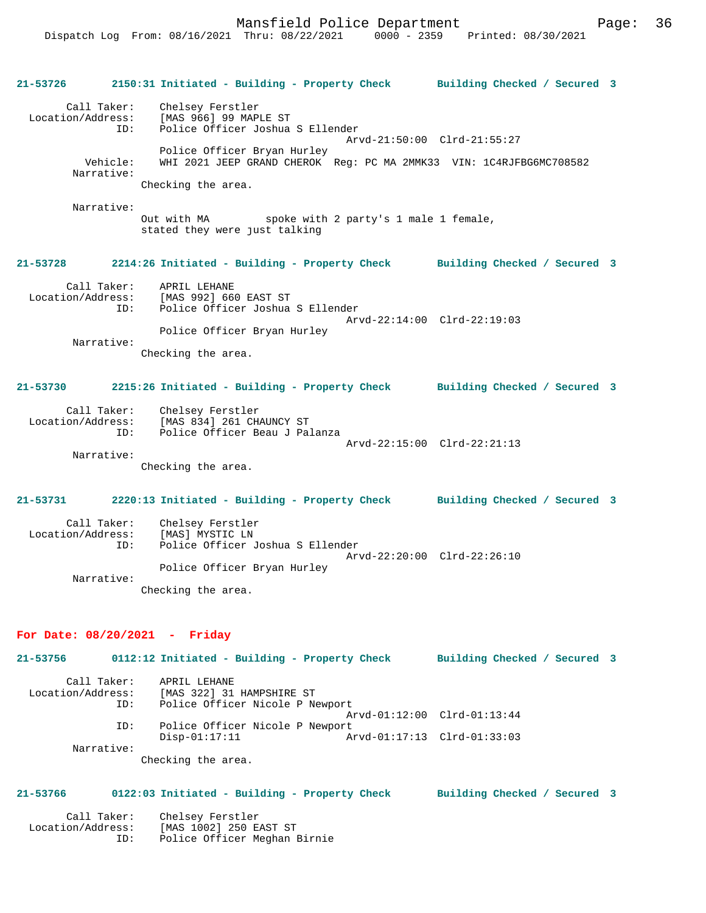**21-53726 2150:31 Initiated - Building - Property Check Building Checked / Secured 3**

```
        Call Taker:    Chelsey Ferstler
  Location/Address:    [MAS 966] 99 MAPLE ST
                ID:    Police Officer Joshua S Ellender
                                              Arvd-21:50:00  Clrd-21:55:27
                       Police Officer Bryan Hurley
           Vehicle:    WHI 2021 JEEP GRAND CHEROK  Reg: PC MA 2MMK33  VIN: 1C4RJFBG6MC708582
         Narrative:
                    Checking the area.

         Narrative:
                    Out with MA         spoke with 2 party's 1 male 1 female,
                    stated they were just talking
```

**21-53728 2214:26 Initiated - Building - Property Check Building Checked / Secured 3**

```
        Call Taker:    APRIL LEHANE
  Location/Address:    [MAS 992] 660 EAST ST
                ID:    Police Officer Joshua S Ellender
                                              Arvd-22:14:00  Clrd-22:19:03
                       Police Officer Bryan Hurley
         Narrative:
                    Checking the area.
```

**21-53730 2215:26 Initiated - Building - Property Check Building Checked / Secured 3**

```
        Call Taker:    Chelsey Ferstler
  Location/Address:    [MAS 834] 261 CHAUNCY ST
                ID:    Police Officer Beau J Palanza
                                              Arvd-22:15:00  Clrd-22:21:13
         Narrative:
                    Checking the area.
```

**21-53731 2220:13 Initiated - Building - Property Check Building Checked / Secured 3**

```
        Call Taker:    Chelsey Ferstler
  Location/Address:    [MAS] MYSTIC LN
                ID:    Police Officer Joshua S Ellender
                                              Arvd-22:20:00  Clrd-22:26:10
                       Police Officer Bryan Hurley
         Narrative:
                    Checking the area.
```

## For Date: 08/20/2021 - Friday

**21-53756 0112:12 Initiated - Building - Property Check Building Checked / Secured 3**

```
        Call Taker:    APRIL LEHANE
  Location/Address:    [MAS 322] 31 HAMPSHIRE ST
                ID:    Police Officer Nicole P Newport
                                              Arvd-01:12:00  Clrd-01:13:44
                ID:    Police Officer Nicole P Newport
                       Disp-01:17:11          Arvd-01:17:13  Clrd-01:33:03
         Narrative:
                    Checking the area.
```

**21-53766 0122:03 Initiated - Building - Property Check Building Checked / Secured 3**

```
        Call Taker:    Chelsey Ferstler
  Location/Address:    [MAS 1002] 250 EAST ST
                ID:    Police Officer Meghan Birnie
```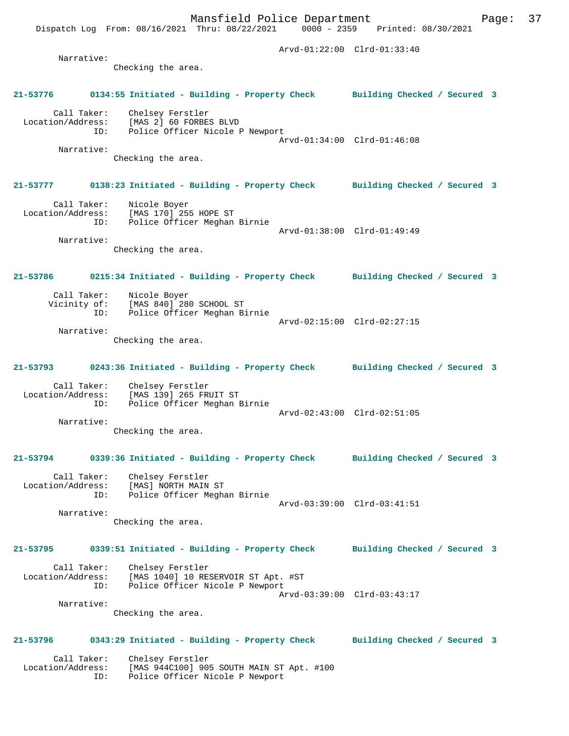Arvd-01:22:00 Clrd-01:33:40

Narrative:
Checking the area.

**21-53776 0134:55 Initiated - Building - Property Check Building Checked / Secured 3**

Call Taker: Chelsey Ferstler
Location/Address: [MAS 2] 60 FORBES BLVD
ID: Police Officer Nicole P Newport
Arvd-01:34:00 Clrd-01:46:08

Narrative:
Checking the area.

**21-53777 0138:23 Initiated - Building - Property Check Building Checked / Secured 3**

Call Taker: Nicole Boyer
Location/Address: [MAS 170] 255 HOPE ST
ID: Police Officer Meghan Birnie
Arvd-01:38:00 Clrd-01:49:49

Narrative:
Checking the area.

**21-53786 0215:34 Initiated - Building - Property Check Building Checked / Secured 3**

Call Taker: Nicole Boyer
Vicinity of: [MAS 840] 280 SCHOOL ST
ID: Police Officer Meghan Birnie
Arvd-02:15:00 Clrd-02:27:15

Narrative:
Checking the area.

**21-53793 0243:36 Initiated - Building - Property Check Building Checked / Secured 3**

Call Taker: Chelsey Ferstler
Location/Address: [MAS 139] 265 FRUIT ST
ID: Police Officer Meghan Birnie
Arvd-02:43:00 Clrd-02:51:05

Narrative:
Checking the area.

**21-53794 0339:36 Initiated - Building - Property Check Building Checked / Secured 3**

Call Taker: Chelsey Ferstler
Location/Address: [MAS] NORTH MAIN ST
ID: Police Officer Meghan Birnie
Arvd-03:39:00 Clrd-03:41:51

Narrative:
Checking the area.

**21-53795 0339:51 Initiated - Building - Property Check Building Checked / Secured 3**

Call Taker: Chelsey Ferstler
Location/Address: [MAS 1040] 10 RESERVOIR ST Apt. #ST
ID: Police Officer Nicole P Newport
Arvd-03:39:00 Clrd-03:43:17

Narrative:
Checking the area.

**21-53796 0343:29 Initiated - Building - Property Check Building Checked / Secured 3**

Call Taker: Chelsey Ferstler
Location/Address: [MAS 944C100] 905 SOUTH MAIN ST Apt. #100
ID: Police Officer Nicole P Newport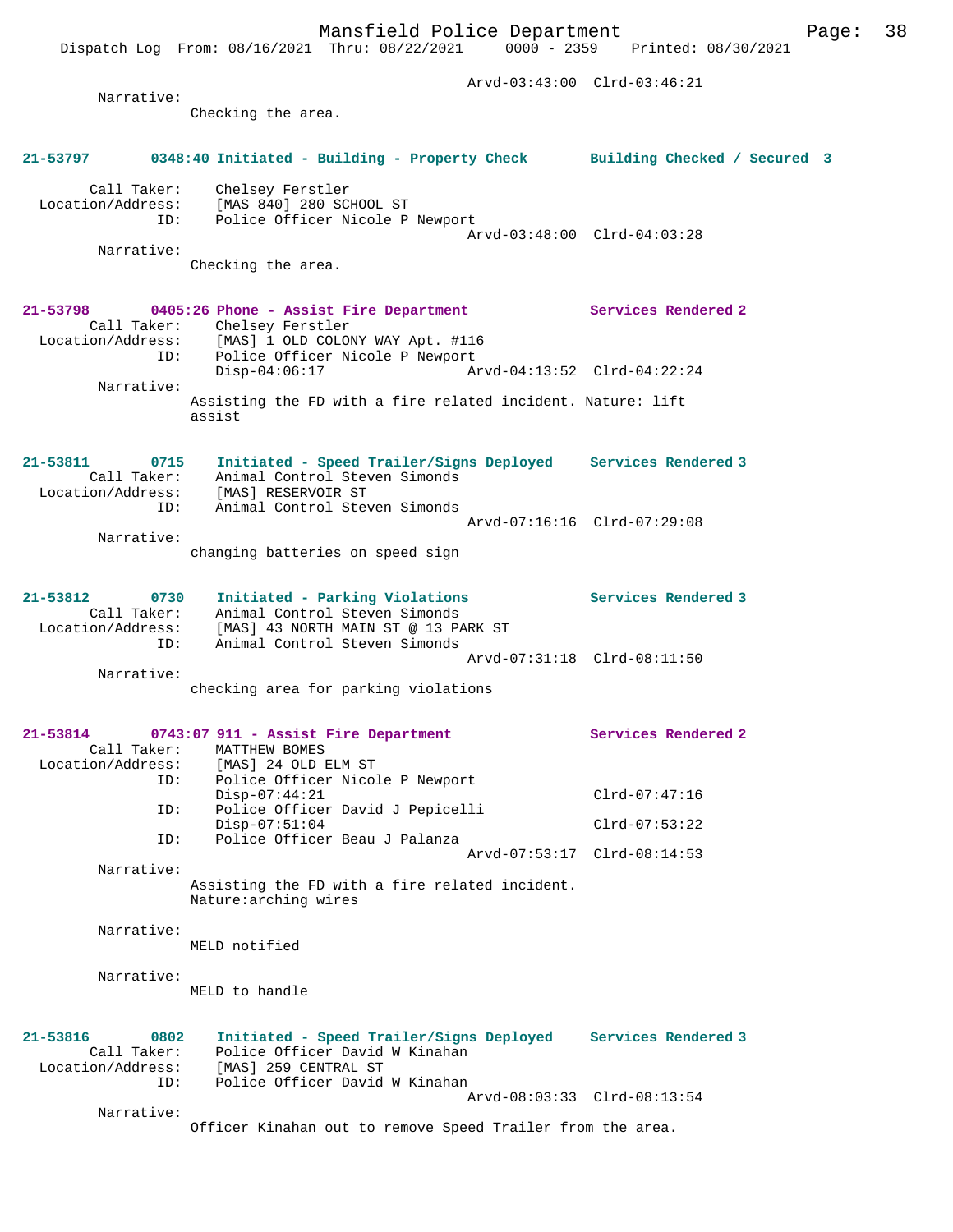Arvd-03:43:00  Clrd-03:46:21

Narrative:
Checking the area.

**21-53797  0348:40 Initiated - Building - Property Check  Building Checked / Secured 3**

Call Taker: Chelsey Ferstler
Location/Address: [MAS 840] 280 SCHOOL ST
ID: Police Officer Nicole P Newport
Arvd-03:48:00  Clrd-04:03:28

Narrative:
Checking the area.

**21-53798  0405:26 Phone - Assist Fire Department  Services Rendered 2**

Call Taker: Chelsey Ferstler
Location/Address: [MAS] 1 OLD COLONY WAY Apt. #116
ID: Police Officer Nicole P Newport
Disp-04:06:17  Arvd-04:13:52  Clrd-04:22:24

Narrative:
Assisting the FD with a fire related incident. Nature: lift assist

**21-53811  0715  Initiated - Speed Trailer/Signs Deployed  Services Rendered 3**

Call Taker: Animal Control Steven Simonds
Location/Address: [MAS] RESERVOIR ST
ID: Animal Control Steven Simonds
Arvd-07:16:16  Clrd-07:29:08

Narrative:
changing batteries on speed sign

**21-53812  0730  Initiated - Parking Violations  Services Rendered 3**

Call Taker: Animal Control Steven Simonds
Location/Address: [MAS] 43 NORTH MAIN ST @ 13 PARK ST
ID: Animal Control Steven Simonds
Arvd-07:31:18  Clrd-08:11:50

Narrative:
checking area for parking violations

**21-53814  0743:07 911 - Assist Fire Department  Services Rendered 2**

Call Taker: MATTHEW BOMES
Location/Address: [MAS] 24 OLD ELM ST
ID: Police Officer Nicole P Newport
Disp-07:44:21  Clrd-07:47:16
ID: Police Officer David J Pepicelli
Disp-07:51:04  Clrd-07:53:22
ID: Police Officer Beau J Palanza
Arvd-07:53:17  Clrd-08:14:53

Narrative:
Assisting the FD with a fire related incident.
Nature:arching wires

Narrative:
MELD notified

Narrative:
MELD to handle

**21-53816  0802  Initiated - Speed Trailer/Signs Deployed  Services Rendered 3**

Call Taker: Police Officer David W Kinahan
Location/Address: [MAS] 259 CENTRAL ST
ID: Police Officer David W Kinahan
Arvd-08:03:33  Clrd-08:13:54

Narrative:
Officer Kinahan out to remove Speed Trailer from the area.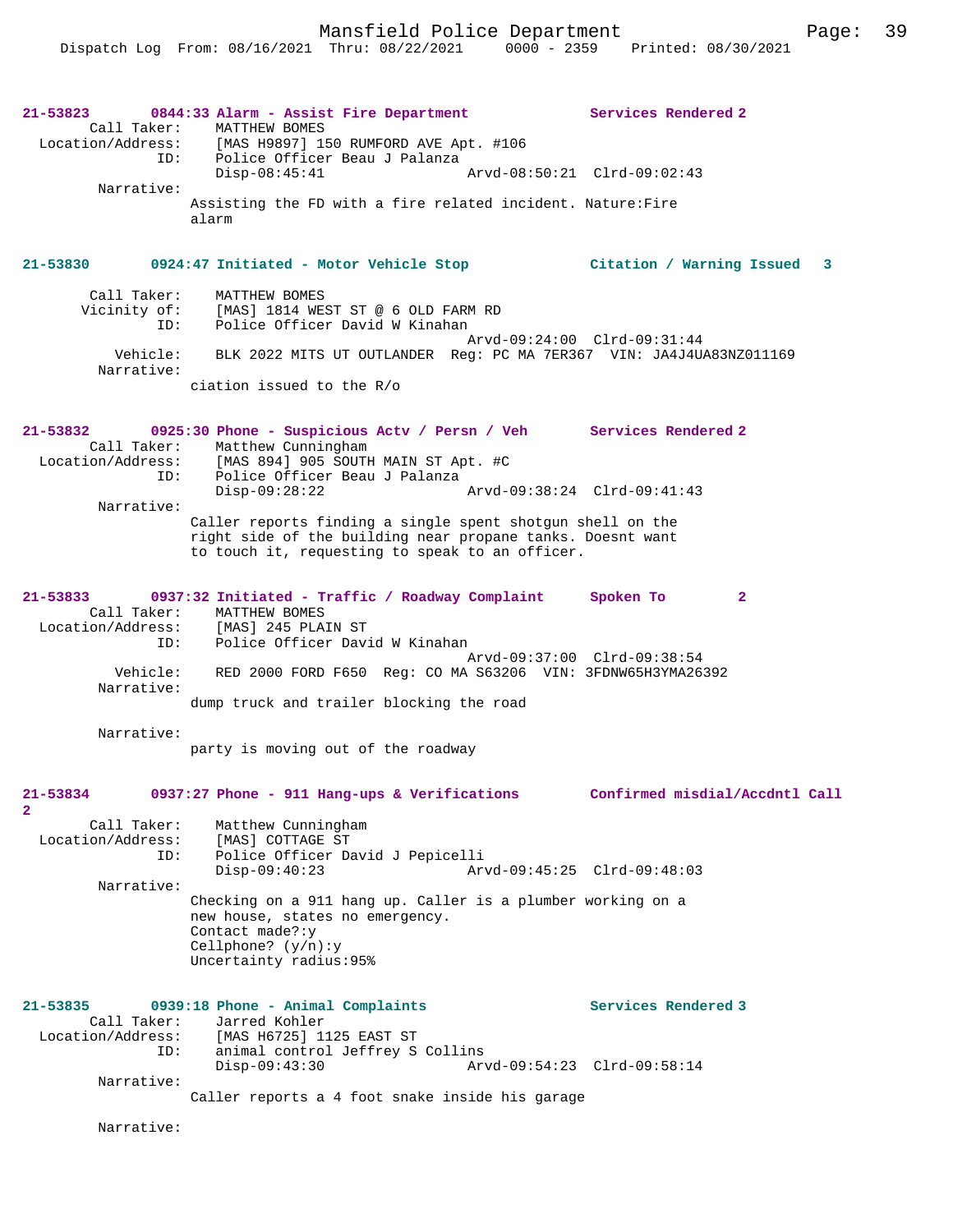21-53823 0844:33 Alarm - Assist Fire Department Services Rendered 2
Call Taker: MATTHEW BOMES
Location/Address: [MAS H9897] 150 RUMFORD AVE Apt. #106
ID: Police Officer Beau J Palanza
Disp-08:45:41 Arvd-08:50:21 Clrd-09:02:43
Narrative:
Assisting the FD with a fire related incident. Nature:Fire alarm

21-53830 0924:47 Initiated - Motor Vehicle Stop Citation / Warning Issued 3
Call Taker: MATTHEW BOMES
Vicinity of: [MAS] 1814 WEST ST @ 6 OLD FARM RD
ID: Police Officer David W Kinahan
Arvd-09:24:00 Clrd-09:31:44
Vehicle: BLK 2022 MITS UT OUTLANDER Reg: PC MA 7ER367 VIN: JA4J4UA83NZ011169
Narrative:
ciation issued to the R/o

21-53832 0925:30 Phone - Suspicious Actv / Persn / Veh Services Rendered 2
Call Taker: Matthew Cunningham
Location/Address: [MAS 894] 905 SOUTH MAIN ST Apt. #C
ID: Police Officer Beau J Palanza
Disp-09:28:22 Arvd-09:38:24 Clrd-09:41:43
Narrative:
Caller reports finding a single spent shotgun shell on the right side of the building near propane tanks. Doesnt want to touch it, requesting to speak to an officer.

21-53833 0937:32 Initiated - Traffic / Roadway Complaint Spoken To 2
Call Taker: MATTHEW BOMES
Location/Address: [MAS] 245 PLAIN ST
ID: Police Officer David W Kinahan
Arvd-09:37:00 Clrd-09:38:54
Vehicle: RED 2000 FORD F650 Reg: CO MA S63206 VIN: 3FDNW65H3YMA26392
Narrative:
dump truck and trailer blocking the road

Narrative:
party is moving out of the roadway

21-53834 0937:27 Phone - 911 Hang-ups & Verifications Confirmed misdial/Accdntl Call 2
Call Taker: Matthew Cunningham
Location/Address: [MAS] COTTAGE ST
ID: Police Officer David J Pepicelli
Disp-09:40:23 Arvd-09:45:25 Clrd-09:48:03
Narrative:
Checking on a 911 hang up. Caller is a plumber working on a new house, states no emergency.
Contact made?:y
Cellphone? (y/n):y
Uncertainty radius:95%

21-53835 0939:18 Phone - Animal Complaints Services Rendered 3
Call Taker: Jarred Kohler
Location/Address: [MAS H6725] 1125 EAST ST
ID: animal control Jeffrey S Collins
Disp-09:43:30 Arvd-09:54:23 Clrd-09:58:14
Narrative:
Caller reports a 4 foot snake inside his garage

Narrative: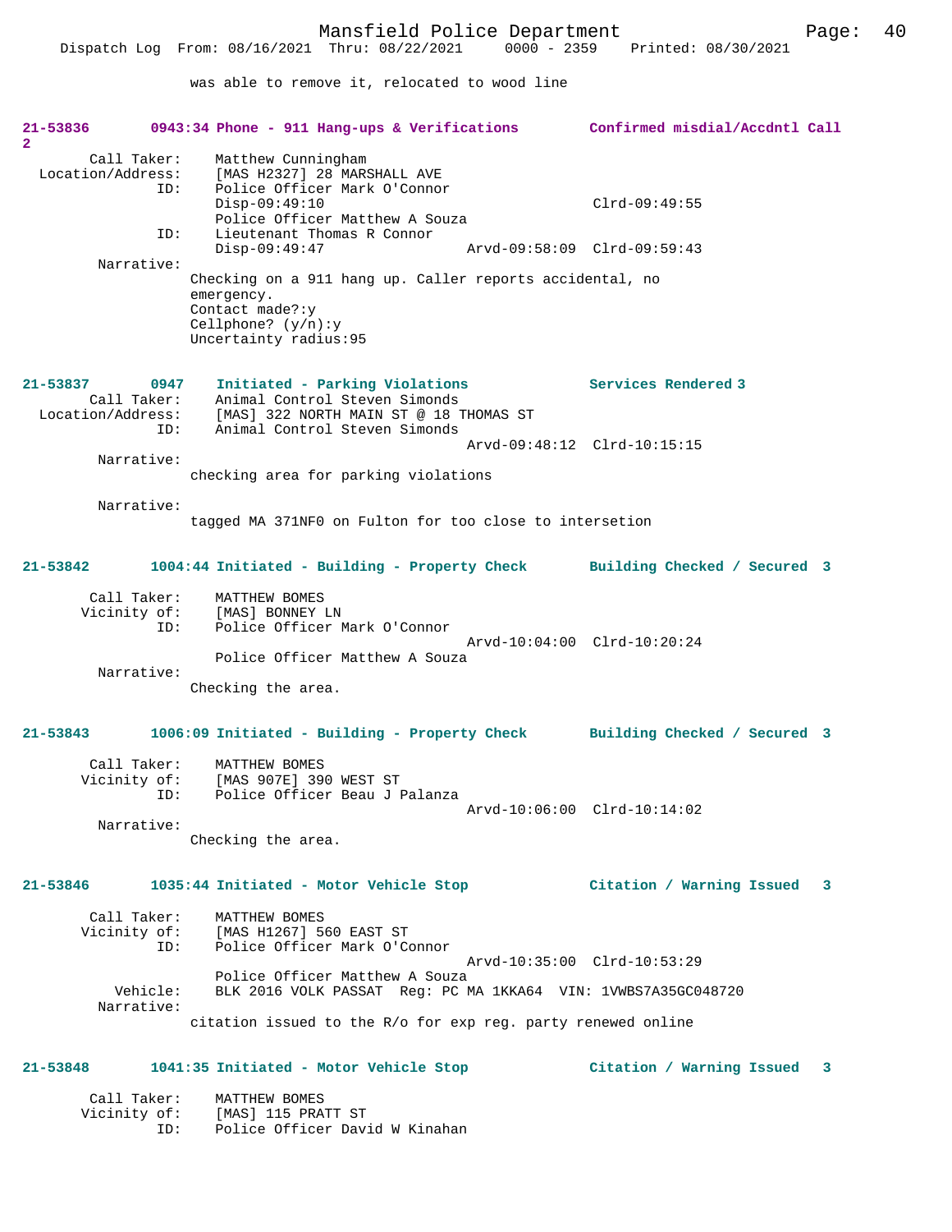was able to remove it, relocated to wood line

**21-53836 0943:34 Phone - 911 Hang-ups & Verifications Confirmed misdial/Accdntl Call 2**

```
        Call Taker:    Matthew Cunningham
  Location/Address:    [MAS H2327] 28 MARSHALL AVE
                ID:    Police Officer Mark O'Connor
                       Disp-09:49:10                            Clrd-09:49:55
                       Police Officer Matthew A Souza
                ID:    Lieutenant Thomas R Connor
                       Disp-09:49:47              Arvd-09:58:09 Clrd-09:59:43
         Narrative:
                    Checking on a 911 hang up. Caller reports accidental, no
                    emergency.
                    Contact made?:y
                    Cellphone? (y/n):y
                    Uncertainty radius:95
```

**21-53837 0947 Initiated - Parking Violations Services Rendered 3**

```
        Call Taker:    Animal Control Steven Simonds
  Location/Address:    [MAS] 322 NORTH MAIN ST @ 18 THOMAS ST
                ID:    Animal Control Steven Simonds
                                                  Arvd-09:48:12 Clrd-10:15:15
         Narrative:
                    checking area for parking violations

         Narrative:
                    tagged MA 371NF0 on Fulton for too close to intersetion
```

**21-53842 1004:44 Initiated - Building - Property Check Building Checked / Secured 3**

```
        Call Taker:    MATTHEW BOMES
        Vicinity of:   [MAS] BONNEY LN
                ID:    Police Officer Mark O'Connor
                                                  Arvd-10:04:00 Clrd-10:20:24
                       Police Officer Matthew A Souza
         Narrative:
                    Checking the area.
```

**21-53843 1006:09 Initiated - Building - Property Check Building Checked / Secured 3**

```
        Call Taker:    MATTHEW BOMES
        Vicinity of:   [MAS 907E] 390 WEST ST
                ID:    Police Officer Beau J Palanza
                                                  Arvd-10:06:00 Clrd-10:14:02
         Narrative:
                    Checking the area.
```

**21-53846 1035:44 Initiated - Motor Vehicle Stop Citation / Warning Issued 3**

```
        Call Taker:    MATTHEW BOMES
        Vicinity of:   [MAS H1267] 560 EAST ST
                ID:    Police Officer Mark O'Connor
                                                  Arvd-10:35:00 Clrd-10:53:29
                       Police Officer Matthew A Souza
           Vehicle:    BLK 2016 VOLK PASSAT  Reg: PC MA 1KKA64  VIN: 1VWBS7A35GC048720
         Narrative:
                    citation issued to the R/o for exp reg. party renewed online
```

**21-53848 1041:35 Initiated - Motor Vehicle Stop Citation / Warning Issued 3**

```
        Call Taker:    MATTHEW BOMES
        Vicinity of:   [MAS] 115 PRATT ST
                ID:    Police Officer David W Kinahan
```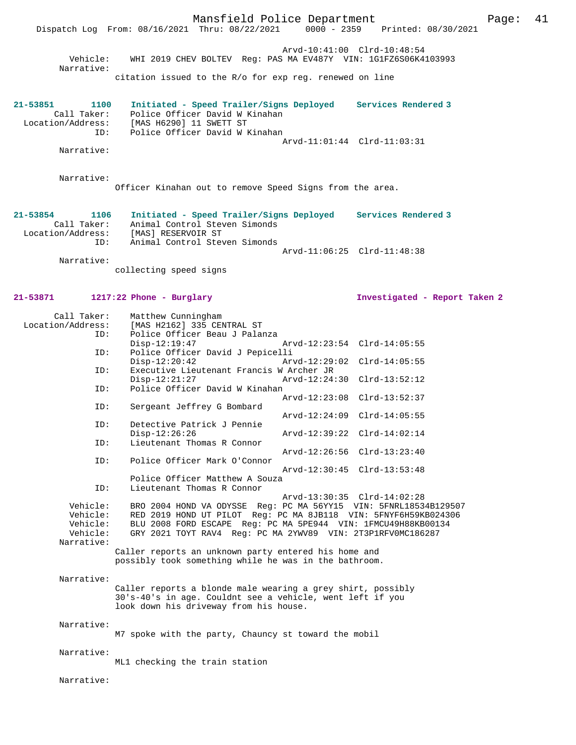Arvd-10:41:00 Clrd-10:48:54

Vehicle: WHI 2019 CHEV BOLTEV Reg: PAS MA EV487Y VIN: 1G1FZ6S06K4103993

Narrative:
citation issued to the R/o for exp reg. renewed on line

**21-53851 1100 Initiated - Speed Trailer/Signs Deployed Services Rendered 3**

Call Taker: Police Officer David W Kinahan
Location/Address: [MAS H6290] 11 SWETT ST
ID: Police Officer David W Kinahan
Arvd-11:01:44 Clrd-11:03:31

Narrative:

Narrative:
Officer Kinahan out to remove Speed Signs from the area.

**21-53854 1106 Initiated - Speed Trailer/Signs Deployed Services Rendered 3**

Call Taker: Animal Control Steven Simonds
Location/Address: [MAS] RESERVOIR ST
ID: Animal Control Steven Simonds
Arvd-11:06:25 Clrd-11:48:38

Narrative:
collecting speed signs

**21-53871 1217:22 Phone - Burglary Investigated - Report Taken 2**

Call Taker: Matthew Cunningham
Location/Address: [MAS H2162] 335 CENTRAL ST
ID: Police Officer Beau J Palanza
Disp-12:19:47 Arvd-12:23:54 Clrd-14:05:55
ID: Police Officer David J Pepicelli
Disp-12:20:42 Arvd-12:29:02 Clrd-14:05:55
ID: Executive Lieutenant Francis W Archer JR
Disp-12:21:27 Arvd-12:24:30 Clrd-13:52:12
ID: Police Officer David W Kinahan
Arvd-12:23:08 Clrd-13:52:37
ID: Sergeant Jeffrey G Bombard
Arvd-12:24:09 Clrd-14:05:55
ID: Detective Patrick J Pennie
Disp-12:26:26 Arvd-12:39:22 Clrd-14:02:14
ID: Lieutenant Thomas R Connor
Arvd-12:26:56 Clrd-13:23:40
ID: Police Officer Mark O'Connor
Arvd-12:30:45 Clrd-13:53:48
Police Officer Matthew A Souza
ID: Lieutenant Thomas R Connor
Arvd-13:30:35 Clrd-14:02:28

Vehicle: BRO 2004 HOND VA ODYSSE Reg: PC MA 56YY15 VIN: 5FNRL18534B129507
Vehicle: RED 2019 HOND UT PILOT Reg: PC MA 8JB118 VIN: 5FNYF6H59KB024306
Vehicle: BLU 2008 FORD ESCAPE Reg: PC MA 5PE944 VIN: 1FMCU49H88KB00134
Vehicle: GRY 2021 TOYT RAV4 Reg: PC MA 2YWV89 VIN: 2T3P1RFV0MC186287

Narrative:
Caller reports an unknown party entered his home and possibly took something while he was in the bathroom.

Narrative:
Caller reports a blonde male wearing a grey shirt, possibly 30's-40's in age. Couldnt see a vehicle, went left if you look down his driveway from his house.

Narrative:
M7 spoke with the party, Chauncy st toward the mobil

Narrative:
ML1 checking the train station

Narrative: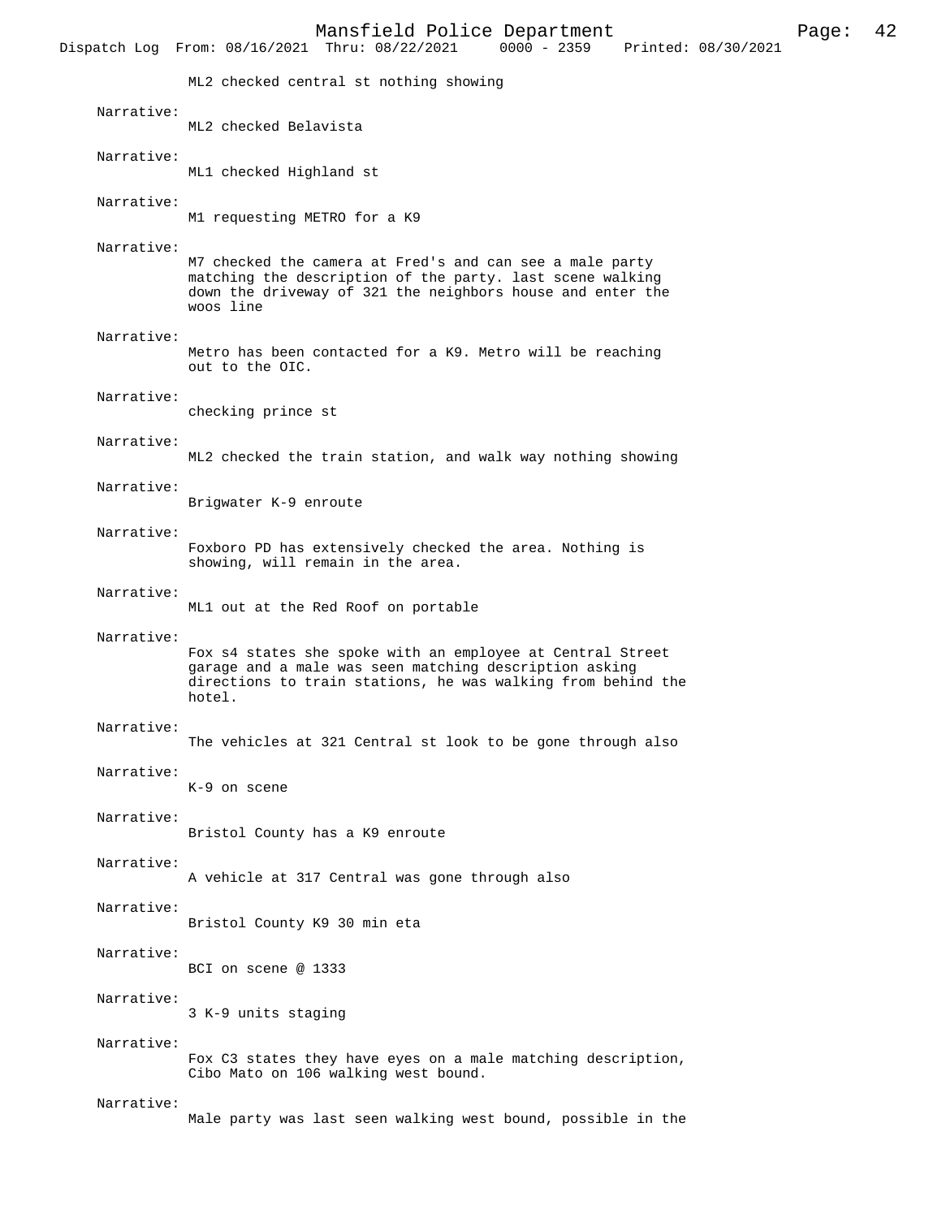ML2 checked central st nothing showing

Narrative:
ML2 checked Belavista

Narrative:
ML1 checked Highland st

Narrative:
M1 requesting METRO for a K9

Narrative:
M7 checked the camera at Fred's and can see a male party matching the description of the party. last scene walking down the driveway of 321 the neighbors house and enter the woos line

Narrative:
Metro has been contacted for a K9. Metro will be reaching out to the OIC.

Narrative:
checking prince st

Narrative:
ML2 checked the train station, and walk way nothing showing

Narrative:
Brigwater K-9 enroute

Narrative:
Foxboro PD has extensively checked the area. Nothing is showing, will remain in the area.

Narrative:
ML1 out at the Red Roof on portable

Narrative:
Fox s4 states she spoke with an employee at Central Street garage and a male was seen matching description asking directions to train stations, he was walking from behind the hotel.

Narrative:
The vehicles at 321 Central st look to be gone through also

Narrative:
K-9 on scene

Narrative:
Bristol County has a K9 enroute

Narrative:
A vehicle at 317 Central was gone through also

Narrative:
Bristol County K9 30 min eta

Narrative:
BCI on scene @ 1333

Narrative:
3 K-9 units staging

Narrative:
Fox C3 states they have eyes on a male matching description, Cibo Mato on 106 walking west bound.

Narrative:
Male party was last seen walking west bound, possible in the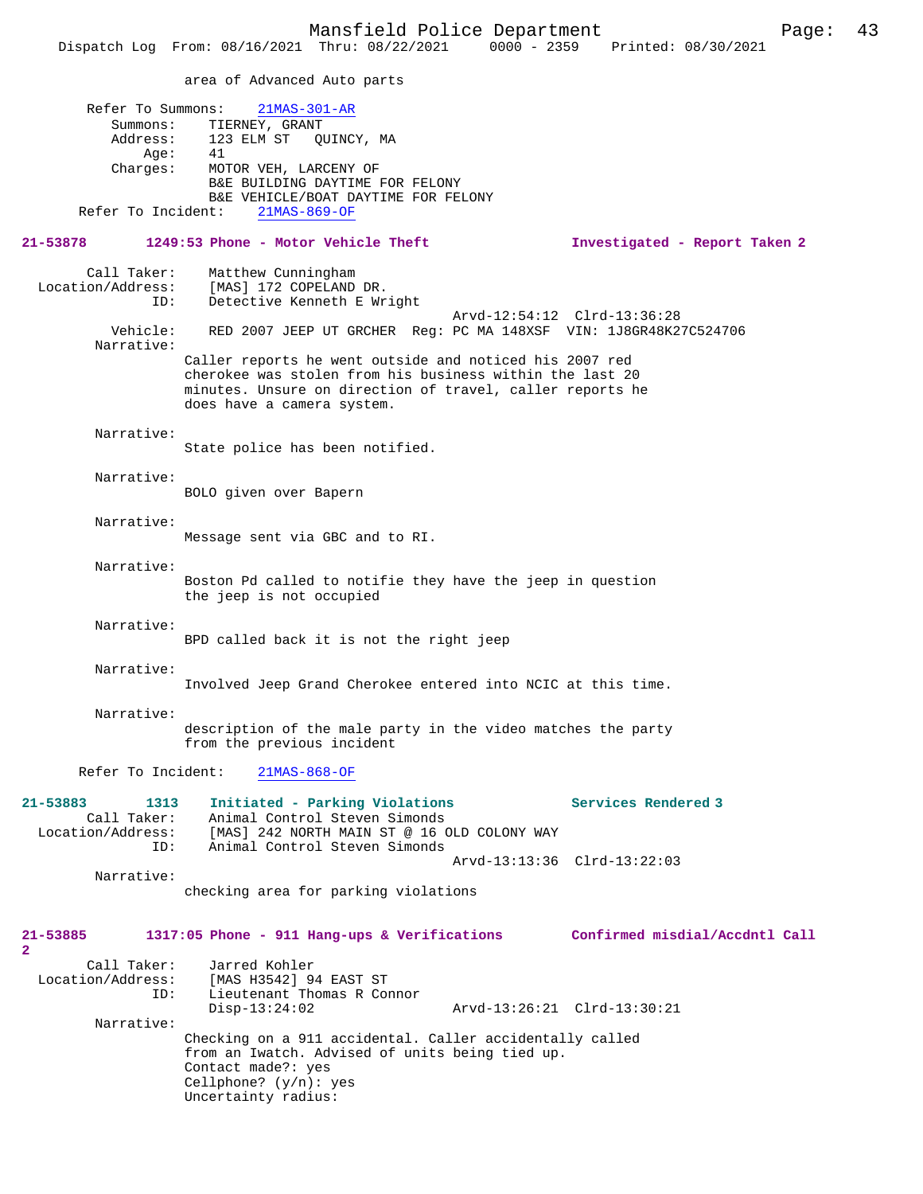area of Advanced Auto parts

Refer To Summons: 21MAS-301-AR
Summons: TIERNEY, GRANT
Address: 123 ELM ST QUINCY, MA
Age: 41
Charges: MOTOR VEH, LARCENY OF
B&E BUILDING DAYTIME FOR FELONY
B&E VEHICLE/BOAT DAYTIME FOR FELONY
Refer To Incident: 21MAS-869-OF

**21-53878 1249:53 Phone - Motor Vehicle Theft Investigated - Report Taken 2**

Call Taker: Matthew Cunningham
Location/Address: [MAS] 172 COPELAND DR.
ID: Detective Kenneth E Wright
Arvd-12:54:12 Clrd-13:36:28
Vehicle: RED 2007 JEEP UT GRCHER Reg: PC MA 148XSF VIN: 1J8GR48K27C524706
Narrative:
Caller reports he went outside and noticed his 2007 red cherokee was stolen from his business within the last 20 minutes. Unsure on direction of travel, caller reports he does have a camera system.

Narrative:
State police has been notified.

Narrative:
BOLO given over Bapern

Narrative:
Message sent via GBC and to RI.

Narrative:
Boston Pd called to notifie they have the jeep in question the jeep is not occupied

Narrative:
BPD called back it is not the right jeep

Narrative:
Involved Jeep Grand Cherokee entered into NCIC at this time.

Narrative:
description of the male party in the video matches the party from the previous incident

Refer To Incident: 21MAS-868-OF

**21-53883 1313 Initiated - Parking Violations Services Rendered 3**

Call Taker: Animal Control Steven Simonds
Location/Address: [MAS] 242 NORTH MAIN ST @ 16 OLD COLONY WAY
ID: Animal Control Steven Simonds
Arvd-13:13:36 Clrd-13:22:03
Narrative:
checking area for parking violations

**21-53885 1317:05 Phone - 911 Hang-ups & Verifications Confirmed misdial/Accdntl Call 2**

Call Taker: Jarred Kohler
Location/Address: [MAS H3542] 94 EAST ST
ID: Lieutenant Thomas R Connor
Disp-13:24:02 Arvd-13:26:21 Clrd-13:30:21
Narrative:
Checking on a 911 accidental. Caller accidentally called from an Iwatch. Advised of units being tied up.
Contact made?: yes
Cellphone? (y/n): yes
Uncertainty radius: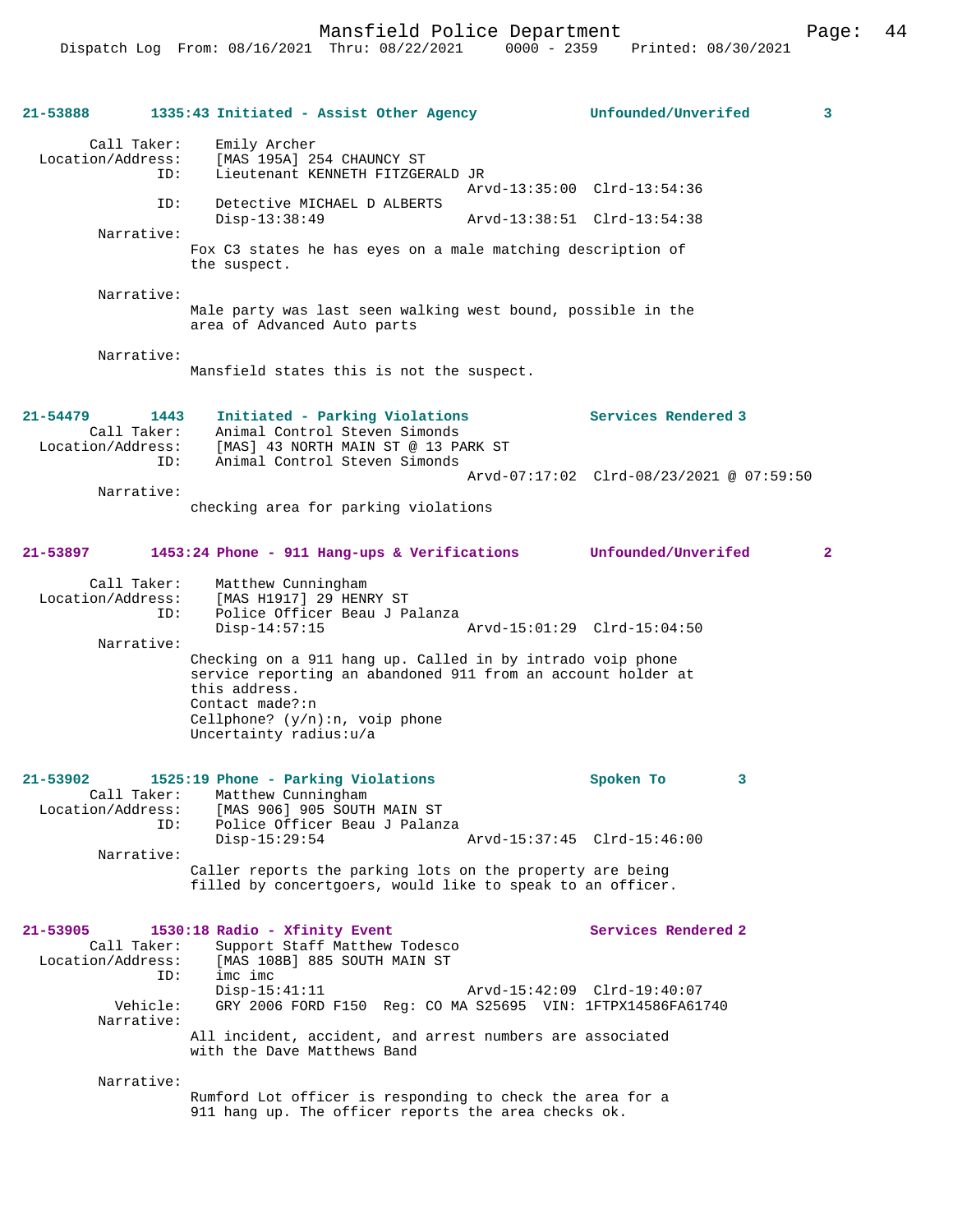**21-53888 1335:43 Initiated - Assist Other Agency — Unfounded/Unverifed 3**

Call Taker: Emily Archer
Location/Address: [MAS 195A] 254 CHAUNCY ST
ID: Lieutenant KENNETH FITZGERALD JR
Arvd-13:35:00 Clrd-13:54:36
ID: Detective MICHAEL D ALBERTS
Disp-13:38:49 Arvd-13:38:51 Clrd-13:54:38

Narrative:
Fox C3 states he has eyes on a male matching description of the suspect.

Narrative:
Male party was last seen walking west bound, possible in the area of Advanced Auto parts

Narrative:
Mansfield states this is not the suspect.

**21-54479 1443 Initiated - Parking Violations — Services Rendered 3**

Call Taker: Animal Control Steven Simonds
Location/Address: [MAS] 43 NORTH MAIN ST @ 13 PARK ST
ID: Animal Control Steven Simonds
Arvd-07:17:02 Clrd-08/23/2021 @ 07:59:50

Narrative:
checking area for parking violations

**21-53897 1453:24 Phone - 911 Hang-ups & Verifications — Unfounded/Unverifed 2**

Call Taker: Matthew Cunningham
Location/Address: [MAS H1917] 29 HENRY ST
ID: Police Officer Beau J Palanza
Disp-14:57:15 Arvd-15:01:29 Clrd-15:04:50

Narrative:
Checking on a 911 hang up. Called in by intrado voip phone service reporting an abandoned 911 from an account holder at this address.
Contact made?:n
Cellphone? (y/n):n, voip phone
Uncertainty radius:u/a

**21-53902 1525:19 Phone - Parking Violations — Spoken To 3**

Call Taker: Matthew Cunningham
Location/Address: [MAS 906] 905 SOUTH MAIN ST
ID: Police Officer Beau J Palanza
Disp-15:29:54 Arvd-15:37:45 Clrd-15:46:00

Narrative:
Caller reports the parking lots on the property are being filled by concertgoers, would like to speak to an officer.

**21-53905 1530:18 Radio - Xfinity Event — Services Rendered 2**

Call Taker: Support Staff Matthew Todesco
Location/Address: [MAS 108B] 885 SOUTH MAIN ST
ID: imc imc
Disp-15:41:11 Arvd-15:42:09 Clrd-19:40:07
Vehicle: GRY 2006 FORD F150 Reg: CO MA S25695 VIN: 1FTPX14586FA61740

Narrative:
All incident, accident, and arrest numbers are associated with the Dave Matthews Band

Narrative:
Rumford Lot officer is responding to check the area for a 911 hang up. The officer reports the area checks ok.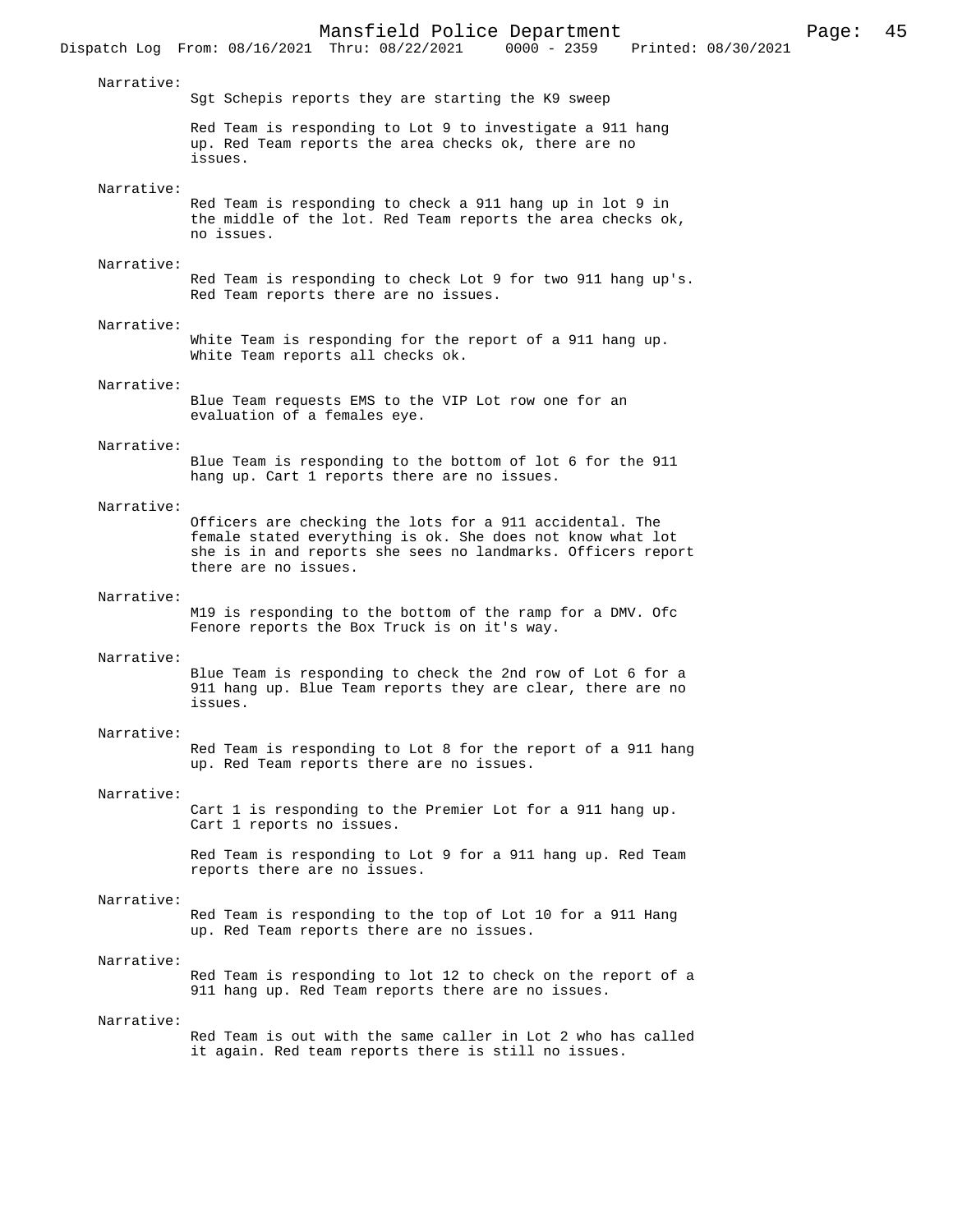Narrative:
Sgt Schepis reports they are starting the K9 sweep

Red Team is responding to Lot 9 to investigate a 911 hang up. Red Team reports the area checks ok, there are no issues.

Narrative:
Red Team is responding to check a 911 hang up in lot 9 in the middle of the lot. Red Team reports the area checks ok, no issues.

Narrative:
Red Team is responding to check Lot 9 for two 911 hang up's. Red Team reports there are no issues.

Narrative:
White Team is responding for the report of a 911 hang up. White Team reports all checks ok.

Narrative:
Blue Team requests EMS to the VIP Lot row one for an evaluation of a females eye.

Narrative:
Blue Team is responding to the bottom of lot 6 for the 911 hang up. Cart 1 reports there are no issues.

Narrative:
Officers are checking the lots for a 911 accidental. The female stated everything is ok. She does not know what lot she is in and reports she sees no landmarks. Officers report there are no issues.

Narrative:
M19 is responding to the bottom of the ramp for a DMV. Ofc Fenore reports the Box Truck is on it's way.

Narrative:
Blue Team is responding to check the 2nd row of Lot 6 for a 911 hang up. Blue Team reports they are clear, there are no issues.

Narrative:
Red Team is responding to Lot 8 for the report of a 911 hang up. Red Team reports there are no issues.

Narrative:
Cart 1 is responding to the Premier Lot for a 911 hang up. Cart 1 reports no issues.

Red Team is responding to Lot 9 for a 911 hang up. Red Team reports there are no issues.

Narrative:
Red Team is responding to the top of Lot 10 for a 911 Hang up. Red Team reports there are no issues.

Narrative:
Red Team is responding to lot 12 to check on the report of a 911 hang up. Red Team reports there are no issues.

Narrative:
Red Team is out with the same caller in Lot 2 who has called it again. Red team reports there is still no issues.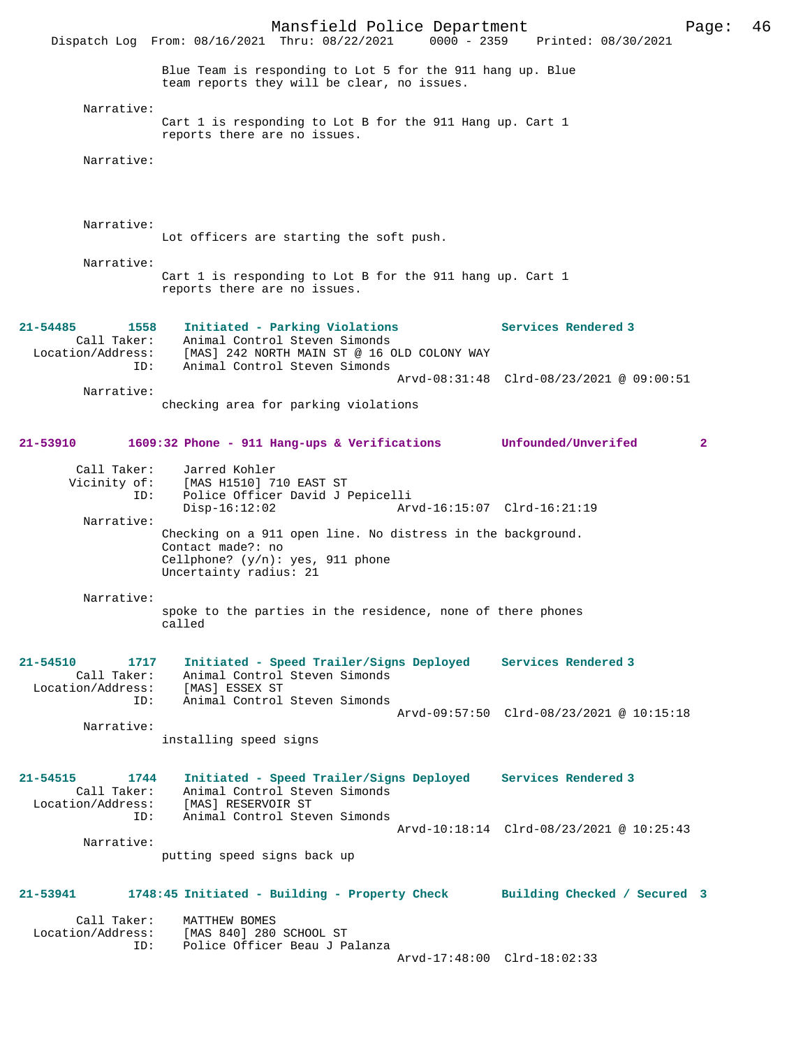Blue Team is responding to Lot 5 for the 911 hang up. Blue team reports they will be clear, no issues.

Narrative:
Cart 1 is responding to Lot B for the 911 Hang up. Cart 1 reports there are no issues.

Narrative:

Narrative:
Lot officers are starting the soft push.

Narrative:
Cart 1 is responding to Lot B for the 911 hang up. Cart 1 reports there are no issues.

**21-54485 1558 Initiated - Parking Violations — Services Rendered 3**

Call Taker: Animal Control Steven Simonds
Location/Address: [MAS] 242 NORTH MAIN ST @ 16 OLD COLONY WAY
ID: Animal Control Steven Simonds
Arvd-08:31:48 Clrd-08/23/2021 @ 09:00:51

Narrative:
checking area for parking violations

**21-53910 1609:32 Phone - 911 Hang-ups & Verifications — Unfounded/Unverifed 2**

Call Taker: Jarred Kohler
Vicinity of: [MAS H1510] 710 EAST ST
ID: Police Officer David J Pepicelli
Disp-16:12:02 Arvd-16:15:07 Clrd-16:21:19

Narrative:
Checking on a 911 open line. No distress in the background.
Contact made?: no
Cellphone? (y/n): yes, 911 phone
Uncertainty radius: 21

Narrative:
spoke to the parties in the residence, none of there phones called

**21-54510 1717 Initiated - Speed Trailer/Signs Deployed — Services Rendered 3**

Call Taker: Animal Control Steven Simonds
Location/Address: [MAS] ESSEX ST
ID: Animal Control Steven Simonds
Arvd-09:57:50 Clrd-08/23/2021 @ 10:15:18

Narrative:
installing speed signs

**21-54515 1744 Initiated - Speed Trailer/Signs Deployed — Services Rendered 3**

Call Taker: Animal Control Steven Simonds
Location/Address: [MAS] RESERVOIR ST
ID: Animal Control Steven Simonds
Arvd-10:18:14 Clrd-08/23/2021 @ 10:25:43

Narrative:
putting speed signs back up

**21-53941 1748:45 Initiated - Building - Property Check — Building Checked / Secured 3**

Call Taker: MATTHEW BOMES
Location/Address: [MAS 840] 280 SCHOOL ST
ID: Police Officer Beau J Palanza
Arvd-17:48:00 Clrd-18:02:33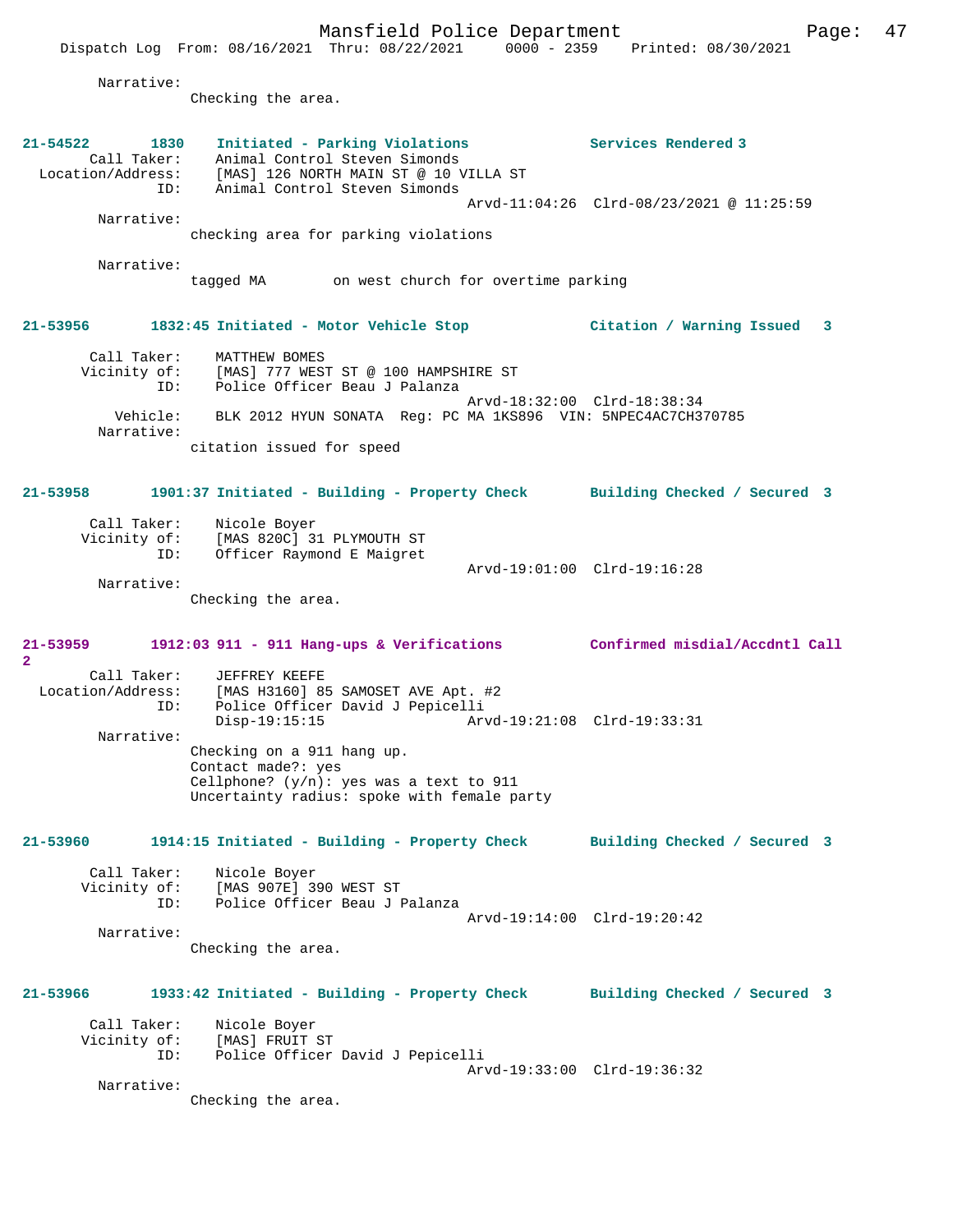Narrative:
Checking the area.

**21-54522 1830 Initiated - Parking Violations — Services Rendered 3**

Call Taker: Animal Control Steven Simonds
Location/Address: [MAS] 126 NORTH MAIN ST @ 10 VILLA ST
ID: Animal Control Steven Simonds
Arvd-11:04:26 Clrd-08/23/2021 @ 11:25:59

Narrative:
checking area for parking violations

Narrative:
tagged MA on west church for overtime parking

**21-53956 1832:45 Initiated - Motor Vehicle Stop — Citation / Warning Issued 3**

Call Taker: MATTHEW BOMES
Vicinity of: [MAS] 777 WEST ST @ 100 HAMPSHIRE ST
ID: Police Officer Beau J Palanza
Arvd-18:32:00 Clrd-18:38:34
Vehicle: BLK 2012 HYUN SONATA Reg: PC MA 1KS896 VIN: 5NPEC4AC7CH370785

Narrative:
citation issued for speed

**21-53958 1901:37 Initiated - Building - Property Check — Building Checked / Secured 3**

Call Taker: Nicole Boyer
Vicinity of: [MAS 820C] 31 PLYMOUTH ST
ID: Officer Raymond E Maigret
Arvd-19:01:00 Clrd-19:16:28

Narrative:
Checking the area.

**21-53959 1912:03 911 - 911 Hang-ups & Verifications — Confirmed misdial/Accdntl Call 2**

Call Taker: JEFFREY KEEFE
Location/Address: [MAS H3160] 85 SAMOSET AVE Apt. #2
ID: Police Officer David J Pepicelli
Disp-19:15:15 Arvd-19:21:08 Clrd-19:33:31

Narrative:
Checking on a 911 hang up.
Contact made?: yes
Cellphone? (y/n): yes was a text to 911
Uncertainty radius: spoke with female party

**21-53960 1914:15 Initiated - Building - Property Check — Building Checked / Secured 3**

Call Taker: Nicole Boyer
Vicinity of: [MAS 907E] 390 WEST ST
ID: Police Officer Beau J Palanza
Arvd-19:14:00 Clrd-19:20:42

Narrative:
Checking the area.

**21-53966 1933:42 Initiated - Building - Property Check — Building Checked / Secured 3**

Call Taker: Nicole Boyer
Vicinity of: [MAS] FRUIT ST
ID: Police Officer David J Pepicelli
Arvd-19:33:00 Clrd-19:36:32

Narrative:
Checking the area.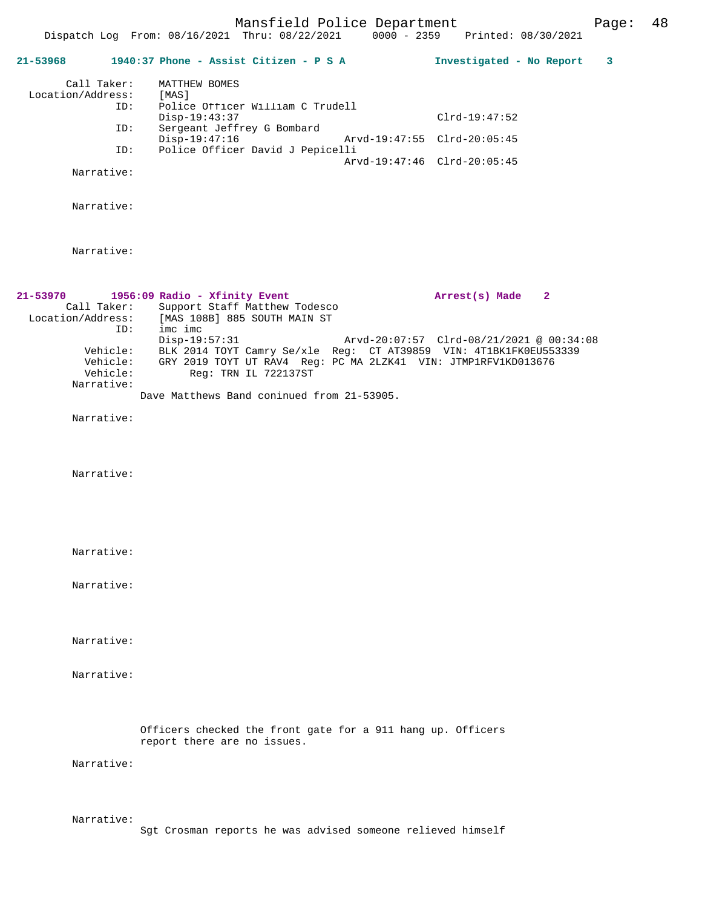**21-53968** **1940:37 Phone - Assist Citizen - P S A** **Investigated - No Report 3**

```
        Call Taker:    MATTHEW BOMES
  Location/Address:    [MAS]
                ID:    Police Officer William C Trudell
                       Disp-19:43:37                           Clrd-19:47:52
                ID:    Sergeant Jeffrey G Bombard
                       Disp-19:47:16              Arvd-19:47:55  Clrd-20:05:45
                ID:    Police Officer David J Pepicelli
                                                  Arvd-19:47:46  Clrd-20:05:45
         Narrative:

         Narrative:

         Narrative:
```

**21-53970** **1956:09 Radio - Xfinity Event** **Arrest(s) Made 2**

```
        Call Taker:    Support Staff Matthew Todesco
  Location/Address:    [MAS 108B] 885 SOUTH MAIN ST
                ID:    imc imc
                       Disp-19:57:31              Arvd-20:07:57  Clrd-08/21/2021 @ 00:34:08
           Vehicle:    BLK 2014 TOYT Camry Se/xle  Reg:  CT AT39859  VIN: 4T1BK1FK0EU553339
           Vehicle:    GRY 2019 TOYT UT RAV4  Reg: PC MA 2LZK41  VIN: JTMP1RFV1KD013676
           Vehicle:         Reg: TRN IL 722137ST
         Narrative:
                    Dave Matthews Band coninued from 21-53905.

         Narrative:

         Narrative:

         Narrative:

         Narrative:

         Narrative:

         Narrative:

                    Officers checked the front gate for a 911 hang up. Officers
                    report there are no issues.

         Narrative:

         Narrative:
                    Sgt Crosman reports he was advised someone relieved himself
```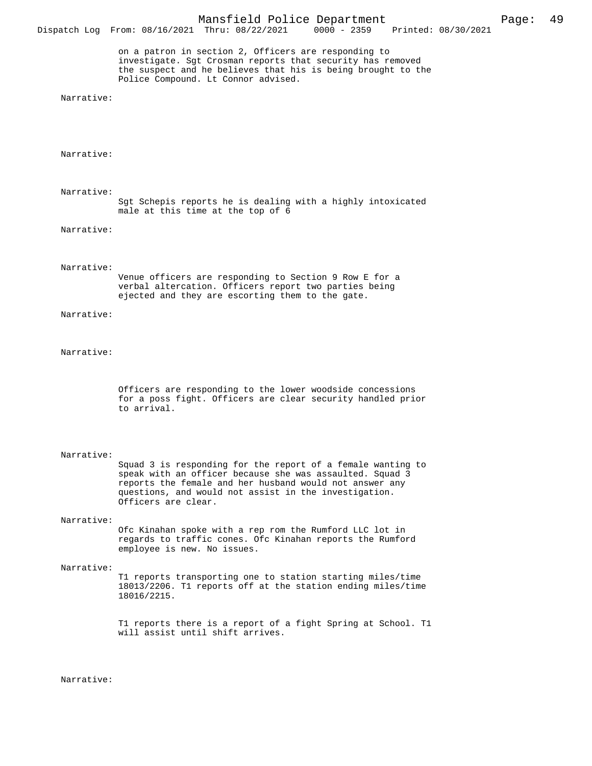on a patron in section 2, Officers are responding to investigate. Sgt Crosman reports that security has removed the suspect and he believes that his is being brought to the Police Compound. Lt Connor advised.

Narrative:

Narrative:

Narrative:
Sgt Schepis reports he is dealing with a highly intoxicated male at this time at the top of 6

Narrative:

Narrative:
Venue officers are responding to Section 9 Row E for a verbal altercation. Officers report two parties being ejected and they are escorting them to the gate.

Narrative:

Narrative:

Officers are responding to the lower woodside concessions for a poss fight. Officers are clear security handled prior to arrival.

Narrative:
Squad 3 is responding for the report of a female wanting to speak with an officer because she was assaulted. Squad 3 reports the female and her husband would not answer any questions, and would not assist in the investigation. Officers are clear.

Narrative:
Ofc Kinahan spoke with a rep rom the Rumford LLC lot in regards to traffic cones. Ofc Kinahan reports the Rumford employee is new. No issues.

Narrative:
T1 reports transporting one to station starting miles/time 18013/2206. T1 reports off at the station ending miles/time 18016/2215.

T1 reports there is a report of a fight Spring at School. T1 will assist until shift arrives.

Narrative: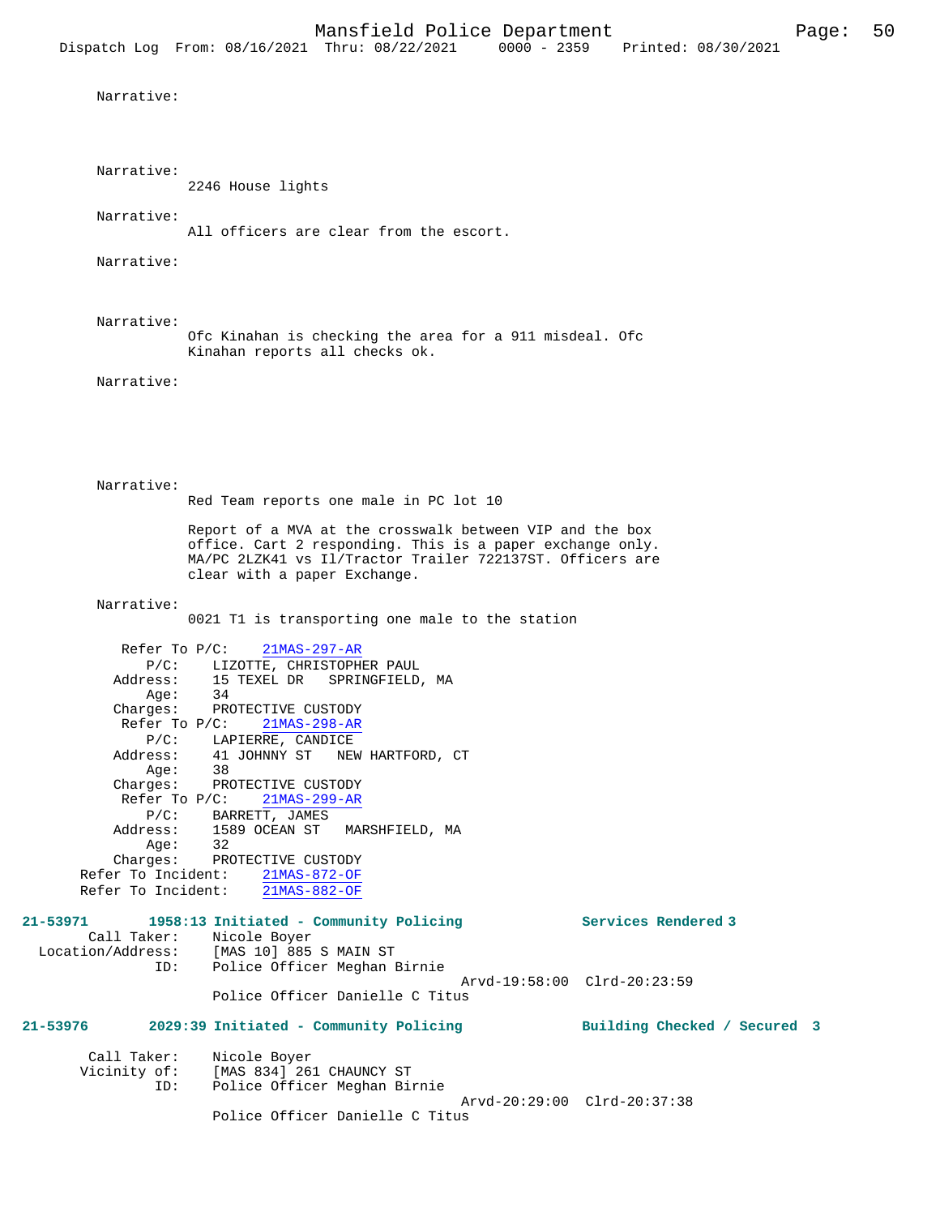Narrative:

Narrative:
2246 House lights

Narrative:
All officers are clear from the escort.

Narrative:

Narrative:
Ofc Kinahan is checking the area for a 911 misdeal. Ofc Kinahan reports all checks ok.

Narrative:

Narrative:
Red Team reports one male in PC lot 10

Report of a MVA at the crosswalk between VIP and the box office. Cart 2 responding. This is a paper exchange only. MA/PC 2LZK41 vs Il/Tractor Trailer 722137ST. Officers are clear with a paper Exchange.

Narrative:
0021 T1 is transporting one male to the station

Refer To P/C: 21MAS-297-AR
P/C: LIZOTTE, CHRISTOPHER PAUL
Address: 15 TEXEL DR SPRINGFIELD, MA
Age: 34
Charges: PROTECTIVE CUSTODY
Refer To P/C: 21MAS-298-AR
P/C: LAPIERRE, CANDICE
Address: 41 JOHNNY ST NEW HARTFORD, CT
Age: 38
Charges: PROTECTIVE CUSTODY
Refer To P/C: 21MAS-299-AR
P/C: BARRETT, JAMES
Address: 1589 OCEAN ST MARSHFIELD, MA
Age: 32
Charges: PROTECTIVE CUSTODY
Refer To Incident: 21MAS-872-OF
Refer To Incident: 21MAS-882-OF

**21-53971 1958:13 Initiated - Community Policing — Services Rendered 3**

Call Taker: Nicole Boyer
Location/Address: [MAS 10] 885 S MAIN ST
ID: Police Officer Meghan Birnie
Arvd-19:58:00 Clrd-20:23:59
Police Officer Danielle C Titus

**21-53976 2029:39 Initiated - Community Policing — Building Checked / Secured 3**

Call Taker: Nicole Boyer
Vicinity of: [MAS 834] 261 CHAUNCY ST
ID: Police Officer Meghan Birnie
Arvd-20:29:00 Clrd-20:37:38
Police Officer Danielle C Titus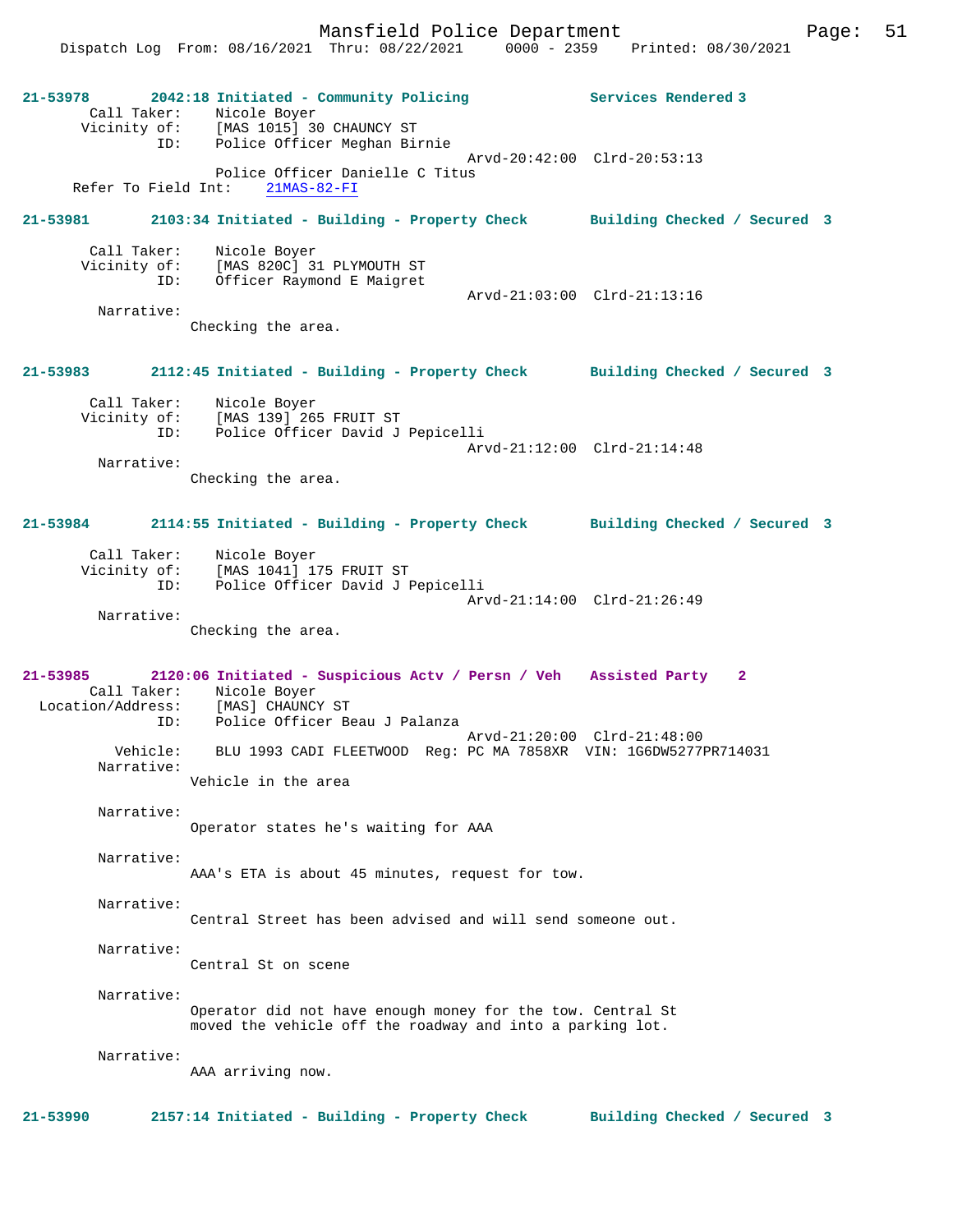**21-53978** 2042:18 Initiated - Community Policing — Services Rendered 3

Call Taker: Nicole Boyer
Vicinity of: [MAS 1015] 30 CHAUNCY ST
ID: Police Officer Meghan Birnie
Arvd-20:42:00 Clrd-20:53:13
Police Officer Danielle C Titus
Refer To Field Int: 21MAS-82-FI

**21-53981** 2103:34 Initiated - Building - Property Check — Building Checked / Secured 3

Call Taker: Nicole Boyer
Vicinity of: [MAS 820C] 31 PLYMOUTH ST
ID: Officer Raymond E Maigret
Arvd-21:03:00 Clrd-21:13:16
Narrative:
Checking the area.

**21-53983** 2112:45 Initiated - Building - Property Check — Building Checked / Secured 3

Call Taker: Nicole Boyer
Vicinity of: [MAS 139] 265 FRUIT ST
ID: Police Officer David J Pepicelli
Arvd-21:12:00 Clrd-21:14:48
Narrative:
Checking the area.

**21-53984** 2114:55 Initiated - Building - Property Check — Building Checked / Secured 3

Call Taker: Nicole Boyer
Vicinity of: [MAS 1041] 175 FRUIT ST
ID: Police Officer David J Pepicelli
Arvd-21:14:00 Clrd-21:26:49
Narrative:
Checking the area.

**21-53985** 2120:06 Initiated - Suspicious Actv / Persn / Veh — Assisted Party 2

Call Taker: Nicole Boyer
Location/Address: [MAS] CHAUNCY ST
ID: Police Officer Beau J Palanza
Arvd-21:20:00 Clrd-21:48:00
Vehicle: BLU 1993 CADI FLEETWOOD Reg: PC MA 7858XR VIN: 1G6DW5277PR714031
Narrative:
Vehicle in the area

Narrative:
Operator states he's waiting for AAA

Narrative:
AAA's ETA is about 45 minutes, request for tow.

Narrative:
Central Street has been advised and will send someone out.

Narrative:
Central St on scene

Narrative:
Operator did not have enough money for the tow. Central St moved the vehicle off the roadway and into a parking lot.

Narrative:
AAA arriving now.

**21-53990** 2157:14 Initiated - Building - Property Check — Building Checked / Secured 3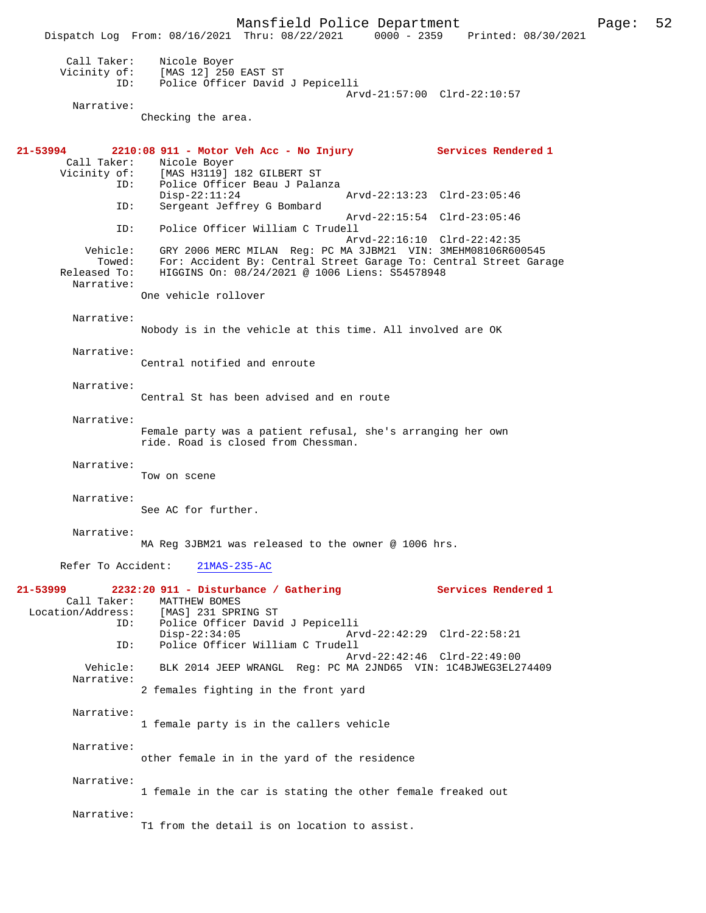Call Taker: Nicole Boyer
Vicinity of: [MAS 12] 250 EAST ST
ID: Police Officer David J Pepicelli
Arvd-21:57:00 Clrd-22:10:57
Narrative:
Checking the area.

**21-53994 2210:08 911 - Motor Veh Acc - No Injury Services Rendered 1**
Call Taker: Nicole Boyer
Vicinity of: [MAS H3119] 182 GILBERT ST
ID: Police Officer Beau J Palanza
Disp-22:11:24 Arvd-22:13:23 Clrd-23:05:46
ID: Sergeant Jeffrey G Bombard
Arvd-22:15:54 Clrd-23:05:46
ID: Police Officer William C Trudell
Arvd-22:16:10 Clrd-22:42:35
Vehicle: GRY 2006 MERC MILAN Reg: PC MA 3JBM21 VIN: 3MEHM08106R600545
Towed: For: Accident By: Central Street Garage To: Central Street Garage
Released To: HIGGINS On: 08/24/2021 @ 1006 Liens: S54578948
Narrative:
One vehicle rollover

Narrative:
Nobody is in the vehicle at this time. All involved are OK

Narrative:
Central notified and enroute

Narrative:
Central St has been advised and en route

Narrative:
Female party was a patient refusal, she's arranging her own ride. Road is closed from Chessman.

Narrative:
Tow on scene

Narrative:
See AC for further.

Narrative:
MA Reg 3JBM21 was released to the owner @ 1006 hrs.

Refer To Accident: 21MAS-235-AC

**21-53999 2232:20 911 - Disturbance / Gathering Services Rendered 1**
Call Taker: MATTHEW BOMES
Location/Address: [MAS] 231 SPRING ST
ID: Police Officer David J Pepicelli
Disp-22:34:05 Arvd-22:42:29 Clrd-22:58:21
ID: Police Officer William C Trudell
Arvd-22:42:46 Clrd-22:49:00
Vehicle: BLK 2014 JEEP WRANGL Reg: PC MA 2JND65 VIN: 1C4BJWEG3EL274409
Narrative:
2 females fighting in the front yard

Narrative:
1 female party is in the callers vehicle

Narrative:
other female in in the yard of the residence

Narrative:
1 female in the car is stating the other female freaked out

Narrative:
T1 from the detail is on location to assist.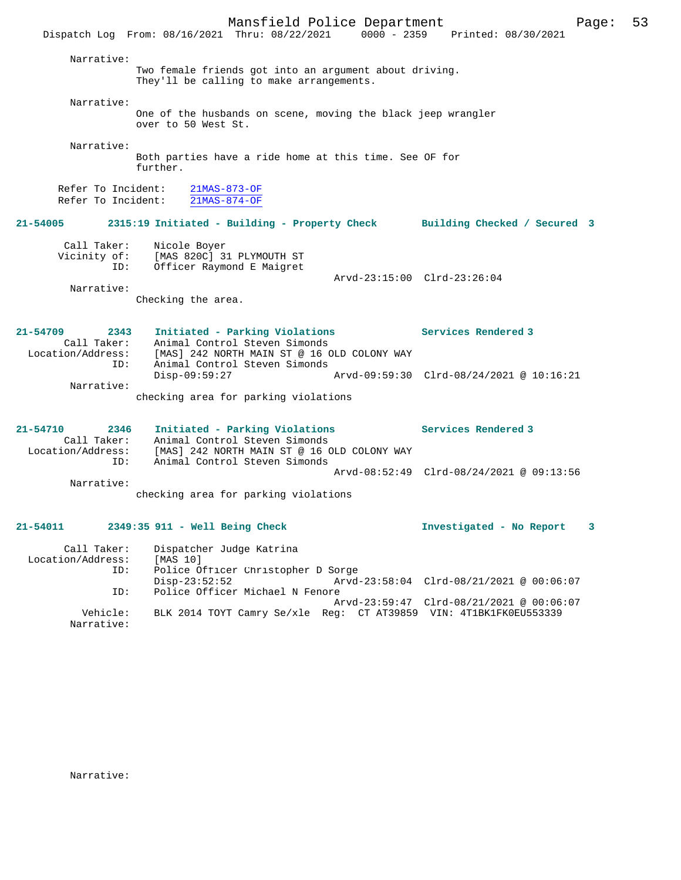Narrative:
Two female friends got into an argument about driving. They'll be calling to make arrangements.

Narrative:
One of the husbands on scene, moving the black jeep wrangler over to 50 West St.

Narrative:
Both parties have a ride home at this time. See OF for further.

Refer To Incident: 21MAS-873-OF
Refer To Incident: 21MAS-874-OF

**21-54005 2315:19 Initiated - Building - Property Check — Building Checked / Secured 3**

Call Taker: Nicole Boyer
Vicinity of: [MAS 820C] 31 PLYMOUTH ST
ID: Officer Raymond E Maigret
Arvd-23:15:00 Clrd-23:26:04

Narrative:
Checking the area.

**21-54709 2343 Initiated - Parking Violations — Services Rendered 3**

Call Taker: Animal Control Steven Simonds
Location/Address: [MAS] 242 NORTH MAIN ST @ 16 OLD COLONY WAY
ID: Animal Control Steven Simonds
Disp-09:59:27 Arvd-09:59:30 Clrd-08/24/2021 @ 10:16:21

Narrative:
checking area for parking violations

**21-54710 2346 Initiated - Parking Violations — Services Rendered 3**

Call Taker: Animal Control Steven Simonds
Location/Address: [MAS] 242 NORTH MAIN ST @ 16 OLD COLONY WAY
ID: Animal Control Steven Simonds
Arvd-08:52:49 Clrd-08/24/2021 @ 09:13:56

Narrative:
checking area for parking violations

**21-54011 2349:35 911 - Well Being Check — Investigated - No Report 3**

Call Taker: Dispatcher Judge Katrina
Location/Address: [MAS 10]
ID: Police Officer Christopher D Sorge
Disp-23:52:52 Arvd-23:58:04 Clrd-08/21/2021 @ 00:06:07
ID: Police Officer Michael N Fenore
Arvd-23:59:47 Clrd-08/21/2021 @ 00:06:07
Vehicle: BLK 2014 TOYT Camry Se/xle Reg: CT AT39859 VIN: 4T1BK1FK0EU553339

Narrative:

Narrative: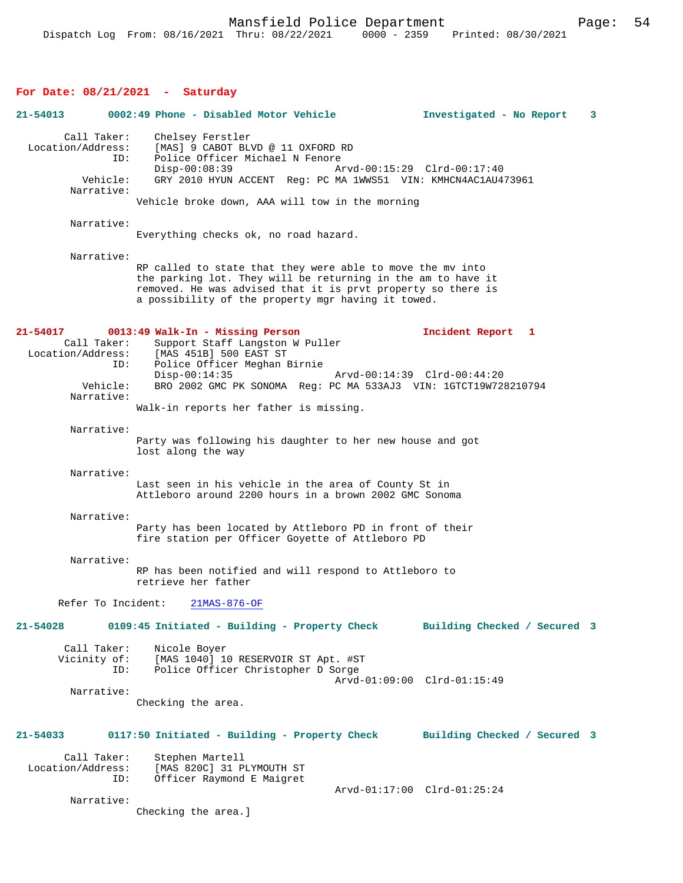**For Date: 08/21/2021 - Saturday**

**21-54013 0002:49 Phone - Disabled Motor Vehicle Investigated - No Report 3**

Call Taker: Chelsey Ferstler
Location/Address: [MAS] 9 CABOT BLVD @ 11 OXFORD RD
ID: Police Officer Michael N Fenore
Disp-00:08:39 Arvd-00:15:29 Clrd-00:17:40
Vehicle: GRY 2010 HYUN ACCENT Reg: PC MA 1WWS51 VIN: KMHCN4AC1AU473961
Narrative:
Vehicle broke down, AAA will tow in the morning

Narrative:
Everything checks ok, no road hazard.

Narrative:
RP called to state that they were able to move the mv into the parking lot. They will be returning in the am to have it removed. He was advised that it is prvt property so there is a possibility of the property mgr having it towed.

**21-54017 0013:49 Walk-In - Missing Person Incident Report 1**

Call Taker: Support Staff Langston W Puller
Location/Address: [MAS 451B] 500 EAST ST
ID: Police Officer Meghan Birnie
Disp-00:14:35 Arvd-00:14:39 Clrd-00:44:20
Vehicle: BRO 2002 GMC PK SONOMA Reg: PC MA 533AJ3 VIN: 1GTCT19W728210794
Narrative:
Walk-in reports her father is missing.

Narrative:
Party was following his daughter to her new house and got lost along the way

Narrative:
Last seen in his vehicle in the area of County St in Attleboro around 2200 hours in a brown 2002 GMC Sonoma

Narrative:
Party has been located by Attleboro PD in front of their fire station per Officer Goyette of Attleboro PD

Narrative:
RP has been notified and will respond to Attleboro to retrieve her father

Refer To Incident: 21MAS-876-OF

**21-54028 0109:45 Initiated - Building - Property Check Building Checked / Secured 3**

Call Taker: Nicole Boyer
Vicinity of: [MAS 1040] 10 RESERVOIR ST Apt. #ST
ID: Police Officer Christopher D Sorge
Arvd-01:09:00 Clrd-01:15:49
Narrative:
Checking the area.

**21-54033 0117:50 Initiated - Building - Property Check Building Checked / Secured 3**

Call Taker: Stephen Martell
Location/Address: [MAS 820C] 31 PLYMOUTH ST
ID: Officer Raymond E Maigret
Arvd-01:17:00 Clrd-01:25:24
Narrative:
Checking the area.]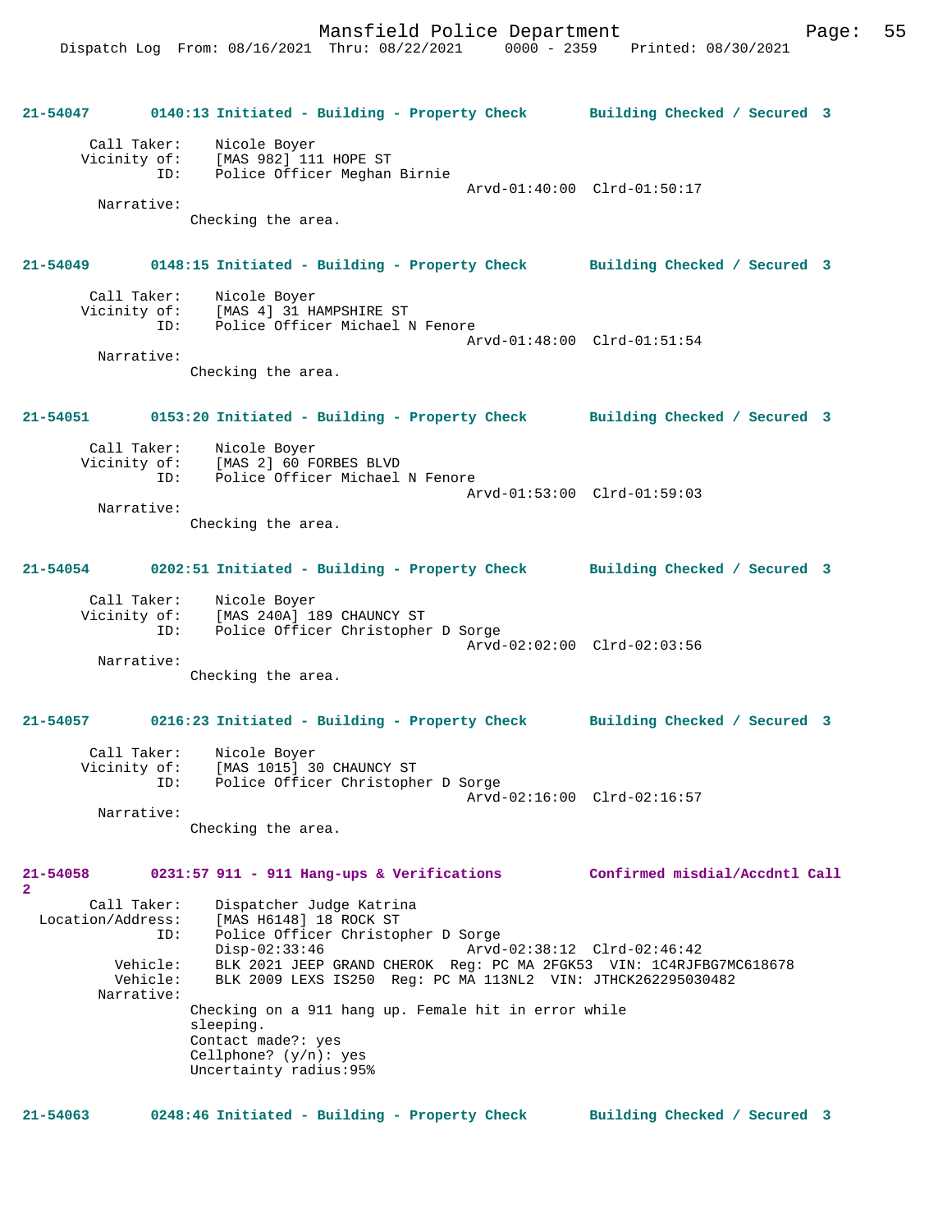**21-54047** 0140:13 Initiated - Building - Property Check **Building Checked / Secured 3**

Call Taker: Nicole Boyer
Vicinity of: [MAS 982] 111 HOPE ST
ID: Police Officer Meghan Birnie
Arvd-01:40:00 Clrd-01:50:17
Narrative:
Checking the area.

**21-54049** 0148:15 Initiated - Building - Property Check **Building Checked / Secured 3**

Call Taker: Nicole Boyer
Vicinity of: [MAS 4] 31 HAMPSHIRE ST
ID: Police Officer Michael N Fenore
Arvd-01:48:00 Clrd-01:51:54
Narrative:
Checking the area.

**21-54051** 0153:20 Initiated - Building - Property Check **Building Checked / Secured 3**

Call Taker: Nicole Boyer
Vicinity of: [MAS 2] 60 FORBES BLVD
ID: Police Officer Michael N Fenore
Arvd-01:53:00 Clrd-01:59:03
Narrative:
Checking the area.

**21-54054** 0202:51 Initiated - Building - Property Check **Building Checked / Secured 3**

Call Taker: Nicole Boyer
Vicinity of: [MAS 240A] 189 CHAUNCY ST
ID: Police Officer Christopher D Sorge
Arvd-02:02:00 Clrd-02:03:56
Narrative:
Checking the area.

**21-54057** 0216:23 Initiated - Building - Property Check **Building Checked / Secured 3**

Call Taker: Nicole Boyer
Vicinity of: [MAS 1015] 30 CHAUNCY ST
ID: Police Officer Christopher D Sorge
Arvd-02:16:00 Clrd-02:16:57
Narrative:
Checking the area.

**21-54058** 0231:57 911 - 911 Hang-ups & Verifications **Confirmed misdial/Accdntl Call 2**

Call Taker: Dispatcher Judge Katrina
Location/Address: [MAS H6148] 18 ROCK ST
ID: Police Officer Christopher D Sorge
Disp-02:33:46 Arvd-02:38:12 Clrd-02:46:42
Vehicle: BLK 2021 JEEP GRAND CHEROK Reg: PC MA 2FGK53 VIN: 1C4RJFBG7MC618678
Vehicle: BLK 2009 LEXS IS250 Reg: PC MA 113NL2 VIN: JTHCK262295030482
Narrative:
Checking on a 911 hang up. Female hit in error while sleeping.
Contact made?: yes
Cellphone? (y/n): yes
Uncertainty radius:95%

**21-54063** 0248:46 Initiated - Building - Property Check **Building Checked / Secured 3**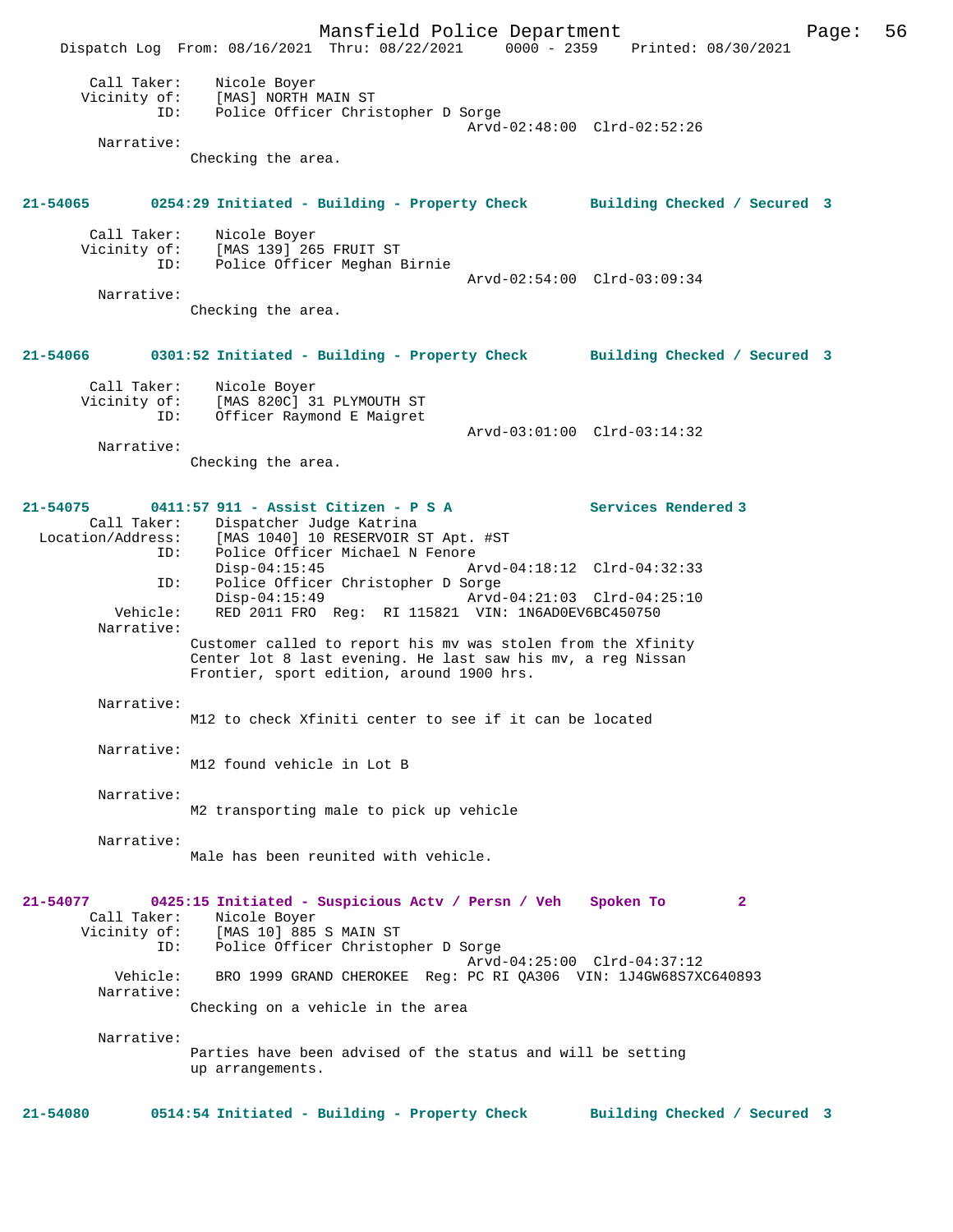Call Taker: Nicole Boyer
Vicinity of: [MAS] NORTH MAIN ST
ID: Police Officer Christopher D Sorge
Arvd-02:48:00 Clrd-02:52:26

Narrative:
Checking the area.

**21-54065 0254:29 Initiated - Building - Property Check Building Checked / Secured 3**

Call Taker: Nicole Boyer
Vicinity of: [MAS 139] 265 FRUIT ST
ID: Police Officer Meghan Birnie
Arvd-02:54:00 Clrd-03:09:34

Narrative:
Checking the area.

**21-54066 0301:52 Initiated - Building - Property Check Building Checked / Secured 3**

Call Taker: Nicole Boyer
Vicinity of: [MAS 820C] 31 PLYMOUTH ST
ID: Officer Raymond E Maigret
Arvd-03:01:00 Clrd-03:14:32

Narrative:
Checking the area.

**21-54075 0411:57 911 - Assist Citizen - P S A Services Rendered 3**

Call Taker: Dispatcher Judge Katrina
Location/Address: [MAS 1040] 10 RESERVOIR ST Apt. #ST
ID: Police Officer Michael N Fenore
Disp-04:15:45 Arvd-04:18:12 Clrd-04:32:33
ID: Police Officer Christopher D Sorge
Disp-04:15:49 Arvd-04:21:03 Clrd-04:25:10
Vehicle: RED 2011 FRO Reg: RI 115821 VIN: 1N6AD0EV6BC450750

Narrative:
Customer called to report his mv was stolen from the Xfinity Center lot 8 last evening. He last saw his mv, a reg Nissan Frontier, sport edition, around 1900 hrs.

Narrative:
M12 to check Xfiniti center to see if it can be located

Narrative:
M12 found vehicle in Lot B

Narrative:
M2 transporting male to pick up vehicle

Narrative:
Male has been reunited with vehicle.

**21-54077 0425:15 Initiated - Suspicious Actv / Persn / Veh Spoken To 2**

Call Taker: Nicole Boyer
Vicinity of: [MAS 10] 885 S MAIN ST
ID: Police Officer Christopher D Sorge
Arvd-04:25:00 Clrd-04:37:12
Vehicle: BRO 1999 GRAND CHEROKEE Reg: PC RI QA306 VIN: 1J4GW68S7XC640893

Narrative:
Checking on a vehicle in the area

Narrative:
Parties have been advised of the status and will be setting up arrangements.

**21-54080 0514:54 Initiated - Building - Property Check Building Checked / Secured 3**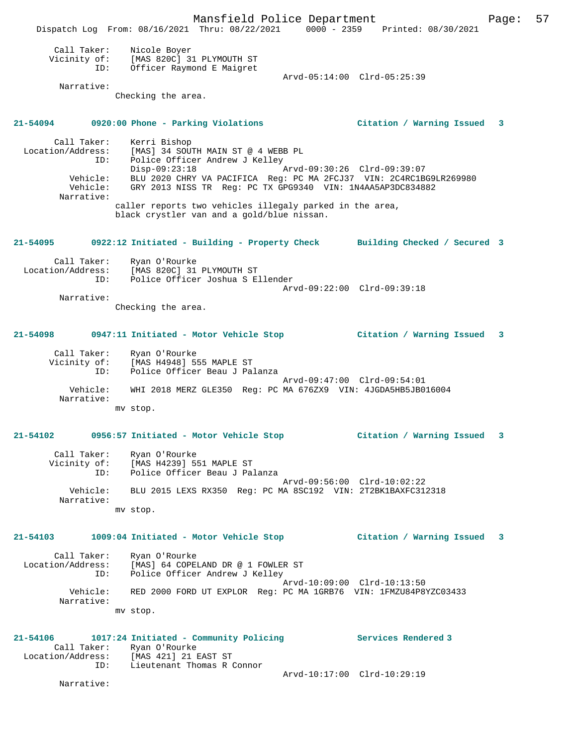```
        Call Taker:    Nicole Boyer
       Vicinity of:    [MAS 820C] 31 PLYMOUTH ST
                ID:    Officer Raymond E Maigret
                                                  Arvd-05:14:00  Clrd-05:25:39
         Narrative:
                     Checking the area.


21-54094       0920:00 Phone - Parking Violations              Citation / Warning Issued   3

        Call Taker:    Kerri Bishop
  Location/Address:    [MAS] 34 SOUTH MAIN ST @ 4 WEBB PL
                ID:    Police Officer Andrew J Kelley
                       Disp-09:23:18               Arvd-09:30:26  Clrd-09:39:07
           Vehicle:    BLU 2020 CHRY VA PACIFICA  Reg: PC MA 2FCJ37  VIN: 2C4RC1BG9LR269980
           Vehicle:    GRY 2013 NISS TR  Reg: PC TX GPG9340  VIN: 1N4AA5AP3DC834882
         Narrative:
                     caller reports two vehicles illegaly parked in the area,
                     black crystler van and a gold/blue nissan.


21-54095       0922:12 Initiated - Building - Property Check     Building Checked / Secured 3

        Call Taker:    Ryan O'Rourke
  Location/Address:    [MAS 820C] 31 PLYMOUTH ST
                ID:    Police Officer Joshua S Ellender
                                                  Arvd-09:22:00  Clrd-09:39:18
         Narrative:
                     Checking the area.


21-54098       0947:11 Initiated - Motor Vehicle Stop          Citation / Warning Issued   3

        Call Taker:    Ryan O'Rourke
       Vicinity of:    [MAS H4948] 555 MAPLE ST
                ID:    Police Officer Beau J Palanza
                                                  Arvd-09:47:00  Clrd-09:54:01
           Vehicle:    WHI 2018 MERZ GLE350  Reg: PC MA 676ZX9  VIN: 4JGDA5HB5JB016004
         Narrative:
                     mv stop.


21-54102       0956:57 Initiated - Motor Vehicle Stop          Citation / Warning Issued   3

        Call Taker:    Ryan O'Rourke
       Vicinity of:    [MAS H4239] 551 MAPLE ST
                ID:    Police Officer Beau J Palanza
                                                  Arvd-09:56:00  Clrd-10:02:22
           Vehicle:    BLU 2015 LEXS RX350  Reg: PC MA 8SC192  VIN: 2T2BK1BAXFC312318
         Narrative:
                     mv stop.


21-54103       1009:04 Initiated - Motor Vehicle Stop          Citation / Warning Issued   3

        Call Taker:    Ryan O'Rourke
  Location/Address:    [MAS] 64 COPELAND DR @ 1 FOWLER ST
                ID:    Police Officer Andrew J Kelley
                                                  Arvd-10:09:00  Clrd-10:13:50
           Vehicle:    RED 2000 FORD UT EXPLOR  Reg: PC MA 1GRB76  VIN: 1FMZU84P8YZC03433
         Narrative:
                     mv stop.


21-54106       1017:24 Initiated - Community Policing          Services Rendered 3
        Call Taker:    Ryan O'Rourke
  Location/Address:    [MAS 421] 21 EAST ST
                ID:    Lieutenant Thomas R Connor
                                                  Arvd-10:17:00  Clrd-10:29:19
         Narrative:
```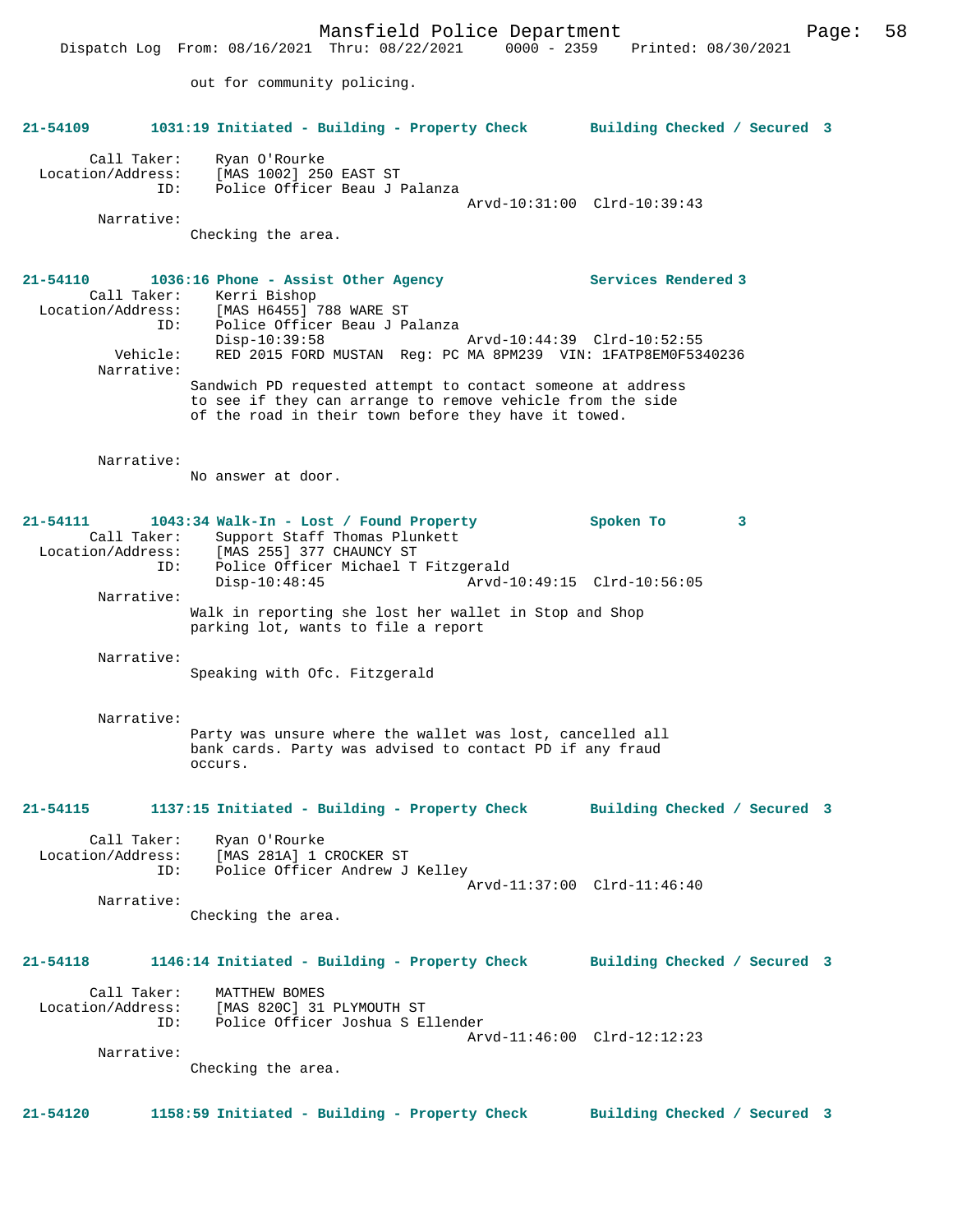out for community policing.

**21-54109 1031:19 Initiated - Building - Property Check Building Checked / Secured 3**

Call Taker: Ryan O'Rourke
Location/Address: [MAS 1002] 250 EAST ST
ID: Police Officer Beau J Palanza
Arvd-10:31:00 Clrd-10:39:43

Narrative:
Checking the area.

**21-54110 1036:16 Phone - Assist Other Agency Services Rendered 3**

Call Taker: Kerri Bishop
Location/Address: [MAS H6455] 788 WARE ST
ID: Police Officer Beau J Palanza
Disp-10:39:58 Arvd-10:44:39 Clrd-10:52:55
Vehicle: RED 2015 FORD MUSTAN Reg: PC MA 8PM239 VIN: 1FATP8EM0F5340236

Narrative:
Sandwich PD requested attempt to contact someone at address to see if they can arrange to remove vehicle from the side of the road in their town before they have it towed.

Narrative:
No answer at door.

**21-54111 1043:34 Walk-In - Lost / Found Property Spoken To 3**

Call Taker: Support Staff Thomas Plunkett
Location/Address: [MAS 255] 377 CHAUNCY ST
ID: Police Officer Michael T Fitzgerald
Disp-10:48:45 Arvd-10:49:15 Clrd-10:56:05

Narrative:
Walk in reporting she lost her wallet in Stop and Shop parking lot, wants to file a report

Narrative:
Speaking with Ofc. Fitzgerald

Narrative:
Party was unsure where the wallet was lost, cancelled all bank cards. Party was advised to contact PD if any fraud occurs.

**21-54115 1137:15 Initiated - Building - Property Check Building Checked / Secured 3**

Call Taker: Ryan O'Rourke
Location/Address: [MAS 281A] 1 CROCKER ST
ID: Police Officer Andrew J Kelley
Arvd-11:37:00 Clrd-11:46:40

Narrative:
Checking the area.

**21-54118 1146:14 Initiated - Building - Property Check Building Checked / Secured 3**

Call Taker: MATTHEW BOMES
Location/Address: [MAS 820C] 31 PLYMOUTH ST
ID: Police Officer Joshua S Ellender
Arvd-11:46:00 Clrd-12:12:23

Narrative:
Checking the area.

**21-54120 1158:59 Initiated - Building - Property Check Building Checked / Secured 3**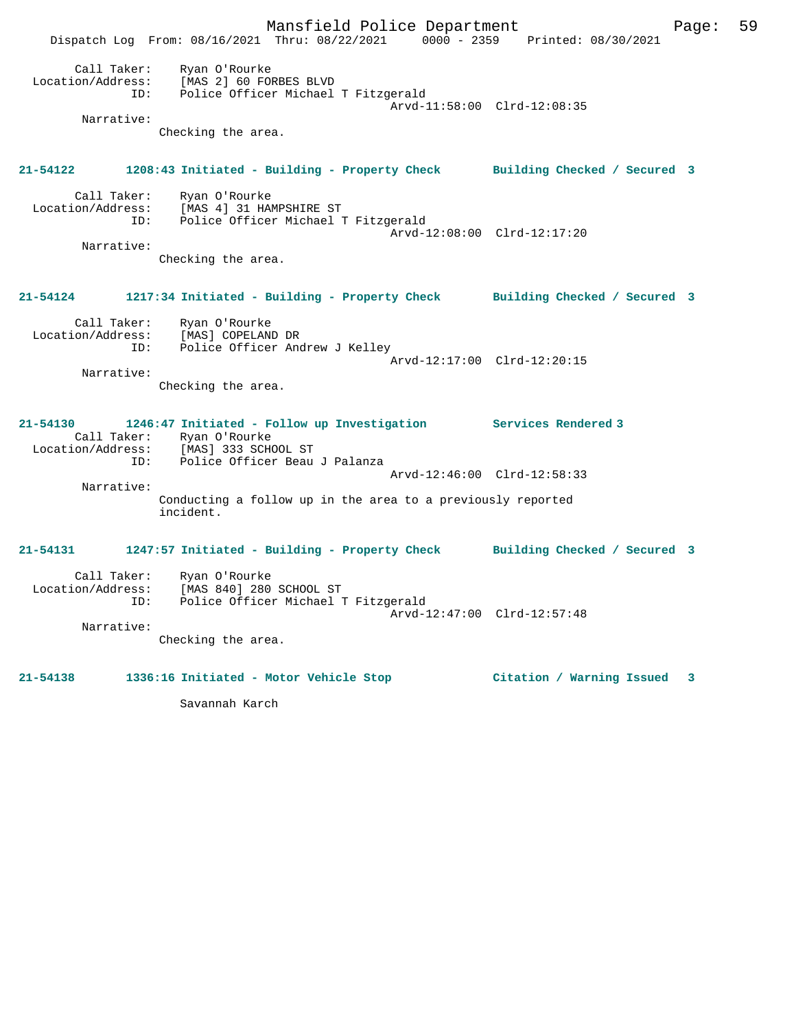Call Taker: Ryan O'Rourke
Location/Address: [MAS 2] 60 FORBES BLVD
ID: Police Officer Michael T Fitzgerald
Arvd-11:58:00 Clrd-12:08:35
Narrative:
Checking the area.

**21-54122 1208:43 Initiated - Building - Property Check Building Checked / Secured 3**

Call Taker: Ryan O'Rourke
Location/Address: [MAS 4] 31 HAMPSHIRE ST
ID: Police Officer Michael T Fitzgerald
Arvd-12:08:00 Clrd-12:17:20
Narrative:
Checking the area.

**21-54124 1217:34 Initiated - Building - Property Check Building Checked / Secured 3**

Call Taker: Ryan O'Rourke
Location/Address: [MAS] COPELAND DR
ID: Police Officer Andrew J Kelley
Arvd-12:17:00 Clrd-12:20:15
Narrative:
Checking the area.

**21-54130 1246:47 Initiated - Follow up Investigation Services Rendered 3**

Call Taker: Ryan O'Rourke
Location/Address: [MAS] 333 SCHOOL ST
ID: Police Officer Beau J Palanza
Arvd-12:46:00 Clrd-12:58:33
Narrative:
Conducting a follow up in the area to a previously reported incident.

**21-54131 1247:57 Initiated - Building - Property Check Building Checked / Secured 3**

Call Taker: Ryan O'Rourke
Location/Address: [MAS 840] 280 SCHOOL ST
ID: Police Officer Michael T Fitzgerald
Arvd-12:47:00 Clrd-12:57:48
Narrative:
Checking the area.

**21-54138 1336:16 Initiated - Motor Vehicle Stop Citation / Warning Issued 3**

Savannah Karch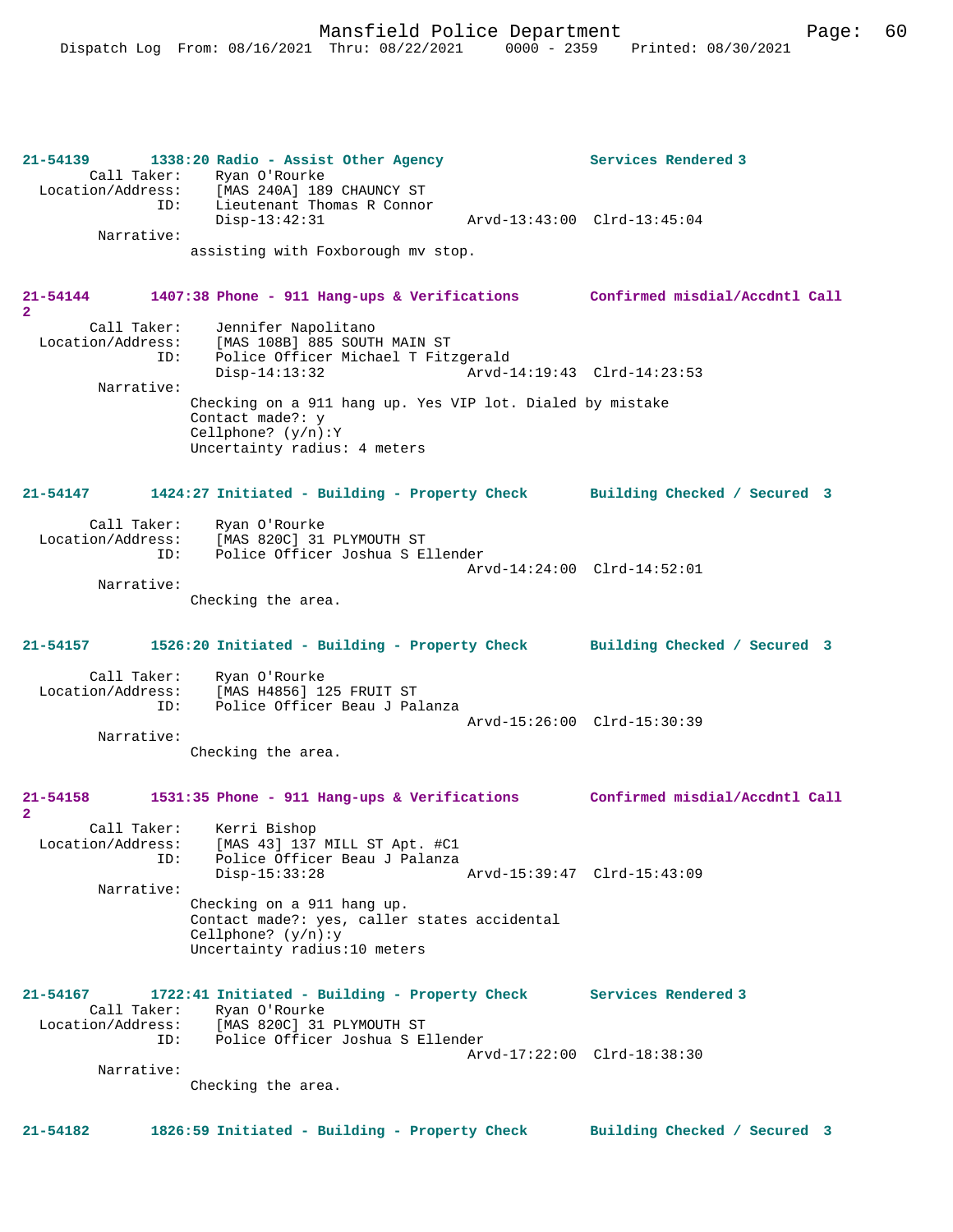**21-54139 1338:20 Radio - Assist Other Agency** Services Rendered 3

Call Taker: Ryan O'Rourke
Location/Address: [MAS 240A] 189 CHAUNCY ST
ID: Lieutenant Thomas R Connor
Disp-13:42:31 Arvd-13:43:00 Clrd-13:45:04

Narrative:
assisting with Foxborough mv stop.

**21-54144 1407:38 Phone - 911 Hang-ups & Verifications** Confirmed misdial/Accdntl Call 2

Call Taker: Jennifer Napolitano
Location/Address: [MAS 108B] 885 SOUTH MAIN ST
ID: Police Officer Michael T Fitzgerald
Disp-14:13:32 Arvd-14:19:43 Clrd-14:23:53

Narrative:
Checking on a 911 hang up. Yes VIP lot. Dialed by mistake
Contact made?: y
Cellphone? (y/n):Y
Uncertainty radius: 4 meters

**21-54147 1424:27 Initiated - Building - Property Check** Building Checked / Secured 3

Call Taker: Ryan O'Rourke
Location/Address: [MAS 820C] 31 PLYMOUTH ST
ID: Police Officer Joshua S Ellender
Arvd-14:24:00 Clrd-14:52:01

Narrative:
Checking the area.

**21-54157 1526:20 Initiated - Building - Property Check** Building Checked / Secured 3

Call Taker: Ryan O'Rourke
Location/Address: [MAS H4856] 125 FRUIT ST
ID: Police Officer Beau J Palanza
Arvd-15:26:00 Clrd-15:30:39

Narrative:
Checking the area.

**21-54158 1531:35 Phone - 911 Hang-ups & Verifications** Confirmed misdial/Accdntl Call 2

Call Taker: Kerri Bishop
Location/Address: [MAS 43] 137 MILL ST Apt. #C1
ID: Police Officer Beau J Palanza
Disp-15:33:28 Arvd-15:39:47 Clrd-15:43:09

Narrative:
Checking on a 911 hang up.
Contact made?: yes, caller states accidental
Cellphone? (y/n):y
Uncertainty radius:10 meters

**21-54167 1722:41 Initiated - Building - Property Check** Services Rendered 3

Call Taker: Ryan O'Rourke
Location/Address: [MAS 820C] 31 PLYMOUTH ST
ID: Police Officer Joshua S Ellender
Arvd-17:22:00 Clrd-18:38:30

Narrative:
Checking the area.

**21-54182 1826:59 Initiated - Building - Property Check** Building Checked / Secured 3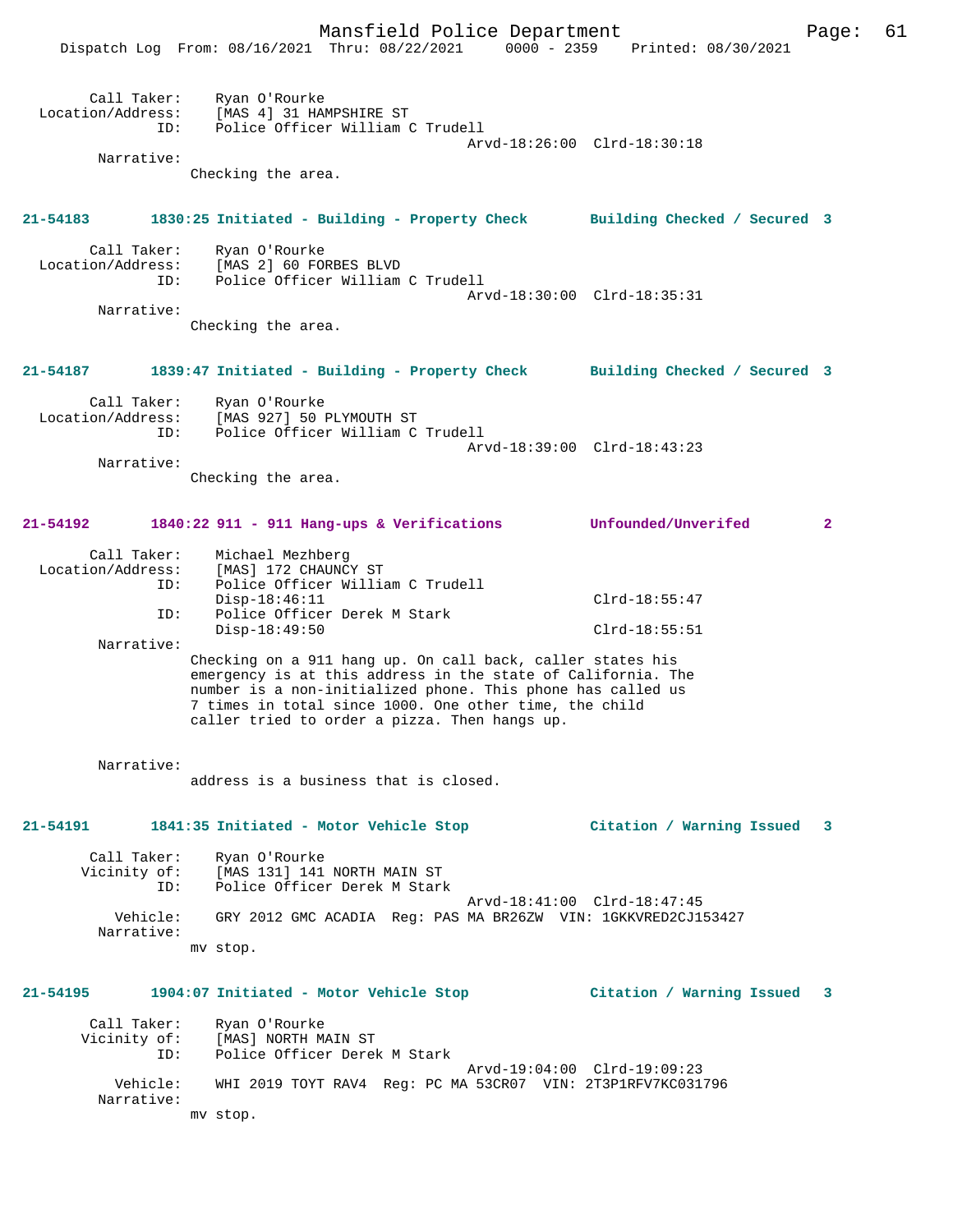Call Taker: Ryan O'Rourke
Location/Address: [MAS 4] 31 HAMPSHIRE ST
ID: Police Officer William C Trudell
Arvd-18:26:00 Clrd-18:30:18
Narrative:
Checking the area.

**21-54183 1830:25 Initiated - Building - Property Check Building Checked / Secured 3**

Call Taker: Ryan O'Rourke
Location/Address: [MAS 2] 60 FORBES BLVD
ID: Police Officer William C Trudell
Arvd-18:30:00 Clrd-18:35:31
Narrative:
Checking the area.

**21-54187 1839:47 Initiated - Building - Property Check Building Checked / Secured 3**

Call Taker: Ryan O'Rourke
Location/Address: [MAS 927] 50 PLYMOUTH ST
ID: Police Officer William C Trudell
Arvd-18:39:00 Clrd-18:43:23
Narrative:
Checking the area.

**21-54192 1840:22 911 - 911 Hang-ups & Verifications Unfounded/Unverifed 2**

Call Taker: Michael Mezhberg
Location/Address: [MAS] 172 CHAUNCY ST
ID: Police Officer William C Trudell
Disp-18:46:11 Clrd-18:55:47
ID: Police Officer Derek M Stark
Disp-18:49:50 Clrd-18:55:51
Narrative:
Checking on a 911 hang up. On call back, caller states his emergency is at this address in the state of California. The number is a non-initialized phone. This phone has called us 7 times in total since 1000. One other time, the child caller tried to order a pizza. Then hangs up.

Narrative:
address is a business that is closed.

**21-54191 1841:35 Initiated - Motor Vehicle Stop Citation / Warning Issued 3**

Call Taker: Ryan O'Rourke
Vicinity of: [MAS 131] 141 NORTH MAIN ST
ID: Police Officer Derek M Stark
Arvd-18:41:00 Clrd-18:47:45
Vehicle: GRY 2012 GMC ACADIA Reg: PAS MA BR26ZW VIN: 1GKKVRED2CJ153427
Narrative:
mv stop.

**21-54195 1904:07 Initiated - Motor Vehicle Stop Citation / Warning Issued 3**

Call Taker: Ryan O'Rourke
Vicinity of: [MAS] NORTH MAIN ST
ID: Police Officer Derek M Stark
Arvd-19:04:00 Clrd-19:09:23
Vehicle: WHI 2019 TOYT RAV4 Reg: PC MA 53CR07 VIN: 2T3P1RFV7KC031796
Narrative:
mv stop.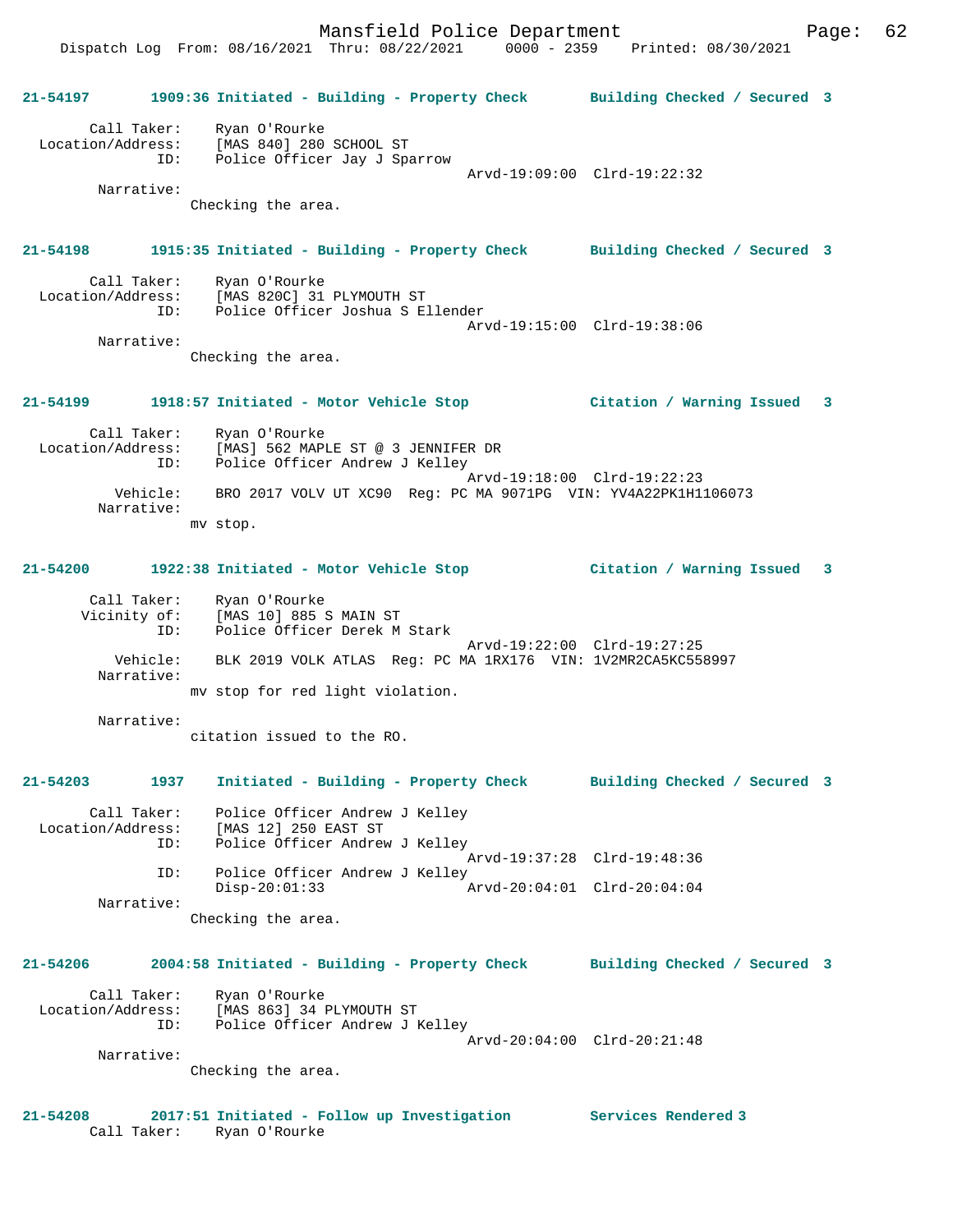**21-54197 1909:36 Initiated - Building - Property Check Building Checked / Secured 3**

```
        Call Taker:    Ryan O'Rourke
  Location/Address:    [MAS 840] 280 SCHOOL ST
                ID:    Police Officer Jay J Sparrow
                                            Arvd-19:09:00  Clrd-19:22:32
         Narrative:
                Checking the area.
```

**21-54198 1915:35 Initiated - Building - Property Check Building Checked / Secured 3**

```
        Call Taker:    Ryan O'Rourke
  Location/Address:    [MAS 820C] 31 PLYMOUTH ST
                ID:    Police Officer Joshua S Ellender
                                            Arvd-19:15:00  Clrd-19:38:06
         Narrative:
                Checking the area.
```

**21-54199 1918:57 Initiated - Motor Vehicle Stop Citation / Warning Issued 3**

```
        Call Taker:    Ryan O'Rourke
  Location/Address:    [MAS] 562 MAPLE ST @ 3 JENNIFER DR
                ID:    Police Officer Andrew J Kelley
                                            Arvd-19:18:00  Clrd-19:22:23
           Vehicle:    BRO 2017 VOLV UT XC90  Reg: PC MA 9071PG  VIN: YV4A22PK1H1106073
         Narrative:
                mv stop.
```

**21-54200 1922:38 Initiated - Motor Vehicle Stop Citation / Warning Issued 3**

```
        Call Taker:    Ryan O'Rourke
       Vicinity of:    [MAS 10] 885 S MAIN ST
                ID:    Police Officer Derek M Stark
                                            Arvd-19:22:00  Clrd-19:27:25
           Vehicle:    BLK 2019 VOLK ATLAS  Reg: PC MA 1RX176  VIN: 1V2MR2CA5KC558997
         Narrative:
                mv stop for red light violation.

         Narrative:
                citation issued to the RO.
```

**21-54203 1937 Initiated - Building - Property Check Building Checked / Secured 3**

```
        Call Taker:    Police Officer Andrew J Kelley
  Location/Address:    [MAS 12] 250 EAST ST
                ID:    Police Officer Andrew J Kelley
                                            Arvd-19:37:28  Clrd-19:48:36
                ID:    Police Officer Andrew J Kelley
                       Disp-20:01:33        Arvd-20:04:01  Clrd-20:04:04
         Narrative:
                Checking the area.
```

**21-54206 2004:58 Initiated - Building - Property Check Building Checked / Secured 3**

```
        Call Taker:    Ryan O'Rourke
  Location/Address:    [MAS 863] 34 PLYMOUTH ST
                ID:    Police Officer Andrew J Kelley
                                            Arvd-20:04:00  Clrd-20:21:48
         Narrative:
                Checking the area.
```

**21-54208 2017:51 Initiated - Follow up Investigation Services Rendered 3**

```
        Call Taker:    Ryan O'Rourke
```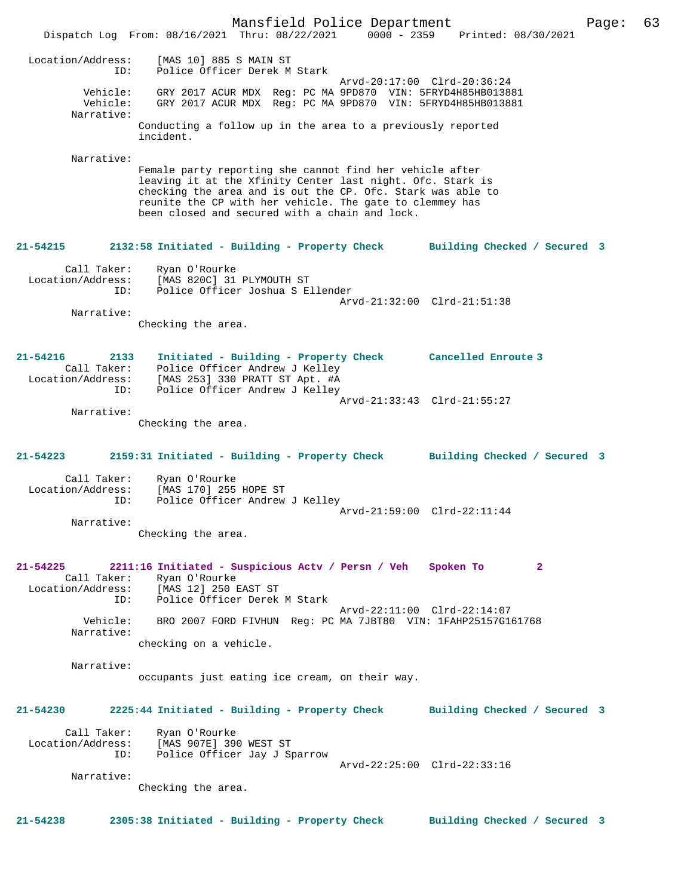Location/Address: [MAS 10] 885 S MAIN ST
ID: Police Officer Derek M Stark
Arvd-20:17:00 Clrd-20:36:24
Vehicle: GRY 2017 ACUR MDX Reg: PC MA 9PD870 VIN: 5FRYD4H85HB013881
Vehicle: GRY 2017 ACUR MDX Reg: PC MA 9PD870 VIN: 5FRYD4H85HB013881
Narrative:
Conducting a follow up in the area to a previously reported incident.

Narrative:
Female party reporting she cannot find her vehicle after leaving it at the Xfinity Center last night. Ofc. Stark is checking the area and is out the CP. Ofc. Stark was able to reunite the CP with her vehicle. The gate to clemmey has been closed and secured with a chain and lock.

**21-54215 2132:58 Initiated - Building - Property Check Building Checked / Secured 3**

Call Taker: Ryan O'Rourke
Location/Address: [MAS 820C] 31 PLYMOUTH ST
ID: Police Officer Joshua S Ellender
Arvd-21:32:00 Clrd-21:51:38
Narrative:
Checking the area.

**21-54216 2133 Initiated - Building - Property Check Cancelled Enroute 3**

Call Taker: Police Officer Andrew J Kelley
Location/Address: [MAS 253] 330 PRATT ST Apt. #A
ID: Police Officer Andrew J Kelley
Arvd-21:33:43 Clrd-21:55:27
Narrative:
Checking the area.

**21-54223 2159:31 Initiated - Building - Property Check Building Checked / Secured 3**

Call Taker: Ryan O'Rourke
Location/Address: [MAS 170] 255 HOPE ST
ID: Police Officer Andrew J Kelley
Arvd-21:59:00 Clrd-22:11:44
Narrative:
Checking the area.

**21-54225 2211:16 Initiated - Suspicious Actv / Persn / Veh Spoken To 2**

Call Taker: Ryan O'Rourke
Location/Address: [MAS 12] 250 EAST ST
ID: Police Officer Derek M Stark
Arvd-22:11:00 Clrd-22:14:07
Vehicle: BRO 2007 FORD FIVHUN Reg: PC MA 7JBT80 VIN: 1FAHP25157G161768
Narrative:
checking on a vehicle.

Narrative:
occupants just eating ice cream, on their way.

**21-54230 2225:44 Initiated - Building - Property Check Building Checked / Secured 3**

Call Taker: Ryan O'Rourke
Location/Address: [MAS 907E] 390 WEST ST
ID: Police Officer Jay J Sparrow
Arvd-22:25:00 Clrd-22:33:16
Narrative:
Checking the area.

**21-54238 2305:38 Initiated - Building - Property Check Building Checked / Secured 3**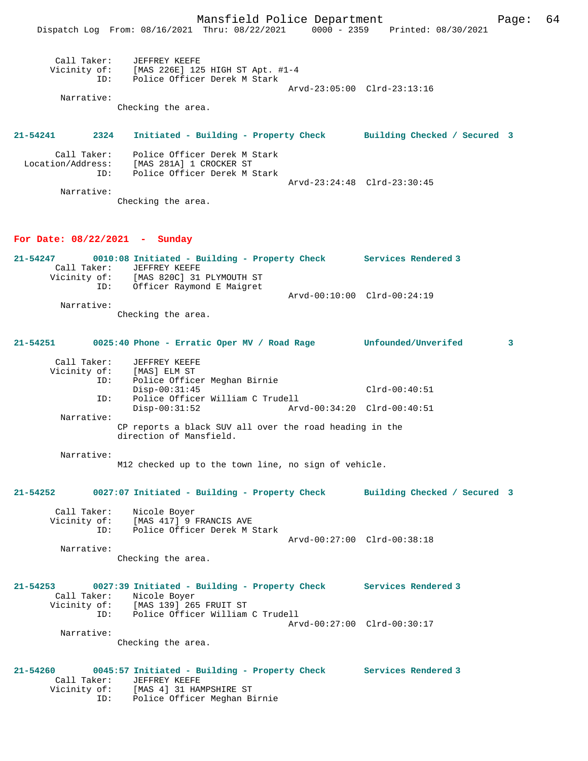```
Call Taker:     JEFFREY KEEFE
Vicinity of:    [MAS 226E] 125 HIGH ST Apt. #1-4
         ID:    Police Officer Derek M Stark
                                          Arvd-23:05:00  Clrd-23:13:16
  Narrative:
             Checking the area.
```

**21-54241    2324 Initiated - Building - Property Check    Building Checked / Secured 3**

```
      Call Taker:    Police Officer Derek M Stark
Location/Address:    [MAS 281A] 1 CROCKER ST
              ID:    Police Officer Derek M Stark
                                          Arvd-23:24:48  Clrd-23:30:45
       Narrative:
             Checking the area.
```

## For Date: 08/22/2021 - Sunday

**21-54247    0010:08 Initiated - Building - Property Check    Services Rendered 3**

```
  Call Taker:    JEFFREY KEEFE
Vicinity of:    [MAS 820C] 31 PLYMOUTH ST
         ID:    Officer Raymond E Maigret
                                          Arvd-00:10:00  Clrd-00:24:19
  Narrative:
             Checking the area.
```

**21-54251    0025:40 Phone - Erratic Oper MV / Road Rage    Unfounded/Unverifed 3**

```
  Call Taker:    JEFFREY KEEFE
Vicinity of:    [MAS] ELM ST
         ID:    Police Officer Meghan Birnie
                Disp-00:31:45                             Clrd-00:40:51
         ID:    Police Officer William C Trudell
                Disp-00:31:52             Arvd-00:34:20  Clrd-00:40:51
  Narrative:
             CP reports a black SUV all over the road heading in the
             direction of Mansfield.

  Narrative:
             M12 checked up to the town line, no sign of vehicle.
```

**21-54252    0027:07 Initiated - Building - Property Check    Building Checked / Secured 3**

```
  Call Taker:    Nicole Boyer
Vicinity of:    [MAS 417] 9 FRANCIS AVE
         ID:    Police Officer Derek M Stark
                                          Arvd-00:27:00  Clrd-00:38:18
  Narrative:
             Checking the area.
```

**21-54253    0027:39 Initiated - Building - Property Check    Services Rendered 3**

```
  Call Taker:    Nicole Boyer
Vicinity of:    [MAS 139] 265 FRUIT ST
         ID:    Police Officer William C Trudell
                                          Arvd-00:27:00  Clrd-00:30:17
  Narrative:
             Checking the area.
```

**21-54260    0045:57 Initiated - Building - Property Check    Services Rendered 3**

```
  Call Taker:    JEFFREY KEEFE
Vicinity of:    [MAS 4] 31 HAMPSHIRE ST
         ID:    Police Officer Meghan Birnie
```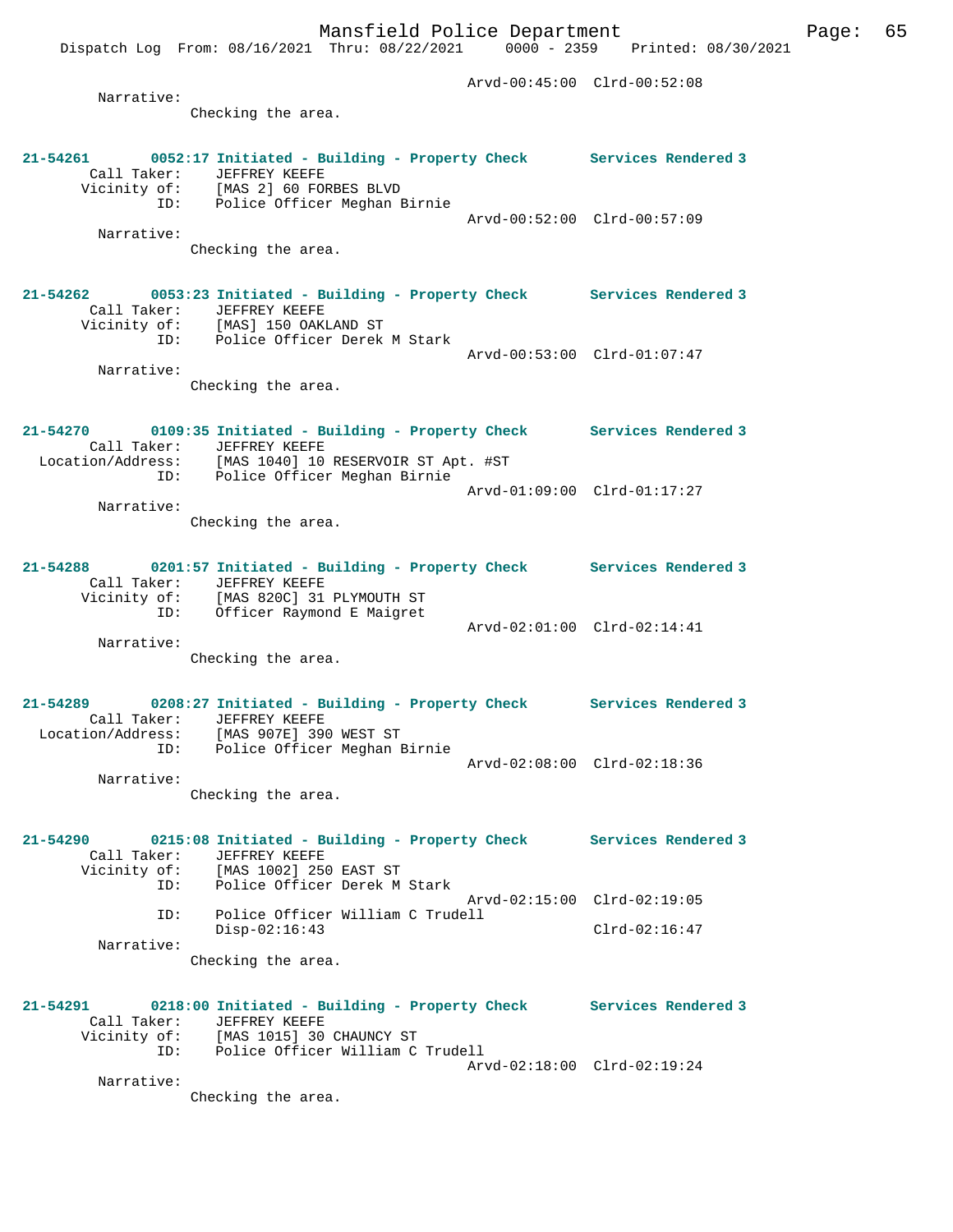Arvd-00:45:00 Clrd-00:52:08

Narrative:
Checking the area.

**21-54261 0052:17 Initiated - Building - Property Check Services Rendered 3**
Call Taker: JEFFREY KEEFE
Vicinity of: [MAS 2] 60 FORBES BLVD
ID: Police Officer Meghan Birnie
Arvd-00:52:00 Clrd-00:57:09
Narrative:
Checking the area.

**21-54262 0053:23 Initiated - Building - Property Check Services Rendered 3**
Call Taker: JEFFREY KEEFE
Vicinity of: [MAS] 150 OAKLAND ST
ID: Police Officer Derek M Stark
Arvd-00:53:00 Clrd-01:07:47
Narrative:
Checking the area.

**21-54270 0109:35 Initiated - Building - Property Check Services Rendered 3**
Call Taker: JEFFREY KEEFE
Location/Address: [MAS 1040] 10 RESERVOIR ST Apt. #ST
ID: Police Officer Meghan Birnie
Arvd-01:09:00 Clrd-01:17:27
Narrative:
Checking the area.

**21-54288 0201:57 Initiated - Building - Property Check Services Rendered 3**
Call Taker: JEFFREY KEEFE
Vicinity of: [MAS 820C] 31 PLYMOUTH ST
ID: Officer Raymond E Maigret
Arvd-02:01:00 Clrd-02:14:41
Narrative:
Checking the area.

**21-54289 0208:27 Initiated - Building - Property Check Services Rendered 3**
Call Taker: JEFFREY KEEFE
Location/Address: [MAS 907E] 390 WEST ST
ID: Police Officer Meghan Birnie
Arvd-02:08:00 Clrd-02:18:36
Narrative:
Checking the area.

**21-54290 0215:08 Initiated - Building - Property Check Services Rendered 3**
Call Taker: JEFFREY KEEFE
Vicinity of: [MAS 1002] 250 EAST ST
ID: Police Officer Derek M Stark
Arvd-02:15:00 Clrd-02:19:05
ID: Police Officer William C Trudell
Disp-02:16:43 Clrd-02:16:47
Narrative:
Checking the area.

**21-54291 0218:00 Initiated - Building - Property Check Services Rendered 3**
Call Taker: JEFFREY KEEFE
Vicinity of: [MAS 1015] 30 CHAUNCY ST
ID: Police Officer William C Trudell
Arvd-02:18:00 Clrd-02:19:24
Narrative:
Checking the area.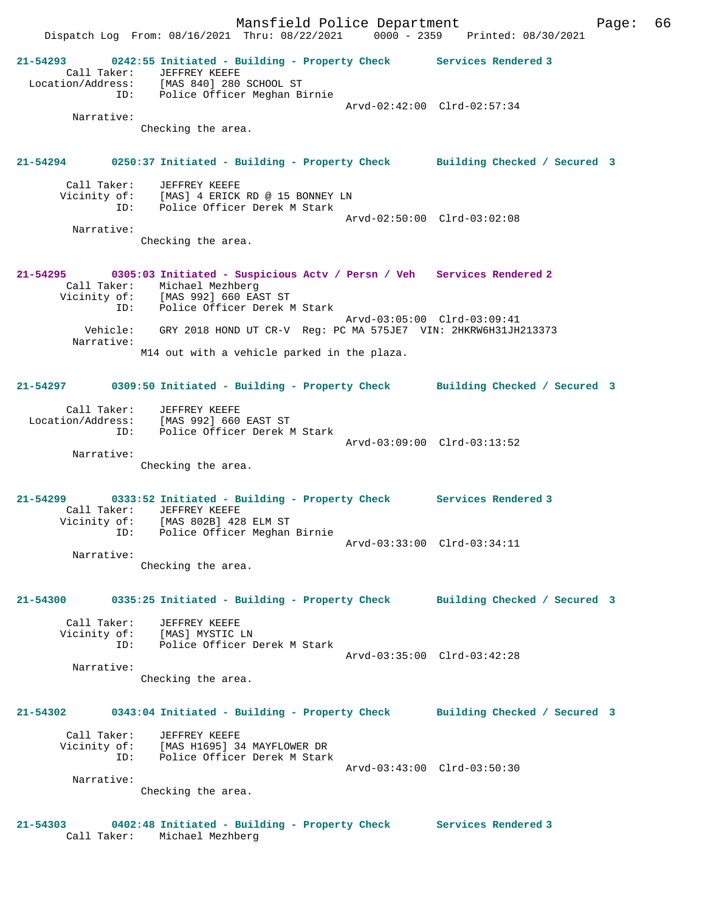**21-54293 0242:55 Initiated - Building - Property Check Services Rendered 3**

Call Taker: JEFFREY KEEFE
Location/Address: [MAS 840] 280 SCHOOL ST
ID: Police Officer Meghan Birnie
Arvd-02:42:00 Clrd-02:57:34
Narrative:
Checking the area.

**21-54294 0250:37 Initiated - Building - Property Check Building Checked / Secured 3**

Call Taker: JEFFREY KEEFE
Vicinity of: [MAS] 4 ERICK RD @ 15 BONNEY LN
ID: Police Officer Derek M Stark
Arvd-02:50:00 Clrd-03:02:08
Narrative:
Checking the area.

**21-54295 0305:03 Initiated - Suspicious Actv / Persn / Veh Services Rendered 2**

Call Taker: Michael Mezhberg
Vicinity of: [MAS 992] 660 EAST ST
ID: Police Officer Derek M Stark
Arvd-03:05:00 Clrd-03:09:41
Vehicle: GRY 2018 HOND UT CR-V Reg: PC MA 575JE7 VIN: 2HKRW6H31JH213373
Narrative:
M14 out with a vehicle parked in the plaza.

**21-54297 0309:50 Initiated - Building - Property Check Building Checked / Secured 3**

Call Taker: JEFFREY KEEFE
Location/Address: [MAS 992] 660 EAST ST
ID: Police Officer Derek M Stark
Arvd-03:09:00 Clrd-03:13:52
Narrative:
Checking the area.

**21-54299 0333:52 Initiated - Building - Property Check Services Rendered 3**

Call Taker: JEFFREY KEEFE
Vicinity of: [MAS 802B] 428 ELM ST
ID: Police Officer Meghan Birnie
Arvd-03:33:00 Clrd-03:34:11
Narrative:
Checking the area.

**21-54300 0335:25 Initiated - Building - Property Check Building Checked / Secured 3**

Call Taker: JEFFREY KEEFE
Vicinity of: [MAS] MYSTIC LN
ID: Police Officer Derek M Stark
Arvd-03:35:00 Clrd-03:42:28
Narrative:
Checking the area.

**21-54302 0343:04 Initiated - Building - Property Check Building Checked / Secured 3**

Call Taker: JEFFREY KEEFE
Vicinity of: [MAS H1695] 34 MAYFLOWER DR
ID: Police Officer Derek M Stark
Arvd-03:43:00 Clrd-03:50:30
Narrative:
Checking the area.

**21-54303 0402:48 Initiated - Building - Property Check Services Rendered 3**

Call Taker: Michael Mezhberg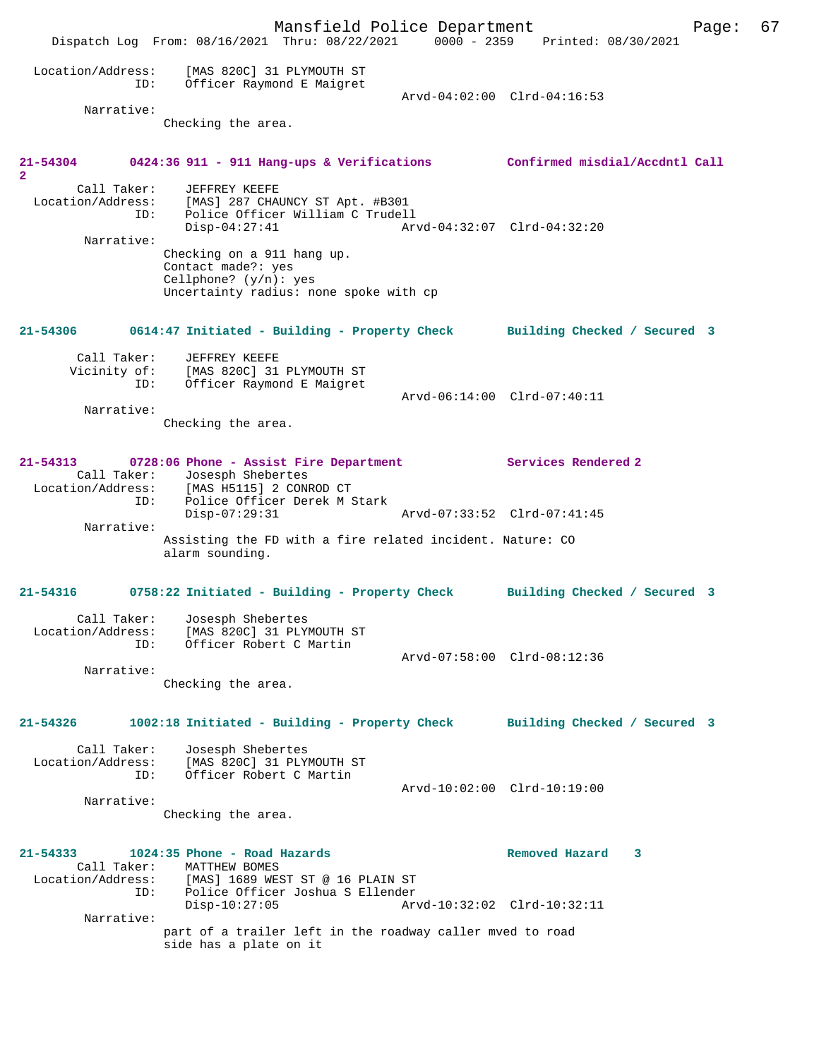Location/Address: [MAS 820C] 31 PLYMOUTH ST
ID: Officer Raymond E Maigret
Arvd-04:02:00 Clrd-04:16:53

Narrative:
Checking the area.

**21-54304 0424:36 911 - 911 Hang-ups & Verifications Confirmed misdial/Accdntl Call 2**

Call Taker: JEFFREY KEEFE
Location/Address: [MAS] 287 CHAUNCY ST Apt. #B301
ID: Police Officer William C Trudell
Disp-04:27:41 Arvd-04:32:07 Clrd-04:32:20

Narrative:
Checking on a 911 hang up.
Contact made?: yes
Cellphone? (y/n): yes
Uncertainty radius: none spoke with cp

**21-54306 0614:47 Initiated - Building - Property Check Building Checked / Secured 3**

Call Taker: JEFFREY KEEFE
Vicinity of: [MAS 820C] 31 PLYMOUTH ST
ID: Officer Raymond E Maigret
Arvd-06:14:00 Clrd-07:40:11

Narrative:
Checking the area.

**21-54313 0728:06 Phone - Assist Fire Department Services Rendered 2**

Call Taker: Josesph Shebertes
Location/Address: [MAS H5115] 2 CONROD CT
ID: Police Officer Derek M Stark
Disp-07:29:31 Arvd-07:33:52 Clrd-07:41:45

Narrative:
Assisting the FD with a fire related incident. Nature: CO alarm sounding.

**21-54316 0758:22 Initiated - Building - Property Check Building Checked / Secured 3**

Call Taker: Josesph Shebertes
Location/Address: [MAS 820C] 31 PLYMOUTH ST
ID: Officer Robert C Martin
Arvd-07:58:00 Clrd-08:12:36

Narrative:
Checking the area.

**21-54326 1002:18 Initiated - Building - Property Check Building Checked / Secured 3**

Call Taker: Josesph Shebertes
Location/Address: [MAS 820C] 31 PLYMOUTH ST
ID: Officer Robert C Martin
Arvd-10:02:00 Clrd-10:19:00

Narrative:
Checking the area.

**21-54333 1024:35 Phone - Road Hazards Removed Hazard 3**

Call Taker: MATTHEW BOMES
Location/Address: [MAS] 1689 WEST ST @ 16 PLAIN ST
ID: Police Officer Joshua S Ellender
Disp-10:27:05 Arvd-10:32:02 Clrd-10:32:11

Narrative:
part of a trailer left in the roadway caller mved to road side has a plate on it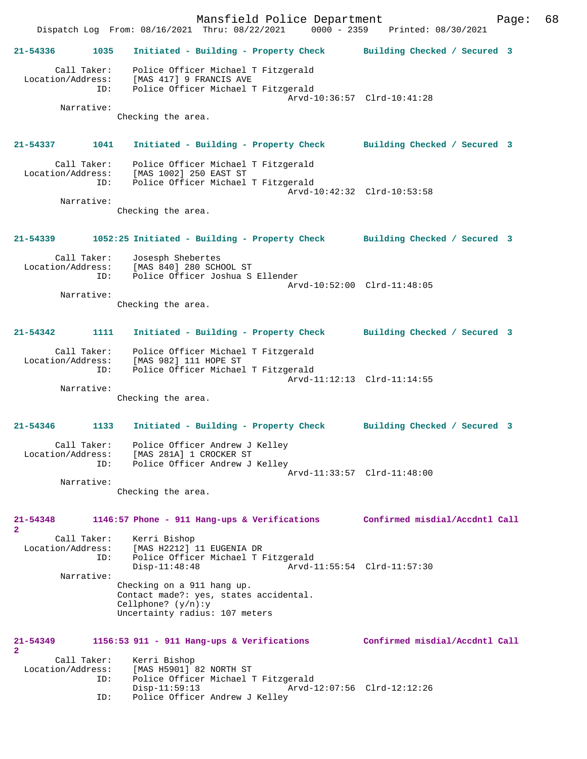**21-54336 1035 Initiated - Building - Property Check Building Checked / Secured 3**

```
        Call Taker:    Police Officer Michael T Fitzgerald
  Location/Address:    [MAS 417] 9 FRANCIS AVE
                ID:    Police Officer Michael T Fitzgerald
                                              Arvd-10:36:57  Clrd-10:41:28
         Narrative:
                Checking the area.
```

**21-54337 1041 Initiated - Building - Property Check Building Checked / Secured 3**

```
        Call Taker:    Police Officer Michael T Fitzgerald
  Location/Address:    [MAS 1002] 250 EAST ST
                ID:    Police Officer Michael T Fitzgerald
                                              Arvd-10:42:32  Clrd-10:53:58
         Narrative:
                Checking the area.
```

**21-54339 1052:25 Initiated - Building - Property Check Building Checked / Secured 3**

```
        Call Taker:    Josesph Shebertes
  Location/Address:    [MAS 840] 280 SCHOOL ST
                ID:    Police Officer Joshua S Ellender
                                              Arvd-10:52:00  Clrd-11:48:05
         Narrative:
                Checking the area.
```

**21-54342 1111 Initiated - Building - Property Check Building Checked / Secured 3**

```
        Call Taker:    Police Officer Michael T Fitzgerald
  Location/Address:    [MAS 982] 111 HOPE ST
                ID:    Police Officer Michael T Fitzgerald
                                              Arvd-11:12:13  Clrd-11:14:55
         Narrative:
                Checking the area.
```

**21-54346 1133 Initiated - Building - Property Check Building Checked / Secured 3**

```
        Call Taker:    Police Officer Andrew J Kelley
  Location/Address:    [MAS 281A] 1 CROCKER ST
                ID:    Police Officer Andrew J Kelley
                                              Arvd-11:33:57  Clrd-11:48:00
         Narrative:
                Checking the area.
```

**21-54348 1146:57 Phone - 911 Hang-ups & Verifications Confirmed misdial/Accdntl Call 2**

```
        Call Taker:    Kerri Bishop
  Location/Address:    [MAS H2212] 11 EUGENIA DR
                ID:    Police Officer Michael T Fitzgerald
                       Disp-11:48:48          Arvd-11:55:54  Clrd-11:57:30
         Narrative:
                Checking on a 911 hang up.
                Contact made?: yes, states accidental.
                Cellphone? (y/n):y
                Uncertainty radius: 107 meters
```

**21-54349 1156:53 911 - 911 Hang-ups & Verifications Confirmed misdial/Accdntl Call 2**

```
        Call Taker:    Kerri Bishop
  Location/Address:    [MAS H5901] 82 NORTH ST
                ID:    Police Officer Michael T Fitzgerald
                       Disp-11:59:13          Arvd-12:07:56  Clrd-12:12:26
                ID:    Police Officer Andrew J Kelley
```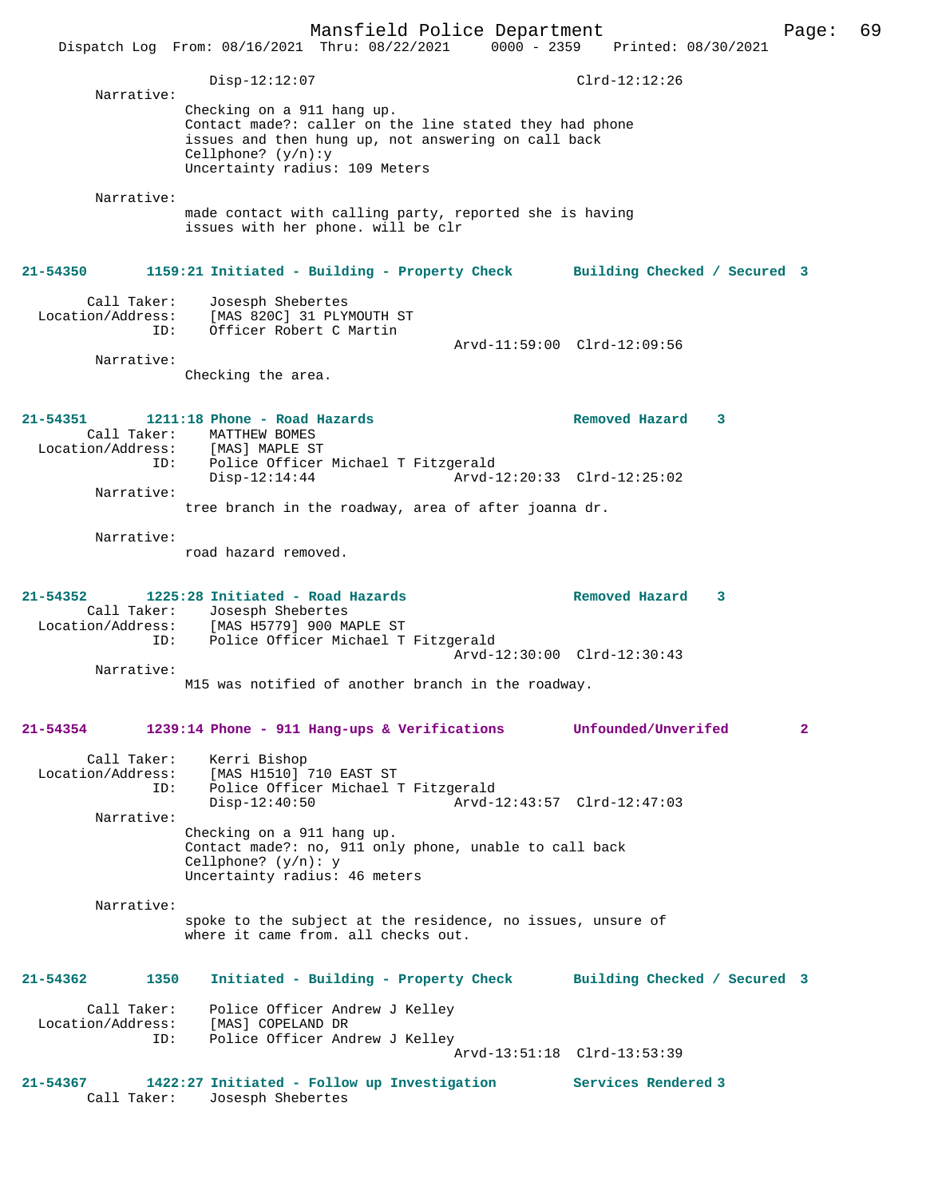Disp-12:12:07 Clrd-12:12:26

Narrative:
Checking on a 911 hang up.
Contact made?: caller on the line stated they had phone issues and then hung up, not answering on call back
Cellphone? (y/n):y
Uncertainty radius: 109 Meters

Narrative:
made contact with calling party, reported she is having issues with her phone. will be clr

**21-54350 1159:21 Initiated - Building - Property Check — Building Checked / Secured 3**

Call Taker: Josesph Shebertes
Location/Address: [MAS 820C] 31 PLYMOUTH ST
ID: Officer Robert C Martin
Arvd-11:59:00 Clrd-12:09:56

Narrative:
Checking the area.

**21-54351 1211:18 Phone - Road Hazards — Removed Hazard 3**

Call Taker: MATTHEW BOMES
Location/Address: [MAS] MAPLE ST
ID: Police Officer Michael T Fitzgerald
Disp-12:14:44 Arvd-12:20:33 Clrd-12:25:02

Narrative:
tree branch in the roadway, area of after joanna dr.

Narrative:
road hazard removed.

**21-54352 1225:28 Initiated - Road Hazards — Removed Hazard 3**

Call Taker: Josesph Shebertes
Location/Address: [MAS H5779] 900 MAPLE ST
ID: Police Officer Michael T Fitzgerald
Arvd-12:30:00 Clrd-12:30:43

Narrative:
M15 was notified of another branch in the roadway.

**21-54354 1239:14 Phone - 911 Hang-ups & Verifications — Unfounded/Unverifed 2**

Call Taker: Kerri Bishop
Location/Address: [MAS H1510] 710 EAST ST
ID: Police Officer Michael T Fitzgerald
Disp-12:40:50 Arvd-12:43:57 Clrd-12:47:03

Narrative:
Checking on a 911 hang up.
Contact made?: no, 911 only phone, unable to call back
Cellphone? (y/n): y
Uncertainty radius: 46 meters

Narrative:
spoke to the subject at the residence, no issues, unsure of where it came from. all checks out.

**21-54362 1350 Initiated - Building - Property Check — Building Checked / Secured 3**

Call Taker: Police Officer Andrew J Kelley
Location/Address: [MAS] COPELAND DR
ID: Police Officer Andrew J Kelley
Arvd-13:51:18 Clrd-13:53:39

**21-54367 1422:27 Initiated - Follow up Investigation — Services Rendered 3**

Call Taker: Josesph Shebertes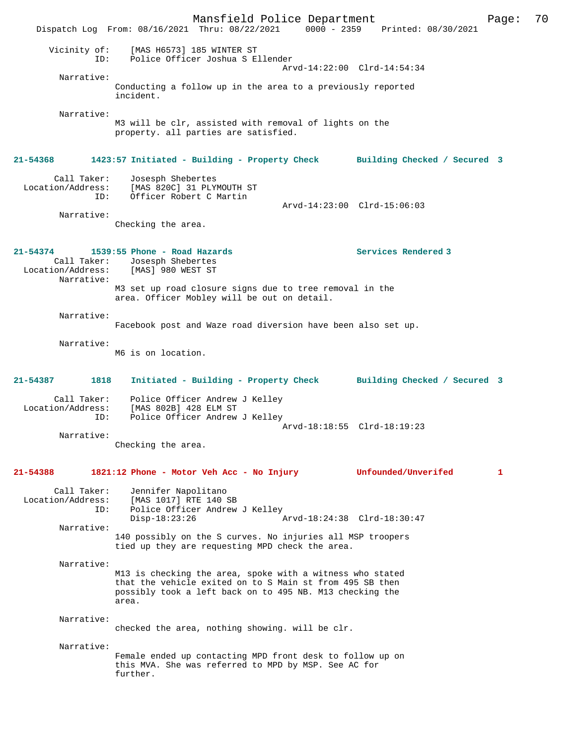Vicinity of: [MAS H6573] 185 WINTER ST
ID: Police Officer Joshua S Ellender
Arvd-14:22:00 Clrd-14:54:34

Narrative:
Conducting a follow up in the area to a previously reported incident.

Narrative:
M3 will be clr, assisted with removal of lights on the property. all parties are satisfied.

**21-54368 1423:57 Initiated - Building - Property Check Building Checked / Secured 3**

Call Taker: Josesph Shebertes
Location/Address: [MAS 820C] 31 PLYMOUTH ST
ID: Officer Robert C Martin
Arvd-14:23:00 Clrd-15:06:03

Narrative:
Checking the area.

**21-54374 1539:55 Phone - Road Hazards Services Rendered 3**

Call Taker: Josesph Shebertes
Location/Address: [MAS] 980 WEST ST

Narrative:
M3 set up road closure signs due to tree removal in the area. Officer Mobley will be out on detail.

Narrative:
Facebook post and Waze road diversion have been also set up.

Narrative:
M6 is on location.

**21-54387 1818 Initiated - Building - Property Check Building Checked / Secured 3**

Call Taker: Police Officer Andrew J Kelley
Location/Address: [MAS 802B] 428 ELM ST
ID: Police Officer Andrew J Kelley
Arvd-18:18:55 Clrd-18:19:23

Narrative:
Checking the area.

**21-54388 1821:12 Phone - Motor Veh Acc - No Injury Unfounded/Unverifed 1**

Call Taker: Jennifer Napolitano
Location/Address: [MAS 1017] RTE 140 SB
ID: Police Officer Andrew J Kelley
Disp-18:23:26 Arvd-18:24:38 Clrd-18:30:47

Narrative:
140 possibly on the S curves. No injuries all MSP troopers tied up they are requesting MPD check the area.

Narrative:
M13 is checking the area, spoke with a witness who stated that the vehicle exited on to S Main st from 495 SB then possibly took a left back on to 495 NB. M13 checking the area.

Narrative:
checked the area, nothing showing. will be clr.

Narrative:
Female ended up contacting MPD front desk to follow up on this MVA. She was referred to MPD by MSP. See AC for further.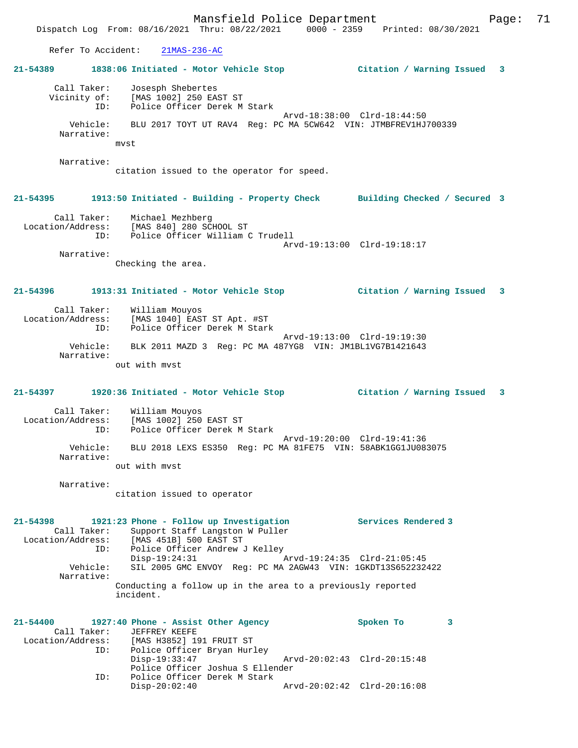Refer To Accident: 21MAS-236-AC

**21-54389 1838:06 Initiated - Motor Vehicle Stop Citation / Warning Issued 3**

```
       Call Taker:    Josesph Shebertes
      Vicinity of:    [MAS 1002] 250 EAST ST
               ID:    Police Officer Derek M Stark
                                                Arvd-18:38:00  Clrd-18:44:50
          Vehicle:    BLU 2017 TOYT UT RAV4  Reg: PC MA 5CW642  VIN: JTMBFREV1HJ700339
        Narrative:
                   mvst

        Narrative:
                   citation issued to the operator for speed.
```

**21-54395 1913:50 Initiated - Building - Property Check Building Checked / Secured 3**

```
       Call Taker:    Michael Mezhberg
 Location/Address:    [MAS 840] 280 SCHOOL ST
               ID:    Police Officer William C Trudell
                                                Arvd-19:13:00  Clrd-19:18:17
        Narrative:
                   Checking the area.
```

**21-54396 1913:31 Initiated - Motor Vehicle Stop Citation / Warning Issued 3**

```
       Call Taker:    William Mouyos
 Location/Address:    [MAS 1040] EAST ST Apt. #ST
               ID:    Police Officer Derek M Stark
                                                Arvd-19:13:00  Clrd-19:19:30
          Vehicle:    BLK 2011 MAZD 3  Reg: PC MA 487YG8  VIN: JM1BL1VG7B1421643
        Narrative:
                   out with mvst
```

**21-54397 1920:36 Initiated - Motor Vehicle Stop Citation / Warning Issued 3**

```
       Call Taker:    William Mouyos
 Location/Address:    [MAS 1002] 250 EAST ST
               ID:    Police Officer Derek M Stark
                                                Arvd-19:20:00  Clrd-19:41:36
          Vehicle:    BLU 2018 LEXS ES350  Reg: PC MA 81FE75  VIN: 58ABK1GG1JU083075
        Narrative:
                   out with mvst

        Narrative:
                   citation issued to operator
```

**21-54398 1921:23 Phone - Follow up Investigation Services Rendered 3**

```
       Call Taker:    Support Staff Langston W Puller
 Location/Address:    [MAS 451B] 500 EAST ST
               ID:    Police Officer Andrew J Kelley
                      Disp-19:24:31             Arvd-19:24:35  Clrd-21:05:45
          Vehicle:    SIL 2005 GMC ENVOY  Reg: PC MA 2AGW43  VIN: 1GKDT13S652232422
        Narrative:
                   Conducting a follow up in the area to a previously reported
                   incident.
```

**21-54400 1927:40 Phone - Assist Other Agency Spoken To 3**

```
       Call Taker:    JEFFREY KEEFE
 Location/Address:    [MAS H3852] 191 FRUIT ST
               ID:    Police Officer Bryan Hurley
                      Disp-19:33:47             Arvd-20:02:43  Clrd-20:15:48
                      Police Officer Joshua S Ellender
               ID:    Police Officer Derek M Stark
                      Disp-20:02:40             Arvd-20:02:42  Clrd-20:16:08
```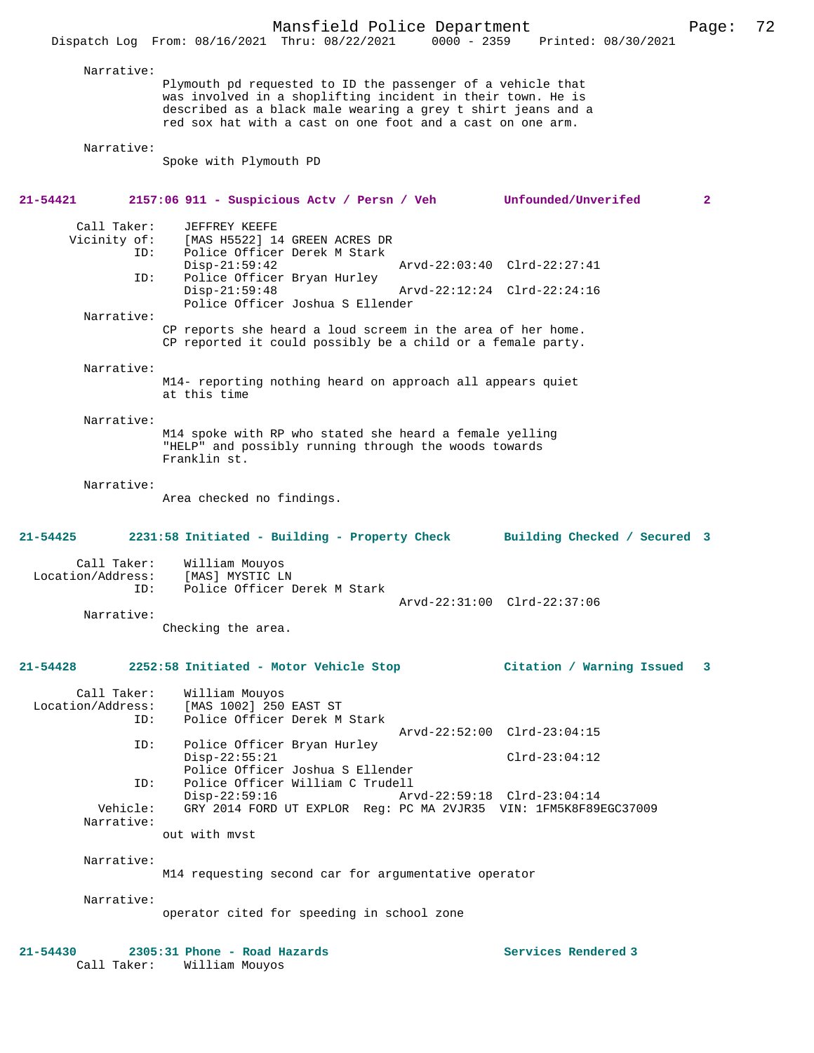Narrative:
Plymouth pd requested to ID the passenger of a vehicle that was involved in a shoplifting incident in their town. He is described as a black male wearing a grey t shirt jeans and a red sox hat with a cast on one foot and a cast on one arm.

Narrative:
Spoke with Plymouth PD

**21-54421 2157:06 911 - Suspicious Actv / Persn / Veh Unfounded/Unverifed 2**

```
Call Taker:    JEFFREY KEEFE
Vicinity of:   [MAS H5522] 14 GREEN ACRES DR
ID:            Police Officer Derek M Stark
               Disp-21:59:42          Arvd-22:03:40  Clrd-22:27:41
ID:            Police Officer Bryan Hurley
               Disp-21:59:48          Arvd-22:12:24  Clrd-22:24:16
               Police Officer Joshua S Ellender
```

Narrative:
CP reports she heard a loud screem in the area of her home. CP reported it could possibly be a child or a female party.

Narrative:
M14- reporting nothing heard on approach all appears quiet at this time

Narrative:
M14 spoke with RP who stated she heard a female yelling "HELP" and possibly running through the woods towards Franklin st.

Narrative:
Area checked no findings.

**21-54425 2231:58 Initiated - Building - Property Check Building Checked / Secured 3**

```
Call Taker:        William Mouyos
Location/Address:  [MAS] MYSTIC LN
ID:                Police Officer Derek M Stark
                                      Arvd-22:31:00  Clrd-22:37:06
```

Narrative:
Checking the area.

**21-54428 2252:58 Initiated - Motor Vehicle Stop Citation / Warning Issued 3**

```
Call Taker:        William Mouyos
Location/Address:  [MAS 1002] 250 EAST ST
ID:                Police Officer Derek M Stark
                                      Arvd-22:52:00  Clrd-23:04:15
ID:                Police Officer Bryan Hurley
                   Disp-22:55:21                     Clrd-23:04:12
                   Police Officer Joshua S Ellender
ID:                Police Officer William C Trudell
                   Disp-22:59:16      Arvd-22:59:18  Clrd-23:04:14
Vehicle:           GRY 2014 FORD UT EXPLOR  Reg: PC MA 2VJR35  VIN: 1FM5K8F89EGC37009
```

Narrative:
out with mvst

Narrative:
M14 requesting second car for argumentative operator

Narrative:
operator cited for speeding in school zone

**21-54430 2305:31 Phone - Road Hazards Services Rendered 3**

Call Taker: William Mouyos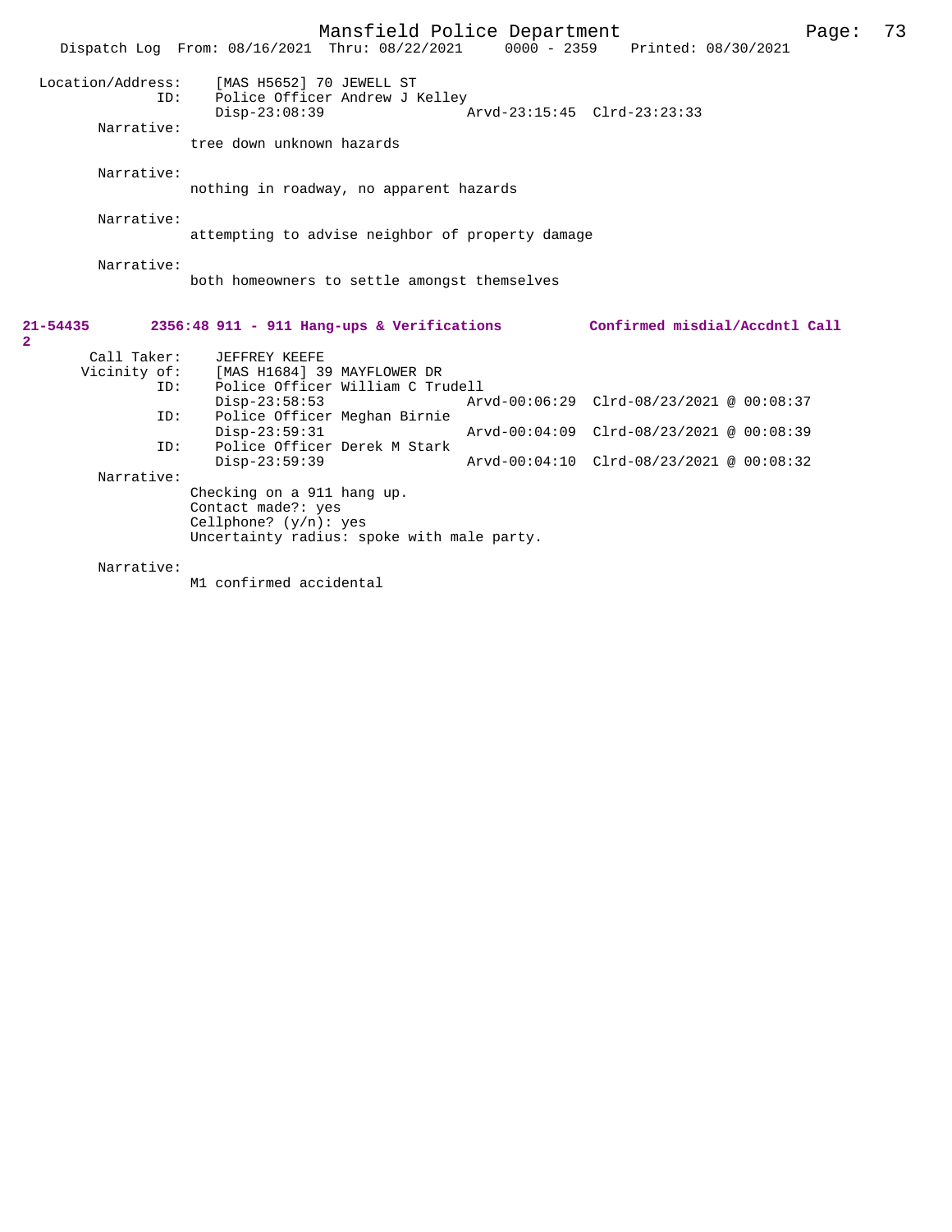Location/Address: [MAS H5652] 70 JEWELL ST
ID: Police Officer Andrew J Kelley
Disp-23:08:39 Arvd-23:15:45 Clrd-23:23:33

Narrative:
tree down unknown hazards

Narrative:
nothing in roadway, no apparent hazards

Narrative:
attempting to advise neighbor of property damage

Narrative:
both homeowners to settle amongst themselves

**21-54435 2356:48 911 - 911 Hang-ups & Verifications Confirmed misdial/Accdntl Call 2**

Call Taker: JEFFREY KEEFE
Vicinity of: [MAS H1684] 39 MAYFLOWER DR
ID: Police Officer William C Trudell
Disp-23:58:53 Arvd-00:06:29 Clrd-08/23/2021 @ 00:08:37
ID: Police Officer Meghan Birnie
Disp-23:59:31 Arvd-00:04:09 Clrd-08/23/2021 @ 00:08:39
ID: Police Officer Derek M Stark
Disp-23:59:39 Arvd-00:04:10 Clrd-08/23/2021 @ 00:08:32

Narrative:
Checking on a 911 hang up.
Contact made?: yes
Cellphone? (y/n): yes
Uncertainty radius: spoke with male party.

Narrative:
M1 confirmed accidental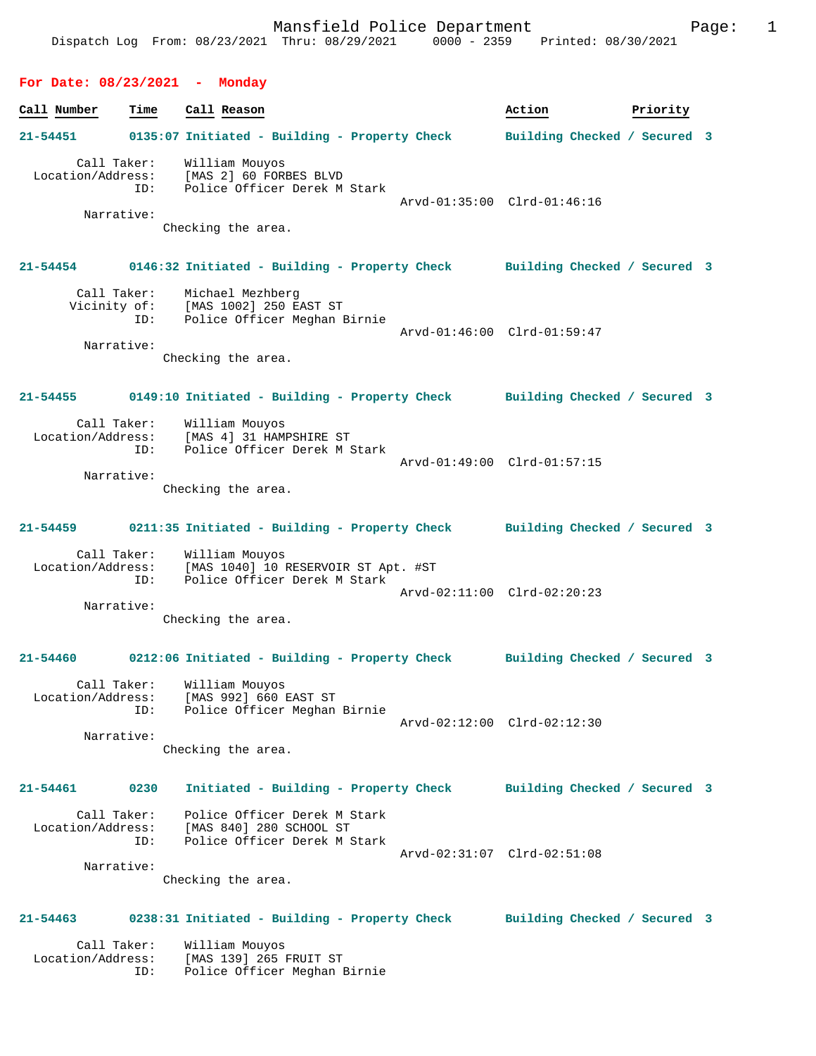Mansfield Police Department
Dispatch Log From: 08/23/2021 Thru: 08/29/2021 0000 - 2359 Printed: 08/30/2021

## For Date: 08/23/2021 - Monday

| Call Number | Time | Call Reason | Action | Priority |
|---|---|---|---|---|

**21-54451** 0135:07 Initiated - Building - Property Check — Building Checked / Secured 3

Call Taker: William Mouyos
Location/Address: [MAS 2] 60 FORBES BLVD
ID: Police Officer Derek M Stark
Arvd-01:35:00 Clrd-01:46:16
Narrative:
Checking the area.

**21-54454** 0146:32 Initiated - Building - Property Check — Building Checked / Secured 3

Call Taker: Michael Mezhberg
Vicinity of: [MAS 1002] 250 EAST ST
ID: Police Officer Meghan Birnie
Arvd-01:46:00 Clrd-01:59:47
Narrative:
Checking the area.

**21-54455** 0149:10 Initiated - Building - Property Check — Building Checked / Secured 3

Call Taker: William Mouyos
Location/Address: [MAS 4] 31 HAMPSHIRE ST
ID: Police Officer Derek M Stark
Arvd-01:49:00 Clrd-01:57:15
Narrative:
Checking the area.

**21-54459** 0211:35 Initiated - Building - Property Check — Building Checked / Secured 3

Call Taker: William Mouyos
Location/Address: [MAS 1040] 10 RESERVOIR ST Apt. #ST
ID: Police Officer Derek M Stark
Arvd-02:11:00 Clrd-02:20:23
Narrative:
Checking the area.

**21-54460** 0212:06 Initiated - Building - Property Check — Building Checked / Secured 3

Call Taker: William Mouyos
Location/Address: [MAS 992] 660 EAST ST
ID: Police Officer Meghan Birnie
Arvd-02:12:00 Clrd-02:12:30
Narrative:
Checking the area.

**21-54461** 0230 Initiated - Building - Property Check — Building Checked / Secured 3

Call Taker: Police Officer Derek M Stark
Location/Address: [MAS 840] 280 SCHOOL ST
ID: Police Officer Derek M Stark
Arvd-02:31:07 Clrd-02:51:08
Narrative:
Checking the area.

**21-54463** 0238:31 Initiated - Building - Property Check — Building Checked / Secured 3

Call Taker: William Mouyos
Location/Address: [MAS 139] 265 FRUIT ST
ID: Police Officer Meghan Birnie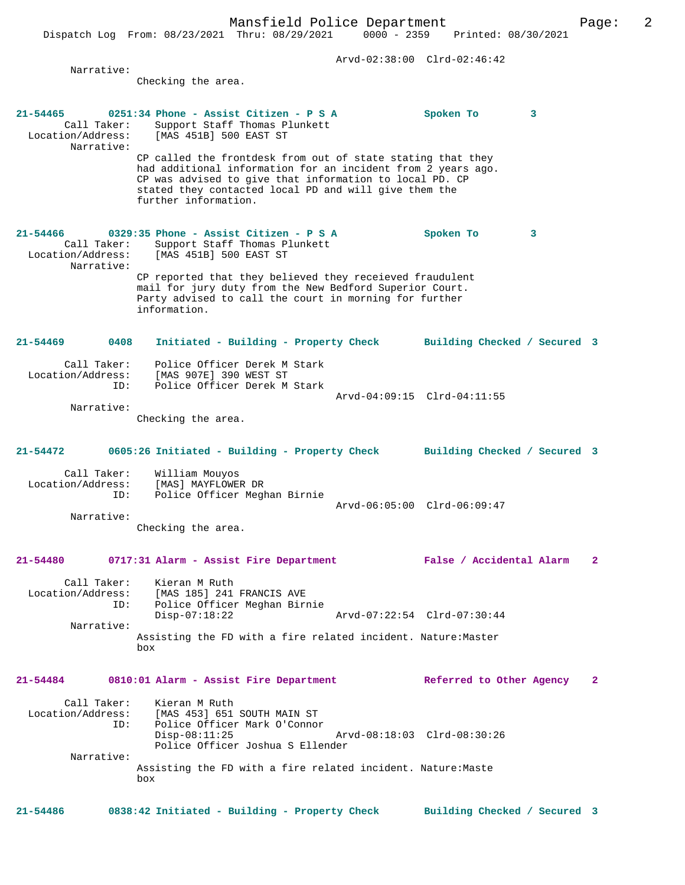Arvd-02:38:00 Clrd-02:46:42

Narrative:
Checking the area.

**21-54465 0251:34 Phone - Assist Citizen - P S A Spoken To 3**

Call Taker: Support Staff Thomas Plunkett
Location/Address: [MAS 451B] 500 EAST ST
Narrative:
CP called the frontdesk from out of state stating that they had additional information for an incident from 2 years ago. CP was advised to give that information to local PD. CP stated they contacted local PD and will give them the further information.

**21-54466 0329:35 Phone - Assist Citizen - P S A Spoken To 3**

Call Taker: Support Staff Thomas Plunkett
Location/Address: [MAS 451B] 500 EAST ST
Narrative:
CP reported that they believed they receieved fraudulent mail for jury duty from the New Bedford Superior Court. Party advised to call the court in morning for further information.

**21-54469 0408 Initiated - Building - Property Check Building Checked / Secured 3**

Call Taker: Police Officer Derek M Stark
Location/Address: [MAS 907E] 390 WEST ST
ID: Police Officer Derek M Stark
Arvd-04:09:15 Clrd-04:11:55
Narrative:
Checking the area.

**21-54472 0605:26 Initiated - Building - Property Check Building Checked / Secured 3**

Call Taker: William Mouyos
Location/Address: [MAS] MAYFLOWER DR
ID: Police Officer Meghan Birnie
Arvd-06:05:00 Clrd-06:09:47
Narrative:
Checking the area.

**21-54480 0717:31 Alarm - Assist Fire Department False / Accidental Alarm 2**

Call Taker: Kieran M Ruth
Location/Address: [MAS 185] 241 FRANCIS AVE
ID: Police Officer Meghan Birnie
Disp-07:18:22 Arvd-07:22:54 Clrd-07:30:44
Narrative:
Assisting the FD with a fire related incident. Nature:Master box

**21-54484 0810:01 Alarm - Assist Fire Department Referred to Other Agency 2**

Call Taker: Kieran M Ruth
Location/Address: [MAS 453] 651 SOUTH MAIN ST
ID: Police Officer Mark O'Connor
Disp-08:11:25 Arvd-08:18:03 Clrd-08:30:26
Police Officer Joshua S Ellender
Narrative:
Assisting the FD with a fire related incident. Nature:Maste box

**21-54486 0838:42 Initiated - Building - Property Check Building Checked / Secured 3**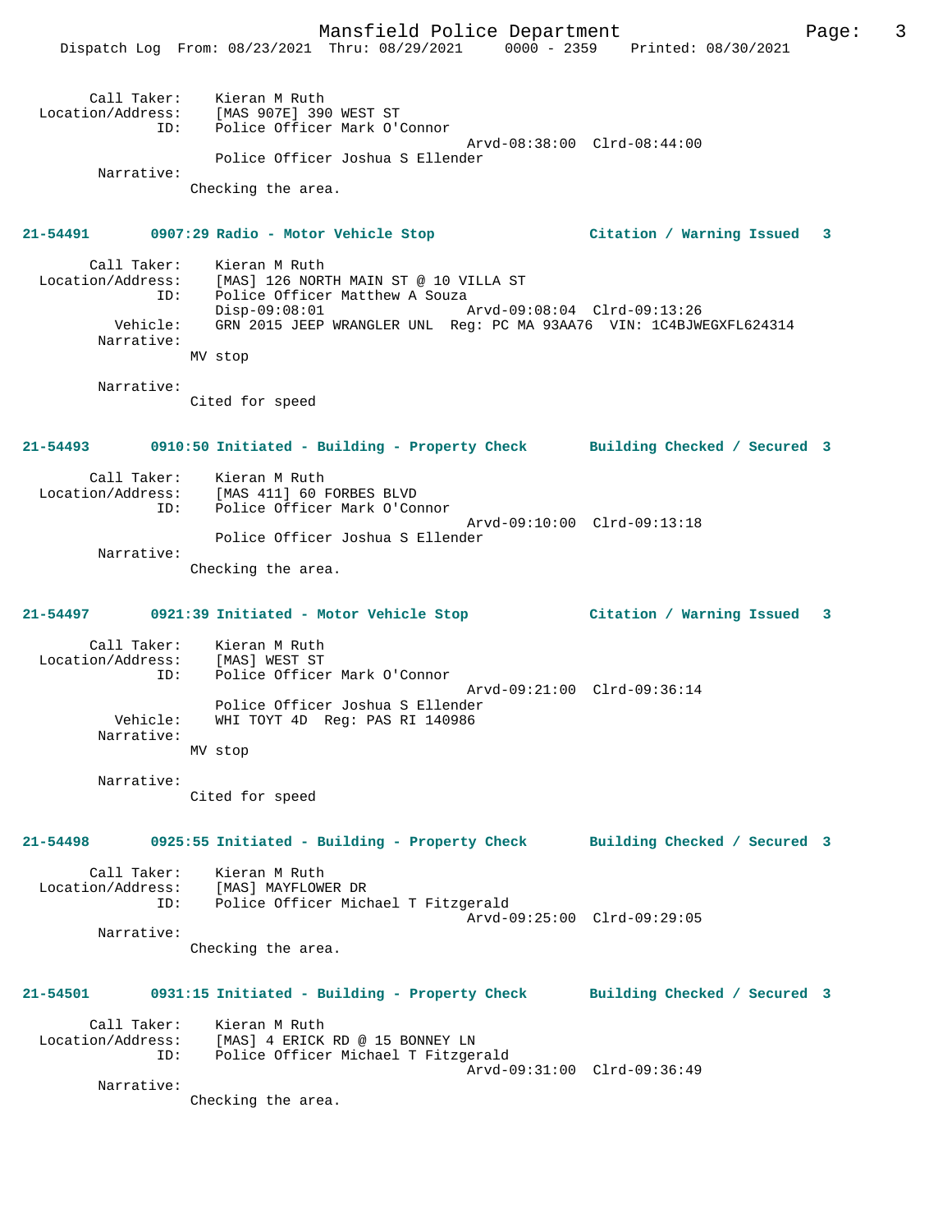```
Call Taker:    Kieran M Ruth
Location/Address:    [MAS 907E] 390 WEST ST
            ID:    Police Officer Mark O'Connor
                                        Arvd-08:38:00  Clrd-08:44:00
                   Police Officer Joshua S Ellender
Narrative:
                Checking the area.
```

**21-54491    0907:29 Radio - Motor Vehicle Stop    Citation / Warning Issued   3**

```
Call Taker:    Kieran M Ruth
Location/Address:    [MAS] 126 NORTH MAIN ST @ 10 VILLA ST
            ID:    Police Officer Matthew A Souza
                   Disp-09:08:01             Arvd-09:08:04  Clrd-09:13:26
Vehicle:    GRN 2015 JEEP WRANGLER UNL  Reg: PC MA 93AA76  VIN: 1C4BJWEGXFL624314
Narrative:
                MV stop

Narrative:
                Cited for speed
```

**21-54493    0910:50 Initiated - Building - Property Check    Building Checked / Secured 3**

```
Call Taker:    Kieran M Ruth
Location/Address:    [MAS 411] 60 FORBES BLVD
            ID:    Police Officer Mark O'Connor
                                        Arvd-09:10:00  Clrd-09:13:18
                   Police Officer Joshua S Ellender
Narrative:
                Checking the area.
```

**21-54497    0921:39 Initiated - Motor Vehicle Stop    Citation / Warning Issued   3**

```
Call Taker:    Kieran M Ruth
Location/Address:    [MAS] WEST ST
            ID:    Police Officer Mark O'Connor
                                        Arvd-09:21:00  Clrd-09:36:14
                   Police Officer Joshua S Ellender
Vehicle:    WHI TOYT 4D  Reg: PAS RI 140986
Narrative:
                MV stop

Narrative:
                Cited for speed
```

**21-54498    0925:55 Initiated - Building - Property Check    Building Checked / Secured 3**

```
Call Taker:    Kieran M Ruth
Location/Address:    [MAS] MAYFLOWER DR
            ID:    Police Officer Michael T Fitzgerald
                                        Arvd-09:25:00  Clrd-09:29:05
Narrative:
                Checking the area.
```

**21-54501    0931:15 Initiated - Building - Property Check    Building Checked / Secured 3**

```
Call Taker:    Kieran M Ruth
Location/Address:    [MAS] 4 ERICK RD @ 15 BONNEY LN
            ID:    Police Officer Michael T Fitzgerald
                                        Arvd-09:31:00  Clrd-09:36:49
Narrative:
                Checking the area.
```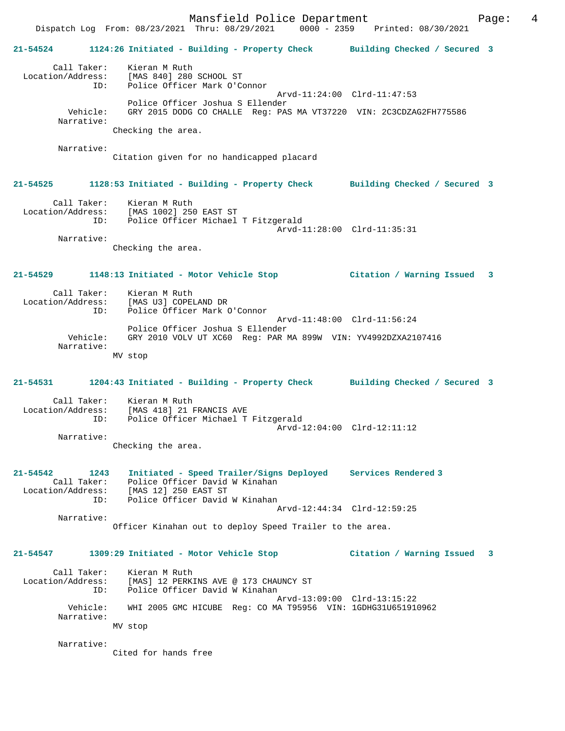**21-54524** 1124:26 Initiated - Building - Property Check — Building Checked / Secured 3

Call Taker: Kieran M Ruth
Location/Address: [MAS 840] 280 SCHOOL ST
ID: Police Officer Mark O'Connor
Arvd-11:24:00 Clrd-11:47:53
Police Officer Joshua S Ellender
Vehicle: GRY 2015 DODG CO CHALLE Reg: PAS MA VT37220 VIN: 2C3CDZAG2FH775586
Narrative:
Checking the area.

Narrative:
Citation given for no handicapped placard

**21-54525** 1128:53 Initiated - Building - Property Check — Building Checked / Secured 3

Call Taker: Kieran M Ruth
Location/Address: [MAS 1002] 250 EAST ST
ID: Police Officer Michael T Fitzgerald
Arvd-11:28:00 Clrd-11:35:31
Narrative:
Checking the area.

**21-54529** 1148:13 Initiated - Motor Vehicle Stop — Citation / Warning Issued 3

Call Taker: Kieran M Ruth
Location/Address: [MAS U3] COPELAND DR
ID: Police Officer Mark O'Connor
Arvd-11:48:00 Clrd-11:56:24
Police Officer Joshua S Ellender
Vehicle: GRY 2010 VOLV UT XC60 Reg: PAR MA 899W VIN: YV4992DZXA2107416
Narrative:
MV stop

**21-54531** 1204:43 Initiated - Building - Property Check — Building Checked / Secured 3

Call Taker: Kieran M Ruth
Location/Address: [MAS 418] 21 FRANCIS AVE
ID: Police Officer Michael T Fitzgerald
Arvd-12:04:00 Clrd-12:11:12
Narrative:
Checking the area.

**21-54542** 1243 Initiated - Speed Trailer/Signs Deployed — Services Rendered 3

Call Taker: Police Officer David W Kinahan
Location/Address: [MAS 12] 250 EAST ST
ID: Police Officer David W Kinahan
Arvd-12:44:34 Clrd-12:59:25
Narrative:
Officer Kinahan out to deploy Speed Trailer to the area.

**21-54547** 1309:29 Initiated - Motor Vehicle Stop — Citation / Warning Issued 3

Call Taker: Kieran M Ruth
Location/Address: [MAS] 12 PERKINS AVE @ 173 CHAUNCY ST
ID: Police Officer David W Kinahan
Arvd-13:09:00 Clrd-13:15:22
Vehicle: WHI 2005 GMC HICUBE Reg: CO MA T95956 VIN: 1GDHG31U651910962
Narrative:
MV stop

Narrative:
Cited for hands free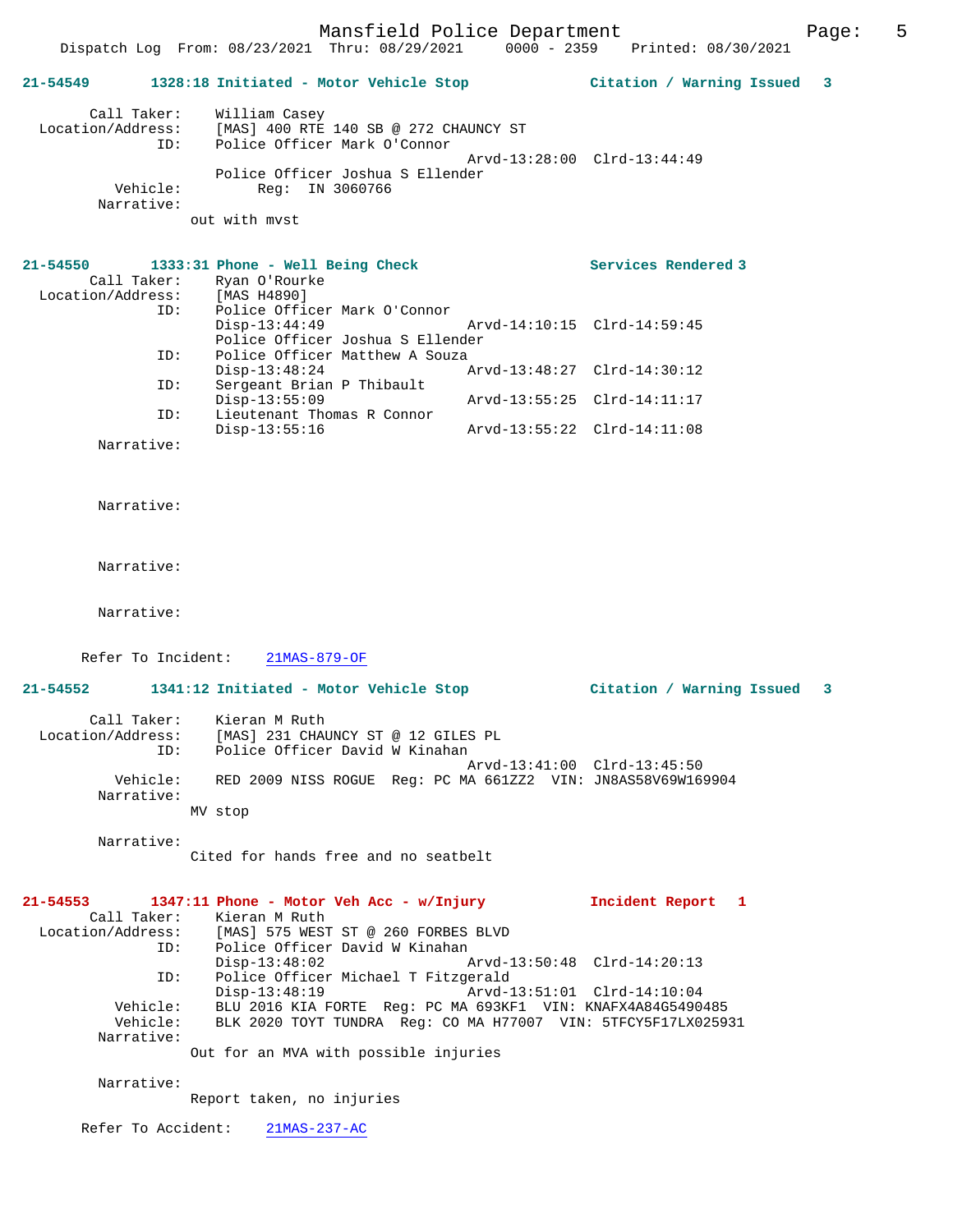**21-54549** **1328:18 Initiated - Motor Vehicle Stop** **Citation / Warning Issued 3**

```
        Call Taker:    William Casey
  Location/Address:    [MAS] 400 RTE 140 SB @ 272 CHAUNCY ST
                ID:    Police Officer Mark O'Connor
                                            Arvd-13:28:00  Clrd-13:44:49
                       Police Officer Joshua S Ellender
           Vehicle:         Reg:  IN 3060766
         Narrative:
                     out with mvst
```

**21-54550** **1333:31 Phone - Well Being Check** **Services Rendered 3**

```
        Call Taker:    Ryan O'Rourke
  Location/Address:    [MAS H4890]
                ID:    Police Officer Mark O'Connor
                       Disp-13:44:49                Arvd-14:10:15  Clrd-14:59:45
                       Police Officer Joshua S Ellender
                ID:    Police Officer Matthew A Souza
                       Disp-13:48:24                Arvd-13:48:27  Clrd-14:30:12
                ID:    Sergeant Brian P Thibault
                       Disp-13:55:09                Arvd-13:55:25  Clrd-14:11:17
                ID:    Lieutenant Thomas R Connor
                       Disp-13:55:16                Arvd-13:55:22  Clrd-14:11:08
         Narrative:

         Narrative:

         Narrative:

         Narrative:

      Refer To Incident:    21MAS-879-OF
```

**21-54552** **1341:12 Initiated - Motor Vehicle Stop** **Citation / Warning Issued 3**

```
        Call Taker:    Kieran M Ruth
  Location/Address:    [MAS] 231 CHAUNCY ST @ 12 GILES PL
                ID:    Police Officer David W Kinahan
                                            Arvd-13:41:00  Clrd-13:45:50
           Vehicle:    RED 2009 NISS ROGUE  Reg: PC MA 661ZZ2  VIN: JN8AS58V69W169904
         Narrative:
                     MV stop

         Narrative:
                     Cited for hands free and no seatbelt
```

**21-54553** **1347:11 Phone - Motor Veh Acc - w/Injury** **Incident Report 1**

```
        Call Taker:    Kieran M Ruth
  Location/Address:    [MAS] 575 WEST ST @ 260 FORBES BLVD
                ID:    Police Officer David W Kinahan
                       Disp-13:48:02                Arvd-13:50:48  Clrd-14:20:13
                ID:    Police Officer Michael T Fitzgerald
                       Disp-13:48:19                Arvd-13:51:01  Clrd-14:10:04
           Vehicle:    BLU 2016 KIA FORTE  Reg: PC MA 693KF1  VIN: KNAFX4A84G5490485
           Vehicle:    BLK 2020 TOYT TUNDRA  Reg: CO MA H77007  VIN: 5TFCY5F17LX025931
         Narrative:
                     Out for an MVA with possible injuries

         Narrative:
                     Report taken, no injuries

      Refer To Accident:    21MAS-237-AC
```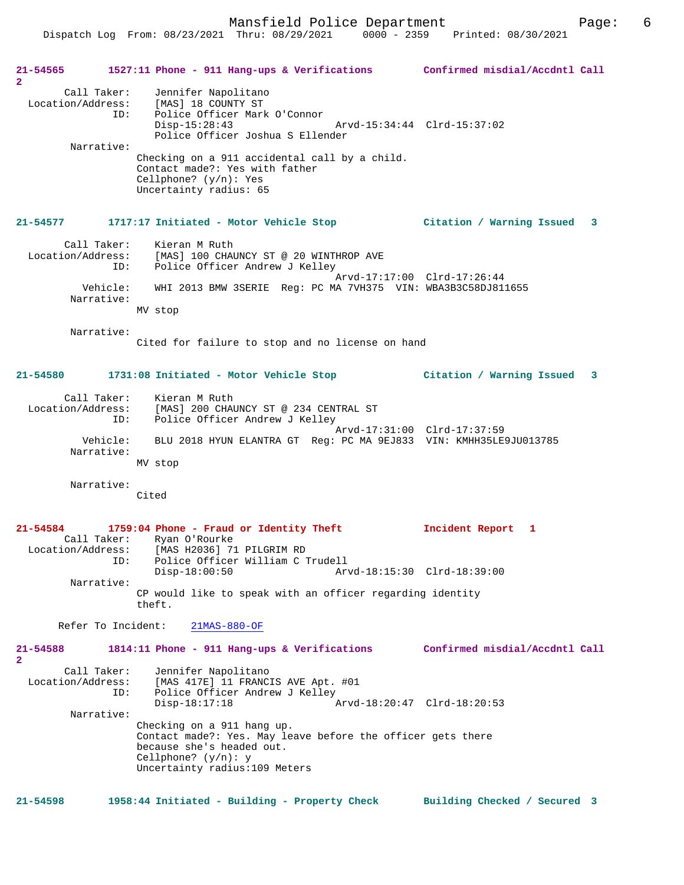**21-54565** 1527:11 Phone - 911 Hang-ups & Verifications Confirmed misdial/Accdntl Call 2

```
        Call Taker:    Jennifer Napolitano
  Location/Address:    [MAS] 18 COUNTY ST
                ID:    Police Officer Mark O'Connor
                       Disp-15:28:43                Arvd-15:34:44  Clrd-15:37:02
                       Police Officer Joshua S Ellender
         Narrative:
                    Checking on a 911 accidental call by a child.
                    Contact made?: Yes with father
                    Cellphone? (y/n): Yes
                    Uncertainty radius: 65
```

**21-54577** 1717:17 Initiated - Motor Vehicle Stop Citation / Warning Issued 3

```
        Call Taker:    Kieran M Ruth
  Location/Address:    [MAS] 100 CHAUNCY ST @ 20 WINTHROP AVE
                ID:    Police Officer Andrew J Kelley
                                                    Arvd-17:17:00  Clrd-17:26:44
           Vehicle:    WHI 2013 BMW 3SERIE  Reg: PC MA 7VH375  VIN: WBA3B3C58DJ811655
         Narrative:
                    MV stop

         Narrative:
                    Cited for failure to stop and no license on hand
```

**21-54580** 1731:08 Initiated - Motor Vehicle Stop Citation / Warning Issued 3

```
        Call Taker:    Kieran M Ruth
  Location/Address:    [MAS] 200 CHAUNCY ST @ 234 CENTRAL ST
                ID:    Police Officer Andrew J Kelley
                                                    Arvd-17:31:00  Clrd-17:37:59
           Vehicle:    BLU 2018 HYUN ELANTRA GT  Reg: PC MA 9EJ833  VIN: KMHH35LE9JU013785
         Narrative:
                    MV stop

         Narrative:
                    Cited
```

**21-54584** 1759:04 Phone - Fraud or Identity Theft Incident Report 1

```
        Call Taker:    Ryan O'Rourke
  Location/Address:    [MAS H2036] 71 PILGRIM RD
                ID:    Police Officer William C Trudell
                       Disp-18:00:50                Arvd-18:15:30  Clrd-18:39:00
         Narrative:
                    CP would like to speak with an officer regarding identity
                    theft.

      Refer To Incident:    21MAS-880-OF
```

**21-54588** 1814:11 Phone - 911 Hang-ups & Verifications Confirmed misdial/Accdntl Call 2

```
        Call Taker:    Jennifer Napolitano
  Location/Address:    [MAS 417E] 11 FRANCIS AVE Apt. #01
                ID:    Police Officer Andrew J Kelley
                       Disp-18:17:18                Arvd-18:20:47  Clrd-18:20:53
         Narrative:
                    Checking on a 911 hang up.
                    Contact made?: Yes. May leave before the officer gets there
                    because she's headed out.
                    Cellphone? (y/n): y
                    Uncertainty radius:109 Meters
```

**21-54598** 1958:44 Initiated - Building - Property Check Building Checked / Secured 3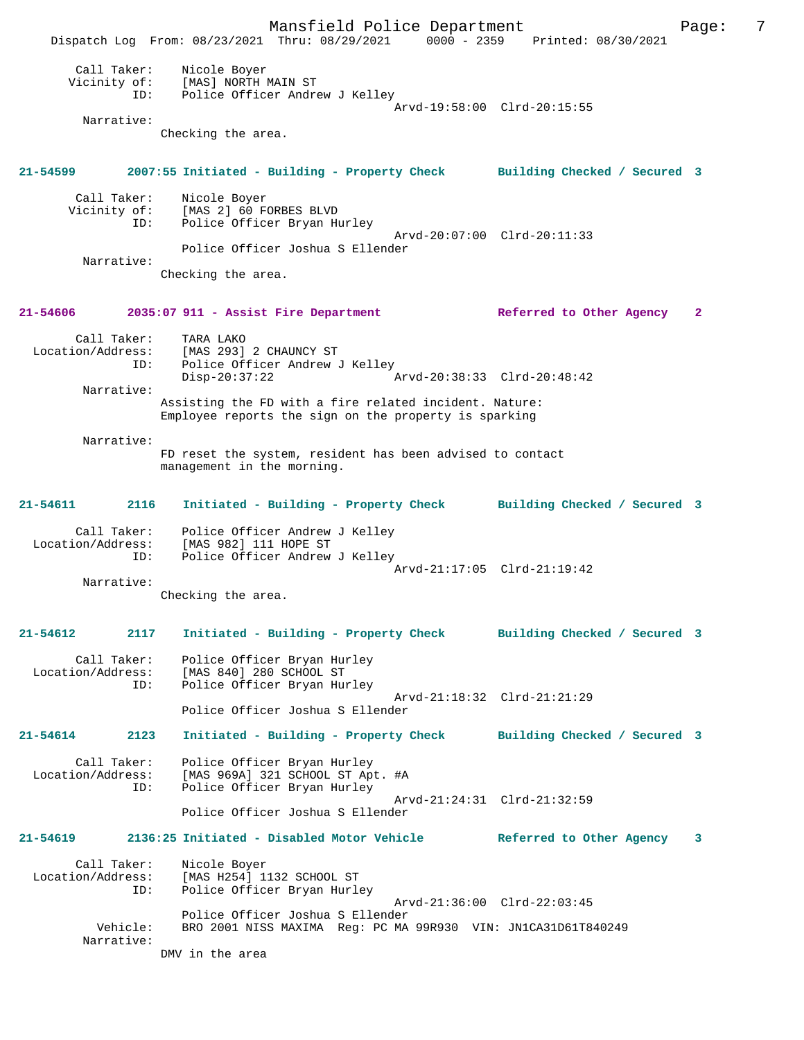Call Taker: Nicole Boyer
Vicinity of: [MAS] NORTH MAIN ST
ID: Police Officer Andrew J Kelley
Arvd-19:58:00 Clrd-20:15:55
Narrative:
Checking the area.

**21-54599 2007:55 Initiated - Building - Property Check Building Checked / Secured 3**

Call Taker: Nicole Boyer
Vicinity of: [MAS 2] 60 FORBES BLVD
ID: Police Officer Bryan Hurley
Arvd-20:07:00 Clrd-20:11:33
Police Officer Joshua S Ellender
Narrative:
Checking the area.

**21-54606 2035:07 911 - Assist Fire Department Referred to Other Agency 2**

Call Taker: TARA LAKO
Location/Address: [MAS 293] 2 CHAUNCY ST
ID: Police Officer Andrew J Kelley
Disp-20:37:22 Arvd-20:38:33 Clrd-20:48:42
Narrative:
Assisting the FD with a fire related incident. Nature: Employee reports the sign on the property is sparking

Narrative:
FD reset the system, resident has been advised to contact management in the morning.

**21-54611 2116 Initiated - Building - Property Check Building Checked / Secured 3**

Call Taker: Police Officer Andrew J Kelley
Location/Address: [MAS 982] 111 HOPE ST
ID: Police Officer Andrew J Kelley
Arvd-21:17:05 Clrd-21:19:42
Narrative:
Checking the area.

**21-54612 2117 Initiated - Building - Property Check Building Checked / Secured 3**

Call Taker: Police Officer Bryan Hurley
Location/Address: [MAS 840] 280 SCHOOL ST
ID: Police Officer Bryan Hurley
Arvd-21:18:32 Clrd-21:21:29
Police Officer Joshua S Ellender

**21-54614 2123 Initiated - Building - Property Check Building Checked / Secured 3**

Call Taker: Police Officer Bryan Hurley
Location/Address: [MAS 969A] 321 SCHOOL ST Apt. #A
ID: Police Officer Bryan Hurley
Arvd-21:24:31 Clrd-21:32:59
Police Officer Joshua S Ellender

**21-54619 2136:25 Initiated - Disabled Motor Vehicle Referred to Other Agency 3**

Call Taker: Nicole Boyer
Location/Address: [MAS H254] 1132 SCHOOL ST
ID: Police Officer Bryan Hurley
Arvd-21:36:00 Clrd-22:03:45
Police Officer Joshua S Ellender
Vehicle: BRO 2001 NISS MAXIMA Reg: PC MA 99R930 VIN: JN1CA31D61T840249
Narrative:
DMV in the area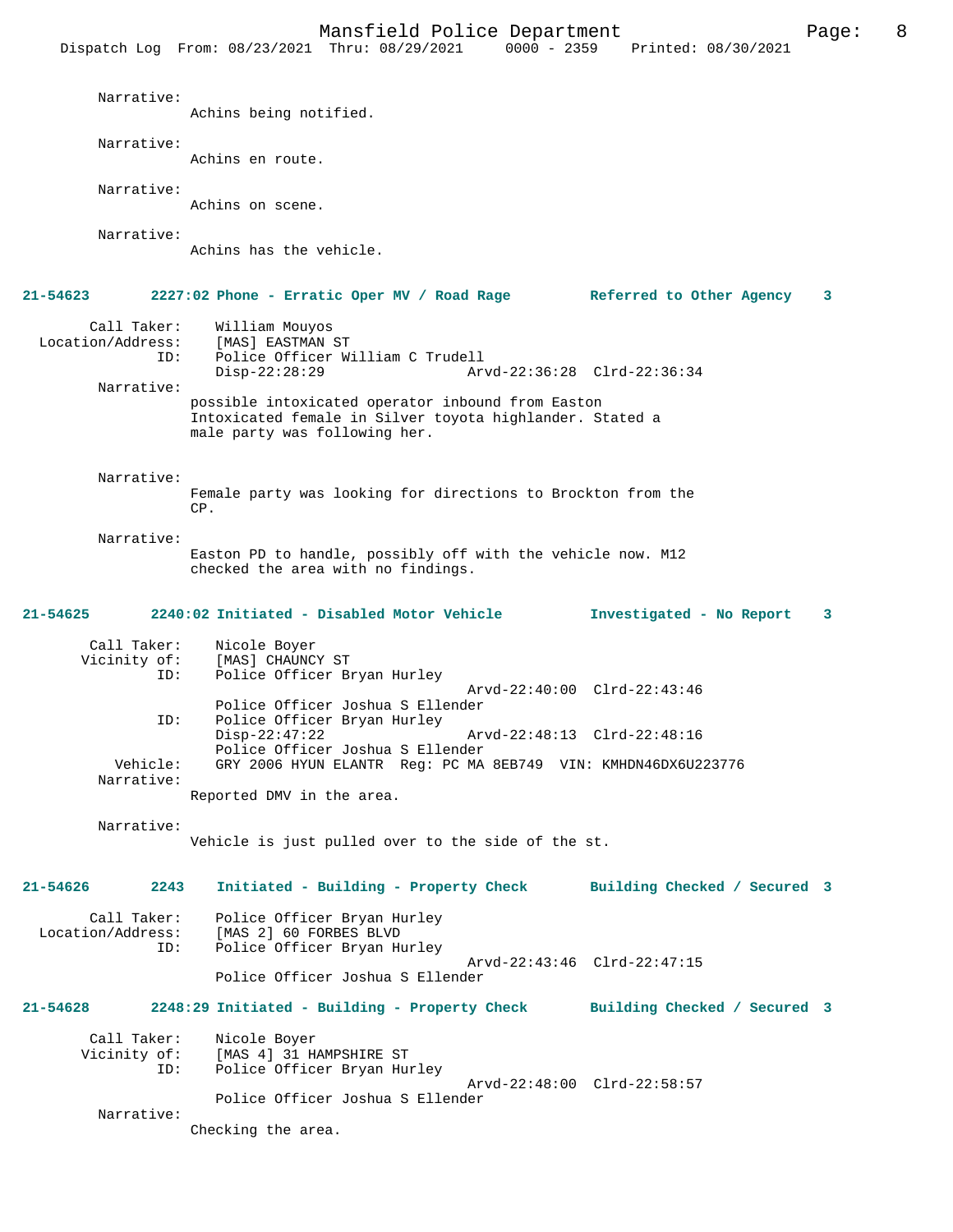Narrative:
Achins being notified.

Narrative:
Achins en route.

Narrative:
Achins on scene.

Narrative:
Achins has the vehicle.

**21-54623 2227:02 Phone - Erratic Oper MV / Road Rage Referred to Other Agency 3**

Call Taker: William Mouyos
Location/Address: [MAS] EASTMAN ST
ID: Police Officer William C Trudell
Disp-22:28:29 Arvd-22:36:28 Clrd-22:36:34

Narrative:
possible intoxicated operator inbound from Easton
Intoxicated female in Silver toyota highlander. Stated a
male party was following her.

Narrative:
Female party was looking for directions to Brockton from the
CP.

Narrative:
Easton PD to handle, possibly off with the vehicle now. M12
checked the area with no findings.

**21-54625 2240:02 Initiated - Disabled Motor Vehicle Investigated - No Report 3**

Call Taker: Nicole Boyer
Vicinity of: [MAS] CHAUNCY ST
ID: Police Officer Bryan Hurley
Arvd-22:40:00 Clrd-22:43:46
Police Officer Joshua S Ellender
ID: Police Officer Bryan Hurley
Disp-22:47:22 Arvd-22:48:13 Clrd-22:48:16
Police Officer Joshua S Ellender
Vehicle: GRY 2006 HYUN ELANTR Reg: PC MA 8EB749 VIN: KMHDN46DX6U223776

Narrative:
Reported DMV in the area.

Narrative:
Vehicle is just pulled over to the side of the st.

**21-54626 2243 Initiated - Building - Property Check Building Checked / Secured 3**

Call Taker: Police Officer Bryan Hurley
Location/Address: [MAS 2] 60 FORBES BLVD
ID: Police Officer Bryan Hurley
Arvd-22:43:46 Clrd-22:47:15
Police Officer Joshua S Ellender

**21-54628 2248:29 Initiated - Building - Property Check Building Checked / Secured 3**

Call Taker: Nicole Boyer
Vicinity of: [MAS 4] 31 HAMPSHIRE ST
ID: Police Officer Bryan Hurley
Arvd-22:48:00 Clrd-22:58:57
Police Officer Joshua S Ellender

Narrative:
Checking the area.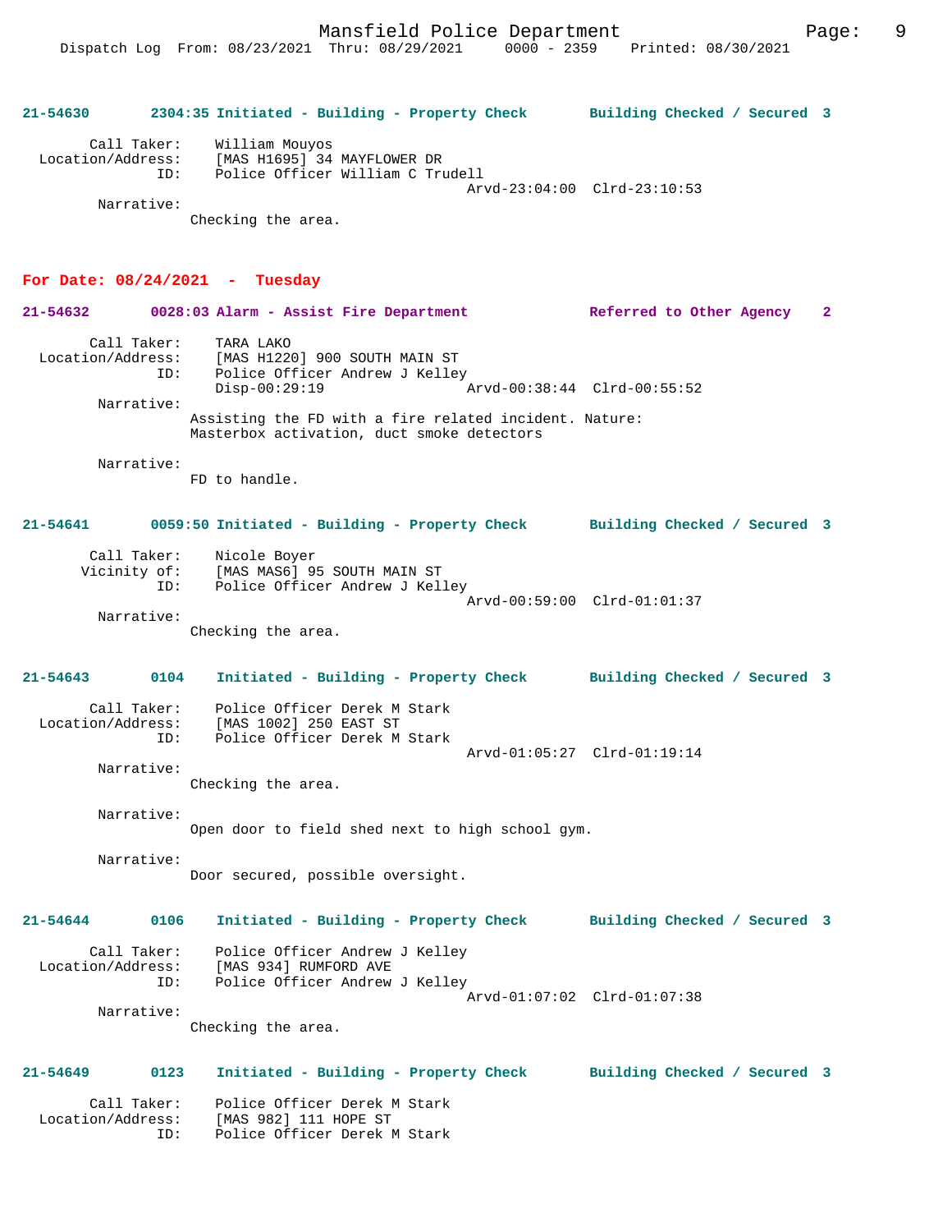**21-54630 2304:35 Initiated - Building - Property Check Building Checked / Secured 3**

```
        Call Taker:    William Mouyos
  Location/Address:    [MAS H1695] 34 MAYFLOWER DR
                ID:    Police Officer William C Trudell
                                              Arvd-23:04:00  Clrd-23:10:53
         Narrative:
                 Checking the area.
```

## For Date: 08/24/2021 - Tuesday

**21-54632 0028:03 Alarm - Assist Fire Department Referred to Other Agency 2**

```
        Call Taker:    TARA LAKO
  Location/Address:    [MAS H1220] 900 SOUTH MAIN ST
                ID:    Police Officer Andrew J Kelley
                       Disp-00:29:19          Arvd-00:38:44  Clrd-00:55:52
         Narrative:
                 Assisting the FD with a fire related incident. Nature:
                 Masterbox activation, duct smoke detectors

         Narrative:
                 FD to handle.
```

**21-54641 0059:50 Initiated - Building - Property Check Building Checked / Secured 3**

```
        Call Taker:    Nicole Boyer
       Vicinity of:    [MAS MAS6] 95 SOUTH MAIN ST
                ID:    Police Officer Andrew J Kelley
                                              Arvd-00:59:00  Clrd-01:01:37
         Narrative:
                 Checking the area.
```

**21-54643 0104 Initiated - Building - Property Check Building Checked / Secured 3**

```
        Call Taker:    Police Officer Derek M Stark
  Location/Address:    [MAS 1002] 250 EAST ST
                ID:    Police Officer Derek M Stark
                                              Arvd-01:05:27  Clrd-01:19:14
         Narrative:
                 Checking the area.

         Narrative:
                 Open door to field shed next to high school gym.

         Narrative:
                 Door secured, possible oversight.
```

**21-54644 0106 Initiated - Building - Property Check Building Checked / Secured 3**

```
        Call Taker:    Police Officer Andrew J Kelley
  Location/Address:    [MAS 934] RUMFORD AVE
                ID:    Police Officer Andrew J Kelley
                                              Arvd-01:07:02  Clrd-01:07:38
         Narrative:
                 Checking the area.
```

**21-54649 0123 Initiated - Building - Property Check Building Checked / Secured 3**

```
        Call Taker:    Police Officer Derek M Stark
  Location/Address:    [MAS 982] 111 HOPE ST
                ID:    Police Officer Derek M Stark
```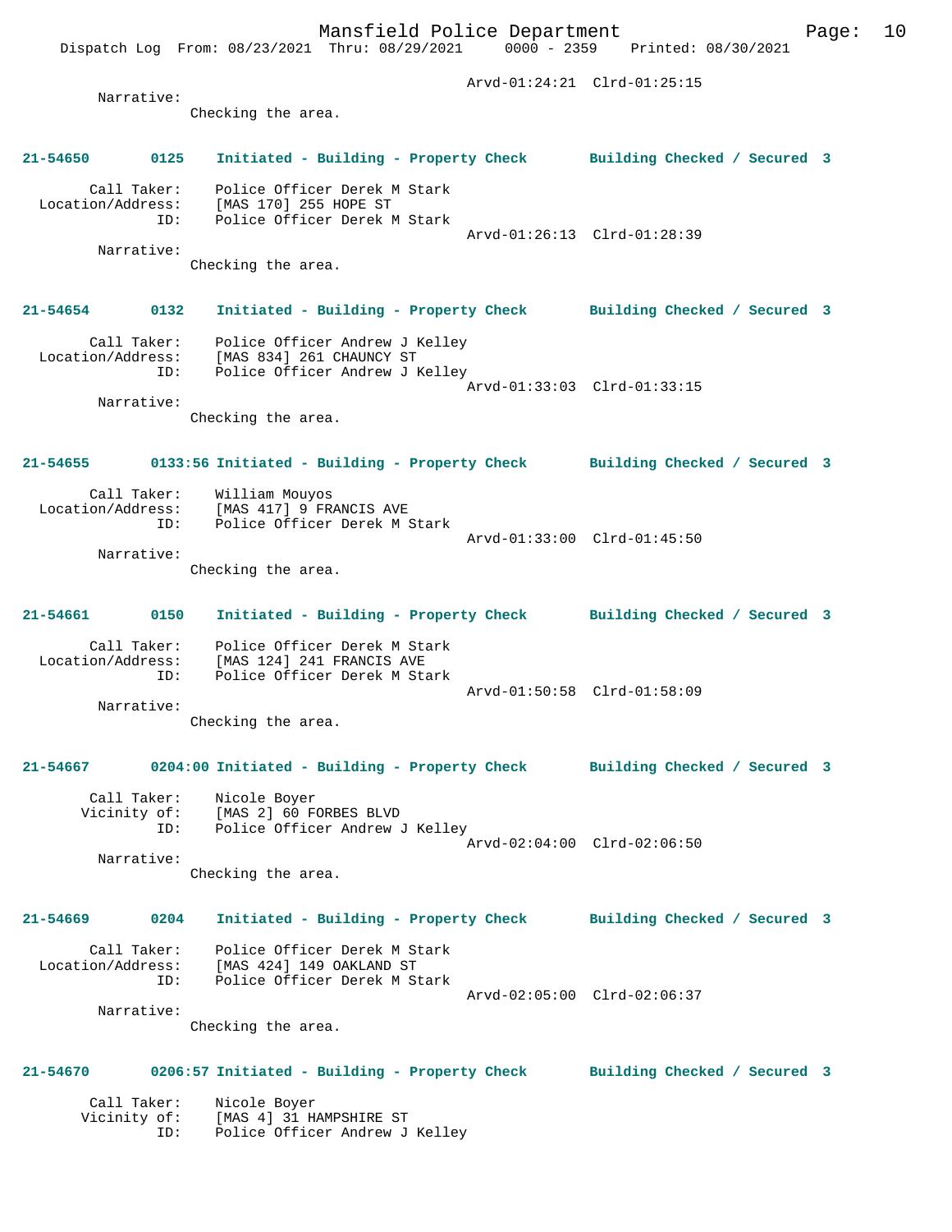Arvd-01:24:21 Clrd-01:25:15

Narrative:
Checking the area.

**21-54650 0125 Initiated - Building - Property Check Building Checked / Secured 3**

Call Taker: Police Officer Derek M Stark
Location/Address: [MAS 170] 255 HOPE ST
ID: Police Officer Derek M Stark
Arvd-01:26:13 Clrd-01:28:39
Narrative:
Checking the area.

**21-54654 0132 Initiated - Building - Property Check Building Checked / Secured 3**

Call Taker: Police Officer Andrew J Kelley
Location/Address: [MAS 834] 261 CHAUNCY ST
ID: Police Officer Andrew J Kelley
Arvd-01:33:03 Clrd-01:33:15
Narrative:
Checking the area.

**21-54655 0133:56 Initiated - Building - Property Check Building Checked / Secured 3**

Call Taker: William Mouyos
Location/Address: [MAS 417] 9 FRANCIS AVE
ID: Police Officer Derek M Stark
Arvd-01:33:00 Clrd-01:45:50
Narrative:
Checking the area.

**21-54661 0150 Initiated - Building - Property Check Building Checked / Secured 3**

Call Taker: Police Officer Derek M Stark
Location/Address: [MAS 124] 241 FRANCIS AVE
ID: Police Officer Derek M Stark
Arvd-01:50:58 Clrd-01:58:09
Narrative:
Checking the area.

**21-54667 0204:00 Initiated - Building - Property Check Building Checked / Secured 3**

Call Taker: Nicole Boyer
Vicinity of: [MAS 2] 60 FORBES BLVD
ID: Police Officer Andrew J Kelley
Arvd-02:04:00 Clrd-02:06:50
Narrative:
Checking the area.

**21-54669 0204 Initiated - Building - Property Check Building Checked / Secured 3**

Call Taker: Police Officer Derek M Stark
Location/Address: [MAS 424] 149 OAKLAND ST
ID: Police Officer Derek M Stark
Arvd-02:05:00 Clrd-02:06:37
Narrative:
Checking the area.

**21-54670 0206:57 Initiated - Building - Property Check Building Checked / Secured 3**

Call Taker: Nicole Boyer
Vicinity of: [MAS 4] 31 HAMPSHIRE ST
ID: Police Officer Andrew J Kelley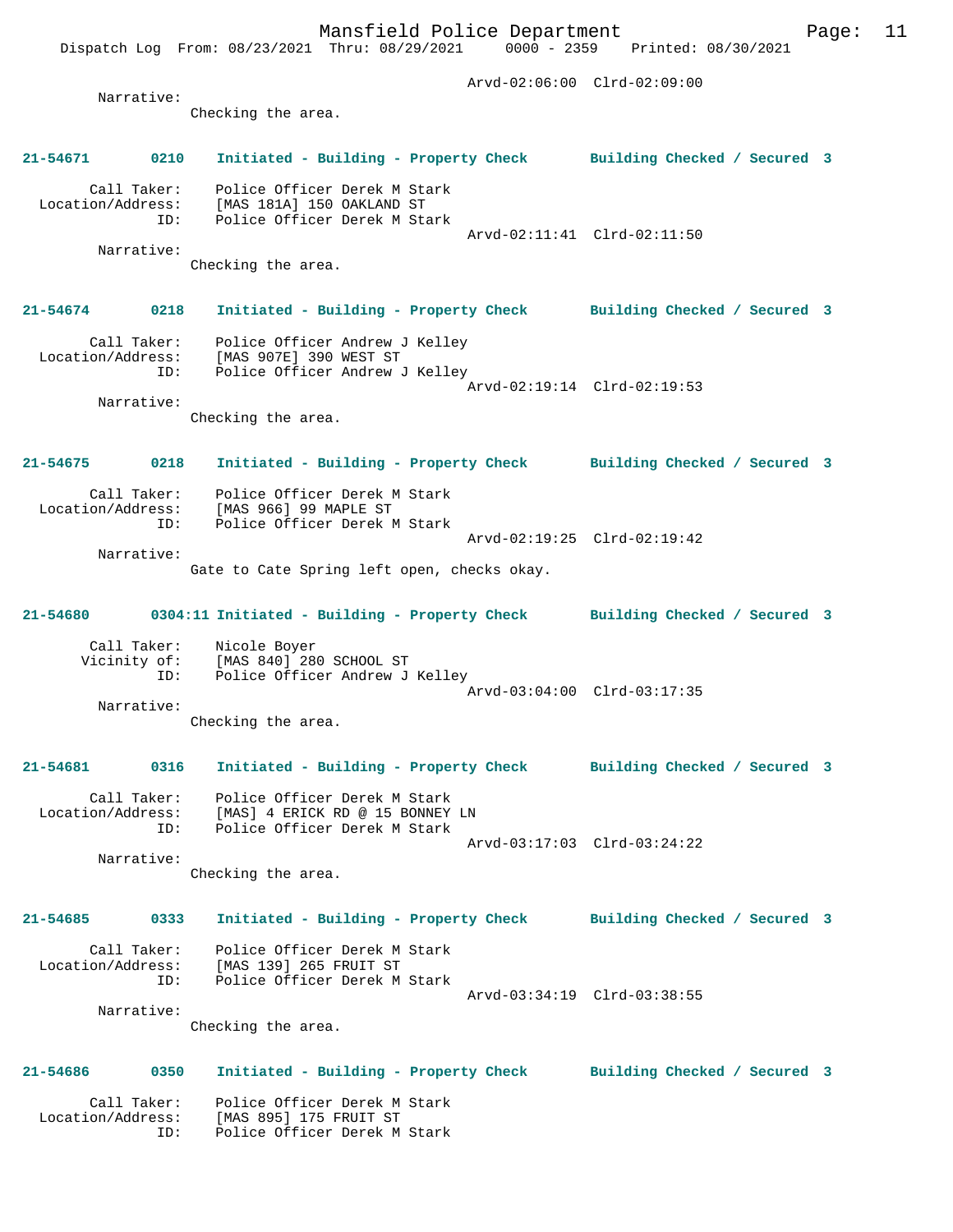Arvd-02:06:00 Clrd-02:09:00

Narrative:
Checking the area.

**21-54671 0210 Initiated - Building - Property Check Building Checked / Secured 3**

Call Taker: Police Officer Derek M Stark
Location/Address: [MAS 181A] 150 OAKLAND ST
ID: Police Officer Derek M Stark
Arvd-02:11:41 Clrd-02:11:50

Narrative:
Checking the area.

**21-54674 0218 Initiated - Building - Property Check Building Checked / Secured 3**

Call Taker: Police Officer Andrew J Kelley
Location/Address: [MAS 907E] 390 WEST ST
ID: Police Officer Andrew J Kelley
Arvd-02:19:14 Clrd-02:19:53

Narrative:
Checking the area.

**21-54675 0218 Initiated - Building - Property Check Building Checked / Secured 3**

Call Taker: Police Officer Derek M Stark
Location/Address: [MAS 966] 99 MAPLE ST
ID: Police Officer Derek M Stark
Arvd-02:19:25 Clrd-02:19:42

Narrative:
Gate to Cate Spring left open, checks okay.

**21-54680 0304:11 Initiated - Building - Property Check Building Checked / Secured 3**

Call Taker: Nicole Boyer
Vicinity of: [MAS 840] 280 SCHOOL ST
ID: Police Officer Andrew J Kelley
Arvd-03:04:00 Clrd-03:17:35

Narrative:
Checking the area.

**21-54681 0316 Initiated - Building - Property Check Building Checked / Secured 3**

Call Taker: Police Officer Derek M Stark
Location/Address: [MAS] 4 ERICK RD @ 15 BONNEY LN
ID: Police Officer Derek M Stark
Arvd-03:17:03 Clrd-03:24:22

Narrative:
Checking the area.

**21-54685 0333 Initiated - Building - Property Check Building Checked / Secured 3**

Call Taker: Police Officer Derek M Stark
Location/Address: [MAS 139] 265 FRUIT ST
ID: Police Officer Derek M Stark
Arvd-03:34:19 Clrd-03:38:55

Narrative:
Checking the area.

**21-54686 0350 Initiated - Building - Property Check Building Checked / Secured 3**

Call Taker: Police Officer Derek M Stark
Location/Address: [MAS 895] 175 FRUIT ST
ID: Police Officer Derek M Stark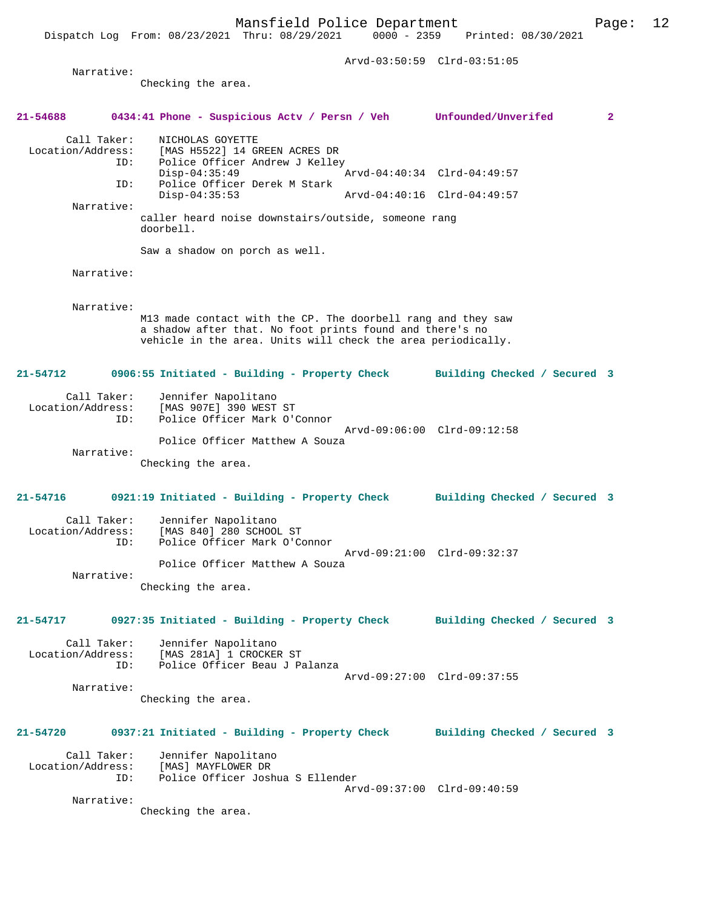Arvd-03:50:59 Clrd-03:51:05

Narrative:
Checking the area.

**21-54688 0434:41 Phone - Suspicious Actv / Persn / Veh Unfounded/Unverifed 2**

Call Taker: NICHOLAS GOYETTE
Location/Address: [MAS H5522] 14 GREEN ACRES DR
ID: Police Officer Andrew J Kelley
Disp-04:35:49 Arvd-04:40:34 Clrd-04:49:57
ID: Police Officer Derek M Stark
Disp-04:35:53 Arvd-04:40:16 Clrd-04:49:57

Narrative:
caller heard noise downstairs/outside, someone rang doorbell.

Saw a shadow on porch as well.

Narrative:

Narrative:
M13 made contact with the CP. The doorbell rang and they saw a shadow after that. No foot prints found and there's no vehicle in the area. Units will check the area periodically.

**21-54712 0906:55 Initiated - Building - Property Check Building Checked / Secured 3**

Call Taker: Jennifer Napolitano
Location/Address: [MAS 907E] 390 WEST ST
ID: Police Officer Mark O'Connor
Arvd-09:06:00 Clrd-09:12:58
Police Officer Matthew A Souza

Narrative:
Checking the area.

**21-54716 0921:19 Initiated - Building - Property Check Building Checked / Secured 3**

Call Taker: Jennifer Napolitano
Location/Address: [MAS 840] 280 SCHOOL ST
ID: Police Officer Mark O'Connor
Arvd-09:21:00 Clrd-09:32:37
Police Officer Matthew A Souza

Narrative:
Checking the area.

**21-54717 0927:35 Initiated - Building - Property Check Building Checked / Secured 3**

Call Taker: Jennifer Napolitano
Location/Address: [MAS 281A] 1 CROCKER ST
ID: Police Officer Beau J Palanza
Arvd-09:27:00 Clrd-09:37:55

Narrative:
Checking the area.

**21-54720 0937:21 Initiated - Building - Property Check Building Checked / Secured 3**

Call Taker: Jennifer Napolitano
Location/Address: [MAS] MAYFLOWER DR
ID: Police Officer Joshua S Ellender
Arvd-09:37:00 Clrd-09:40:59

Narrative:
Checking the area.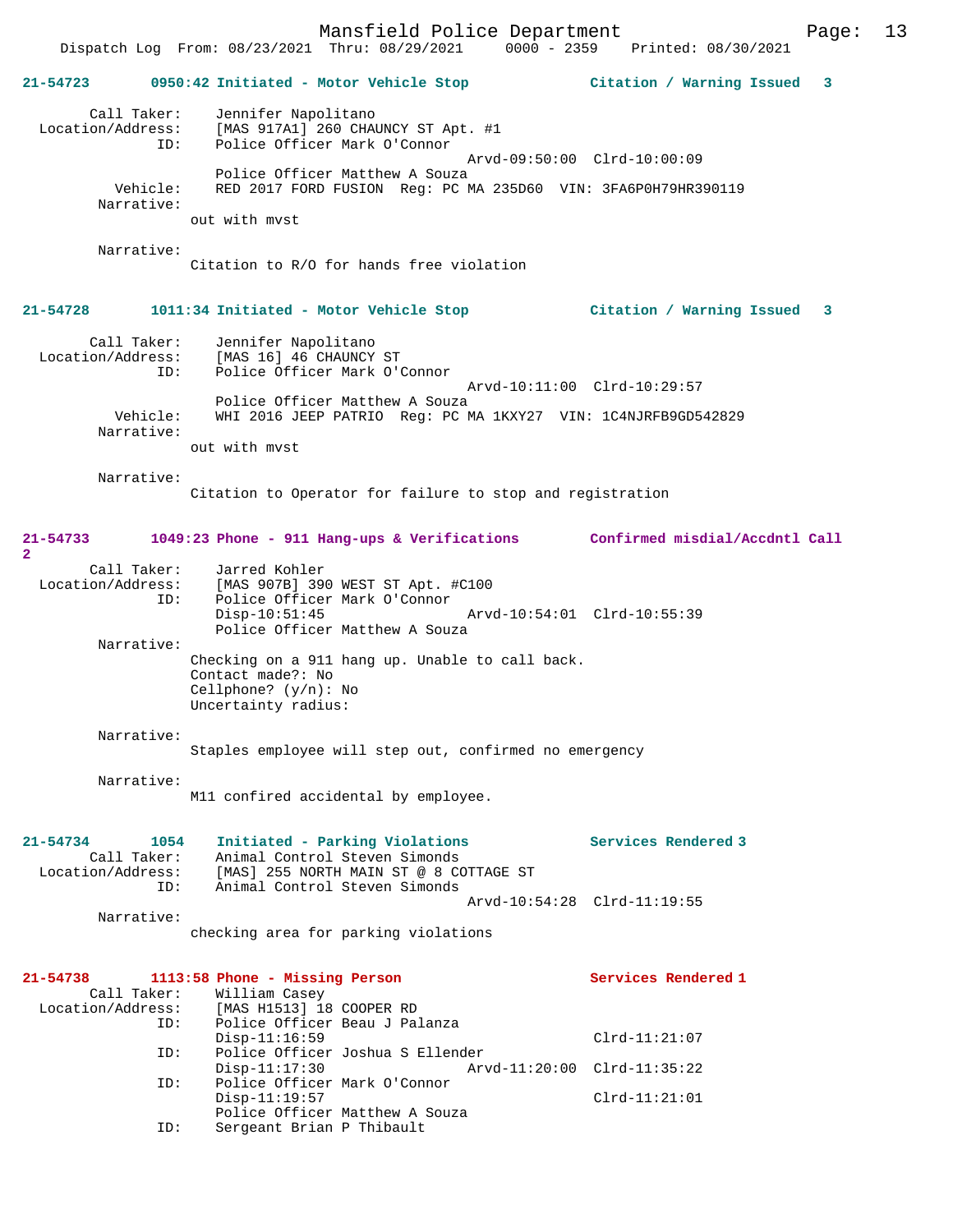**21-54723 0950:42 Initiated - Motor Vehicle Stop — Citation / Warning Issued 3**

```
        Call Taker:    Jennifer Napolitano
  Location/Address:    [MAS 917A1] 260 CHAUNCY ST Apt. #1
                ID:    Police Officer Mark O'Connor
                                         Arvd-09:50:00  Clrd-10:00:09
                       Police Officer Matthew A Souza
           Vehicle:    RED 2017 FORD FUSION  Reg: PC MA 235D60  VIN: 3FA6P0H79HR390119
         Narrative:
                     out with mvst

         Narrative:
                     Citation to R/O for hands free violation
```

**21-54728 1011:34 Initiated - Motor Vehicle Stop — Citation / Warning Issued 3**

```
        Call Taker:    Jennifer Napolitano
  Location/Address:    [MAS 16] 46 CHAUNCY ST
                ID:    Police Officer Mark O'Connor
                                         Arvd-10:11:00  Clrd-10:29:57
                       Police Officer Matthew A Souza
           Vehicle:    WHI 2016 JEEP PATRIO  Reg: PC MA 1KXY27  VIN: 1C4NJRFB9GD542829
         Narrative:
                     out with mvst

         Narrative:
                     Citation to Operator for failure to stop and registration
```

**21-54733 1049:23 Phone - 911 Hang-ups & Verifications — Confirmed misdial/Accdntl Call 2**

```
        Call Taker:    Jarred Kohler
  Location/Address:    [MAS 907B] 390 WEST ST Apt. #C100
                ID:    Police Officer Mark O'Connor
                       Disp-10:51:45             Arvd-10:54:01  Clrd-10:55:39
                       Police Officer Matthew A Souza
         Narrative:
                     Checking on a 911 hang up. Unable to call back.
                     Contact made?: No
                     Cellphone? (y/n): No
                     Uncertainty radius:

         Narrative:
                     Staples employee will step out, confirmed no emergency

         Narrative:
                     M11 confired accidental by employee.
```

**21-54734 1054 Initiated - Parking Violations — Services Rendered 3**

```
        Call Taker:    Animal Control Steven Simonds
  Location/Address:    [MAS] 255 NORTH MAIN ST @ 8 COTTAGE ST
                ID:    Animal Control Steven Simonds
                                         Arvd-10:54:28  Clrd-11:19:55
         Narrative:
                     checking area for parking violations
```

**21-54738 1113:58 Phone - Missing Person — Services Rendered 1**

```
        Call Taker:    William Casey
  Location/Address:    [MAS H1513] 18 COOPER RD
                ID:    Police Officer Beau J Palanza
                       Disp-11:16:59                            Clrd-11:21:07
                ID:    Police Officer Joshua S Ellender
                       Disp-11:17:30             Arvd-11:20:00  Clrd-11:35:22
                ID:    Police Officer Mark O'Connor
                       Disp-11:19:57                            Clrd-11:21:01
                       Police Officer Matthew A Souza
                ID:    Sergeant Brian P Thibault
```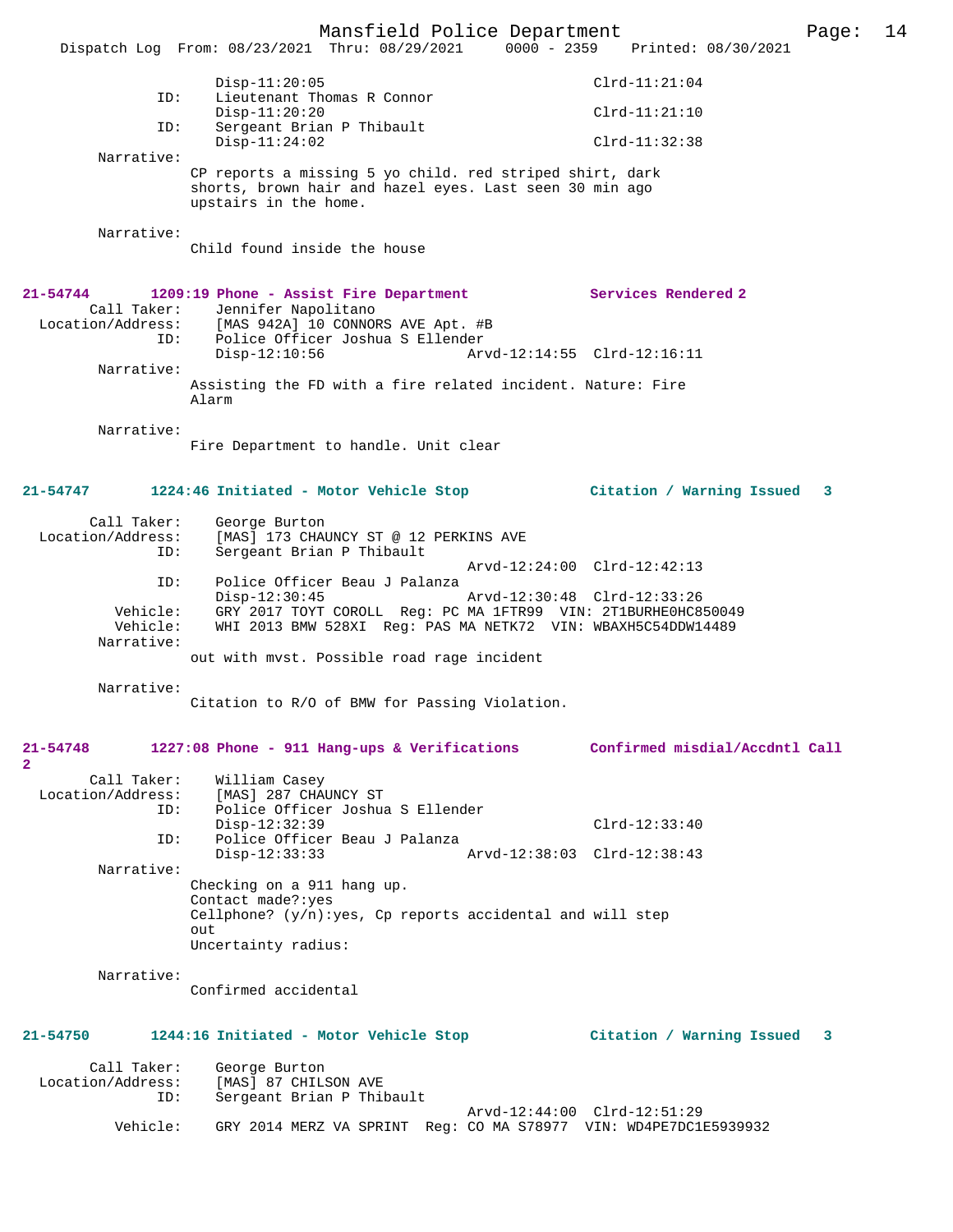```
                Disp-11:20:05                               Clrd-11:21:04
          ID:   Lieutenant Thomas R Connor
                Disp-11:20:20                               Clrd-11:21:10
          ID:   Sergeant Brian P Thibault
                Disp-11:24:02                               Clrd-11:32:38
   Narrative:
              CP reports a missing 5 yo child. red striped shirt, dark
              shorts, brown hair and hazel eyes. Last seen 30 min ago
              upstairs in the home.

   Narrative:
              Child found inside the house
```

```
21-54744        1209:19 Phone - Assist Fire Department            Services Rendered 2
       Call Taker:    Jennifer Napolitano
 Location/Address:    [MAS 942A] 10 CONNORS AVE Apt. #B
               ID:    Police Officer Joshua S Ellender
                      Disp-12:10:56              Arvd-12:14:55  Clrd-12:16:11
        Narrative:
              Assisting the FD with a fire related incident. Nature: Fire
              Alarm

        Narrative:
              Fire Department to handle. Unit clear
```

```
21-54747        1224:46 Initiated - Motor Vehicle Stop            Citation / Warning Issued   3

       Call Taker:    George Burton
 Location/Address:    [MAS] 173 CHAUNCY ST @ 12 PERKINS AVE
               ID:    Sergeant Brian P Thibault
                                                 Arvd-12:24:00  Clrd-12:42:13
               ID:    Police Officer Beau J Palanza
                      Disp-12:30:45              Arvd-12:30:48  Clrd-12:33:26
          Vehicle:    GRY 2017 TOYT COROLL  Reg: PC MA 1FTR99  VIN: 2T1BURHE0HC850049
          Vehicle:    WHI 2013 BMW 528XI  Reg: PAS MA NETK72  VIN: WBAXH5C54DDW14489
        Narrative:
              out with mvst. Possible road rage incident

        Narrative:
              Citation to R/O of BMW for Passing Violation.
```

```
21-54748        1227:08 Phone - 911 Hang-ups & Verifications      Confirmed misdial/Accdntl Call
2
       Call Taker:    William Casey
 Location/Address:    [MAS] 287 CHAUNCY ST
               ID:    Police Officer Joshua S Ellender
                      Disp-12:32:39                             Clrd-12:33:40
               ID:    Police Officer Beau J Palanza
                      Disp-12:33:33              Arvd-12:38:03  Clrd-12:38:43
        Narrative:
              Checking on a 911 hang up.
              Contact made?:yes
              Cellphone? (y/n):yes, Cp reports accidental and will step
              out
              Uncertainty radius:

        Narrative:
              Confirmed accidental
```

```
21-54750        1244:16 Initiated - Motor Vehicle Stop            Citation / Warning Issued   3

       Call Taker:    George Burton
 Location/Address:    [MAS] 87 CHILSON AVE
               ID:    Sergeant Brian P Thibault
                                                 Arvd-12:44:00  Clrd-12:51:29
          Vehicle:    GRY 2014 MERZ VA SPRINT  Reg: CO MA S78977  VIN: WD4PE7DC1E5939932
```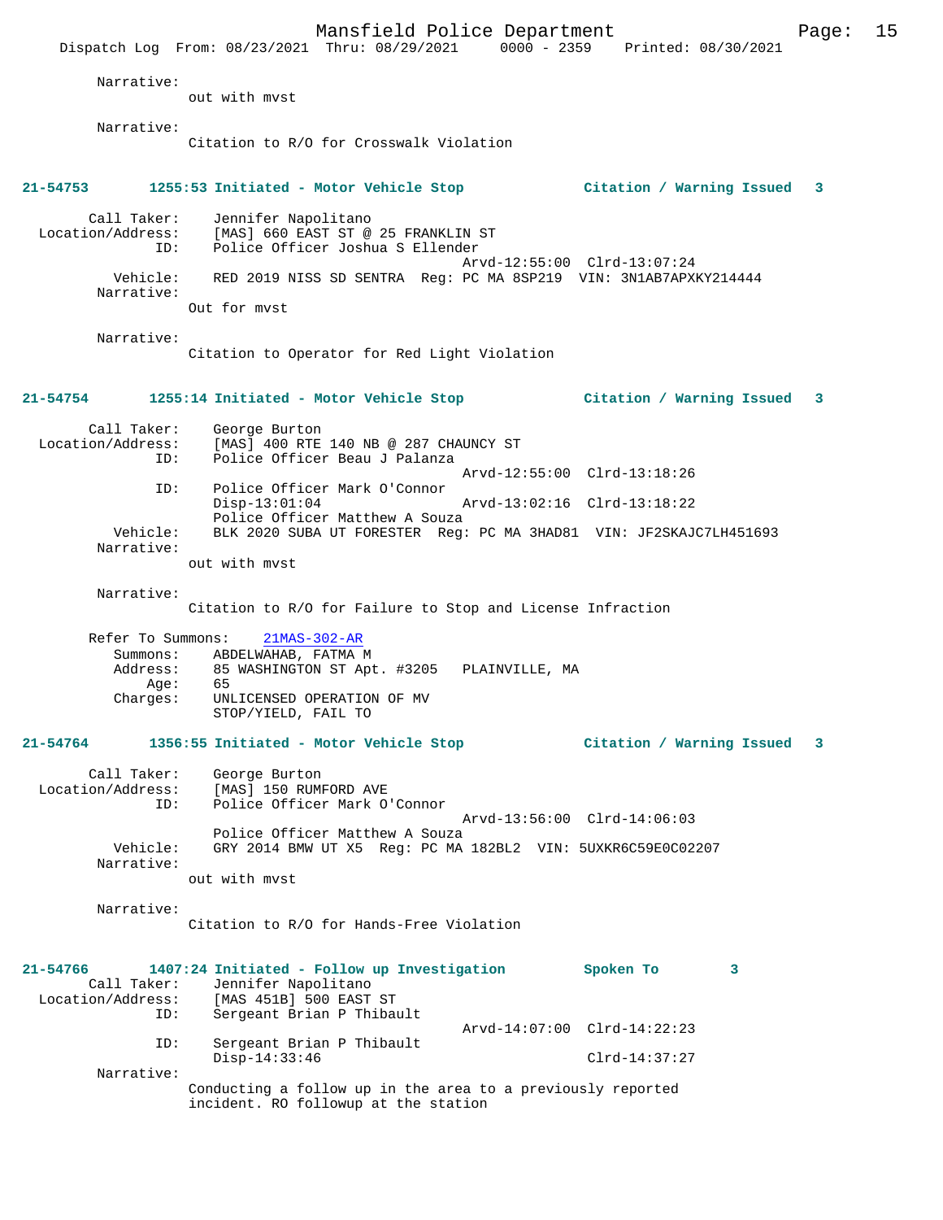Narrative:
out with mvst

Narrative:
Citation to R/O for Crosswalk Violation

**21-54753 1255:53 Initiated - Motor Vehicle Stop Citation / Warning Issued 3**

Call Taker: Jennifer Napolitano
Location/Address: [MAS] 660 EAST ST @ 25 FRANKLIN ST
ID: Police Officer Joshua S Ellender
Arvd-12:55:00 Clrd-13:07:24
Vehicle: RED 2019 NISS SD SENTRA Reg: PC MA 8SP219 VIN: 3N1AB7APXKY214444
Narrative:
Out for mvst

Narrative:
Citation to Operator for Red Light Violation

**21-54754 1255:14 Initiated - Motor Vehicle Stop Citation / Warning Issued 3**

Call Taker: George Burton
Location/Address: [MAS] 400 RTE 140 NB @ 287 CHAUNCY ST
ID: Police Officer Beau J Palanza
Arvd-12:55:00 Clrd-13:18:26
ID: Police Officer Mark O'Connor
Disp-13:01:04 Arvd-13:02:16 Clrd-13:18:22
Police Officer Matthew A Souza
Vehicle: BLK 2020 SUBA UT FORESTER Reg: PC MA 3HAD81 VIN: JF2SKAJC7LH451693
Narrative:
out with mvst

Narrative:
Citation to R/O for Failure to Stop and License Infraction

Refer To Summons: 21MAS-302-AR
Summons: ABDELWAHAB, FATMA M
Address: 85 WASHINGTON ST Apt. #3205 PLAINVILLE, MA
Age: 65
Charges: UNLICENSED OPERATION OF MV
STOP/YIELD, FAIL TO

**21-54764 1356:55 Initiated - Motor Vehicle Stop Citation / Warning Issued 3**

Call Taker: George Burton
Location/Address: [MAS] 150 RUMFORD AVE
ID: Police Officer Mark O'Connor
Arvd-13:56:00 Clrd-14:06:03
Police Officer Matthew A Souza
Vehicle: GRY 2014 BMW UT X5 Reg: PC MA 182BL2 VIN: 5UXKR6C59E0C02207
Narrative:
out with mvst

Narrative:
Citation to R/O for Hands-Free Violation

**21-54766 1407:24 Initiated - Follow up Investigation Spoken To 3**

Call Taker: Jennifer Napolitano
Location/Address: [MAS 451B] 500 EAST ST
ID: Sergeant Brian P Thibault
Arvd-14:07:00 Clrd-14:22:23
ID: Sergeant Brian P Thibault
Disp-14:33:46 Clrd-14:37:27
Narrative:
Conducting a follow up in the area to a previously reported incident. RO followup at the station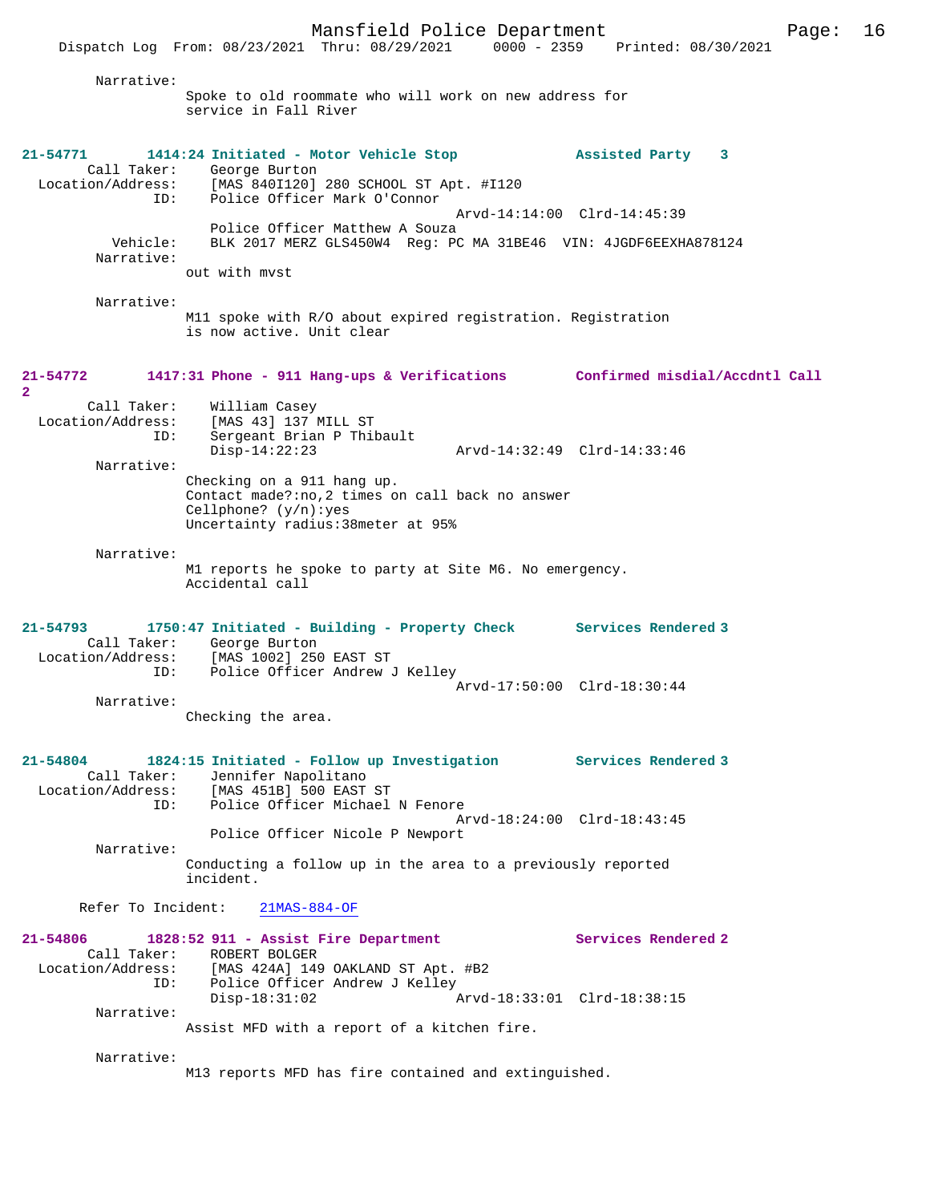Narrative:
Spoke to old roommate who will work on new address for service in Fall River

**21-54771 1414:24 Initiated - Motor Vehicle Stop — Assisted Party 3**

Call Taker: George Burton
Location/Address: [MAS 840I120] 280 SCHOOL ST Apt. #I120
ID: Police Officer Mark O'Connor
Arvd-14:14:00 Clrd-14:45:39
Police Officer Matthew A Souza
Vehicle: BLK 2017 MERZ GLS450W4 Reg: PC MA 31BE46 VIN: 4JGDF6EEXHA878124
Narrative:
out with mvst

Narrative:
M11 spoke with R/O about expired registration. Registration is now active. Unit clear

**21-54772 1417:31 Phone - 911 Hang-ups & Verifications — Confirmed misdial/Accdntl Call 2**

Call Taker: William Casey
Location/Address: [MAS 43] 137 MILL ST
ID: Sergeant Brian P Thibault
Disp-14:22:23 Arvd-14:32:49 Clrd-14:33:46
Narrative:
Checking on a 911 hang up.
Contact made?:no,2 times on call back no answer
Cellphone? (y/n):yes
Uncertainty radius:38meter at 95%

Narrative:
M1 reports he spoke to party at Site M6. No emergency. Accidental call

**21-54793 1750:47 Initiated - Building - Property Check — Services Rendered 3**

Call Taker: George Burton
Location/Address: [MAS 1002] 250 EAST ST
ID: Police Officer Andrew J Kelley
Arvd-17:50:00 Clrd-18:30:44
Narrative:
Checking the area.

**21-54804 1824:15 Initiated - Follow up Investigation — Services Rendered 3**

Call Taker: Jennifer Napolitano
Location/Address: [MAS 451B] 500 EAST ST
ID: Police Officer Michael N Fenore
Arvd-18:24:00 Clrd-18:43:45
Police Officer Nicole P Newport
Narrative:
Conducting a follow up in the area to a previously reported incident.

Refer To Incident: 21MAS-884-OF

**21-54806 1828:52 911 - Assist Fire Department — Services Rendered 2**

Call Taker: ROBERT BOLGER
Location/Address: [MAS 424A] 149 OAKLAND ST Apt. #B2
ID: Police Officer Andrew J Kelley
Disp-18:31:02 Arvd-18:33:01 Clrd-18:38:15
Narrative:
Assist MFD with a report of a kitchen fire.

Narrative:
M13 reports MFD has fire contained and extinguished.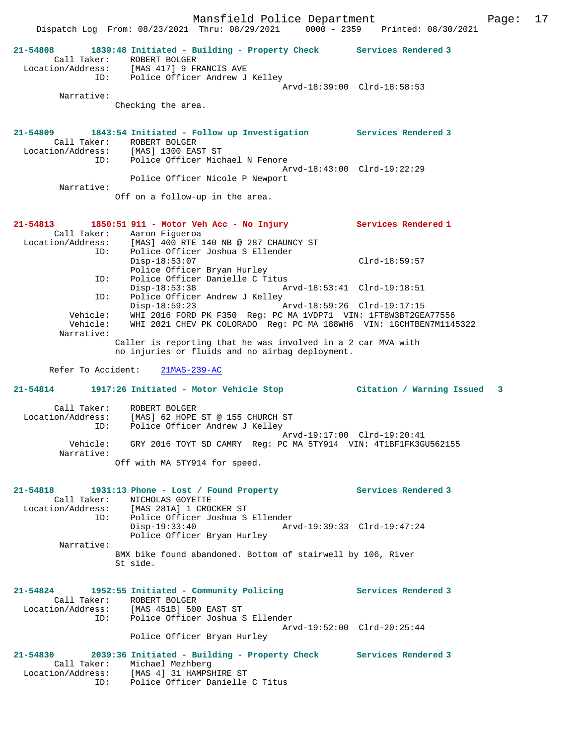**21-54808** 1839:48 Initiated - Building - Property Check Services Rendered 3
Call Taker: ROBERT BOLGER
Location/Address: [MAS 417] 9 FRANCIS AVE
ID: Police Officer Andrew J Kelley
Arvd-18:39:00 Clrd-18:58:53
Narrative:
Checking the area.

**21-54809** 1843:54 Initiated - Follow up Investigation Services Rendered 3
Call Taker: ROBERT BOLGER
Location/Address: [MAS] 1300 EAST ST
ID: Police Officer Michael N Fenore
Arvd-18:43:00 Clrd-19:22:29
Police Officer Nicole P Newport
Narrative:
Off on a follow-up in the area.

**21-54813** 1850:51 911 - Motor Veh Acc - No Injury Services Rendered 1
Call Taker: Aaron Figueroa
Location/Address: [MAS] 400 RTE 140 NB @ 287 CHAUNCY ST
ID: Police Officer Joshua S Ellender
Disp-18:53:07 Clrd-18:59:57
Police Officer Bryan Hurley
ID: Police Officer Danielle C Titus
Disp-18:53:38 Arvd-18:53:41 Clrd-19:18:51
ID: Police Officer Andrew J Kelley
Disp-18:59:23 Arvd-18:59:26 Clrd-19:17:15
Vehicle: WHI 2016 FORD PK F350 Reg: PC MA 1VDP71 VIN: 1FT8W3BT2GEA77556
Vehicle: WHI 2021 CHEV PK COLORADO Reg: PC MA 188WH6 VIN: 1GCHTBEN7M1145322
Narrative:
Caller is reporting that he was involved in a 2 car MVA with no injuries or fluids and no airbag deployment.

Refer To Accident: 21MAS-239-AC

**21-54814** 1917:26 Initiated - Motor Vehicle Stop Citation / Warning Issued 3
Call Taker: ROBERT BOLGER
Location/Address: [MAS] 62 HOPE ST @ 155 CHURCH ST
ID: Police Officer Andrew J Kelley
Arvd-19:17:00 Clrd-19:20:41
Vehicle: GRY 2016 TOYT SD CAMRY Reg: PC MA 5TY914 VIN: 4T1BF1FK3GU562155
Narrative:
Off with MA 5TY914 for speed.

**21-54818** 1931:13 Phone - Lost / Found Property Services Rendered 3
Call Taker: NICHOLAS GOYETTE
Location/Address: [MAS 281A] 1 CROCKER ST
ID: Police Officer Joshua S Ellender
Disp-19:33:40 Arvd-19:39:33 Clrd-19:47:24
Police Officer Bryan Hurley
Narrative:
BMX bike found abandoned. Bottom of stairwell by 106, River St side.

**21-54824** 1952:55 Initiated - Community Policing Services Rendered 3
Call Taker: ROBERT BOLGER
Location/Address: [MAS 451B] 500 EAST ST
ID: Police Officer Joshua S Ellender
Arvd-19:52:00 Clrd-20:25:44
Police Officer Bryan Hurley

**21-54830** 2039:36 Initiated - Building - Property Check Services Rendered 3
Call Taker: Michael Mezhberg
Location/Address: [MAS 4] 31 HAMPSHIRE ST
ID: Police Officer Danielle C Titus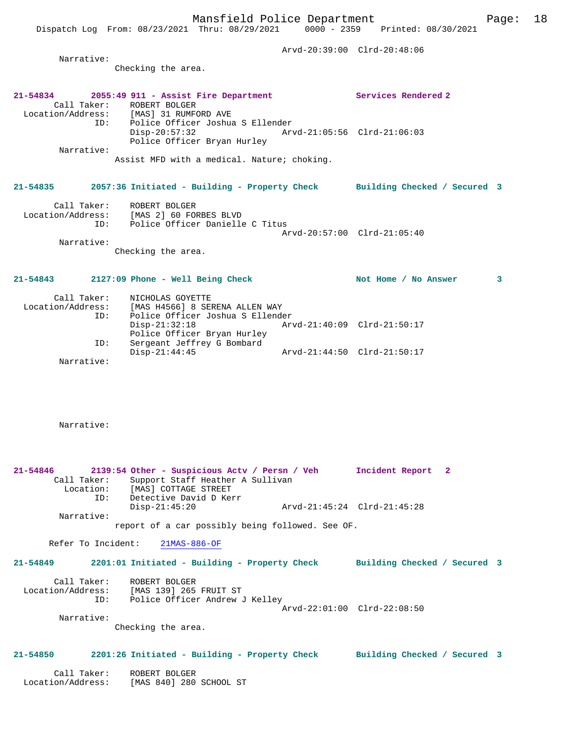Arvd-20:39:00 Clrd-20:48:06

Narrative:
Checking the area.

**21-54834 2055:49 911 - Assist Fire Department Services Rendered 2**

Call Taker: ROBERT BOLGER
Location/Address: [MAS] 31 RUMFORD AVE
ID: Police Officer Joshua S Ellender
Disp-20:57:32 Arvd-21:05:56 Clrd-21:06:03
Police Officer Bryan Hurley

Narrative:
Assist MFD with a medical. Nature; choking.

**21-54835 2057:36 Initiated - Building - Property Check Building Checked / Secured 3**

Call Taker: ROBERT BOLGER
Location/Address: [MAS 2] 60 FORBES BLVD
ID: Police Officer Danielle C Titus
Arvd-20:57:00 Clrd-21:05:40

Narrative:
Checking the area.

**21-54843 2127:09 Phone - Well Being Check Not Home / No Answer 3**

Call Taker: NICHOLAS GOYETTE
Location/Address: [MAS H4566] 8 SERENA ALLEN WAY
ID: Police Officer Joshua S Ellender
Disp-21:32:18 Arvd-21:40:09 Clrd-21:50:17
Police Officer Bryan Hurley
ID: Sergeant Jeffrey G Bombard
Disp-21:44:45 Arvd-21:44:50 Clrd-21:50:17

Narrative:

Narrative:

**21-54846 2139:54 Other - Suspicious Actv / Persn / Veh Incident Report 2**

Call Taker: Support Staff Heather A Sullivan
Location: [MAS] COTTAGE STREET
ID: Detective David D Kerr
Disp-21:45:20 Arvd-21:45:24 Clrd-21:45:28

Narrative:
report of a car possibly being followed. See OF.

Refer To Incident: 21MAS-886-OF

**21-54849 2201:01 Initiated - Building - Property Check Building Checked / Secured 3**

Call Taker: ROBERT BOLGER
Location/Address: [MAS 139] 265 FRUIT ST
ID: Police Officer Andrew J Kelley
Arvd-22:01:00 Clrd-22:08:50

Narrative:
Checking the area.

**21-54850 2201:26 Initiated - Building - Property Check Building Checked / Secured 3**

Call Taker: ROBERT BOLGER
Location/Address: [MAS 840] 280 SCHOOL ST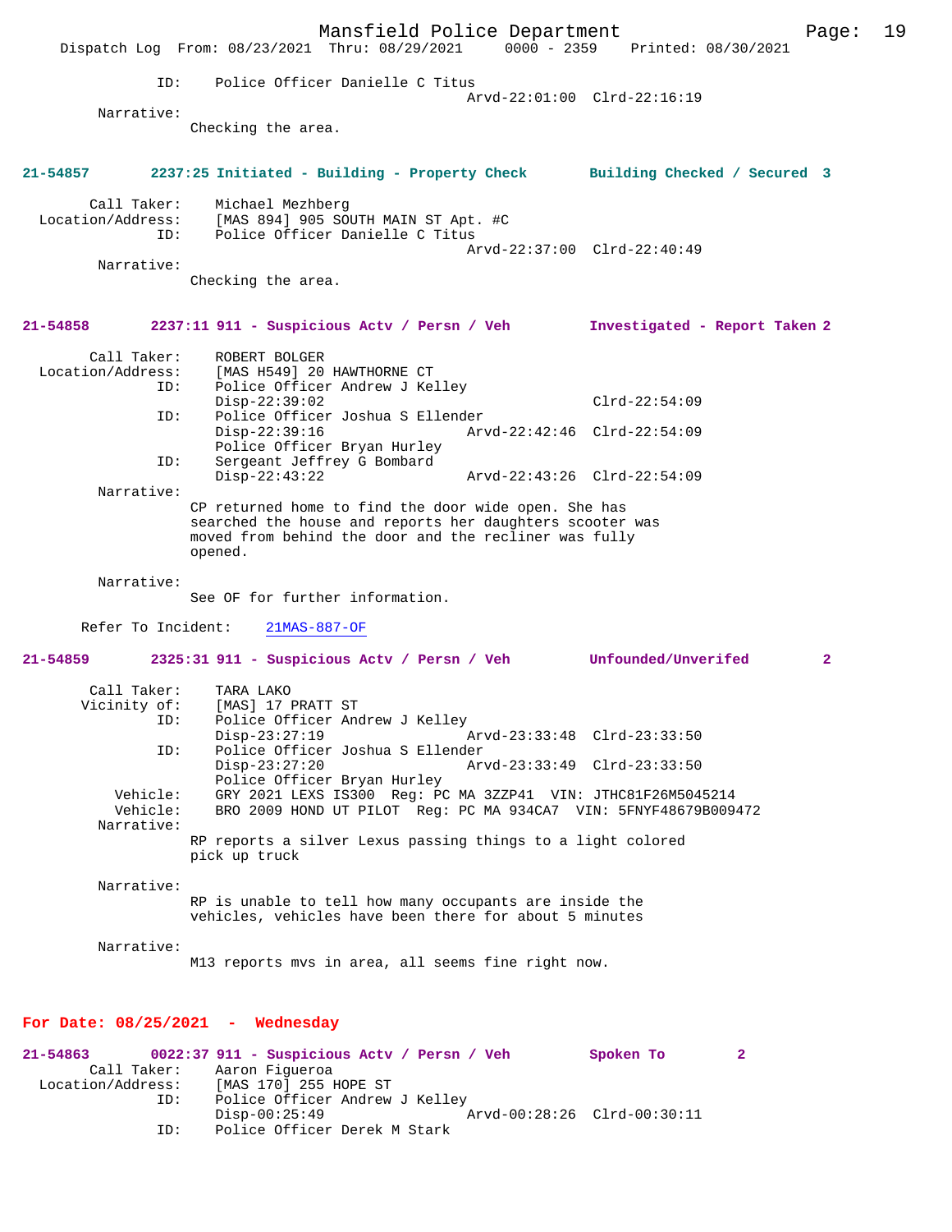```
            ID:    Police Officer Danielle C Titus
                                            Arvd-22:01:00  Clrd-22:16:19
        Narrative:
                   Checking the area.
```

**21-54857     2237:25 Initiated - Building - Property Check     Building Checked / Secured 3**

```
       Call Taker:    Michael Mezhberg
 Location/Address:    [MAS 894] 905 SOUTH MAIN ST Apt. #C
               ID:    Police Officer Danielle C Titus
                                            Arvd-22:37:00  Clrd-22:40:49
        Narrative:
                   Checking the area.
```

**21-54858     2237:11 911 - Suspicious Actv / Persn / Veh     Investigated - Report Taken 2**

```
       Call Taker:    ROBERT BOLGER
 Location/Address:    [MAS H549] 20 HAWTHORNE CT
               ID:    Police Officer Andrew J Kelley
                      Disp-22:39:02                          Clrd-22:54:09
               ID:    Police Officer Joshua S Ellender
                      Disp-22:39:16          Arvd-22:42:46  Clrd-22:54:09
                      Police Officer Bryan Hurley
               ID:    Sergeant Jeffrey G Bombard
                      Disp-22:43:22          Arvd-22:43:26  Clrd-22:54:09
        Narrative:
                   CP returned home to find the door wide open. She has
                   searched the house and reports her daughters scooter was
                   moved from behind the door and the recliner was fully
                   opened.

        Narrative:
                   See OF for further information.

      Refer To Incident:    21MAS-887-OF
```

**21-54859     2325:31 911 - Suspicious Actv / Persn / Veh     Unfounded/Unverifed     2**

```
       Call Taker:    TARA LAKO
      Vicinity of:    [MAS] 17 PRATT ST
               ID:    Police Officer Andrew J Kelley
                      Disp-23:27:19          Arvd-23:33:48  Clrd-23:33:50
               ID:    Police Officer Joshua S Ellender
                      Disp-23:27:20          Arvd-23:33:49  Clrd-23:33:50
                      Police Officer Bryan Hurley
          Vehicle:    GRY 2021 LEXS IS300  Reg: PC MA 3ZZP41  VIN: JTHC81F26M5045214
          Vehicle:    BRO 2009 HOND UT PILOT  Reg: PC MA 934CA7  VIN: 5FNYF48679B009472
        Narrative:
                   RP reports a silver Lexus passing things to a light colored
                   pick up truck

        Narrative:
                   RP is unable to tell how many occupants are inside the
                   vehicles, vehicles have been there for about 5 minutes

        Narrative:
                   M13 reports mvs in area, all seems fine right now.
```

## For Date: 08/25/2021  -  Wednesday

**21-54863     0022:37 911 - Suspicious Actv / Persn / Veh     Spoken To     2**

```
       Call Taker:    Aaron Figueroa
 Location/Address:    [MAS 170] 255 HOPE ST
               ID:    Police Officer Andrew J Kelley
                      Disp-00:25:49          Arvd-00:28:26  Clrd-00:30:11
               ID:    Police Officer Derek M Stark
```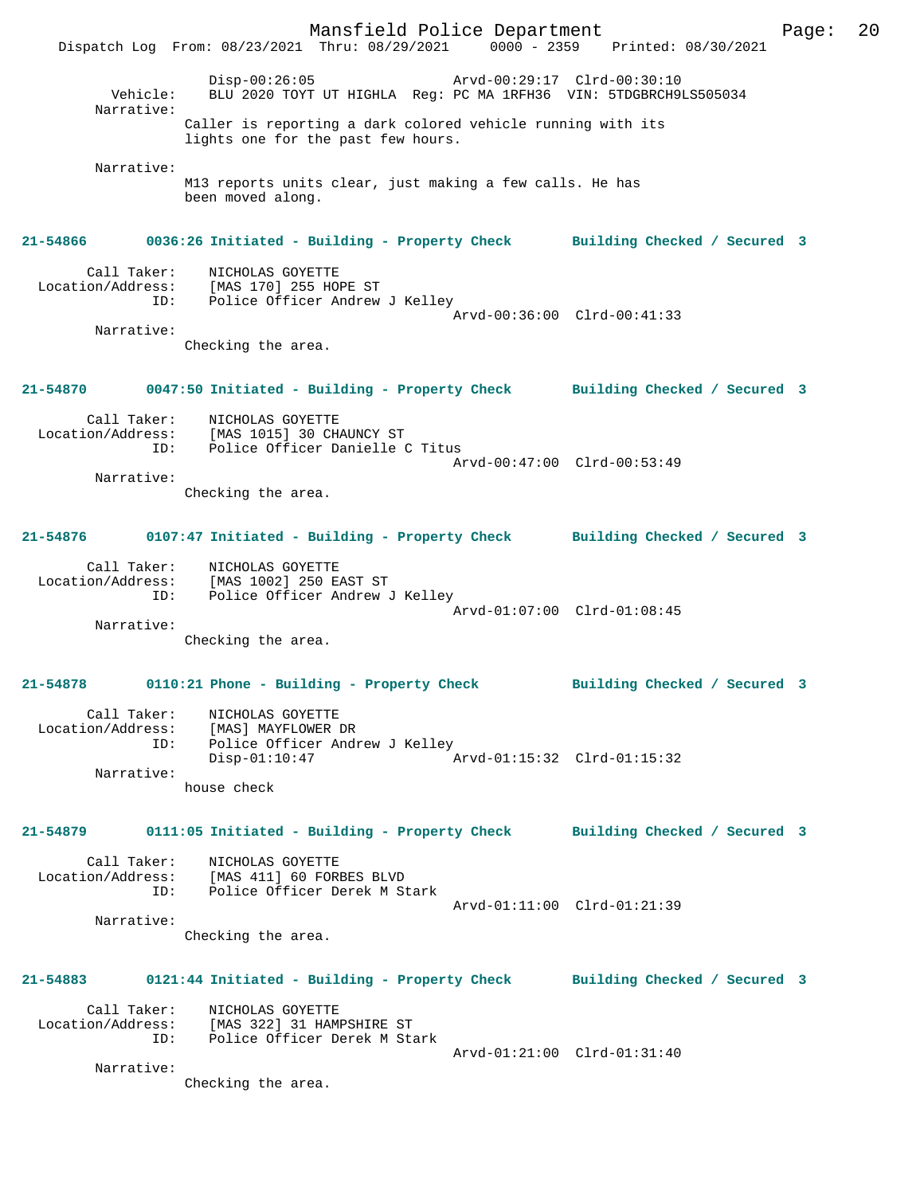Disp-00:26:05 Arvd-00:29:17 Clrd-00:30:10
Vehicle: BLU 2020 TOYT UT HIGHLA Reg: PC MA 1RFH36 VIN: 5TDGBRCH9LS505034
Narrative:
Caller is reporting a dark colored vehicle running with its lights one for the past few hours.

Narrative:
M13 reports units clear, just making a few calls. He has been moved along.

**21-54866 0036:26 Initiated - Building - Property Check Building Checked / Secured 3**

Call Taker: NICHOLAS GOYETTE
Location/Address: [MAS 170] 255 HOPE ST
ID: Police Officer Andrew J Kelley
Arvd-00:36:00 Clrd-00:41:33
Narrative:
Checking the area.

**21-54870 0047:50 Initiated - Building - Property Check Building Checked / Secured 3**

Call Taker: NICHOLAS GOYETTE
Location/Address: [MAS 1015] 30 CHAUNCY ST
ID: Police Officer Danielle C Titus
Arvd-00:47:00 Clrd-00:53:49
Narrative:
Checking the area.

**21-54876 0107:47 Initiated - Building - Property Check Building Checked / Secured 3**

Call Taker: NICHOLAS GOYETTE
Location/Address: [MAS 1002] 250 EAST ST
ID: Police Officer Andrew J Kelley
Arvd-01:07:00 Clrd-01:08:45
Narrative:
Checking the area.

**21-54878 0110:21 Phone - Building - Property Check Building Checked / Secured 3**

Call Taker: NICHOLAS GOYETTE
Location/Address: [MAS] MAYFLOWER DR
ID: Police Officer Andrew J Kelley
Disp-01:10:47 Arvd-01:15:32 Clrd-01:15:32
Narrative:
house check

**21-54879 0111:05 Initiated - Building - Property Check Building Checked / Secured 3**

Call Taker: NICHOLAS GOYETTE
Location/Address: [MAS 411] 60 FORBES BLVD
ID: Police Officer Derek M Stark
Arvd-01:11:00 Clrd-01:21:39
Narrative:
Checking the area.

**21-54883 0121:44 Initiated - Building - Property Check Building Checked / Secured 3**

Call Taker: NICHOLAS GOYETTE
Location/Address: [MAS 322] 31 HAMPSHIRE ST
ID: Police Officer Derek M Stark
Arvd-01:21:00 Clrd-01:31:40
Narrative:
Checking the area.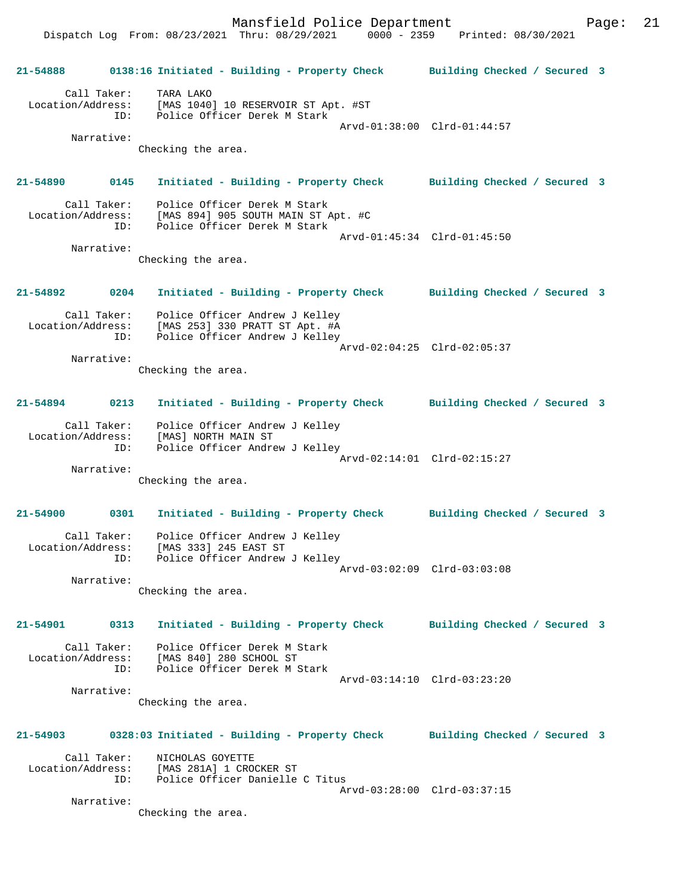21-54888 0138:16 Initiated - Building - Property Check Building Checked / Secured 3

Call Taker: TARA LAKO
Location/Address: [MAS 1040] 10 RESERVOIR ST Apt. #ST
ID: Police Officer Derek M Stark
Arvd-01:38:00 Clrd-01:44:57
Narrative:
Checking the area.

21-54890 0145 Initiated - Building - Property Check Building Checked / Secured 3

Call Taker: Police Officer Derek M Stark
Location/Address: [MAS 894] 905 SOUTH MAIN ST Apt. #C
ID: Police Officer Derek M Stark
Arvd-01:45:34 Clrd-01:45:50
Narrative:
Checking the area.

21-54892 0204 Initiated - Building - Property Check Building Checked / Secured 3

Call Taker: Police Officer Andrew J Kelley
Location/Address: [MAS 253] 330 PRATT ST Apt. #A
ID: Police Officer Andrew J Kelley
Arvd-02:04:25 Clrd-02:05:37
Narrative:
Checking the area.

21-54894 0213 Initiated - Building - Property Check Building Checked / Secured 3

Call Taker: Police Officer Andrew J Kelley
Location/Address: [MAS] NORTH MAIN ST
ID: Police Officer Andrew J Kelley
Arvd-02:14:01 Clrd-02:15:27
Narrative:
Checking the area.

21-54900 0301 Initiated - Building - Property Check Building Checked / Secured 3

Call Taker: Police Officer Andrew J Kelley
Location/Address: [MAS 333] 245 EAST ST
ID: Police Officer Andrew J Kelley
Arvd-03:02:09 Clrd-03:03:08
Narrative:
Checking the area.

21-54901 0313 Initiated - Building - Property Check Building Checked / Secured 3

Call Taker: Police Officer Derek M Stark
Location/Address: [MAS 840] 280 SCHOOL ST
ID: Police Officer Derek M Stark
Arvd-03:14:10 Clrd-03:23:20
Narrative:
Checking the area.

21-54903 0328:03 Initiated - Building - Property Check Building Checked / Secured 3

Call Taker: NICHOLAS GOYETTE
Location/Address: [MAS 281A] 1 CROCKER ST
ID: Police Officer Danielle C Titus
Arvd-03:28:00 Clrd-03:37:15
Narrative:
Checking the area.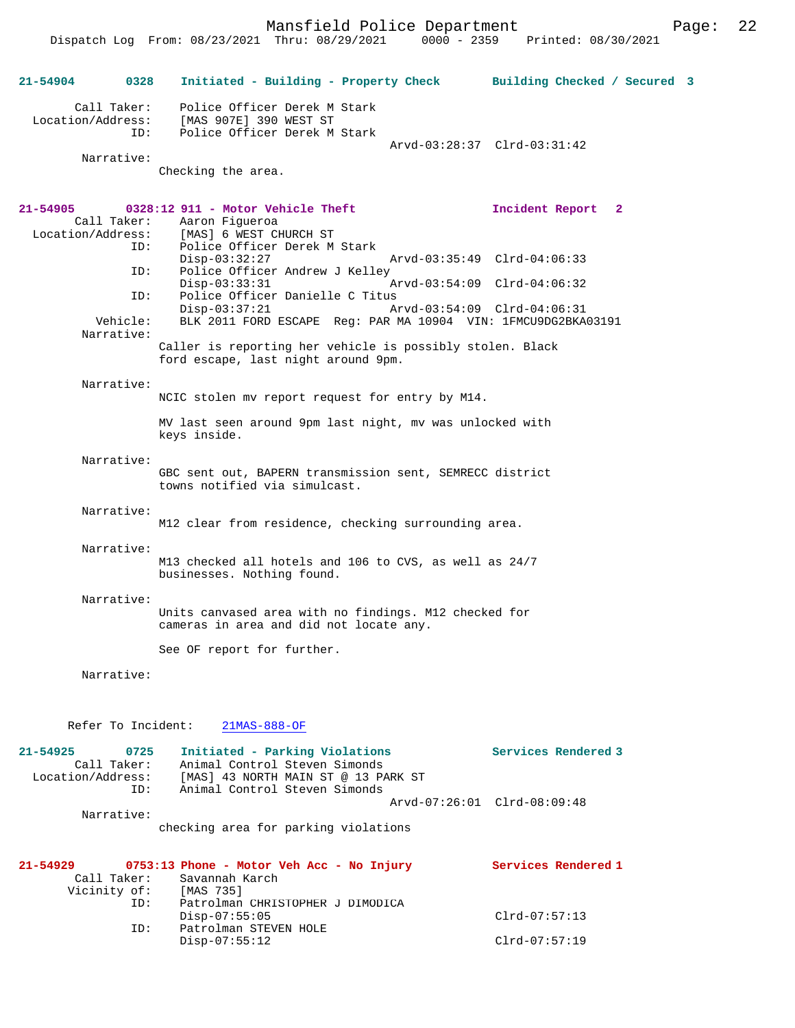**21-54904 0328 Initiated - Building - Property Check Building Checked / Secured 3**

Call Taker: Police Officer Derek M Stark
Location/Address: [MAS 907E] 390 WEST ST
ID: Police Officer Derek M Stark
Arvd-03:28:37 Clrd-03:31:42

Narrative:
Checking the area.

**21-54905 0328:12 911 - Motor Vehicle Theft Incident Report 2**

Call Taker: Aaron Figueroa
Location/Address: [MAS] 6 WEST CHURCH ST
ID: Police Officer Derek M Stark
Disp-03:32:27 Arvd-03:35:49 Clrd-04:06:33
ID: Police Officer Andrew J Kelley
Disp-03:33:31 Arvd-03:54:09 Clrd-04:06:32
ID: Police Officer Danielle C Titus
Disp-03:37:21 Arvd-03:54:09 Clrd-04:06:31
Vehicle: BLK 2011 FORD ESCAPE Reg: PAR MA 10904 VIN: 1FMCU9DG2BKA03191

Narrative:
Caller is reporting her vehicle is possibly stolen. Black ford escape, last night around 9pm.

Narrative:
NCIC stolen mv report request for entry by M14.

MV last seen around 9pm last night, mv was unlocked with keys inside.

Narrative:
GBC sent out, BAPERN transmission sent, SEMRECC district towns notified via simulcast.

Narrative:
M12 clear from residence, checking surrounding area.

Narrative:
M13 checked all hotels and 106 to CVS, as well as 24/7 businesses. Nothing found.

Narrative:
Units canvased area with no findings. M12 checked for cameras in area and did not locate any.

See OF report for further.

Narrative:

Refer To Incident: 21MAS-888-OF

**21-54925 0725 Initiated - Parking Violations Services Rendered 3**

Call Taker: Animal Control Steven Simonds
Location/Address: [MAS] 43 NORTH MAIN ST @ 13 PARK ST
ID: Animal Control Steven Simonds
Arvd-07:26:01 Clrd-08:09:48

Narrative:
checking area for parking violations

**21-54929 0753:13 Phone - Motor Veh Acc - No Injury Services Rendered 1**

Call Taker: Savannah Karch
Vicinity of: [MAS 735]
ID: Patrolman CHRISTOPHER J DIMODICA
Disp-07:55:05 Clrd-07:57:13
ID: Patrolman STEVEN HOLE
Disp-07:55:12 Clrd-07:57:19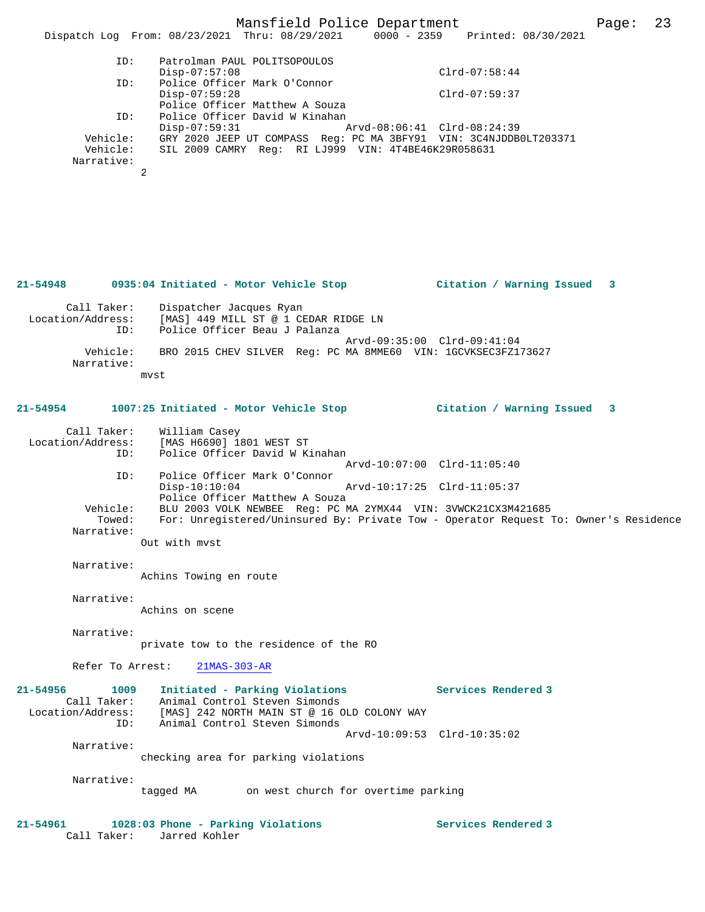```
            ID:    Patrolman PAUL POLITSOPOULOS
                   Disp-07:57:08                          Clrd-07:58:44
            ID:    Police Officer Mark O'Connor
                   Disp-07:59:28                          Clrd-07:59:37
                   Police Officer Matthew A Souza
            ID:    Police Officer David W Kinahan
                   Disp-07:59:31              Arvd-08:06:41  Clrd-08:24:39
       Vehicle:    GRY 2020 JEEP UT COMPASS  Reg: PC MA 3BFY91  VIN: 3C4NJDDB0LT203371
       Vehicle:    SIL 2009 CAMRY  Reg:  RI LJ999  VIN: 4T4BE46K29R058631
     Narrative:
                2
```

**21-54948 0935:04 Initiated - Motor Vehicle Stop — Citation / Warning Issued 3**

```
       Call Taker:    Dispatcher Jacques Ryan
  Location/Address:    [MAS] 449 MILL ST @ 1 CEDAR RIDGE LN
               ID:    Police Officer Beau J Palanza
                                              Arvd-09:35:00  Clrd-09:41:04
          Vehicle:    BRO 2015 CHEV SILVER  Reg: PC MA 8MME60  VIN: 1GCVKSEC3FZ173627
        Narrative:
                mvst
```

**21-54954 1007:25 Initiated - Motor Vehicle Stop — Citation / Warning Issued 3**

```
       Call Taker:    William Casey
  Location/Address:    [MAS H6690] 1801 WEST ST
               ID:    Police Officer David W Kinahan
                                              Arvd-10:07:00  Clrd-11:05:40
               ID:    Police Officer Mark O'Connor
                      Disp-10:10:04           Arvd-10:17:25  Clrd-11:05:37
                      Police Officer Matthew A Souza
          Vehicle:    BLU 2003 VOLK NEWBEE  Reg: PC MA 2YMX44  VIN: 3VWCK21CX3M421685
            Towed:    For: Unregistered/Uninsured By: Private Tow - Operator Request To: Owner's Residence
        Narrative:
                Out with mvst

        Narrative:
                Achins Towing en route

        Narrative:
                Achins on scene

        Narrative:
                private tow to the residence of the RO

        Refer To Arrest:    21MAS-303-AR
```

**21-54956 1009 Initiated - Parking Violations — Services Rendered 3**

```
       Call Taker:    Animal Control Steven Simonds
  Location/Address:    [MAS] 242 NORTH MAIN ST @ 16 OLD COLONY WAY
               ID:    Animal Control Steven Simonds
                                              Arvd-10:09:53  Clrd-10:35:02
        Narrative:
                checking area for parking violations

        Narrative:
                tagged MA        on west church for overtime parking
```

**21-54961 1028:03 Phone - Parking Violations — Services Rendered 3**

```
       Call Taker:    Jarred Kohler
```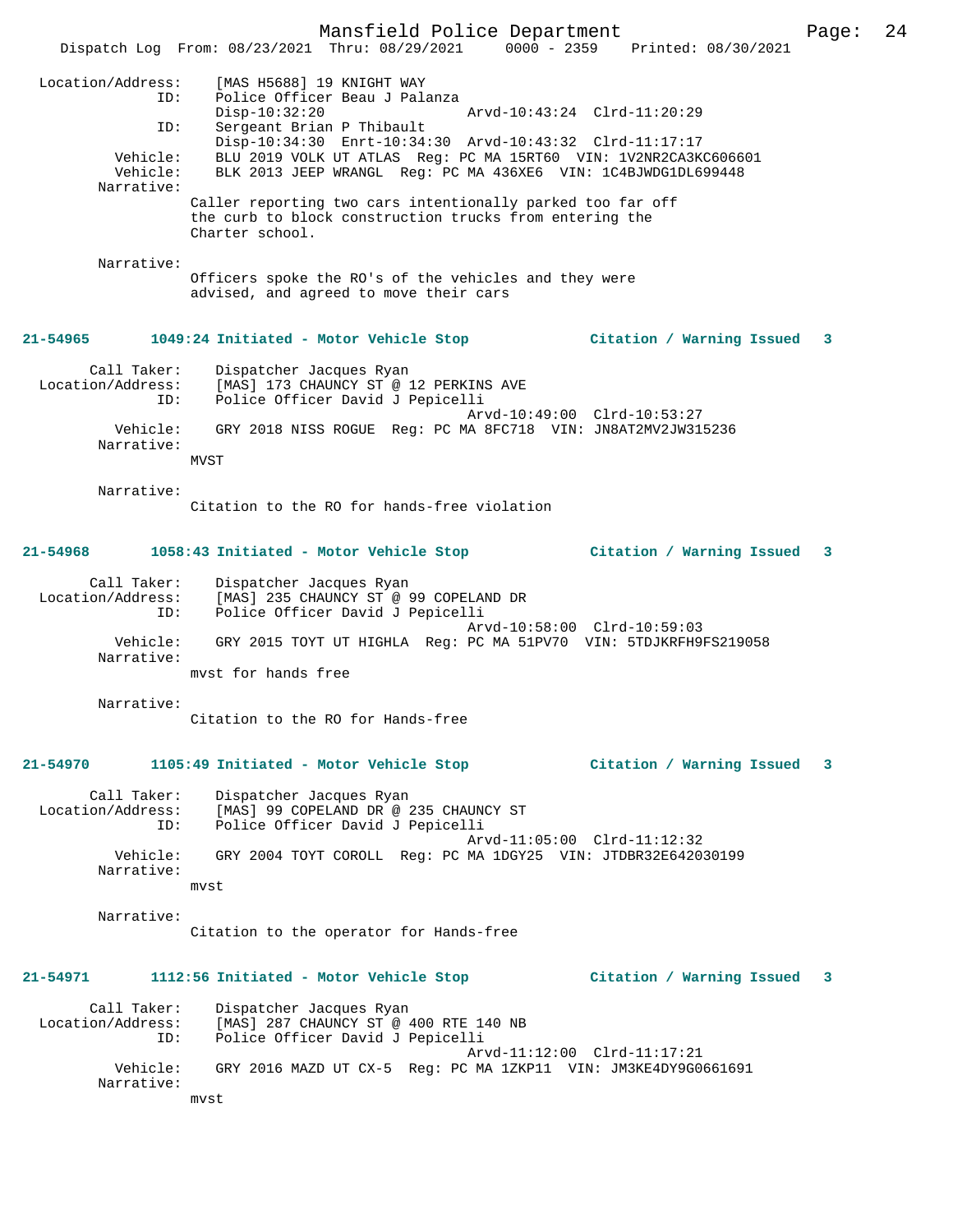```
Location/Address:    [MAS H5688] 19 KNIGHT WAY
              ID:    Police Officer Beau J Palanza
                     Disp-10:32:20                 Arvd-10:43:24  Clrd-11:20:29
              ID:    Sergeant Brian P Thibault
                     Disp-10:34:30  Enrt-10:34:30  Arvd-10:43:32  Clrd-11:17:17
         Vehicle:    BLU 2019 VOLK UT ATLAS  Reg: PC MA 15RT60  VIN: 1V2NR2CA3KC606601
         Vehicle:    BLK 2013 JEEP WRANGL  Reg: PC MA 436XE6  VIN: 1C4BJWDG1DL699448
       Narrative:    
                   Caller reporting two cars intentionally parked too far off
                   the curb to block construction trucks from entering the
                   Charter school.

       Narrative:    
                   Officers spoke the RO's of the vehicles and they were
                   advised, and agreed to move their cars
```

**21-54965** 1049:24 Initiated - Motor Vehicle Stop — Citation / Warning Issued 3

```
      Call Taker:    Dispatcher Jacques Ryan
Location/Address:    [MAS] 173 CHAUNCY ST @ 12 PERKINS AVE
              ID:    Police Officer David J Pepicelli
                                                   Arvd-10:49:00  Clrd-10:53:27
         Vehicle:    GRY 2018 NISS ROGUE  Reg: PC MA 8FC718  VIN: JN8AT2MV2JW315236
       Narrative:    
                   MVST

       Narrative:    
                   Citation to the RO for hands-free violation
```

**21-54968** 1058:43 Initiated - Motor Vehicle Stop — Citation / Warning Issued 3

```
      Call Taker:    Dispatcher Jacques Ryan
Location/Address:    [MAS] 235 CHAUNCY ST @ 99 COPELAND DR
              ID:    Police Officer David J Pepicelli
                                                   Arvd-10:58:00  Clrd-10:59:03
         Vehicle:    GRY 2015 TOYT UT HIGHLA  Reg: PC MA 51PV70  VIN: 5TDJKRFH9FS219058
       Narrative:    
                   mvst for hands free

       Narrative:    
                   Citation to the RO for Hands-free
```

**21-54970** 1105:49 Initiated - Motor Vehicle Stop — Citation / Warning Issued 3

```
      Call Taker:    Dispatcher Jacques Ryan
Location/Address:    [MAS] 99 COPELAND DR @ 235 CHAUNCY ST
              ID:    Police Officer David J Pepicelli
                                                   Arvd-11:05:00  Clrd-11:12:32
         Vehicle:    GRY 2004 TOYT COROLL  Reg: PC MA 1DGY25  VIN: JTDBR32E642030199
       Narrative:    
                   mvst

       Narrative:    
                   Citation to the operator for Hands-free
```

**21-54971** 1112:56 Initiated - Motor Vehicle Stop — Citation / Warning Issued 3

```
      Call Taker:    Dispatcher Jacques Ryan
Location/Address:    [MAS] 287 CHAUNCY ST @ 400 RTE 140 NB
              ID:    Police Officer David J Pepicelli
                                                   Arvd-11:12:00  Clrd-11:17:21
         Vehicle:    GRY 2016 MAZD UT CX-5  Reg: PC MA 1ZKP11  VIN: JM3KE4DY9G0661691
       Narrative:    
                   mvst
```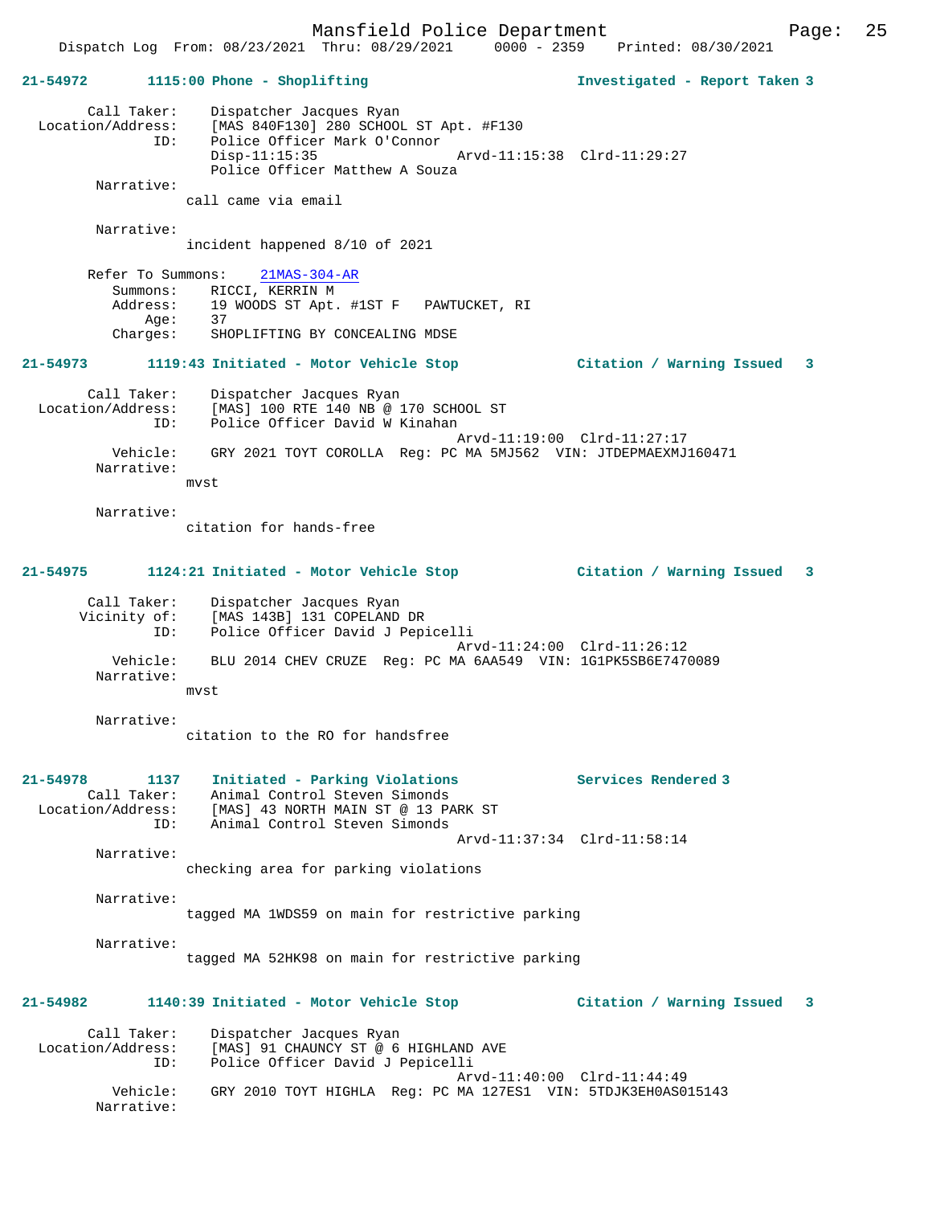**21-54972** 1115:00 Phone - Shoplifting **Investigated - Report Taken 3**

Call Taker: Dispatcher Jacques Ryan
Location/Address: [MAS 840F130] 280 SCHOOL ST Apt. #F130
ID: Police Officer Mark O'Connor
Disp-11:15:35 Arvd-11:15:38 Clrd-11:29:27
Police Officer Matthew A Souza

Narrative:
call came via email

Narrative:
incident happened 8/10 of 2021

Refer To Summons: 21MAS-304-AR
Summons: RICCI, KERRIN M
Address: 19 WOODS ST Apt. #1ST F PAWTUCKET, RI
Age: 37
Charges: SHOPLIFTING BY CONCEALING MDSE

**21-54973** 1119:43 Initiated - Motor Vehicle Stop **Citation / Warning Issued 3**

Call Taker: Dispatcher Jacques Ryan
Location/Address: [MAS] 100 RTE 140 NB @ 170 SCHOOL ST
ID: Police Officer David W Kinahan
Arvd-11:19:00 Clrd-11:27:17
Vehicle: GRY 2021 TOYT COROLLA Reg: PC MA 5MJ562 VIN: JTDEPMAEXMJ160471

Narrative:
mvst

Narrative:
citation for hands-free

**21-54975** 1124:21 Initiated - Motor Vehicle Stop **Citation / Warning Issued 3**

Call Taker: Dispatcher Jacques Ryan
Vicinity of: [MAS 143B] 131 COPELAND DR
ID: Police Officer David J Pepicelli
Arvd-11:24:00 Clrd-11:26:12
Vehicle: BLU 2014 CHEV CRUZE Reg: PC MA 6AA549 VIN: 1G1PK5SB6E7470089

Narrative:
mvst

Narrative:
citation to the RO for handsfree

**21-54978** 1137 Initiated - Parking Violations **Services Rendered 3**

Call Taker: Animal Control Steven Simonds
Location/Address: [MAS] 43 NORTH MAIN ST @ 13 PARK ST
ID: Animal Control Steven Simonds
Arvd-11:37:34 Clrd-11:58:14

Narrative:
checking area for parking violations

Narrative:
tagged MA 1WDS59 on main for restrictive parking

Narrative:
tagged MA 52HK98 on main for restrictive parking

**21-54982** 1140:39 Initiated - Motor Vehicle Stop **Citation / Warning Issued 3**

Call Taker: Dispatcher Jacques Ryan
Location/Address: [MAS] 91 CHAUNCY ST @ 6 HIGHLAND AVE
ID: Police Officer David J Pepicelli
Arvd-11:40:00 Clrd-11:44:49
Vehicle: GRY 2010 TOYT HIGHLA Reg: PC MA 127ES1 VIN: 5TDJK3EH0AS015143

Narrative: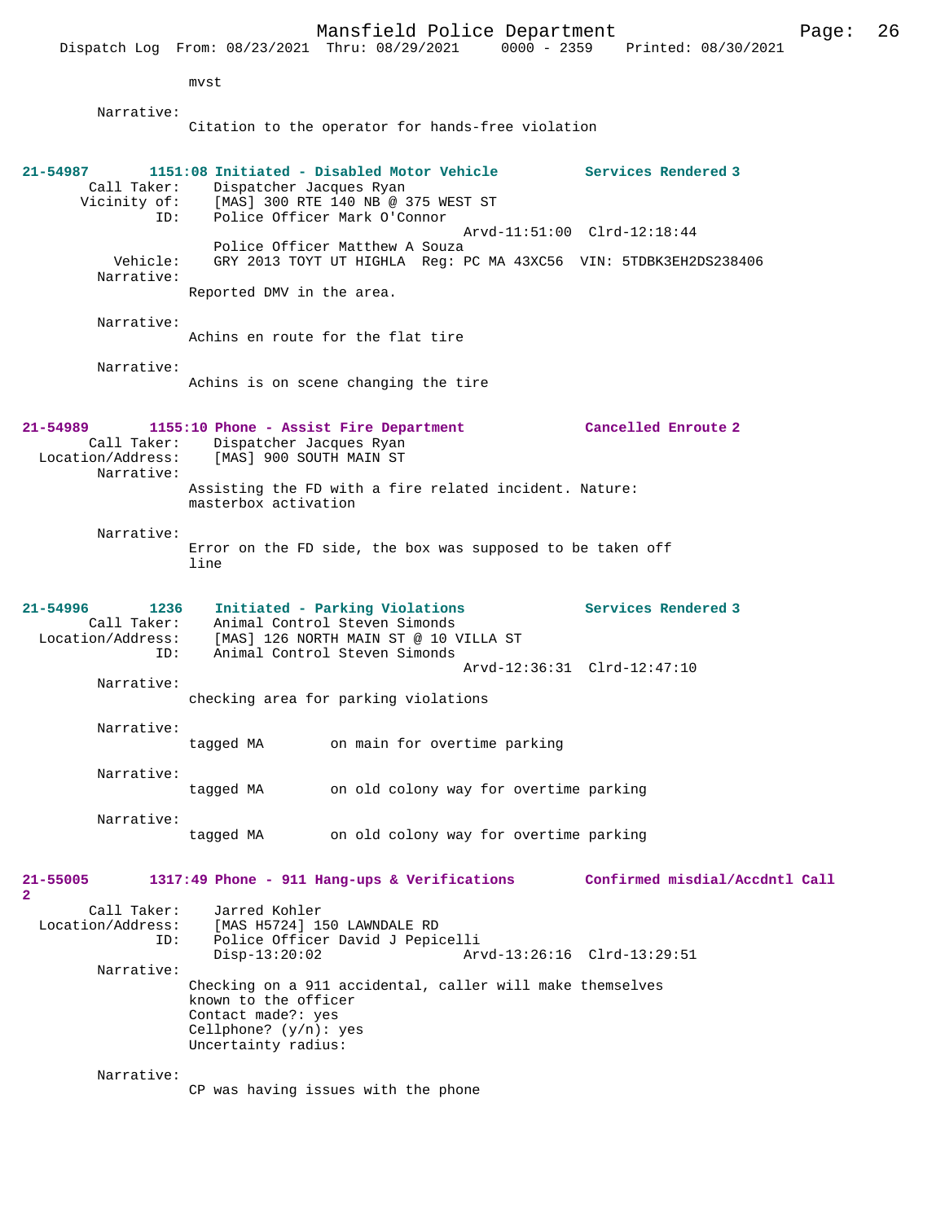mvst

Narrative:
Citation to the operator for hands-free violation

**21-54987 1151:08 Initiated - Disabled Motor Vehicle Services Rendered 3**

Call Taker: Dispatcher Jacques Ryan
Vicinity of: [MAS] 300 RTE 140 NB @ 375 WEST ST
ID: Police Officer Mark O'Connor
Arvd-11:51:00 Clrd-12:18:44
Police Officer Matthew A Souza
Vehicle: GRY 2013 TOYT UT HIGHLA Reg: PC MA 43XC56 VIN: 5TDBK3EH2DS238406

Narrative:
Reported DMV in the area.

Narrative:
Achins en route for the flat tire

Narrative:
Achins is on scene changing the tire

**21-54989 1155:10 Phone - Assist Fire Department Cancelled Enroute 2**

Call Taker: Dispatcher Jacques Ryan
Location/Address: [MAS] 900 SOUTH MAIN ST

Narrative:
Assisting the FD with a fire related incident. Nature: masterbox activation

Narrative:
Error on the FD side, the box was supposed to be taken off line

**21-54996 1236 Initiated - Parking Violations Services Rendered 3**

Call Taker: Animal Control Steven Simonds
Location/Address: [MAS] 126 NORTH MAIN ST @ 10 VILLA ST
ID: Animal Control Steven Simonds
Arvd-12:36:31 Clrd-12:47:10

Narrative:
checking area for parking violations

Narrative:
tagged MA on main for overtime parking

Narrative:
tagged MA on old colony way for overtime parking

Narrative:
tagged MA on old colony way for overtime parking

**21-55005 1317:49 Phone - 911 Hang-ups & Verifications Confirmed misdial/Accdntl Call 2**

Call Taker: Jarred Kohler
Location/Address: [MAS H5724] 150 LAWNDALE RD
ID: Police Officer David J Pepicelli
Disp-13:20:02 Arvd-13:26:16 Clrd-13:29:51

Narrative:
Checking on a 911 accidental, caller will make themselves known to the officer
Contact made?: yes
Cellphone? (y/n): yes
Uncertainty radius:

Narrative:
CP was having issues with the phone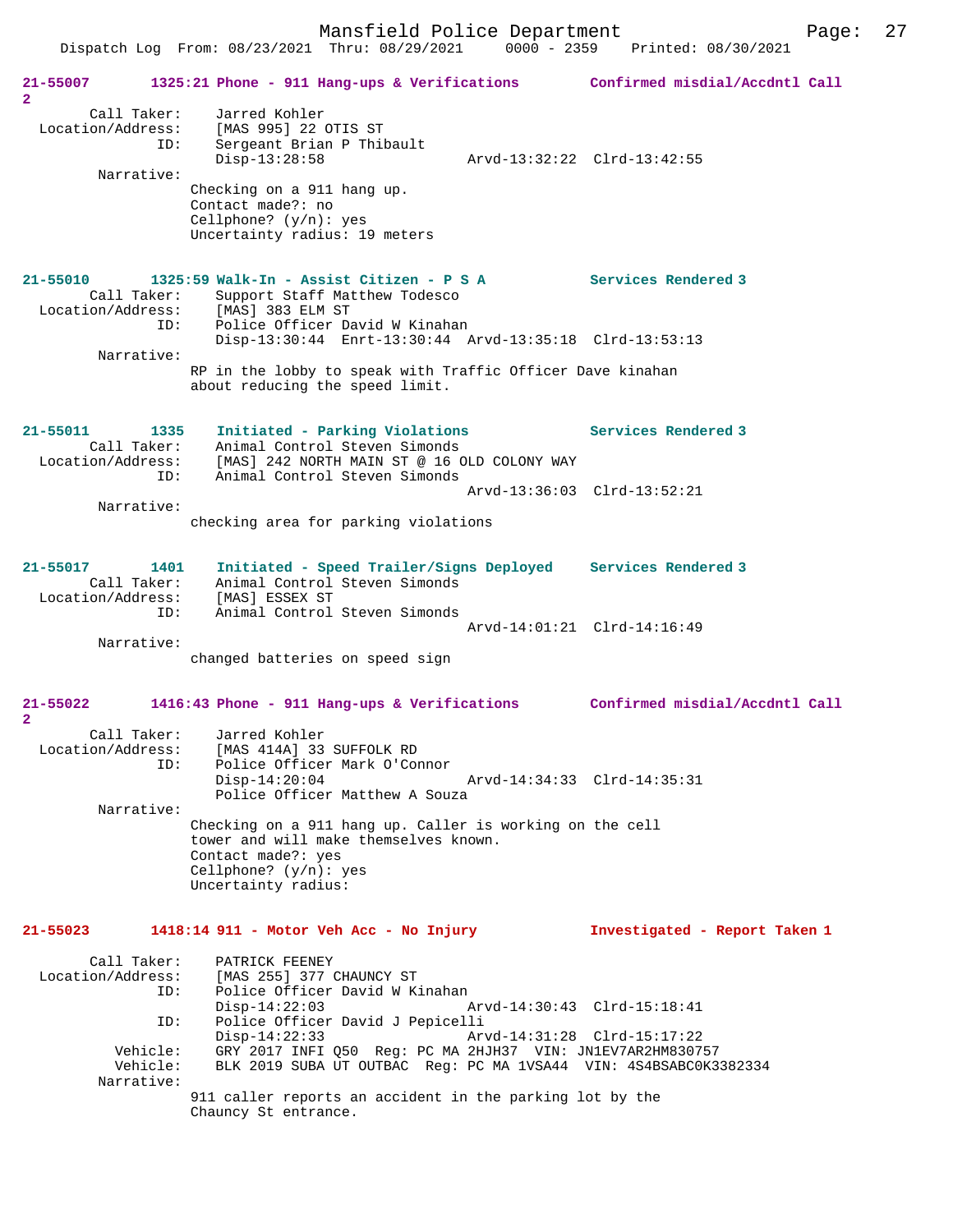**21-55007 1325:21 Phone - 911 Hang-ups & Verifications — Confirmed misdial/Accdntl Call 2**

```
        Call Taker:    Jarred Kohler
  Location/Address:    [MAS 995] 22 OTIS ST
                ID:    Sergeant Brian P Thibault
                       Disp-13:28:58                Arvd-13:32:22  Clrd-13:42:55
         Narrative:
                       Checking on a 911 hang up.
                       Contact made?: no
                       Cellphone? (y/n): yes
                       Uncertainty radius: 19 meters
```

**21-55010 1325:59 Walk-In - Assist Citizen - P S A — Services Rendered 3**

```
        Call Taker:    Support Staff Matthew Todesco
  Location/Address:    [MAS] 383 ELM ST
                ID:    Police Officer David W Kinahan
                       Disp-13:30:44  Enrt-13:30:44  Arvd-13:35:18  Clrd-13:53:13
         Narrative:
                       RP in the lobby to speak with Traffic Officer Dave kinahan
                       about reducing the speed limit.
```

**21-55011 1335 Initiated - Parking Violations — Services Rendered 3**

```
        Call Taker:    Animal Control Steven Simonds
  Location/Address:    [MAS] 242 NORTH MAIN ST @ 16 OLD COLONY WAY
                ID:    Animal Control Steven Simonds
                                                    Arvd-13:36:03  Clrd-13:52:21
         Narrative:
                       checking area for parking violations
```

**21-55017 1401 Initiated - Speed Trailer/Signs Deployed — Services Rendered 3**

```
        Call Taker:    Animal Control Steven Simonds
  Location/Address:    [MAS] ESSEX ST
                ID:    Animal Control Steven Simonds
                                                    Arvd-14:01:21  Clrd-14:16:49
         Narrative:
                       changed batteries on speed sign
```

**21-55022 1416:43 Phone - 911 Hang-ups & Verifications — Confirmed misdial/Accdntl Call 2**

```
        Call Taker:    Jarred Kohler
  Location/Address:    [MAS 414A] 33 SUFFOLK RD
                ID:    Police Officer Mark O'Connor
                       Disp-14:20:04                Arvd-14:34:33  Clrd-14:35:31
                       Police Officer Matthew A Souza
         Narrative:
                       Checking on a 911 hang up. Caller is working on the cell
                       tower and will make themselves known.
                       Contact made?: yes
                       Cellphone? (y/n): yes
                       Uncertainty radius:
```

**21-55023 1418:14 911 - Motor Veh Acc - No Injury — Investigated - Report Taken 1**

```
        Call Taker:    PATRICK FEENEY
  Location/Address:    [MAS 255] 377 CHAUNCY ST
                ID:    Police Officer David W Kinahan
                       Disp-14:22:03                Arvd-14:30:43  Clrd-15:18:41
                ID:    Police Officer David J Pepicelli
                       Disp-14:22:33                Arvd-14:31:28  Clrd-15:17:22
           Vehicle:    GRY 2017 INFI Q50  Reg: PC MA 2HJH37  VIN: JN1EV7AR2HM830757
           Vehicle:    BLK 2019 SUBA UT OUTBAC  Reg: PC MA 1VSA44  VIN: 4S4BSABC0K3382334
         Narrative:
                       911 caller reports an accident in the parking lot by the
                       Chauncy St entrance.
```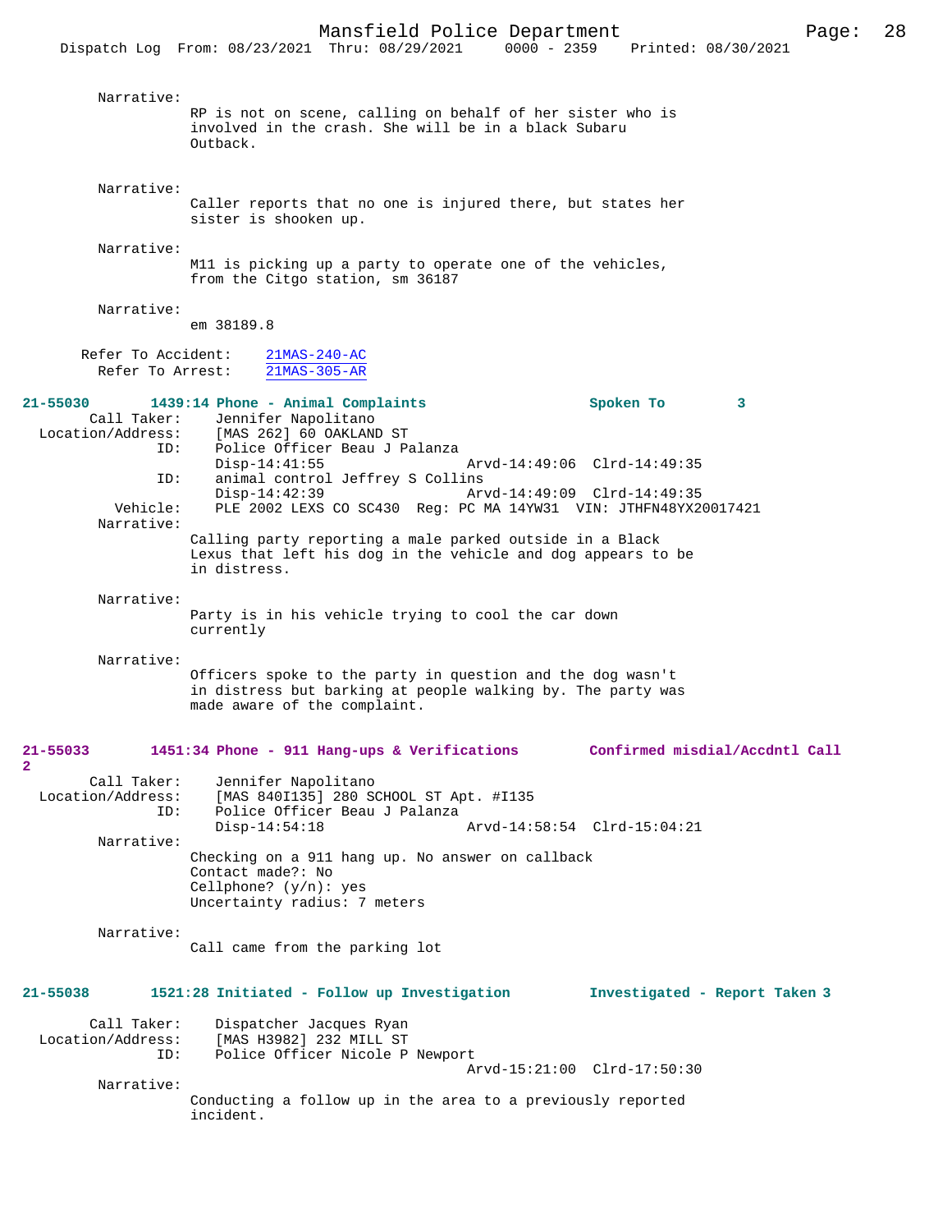Narrative:

RP is not on scene, calling on behalf of her sister who is involved in the crash. She will be in a black Subaru Outback.

Narrative:

Caller reports that no one is injured there, but states her sister is shooken up.

Narrative:

M11 is picking up a party to operate one of the vehicles, from the Citgo station, sm 36187

Narrative:

em 38189.8

Refer To Accident: 21MAS-240-AC
Refer To Arrest: 21MAS-305-AR

**21-55030 1439:14 Phone - Animal Complaints Spoken To 3**

Call Taker: Jennifer Napolitano
Location/Address: [MAS 262] 60 OAKLAND ST
ID: Police Officer Beau J Palanza
Disp-14:41:55 Arvd-14:49:06 Clrd-14:49:35
ID: animal control Jeffrey S Collins
Disp-14:42:39 Arvd-14:49:09 Clrd-14:49:35
Vehicle: PLE 2002 LEXS CO SC430 Reg: PC MA 14YW31 VIN: JTHFN48YX20017421
Narrative:

Calling party reporting a male parked outside in a Black Lexus that left his dog in the vehicle and dog appears to be in distress.

Narrative:

Party is in his vehicle trying to cool the car down currently

Narrative:

Officers spoke to the party in question and the dog wasn't in distress but barking at people walking by. The party was made aware of the complaint.

**21-55033 1451:34 Phone - 911 Hang-ups & Verifications Confirmed misdial/Accdntl Call 2**

Call Taker: Jennifer Napolitano
Location/Address: [MAS 840I135] 280 SCHOOL ST Apt. #I135
ID: Police Officer Beau J Palanza
Disp-14:54:18 Arvd-14:58:54 Clrd-15:04:21
Narrative:

Checking on a 911 hang up. No answer on callback
Contact made?: No
Cellphone? (y/n): yes
Uncertainty radius: 7 meters

Narrative:

Call came from the parking lot

**21-55038 1521:28 Initiated - Follow up Investigation Investigated - Report Taken 3**

Call Taker: Dispatcher Jacques Ryan
Location/Address: [MAS H3982] 232 MILL ST
ID: Police Officer Nicole P Newport
Arvd-15:21:00 Clrd-17:50:30
Narrative:

Conducting a follow up in the area to a previously reported incident.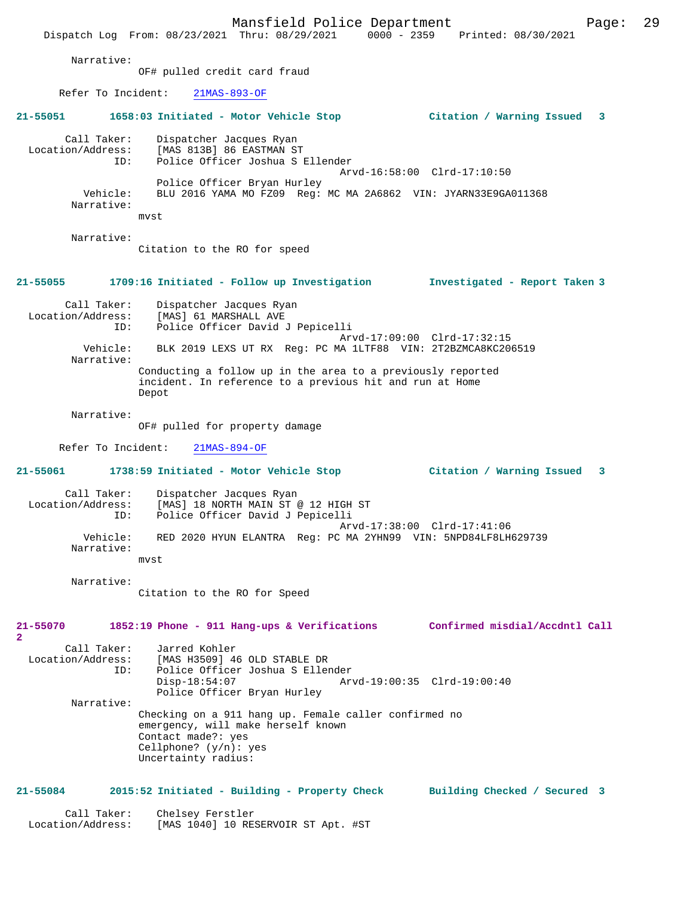Narrative:
OF# pulled credit card fraud

Refer To Incident: 21MAS-893-OF

**21-55051 1658:03 Initiated - Motor Vehicle Stop Citation / Warning Issued 3**

Call Taker: Dispatcher Jacques Ryan
Location/Address: [MAS 813B] 86 EASTMAN ST
ID: Police Officer Joshua S Ellender
Arvd-16:58:00 Clrd-17:10:50
Police Officer Bryan Hurley
Vehicle: BLU 2016 YAMA MO FZ09 Reg: MC MA 2A6862 VIN: JYARN33E9GA011368
Narrative:
mvst

Narrative:
Citation to the RO for speed

**21-55055 1709:16 Initiated - Follow up Investigation Investigated - Report Taken 3**

Call Taker: Dispatcher Jacques Ryan
Location/Address: [MAS] 61 MARSHALL AVE
ID: Police Officer David J Pepicelli
Arvd-17:09:00 Clrd-17:32:15
Vehicle: BLK 2019 LEXS UT RX Reg: PC MA 1LTF88 VIN: 2T2BZMCA8KC206519
Narrative:
Conducting a follow up in the area to a previously reported incident. In reference to a previous hit and run at Home Depot

Narrative:
OF# pulled for property damage

Refer To Incident: 21MAS-894-OF

**21-55061 1738:59 Initiated - Motor Vehicle Stop Citation / Warning Issued 3**

Call Taker: Dispatcher Jacques Ryan
Location/Address: [MAS] 18 NORTH MAIN ST @ 12 HIGH ST
ID: Police Officer David J Pepicelli
Arvd-17:38:00 Clrd-17:41:06
Vehicle: RED 2020 HYUN ELANTRA Reg: PC MA 2YHN99 VIN: 5NPD84LF8LH629739
Narrative:
mvst

Narrative:
Citation to the RO for Speed

**21-55070 1852:19 Phone - 911 Hang-ups & Verifications Confirmed misdial/Accdntl Call 2**

Call Taker: Jarred Kohler
Location/Address: [MAS H3509] 46 OLD STABLE DR
ID: Police Officer Joshua S Ellender
Disp-18:54:07 Arvd-19:00:35 Clrd-19:00:40
Police Officer Bryan Hurley
Narrative:
Checking on a 911 hang up. Female caller confirmed no emergency, will make herself known
Contact made?: yes
Cellphone? (y/n): yes
Uncertainty radius:

**21-55084 2015:52 Initiated - Building - Property Check Building Checked / Secured 3**

Call Taker: Chelsey Ferstler
Location/Address: [MAS 1040] 10 RESERVOIR ST Apt. #ST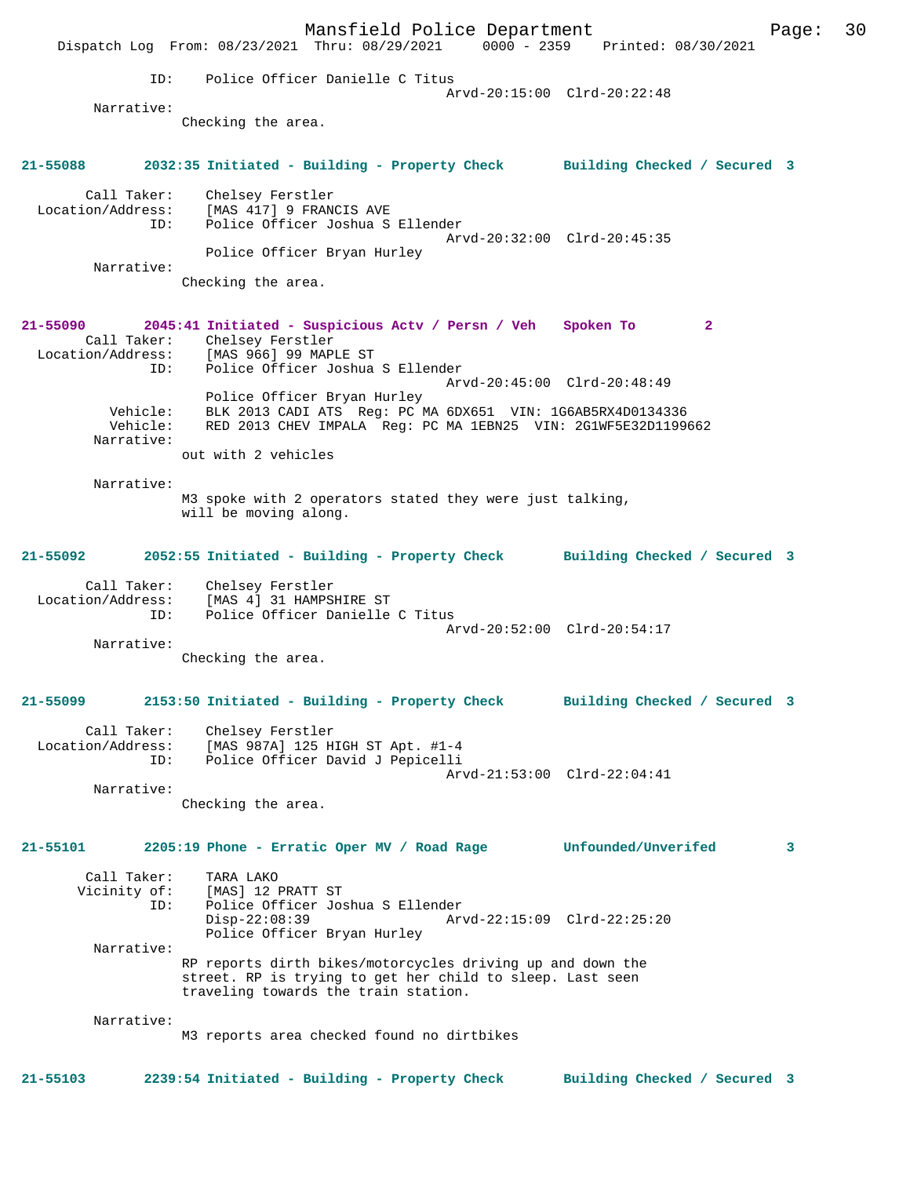ID: Police Officer Danielle C Titus
Arvd-20:15:00 Clrd-20:22:48

Narrative:
Checking the area.

**21-55088 2032:35 Initiated - Building - Property Check Building Checked / Secured 3**

Call Taker: Chelsey Ferstler
Location/Address: [MAS 417] 9 FRANCIS AVE
ID: Police Officer Joshua S Ellender
Arvd-20:32:00 Clrd-20:45:35
Police Officer Bryan Hurley

Narrative:
Checking the area.

**21-55090 2045:41 Initiated - Suspicious Actv / Persn / Veh Spoken To 2**

Call Taker: Chelsey Ferstler
Location/Address: [MAS 966] 99 MAPLE ST
ID: Police Officer Joshua S Ellender
Arvd-20:45:00 Clrd-20:48:49
Police Officer Bryan Hurley
Vehicle: BLK 2013 CADI ATS Reg: PC MA 6DX651 VIN: 1G6AB5RX4D0134336
Vehicle: RED 2013 CHEV IMPALA Reg: PC MA 1EBN25 VIN: 2G1WF5E32D1199662

Narrative:
out with 2 vehicles

Narrative:
M3 spoke with 2 operators stated they were just talking, will be moving along.

**21-55092 2052:55 Initiated - Building - Property Check Building Checked / Secured 3**

Call Taker: Chelsey Ferstler
Location/Address: [MAS 4] 31 HAMPSHIRE ST
ID: Police Officer Danielle C Titus
Arvd-20:52:00 Clrd-20:54:17

Narrative:
Checking the area.

**21-55099 2153:50 Initiated - Building - Property Check Building Checked / Secured 3**

Call Taker: Chelsey Ferstler
Location/Address: [MAS 987A] 125 HIGH ST Apt. #1-4
ID: Police Officer David J Pepicelli
Arvd-21:53:00 Clrd-22:04:41

Narrative:
Checking the area.

**21-55101 2205:19 Phone - Erratic Oper MV / Road Rage Unfounded/Unverifed 3**

Call Taker: TARA LAKO
Vicinity of: [MAS] 12 PRATT ST
ID: Police Officer Joshua S Ellender
Disp-22:08:39 Arvd-22:15:09 Clrd-22:25:20
Police Officer Bryan Hurley

Narrative:
RP reports dirth bikes/motorcycles driving up and down the street. RP is trying to get her child to sleep. Last seen traveling towards the train station.

Narrative:
M3 reports area checked found no dirtbikes

**21-55103 2239:54 Initiated - Building - Property Check Building Checked / Secured 3**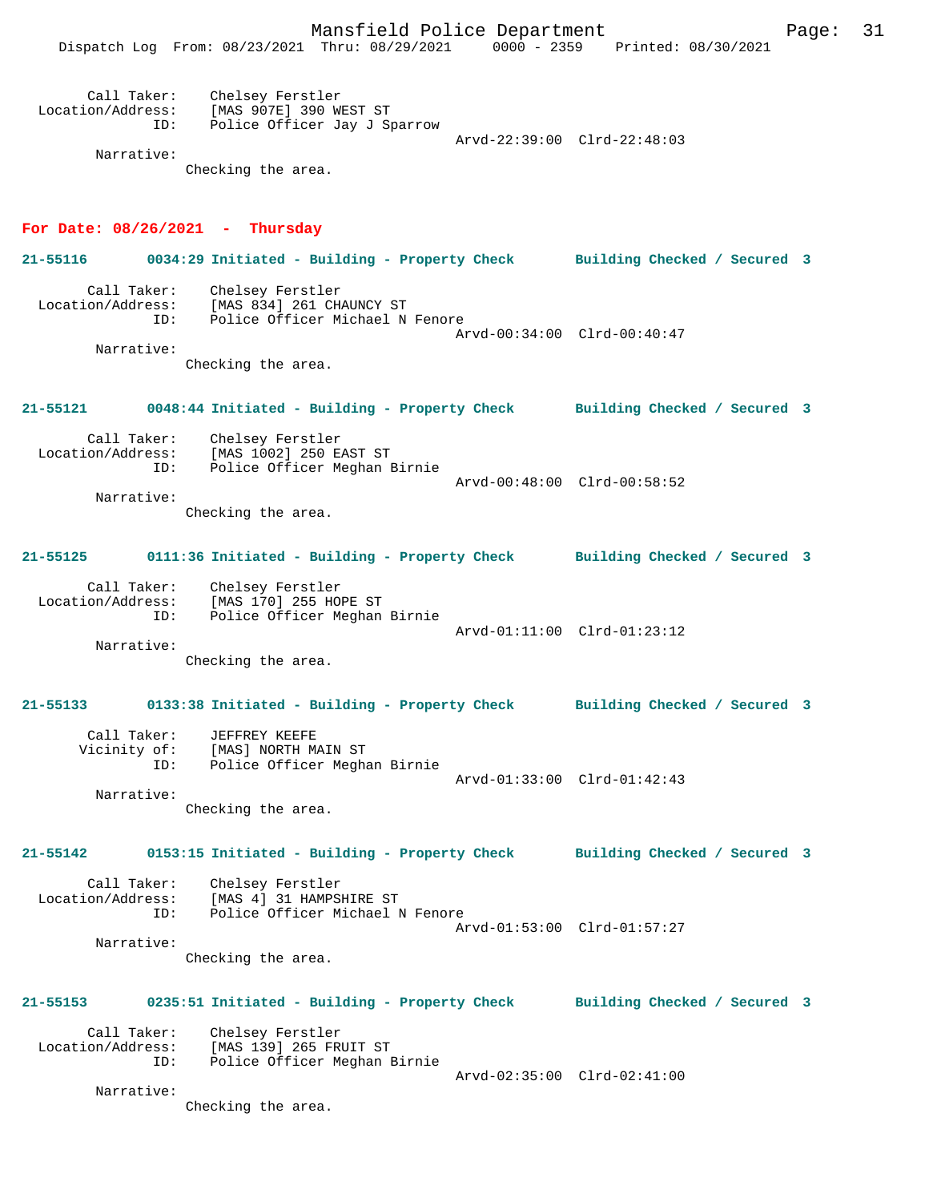Call Taker: Chelsey Ferstler
Location/Address: [MAS 907E] 390 WEST ST
ID: Police Officer Jay J Sparrow
Arvd-22:39:00 Clrd-22:48:03
Narrative:
Checking the area.

## For Date: 08/26/2021 - Thursday

**21-55116 0034:29 Initiated - Building - Property Check Building Checked / Secured 3**

Call Taker: Chelsey Ferstler
Location/Address: [MAS 834] 261 CHAUNCY ST
ID: Police Officer Michael N Fenore
Arvd-00:34:00 Clrd-00:40:47
Narrative:
Checking the area.

**21-55121 0048:44 Initiated - Building - Property Check Building Checked / Secured 3**

Call Taker: Chelsey Ferstler
Location/Address: [MAS 1002] 250 EAST ST
ID: Police Officer Meghan Birnie
Arvd-00:48:00 Clrd-00:58:52
Narrative:
Checking the area.

**21-55125 0111:36 Initiated - Building - Property Check Building Checked / Secured 3**

Call Taker: Chelsey Ferstler
Location/Address: [MAS 170] 255 HOPE ST
ID: Police Officer Meghan Birnie
Arvd-01:11:00 Clrd-01:23:12
Narrative:
Checking the area.

**21-55133 0133:38 Initiated - Building - Property Check Building Checked / Secured 3**

Call Taker: JEFFREY KEEFE
Vicinity of: [MAS] NORTH MAIN ST
ID: Police Officer Meghan Birnie
Arvd-01:33:00 Clrd-01:42:43
Narrative:
Checking the area.

**21-55142 0153:15 Initiated - Building - Property Check Building Checked / Secured 3**

Call Taker: Chelsey Ferstler
Location/Address: [MAS 4] 31 HAMPSHIRE ST
ID: Police Officer Michael N Fenore
Arvd-01:53:00 Clrd-01:57:27
Narrative:
Checking the area.

**21-55153 0235:51 Initiated - Building - Property Check Building Checked / Secured 3**

Call Taker: Chelsey Ferstler
Location/Address: [MAS 139] 265 FRUIT ST
ID: Police Officer Meghan Birnie
Arvd-02:35:00 Clrd-02:41:00
Narrative:
Checking the area.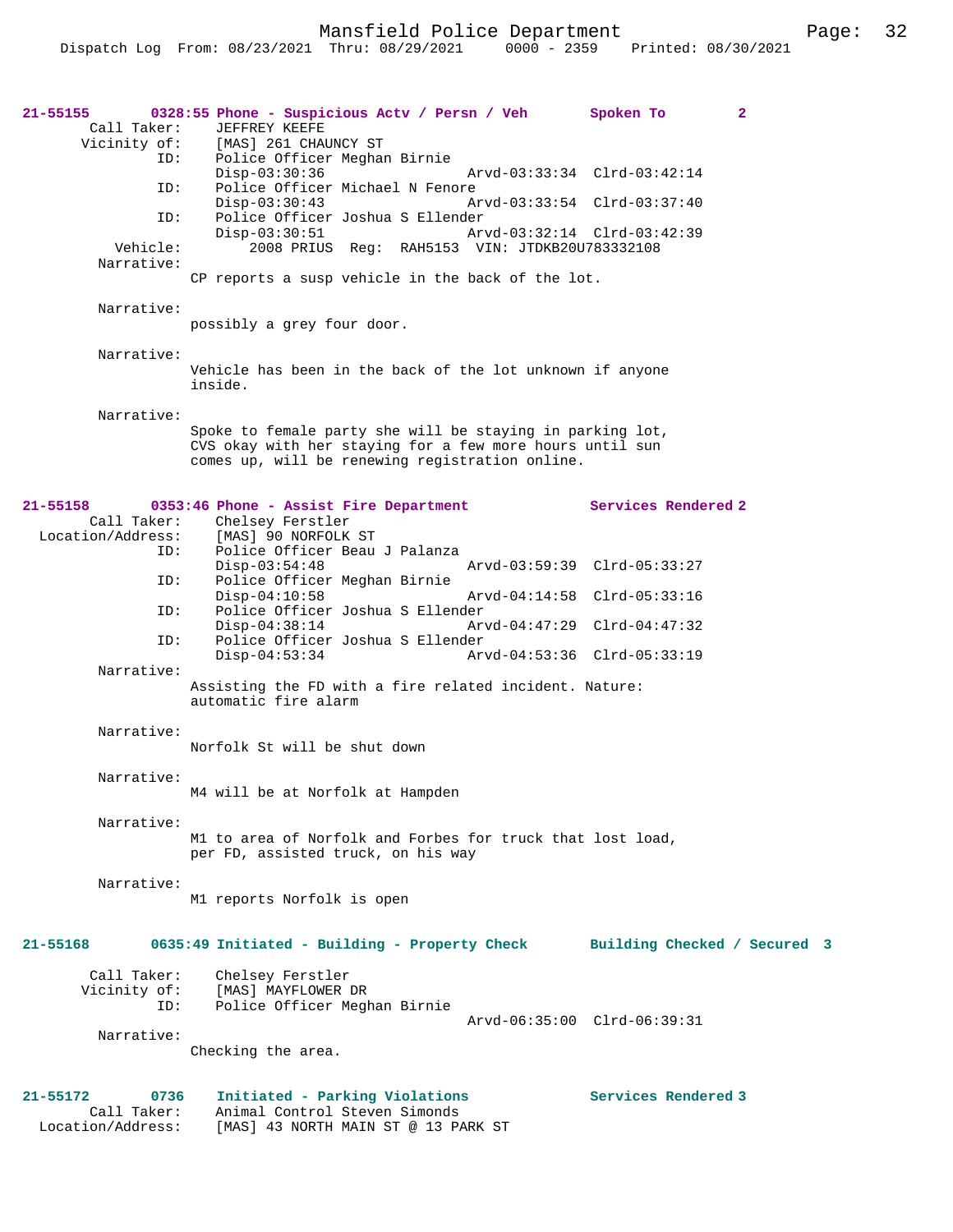**21-55155 0328:55 Phone - Suspicious Actv / Persn / Veh — Spoken To 2**

```
        Call Taker:    JEFFREY KEEFE
       Vicinity of:    [MAS] 261 CHAUNCY ST
               ID:     Police Officer Meghan Birnie
                       Disp-03:30:36              Arvd-03:33:34  Clrd-03:42:14
               ID:     Police Officer Michael N Fenore
                       Disp-03:30:43              Arvd-03:33:54  Clrd-03:37:40
               ID:     Police Officer Joshua S Ellender
                       Disp-03:30:51              Arvd-03:32:14  Clrd-03:42:39
          Vehicle:        2008 PRIUS  Reg:  RAH5153  VIN: JTDKB20U783332108
        Narrative:
                    CP reports a susp vehicle in the back of the lot.

        Narrative:
                    possibly a grey four door.

        Narrative:
                    Vehicle has been in the back of the lot unknown if anyone
                    inside.

        Narrative:
                    Spoke to female party she will be staying in parking lot,
                    CVS okay with her staying for a few more hours until sun
                    comes up, will be renewing registration online.
```

**21-55158 0353:46 Phone - Assist Fire Department — Services Rendered 2**

```
        Call Taker:    Chelsey Ferstler
  Location/Address:    [MAS] 90 NORFOLK ST
               ID:     Police Officer Beau J Palanza
                       Disp-03:54:48              Arvd-03:59:39  Clrd-05:33:27
               ID:     Police Officer Meghan Birnie
                       Disp-04:10:58              Arvd-04:14:58  Clrd-05:33:16
               ID:     Police Officer Joshua S Ellender
                       Disp-04:38:14              Arvd-04:47:29  Clrd-04:47:32
               ID:     Police Officer Joshua S Ellender
                       Disp-04:53:34              Arvd-04:53:36  Clrd-05:33:19
        Narrative:
                    Assisting the FD with a fire related incident. Nature:
                    automatic fire alarm

        Narrative:
                    Norfolk St will be shut down

        Narrative:
                    M4 will be at Norfolk at Hampden

        Narrative:
                    M1 to area of Norfolk and Forbes for truck that lost load,
                    per FD, assisted truck, on his way

        Narrative:
                    M1 reports Norfolk is open
```

**21-55168 0635:49 Initiated - Building - Property Check — Building Checked / Secured 3**

```
        Call Taker:    Chelsey Ferstler
       Vicinity of:    [MAS] MAYFLOWER DR
               ID:     Police Officer Meghan Birnie
                                                  Arvd-06:35:00  Clrd-06:39:31
        Narrative:
                    Checking the area.
```

**21-55172 0736 Initiated - Parking Violations — Services Rendered 3**

```
        Call Taker:    Animal Control Steven Simonds
  Location/Address:    [MAS] 43 NORTH MAIN ST @ 13 PARK ST
```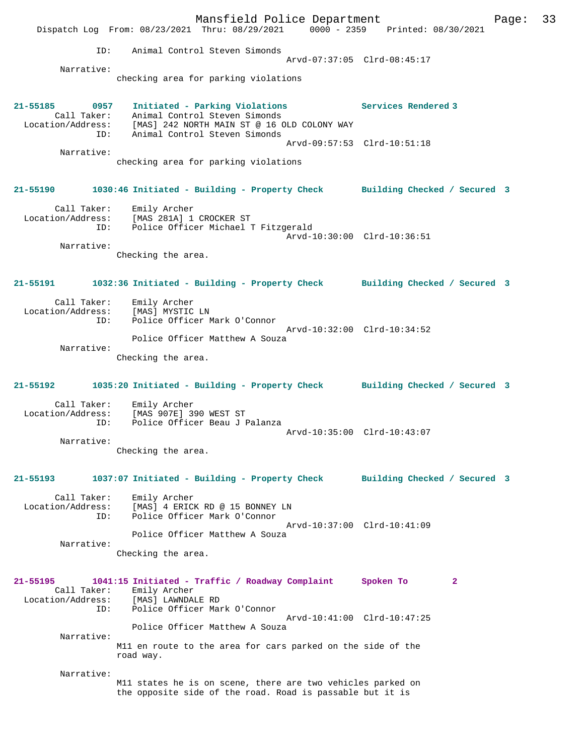ID: Animal Control Steven Simonds
Arvd-07:37:05 Clrd-08:45:17

Narrative:
checking area for parking violations

**21-55185 0957 Initiated - Parking Violations Services Rendered 3**

Call Taker: Animal Control Steven Simonds
Location/Address: [MAS] 242 NORTH MAIN ST @ 16 OLD COLONY WAY
ID: Animal Control Steven Simonds
Arvd-09:57:53 Clrd-10:51:18

Narrative:
checking area for parking violations

**21-55190 1030:46 Initiated - Building - Property Check Building Checked / Secured 3**

Call Taker: Emily Archer
Location/Address: [MAS 281A] 1 CROCKER ST
ID: Police Officer Michael T Fitzgerald
Arvd-10:30:00 Clrd-10:36:51

Narrative:
Checking the area.

**21-55191 1032:36 Initiated - Building - Property Check Building Checked / Secured 3**

Call Taker: Emily Archer
Location/Address: [MAS] MYSTIC LN
ID: Police Officer Mark O'Connor
Arvd-10:32:00 Clrd-10:34:52
Police Officer Matthew A Souza

Narrative:
Checking the area.

**21-55192 1035:20 Initiated - Building - Property Check Building Checked / Secured 3**

Call Taker: Emily Archer
Location/Address: [MAS 907E] 390 WEST ST
ID: Police Officer Beau J Palanza
Arvd-10:35:00 Clrd-10:43:07

Narrative:
Checking the area.

**21-55193 1037:07 Initiated - Building - Property Check Building Checked / Secured 3**

Call Taker: Emily Archer
Location/Address: [MAS] 4 ERICK RD @ 15 BONNEY LN
ID: Police Officer Mark O'Connor
Arvd-10:37:00 Clrd-10:41:09
Police Officer Matthew A Souza

Narrative:
Checking the area.

**21-55195 1041:15 Initiated - Traffic / Roadway Complaint Spoken To 2**

Call Taker: Emily Archer
Location/Address: [MAS] LAWNDALE RD
ID: Police Officer Mark O'Connor
Arvd-10:41:00 Clrd-10:47:25
Police Officer Matthew A Souza

Narrative:
M11 en route to the area for cars parked on the side of the road way.

Narrative:
M11 states he is on scene, there are two vehicles parked on the opposite side of the road. Road is passable but it is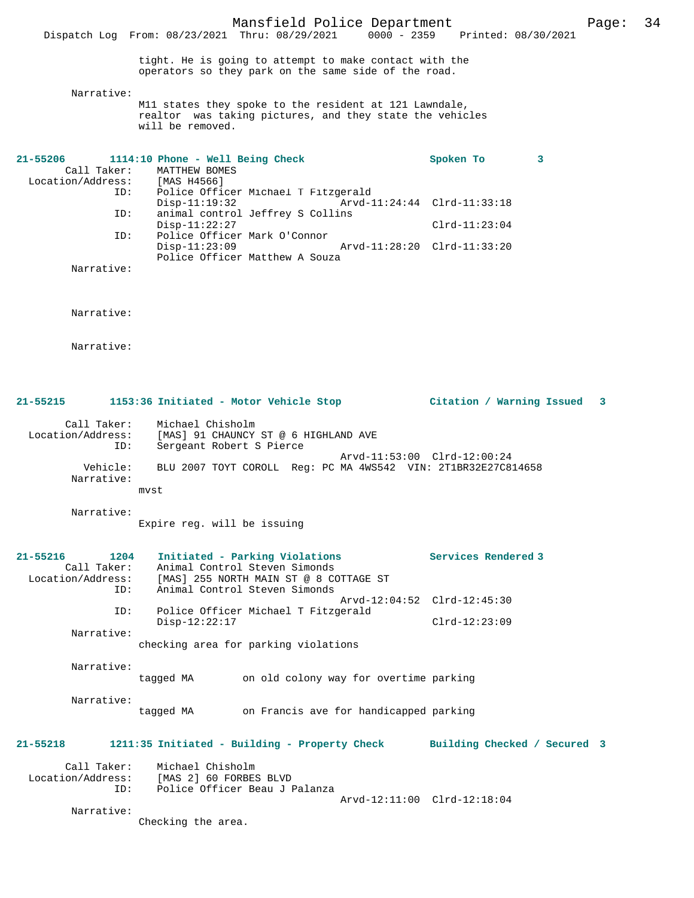tight. He is going to attempt to make contact with the operators so they park on the same side of the road.

Narrative:
M11 states they spoke to the resident at 121 Lawndale, realtor was taking pictures, and they state the vehicles will be removed.

**21-55206 1114:10 Phone - Well Being Check — Spoken To 3**

Call Taker: MATTHEW BOMES
Location/Address: [MAS H4566]
ID: Police Officer Michael T Fitzgerald
Disp-11:19:32 Arvd-11:24:44 Clrd-11:33:18
ID: animal control Jeffrey S Collins
Disp-11:22:27 Clrd-11:23:04
ID: Police Officer Mark O'Connor
Disp-11:23:09 Arvd-11:28:20 Clrd-11:33:20
Police Officer Matthew A Souza

Narrative:

Narrative:

Narrative:

**21-55215 1153:36 Initiated - Motor Vehicle Stop — Citation / Warning Issued 3**

Call Taker: Michael Chisholm
Location/Address: [MAS] 91 CHAUNCY ST @ 6 HIGHLAND AVE
ID: Sergeant Robert S Pierce
Arvd-11:53:00 Clrd-12:00:24
Vehicle: BLU 2007 TOYT COROLL Reg: PC MA 4WS542 VIN: 2T1BR32E27C814658

Narrative:
mvst

Narrative:
Expire reg. will be issuing

**21-55216 1204 Initiated - Parking Violations — Services Rendered 3**

Call Taker: Animal Control Steven Simonds
Location/Address: [MAS] 255 NORTH MAIN ST @ 8 COTTAGE ST
ID: Animal Control Steven Simonds
Arvd-12:04:52 Clrd-12:45:30
ID: Police Officer Michael T Fitzgerald
Disp-12:22:17 Clrd-12:23:09

Narrative:
checking area for parking violations

Narrative:
tagged MA on old colony way for overtime parking

Narrative:
tagged MA on Francis ave for handicapped parking

**21-55218 1211:35 Initiated - Building - Property Check — Building Checked / Secured 3**

Call Taker: Michael Chisholm
Location/Address: [MAS 2] 60 FORBES BLVD
ID: Police Officer Beau J Palanza
Arvd-12:11:00 Clrd-12:18:04

Narrative:
Checking the area.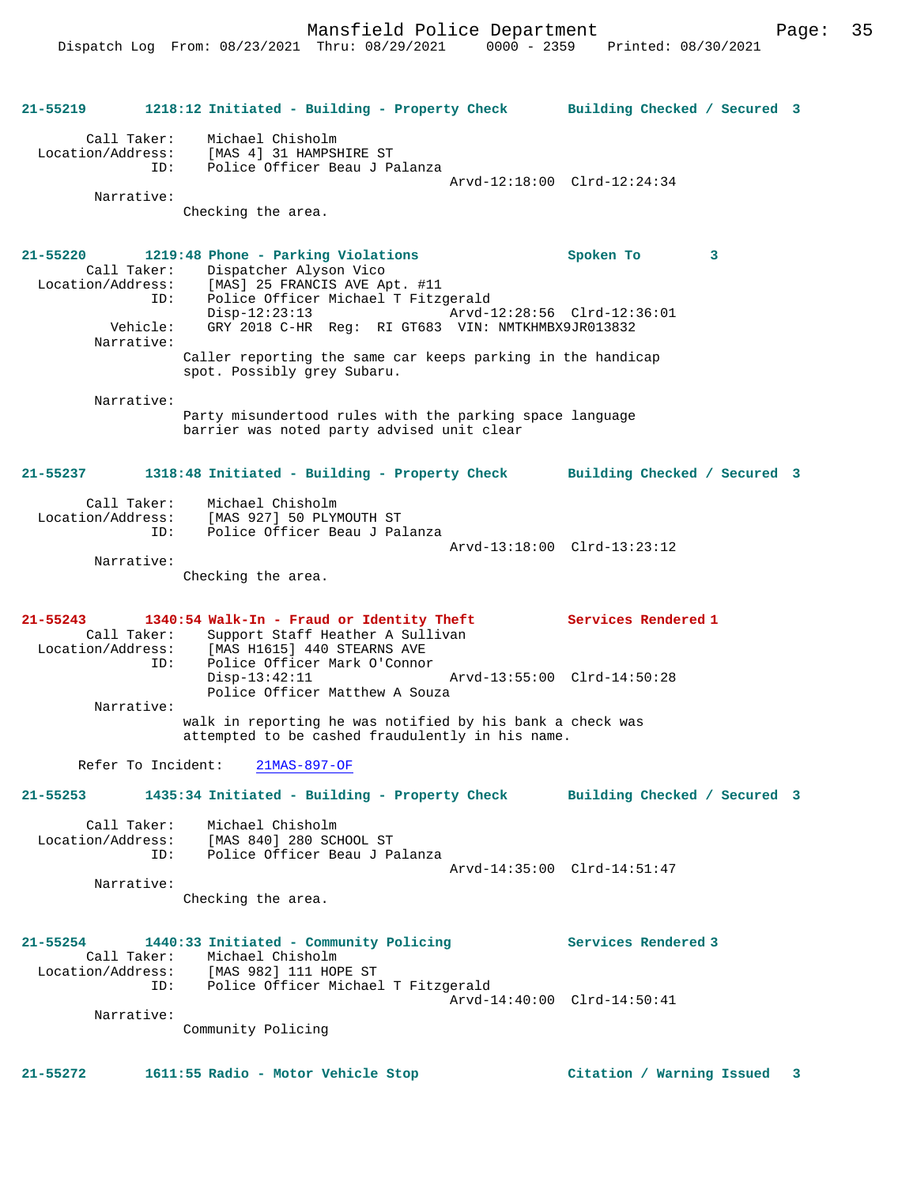**21-55219 1218:12 Initiated - Building - Property Check Building Checked / Secured 3**

Call Taker: Michael Chisholm
Location/Address: [MAS 4] 31 HAMPSHIRE ST
ID: Police Officer Beau J Palanza
Arvd-12:18:00 Clrd-12:24:34
Narrative:
Checking the area.

**21-55220 1219:48 Phone - Parking Violations Spoken To 3**

Call Taker: Dispatcher Alyson Vico
Location/Address: [MAS] 25 FRANCIS AVE Apt. #11
ID: Police Officer Michael T Fitzgerald
Disp-12:23:13 Arvd-12:28:56 Clrd-12:36:01
Vehicle: GRY 2018 C-HR Reg: RI GT683 VIN: NMTKHMBX9JR013832
Narrative:
Caller reporting the same car keeps parking in the handicap spot. Possibly grey Subaru.

Narrative:
Party misundertood rules with the parking space language barrier was noted party advised unit clear

**21-55237 1318:48 Initiated - Building - Property Check Building Checked / Secured 3**

Call Taker: Michael Chisholm
Location/Address: [MAS 927] 50 PLYMOUTH ST
ID: Police Officer Beau J Palanza
Arvd-13:18:00 Clrd-13:23:12
Narrative:
Checking the area.

**21-55243 1340:54 Walk-In - Fraud or Identity Theft Services Rendered 1**

Call Taker: Support Staff Heather A Sullivan
Location/Address: [MAS H1615] 440 STEARNS AVE
ID: Police Officer Mark O'Connor
Disp-13:42:11 Arvd-13:55:00 Clrd-14:50:28
Police Officer Matthew A Souza
Narrative:
walk in reporting he was notified by his bank a check was attempted to be cashed fraudulently in his name.

Refer To Incident: 21MAS-897-OF

**21-55253 1435:34 Initiated - Building - Property Check Building Checked / Secured 3**

Call Taker: Michael Chisholm
Location/Address: [MAS 840] 280 SCHOOL ST
ID: Police Officer Beau J Palanza
Arvd-14:35:00 Clrd-14:51:47
Narrative:
Checking the area.

**21-55254 1440:33 Initiated - Community Policing Services Rendered 3**

Call Taker: Michael Chisholm
Location/Address: [MAS 982] 111 HOPE ST
ID: Police Officer Michael T Fitzgerald
Arvd-14:40:00 Clrd-14:50:41
Narrative:
Community Policing

**21-55272 1611:55 Radio - Motor Vehicle Stop Citation / Warning Issued 3**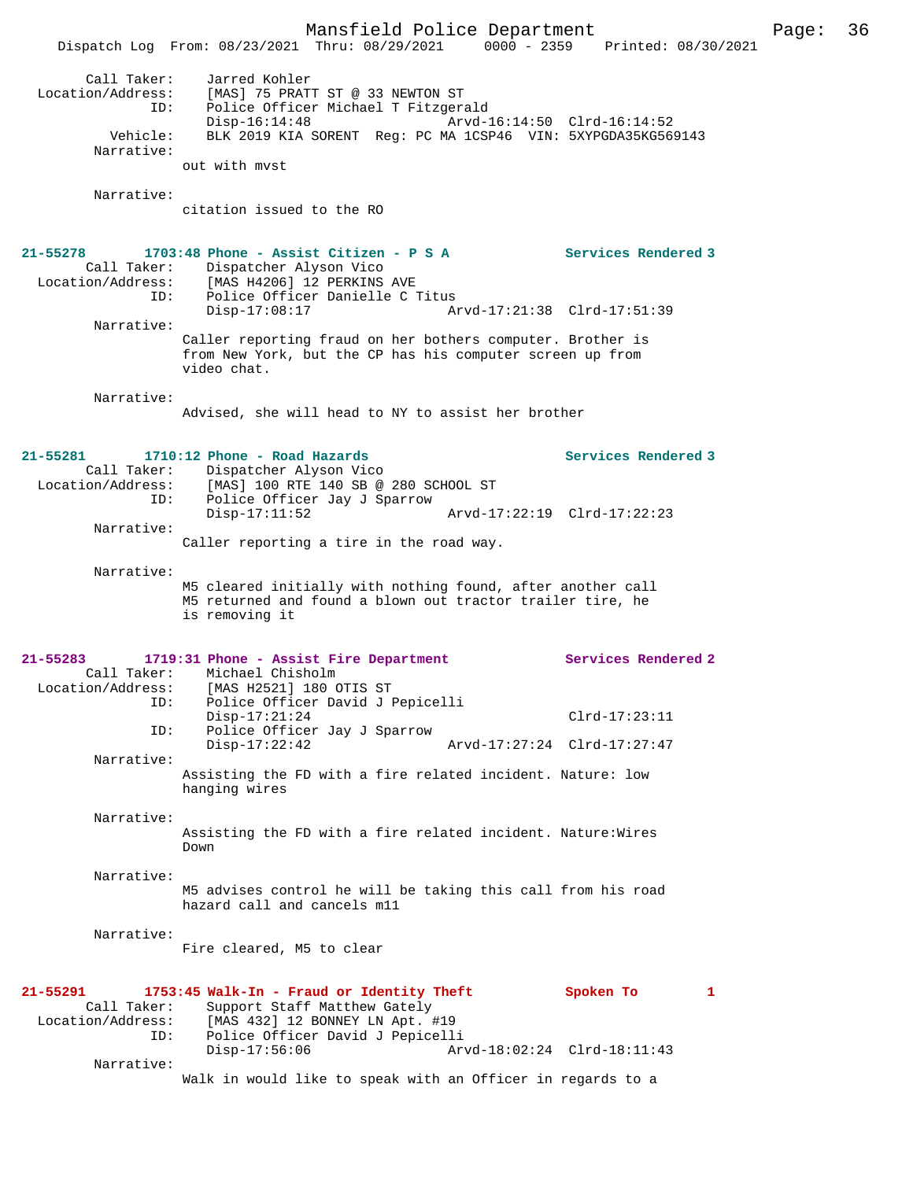Call Taker: Jarred Kohler
Location/Address: [MAS] 75 PRATT ST @ 33 NEWTON ST
ID: Police Officer Michael T Fitzgerald
Disp-16:14:48 Arvd-16:14:50 Clrd-16:14:52
Vehicle: BLK 2019 KIA SORENT Reg: PC MA 1CSP46 VIN: 5XYPGDA35KG569143
Narrative:
out with mvst

Narrative:
citation issued to the RO

**21-55278 1703:48 Phone - Assist Citizen - P S A** **Services Rendered 3**
Call Taker: Dispatcher Alyson Vico
Location/Address: [MAS H4206] 12 PERKINS AVE
ID: Police Officer Danielle C Titus
Disp-17:08:17 Arvd-17:21:38 Clrd-17:51:39
Narrative:
Caller reporting fraud on her bothers computer. Brother is from New York, but the CP has his computer screen up from video chat.

Narrative:
Advised, she will head to NY to assist her brother

**21-55281 1710:12 Phone - Road Hazards** **Services Rendered 3**
Call Taker: Dispatcher Alyson Vico
Location/Address: [MAS] 100 RTE 140 SB @ 280 SCHOOL ST
ID: Police Officer Jay J Sparrow
Disp-17:11:52 Arvd-17:22:19 Clrd-17:22:23
Narrative:
Caller reporting a tire in the road way.

Narrative:
M5 cleared initially with nothing found, after another call M5 returned and found a blown out tractor trailer tire, he is removing it

**21-55283 1719:31 Phone - Assist Fire Department** **Services Rendered 2**
Call Taker: Michael Chisholm
Location/Address: [MAS H2521] 180 OTIS ST
ID: Police Officer David J Pepicelli
Disp-17:21:24 Clrd-17:23:11
ID: Police Officer Jay J Sparrow
Disp-17:22:42 Arvd-17:27:24 Clrd-17:27:47
Narrative:
Assisting the FD with a fire related incident. Nature: low hanging wires

Narrative:
Assisting the FD with a fire related incident. Nature:Wires Down

Narrative:
M5 advises control he will be taking this call from his road hazard call and cancels m11

Narrative:
Fire cleared, M5 to clear

**21-55291 1753:45 Walk-In - Fraud or Identity Theft** **Spoken To 1**
Call Taker: Support Staff Matthew Gately
Location/Address: [MAS 432] 12 BONNEY LN Apt. #19
ID: Police Officer David J Pepicelli
Disp-17:56:06 Arvd-18:02:24 Clrd-18:11:43
Narrative:
Walk in would like to speak with an Officer in regards to a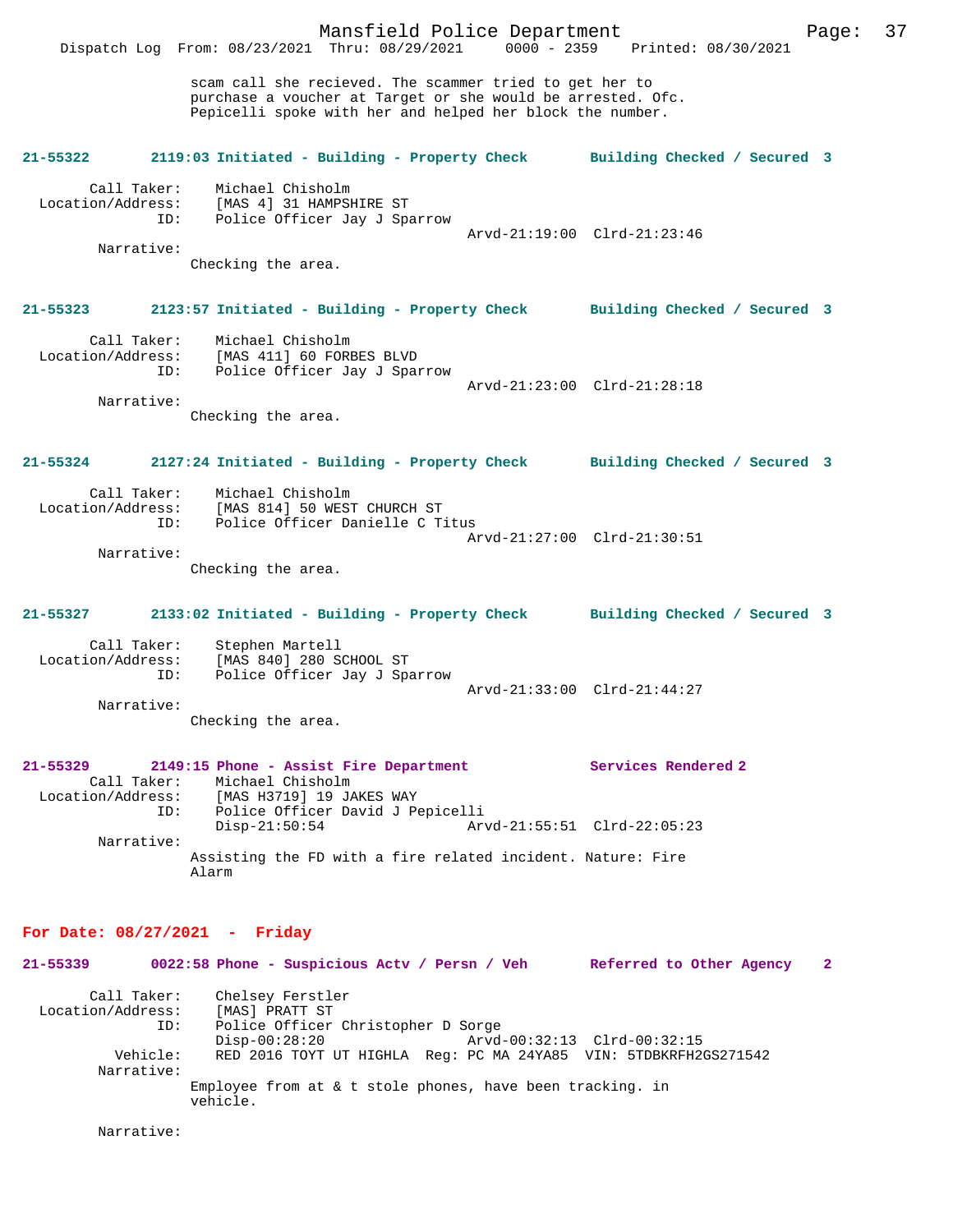scam call she recieved. The scammer tried to get her to purchase a voucher at Target or she would be arrested. Ofc. Pepicelli spoke with her and helped her block the number.

**21-55322** 2119:03 Initiated - Building - Property Check — Building Checked / Secured 3

Call Taker: Michael Chisholm
Location/Address: [MAS 4] 31 HAMPSHIRE ST
ID: Police Officer Jay J Sparrow
Arvd-21:19:00 Clrd-21:23:46
Narrative:
Checking the area.

**21-55323** 2123:57 Initiated - Building - Property Check — Building Checked / Secured 3

Call Taker: Michael Chisholm
Location/Address: [MAS 411] 60 FORBES BLVD
ID: Police Officer Jay J Sparrow
Arvd-21:23:00 Clrd-21:28:18
Narrative:
Checking the area.

**21-55324** 2127:24 Initiated - Building - Property Check — Building Checked / Secured 3

Call Taker: Michael Chisholm
Location/Address: [MAS 814] 50 WEST CHURCH ST
ID: Police Officer Danielle C Titus
Arvd-21:27:00 Clrd-21:30:51
Narrative:
Checking the area.

**21-55327** 2133:02 Initiated - Building - Property Check — Building Checked / Secured 3

Call Taker: Stephen Martell
Location/Address: [MAS 840] 280 SCHOOL ST
ID: Police Officer Jay J Sparrow
Arvd-21:33:00 Clrd-21:44:27
Narrative:
Checking the area.

**21-55329** 2149:15 Phone - Assist Fire Department — Services Rendered 2

Call Taker: Michael Chisholm
Location/Address: [MAS H3719] 19 JAKES WAY
ID: Police Officer David J Pepicelli
Disp-21:50:54 Arvd-21:55:51 Clrd-22:05:23
Narrative:
Assisting the FD with a fire related incident. Nature: Fire Alarm

## For Date: 08/27/2021 - Friday

**21-55339** 0022:58 Phone - Suspicious Actv / Persn / Veh — Referred to Other Agency 2

Call Taker: Chelsey Ferstler
Location/Address: [MAS] PRATT ST
ID: Police Officer Christopher D Sorge
Disp-00:28:20 Arvd-00:32:13 Clrd-00:32:15
Vehicle: RED 2016 TOYT UT HIGHLA Reg: PC MA 24YA85 VIN: 5TDBKRFH2GS271542
Narrative:
Employee from at & t stole phones, have been tracking. in vehicle.

Narrative: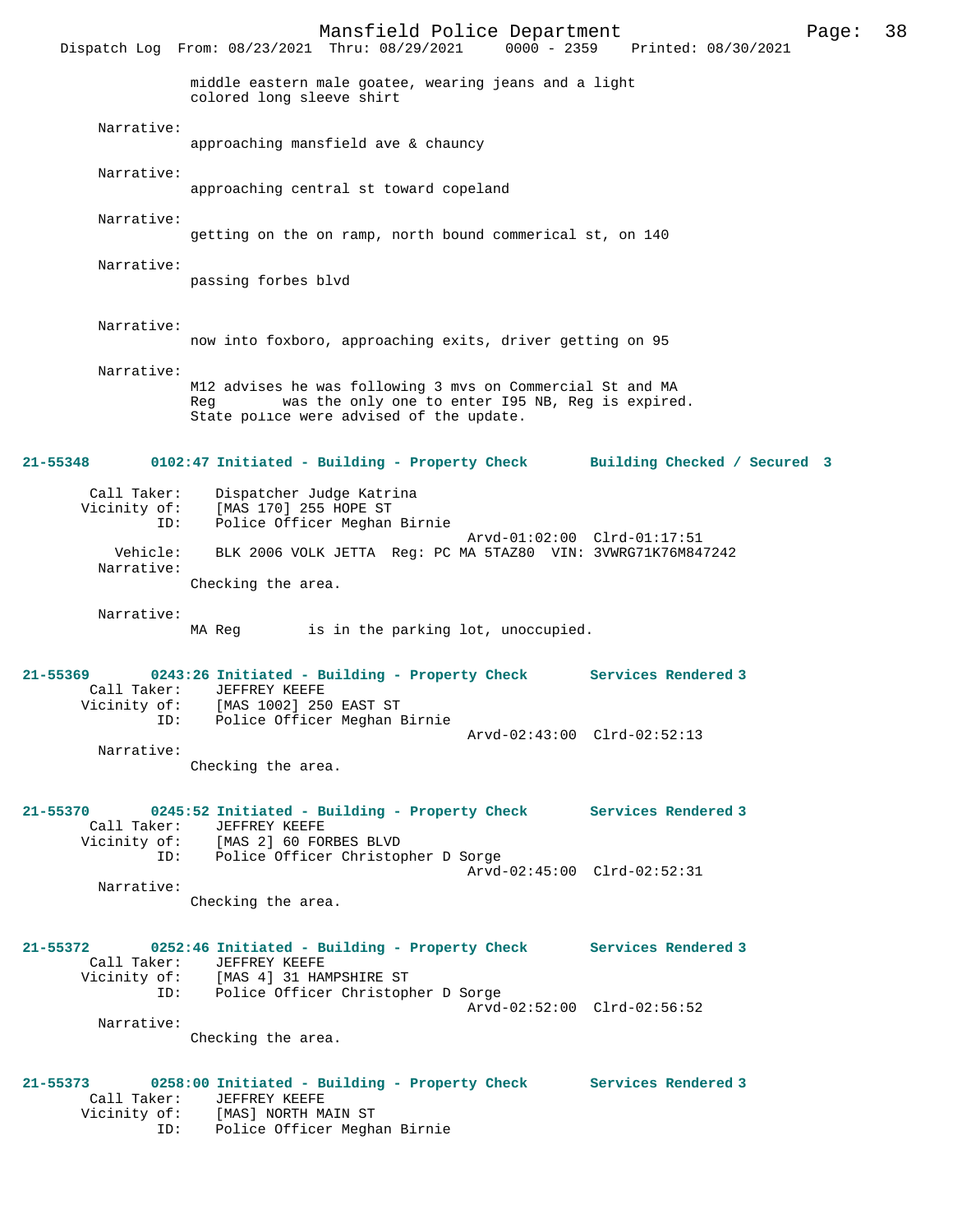middle eastern male goatee, wearing jeans and a light colored long sleeve shirt

Narrative:
approaching mansfield ave & chauncy

Narrative:
approaching central st toward copeland

Narrative:
getting on the on ramp, north bound commerical st, on 140

Narrative:
passing forbes blvd

Narrative:
now into foxboro, approaching exits, driver getting on 95

Narrative:
M12 advises he was following 3 mvs on Commercial St and MA Reg        was the only one to enter I95 NB, Reg is expired. State police were advised of the update.

**21-55348  0102:47 Initiated - Building - Property Check  Building Checked / Secured 3**

Call Taker: Dispatcher Judge Katrina
Vicinity of: [MAS 170] 255 HOPE ST
ID: Police Officer Meghan Birnie
Arvd-01:02:00 Clrd-01:17:51
Vehicle: BLK 2006 VOLK JETTA Reg: PC MA 5TAZ80 VIN: 3VWRG71K76M847242
Narrative:
Checking the area.

Narrative:
MA Reg        is in the parking lot, unoccupied.

**21-55369  0243:26 Initiated - Building - Property Check  Services Rendered 3**

Call Taker: JEFFREY KEEFE
Vicinity of: [MAS 1002] 250 EAST ST
ID: Police Officer Meghan Birnie
Arvd-02:43:00 Clrd-02:52:13
Narrative:
Checking the area.

**21-55370  0245:52 Initiated - Building - Property Check  Services Rendered 3**

Call Taker: JEFFREY KEEFE
Vicinity of: [MAS 2] 60 FORBES BLVD
ID: Police Officer Christopher D Sorge
Arvd-02:45:00 Clrd-02:52:31
Narrative:
Checking the area.

**21-55372  0252:46 Initiated - Building - Property Check  Services Rendered 3**

Call Taker: JEFFREY KEEFE
Vicinity of: [MAS 4] 31 HAMPSHIRE ST
ID: Police Officer Christopher D Sorge
Arvd-02:52:00 Clrd-02:56:52
Narrative:
Checking the area.

**21-55373  0258:00 Initiated - Building - Property Check  Services Rendered 3**

Call Taker: JEFFREY KEEFE
Vicinity of: [MAS] NORTH MAIN ST
ID: Police Officer Meghan Birnie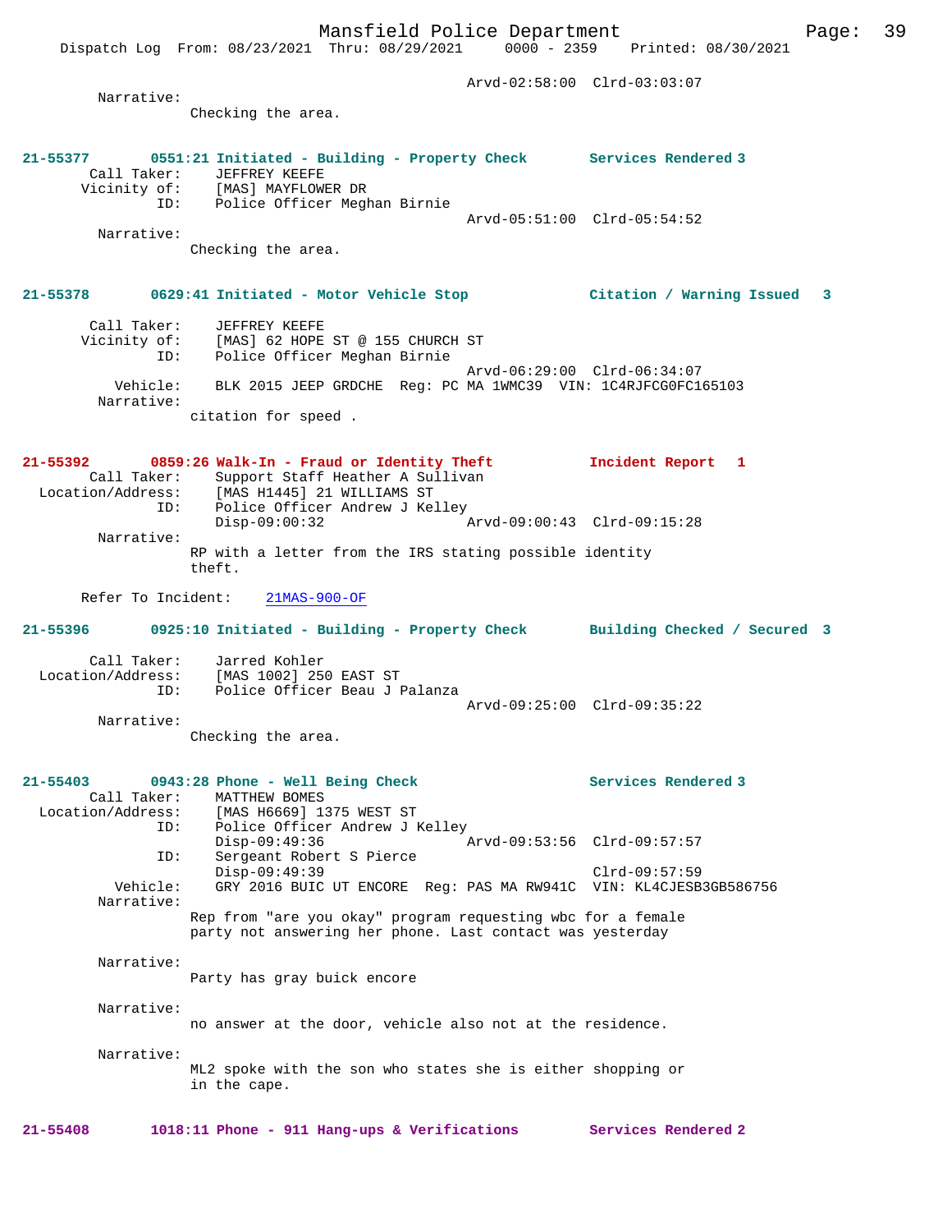Arvd-02:58:00 Clrd-03:03:07

Narrative:
Checking the area.

**21-55377 0551:21 Initiated - Building - Property Check Services Rendered 3**

Call Taker: JEFFREY KEEFE
Vicinity of: [MAS] MAYFLOWER DR
ID: Police Officer Meghan Birnie
Arvd-05:51:00 Clrd-05:54:52

Narrative:
Checking the area.

**21-55378 0629:41 Initiated - Motor Vehicle Stop Citation / Warning Issued 3**

Call Taker: JEFFREY KEEFE
Vicinity of: [MAS] 62 HOPE ST @ 155 CHURCH ST
ID: Police Officer Meghan Birnie
Arvd-06:29:00 Clrd-06:34:07
Vehicle: BLK 2015 JEEP GRDCHE Reg: PC MA 1WMC39 VIN: 1C4RJFCG0FC165103

Narrative:
citation for speed .

**21-55392 0859:26 Walk-In - Fraud or Identity Theft Incident Report 1**

Call Taker: Support Staff Heather A Sullivan
Location/Address: [MAS H1445] 21 WILLIAMS ST
ID: Police Officer Andrew J Kelley
Disp-09:00:32 Arvd-09:00:43 Clrd-09:15:28

Narrative:
RP with a letter from the IRS stating possible identity theft.

Refer To Incident: 21MAS-900-OF

**21-55396 0925:10 Initiated - Building - Property Check Building Checked / Secured 3**

Call Taker: Jarred Kohler
Location/Address: [MAS 1002] 250 EAST ST
ID: Police Officer Beau J Palanza
Arvd-09:25:00 Clrd-09:35:22

Narrative:
Checking the area.

**21-55403 0943:28 Phone - Well Being Check Services Rendered 3**

Call Taker: MATTHEW BOMES
Location/Address: [MAS H6669] 1375 WEST ST
ID: Police Officer Andrew J Kelley
Disp-09:49:36 Arvd-09:53:56 Clrd-09:57:57
ID: Sergeant Robert S Pierce
Disp-09:49:39 Clrd-09:57:59
Vehicle: GRY 2016 BUIC UT ENCORE Reg: PAS MA RW941C VIN: KL4CJESB3GB586756

Narrative:
Rep from "are you okay" program requesting wbc for a female party not answering her phone. Last contact was yesterday

Narrative:
Party has gray buick encore

Narrative:
no answer at the door, vehicle also not at the residence.

Narrative:
ML2 spoke with the son who states she is either shopping or in the cape.

**21-55408 1018:11 Phone - 911 Hang-ups & Verifications Services Rendered 2**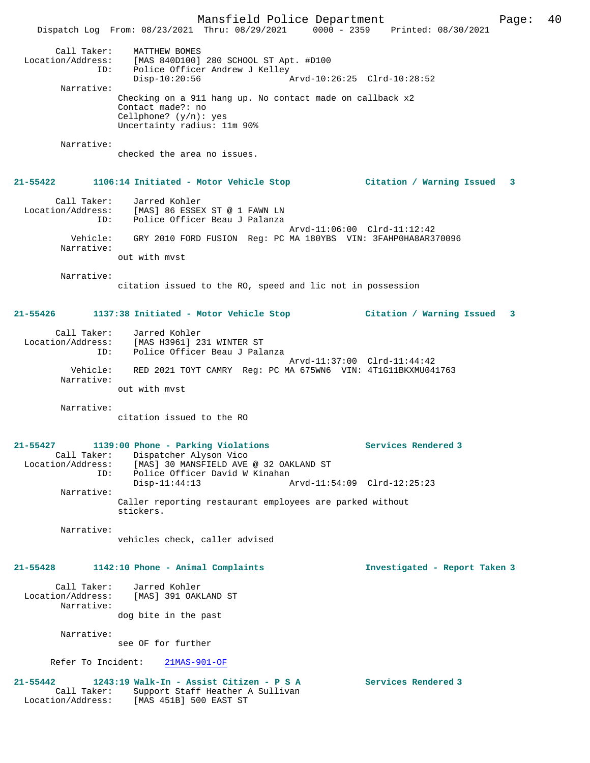Call Taker: MATTHEW BOMES
Location/Address: [MAS 840D100] 280 SCHOOL ST Apt. #D100
ID: Police Officer Andrew J Kelley
Disp-10:20:56 Arvd-10:26:25 Clrd-10:28:52

Narrative:
Checking on a 911 hang up. No contact made on callback x2
Contact made?: no
Cellphone? (y/n): yes
Uncertainty radius: 11m 90%

Narrative:
checked the area no issues.

**21-55422 1106:14 Initiated - Motor Vehicle Stop — Citation / Warning Issued 3**

Call Taker: Jarred Kohler
Location/Address: [MAS] 86 ESSEX ST @ 1 FAWN LN
ID: Police Officer Beau J Palanza
Arvd-11:06:00 Clrd-11:12:42
Vehicle: GRY 2010 FORD FUSION Reg: PC MA 180YBS VIN: 3FAHP0HA8AR370096

Narrative:
out with mvst

Narrative:
citation issued to the RO, speed and lic not in possession

**21-55426 1137:38 Initiated - Motor Vehicle Stop — Citation / Warning Issued 3**

Call Taker: Jarred Kohler
Location/Address: [MAS H3961] 231 WINTER ST
ID: Police Officer Beau J Palanza
Arvd-11:37:00 Clrd-11:44:42
Vehicle: RED 2021 TOYT CAMRY Reg: PC MA 675WN6 VIN: 4T1G11BKXMU041763

Narrative:
out with mvst

Narrative:
citation issued to the RO

**21-55427 1139:00 Phone - Parking Violations — Services Rendered 3**

Call Taker: Dispatcher Alyson Vico
Location/Address: [MAS] 30 MANSFIELD AVE @ 32 OAKLAND ST
ID: Police Officer David W Kinahan
Disp-11:44:13 Arvd-11:54:09 Clrd-12:25:23

Narrative:
Caller reporting restaurant employees are parked without stickers.

Narrative:
vehicles check, caller advised

**21-55428 1142:10 Phone - Animal Complaints — Investigated - Report Taken 3**

Call Taker: Jarred Kohler
Location/Address: [MAS] 391 OAKLAND ST

Narrative:
dog bite in the past

Narrative:
see OF for further

Refer To Incident: 21MAS-901-OF

**21-55442 1243:19 Walk-In - Assist Citizen - P S A — Services Rendered 3**

Call Taker: Support Staff Heather A Sullivan
Location/Address: [MAS 451B] 500 EAST ST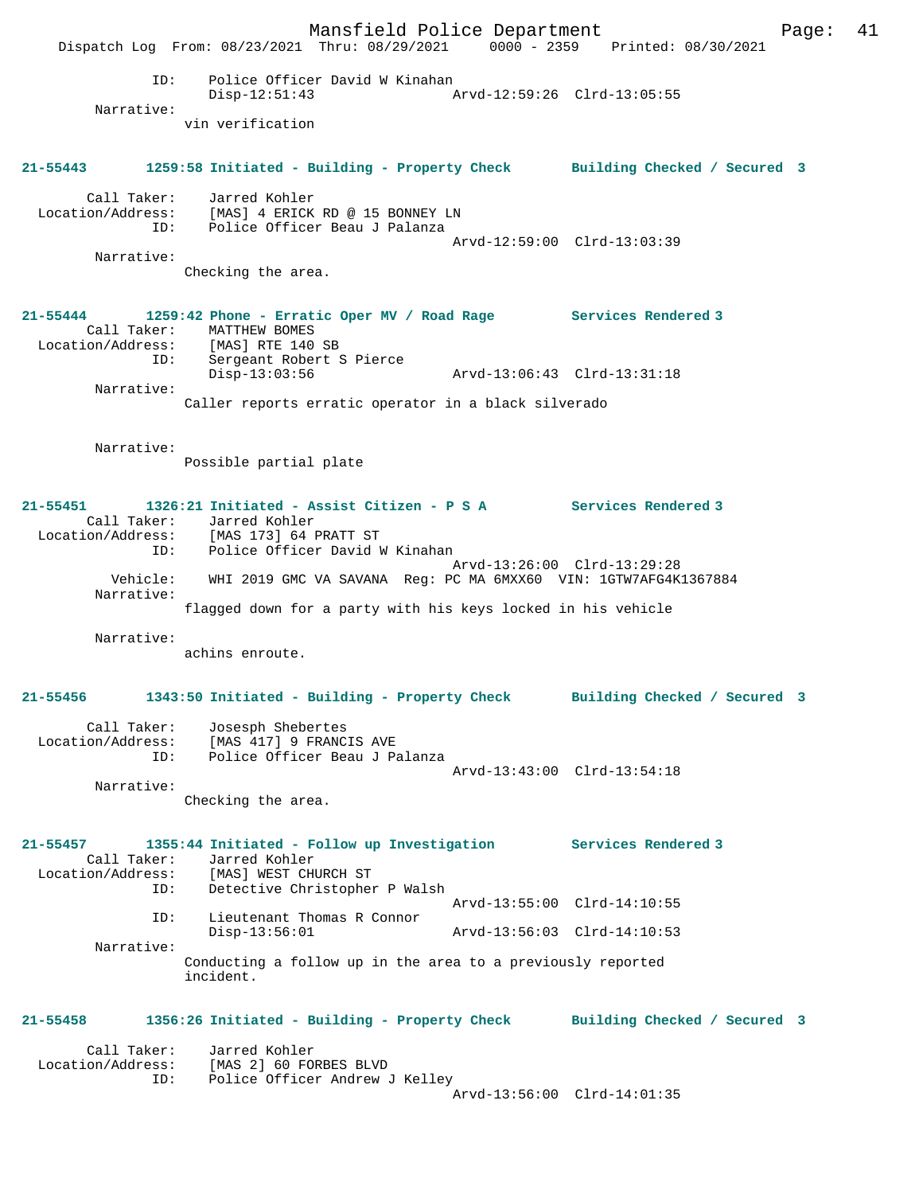ID: Police Officer David W Kinahan
Disp-12:51:43 Arvd-12:59:26 Clrd-13:05:55

Narrative:
vin verification

**21-55443 1259:58 Initiated - Building - Property Check Building Checked / Secured 3**

Call Taker: Jarred Kohler
Location/Address: [MAS] 4 ERICK RD @ 15 BONNEY LN
ID: Police Officer Beau J Palanza
Arvd-12:59:00 Clrd-13:03:39

Narrative:
Checking the area.

**21-55444 1259:42 Phone - Erratic Oper MV / Road Rage Services Rendered 3**

Call Taker: MATTHEW BOMES
Location/Address: [MAS] RTE 140 SB
ID: Sergeant Robert S Pierce
Disp-13:03:56 Arvd-13:06:43 Clrd-13:31:18

Narrative:
Caller reports erratic operator in a black silverado

Narrative:
Possible partial plate

**21-55451 1326:21 Initiated - Assist Citizen - P S A Services Rendered 3**

Call Taker: Jarred Kohler
Location/Address: [MAS 173] 64 PRATT ST
ID: Police Officer David W Kinahan
Arvd-13:26:00 Clrd-13:29:28
Vehicle: WHI 2019 GMC VA SAVANA Reg: PC MA 6MXX60 VIN: 1GTW7AFG4K1367884

Narrative:
flagged down for a party with his keys locked in his vehicle

Narrative:
achins enroute.

**21-55456 1343:50 Initiated - Building - Property Check Building Checked / Secured 3**

Call Taker: Josesph Shebertes
Location/Address: [MAS 417] 9 FRANCIS AVE
ID: Police Officer Beau J Palanza
Arvd-13:43:00 Clrd-13:54:18

Narrative:
Checking the area.

**21-55457 1355:44 Initiated - Follow up Investigation Services Rendered 3**

Call Taker: Jarred Kohler
Location/Address: [MAS] WEST CHURCH ST
ID: Detective Christopher P Walsh
Arvd-13:55:00 Clrd-14:10:55
ID: Lieutenant Thomas R Connor
Disp-13:56:01 Arvd-13:56:03 Clrd-14:10:53

Narrative:
Conducting a follow up in the area to a previously reported incident.

**21-55458 1356:26 Initiated - Building - Property Check Building Checked / Secured 3**

Call Taker: Jarred Kohler
Location/Address: [MAS 2] 60 FORBES BLVD
ID: Police Officer Andrew J Kelley
Arvd-13:56:00 Clrd-14:01:35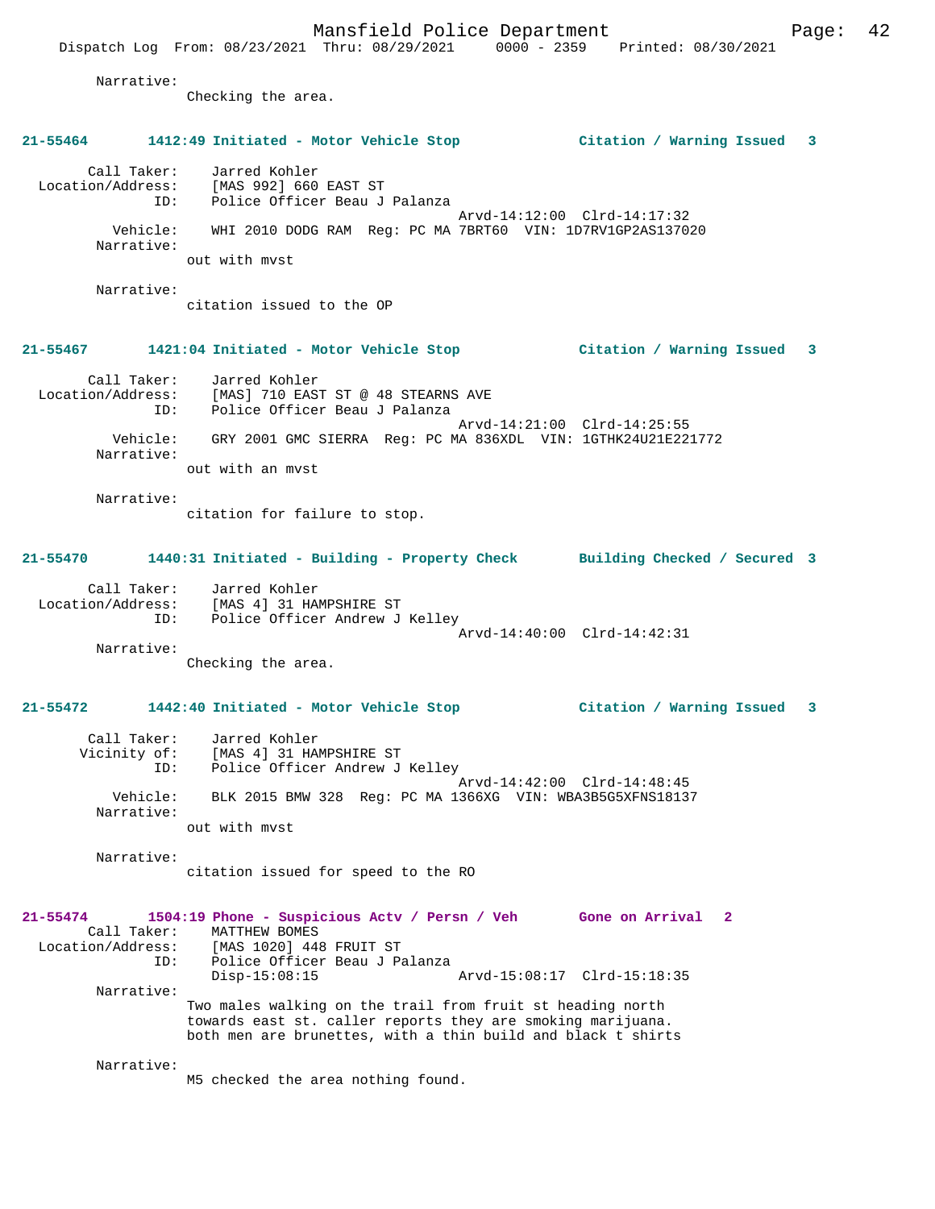Narrative:
Checking the area.

**21-55464 1412:49 Initiated - Motor Vehicle Stop Citation / Warning Issued 3**

Call Taker: Jarred Kohler
Location/Address: [MAS 992] 660 EAST ST
ID: Police Officer Beau J Palanza
Arvd-14:12:00 Clrd-14:17:32
Vehicle: WHI 2010 DODG RAM Reg: PC MA 7BRT60 VIN: 1D7RV1GP2AS137020
Narrative:
out with mvst

Narrative:
citation issued to the OP

**21-55467 1421:04 Initiated - Motor Vehicle Stop Citation / Warning Issued 3**

Call Taker: Jarred Kohler
Location/Address: [MAS] 710 EAST ST @ 48 STEARNS AVE
ID: Police Officer Beau J Palanza
Arvd-14:21:00 Clrd-14:25:55
Vehicle: GRY 2001 GMC SIERRA Reg: PC MA 836XDL VIN: 1GTHK24U21E221772
Narrative:
out with an mvst

Narrative:
citation for failure to stop.

**21-55470 1440:31 Initiated - Building - Property Check Building Checked / Secured 3**

Call Taker: Jarred Kohler
Location/Address: [MAS 4] 31 HAMPSHIRE ST
ID: Police Officer Andrew J Kelley
Arvd-14:40:00 Clrd-14:42:31
Narrative:
Checking the area.

**21-55472 1442:40 Initiated - Motor Vehicle Stop Citation / Warning Issued 3**

Call Taker: Jarred Kohler
Vicinity of: [MAS 4] 31 HAMPSHIRE ST
ID: Police Officer Andrew J Kelley
Arvd-14:42:00 Clrd-14:48:45
Vehicle: BLK 2015 BMW 328 Reg: PC MA 1366XG VIN: WBA3B5G5XFNS18137
Narrative:
out with mvst

Narrative:
citation issued for speed to the RO

**21-55474 1504:19 Phone - Suspicious Actv / Persn / Veh Gone on Arrival 2**
Call Taker: MATTHEW BOMES
Location/Address: [MAS 1020] 448 FRUIT ST
ID: Police Officer Beau J Palanza
Disp-15:08:15 Arvd-15:08:17 Clrd-15:18:35
Narrative:
Two males walking on the trail from fruit st heading north towards east st. caller reports they are smoking marijuana. both men are brunettes, with a thin build and black t shirts

Narrative:
M5 checked the area nothing found.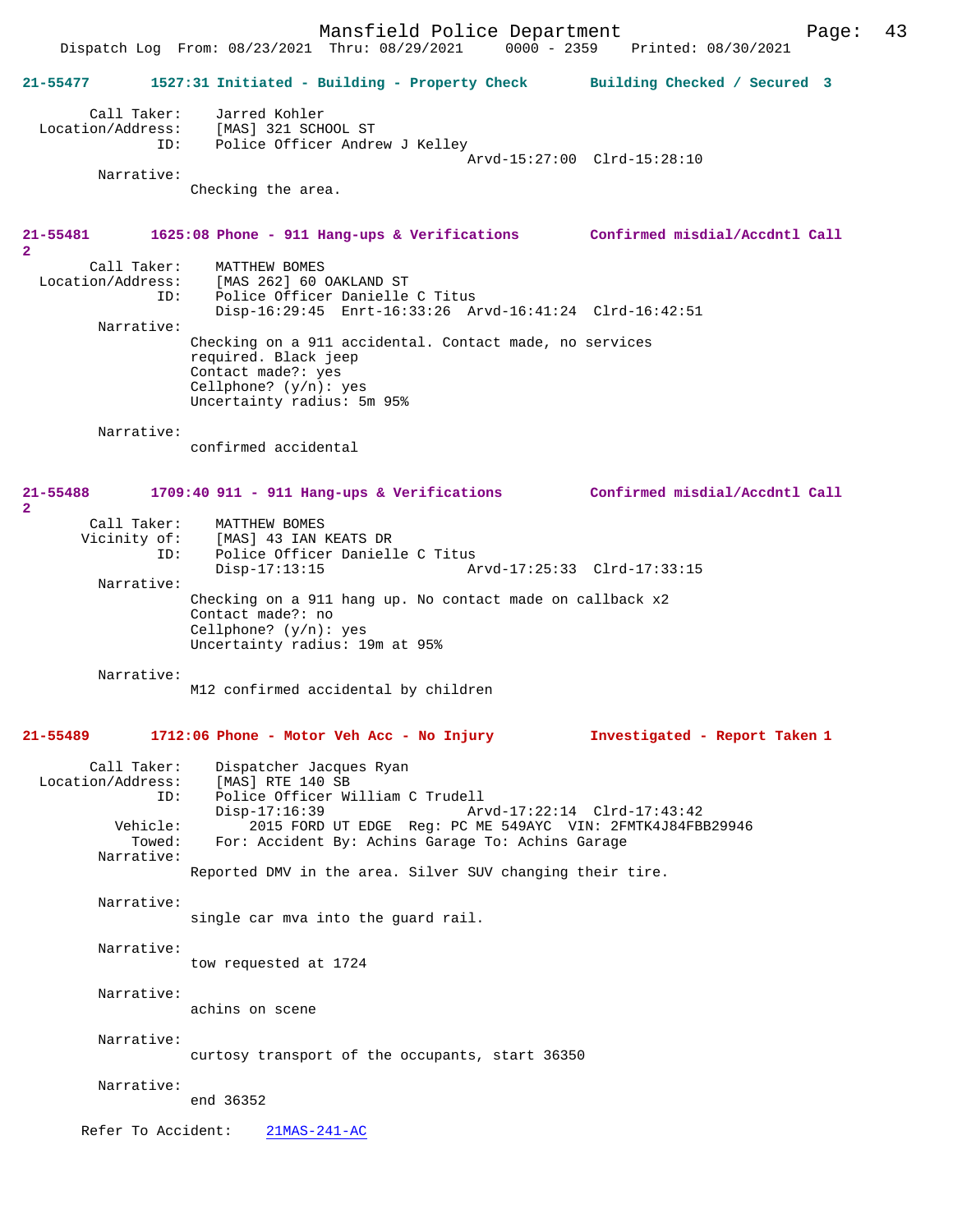**21-55477 1527:31 Initiated - Building - Property Check — Building Checked / Secured 3**

Call Taker: Jarred Kohler
Location/Address: [MAS] 321 SCHOOL ST
ID: Police Officer Andrew J Kelley
Arvd-15:27:00 Clrd-15:28:10

Narrative:
Checking the area.

**21-55481 1625:08 Phone - 911 Hang-ups & Verifications — Confirmed misdial/Accdntl Call 2**

Call Taker: MATTHEW BOMES
Location/Address: [MAS 262] 60 OAKLAND ST
ID: Police Officer Danielle C Titus
Disp-16:29:45 Enrt-16:33:26 Arvd-16:41:24 Clrd-16:42:51

Narrative:
Checking on a 911 accidental. Contact made, no services required. Black jeep
Contact made?: yes
Cellphone? (y/n): yes
Uncertainty radius: 5m 95%

Narrative:
confirmed accidental

**21-55488 1709:40 911 - 911 Hang-ups & Verifications — Confirmed misdial/Accdntl Call 2**

Call Taker: MATTHEW BOMES
Vicinity of: [MAS] 43 IAN KEATS DR
ID: Police Officer Danielle C Titus
Disp-17:13:15 Arvd-17:25:33 Clrd-17:33:15

Narrative:
Checking on a 911 hang up. No contact made on callback x2
Contact made?: no
Cellphone? (y/n): yes
Uncertainty radius: 19m at 95%

Narrative:
M12 confirmed accidental by children

**21-55489 1712:06 Phone - Motor Veh Acc - No Injury — Investigated - Report Taken 1**

Call Taker: Dispatcher Jacques Ryan
Location/Address: [MAS] RTE 140 SB
ID: Police Officer William C Trudell
Disp-17:16:39 Arvd-17:22:14 Clrd-17:43:42
Vehicle: 2015 FORD UT EDGE Reg: PC ME 549AYC VIN: 2FMTK4J84FBB29946
Towed: For: Accident By: Achins Garage To: Achins Garage

Narrative:
Reported DMV in the area. Silver SUV changing their tire.

Narrative:
single car mva into the guard rail.

Narrative:
tow requested at 1724

Narrative:
achins on scene

Narrative:
curtosy transport of the occupants, start 36350

Narrative:
end 36352

Refer To Accident: 21MAS-241-AC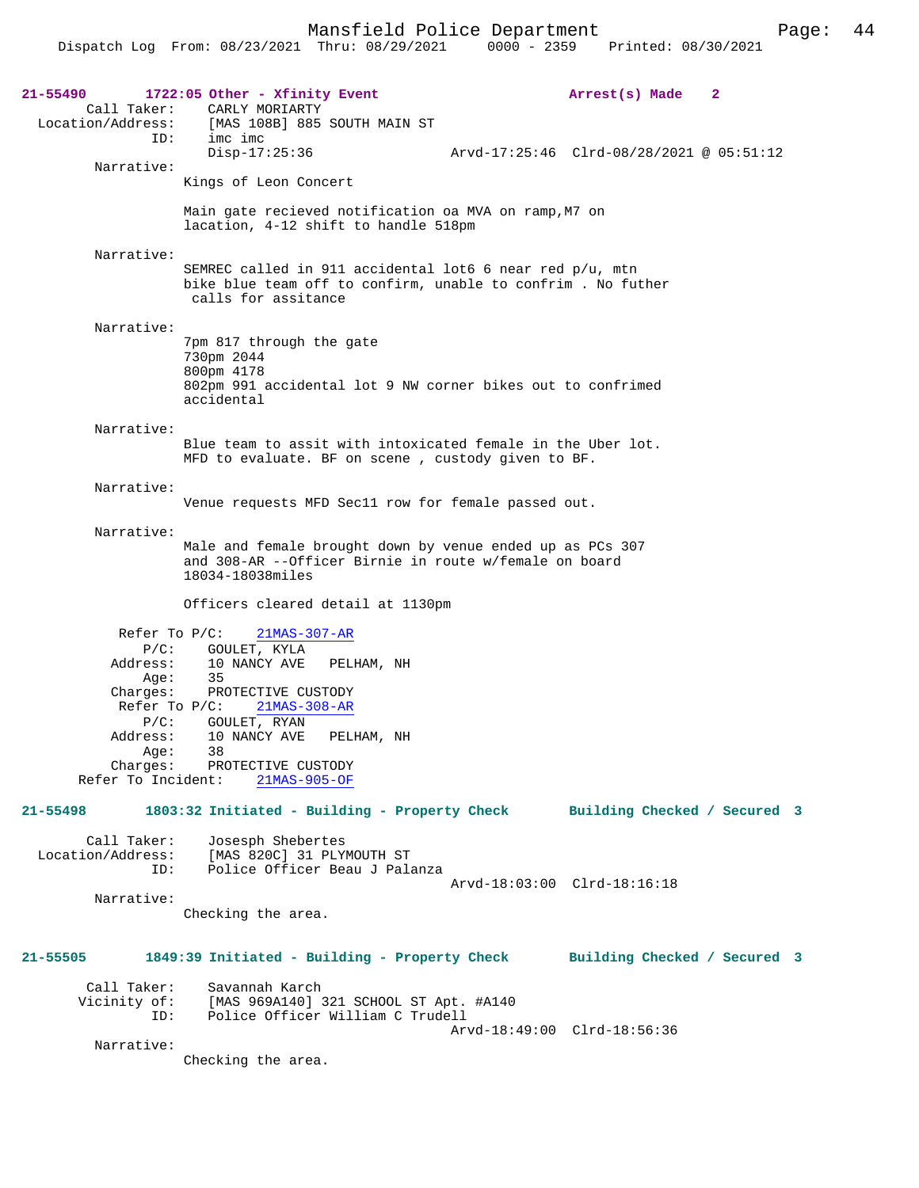**21-55490** 1722:05 Other - Xfinity Event **Arrest(s) Made 2**

Call Taker: CARLY MORIARTY
Location/Address: [MAS 108B] 885 SOUTH MAIN ST
ID: imc imc
Disp-17:25:36 Arvd-17:25:46 Clrd-08/28/2021 @ 05:51:12

Narrative:
Kings of Leon Concert

Main gate recieved notification oa MVA on ramp,M7 on lacation, 4-12 shift to handle 518pm

Narrative:
SEMREC called in 911 accidental lot6 6 near red p/u, mtn bike blue team off to confirm, unable to confrim . No futher calls for assitance

Narrative:
7pm 817 through the gate
730pm 2044
800pm 4178
802pm 991 accidental lot 9 NW corner bikes out to confrimed accidental

Narrative:
Blue team to assit with intoxicated female in the Uber lot. MFD to evaluate. BF on scene , custody given to BF.

Narrative:
Venue requests MFD Sec11 row for female passed out.

Narrative:
Male and female brought down by venue ended up as PCs 307 and 308-AR --Officer Birnie in route w/female on board 18034-18038miles

Officers cleared detail at 1130pm

Refer To P/C: 21MAS-307-AR
P/C: GOULET, KYLA
Address: 10 NANCY AVE PELHAM, NH
Age: 35
Charges: PROTECTIVE CUSTODY
Refer To P/C: 21MAS-308-AR
P/C: GOULET, RYAN
Address: 10 NANCY AVE PELHAM, NH
Age: 38
Charges: PROTECTIVE CUSTODY
Refer To Incident: 21MAS-905-OF

**21-55498** 1803:32 Initiated - Building - Property Check **Building Checked / Secured 3**

Call Taker: Josesph Shebertes
Location/Address: [MAS 820C] 31 PLYMOUTH ST
ID: Police Officer Beau J Palanza
Arvd-18:03:00 Clrd-18:16:18

Narrative:
Checking the area.

**21-55505** 1849:39 Initiated - Building - Property Check **Building Checked / Secured 3**

Call Taker: Savannah Karch
Vicinity of: [MAS 969A140] 321 SCHOOL ST Apt. #A140
ID: Police Officer William C Trudell
Arvd-18:49:00 Clrd-18:56:36

Narrative:
Checking the area.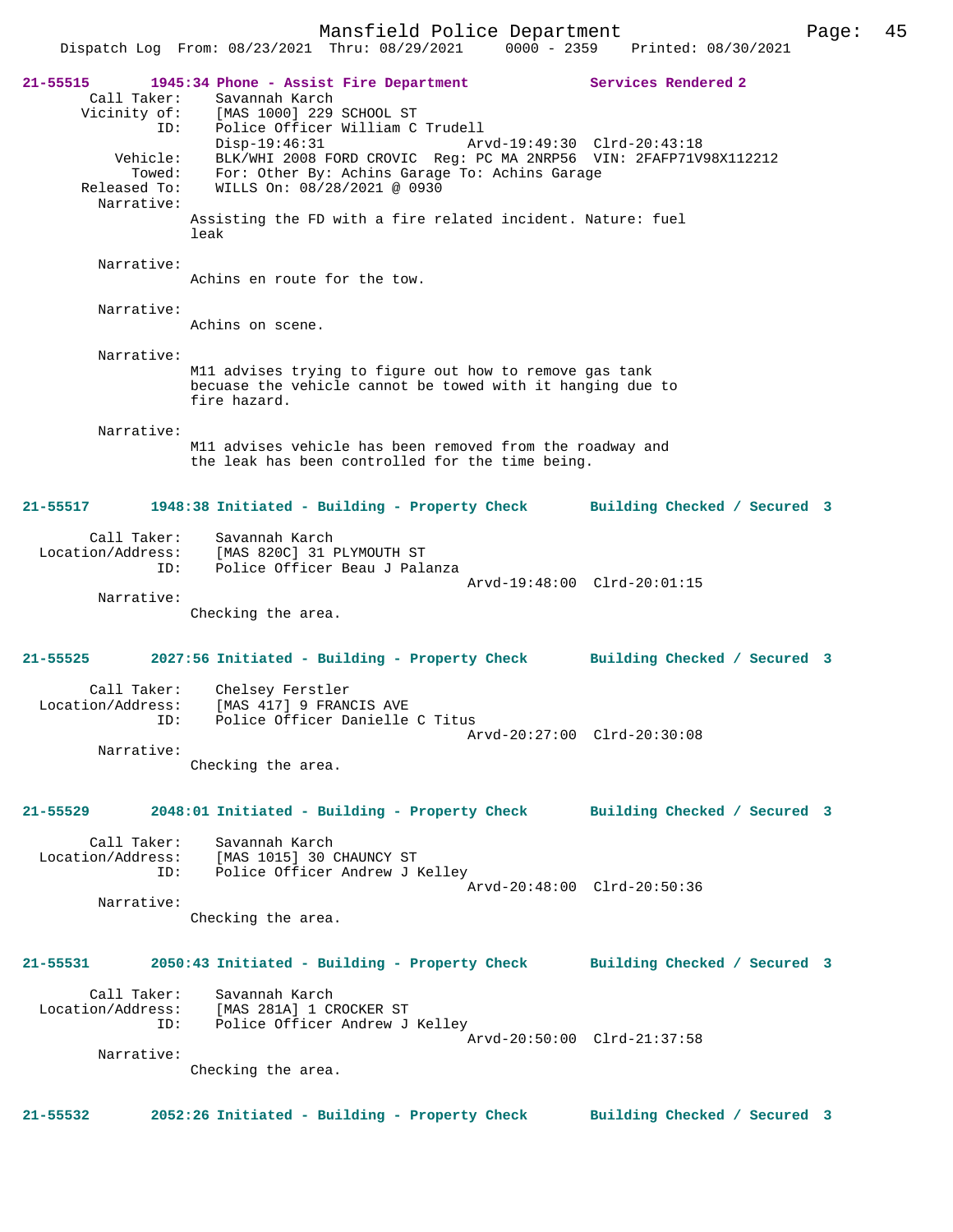**21-55515** 1945:34 Phone - Assist Fire Department — Services Rendered 2

Call Taker: Savannah Karch
Vicinity of: [MAS 1000] 229 SCHOOL ST
ID: Police Officer William C Trudell
Disp-19:46:31 Arvd-19:49:30 Clrd-20:43:18
Vehicle: BLK/WHI 2008 FORD CROVIC Reg: PC MA 2NRP56 VIN: 2FAFP71V98X112212
Towed: For: Other By: Achins Garage To: Achins Garage
Released To: WILLS On: 08/28/2021 @ 0930

Narrative:
Assisting the FD with a fire related incident. Nature: fuel leak

Narrative:
Achins en route for the tow.

Narrative:
Achins on scene.

Narrative:
M11 advises trying to figure out how to remove gas tank becuase the vehicle cannot be towed with it hanging due to fire hazard.

Narrative:
M11 advises vehicle has been removed from the roadway and the leak has been controlled for the time being.

**21-55517** 1948:38 Initiated - Building - Property Check — Building Checked / Secured 3

Call Taker: Savannah Karch
Location/Address: [MAS 820C] 31 PLYMOUTH ST
ID: Police Officer Beau J Palanza
Arvd-19:48:00 Clrd-20:01:15

Narrative:
Checking the area.

**21-55525** 2027:56 Initiated - Building - Property Check — Building Checked / Secured 3

Call Taker: Chelsey Ferstler
Location/Address: [MAS 417] 9 FRANCIS AVE
ID: Police Officer Danielle C Titus
Arvd-20:27:00 Clrd-20:30:08

Narrative:
Checking the area.

**21-55529** 2048:01 Initiated - Building - Property Check — Building Checked / Secured 3

Call Taker: Savannah Karch
Location/Address: [MAS 1015] 30 CHAUNCY ST
ID: Police Officer Andrew J Kelley
Arvd-20:48:00 Clrd-20:50:36

Narrative:
Checking the area.

**21-55531** 2050:43 Initiated - Building - Property Check — Building Checked / Secured 3

Call Taker: Savannah Karch
Location/Address: [MAS 281A] 1 CROCKER ST
ID: Police Officer Andrew J Kelley
Arvd-20:50:00 Clrd-21:37:58

Narrative:
Checking the area.

**21-55532** 2052:26 Initiated - Building - Property Check — Building Checked / Secured 3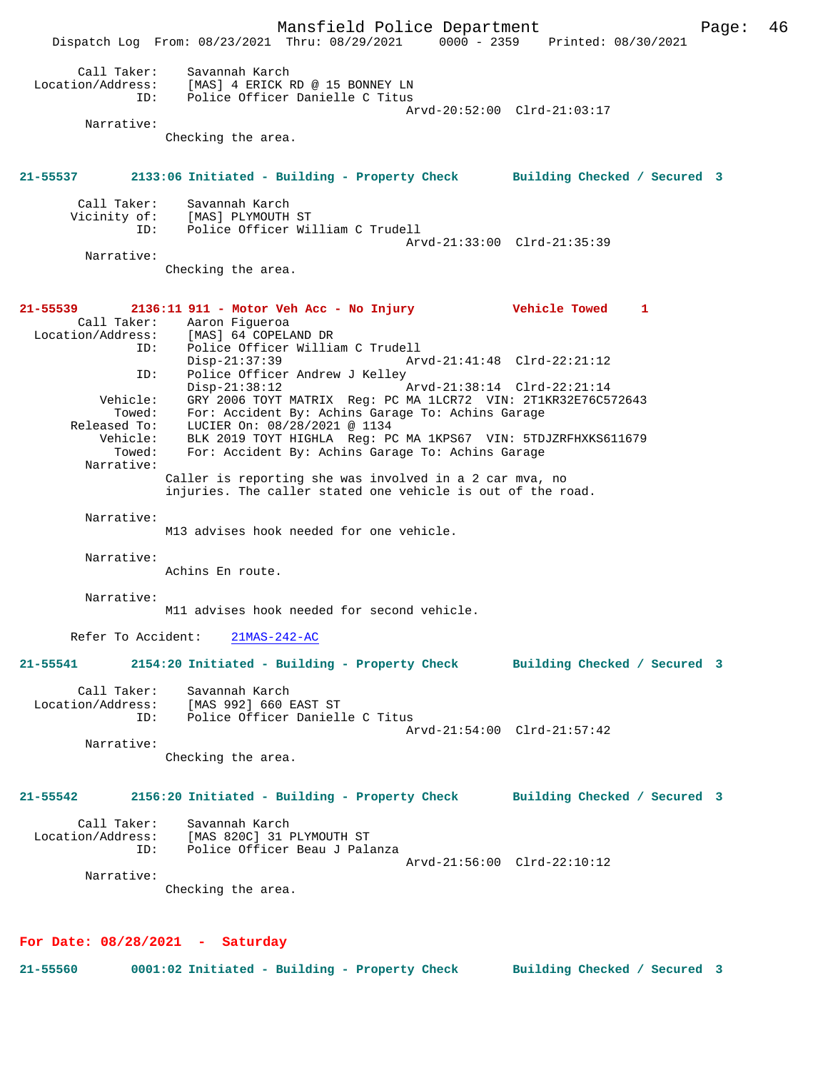Call Taker: Savannah Karch
Location/Address: [MAS] 4 ERICK RD @ 15 BONNEY LN
ID: Police Officer Danielle C Titus
Arvd-20:52:00 Clrd-21:03:17

Narrative:
Checking the area.

**21-55537 2133:06 Initiated - Building - Property Check Building Checked / Secured 3**

Call Taker: Savannah Karch
Vicinity of: [MAS] PLYMOUTH ST
ID: Police Officer William C Trudell
Arvd-21:33:00 Clrd-21:35:39

Narrative:
Checking the area.

**21-55539 2136:11 911 - Motor Veh Acc - No Injury Vehicle Towed 1**

Call Taker: Aaron Figueroa
Location/Address: [MAS] 64 COPELAND DR
ID: Police Officer William C Trudell
Disp-21:37:39 Arvd-21:41:48 Clrd-22:21:12
ID: Police Officer Andrew J Kelley
Disp-21:38:12 Arvd-21:38:14 Clrd-22:21:14
Vehicle: GRY 2006 TOYT MATRIX Reg: PC MA 1LCR72 VIN: 2T1KR32E76C572643
Towed: For: Accident By: Achins Garage To: Achins Garage
Released To: LUCIER On: 08/28/2021 @ 1134
Vehicle: BLK 2019 TOYT HIGHLA Reg: PC MA 1KPS67 VIN: 5TDJZRFHXKS611679
Towed: For: Accident By: Achins Garage To: Achins Garage

Narrative:
Caller is reporting she was involved in a 2 car mva, no injuries. The caller stated one vehicle is out of the road.

Narrative:
M13 advises hook needed for one vehicle.

Narrative:
Achins En route.

Narrative:
M11 advises hook needed for second vehicle.

Refer To Accident: 21MAS-242-AC

**21-55541 2154:20 Initiated - Building - Property Check Building Checked / Secured 3**

Call Taker: Savannah Karch
Location/Address: [MAS 992] 660 EAST ST
ID: Police Officer Danielle C Titus
Arvd-21:54:00 Clrd-21:57:42

Narrative:
Checking the area.

**21-55542 2156:20 Initiated - Building - Property Check Building Checked / Secured 3**

Call Taker: Savannah Karch
Location/Address: [MAS 820C] 31 PLYMOUTH ST
ID: Police Officer Beau J Palanza
Arvd-21:56:00 Clrd-22:10:12

Narrative:
Checking the area.

## For Date: 08/28/2021 - Saturday

**21-55560 0001:02 Initiated - Building - Property Check Building Checked / Secured 3**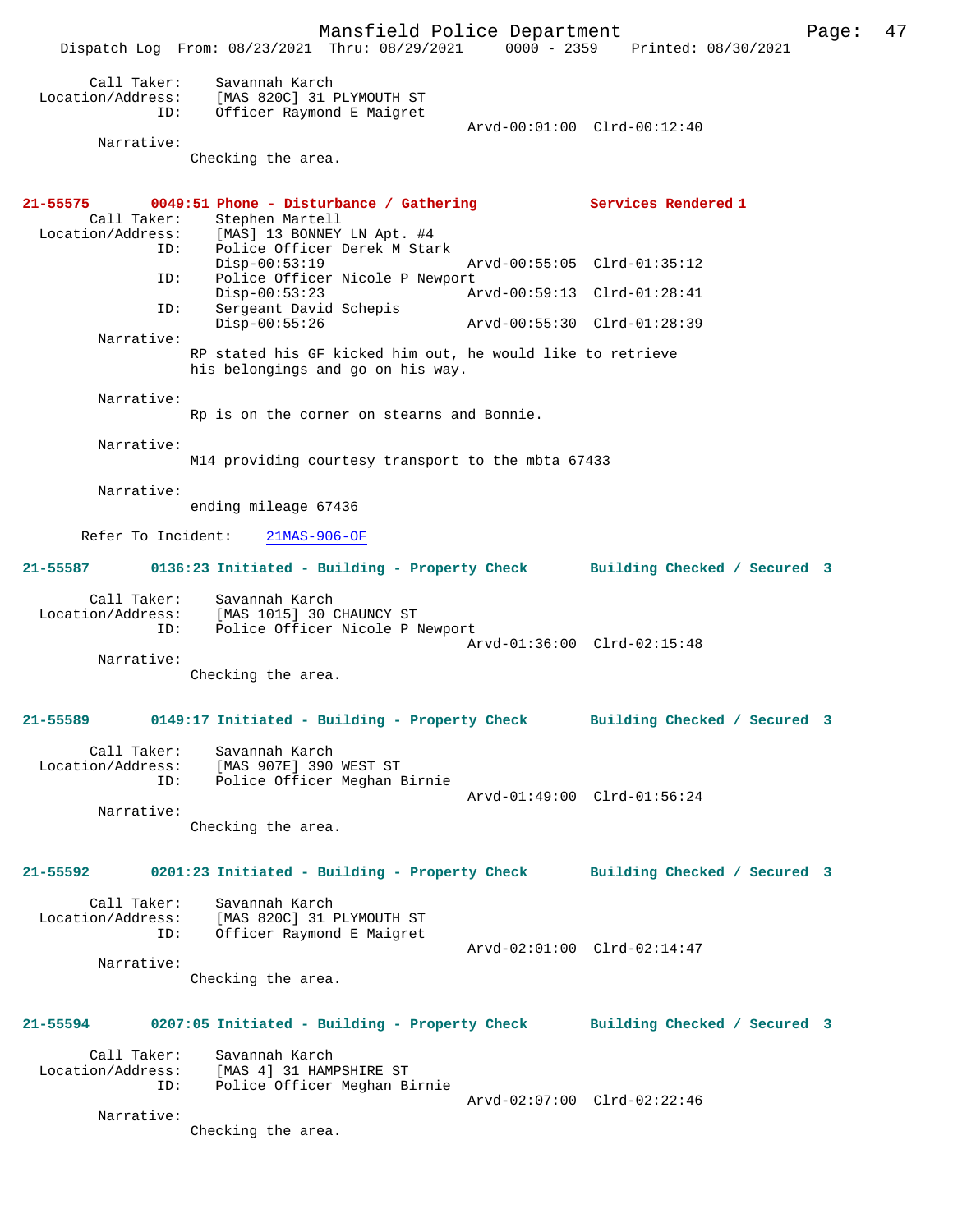```
        Call Taker:    Savannah Karch
  Location/Address:    [MAS 820C] 31 PLYMOUTH ST
                ID:    Officer Raymond E Maigret
                                                 Arvd-00:01:00  Clrd-00:12:40
         Narrative:
                 Checking the area.


21-55575       0049:51 Phone - Disturbance / Gathering            Services Rendered 1
        Call Taker:    Stephen Martell
  Location/Address:    [MAS] 13 BONNEY LN Apt. #4
                ID:    Police Officer Derek M Stark
                       Disp-00:53:19             Arvd-00:55:05  Clrd-01:35:12
                ID:    Police Officer Nicole P Newport
                       Disp-00:53:23             Arvd-00:59:13  Clrd-01:28:41
                ID:    Sergeant David Schepis
                       Disp-00:55:26             Arvd-00:55:30  Clrd-01:28:39
         Narrative:
                 RP stated his GF kicked him out, he would like to retrieve
                 his belongings and go on his way.

         Narrative:
                 Rp is on the corner on stearns and Bonnie.

         Narrative:
                 M14 providing courtesy transport to the mbta 67433

         Narrative:
                 ending mileage 67436

      Refer To Incident:    21MAS-906-OF

21-55587       0136:23 Initiated - Building - Property Check      Building Checked / Secured  3

        Call Taker:    Savannah Karch
  Location/Address:    [MAS 1015] 30 CHAUNCY ST
                ID:    Police Officer Nicole P Newport
                                                 Arvd-01:36:00  Clrd-02:15:48
         Narrative:
                 Checking the area.


21-55589       0149:17 Initiated - Building - Property Check      Building Checked / Secured  3

        Call Taker:    Savannah Karch
  Location/Address:    [MAS 907E] 390 WEST ST
                ID:    Police Officer Meghan Birnie
                                                 Arvd-01:49:00  Clrd-01:56:24
         Narrative:
                 Checking the area.


21-55592       0201:23 Initiated - Building - Property Check      Building Checked / Secured  3

        Call Taker:    Savannah Karch
  Location/Address:    [MAS 820C] 31 PLYMOUTH ST
                ID:    Officer Raymond E Maigret
                                                 Arvd-02:01:00  Clrd-02:14:47
         Narrative:
                 Checking the area.


21-55594       0207:05 Initiated - Building - Property Check      Building Checked / Secured  3

        Call Taker:    Savannah Karch
  Location/Address:    [MAS 4] 31 HAMPSHIRE ST
                ID:    Police Officer Meghan Birnie
                                                 Arvd-02:07:00  Clrd-02:22:46
         Narrative:
                 Checking the area.
```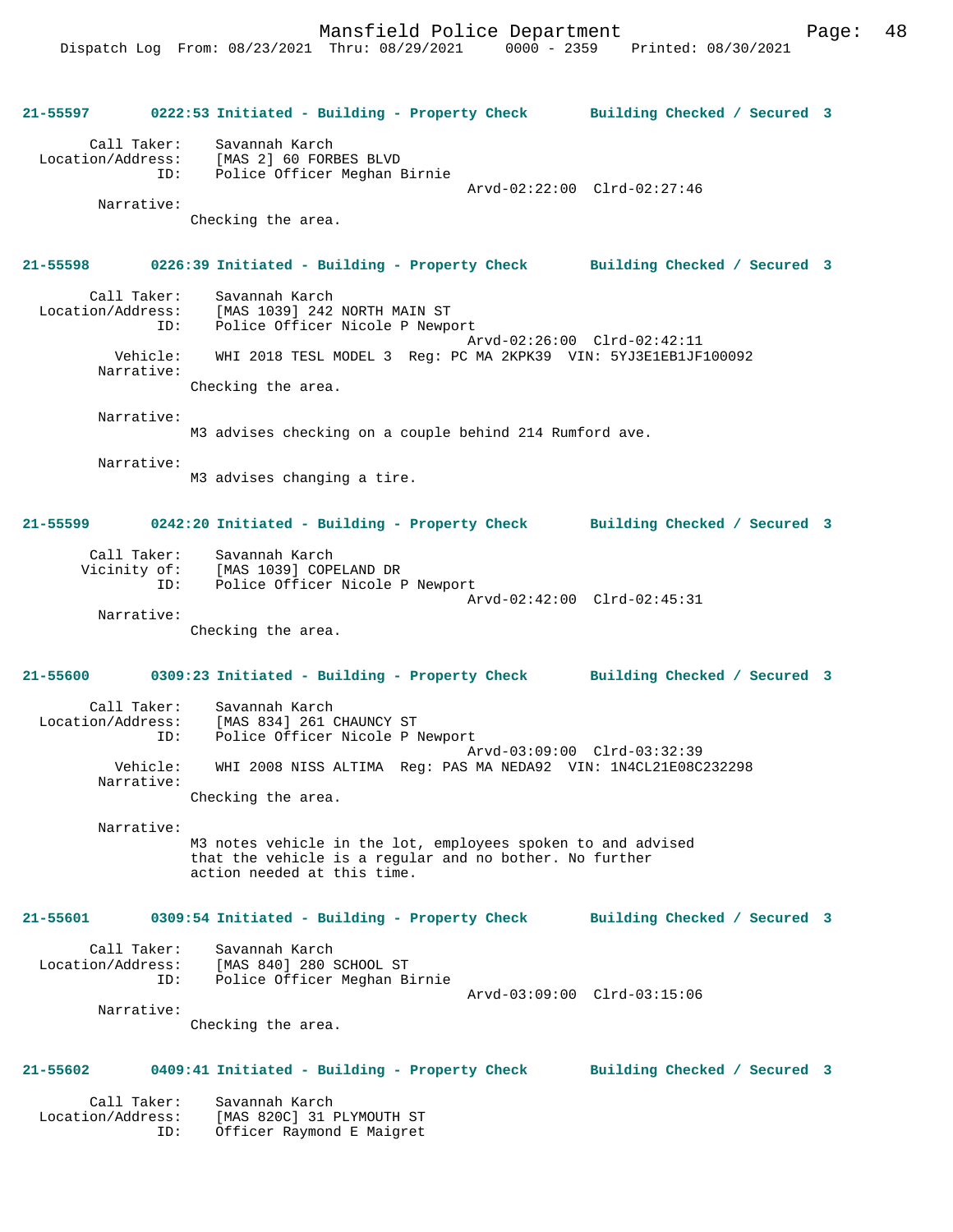**21-55597 0222:53 Initiated - Building - Property Check Building Checked / Secured 3**

Call Taker: Savannah Karch
Location/Address: [MAS 2] 60 FORBES BLVD
ID: Police Officer Meghan Birnie
Arvd-02:22:00 Clrd-02:27:46
Narrative:
Checking the area.

**21-55598 0226:39 Initiated - Building - Property Check Building Checked / Secured 3**

Call Taker: Savannah Karch
Location/Address: [MAS 1039] 242 NORTH MAIN ST
ID: Police Officer Nicole P Newport
Arvd-02:26:00 Clrd-02:42:11
Vehicle: WHI 2018 TESL MODEL 3 Reg: PC MA 2KPK39 VIN: 5YJ3E1EB1JF100092
Narrative:
Checking the area.

Narrative:
M3 advises checking on a couple behind 214 Rumford ave.

Narrative:
M3 advises changing a tire.

**21-55599 0242:20 Initiated - Building - Property Check Building Checked / Secured 3**

Call Taker: Savannah Karch
Vicinity of: [MAS 1039] COPELAND DR
ID: Police Officer Nicole P Newport
Arvd-02:42:00 Clrd-02:45:31
Narrative:
Checking the area.

**21-55600 0309:23 Initiated - Building - Property Check Building Checked / Secured 3**

Call Taker: Savannah Karch
Location/Address: [MAS 834] 261 CHAUNCY ST
ID: Police Officer Nicole P Newport
Arvd-03:09:00 Clrd-03:32:39
Vehicle: WHI 2008 NISS ALTIMA Reg: PAS MA NEDA92 VIN: 1N4CL21E08C232298
Narrative:
Checking the area.

Narrative:
M3 notes vehicle in the lot, employees spoken to and advised that the vehicle is a regular and no bother. No further action needed at this time.

**21-55601 0309:54 Initiated - Building - Property Check Building Checked / Secured 3**

Call Taker: Savannah Karch
Location/Address: [MAS 840] 280 SCHOOL ST
ID: Police Officer Meghan Birnie
Arvd-03:09:00 Clrd-03:15:06
Narrative:
Checking the area.

**21-55602 0409:41 Initiated - Building - Property Check Building Checked / Secured 3**

Call Taker: Savannah Karch
Location/Address: [MAS 820C] 31 PLYMOUTH ST
ID: Officer Raymond E Maigret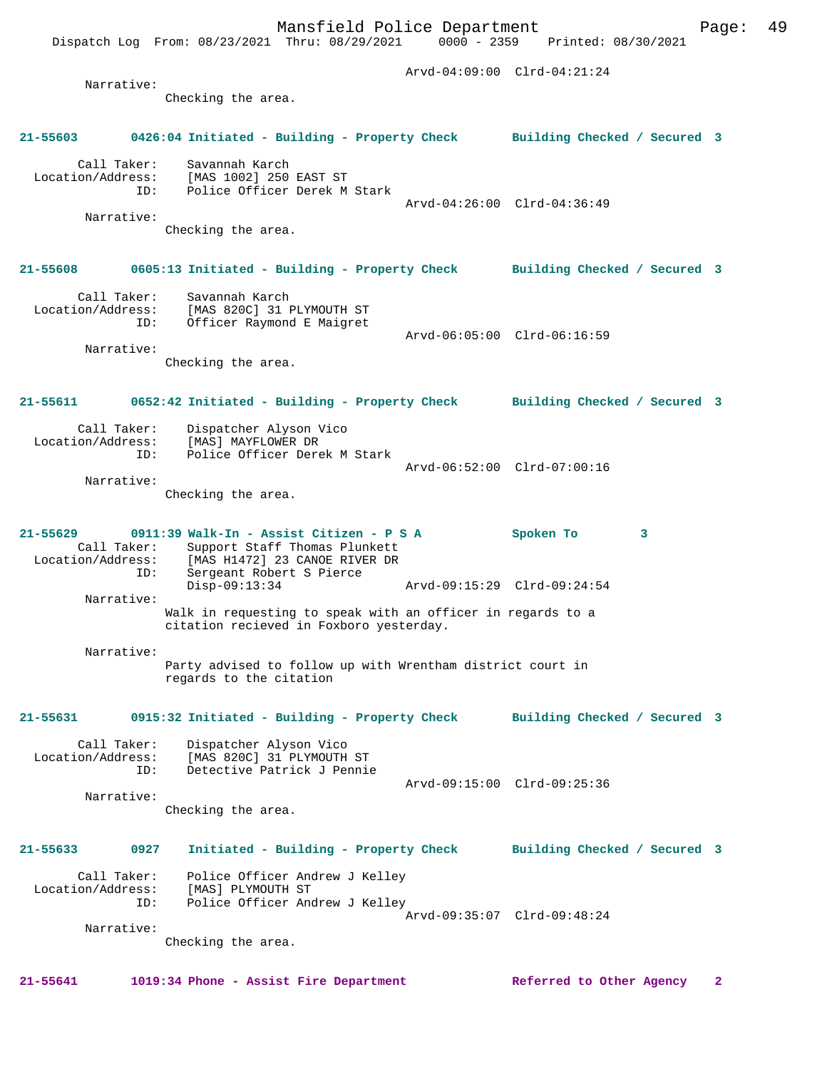Arvd-04:09:00 Clrd-04:21:24

Narrative:
Checking the area.

**21-55603 0426:04 Initiated - Building - Property Check Building Checked / Secured 3**

Call Taker: Savannah Karch
Location/Address: [MAS 1002] 250 EAST ST
ID: Police Officer Derek M Stark
Arvd-04:26:00 Clrd-04:36:49

Narrative:
Checking the area.

**21-55608 0605:13 Initiated - Building - Property Check Building Checked / Secured 3**

Call Taker: Savannah Karch
Location/Address: [MAS 820C] 31 PLYMOUTH ST
ID: Officer Raymond E Maigret
Arvd-06:05:00 Clrd-06:16:59

Narrative:
Checking the area.

**21-55611 0652:42 Initiated - Building - Property Check Building Checked / Secured 3**

Call Taker: Dispatcher Alyson Vico
Location/Address: [MAS] MAYFLOWER DR
ID: Police Officer Derek M Stark
Arvd-06:52:00 Clrd-07:00:16

Narrative:
Checking the area.

**21-55629 0911:39 Walk-In - Assist Citizen - P S A Spoken To 3**

Call Taker: Support Staff Thomas Plunkett
Location/Address: [MAS H1472] 23 CANOE RIVER DR
ID: Sergeant Robert S Pierce
Disp-09:13:34 Arvd-09:15:29 Clrd-09:24:54

Narrative:
Walk in requesting to speak with an officer in regards to a citation recieved in Foxboro yesterday.

Narrative:
Party advised to follow up with Wrentham district court in regards to the citation

**21-55631 0915:32 Initiated - Building - Property Check Building Checked / Secured 3**

Call Taker: Dispatcher Alyson Vico
Location/Address: [MAS 820C] 31 PLYMOUTH ST
ID: Detective Patrick J Pennie
Arvd-09:15:00 Clrd-09:25:36

Narrative:
Checking the area.

**21-55633 0927 Initiated - Building - Property Check Building Checked / Secured 3**

Call Taker: Police Officer Andrew J Kelley
Location/Address: [MAS] PLYMOUTH ST
ID: Police Officer Andrew J Kelley
Arvd-09:35:07 Clrd-09:48:24

Narrative:
Checking the area.

**21-55641 1019:34 Phone - Assist Fire Department Referred to Other Agency 2**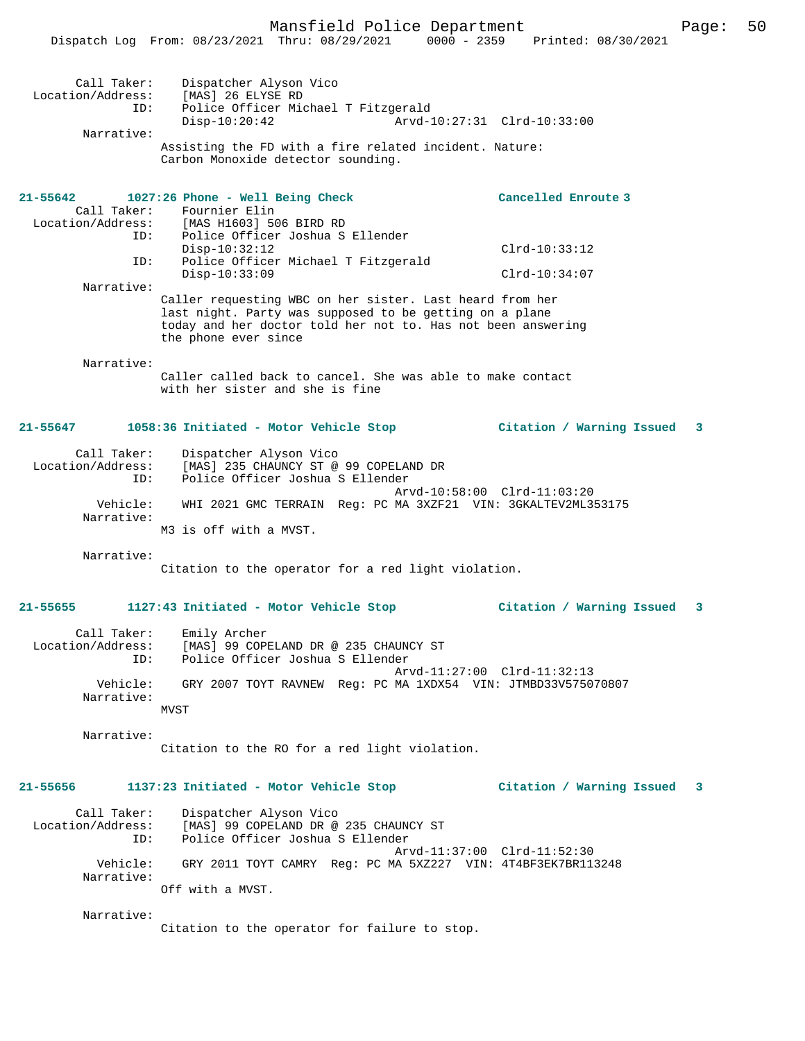Call Taker: Dispatcher Alyson Vico
Location/Address: [MAS] 26 ELYSE RD
ID: Police Officer Michael T Fitzgerald
Disp-10:20:42 Arvd-10:27:31 Clrd-10:33:00
Narrative:
Assisting the FD with a fire related incident. Nature: Carbon Monoxide detector sounding.

**21-55642 1027:26 Phone - Well Being Check** **Cancelled Enroute 3**
Call Taker: Fournier Elin
Location/Address: [MAS H1603] 506 BIRD RD
ID: Police Officer Joshua S Ellender
Disp-10:32:12 Clrd-10:33:12
ID: Police Officer Michael T Fitzgerald
Disp-10:33:09 Clrd-10:34:07
Narrative:
Caller requesting WBC on her sister. Last heard from her last night. Party was supposed to be getting on a plane today and her doctor told her not to. Has not been answering the phone ever since

Narrative:
Caller called back to cancel. She was able to make contact with her sister and she is fine

**21-55647 1058:36 Initiated - Motor Vehicle Stop** **Citation / Warning Issued 3**
Call Taker: Dispatcher Alyson Vico
Location/Address: [MAS] 235 CHAUNCY ST @ 99 COPELAND DR
ID: Police Officer Joshua S Ellender
Arvd-10:58:00 Clrd-11:03:20
Vehicle: WHI 2021 GMC TERRAIN Reg: PC MA 3XZF21 VIN: 3GKALTEV2ML353175
Narrative:
M3 is off with a MVST.

Narrative:
Citation to the operator for a red light violation.

**21-55655 1127:43 Initiated - Motor Vehicle Stop** **Citation / Warning Issued 3**
Call Taker: Emily Archer
Location/Address: [MAS] 99 COPELAND DR @ 235 CHAUNCY ST
ID: Police Officer Joshua S Ellender
Arvd-11:27:00 Clrd-11:32:13
Vehicle: GRY 2007 TOYT RAVNEW Reg: PC MA 1XDX54 VIN: JTMBD33V575070807
Narrative:
MVST

Narrative:
Citation to the RO for a red light violation.

**21-55656 1137:23 Initiated - Motor Vehicle Stop** **Citation / Warning Issued 3**
Call Taker: Dispatcher Alyson Vico
Location/Address: [MAS] 99 COPELAND DR @ 235 CHAUNCY ST
ID: Police Officer Joshua S Ellender
Arvd-11:37:00 Clrd-11:52:30
Vehicle: GRY 2011 TOYT CAMRY Reg: PC MA 5XZ227 VIN: 4T4BF3EK7BR113248
Narrative:
Off with a MVST.

Narrative:
Citation to the operator for failure to stop.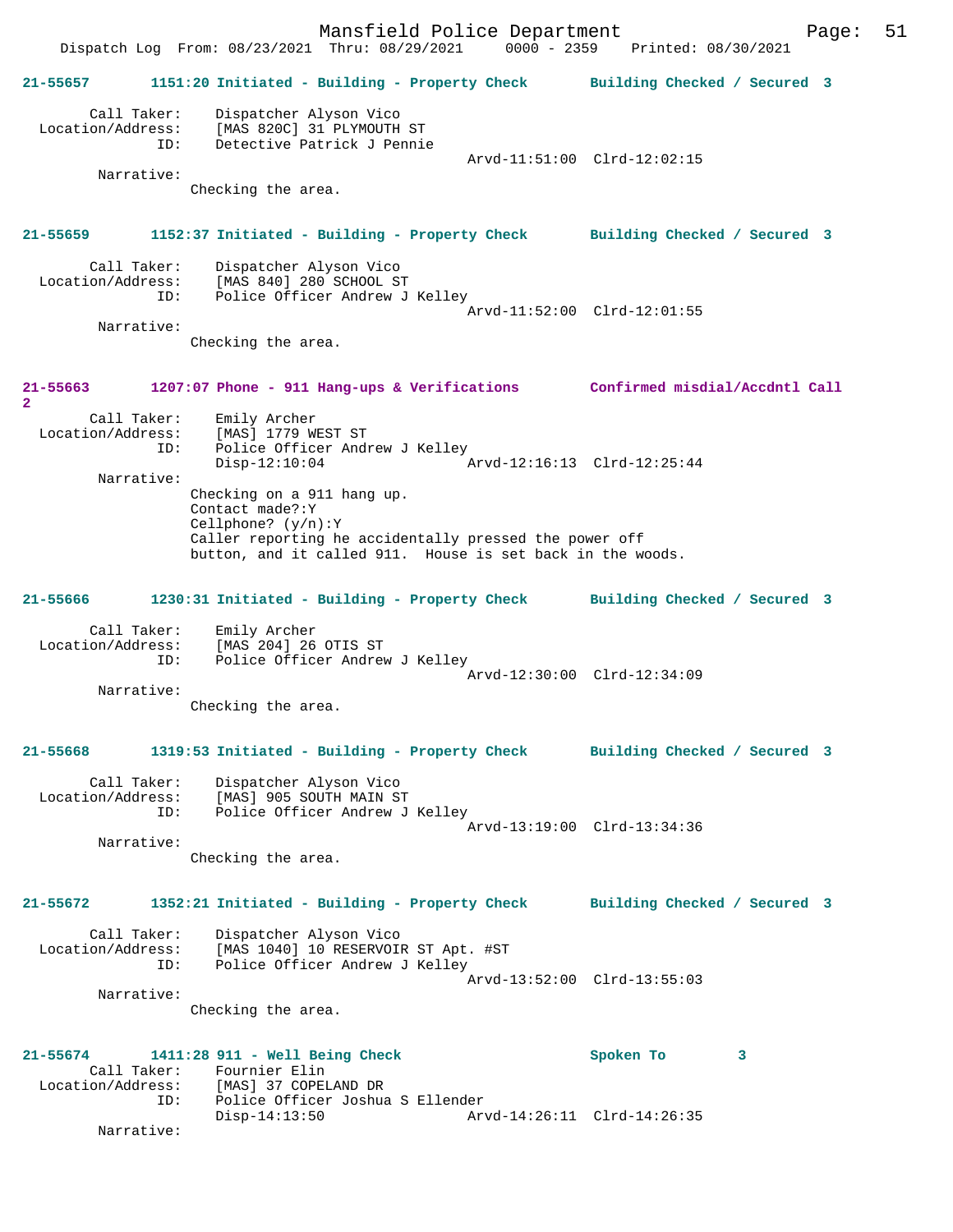**21-55657 1151:20 Initiated - Building - Property Check Building Checked / Secured 3**

Call Taker: Dispatcher Alyson Vico
Location/Address: [MAS 820C] 31 PLYMOUTH ST
ID: Detective Patrick J Pennie
Arvd-11:51:00 Clrd-12:02:15
Narrative:
Checking the area.

**21-55659 1152:37 Initiated - Building - Property Check Building Checked / Secured 3**

Call Taker: Dispatcher Alyson Vico
Location/Address: [MAS 840] 280 SCHOOL ST
ID: Police Officer Andrew J Kelley
Arvd-11:52:00 Clrd-12:01:55
Narrative:
Checking the area.

**21-55663 1207:07 Phone - 911 Hang-ups & Verifications Confirmed misdial/Accdntl Call 2**

Call Taker: Emily Archer
Location/Address: [MAS] 1779 WEST ST
ID: Police Officer Andrew J Kelley
Disp-12:10:04 Arvd-12:16:13 Clrd-12:25:44
Narrative:
Checking on a 911 hang up.
Contact made?:Y
Cellphone? (y/n):Y
Caller reporting he accidentally pressed the power off button, and it called 911. House is set back in the woods.

**21-55666 1230:31 Initiated - Building - Property Check Building Checked / Secured 3**

Call Taker: Emily Archer
Location/Address: [MAS 204] 26 OTIS ST
ID: Police Officer Andrew J Kelley
Arvd-12:30:00 Clrd-12:34:09
Narrative:
Checking the area.

**21-55668 1319:53 Initiated - Building - Property Check Building Checked / Secured 3**

Call Taker: Dispatcher Alyson Vico
Location/Address: [MAS] 905 SOUTH MAIN ST
ID: Police Officer Andrew J Kelley
Arvd-13:19:00 Clrd-13:34:36
Narrative:
Checking the area.

**21-55672 1352:21 Initiated - Building - Property Check Building Checked / Secured 3**

Call Taker: Dispatcher Alyson Vico
Location/Address: [MAS 1040] 10 RESERVOIR ST Apt. #ST
ID: Police Officer Andrew J Kelley
Arvd-13:52:00 Clrd-13:55:03
Narrative:
Checking the area.

**21-55674 1411:28 911 - Well Being Check Spoken To 3**

Call Taker: Fournier Elin
Location/Address: [MAS] 37 COPELAND DR
ID: Police Officer Joshua S Ellender
Disp-14:13:50 Arvd-14:26:11 Clrd-14:26:35
Narrative: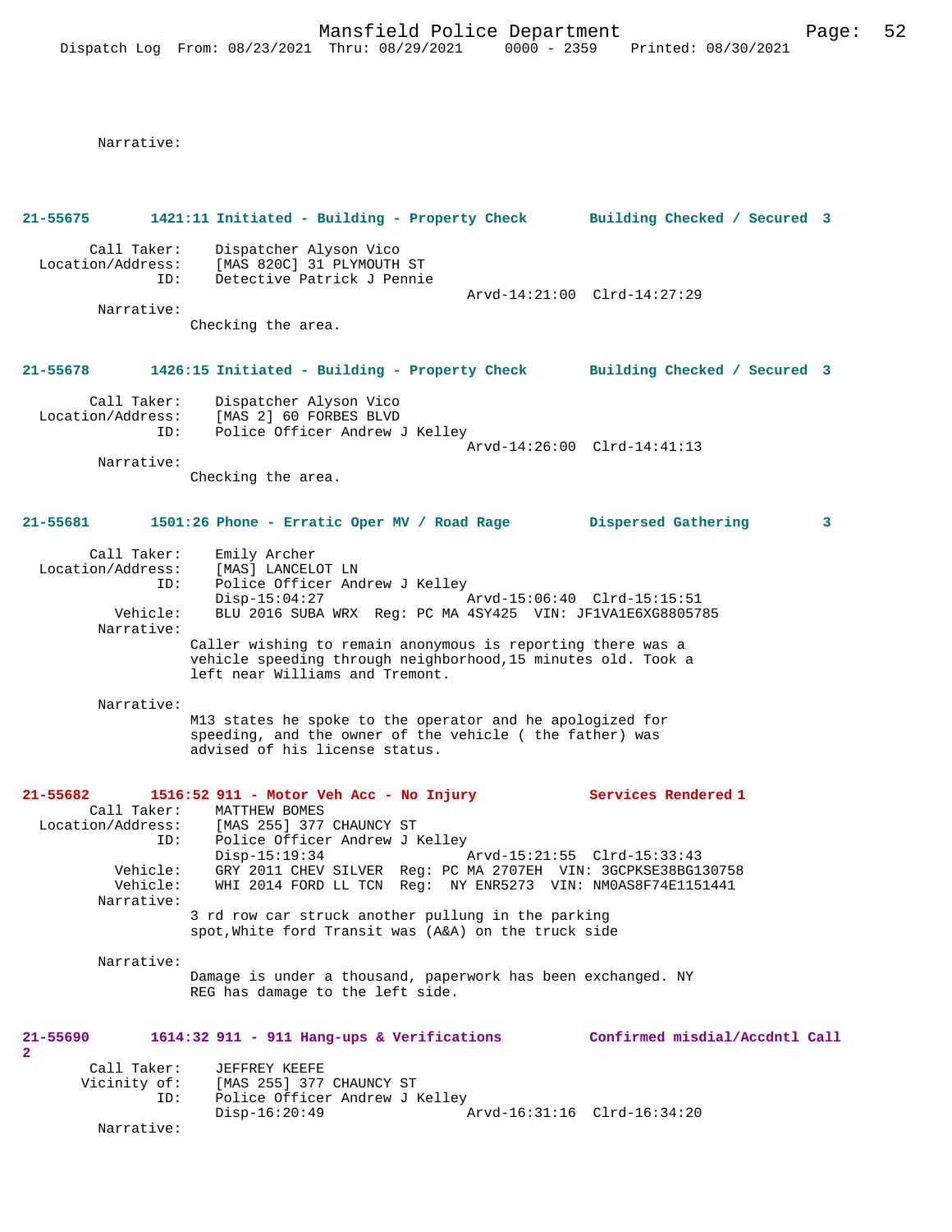Narrative:

**21-55675 1421:11 Initiated - Building - Property Check Building Checked / Secured 3**

Call Taker: Dispatcher Alyson Vico
Location/Address: [MAS 820C] 31 PLYMOUTH ST
ID: Detective Patrick J Pennie
Arvd-14:21:00 Clrd-14:27:29

Narrative:
Checking the area.

**21-55678 1426:15 Initiated - Building - Property Check Building Checked / Secured 3**

Call Taker: Dispatcher Alyson Vico
Location/Address: [MAS 2] 60 FORBES BLVD
ID: Police Officer Andrew J Kelley
Arvd-14:26:00 Clrd-14:41:13

Narrative:
Checking the area.

**21-55681 1501:26 Phone - Erratic Oper MV / Road Rage Dispersed Gathering 3**

Call Taker: Emily Archer
Location/Address: [MAS] LANCELOT LN
ID: Police Officer Andrew J Kelley
Disp-15:04:27 Arvd-15:06:40 Clrd-15:15:51
Vehicle: BLU 2016 SUBA WRX Reg: PC MA 4SY425 VIN: JF1VA1E6XG8805785

Narrative:
Caller wishing to remain anonymous is reporting there was a vehicle speeding through neighborhood,15 minutes old. Took a left near Williams and Tremont.

Narrative:
M13 states he spoke to the operator and he apologized for speeding, and the owner of the vehicle ( the father) was advised of his license status.

**21-55682 1516:52 911 - Motor Veh Acc - No Injury Services Rendered 1**

Call Taker: MATTHEW BOMES
Location/Address: [MAS 255] 377 CHAUNCY ST
ID: Police Officer Andrew J Kelley
Disp-15:19:34 Arvd-15:21:55 Clrd-15:33:43
Vehicle: GRY 2011 CHEV SILVER Reg: PC MA 2707EH VIN: 3GCPKSE38BG130758
Vehicle: WHI 2014 FORD LL TCN Reg: NY ENR5273 VIN: NM0AS8F74E1151441

Narrative:
3 rd row car struck another pullung in the parking spot,White ford Transit was (A&A) on the truck side

Narrative:
Damage is under a thousand, paperwork has been exchanged. NY REG has damage to the left side.

**21-55690 1614:32 911 - 911 Hang-ups & Verifications Confirmed misdial/Accdntl Call 2**

Call Taker: JEFFREY KEEFE
Vicinity of: [MAS 255] 377 CHAUNCY ST
ID: Police Officer Andrew J Kelley
Disp-16:20:49 Arvd-16:31:16 Clrd-16:34:20

Narrative: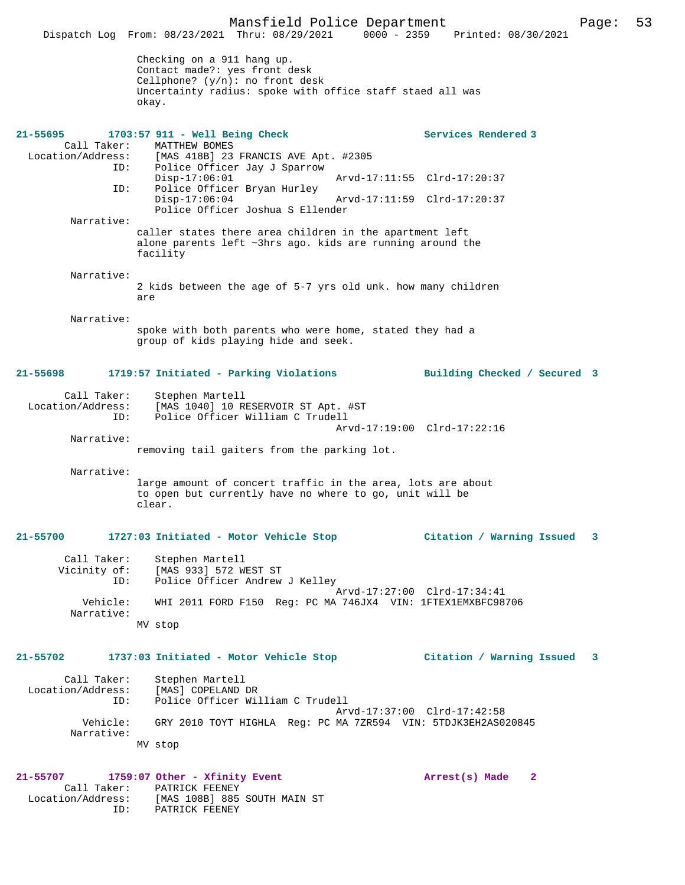Checking on a 911 hang up.
Contact made?: yes front desk
Cellphone? (y/n): no front desk
Uncertainty radius: spoke with office staff staed all was okay.

**21-55695 1703:57 911 - Well Being Check** — **Services Rendered 3**

Call Taker: MATTHEW BOMES
Location/Address: [MAS 418B] 23 FRANCIS AVE Apt. #2305
ID: Police Officer Jay J Sparrow
Disp-17:06:01 Arvd-17:11:55 Clrd-17:20:37
ID: Police Officer Bryan Hurley
Disp-17:06:04 Arvd-17:11:59 Clrd-17:20:37
Police Officer Joshua S Ellender

Narrative:
caller states there area children in the apartment left alone parents left ~3hrs ago. kids are running around the facility

Narrative:
2 kids between the age of 5-7 yrs old unk. how many children are

Narrative:
spoke with both parents who were home, stated they had a group of kids playing hide and seek.

**21-55698 1719:57 Initiated - Parking Violations** — **Building Checked / Secured 3**

Call Taker: Stephen Martell
Location/Address: [MAS 1040] 10 RESERVOIR ST Apt. #ST
ID: Police Officer William C Trudell
Arvd-17:19:00 Clrd-17:22:16

Narrative:
removing tail gaiters from the parking lot.

Narrative:
large amount of concert traffic in the area, lots are about to open but currently have no where to go, unit will be clear.

**21-55700 1727:03 Initiated - Motor Vehicle Stop** — **Citation / Warning Issued 3**

Call Taker: Stephen Martell
Vicinity of: [MAS 933] 572 WEST ST
ID: Police Officer Andrew J Kelley
Arvd-17:27:00 Clrd-17:34:41
Vehicle: WHI 2011 FORD F150 Reg: PC MA 746JX4 VIN: 1FTEX1EMXBFC98706

Narrative:
MV stop

**21-55702 1737:03 Initiated - Motor Vehicle Stop** — **Citation / Warning Issued 3**

Call Taker: Stephen Martell
Location/Address: [MAS] COPELAND DR
ID: Police Officer William C Trudell
Arvd-17:37:00 Clrd-17:42:58
Vehicle: GRY 2010 TOYT HIGHLA Reg: PC MA 7ZR594 VIN: 5TDJK3EH2AS020845

Narrative:
MV stop

**21-55707 1759:07 Other - Xfinity Event** — **Arrest(s) Made 2**

Call Taker: PATRICK FEENEY
Location/Address: [MAS 108B] 885 SOUTH MAIN ST
ID: PATRICK FEENEY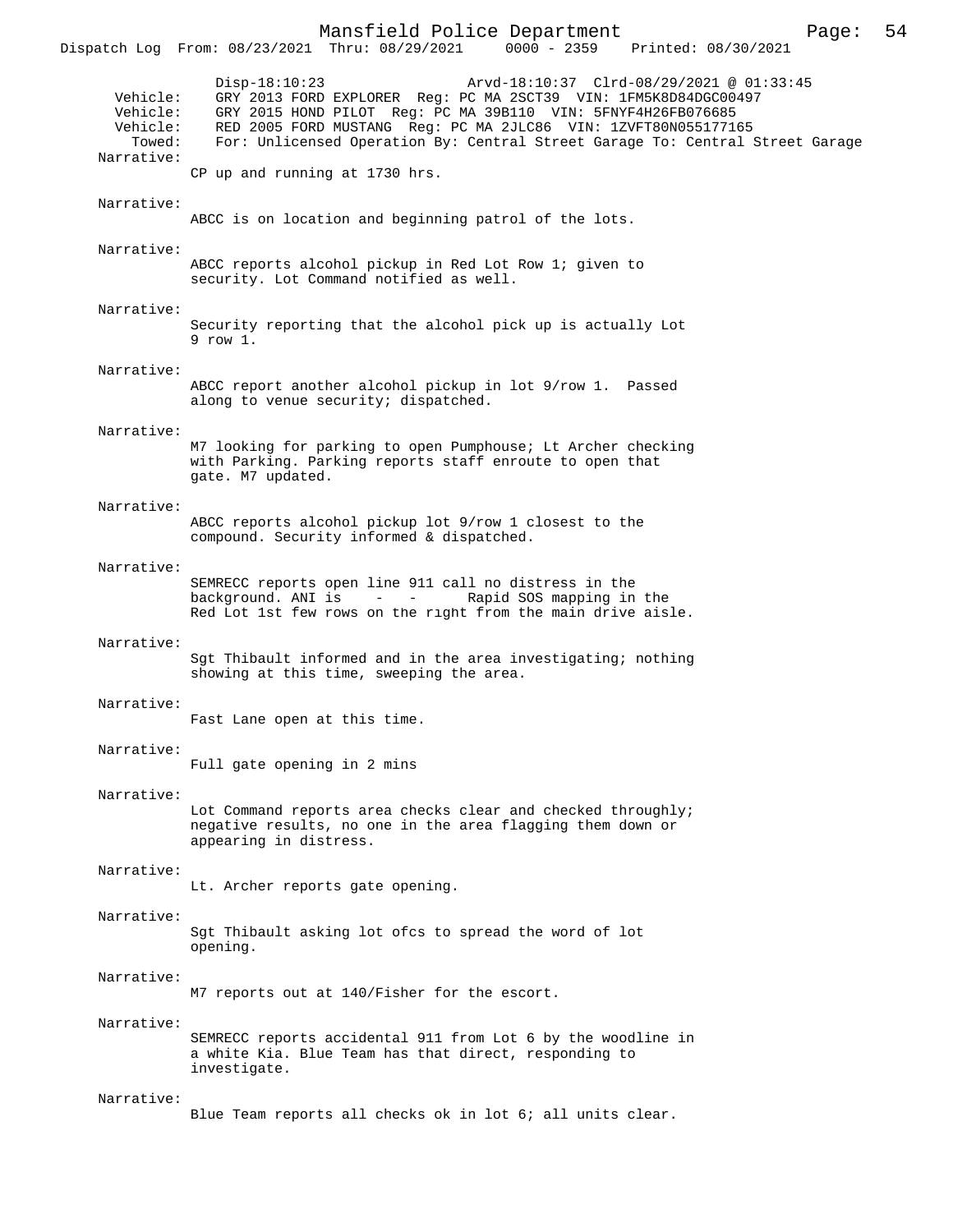Disp-18:10:23 Arvd-18:10:37 Clrd-08/29/2021 @ 01:33:45

Vehicle: GRY 2013 FORD EXPLORER Reg: PC MA 2SCT39 VIN: 1FM5K8D84DGC00497
Vehicle: GRY 2015 HOND PILOT Reg: PC MA 39B110 VIN: 5FNYF4H26FB076685
Vehicle: RED 2005 FORD MUSTANG Reg: PC MA 2JLC86 VIN: 1ZVFT80N055177165
Towed: For: Unlicensed Operation By: Central Street Garage To: Central Street Garage

Narrative:
CP up and running at 1730 hrs.

Narrative:
ABCC is on location and beginning patrol of the lots.

Narrative:
ABCC reports alcohol pickup in Red Lot Row 1; given to security. Lot Command notified as well.

Narrative:
Security reporting that the alcohol pick up is actually Lot 9 row 1.

Narrative:
ABCC report another alcohol pickup in lot 9/row 1. Passed along to venue security; dispatched.

Narrative:
M7 looking for parking to open Pumphouse; Lt Archer checking with Parking. Parking reports staff enroute to open that gate. M7 updated.

Narrative:
ABCC reports alcohol pickup lot 9/row 1 closest to the compound. Security informed & dispatched.

Narrative:
SEMRECC reports open line 911 call no distress in the background. ANI is - - Rapid SOS mapping in the Red Lot 1st few rows on the right from the main drive aisle.

Narrative:
Sgt Thibault informed and in the area investigating; nothing showing at this time, sweeping the area.

Narrative:
Fast Lane open at this time.

Narrative:
Full gate opening in 2 mins

Narrative:
Lot Command reports area checks clear and checked throughly; negative results, no one in the area flagging them down or appearing in distress.

Narrative:
Lt. Archer reports gate opening.

Narrative:
Sgt Thibault asking lot ofcs to spread the word of lot opening.

Narrative:
M7 reports out at 140/Fisher for the escort.

Narrative:
SEMRECC reports accidental 911 from Lot 6 by the woodline in a white Kia. Blue Team has that direct, responding to investigate.

Narrative:
Blue Team reports all checks ok in lot 6; all units clear.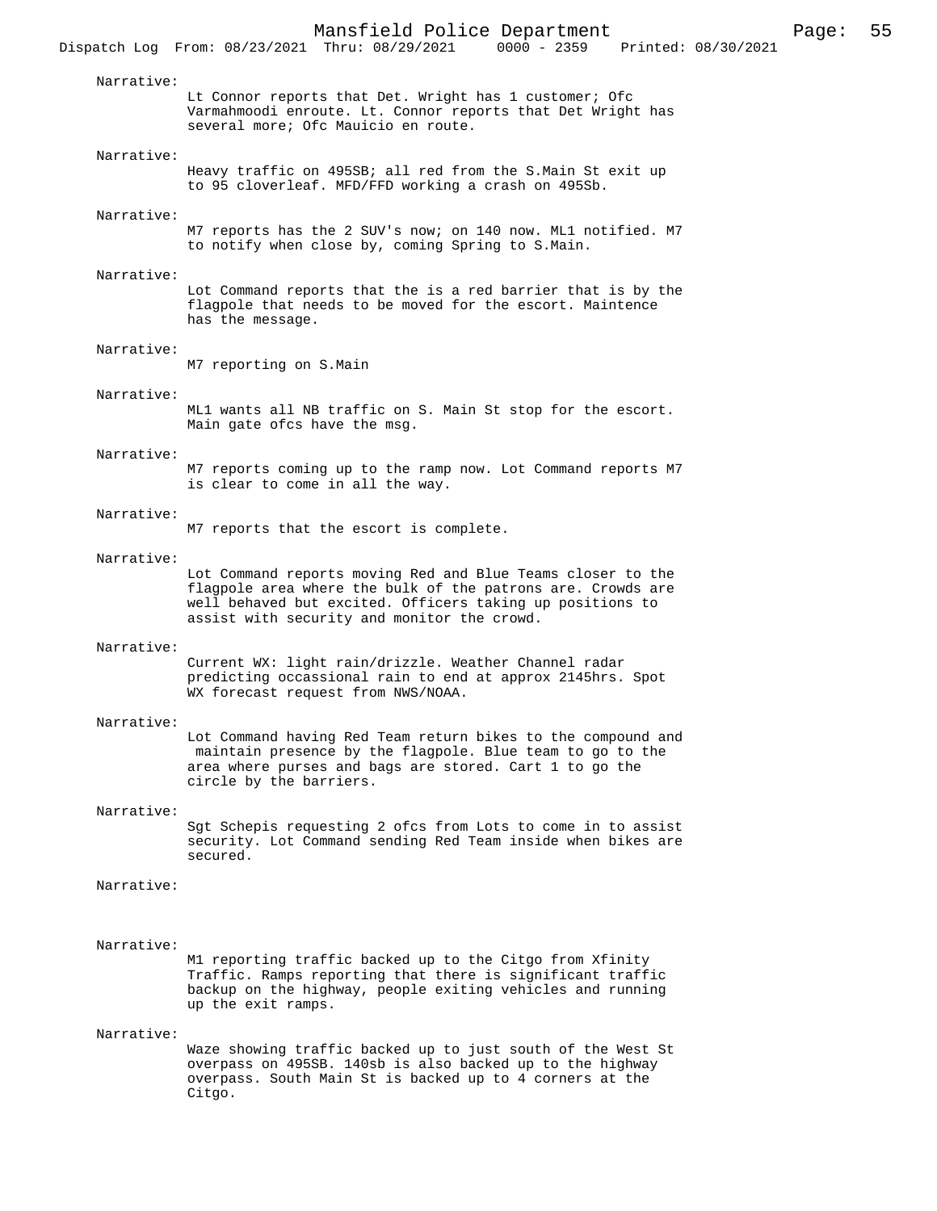Narrative:
Lt Connor reports that Det. Wright has 1 customer; Ofc Varmahmoodi enroute. Lt. Connor reports that Det Wright has several more; Ofc Mauicio en route.

Narrative:
Heavy traffic on 495SB; all red from the S.Main St exit up to 95 cloverleaf. MFD/FFD working a crash on 495Sb.

Narrative:
M7 reports has the 2 SUV's now; on 140 now. ML1 notified. M7 to notify when close by, coming Spring to S.Main.

Narrative:
Lot Command reports that the is a red barrier that is by the flagpole that needs to be moved for the escort. Maintence has the message.

Narrative:
M7 reporting on S.Main

Narrative:
ML1 wants all NB traffic on S. Main St stop for the escort. Main gate ofcs have the msg.

Narrative:
M7 reports coming up to the ramp now. Lot Command reports M7 is clear to come in all the way.

Narrative:
M7 reports that the escort is complete.

Narrative:
Lot Command reports moving Red and Blue Teams closer to the flagpole area where the bulk of the patrons are. Crowds are well behaved but excited. Officers taking up positions to assist with security and monitor the crowd.

Narrative:
Current WX: light rain/drizzle. Weather Channel radar predicting occassional rain to end at approx 2145hrs. Spot WX forecast request from NWS/NOAA.

Narrative:
Lot Command having Red Team return bikes to the compound and maintain presence by the flagpole. Blue team to go to the area where purses and bags are stored. Cart 1 to go the circle by the barriers.

Narrative:
Sgt Schepis requesting 2 ofcs from Lots to come in to assist security. Lot Command sending Red Team inside when bikes are secured.

Narrative:

Narrative:
M1 reporting traffic backed up to the Citgo from Xfinity Traffic. Ramps reporting that there is significant traffic backup on the highway, people exiting vehicles and running up the exit ramps.

Narrative:
Waze showing traffic backed up to just south of the West St overpass on 495SB. 140sb is also backed up to the highway overpass. South Main St is backed up to 4 corners at the Citgo.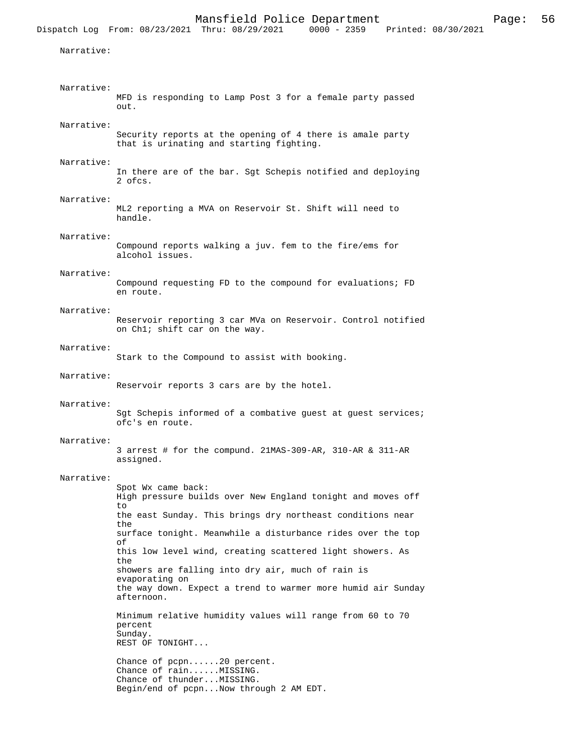Narrative:

Narrative:
MFD is responding to Lamp Post 3 for a female party passed out.

Narrative:
Security reports at the opening of 4 there is amale party that is urinating and starting fighting.

Narrative:
In there are of the bar. Sgt Schepis notified and deploying 2 ofcs.

Narrative:
ML2 reporting a MVA on Reservoir St. Shift will need to handle.

Narrative:
Compound reports walking a juv. fem to the fire/ems for alcohol issues.

Narrative:
Compound requesting FD to the compound for evaluations; FD en route.

Narrative:
Reservoir reporting 3 car MVa on Reservoir. Control notified on Ch1; shift car on the way.

Narrative:
Stark to the Compound to assist with booking.

Narrative:
Reservoir reports 3 cars are by the hotel.

Narrative:
Sgt Schepis informed of a combative guest at guest services; ofc's en route.

Narrative:
3 arrest # for the compund. 21MAS-309-AR, 310-AR & 311-AR assigned.

Narrative:
Spot Wx came back:
High pressure builds over New England tonight and moves off to
the east Sunday. This brings dry northeast conditions near the
surface tonight. Meanwhile a disturbance rides over the top of
this low level wind, creating scattered light showers. As the
showers are falling into dry air, much of rain is evaporating on
the way down. Expect a trend to warmer more humid air Sunday afternoon.

Minimum relative humidity values will range from 60 to 70 percent
Sunday.
REST OF TONIGHT...

Chance of pcpn......20 percent.
Chance of rain......MISSING.
Chance of thunder...MISSING.
Begin/end of pcpn...Now through 2 AM EDT.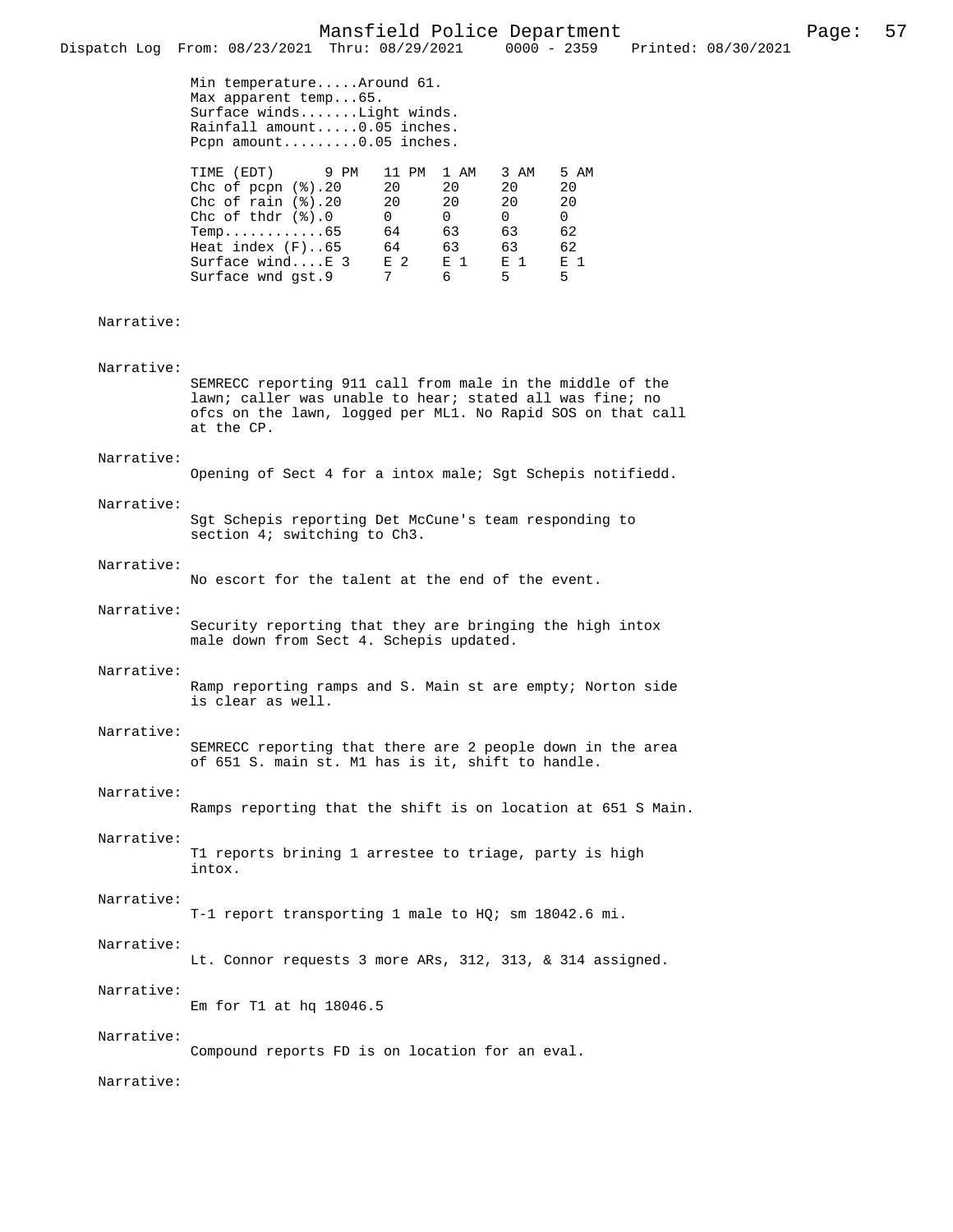Min temperature.....Around 61.
Max apparent temp...65.
Surface winds.......Light winds.
Rainfall amount.....0.05 inches.
Pcpn amount.........0.05 inches.

| TIME (EDT) | 9 PM | 11 PM | 1 AM | 3 AM | 5 AM |
|---|---|---|---|---|---|
| Chc of pcpn (%) | 20 | 20 | 20 | 20 | 20 |
| Chc of rain (%) | 20 | 20 | 20 | 20 | 20 |
| Chc of thdr (%) | 0 | 0 | 0 | 0 | 0 |
| Temp | 65 | 64 | 63 | 63 | 62 |
| Heat index (F) | 65 | 64 | 63 | 63 | 62 |
| Surface wind | E 3 | E 2 | E 1 | E 1 | E 1 |
| Surface wnd gst | 9 | 7 | 6 | 5 | 5 |

Narrative:

Narrative:
SEMRECC reporting 911 call from male in the middle of the lawn; caller was unable to hear; stated all was fine; no ofcs on the lawn, logged per ML1. No Rapid SOS on that call at the CP.

Narrative:
Opening of Sect 4 for a intox male; Sgt Schepis notifiedd.

Narrative:
Sgt Schepis reporting Det McCune's team responding to section 4; switching to Ch3.

Narrative:
No escort for the talent at the end of the event.

Narrative:
Security reporting that they are bringing the high intox male down from Sect 4. Schepis updated.

Narrative:
Ramp reporting ramps and S. Main st are empty; Norton side is clear as well.

Narrative:
SEMRECC reporting that there are 2 people down in the area of 651 S. main st. M1 has is it, shift to handle.

Narrative:
Ramps reporting that the shift is on location at 651 S Main.

Narrative:
T1 reports brining 1 arrestee to triage, party is high intox.

Narrative:
T-1 report transporting 1 male to HQ; sm 18042.6 mi.

Narrative:
Lt. Connor requests 3 more ARs, 312, 313, & 314 assigned.

Narrative:
Em for T1 at hq 18046.5

Narrative:
Compound reports FD is on location for an eval.

Narrative: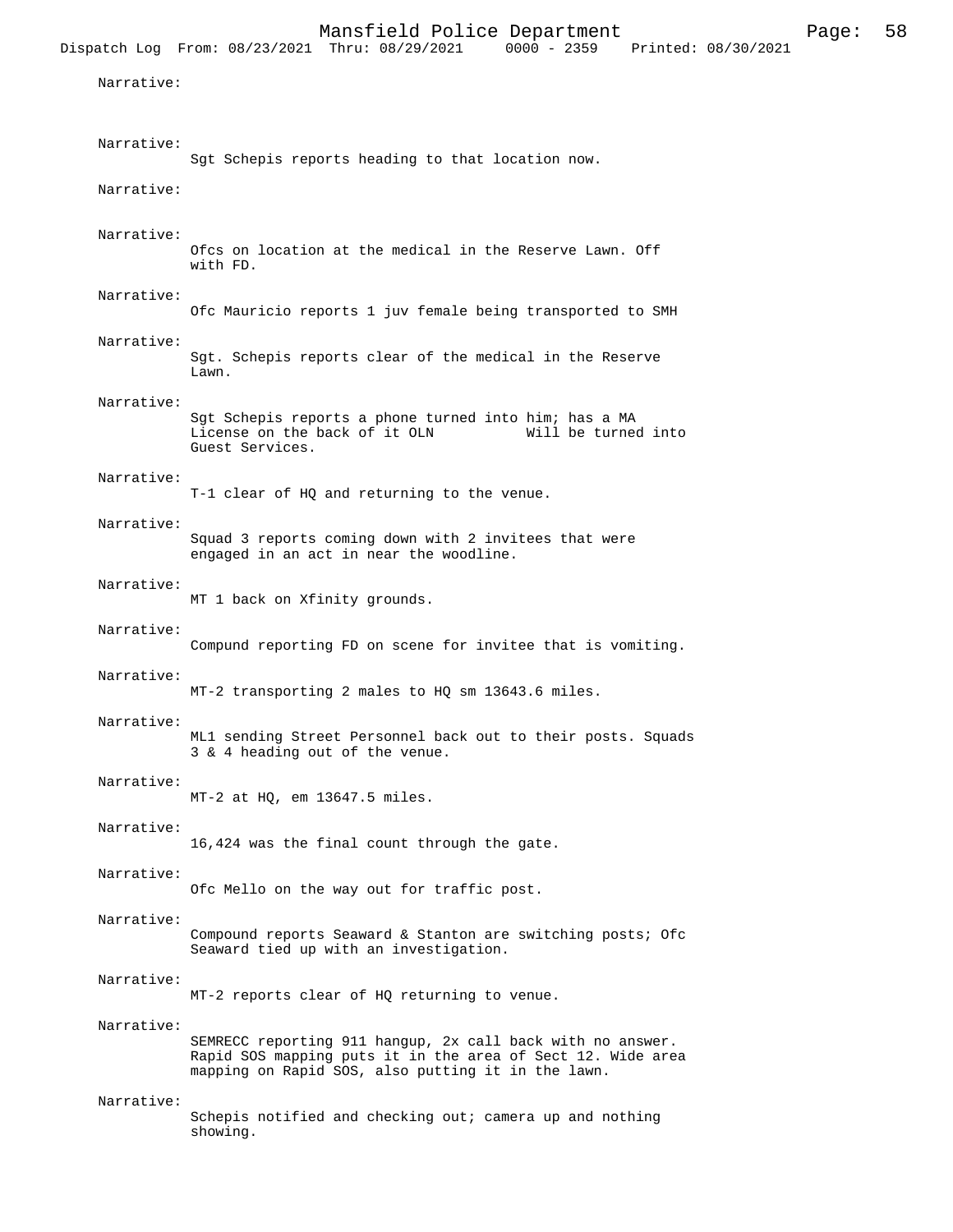Narrative:

Narrative:
Sgt Schepis reports heading to that location now.

Narrative:

Narrative:
Ofcs on location at the medical in the Reserve Lawn. Off with FD.

Narrative:
Ofc Mauricio reports 1 juv female being transported to SMH

Narrative:
Sgt. Schepis reports clear of the medical in the Reserve Lawn.

Narrative:
Sgt Schepis reports a phone turned into him; has a MA License on the back of it OLN            Will be turned into Guest Services.

Narrative:
T-1 clear of HQ and returning to the venue.

Narrative:
Squad 3 reports coming down with 2 invitees that were engaged in an act in near the woodline.

Narrative:
MT 1 back on Xfinity grounds.

Narrative:
Compund reporting FD on scene for invitee that is vomiting.

Narrative:
MT-2 transporting 2 males to HQ sm 13643.6 miles.

Narrative:
ML1 sending Street Personnel back out to their posts. Squads 3 & 4 heading out of the venue.

Narrative:
MT-2 at HQ, em 13647.5 miles.

Narrative:
16,424 was the final count through the gate.

Narrative:
Ofc Mello on the way out for traffic post.

Narrative:
Compound reports Seaward & Stanton are switching posts; Ofc Seaward tied up with an investigation.

Narrative:
MT-2 reports clear of HQ returning to venue.

Narrative:
SEMRECC reporting 911 hangup, 2x call back with no answer. Rapid SOS mapping puts it in the area of Sect 12. Wide area mapping on Rapid SOS, also putting it in the lawn.

Narrative:
Schepis notified and checking out; camera up and nothing showing.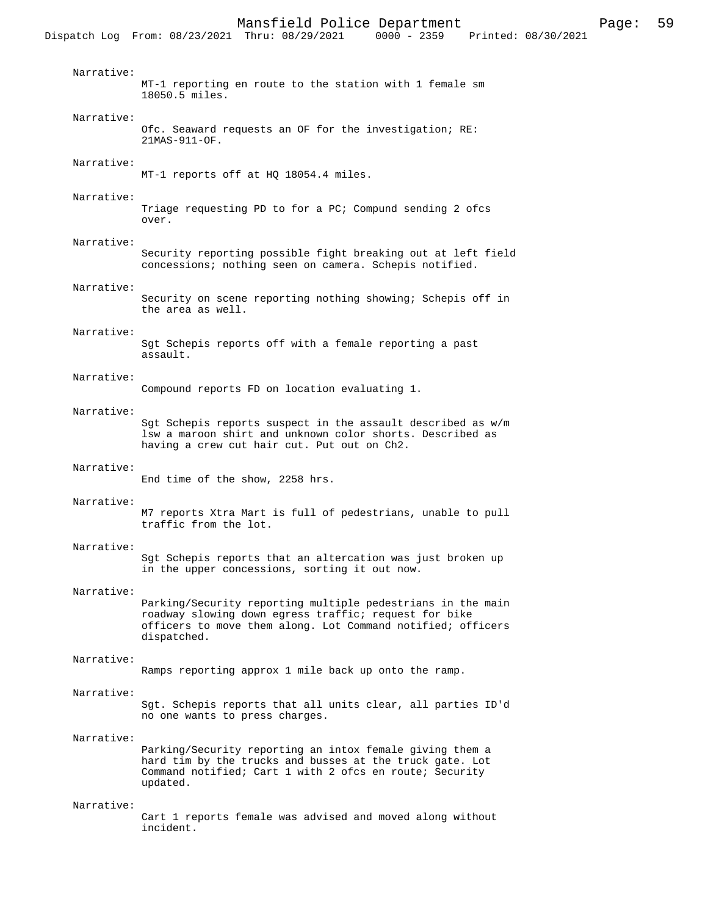Narrative:
MT-1 reporting en route to the station with 1 female sm 18050.5 miles.

Narrative:
Ofc. Seaward requests an OF for the investigation; RE: 21MAS-911-OF.

Narrative:
MT-1 reports off at HQ 18054.4 miles.

Narrative:
Triage requesting PD to for a PC; Compund sending 2 ofcs over.

Narrative:
Security reporting possible fight breaking out at left field concessions; nothing seen on camera. Schepis notified.

Narrative:
Security on scene reporting nothing showing; Schepis off in the area as well.

Narrative:
Sgt Schepis reports off with a female reporting a past assault.

Narrative:
Compound reports FD on location evaluating 1.

Narrative:
Sgt Schepis reports suspect in the assault described as w/m lsw a maroon shirt and unknown color shorts. Described as having a crew cut hair cut. Put out on Ch2.

Narrative:
End time of the show, 2258 hrs.

Narrative:
M7 reports Xtra Mart is full of pedestrians, unable to pull traffic from the lot.

Narrative:
Sgt Schepis reports that an altercation was just broken up in the upper concessions, sorting it out now.

Narrative:
Parking/Security reporting multiple pedestrians in the main roadway slowing down egress traffic; request for bike officers to move them along. Lot Command notified; officers dispatched.

Narrative:
Ramps reporting approx 1 mile back up onto the ramp.

Narrative:
Sgt. Schepis reports that all units clear, all parties ID'd no one wants to press charges.

Narrative:
Parking/Security reporting an intox female giving them a hard tim by the trucks and busses at the truck gate. Lot Command notified; Cart 1 with 2 ofcs en route; Security updated.

Narrative:
Cart 1 reports female was advised and moved along without incident.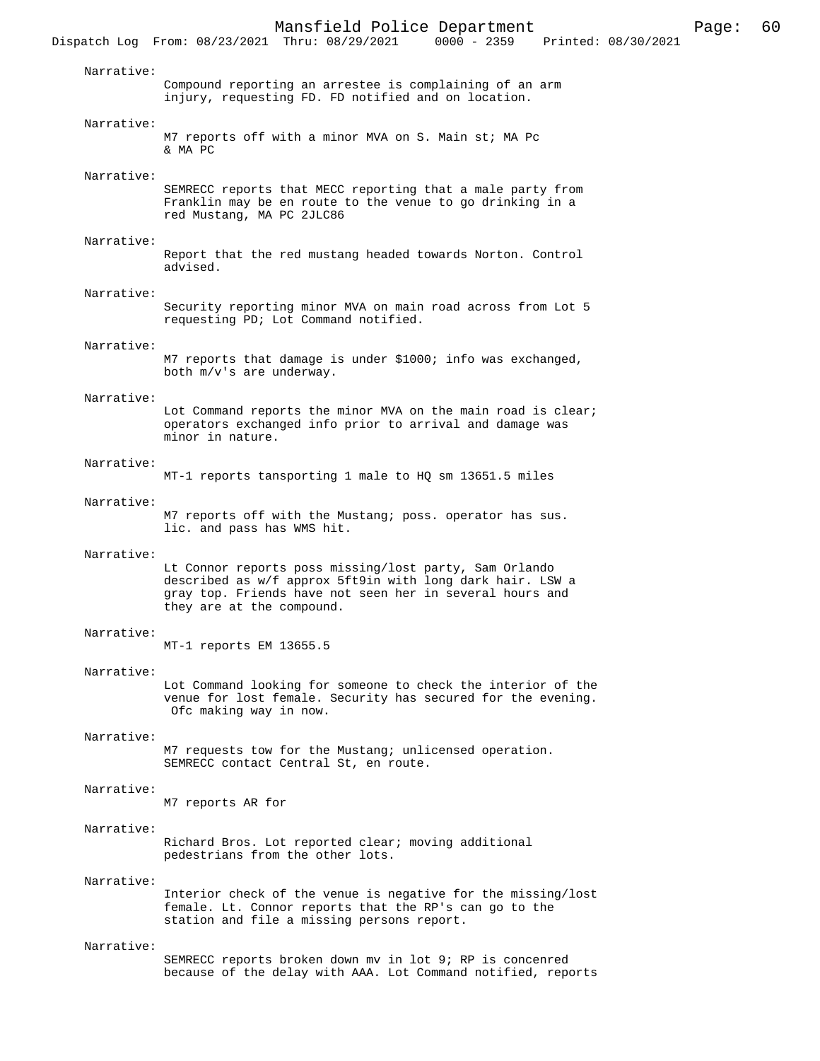Narrative:
Compound reporting an arrestee is complaining of an arm injury, requesting FD. FD notified and on location.

Narrative:
M7 reports off with a minor MVA on S. Main st; MA Pc & MA PC

Narrative:
SEMRECC reports that MECC reporting that a male party from Franklin may be en route to the venue to go drinking in a red Mustang, MA PC 2JLC86

Narrative:
Report that the red mustang headed towards Norton. Control advised.

Narrative:
Security reporting minor MVA on main road across from Lot 5 requesting PD; Lot Command notified.

Narrative:
M7 reports that damage is under $1000; info was exchanged, both m/v's are underway.

Narrative:
Lot Command reports the minor MVA on the main road is clear; operators exchanged info prior to arrival and damage was minor in nature.

Narrative:
MT-1 reports tansporting 1 male to HQ sm 13651.5 miles

Narrative:
M7 reports off with the Mustang; poss. operator has sus. lic. and pass has WMS hit.

Narrative:
Lt Connor reports poss missing/lost party, Sam Orlando described as w/f approx 5ft9in with long dark hair. LSW a gray top. Friends have not seen her in several hours and they are at the compound.

Narrative:
MT-1 reports EM 13655.5

Narrative:
Lot Command looking for someone to check the interior of the venue for lost female. Security has secured for the evening. Ofc making way in now.

Narrative:
M7 requests tow for the Mustang; unlicensed operation. SEMRECC contact Central St, en route.

Narrative:
M7 reports AR for

Narrative:
Richard Bros. Lot reported clear; moving additional pedestrians from the other lots.

Narrative:
Interior check of the venue is negative for the missing/lost female. Lt. Connor reports that the RP's can go to the station and file a missing persons report.

Narrative:
SEMRECC reports broken down mv in lot 9; RP is concenred because of the delay with AAA. Lot Command notified, reports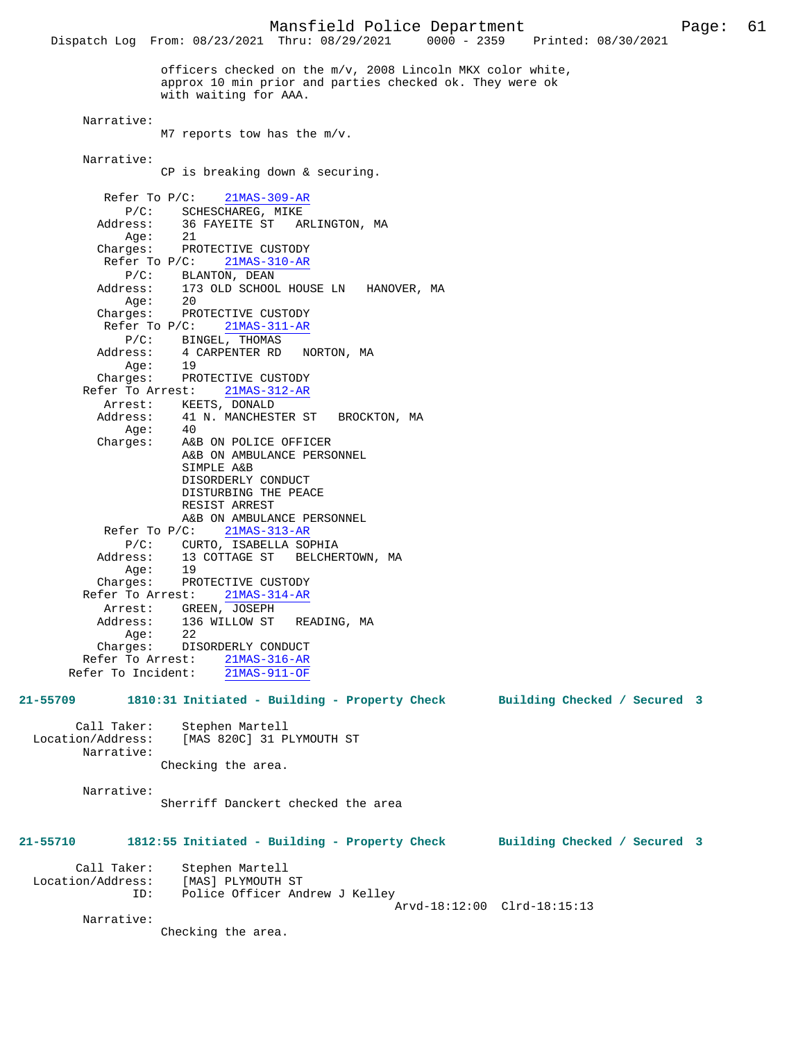officers checked on the m/v, 2008 Lincoln MKX color white, approx 10 min prior and parties checked ok. They were ok with waiting for AAA.

Narrative:
M7 reports tow has the m/v.

Narrative:
CP is breaking down & securing.

Refer To P/C: 21MAS-309-AR
P/C: SCHESCHAREG, MIKE
Address: 36 FAYEITE ST ARLINGTON, MA
Age: 21
Charges: PROTECTIVE CUSTODY

Refer To P/C: 21MAS-310-AR
P/C: BLANTON, DEAN
Address: 173 OLD SCHOOL HOUSE LN HANOVER, MA
Age: 20
Charges: PROTECTIVE CUSTODY

Refer To P/C: 21MAS-311-AR
P/C: BINGEL, THOMAS
Address: 4 CARPENTER RD NORTON, MA
Age: 19
Charges: PROTECTIVE CUSTODY

Refer To Arrest: 21MAS-312-AR
Arrest: KEETS, DONALD
Address: 41 N. MANCHESTER ST BROCKTON, MA
Age: 40
Charges: A&B ON POLICE OFFICER
A&B ON AMBULANCE PERSONNEL
SIMPLE A&B
DISORDERLY CONDUCT
DISTURBING THE PEACE
RESIST ARREST
A&B ON AMBULANCE PERSONNEL

Refer To P/C: 21MAS-313-AR
P/C: CURTO, ISABELLA SOPHIA
Address: 13 COTTAGE ST BELCHERTOWN, MA
Age: 19
Charges: PROTECTIVE CUSTODY

Refer To Arrest: 21MAS-314-AR
Arrest: GREEN, JOSEPH
Address: 136 WILLOW ST READING, MA
Age: 22
Charges: DISORDERLY CONDUCT

Refer To Arrest: 21MAS-316-AR
Refer To Incident: 21MAS-911-OF

**21-55709 1810:31 Initiated - Building - Property Check Building Checked / Secured 3**

Call Taker: Stephen Martell
Location/Address: [MAS 820C] 31 PLYMOUTH ST
Narrative:
Checking the area.

Narrative:
Sherriff Danckert checked the area

**21-55710 1812:55 Initiated - Building - Property Check Building Checked / Secured 3**

Call Taker: Stephen Martell
Location/Address: [MAS] PLYMOUTH ST
ID: Police Officer Andrew J Kelley
Arvd-18:12:00 Clrd-18:15:13
Narrative:
Checking the area.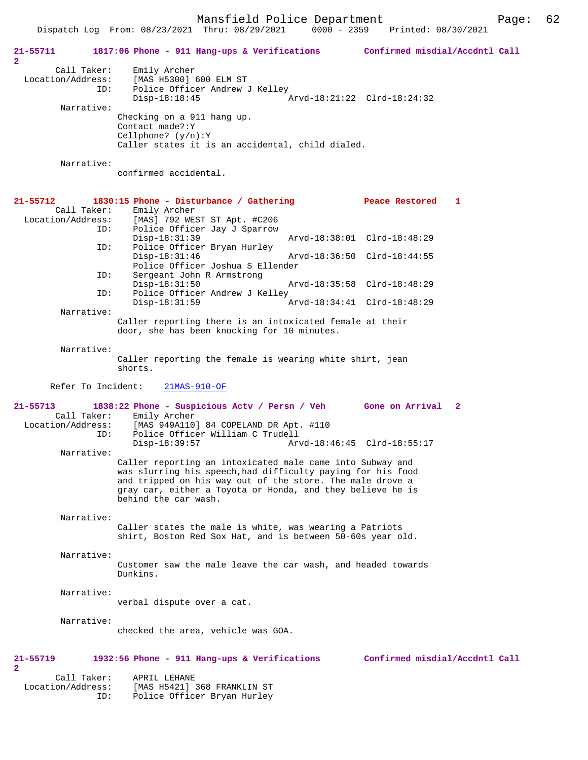**21-55711** **1817:06 Phone - 911 Hang-ups & Verifications** **Confirmed misdial/Accdntl Call 2**

Call Taker: Emily Archer
Location/Address: [MAS H5300] 600 ELM ST
ID: Police Officer Andrew J Kelley
Disp-18:18:45 Arvd-18:21:22 Clrd-18:24:32

Narrative:
Checking on a 911 hang up.
Contact made?:Y
Cellphone? (y/n):Y
Caller states it is an accidental, child dialed.

Narrative:
confirmed accidental.

**21-55712** **1830:15 Phone - Disturbance / Gathering** **Peace Restored 1**

Call Taker: Emily Archer
Location/Address: [MAS] 792 WEST ST Apt. #C206
ID: Police Officer Jay J Sparrow
Disp-18:31:39 Arvd-18:38:01 Clrd-18:48:29
ID: Police Officer Bryan Hurley
Disp-18:31:46 Arvd-18:36:50 Clrd-18:44:55
Police Officer Joshua S Ellender
ID: Sergeant John R Armstrong
Disp-18:31:50 Arvd-18:35:58 Clrd-18:48:29
ID: Police Officer Andrew J Kelley
Disp-18:31:59 Arvd-18:34:41 Clrd-18:48:29

Narrative:
Caller reporting there is an intoxicated female at their door, she has been knocking for 10 minutes.

Narrative:
Caller reporting the female is wearing white shirt, jean shorts.

Refer To Incident: 21MAS-910-OF

**21-55713** **1838:22 Phone - Suspicious Actv / Persn / Veh** **Gone on Arrival 2**

Call Taker: Emily Archer
Location/Address: [MAS 949A110] 84 COPELAND DR Apt. #110
ID: Police Officer William C Trudell
Disp-18:39:57 Arvd-18:46:45 Clrd-18:55:17

Narrative:
Caller reporting an intoxicated male came into Subway and was slurring his speech,had difficulty paying for his food and tripped on his way out of the store. The male drove a gray car, either a Toyota or Honda, and they believe he is behind the car wash.

Narrative:
Caller states the male is white, was wearing a Patriots shirt, Boston Red Sox Hat, and is between 50-60s year old.

Narrative:
Customer saw the male leave the car wash, and headed towards Dunkins.

Narrative:
verbal dispute over a cat.

Narrative:
checked the area, vehicle was GOA.

**21-55719** **1932:56 Phone - 911 Hang-ups & Verifications** **Confirmed misdial/Accdntl Call 2**

Call Taker: APRIL LEHANE
Location/Address: [MAS H5421] 368 FRANKLIN ST
ID: Police Officer Bryan Hurley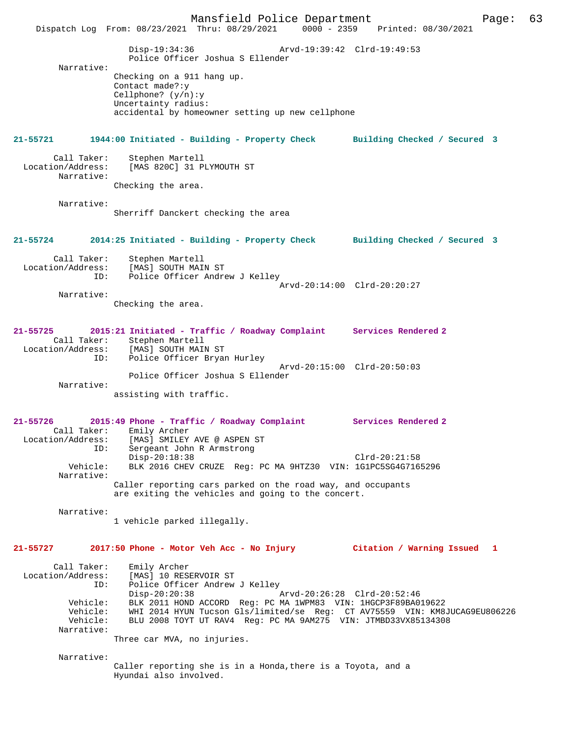Disp-19:34:36 Arvd-19:39:42 Clrd-19:49:53
Police Officer Joshua S Ellender

Narrative:
Checking on a 911 hang up.
Contact made?:y
Cellphone? (y/n):y
Uncertainty radius:
accidental by homeowner setting up new cellphone

**21-55721 1944:00 Initiated - Building - Property Check Building Checked / Secured 3**

Call Taker: Stephen Martell
Location/Address: [MAS 820C] 31 PLYMOUTH ST
Narrative:
Checking the area.

Narrative:
Sherriff Danckert checking the area

**21-55724 2014:25 Initiated - Building - Property Check Building Checked / Secured 3**

Call Taker: Stephen Martell
Location/Address: [MAS] SOUTH MAIN ST
ID: Police Officer Andrew J Kelley
Arvd-20:14:00 Clrd-20:20:27
Narrative:
Checking the area.

**21-55725 2015:21 Initiated - Traffic / Roadway Complaint Services Rendered 2**

Call Taker: Stephen Martell
Location/Address: [MAS] SOUTH MAIN ST
ID: Police Officer Bryan Hurley
Arvd-20:15:00 Clrd-20:50:03
Police Officer Joshua S Ellender
Narrative:
assisting with traffic.

**21-55726 2015:49 Phone - Traffic / Roadway Complaint Services Rendered 2**

Call Taker: Emily Archer
Location/Address: [MAS] SMILEY AVE @ ASPEN ST
ID: Sergeant John R Armstrong
Disp-20:18:38 Clrd-20:21:58
Vehicle: BLK 2016 CHEV CRUZE Reg: PC MA 9HTZ30 VIN: 1G1PC5SG4G7165296
Narrative:
Caller reporting cars parked on the road way, and occupants are exiting the vehicles and going to the concert.

Narrative:
1 vehicle parked illegally.

**21-55727 2017:50 Phone - Motor Veh Acc - No Injury Citation / Warning Issued 1**

Call Taker: Emily Archer
Location/Address: [MAS] 10 RESERVOIR ST
ID: Police Officer Andrew J Kelley
Disp-20:20:38 Arvd-20:26:28 Clrd-20:52:46
Vehicle: BLK 2011 HOND ACCORD Reg: PC MA 1WPM83 VIN: 1HGCP3F89BA019622
Vehicle: WHI 2014 HYUN Tucson Gls/limited/se Reg: CT AV75559 VIN: KM8JUCAG9EU806226
Vehicle: BLU 2008 TOYT UT RAV4 Reg: PC MA 9AM275 VIN: JTMBD33VX85134308
Narrative:
Three car MVA, no injuries.

Narrative:
Caller reporting she is in a Honda,there is a Toyota, and a Hyundai also involved.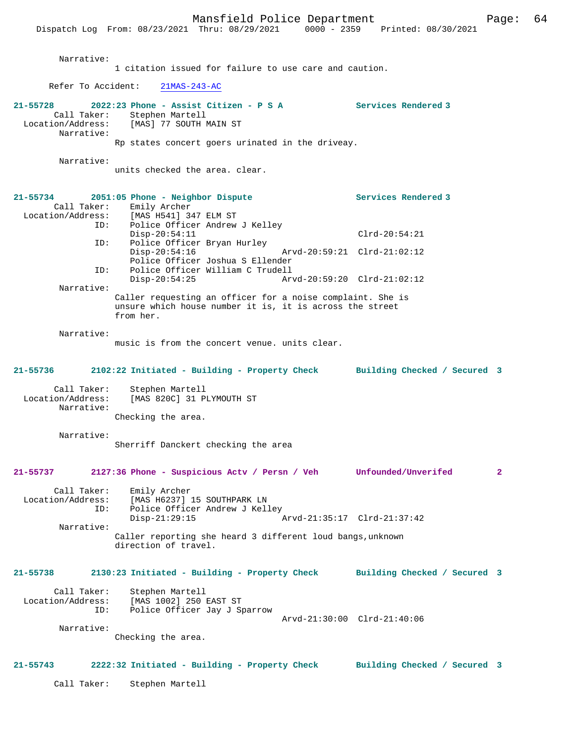Narrative:
1 citation issued for failure to use care and caution.

Refer To Accident: 21MAS-243-AC

**21-55728 2022:23 Phone - Assist Citizen - P S A — Services Rendered 3**

Call Taker: Stephen Martell
Location/Address: [MAS] 77 SOUTH MAIN ST
Narrative:
Rp states concert goers urinated in the driveay.

Narrative:
units checked the area. clear.

**21-55734 2051:05 Phone - Neighbor Dispute — Services Rendered 3**

Call Taker: Emily Archer
Location/Address: [MAS H541] 347 ELM ST
ID: Police Officer Andrew J Kelley
Disp-20:54:11 Clrd-20:54:21
ID: Police Officer Bryan Hurley
Disp-20:54:16 Arvd-20:59:21 Clrd-21:02:12
Police Officer Joshua S Ellender
ID: Police Officer William C Trudell
Disp-20:54:25 Arvd-20:59:20 Clrd-21:02:12
Narrative:
Caller requesting an officer for a noise complaint. She is unsure which house number it is, it is across the street from her.

Narrative:
music is from the concert venue. units clear.

**21-55736 2102:22 Initiated - Building - Property Check — Building Checked / Secured 3**

Call Taker: Stephen Martell
Location/Address: [MAS 820C] 31 PLYMOUTH ST
Narrative:
Checking the area.

Narrative:
Sherriff Danckert checking the area

**21-55737 2127:36 Phone - Suspicious Actv / Persn / Veh — Unfounded/Unverifed 2**

Call Taker: Emily Archer
Location/Address: [MAS H6237] 15 SOUTHPARK LN
ID: Police Officer Andrew J Kelley
Disp-21:29:15 Arvd-21:35:17 Clrd-21:37:42
Narrative:
Caller reporting she heard 3 different loud bangs,unknown direction of travel.

**21-55738 2130:23 Initiated - Building - Property Check — Building Checked / Secured 3**

Call Taker: Stephen Martell
Location/Address: [MAS 1002] 250 EAST ST
ID: Police Officer Jay J Sparrow
Arvd-21:30:00 Clrd-21:40:06
Narrative:
Checking the area.

**21-55743 2222:32 Initiated - Building - Property Check — Building Checked / Secured 3**

Call Taker: Stephen Martell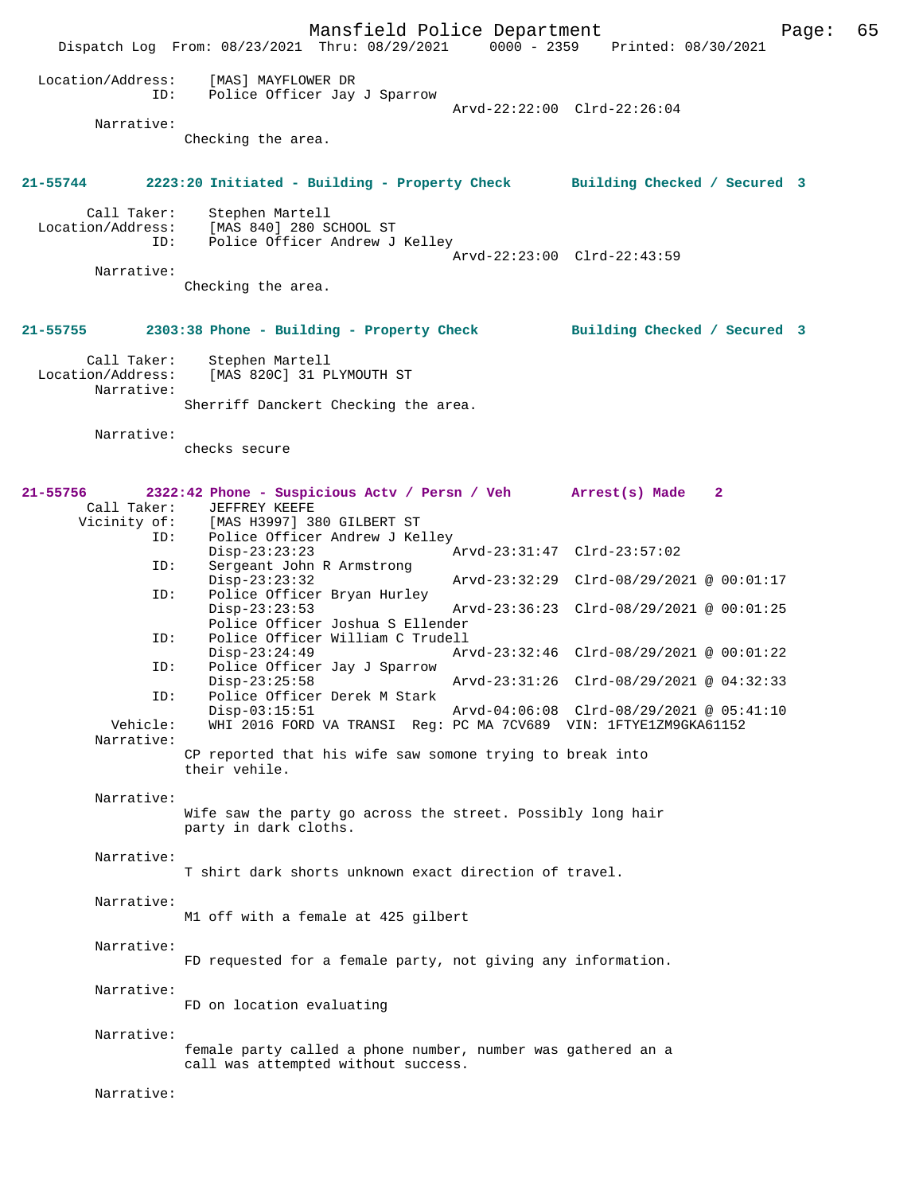Location/Address: [MAS] MAYFLOWER DR
ID: Police Officer Jay J Sparrow
Arvd-22:22:00 Clrd-22:26:04

Narrative:
Checking the area.

**21-55744 2223:20 Initiated - Building - Property Check Building Checked / Secured 3**

Call Taker: Stephen Martell
Location/Address: [MAS 840] 280 SCHOOL ST
ID: Police Officer Andrew J Kelley
Arvd-22:23:00 Clrd-22:43:59

Narrative:
Checking the area.

**21-55755 2303:38 Phone - Building - Property Check Building Checked / Secured 3**

Call Taker: Stephen Martell
Location/Address: [MAS 820C] 31 PLYMOUTH ST

Narrative:
Sherriff Danckert Checking the area.

Narrative:
checks secure

**21-55756 2322:42 Phone - Suspicious Actv / Persn / Veh Arrest(s) Made 2**

Call Taker: JEFFREY KEEFE
Vicinity of: [MAS H3997] 380 GILBERT ST
ID: Police Officer Andrew J Kelley
Disp-23:23:23 Arvd-23:31:47 Clrd-23:57:02
ID: Sergeant John R Armstrong
Disp-23:23:32 Arvd-23:32:29 Clrd-08/29/2021 @ 00:01:17
ID: Police Officer Bryan Hurley
Disp-23:23:53 Arvd-23:36:23 Clrd-08/29/2021 @ 00:01:25
Police Officer Joshua S Ellender
ID: Police Officer William C Trudell
Disp-23:24:49 Arvd-23:32:46 Clrd-08/29/2021 @ 00:01:22
ID: Police Officer Jay J Sparrow
Disp-23:25:58 Arvd-23:31:26 Clrd-08/29/2021 @ 04:32:33
ID: Police Officer Derek M Stark
Disp-03:15:51 Arvd-04:06:08 Clrd-08/29/2021 @ 05:41:10
Vehicle: WHI 2016 FORD VA TRANSI Reg: PC MA 7CV689 VIN: 1FTYE1ZM9GKA61152

Narrative:
CP reported that his wife saw somone trying to break into their vehile.

Narrative:
Wife saw the party go across the street. Possibly long hair party in dark cloths.

Narrative:
T shirt dark shorts unknown exact direction of travel.

Narrative:
M1 off with a female at 425 gilbert

Narrative:
FD requested for a female party, not giving any information.

Narrative:
FD on location evaluating

Narrative:
female party called a phone number, number was gathered an a call was attempted without success.

Narrative: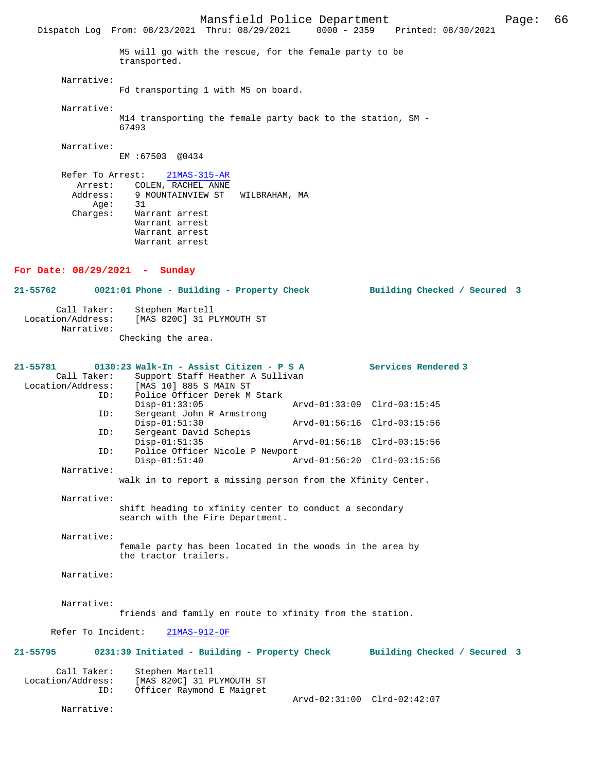M5 will go with the rescue, for the female party to be transported.

Narrative:
Fd transporting 1 with M5 on board.

Narrative:
M14 transporting the female party back to the station, SM - 67493

Narrative:
EM :67503 @0434

Refer To Arrest: 21MAS-315-AR
Arrest: COLEN, RACHEL ANNE
Address: 9 MOUNTAINVIEW ST WILBRAHAM, MA
Age: 31
Charges: Warrant arrest
Warrant arrest
Warrant arrest
Warrant arrest

## For Date: 08/29/2021 - Sunday

**21-55762 0021:01 Phone - Building - Property Check Building Checked / Secured 3**

Call Taker: Stephen Martell
Location/Address: [MAS 820C] 31 PLYMOUTH ST
Narrative:
Checking the area.

**21-55781 0130:23 Walk-In - Assist Citizen - P S A Services Rendered 3**

Call Taker: Support Staff Heather A Sullivan
Location/Address: [MAS 10] 885 S MAIN ST
ID: Police Officer Derek M Stark
Disp-01:33:05 Arvd-01:33:09 Clrd-03:15:45
ID: Sergeant John R Armstrong
Disp-01:51:30 Arvd-01:56:16 Clrd-03:15:56
ID: Sergeant David Schepis
Disp-01:51:35 Arvd-01:56:18 Clrd-03:15:56
ID: Police Officer Nicole P Newport
Disp-01:51:40 Arvd-01:56:20 Clrd-03:15:56
Narrative:
walk in to report a missing person from the Xfinity Center.

Narrative:
shift heading to xfinity center to conduct a secondary search with the Fire Department.

Narrative:
female party has been located in the woods in the area by the tractor trailers.

Narrative:

Narrative:
friends and family en route to xfinity from the station.

Refer To Incident: 21MAS-912-OF

**21-55795 0231:39 Initiated - Building - Property Check Building Checked / Secured 3**

Call Taker: Stephen Martell
Location/Address: [MAS 820C] 31 PLYMOUTH ST
ID: Officer Raymond E Maigret
Arvd-02:31:00 Clrd-02:42:07
Narrative: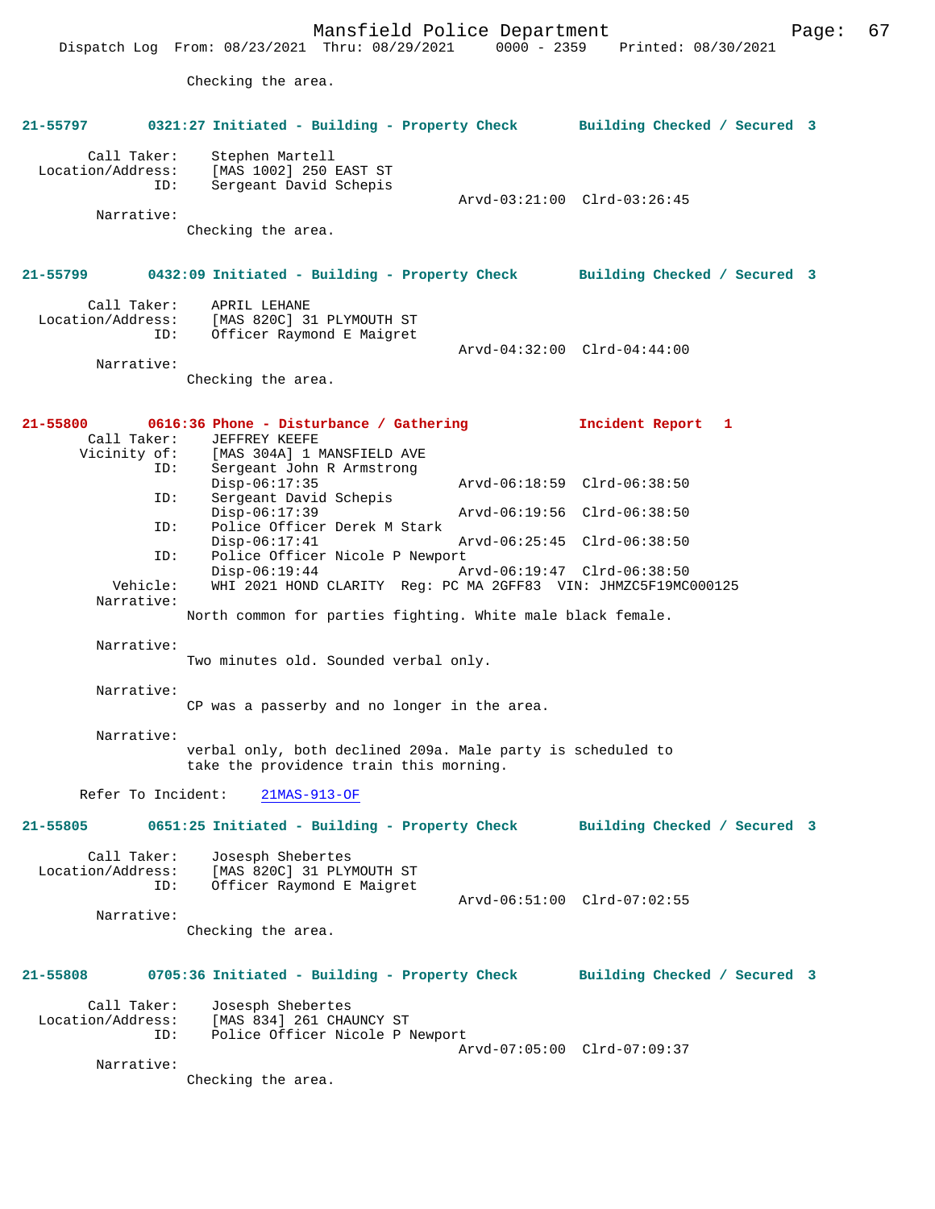Checking the area.

**21-55797 0321:27 Initiated - Building - Property Check Building Checked / Secured 3**

Call Taker: Stephen Martell
Location/Address: [MAS 1002] 250 EAST ST
ID: Sergeant David Schepis
Arvd-03:21:00 Clrd-03:26:45
Narrative:
Checking the area.

**21-55799 0432:09 Initiated - Building - Property Check Building Checked / Secured 3**

Call Taker: APRIL LEHANE
Location/Address: [MAS 820C] 31 PLYMOUTH ST
ID: Officer Raymond E Maigret
Arvd-04:32:00 Clrd-04:44:00
Narrative:
Checking the area.

**21-55800 0616:36 Phone - Disturbance / Gathering Incident Report 1**

Call Taker: JEFFREY KEEFE
Vicinity of: [MAS 304A] 1 MANSFIELD AVE
ID: Sergeant John R Armstrong
Disp-06:17:35 Arvd-06:18:59 Clrd-06:38:50
ID: Sergeant David Schepis
Disp-06:17:39 Arvd-06:19:56 Clrd-06:38:50
ID: Police Officer Derek M Stark
Disp-06:17:41 Arvd-06:25:45 Clrd-06:38:50
ID: Police Officer Nicole P Newport
Disp-06:19:44 Arvd-06:19:47 Clrd-06:38:50
Vehicle: WHI 2021 HOND CLARITY Reg: PC MA 2GFF83 VIN: JHMZC5F19MC000125
Narrative:
North common for parties fighting. White male black female.

Narrative:
Two minutes old. Sounded verbal only.

Narrative:
CP was a passerby and no longer in the area.

Narrative:
verbal only, both declined 209a. Male party is scheduled to take the providence train this morning.

Refer To Incident: 21MAS-913-OF

**21-55805 0651:25 Initiated - Building - Property Check Building Checked / Secured 3**

Call Taker: Josesph Shebertes
Location/Address: [MAS 820C] 31 PLYMOUTH ST
ID: Officer Raymond E Maigret
Arvd-06:51:00 Clrd-07:02:55
Narrative:
Checking the area.

**21-55808 0705:36 Initiated - Building - Property Check Building Checked / Secured 3**

Call Taker: Josesph Shebertes
Location/Address: [MAS 834] 261 CHAUNCY ST
ID: Police Officer Nicole P Newport
Arvd-07:05:00 Clrd-07:09:37
Narrative:
Checking the area.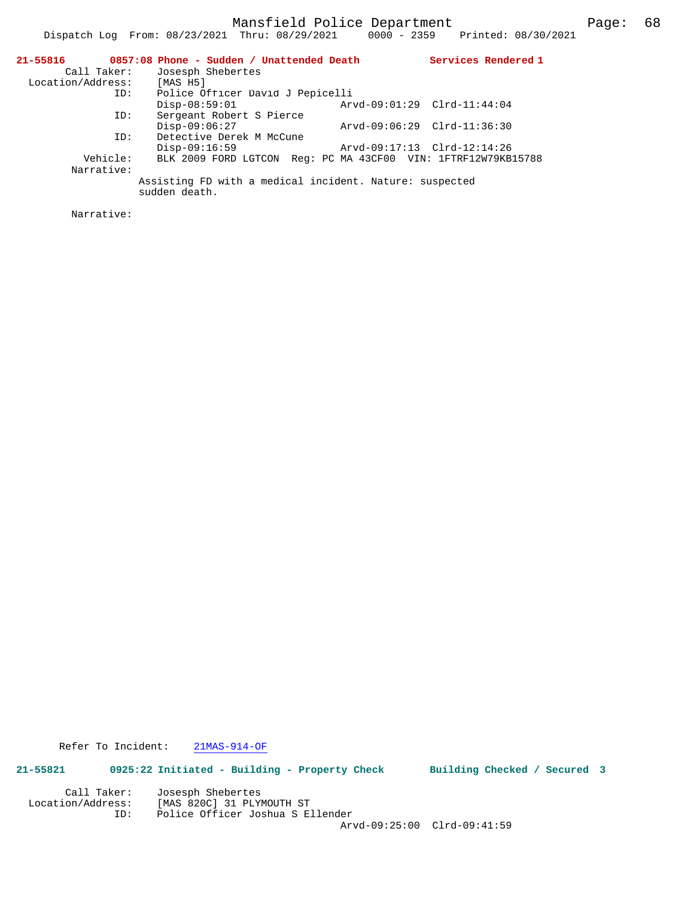**21-55816** **0857:08 Phone - Sudden / Unattended Death** **Services Rendered 1**

Call Taker: Josesph Shebertes
Location/Address: [MAS H5]
ID: Police Officer David J Pepicelli
Disp-08:59:01 Arvd-09:01:29 Clrd-11:44:04
ID: Sergeant Robert S Pierce
Disp-09:06:27 Arvd-09:06:29 Clrd-11:36:30
ID: Detective Derek M McCune
Disp-09:16:59 Arvd-09:17:13 Clrd-12:14:26
Vehicle: BLK 2009 FORD LGTCON Reg: PC MA 43CF00 VIN: 1FTRF12W79KB15788
Narrative:
Assisting FD with a medical incident. Nature: suspected sudden death.

Narrative:

Refer To Incident: 21MAS-914-OF

**21-55821** **0925:22 Initiated - Building - Property Check** **Building Checked / Secured 3**

Call Taker: Josesph Shebertes
Location/Address: [MAS 820C] 31 PLYMOUTH ST
ID: Police Officer Joshua S Ellender
Arvd-09:25:00 Clrd-09:41:59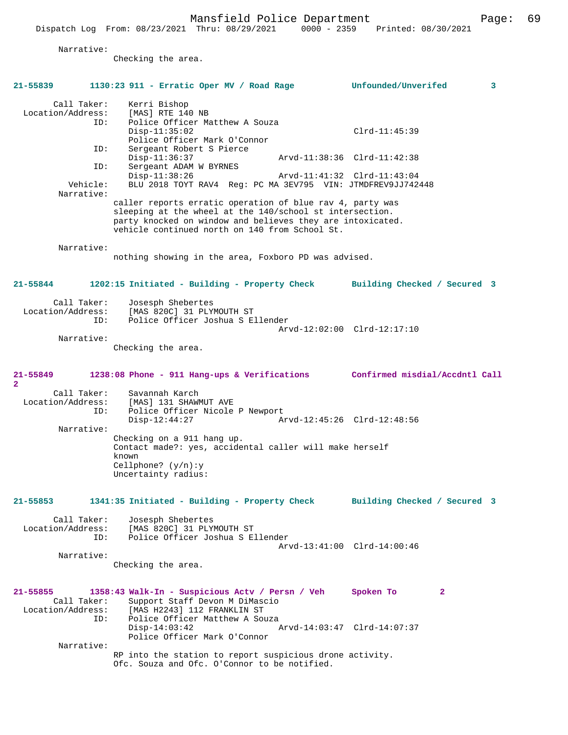Narrative:
Checking the area.

**21-55839 1130:23 911 - Erratic Oper MV / Road Rage Unfounded/Unverifed 3**

Call Taker: Kerri Bishop
Location/Address: [MAS] RTE 140 NB
ID: Police Officer Matthew A Souza
Disp-11:35:02 Clrd-11:45:39
Police Officer Mark O'Connor
ID: Sergeant Robert S Pierce
Disp-11:36:37 Arvd-11:38:36 Clrd-11:42:38
ID: Sergeant ADAM W BYRNES
Disp-11:38:26 Arvd-11:41:32 Clrd-11:43:04
Vehicle: BLU 2018 TOYT RAV4 Reg: PC MA 3EV795 VIN: JTMDFREV9JJ742448
Narrative:
caller reports erratic operation of blue rav 4, party was sleeping at the wheel at the 140/school st intersection. party knocked on window and believes they are intoxicated. vehicle continued north on 140 from School St.

Narrative:
nothing showing in the area, Foxboro PD was advised.

**21-55844 1202:15 Initiated - Building - Property Check Building Checked / Secured 3**

Call Taker: Josesph Shebertes
Location/Address: [MAS 820C] 31 PLYMOUTH ST
ID: Police Officer Joshua S Ellender
Arvd-12:02:00 Clrd-12:17:10
Narrative:
Checking the area.

**21-55849 1238:08 Phone - 911 Hang-ups & Verifications Confirmed misdial/Accdntl Call 2**

Call Taker: Savannah Karch
Location/Address: [MAS] 131 SHAWMUT AVE
ID: Police Officer Nicole P Newport
Disp-12:44:27 Arvd-12:45:26 Clrd-12:48:56
Narrative:
Checking on a 911 hang up.
Contact made?: yes, accidental caller will make herself known
Cellphone? (y/n):y
Uncertainty radius:

**21-55853 1341:35 Initiated - Building - Property Check Building Checked / Secured 3**

Call Taker: Josesph Shebertes
Location/Address: [MAS 820C] 31 PLYMOUTH ST
ID: Police Officer Joshua S Ellender
Arvd-13:41:00 Clrd-14:00:46
Narrative:
Checking the area.

**21-55855 1358:43 Walk-In - Suspicious Actv / Persn / Veh Spoken To 2**

Call Taker: Support Staff Devon M DiMascio
Location/Address: [MAS H2243] 112 FRANKLIN ST
ID: Police Officer Matthew A Souza
Disp-14:03:42 Arvd-14:03:47 Clrd-14:07:37
Police Officer Mark O'Connor
Narrative:
RP into the station to report suspicious drone activity.
Ofc. Souza and Ofc. O'Connor to be notified.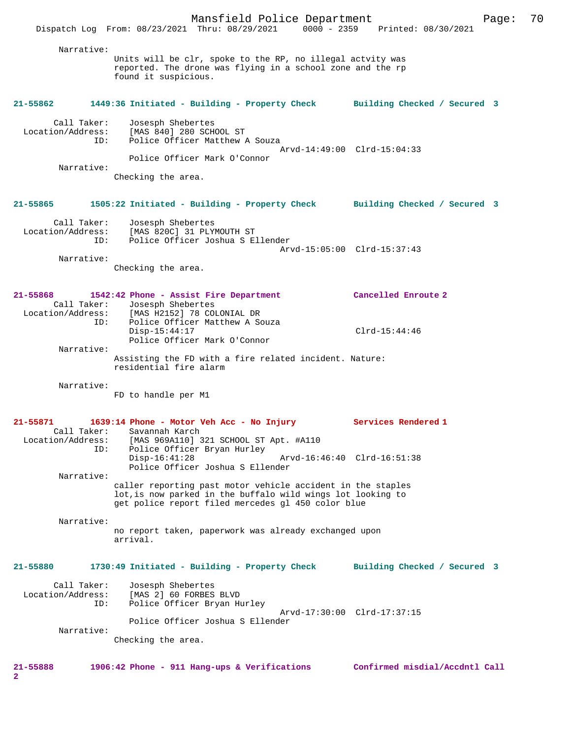Narrative:
Units will be clr, spoke to the RP, no illegal actvity was reported. The drone was flying in a school zone and the rp found it suspicious.

**21-55862 1449:36 Initiated - Building - Property Check Building Checked / Secured 3**

Call Taker: Josesph Shebertes
Location/Address: [MAS 840] 280 SCHOOL ST
ID: Police Officer Matthew A Souza
Arvd-14:49:00 Clrd-15:04:33
Police Officer Mark O'Connor
Narrative:
Checking the area.

**21-55865 1505:22 Initiated - Building - Property Check Building Checked / Secured 3**

Call Taker: Josesph Shebertes
Location/Address: [MAS 820C] 31 PLYMOUTH ST
ID: Police Officer Joshua S Ellender
Arvd-15:05:00 Clrd-15:37:43
Narrative:
Checking the area.

**21-55868 1542:42 Phone - Assist Fire Department Cancelled Enroute 2**

Call Taker: Josesph Shebertes
Location/Address: [MAS H2152] 78 COLONIAL DR
ID: Police Officer Matthew A Souza
Disp-15:44:17 Clrd-15:44:46
Police Officer Mark O'Connor
Narrative:
Assisting the FD with a fire related incident. Nature: residential fire alarm

Narrative:
FD to handle per M1

**21-55871 1639:14 Phone - Motor Veh Acc - No Injury Services Rendered 1**

Call Taker: Savannah Karch
Location/Address: [MAS 969A110] 321 SCHOOL ST Apt. #A110
ID: Police Officer Bryan Hurley
Disp-16:41:28 Arvd-16:46:40 Clrd-16:51:38
Police Officer Joshua S Ellender
Narrative:
caller reporting past motor vehicle accident in the staples lot,is now parked in the buffalo wild wings lot looking to get police report filed mercedes gl 450 color blue

Narrative:
no report taken, paperwork was already exchanged upon arrival.

**21-55880 1730:49 Initiated - Building - Property Check Building Checked / Secured 3**

Call Taker: Josesph Shebertes
Location/Address: [MAS 2] 60 FORBES BLVD
ID: Police Officer Bryan Hurley
Arvd-17:30:00 Clrd-17:37:15
Police Officer Joshua S Ellender
Narrative:
Checking the area.

**21-55888 1906:42 Phone - 911 Hang-ups & Verifications Confirmed misdial/Accdntl Call 2**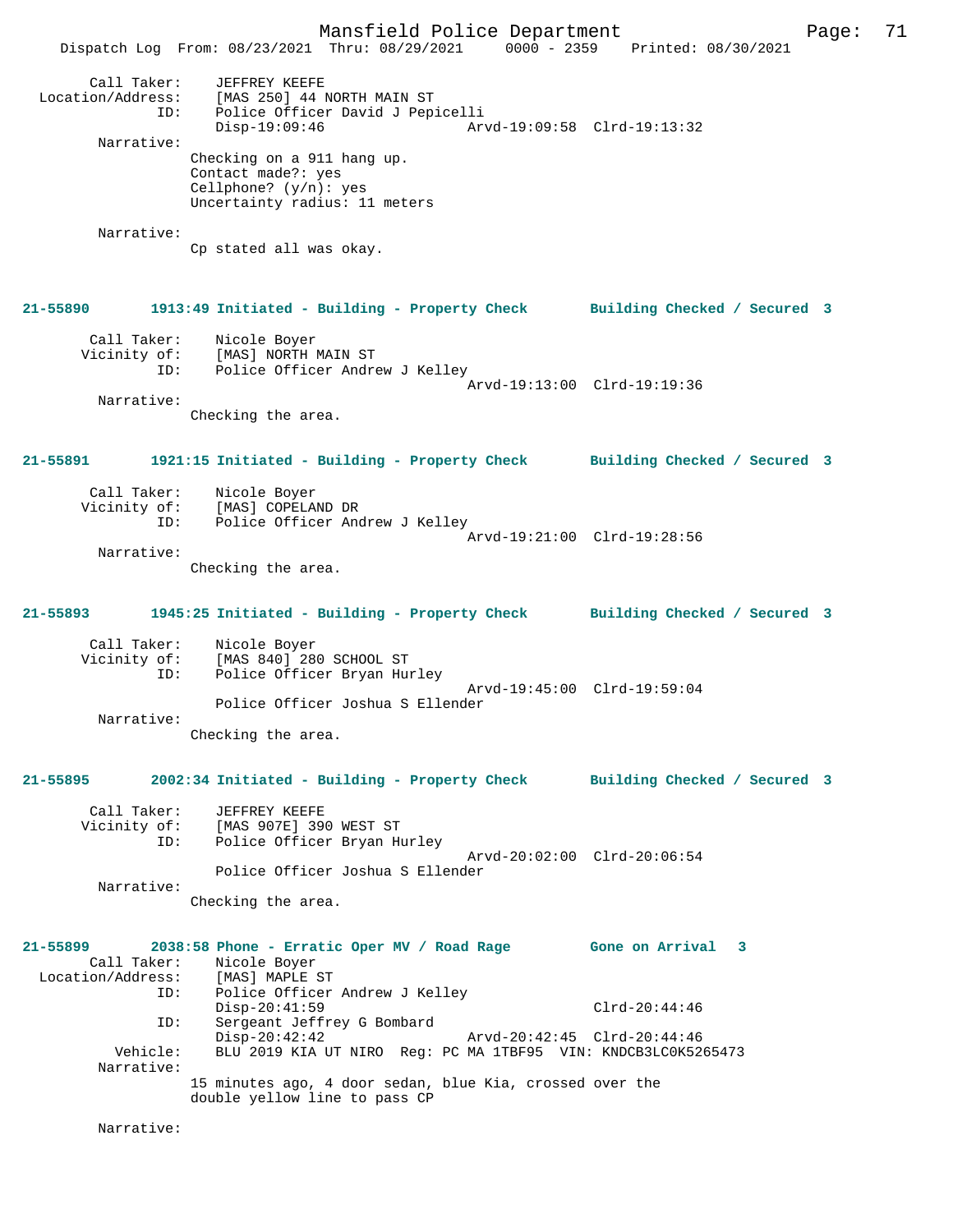Call Taker: JEFFREY KEEFE
Location/Address: [MAS 250] 44 NORTH MAIN ST
ID: Police Officer David J Pepicelli
Disp-19:09:46 Arvd-19:09:58 Clrd-19:13:32

Narrative:
Checking on a 911 hang up.
Contact made?: yes
Cellphone? (y/n): yes
Uncertainty radius: 11 meters

Narrative:
Cp stated all was okay.

**21-55890 1913:49 Initiated - Building - Property Check Building Checked / Secured 3**

Call Taker: Nicole Boyer
Vicinity of: [MAS] NORTH MAIN ST
ID: Police Officer Andrew J Kelley
Arvd-19:13:00 Clrd-19:19:36

Narrative:
Checking the area.

**21-55891 1921:15 Initiated - Building - Property Check Building Checked / Secured 3**

Call Taker: Nicole Boyer
Vicinity of: [MAS] COPELAND DR
ID: Police Officer Andrew J Kelley
Arvd-19:21:00 Clrd-19:28:56

Narrative:
Checking the area.

**21-55893 1945:25 Initiated - Building - Property Check Building Checked / Secured 3**

Call Taker: Nicole Boyer
Vicinity of: [MAS 840] 280 SCHOOL ST
ID: Police Officer Bryan Hurley
Arvd-19:45:00 Clrd-19:59:04
Police Officer Joshua S Ellender

Narrative:
Checking the area.

**21-55895 2002:34 Initiated - Building - Property Check Building Checked / Secured 3**

Call Taker: JEFFREY KEEFE
Vicinity of: [MAS 907E] 390 WEST ST
ID: Police Officer Bryan Hurley
Arvd-20:02:00 Clrd-20:06:54
Police Officer Joshua S Ellender

Narrative:
Checking the area.

**21-55899 2038:58 Phone - Erratic Oper MV / Road Rage Gone on Arrival 3**

Call Taker: Nicole Boyer
Location/Address: [MAS] MAPLE ST
ID: Police Officer Andrew J Kelley
Disp-20:41:59 Clrd-20:44:46
ID: Sergeant Jeffrey G Bombard
Disp-20:42:42 Arvd-20:42:45 Clrd-20:44:46
Vehicle: BLU 2019 KIA UT NIRO Reg: PC MA 1TBF95 VIN: KNDCB3LC0K5265473

Narrative:
15 minutes ago, 4 door sedan, blue Kia, crossed over the double yellow line to pass CP

Narrative: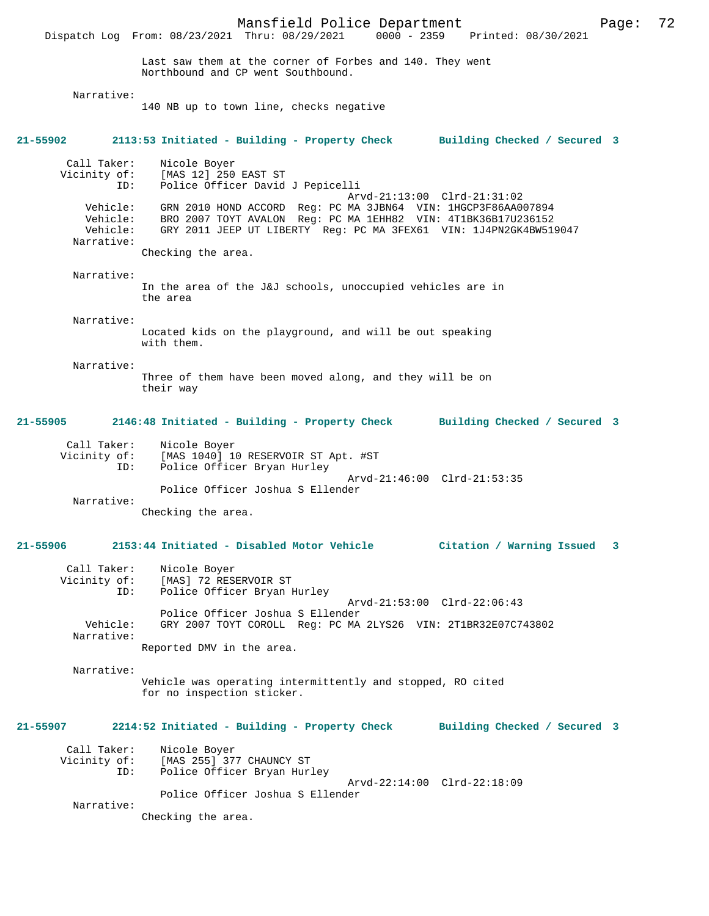Last saw them at the corner of Forbes and 140. They went Northbound and CP went Southbound.

Narrative:
140 NB up to town line, checks negative

**21-55902 2113:53 Initiated - Building - Property Check Building Checked / Secured 3**

Call Taker: Nicole Boyer
Vicinity of: [MAS 12] 250 EAST ST
ID: Police Officer David J Pepicelli
Arvd-21:13:00 Clrd-21:31:02
Vehicle: GRN 2010 HOND ACCORD Reg: PC MA 3JBN64 VIN: 1HGCP3F86AA007894
Vehicle: BRO 2007 TOYT AVALON Reg: PC MA 1EHH82 VIN: 4T1BK36B17U236152
Vehicle: GRY 2011 JEEP UT LIBERTY Reg: PC MA 3FEX61 VIN: 1J4PN2GK4BW519047
Narrative:
Checking the area.

Narrative:
In the area of the J&J schools, unoccupied vehicles are in the area

Narrative:
Located kids on the playground, and will be out speaking with them.

Narrative:
Three of them have been moved along, and they will be on their way

**21-55905 2146:48 Initiated - Building - Property Check Building Checked / Secured 3**

Call Taker: Nicole Boyer
Vicinity of: [MAS 1040] 10 RESERVOIR ST Apt. #ST
ID: Police Officer Bryan Hurley
Arvd-21:46:00 Clrd-21:53:35
Police Officer Joshua S Ellender
Narrative:
Checking the area.

**21-55906 2153:44 Initiated - Disabled Motor Vehicle Citation / Warning Issued 3**

Call Taker: Nicole Boyer
Vicinity of: [MAS] 72 RESERVOIR ST
ID: Police Officer Bryan Hurley
Arvd-21:53:00 Clrd-22:06:43
Police Officer Joshua S Ellender
Vehicle: GRY 2007 TOYT COROLL Reg: PC MA 2LYS26 VIN: 2T1BR32E07C743802
Narrative:
Reported DMV in the area.

Narrative:
Vehicle was operating intermittently and stopped, RO cited for no inspection sticker.

**21-55907 2214:52 Initiated - Building - Property Check Building Checked / Secured 3**

Call Taker: Nicole Boyer
Vicinity of: [MAS 255] 377 CHAUNCY ST
ID: Police Officer Bryan Hurley
Arvd-22:14:00 Clrd-22:18:09
Police Officer Joshua S Ellender
Narrative:
Checking the area.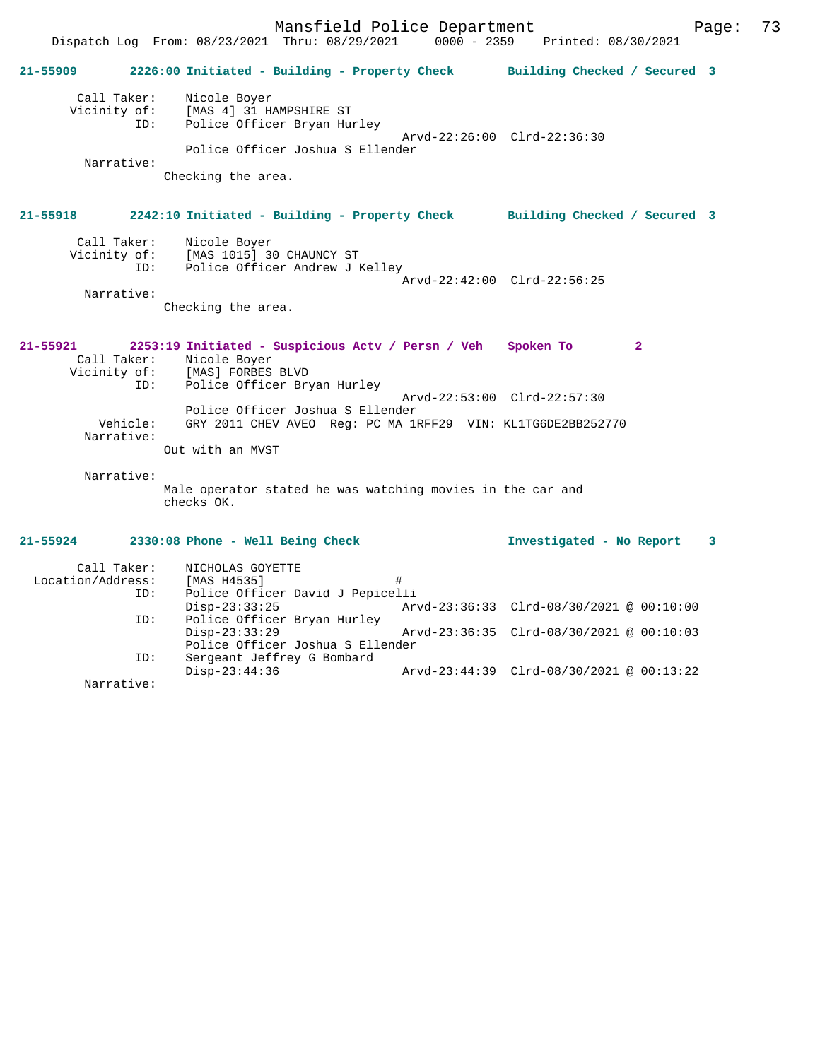**21-55909 2226:00 Initiated - Building - Property Check Building Checked / Secured 3**

Call Taker: Nicole Boyer
Vicinity of: [MAS 4] 31 HAMPSHIRE ST
ID: Police Officer Bryan Hurley
Arvd-22:26:00 Clrd-22:36:30
Police Officer Joshua S Ellender
Narrative:
Checking the area.

**21-55918 2242:10 Initiated - Building - Property Check Building Checked / Secured 3**

Call Taker: Nicole Boyer
Vicinity of: [MAS 1015] 30 CHAUNCY ST
ID: Police Officer Andrew J Kelley
Arvd-22:42:00 Clrd-22:56:25
Narrative:
Checking the area.

**21-55921 2253:19 Initiated - Suspicious Actv / Persn / Veh Spoken To 2**

Call Taker: Nicole Boyer
Vicinity of: [MAS] FORBES BLVD
ID: Police Officer Bryan Hurley
Arvd-22:53:00 Clrd-22:57:30
Police Officer Joshua S Ellender
Vehicle: GRY 2011 CHEV AVEO Reg: PC MA 1RFF29 VIN: KL1TG6DE2BB252770
Narrative:
Out with an MVST

Narrative:
Male operator stated he was watching movies in the car and checks OK.

**21-55924 2330:08 Phone - Well Being Check Investigated - No Report 3**

Call Taker: NICHOLAS GOYETTE
Location/Address: [MAS H4535] #
ID: Police Officer David J Pepicelli
Disp-23:33:25 Arvd-23:36:33 Clrd-08/30/2021 @ 00:10:00
ID: Police Officer Bryan Hurley
Disp-23:33:29 Arvd-23:36:35 Clrd-08/30/2021 @ 00:10:03
Police Officer Joshua S Ellender
ID: Sergeant Jeffrey G Bombard
Disp-23:44:36 Arvd-23:44:39 Clrd-08/30/2021 @ 00:13:22
Narrative: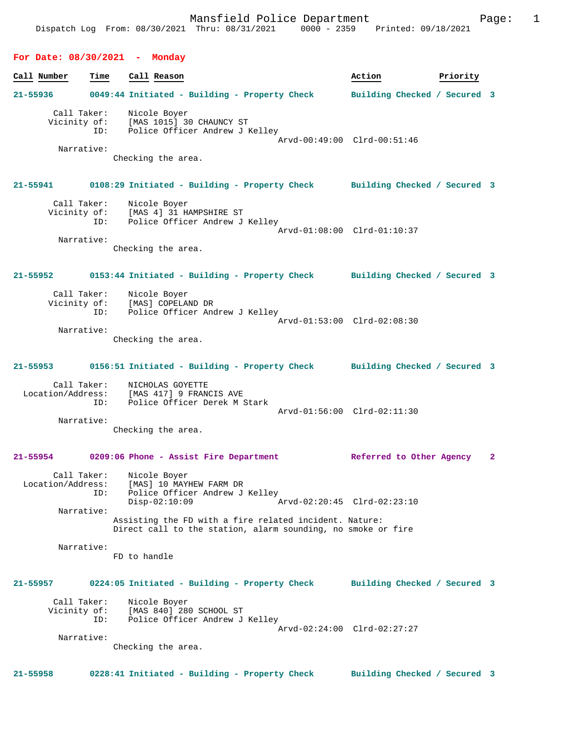Mansfield Police Department
Dispatch Log From: 08/30/2021 Thru: 08/31/2021 0000 - 2359 Printed: 09/18/2021

## For Date: 08/30/2021 - Monday

| Call Number | Time | Call Reason | Action | Priority |
|---|---|---|---|---|

**21-55936** 0049:44 Initiated - Building - Property Check — Building Checked / Secured 3

Call Taker: Nicole Boyer
Vicinity of: [MAS 1015] 30 CHAUNCY ST
ID: Police Officer Andrew J Kelley
Arvd-00:49:00 Clrd-00:51:46
Narrative:
Checking the area.

**21-55941** 0108:29 Initiated - Building - Property Check — Building Checked / Secured 3

Call Taker: Nicole Boyer
Vicinity of: [MAS 4] 31 HAMPSHIRE ST
ID: Police Officer Andrew J Kelley
Arvd-01:08:00 Clrd-01:10:37
Narrative:
Checking the area.

**21-55952** 0153:44 Initiated - Building - Property Check — Building Checked / Secured 3

Call Taker: Nicole Boyer
Vicinity of: [MAS] COPELAND DR
ID: Police Officer Andrew J Kelley
Arvd-01:53:00 Clrd-02:08:30
Narrative:
Checking the area.

**21-55953** 0156:51 Initiated - Building - Property Check — Building Checked / Secured 3

Call Taker: NICHOLAS GOYETTE
Location/Address: [MAS 417] 9 FRANCIS AVE
ID: Police Officer Derek M Stark
Arvd-01:56:00 Clrd-02:11:30
Narrative:
Checking the area.

**21-55954** 0209:06 Phone - Assist Fire Department — Referred to Other Agency 2

Call Taker: Nicole Boyer
Location/Address: [MAS] 10 MAYHEW FARM DR
ID: Police Officer Andrew J Kelley
Disp-02:10:09 Arvd-02:20:45 Clrd-02:23:10
Narrative:
Assisting the FD with a fire related incident. Nature:
Direct call to the station, alarm sounding, no smoke or fire

Narrative:
FD to handle

**21-55957** 0224:05 Initiated - Building - Property Check — Building Checked / Secured 3

Call Taker: Nicole Boyer
Vicinity of: [MAS 840] 280 SCHOOL ST
ID: Police Officer Andrew J Kelley
Arvd-02:24:00 Clrd-02:27:27
Narrative:
Checking the area.

**21-55958** 0228:41 Initiated - Building - Property Check — Building Checked / Secured 3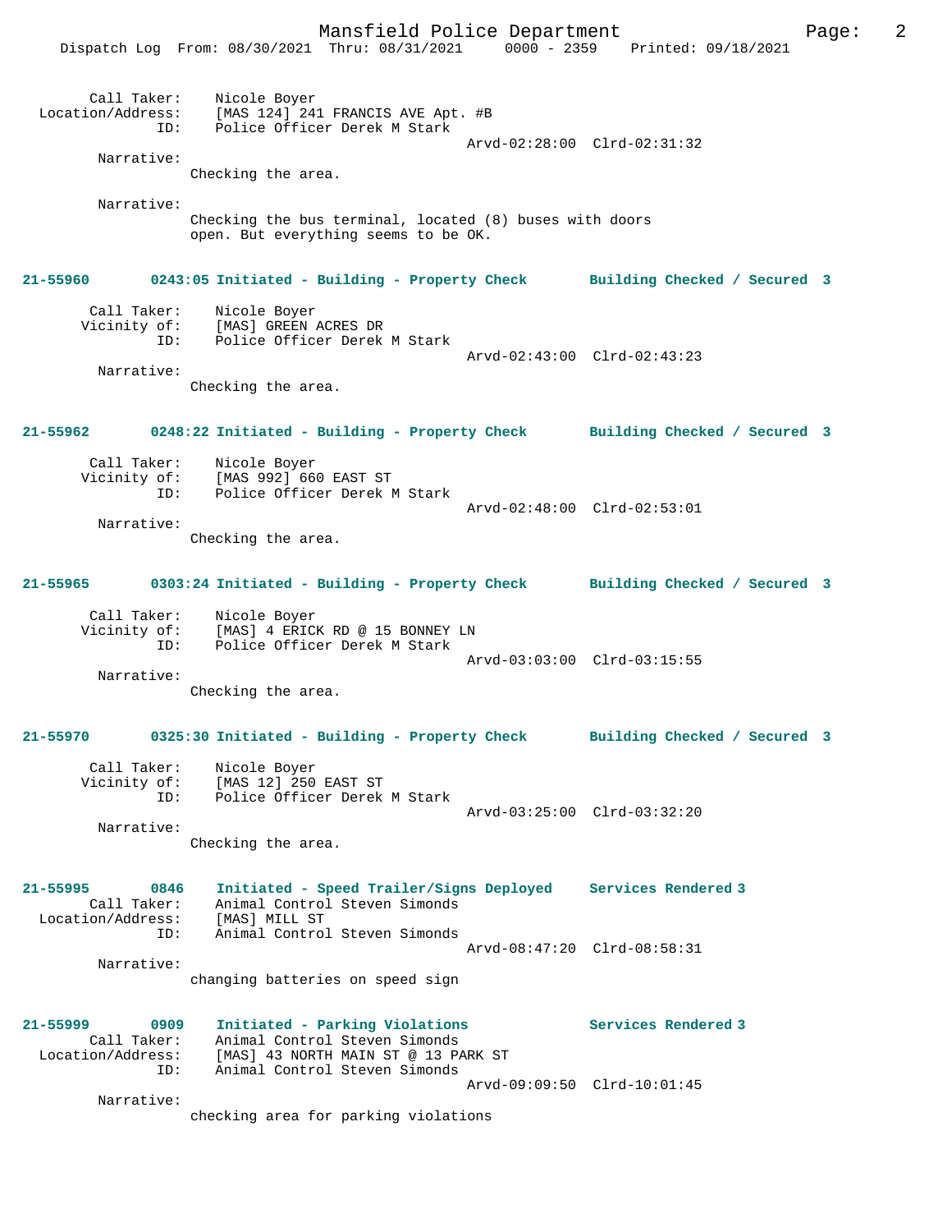Call Taker: Nicole Boyer
Location/Address: [MAS 124] 241 FRANCIS AVE Apt. #B
ID: Police Officer Derek M Stark
Arvd-02:28:00 Clrd-02:31:32

Narrative:
Checking the area.

Narrative:
Checking the bus terminal, located (8) buses with doors open. But everything seems to be OK.

**21-55960 0243:05 Initiated - Building - Property Check Building Checked / Secured 3**

Call Taker: Nicole Boyer
Vicinity of: [MAS] GREEN ACRES DR
ID: Police Officer Derek M Stark
Arvd-02:43:00 Clrd-02:43:23

Narrative:
Checking the area.

**21-55962 0248:22 Initiated - Building - Property Check Building Checked / Secured 3**

Call Taker: Nicole Boyer
Vicinity of: [MAS 992] 660 EAST ST
ID: Police Officer Derek M Stark
Arvd-02:48:00 Clrd-02:53:01

Narrative:
Checking the area.

**21-55965 0303:24 Initiated - Building - Property Check Building Checked / Secured 3**

Call Taker: Nicole Boyer
Vicinity of: [MAS] 4 ERICK RD @ 15 BONNEY LN
ID: Police Officer Derek M Stark
Arvd-03:03:00 Clrd-03:15:55

Narrative:
Checking the area.

**21-55970 0325:30 Initiated - Building - Property Check Building Checked / Secured 3**

Call Taker: Nicole Boyer
Vicinity of: [MAS 12] 250 EAST ST
ID: Police Officer Derek M Stark
Arvd-03:25:00 Clrd-03:32:20

Narrative:
Checking the area.

**21-55995 0846 Initiated - Speed Trailer/Signs Deployed Services Rendered 3**

Call Taker: Animal Control Steven Simonds
Location/Address: [MAS] MILL ST
ID: Animal Control Steven Simonds
Arvd-08:47:20 Clrd-08:58:31

Narrative:
changing batteries on speed sign

**21-55999 0909 Initiated - Parking Violations Services Rendered 3**

Call Taker: Animal Control Steven Simonds
Location/Address: [MAS] 43 NORTH MAIN ST @ 13 PARK ST
ID: Animal Control Steven Simonds
Arvd-09:09:50 Clrd-10:01:45

Narrative:
checking area for parking violations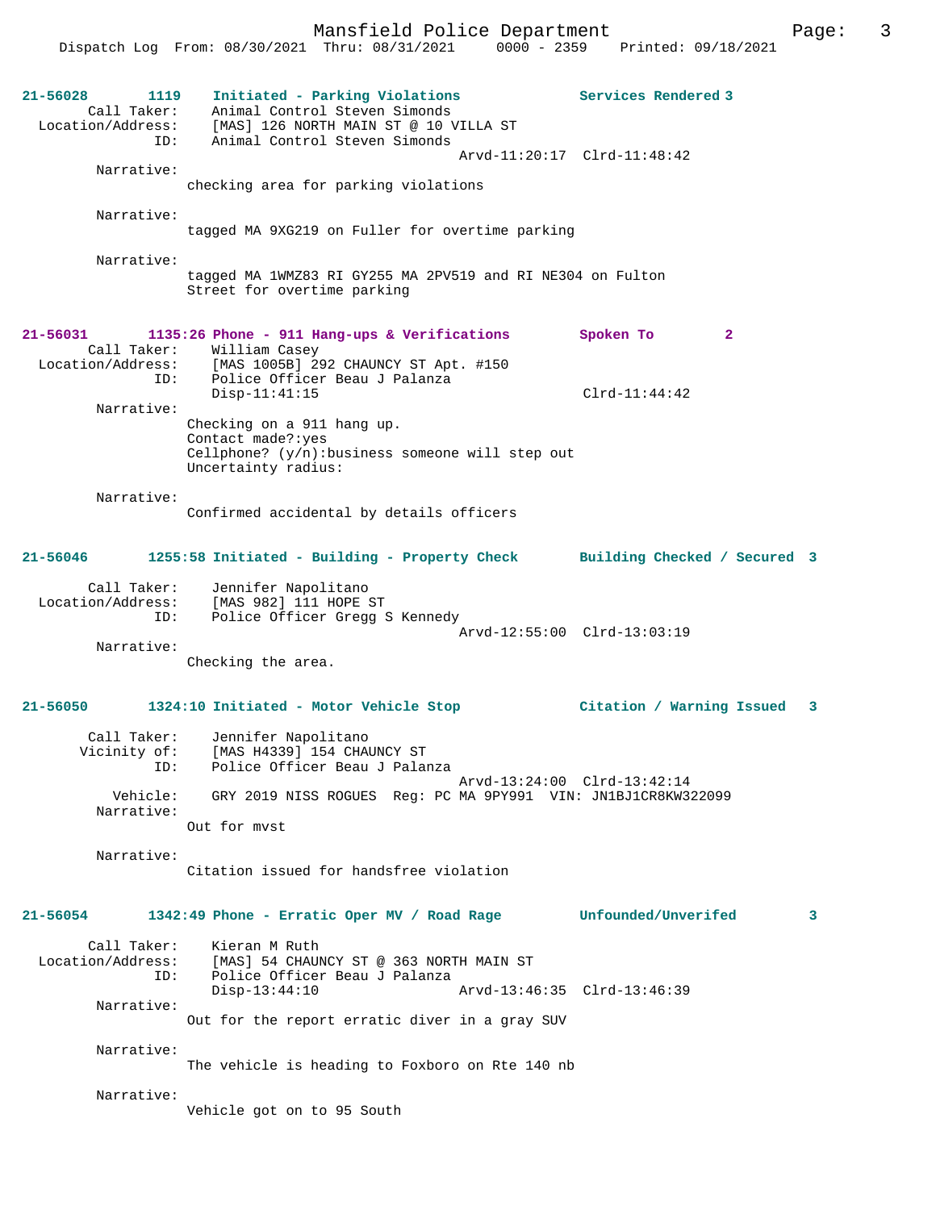21-56028 1119 Initiated - Parking Violations Services Rendered 3
Call Taker: Animal Control Steven Simonds
Location/Address: [MAS] 126 NORTH MAIN ST @ 10 VILLA ST
ID: Animal Control Steven Simonds
Arvd-11:20:17 Clrd-11:48:42
Narrative:
checking area for parking violations

Narrative:
tagged MA 9XG219 on Fuller for overtime parking

Narrative:
tagged MA 1WMZ83 RI GY255 MA 2PV519 and RI NE304 on Fulton Street for overtime parking

21-56031 1135:26 Phone - 911 Hang-ups & Verifications Spoken To 2
Call Taker: William Casey
Location/Address: [MAS 1005B] 292 CHAUNCY ST Apt. #150
ID: Police Officer Beau J Palanza
Disp-11:41:15 Clrd-11:44:42
Narrative:
Checking on a 911 hang up.
Contact made?:yes
Cellphone? (y/n):business someone will step out
Uncertainty radius:

Narrative:
Confirmed accidental by details officers

21-56046 1255:58 Initiated - Building - Property Check Building Checked / Secured 3
Call Taker: Jennifer Napolitano
Location/Address: [MAS 982] 111 HOPE ST
ID: Police Officer Gregg S Kennedy
Arvd-12:55:00 Clrd-13:03:19
Narrative:
Checking the area.

21-56050 1324:10 Initiated - Motor Vehicle Stop Citation / Warning Issued 3
Call Taker: Jennifer Napolitano
Vicinity of: [MAS H4339] 154 CHAUNCY ST
ID: Police Officer Beau J Palanza
Arvd-13:24:00 Clrd-13:42:14
Vehicle: GRY 2019 NISS ROGUES Reg: PC MA 9PY991 VIN: JN1BJ1CR8KW322099
Narrative:
Out for mvst

Narrative:
Citation issued for handsfree violation

21-56054 1342:49 Phone - Erratic Oper MV / Road Rage Unfounded/Unverifed 3
Call Taker: Kieran M Ruth
Location/Address: [MAS] 54 CHAUNCY ST @ 363 NORTH MAIN ST
ID: Police Officer Beau J Palanza
Disp-13:44:10 Arvd-13:46:35 Clrd-13:46:39
Narrative:
Out for the report erratic diver in a gray SUV

Narrative:
The vehicle is heading to Foxboro on Rte 140 nb

Narrative:
Vehicle got on to 95 South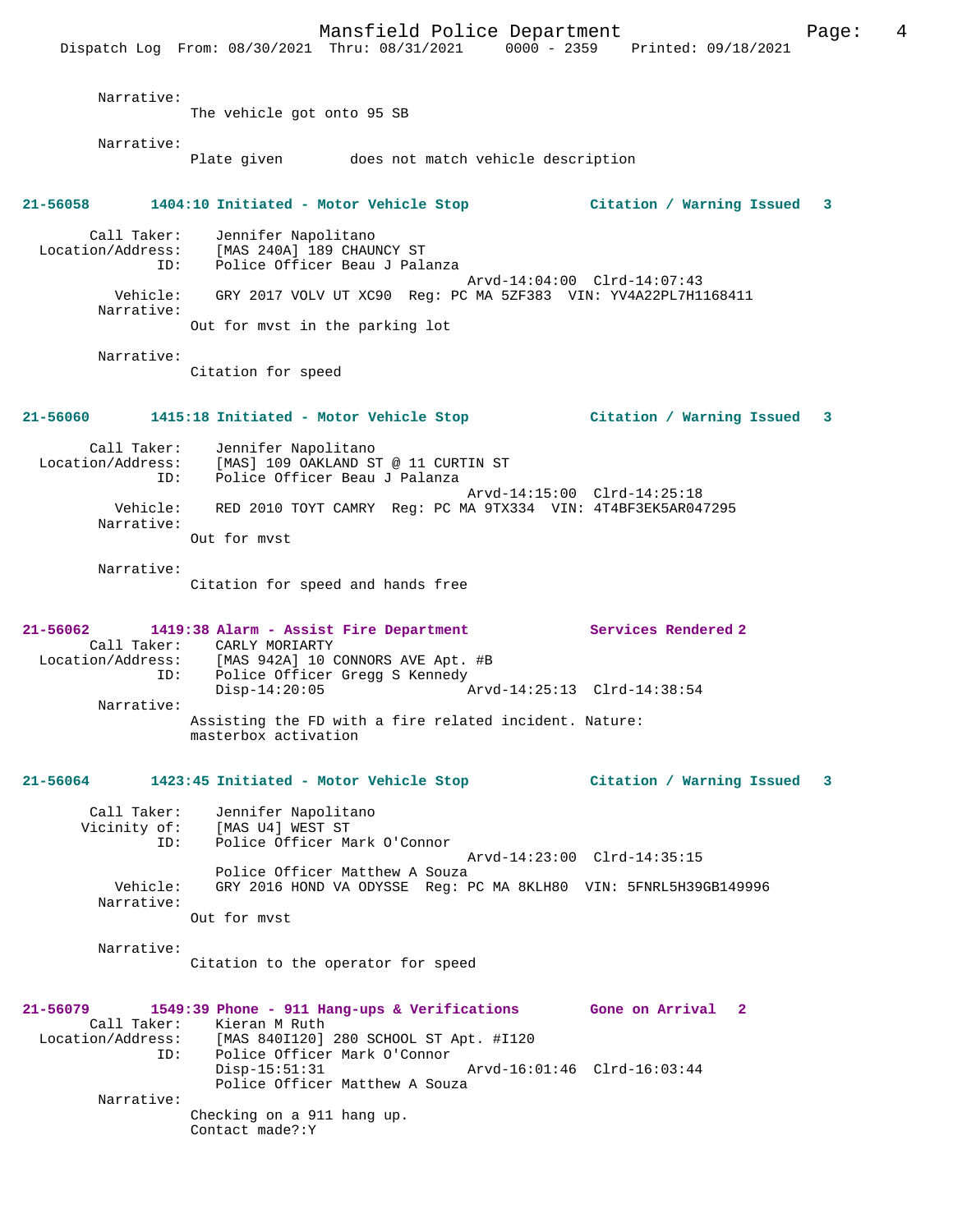Narrative:
The vehicle got onto 95 SB

Narrative:
Plate given        does not match vehicle description

**21-56058        1404:10 Initiated - Motor Vehicle Stop        Citation / Warning Issued   3**

Call Taker: Jennifer Napolitano
Location/Address: [MAS 240A] 189 CHAUNCY ST
ID: Police Officer Beau J Palanza
Arvd-14:04:00  Clrd-14:07:43
Vehicle: GRY 2017 VOLV UT XC90  Reg: PC MA 5ZF383  VIN: YV4A22PL7H1168411
Narrative:
Out for mvst in the parking lot

Narrative:
Citation for speed

**21-56060        1415:18 Initiated - Motor Vehicle Stop        Citation / Warning Issued   3**

Call Taker: Jennifer Napolitano
Location/Address: [MAS] 109 OAKLAND ST @ 11 CURTIN ST
ID: Police Officer Beau J Palanza
Arvd-14:15:00  Clrd-14:25:18
Vehicle: RED 2010 TOYT CAMRY  Reg: PC MA 9TX334  VIN: 4T4BF3EK5AR047295
Narrative:
Out for mvst

Narrative:
Citation for speed and hands free

**21-56062        1419:38 Alarm - Assist Fire Department        Services Rendered 2**

Call Taker: CARLY MORIARTY
Location/Address: [MAS 942A] 10 CONNORS AVE Apt. #B
ID: Police Officer Gregg S Kennedy
Disp-14:20:05        Arvd-14:25:13  Clrd-14:38:54
Narrative:
Assisting the FD with a fire related incident. Nature:
masterbox activation

**21-56064        1423:45 Initiated - Motor Vehicle Stop        Citation / Warning Issued   3**

Call Taker: Jennifer Napolitano
Vicinity of: [MAS U4] WEST ST
ID: Police Officer Mark O'Connor
Arvd-14:23:00  Clrd-14:35:15
Police Officer Matthew A Souza
Vehicle: GRY 2016 HOND VA ODYSSE  Reg: PC MA 8KLH80  VIN: 5FNRL5H39GB149996
Narrative:
Out for mvst

Narrative:
Citation to the operator for speed

**21-56079        1549:39 Phone - 911 Hang-ups & Verifications        Gone on Arrival   2**

Call Taker: Kieran M Ruth
Location/Address: [MAS 840I120] 280 SCHOOL ST Apt. #I120
ID: Police Officer Mark O'Connor
Disp-15:51:31        Arvd-16:01:46  Clrd-16:03:44
Police Officer Matthew A Souza
Narrative:
Checking on a 911 hang up.
Contact made?:Y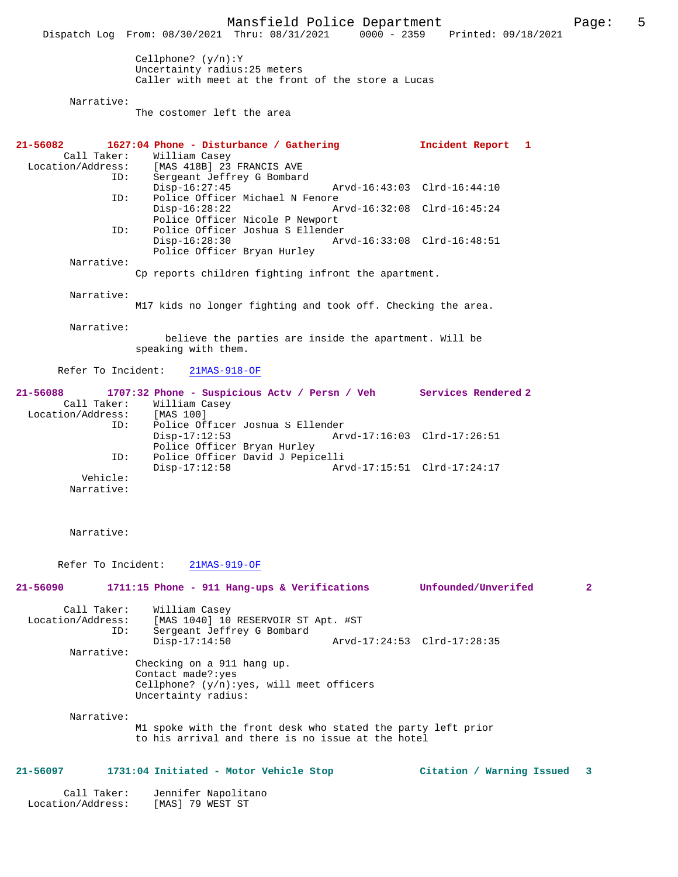Cellphone? (y/n):Y
Uncertainty radius:25 meters
Caller with meet at the front of the store a Lucas

Narrative:
The costomer left the area

**21-56082 1627:04 Phone - Disturbance / Gathering Incident Report 1**

Call Taker: William Casey
Location/Address: [MAS 418B] 23 FRANCIS AVE
ID: Sergeant Jeffrey G Bombard
Disp-16:27:45 Arvd-16:43:03 Clrd-16:44:10
ID: Police Officer Michael N Fenore
Disp-16:28:22 Arvd-16:32:08 Clrd-16:45:24
Police Officer Nicole P Newport
ID: Police Officer Joshua S Ellender
Disp-16:28:30 Arvd-16:33:08 Clrd-16:48:51
Police Officer Bryan Hurley

Narrative:
Cp reports children fighting infront the apartment.

Narrative:
M17 kids no longer fighting and took off. Checking the area.

Narrative:
believe the parties are inside the apartment. Will be speaking with them.

Refer To Incident: 21MAS-918-OF

**21-56088 1707:32 Phone - Suspicious Actv / Persn / Veh Services Rendered 2**

Call Taker: William Casey
Location/Address: [MAS 100]
ID: Police Officer Joshua S Ellender
Disp-17:12:53 Arvd-17:16:03 Clrd-17:26:51
Police Officer Bryan Hurley
ID: Police Officer David J Pepicelli
Disp-17:12:58 Arvd-17:15:51 Clrd-17:24:17
Vehicle:
Narrative:

Narrative:

Refer To Incident: 21MAS-919-OF

**21-56090 1711:15 Phone - 911 Hang-ups & Verifications Unfounded/Unverifed 2**

Call Taker: William Casey
Location/Address: [MAS 1040] 10 RESERVOIR ST Apt. #ST
ID: Sergeant Jeffrey G Bombard
Disp-17:14:50 Arvd-17:24:53 Clrd-17:28:35

Narrative:
Checking on a 911 hang up.
Contact made?:yes
Cellphone? (y/n):yes, will meet officers
Uncertainty radius:

Narrative:
M1 spoke with the front desk who stated the party left prior to his arrival and there is no issue at the hotel

**21-56097 1731:04 Initiated - Motor Vehicle Stop Citation / Warning Issued 3**

Call Taker: Jennifer Napolitano
Location/Address: [MAS] 79 WEST ST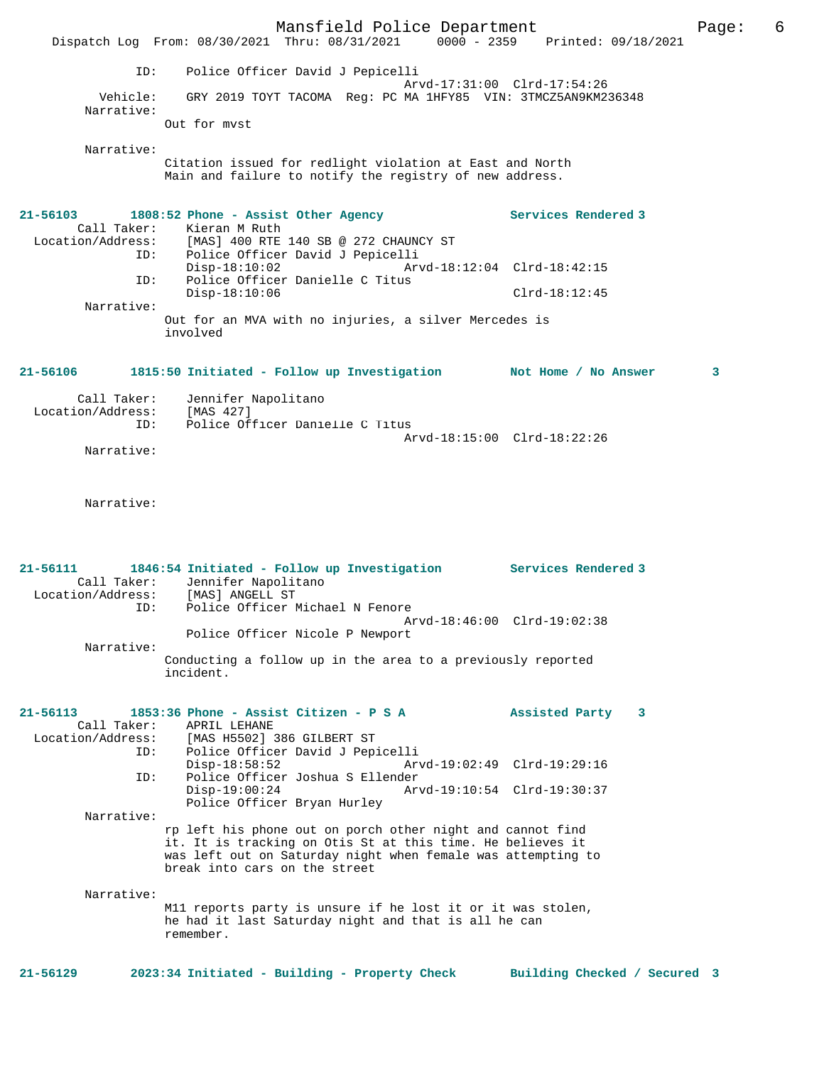ID: Police Officer David J Pepicelli
Arvd-17:31:00 Clrd-17:54:26
Vehicle: GRY 2019 TOYT TACOMA Reg: PC MA 1HFY85 VIN: 3TMCZ5AN9KM236348
Narrative:
Out for mvst

Narrative:
Citation issued for redlight violation at East and North Main and failure to notify the registry of new address.

**21-56103 1808:52 Phone - Assist Other Agency Services Rendered 3**
Call Taker: Kieran M Ruth
Location/Address: [MAS] 400 RTE 140 SB @ 272 CHAUNCY ST
ID: Police Officer David J Pepicelli
Disp-18:10:02 Arvd-18:12:04 Clrd-18:42:15
ID: Police Officer Danielle C Titus
Disp-18:10:06 Clrd-18:12:45
Narrative:
Out for an MVA with no injuries, a silver Mercedes is involved

**21-56106 1815:50 Initiated - Follow up Investigation Not Home / No Answer 3**
Call Taker: Jennifer Napolitano
Location/Address: [MAS 427]
ID: Police Officer Danielle C Titus
Arvd-18:15:00 Clrd-18:22:26
Narrative:

Narrative:

**21-56111 1846:54 Initiated - Follow up Investigation Services Rendered 3**
Call Taker: Jennifer Napolitano
Location/Address: [MAS] ANGELL ST
ID: Police Officer Michael N Fenore
Arvd-18:46:00 Clrd-19:02:38
Police Officer Nicole P Newport
Narrative:
Conducting a follow up in the area to a previously reported incident.

**21-56113 1853:36 Phone - Assist Citizen - P S A Assisted Party 3**
Call Taker: APRIL LEHANE
Location/Address: [MAS H5502] 386 GILBERT ST
ID: Police Officer David J Pepicelli
Disp-18:58:52 Arvd-19:02:49 Clrd-19:29:16
ID: Police Officer Joshua S Ellender
Disp-19:00:24 Arvd-19:10:54 Clrd-19:30:37
Police Officer Bryan Hurley
Narrative:
rp left his phone out on porch other night and cannot find it. It is tracking on Otis St at this time. He believes it was left out on Saturday night when female was attempting to break into cars on the street

Narrative:
M11 reports party is unsure if he lost it or it was stolen, he had it last Saturday night and that is all he can remember.

**21-56129 2023:34 Initiated - Building - Property Check Building Checked / Secured 3**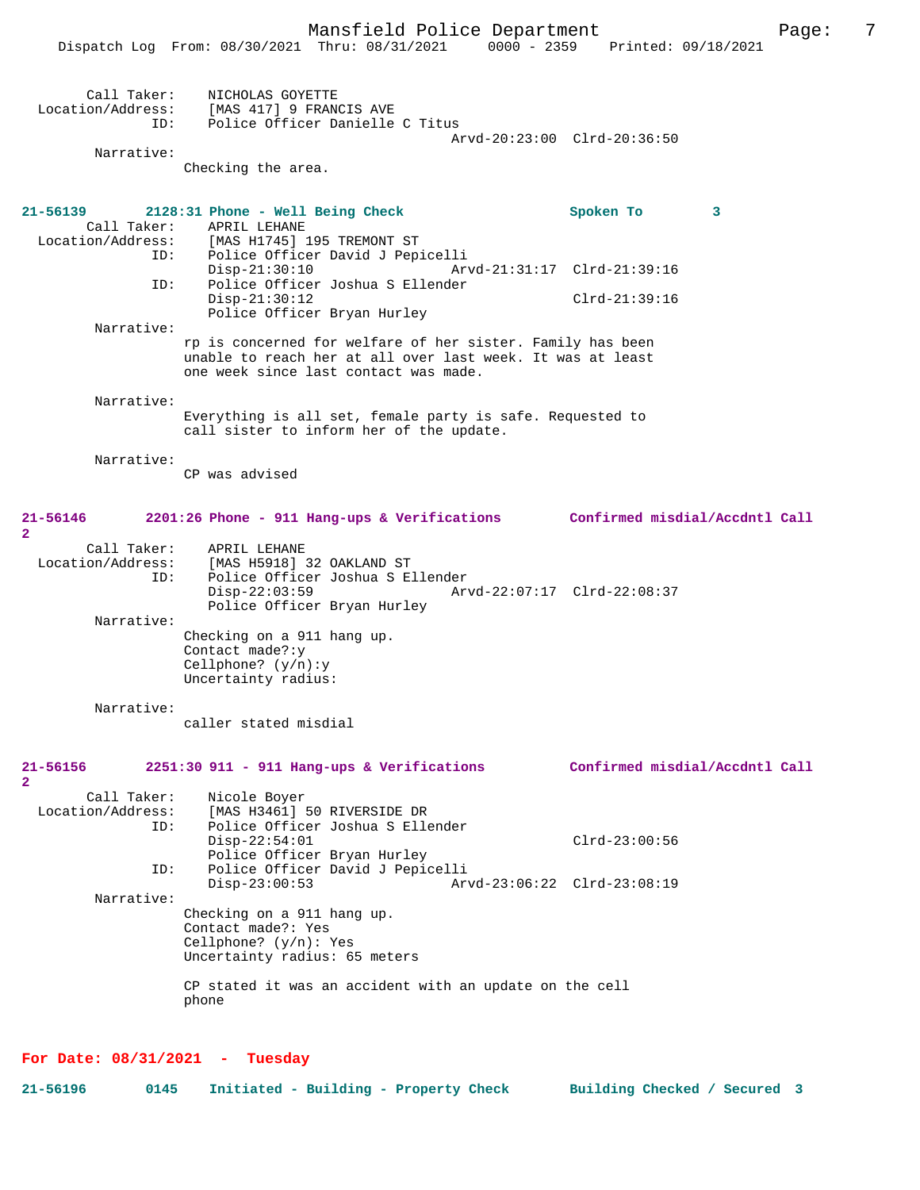```
        Call Taker:    NICHOLAS GOYETTE
  Location/Address:    [MAS 417] 9 FRANCIS AVE
                ID:    Police Officer Danielle C Titus
                                              Arvd-20:23:00  Clrd-20:36:50
         Narrative:
                   Checking the area.


21-56139       2128:31 Phone - Well Being Check                 Spoken To        3
        Call Taker:    APRIL LEHANE
  Location/Address:    [MAS H1745] 195 TREMONT ST
                ID:    Police Officer David J Pepicelli
                       Disp-21:30:10          Arvd-21:31:17  Clrd-21:39:16
                ID:    Police Officer Joshua S Ellender
                       Disp-21:30:12                         Clrd-21:39:16
                       Police Officer Bryan Hurley
         Narrative:
                   rp is concerned for welfare of her sister. Family has been
                   unable to reach her at all over last week. It was at least
                   one week since last contact was made.

         Narrative:
                   Everything is all set, female party is safe. Requested to
                   call sister to inform her of the update.

         Narrative:
                   CP was advised


21-56146       2201:26 Phone - 911 Hang-ups & Verifications       Confirmed misdial/Accdntl Call
2
        Call Taker:    APRIL LEHANE
  Location/Address:    [MAS H5918] 32 OAKLAND ST
                ID:    Police Officer Joshua S Ellender
                       Disp-22:03:59          Arvd-22:07:17  Clrd-22:08:37
                       Police Officer Bryan Hurley
         Narrative:
                   Checking on a 911 hang up.
                   Contact made?:y
                   Cellphone? (y/n):y
                   Uncertainty radius:

         Narrative:
                   caller stated misdial


21-56156       2251:30 911 - 911 Hang-ups & Verifications         Confirmed misdial/Accdntl Call
2
        Call Taker:    Nicole Boyer
  Location/Address:    [MAS H3461] 50 RIVERSIDE DR
                ID:    Police Officer Joshua S Ellender
                       Disp-22:54:01                         Clrd-23:00:56
                       Police Officer Bryan Hurley
                ID:    Police Officer David J Pepicelli
                       Disp-23:00:53          Arvd-23:06:22  Clrd-23:08:19
         Narrative:
                   Checking on a 911 hang up.
                   Contact made?: Yes
                   Cellphone? (y/n): Yes
                   Uncertainty radius: 65 meters

                   CP stated it was an accident with an update on the cell
                   phone
```

**For Date: 08/31/2021 - Tuesday**

```
21-56196       0145    Initiated - Building - Property Check      Building Checked / Secured  3
```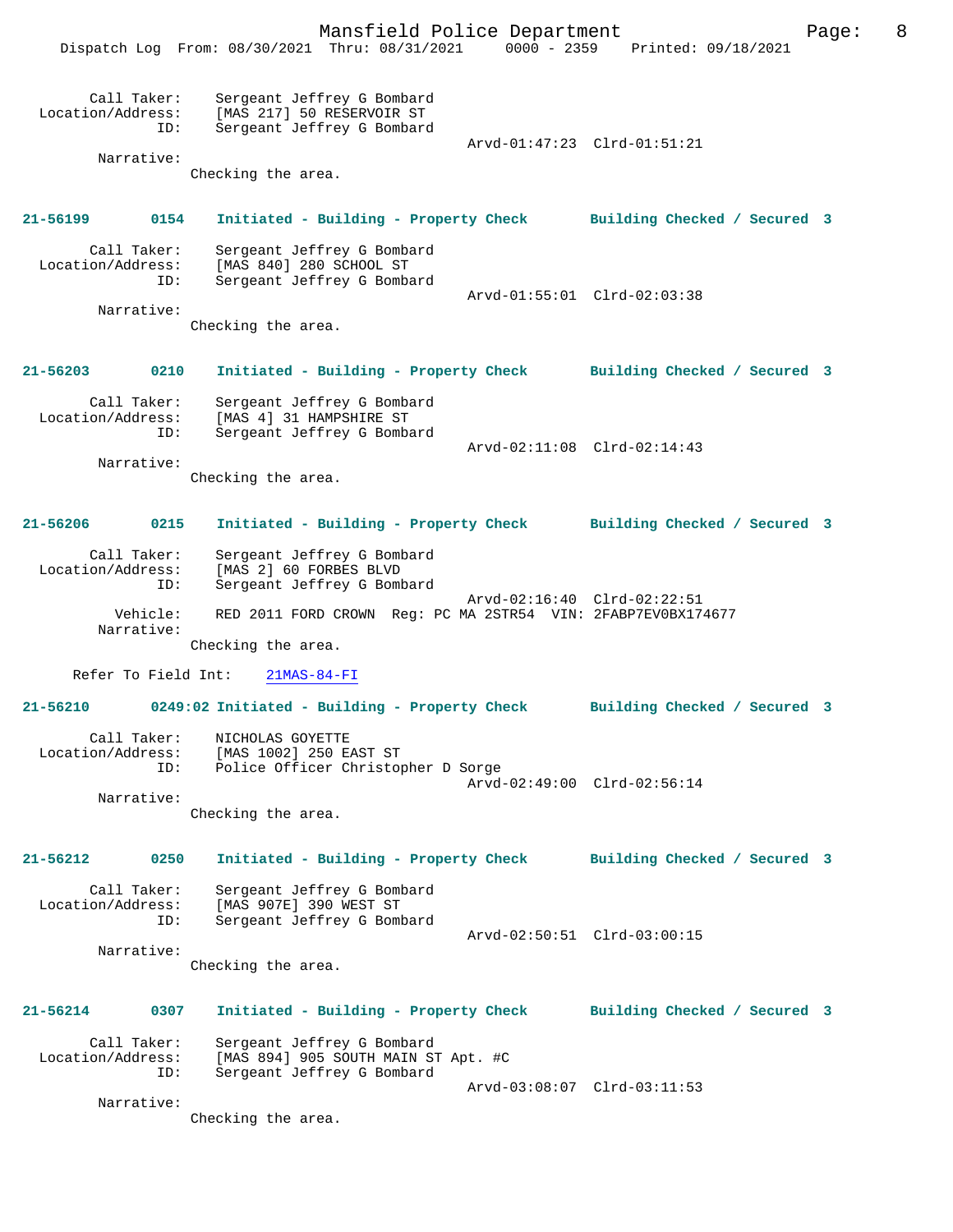Call Taker: Sergeant Jeffrey G Bombard
Location/Address: [MAS 217] 50 RESERVOIR ST
ID: Sergeant Jeffrey G Bombard
Arvd-01:47:23 Clrd-01:51:21
Narrative:
Checking the area.

**21-56199 0154 Initiated - Building - Property Check Building Checked / Secured 3**

Call Taker: Sergeant Jeffrey G Bombard
Location/Address: [MAS 840] 280 SCHOOL ST
ID: Sergeant Jeffrey G Bombard
Arvd-01:55:01 Clrd-02:03:38
Narrative:
Checking the area.

**21-56203 0210 Initiated - Building - Property Check Building Checked / Secured 3**

Call Taker: Sergeant Jeffrey G Bombard
Location/Address: [MAS 4] 31 HAMPSHIRE ST
ID: Sergeant Jeffrey G Bombard
Arvd-02:11:08 Clrd-02:14:43
Narrative:
Checking the area.

**21-56206 0215 Initiated - Building - Property Check Building Checked / Secured 3**

Call Taker: Sergeant Jeffrey G Bombard
Location/Address: [MAS 2] 60 FORBES BLVD
ID: Sergeant Jeffrey G Bombard
Arvd-02:16:40 Clrd-02:22:51
Vehicle: RED 2011 FORD CROWN Reg: PC MA 2STR54 VIN: 2FABP7EV0BX174677
Narrative:
Checking the area.

Refer To Field Int: 21MAS-84-FI

**21-56210 0249:02 Initiated - Building - Property Check Building Checked / Secured 3**

Call Taker: NICHOLAS GOYETTE
Location/Address: [MAS 1002] 250 EAST ST
ID: Police Officer Christopher D Sorge
Arvd-02:49:00 Clrd-02:56:14
Narrative:
Checking the area.

**21-56212 0250 Initiated - Building - Property Check Building Checked / Secured 3**

Call Taker: Sergeant Jeffrey G Bombard
Location/Address: [MAS 907E] 390 WEST ST
ID: Sergeant Jeffrey G Bombard
Arvd-02:50:51 Clrd-03:00:15
Narrative:
Checking the area.

**21-56214 0307 Initiated - Building - Property Check Building Checked / Secured 3**

Call Taker: Sergeant Jeffrey G Bombard
Location/Address: [MAS 894] 905 SOUTH MAIN ST Apt. #C
ID: Sergeant Jeffrey G Bombard
Arvd-03:08:07 Clrd-03:11:53
Narrative:
Checking the area.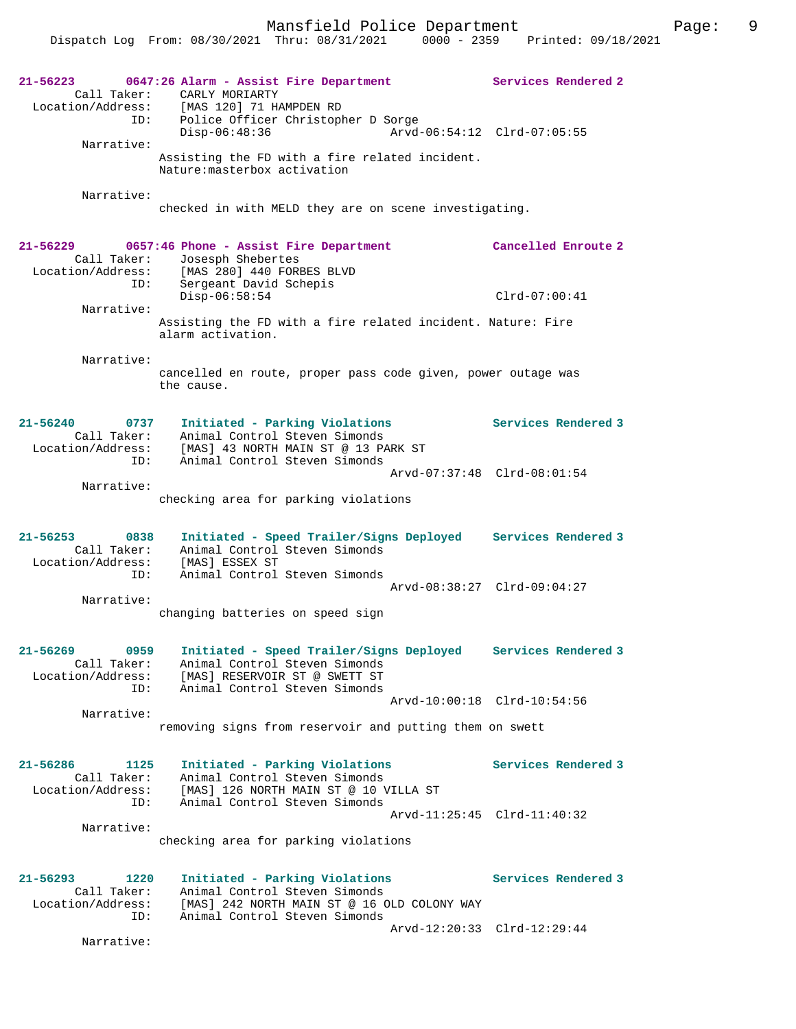**21-56223 0647:26 Alarm - Assist Fire Department — Services Rendered 2**

Call Taker: CARLY MORIARTY
Location/Address: [MAS 120] 71 HAMPDEN RD
ID: Police Officer Christopher D Sorge
Disp-06:48:36 Arvd-06:54:12 Clrd-07:05:55

Narrative:
Assisting the FD with a fire related incident.
Nature:masterbox activation

Narrative:
checked in with MELD they are on scene investigating.

**21-56229 0657:46 Phone - Assist Fire Department — Cancelled Enroute 2**

Call Taker: Josesph Shebertes
Location/Address: [MAS 280] 440 FORBES BLVD
ID: Sergeant David Schepis
Disp-06:58:54 Clrd-07:00:41

Narrative:
Assisting the FD with a fire related incident. Nature: Fire alarm activation.

Narrative:
cancelled en route, proper pass code given, power outage was the cause.

**21-56240 0737 Initiated - Parking Violations — Services Rendered 3**

Call Taker: Animal Control Steven Simonds
Location/Address: [MAS] 43 NORTH MAIN ST @ 13 PARK ST
ID: Animal Control Steven Simonds
Arvd-07:37:48 Clrd-08:01:54

Narrative:
checking area for parking violations

**21-56253 0838 Initiated - Speed Trailer/Signs Deployed — Services Rendered 3**

Call Taker: Animal Control Steven Simonds
Location/Address: [MAS] ESSEX ST
ID: Animal Control Steven Simonds
Arvd-08:38:27 Clrd-09:04:27

Narrative:
changing batteries on speed sign

**21-56269 0959 Initiated - Speed Trailer/Signs Deployed — Services Rendered 3**

Call Taker: Animal Control Steven Simonds
Location/Address: [MAS] RESERVOIR ST @ SWETT ST
ID: Animal Control Steven Simonds
Arvd-10:00:18 Clrd-10:54:56

Narrative:
removing signs from reservoir and putting them on swett

**21-56286 1125 Initiated - Parking Violations — Services Rendered 3**

Call Taker: Animal Control Steven Simonds
Location/Address: [MAS] 126 NORTH MAIN ST @ 10 VILLA ST
ID: Animal Control Steven Simonds
Arvd-11:25:45 Clrd-11:40:32

Narrative:
checking area for parking violations

**21-56293 1220 Initiated - Parking Violations — Services Rendered 3**

Call Taker: Animal Control Steven Simonds
Location/Address: [MAS] 242 NORTH MAIN ST @ 16 OLD COLONY WAY
ID: Animal Control Steven Simonds
Arvd-12:20:33 Clrd-12:29:44

Narrative: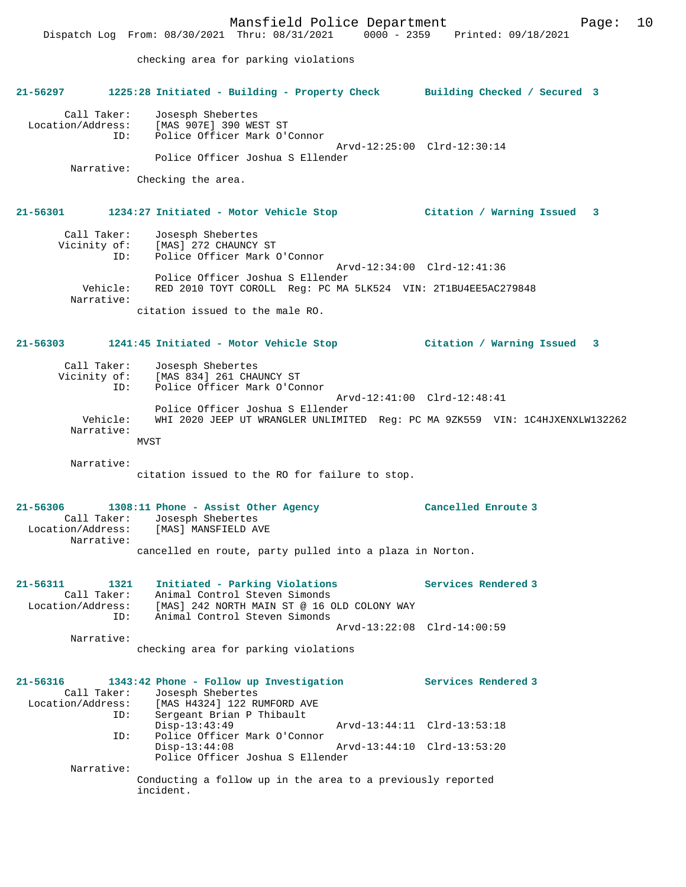checking area for parking violations

**21-56297 1225:28 Initiated - Building - Property Check Building Checked / Secured 3**

Call Taker: Josesph Shebertes
Location/Address: [MAS 907E] 390 WEST ST
ID: Police Officer Mark O'Connor
Arvd-12:25:00 Clrd-12:30:14
Police Officer Joshua S Ellender
Narrative:
Checking the area.

**21-56301 1234:27 Initiated - Motor Vehicle Stop Citation / Warning Issued 3**

Call Taker: Josesph Shebertes
Vicinity of: [MAS] 272 CHAUNCY ST
ID: Police Officer Mark O'Connor
Arvd-12:34:00 Clrd-12:41:36
Police Officer Joshua S Ellender
Vehicle: RED 2010 TOYT COROLL Reg: PC MA 5LK524 VIN: 2T1BU4EE5AC279848
Narrative:
citation issued to the male RO.

**21-56303 1241:45 Initiated - Motor Vehicle Stop Citation / Warning Issued 3**

Call Taker: Josesph Shebertes
Vicinity of: [MAS 834] 261 CHAUNCY ST
ID: Police Officer Mark O'Connor
Arvd-12:41:00 Clrd-12:48:41
Police Officer Joshua S Ellender
Vehicle: WHI 2020 JEEP UT WRANGLER UNLIMITED Reg: PC MA 9ZK559 VIN: 1C4HJXENXLW132262
Narrative:
MVST

Narrative:
citation issued to the RO for failure to stop.

**21-56306 1308:11 Phone - Assist Other Agency Cancelled Enroute 3**
Call Taker: Josesph Shebertes
Location/Address: [MAS] MANSFIELD AVE
Narrative:
cancelled en route, party pulled into a plaza in Norton.

**21-56311 1321 Initiated - Parking Violations Services Rendered 3**
Call Taker: Animal Control Steven Simonds
Location/Address: [MAS] 242 NORTH MAIN ST @ 16 OLD COLONY WAY
ID: Animal Control Steven Simonds
Arvd-13:22:08 Clrd-14:00:59
Narrative:
checking area for parking violations

**21-56316 1343:42 Phone - Follow up Investigation Services Rendered 3**
Call Taker: Josesph Shebertes
Location/Address: [MAS H4324] 122 RUMFORD AVE
ID: Sergeant Brian P Thibault
Disp-13:43:49 Arvd-13:44:11 Clrd-13:53:18
ID: Police Officer Mark O'Connor
Disp-13:44:08 Arvd-13:44:10 Clrd-13:53:20
Police Officer Joshua S Ellender
Narrative:
Conducting a follow up in the area to a previously reported incident.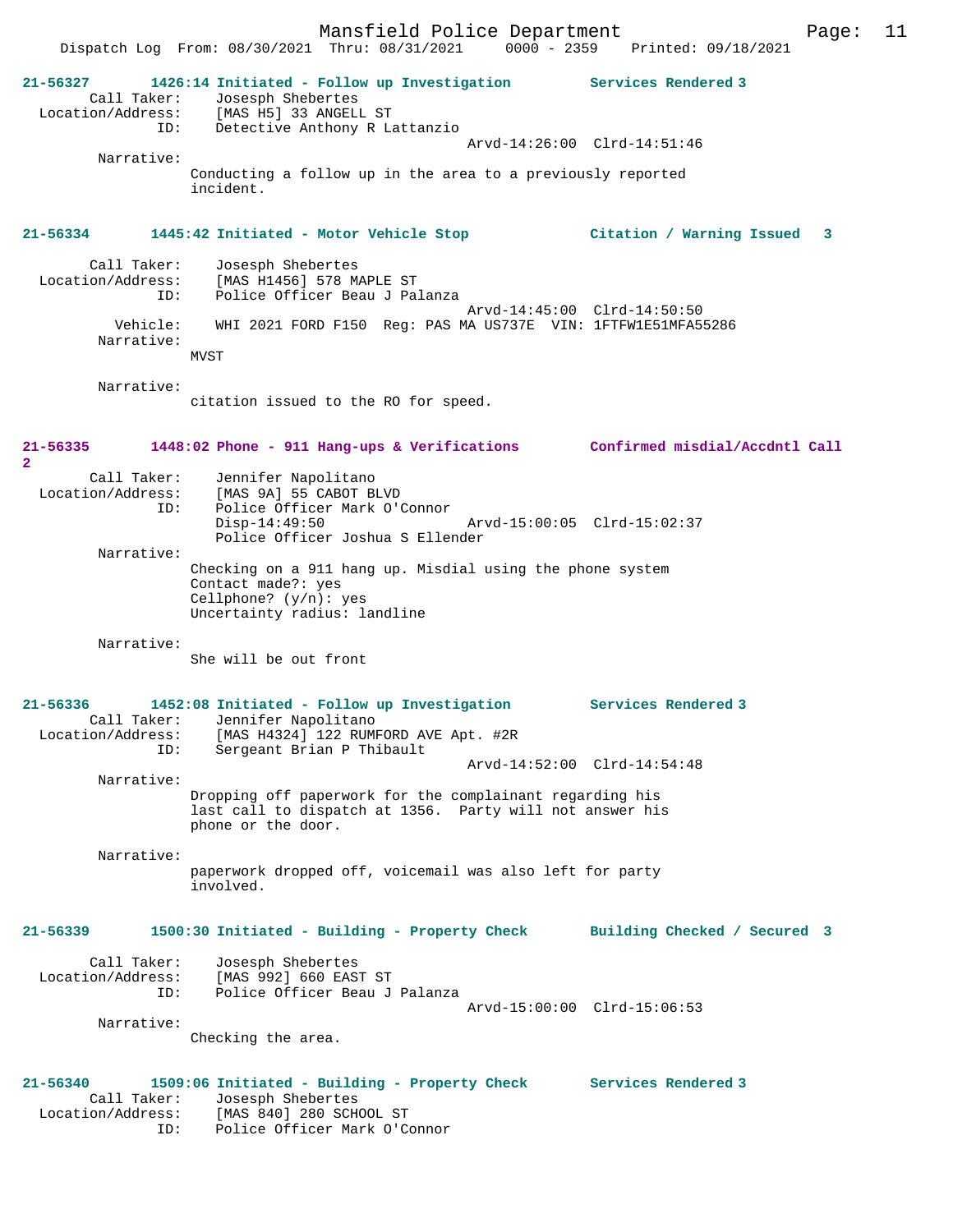**21-56327** 1426:14 Initiated - Follow up Investigation — Services Rendered 3

Call Taker: Josesph Shebertes
Location/Address: [MAS H5] 33 ANGELL ST
ID: Detective Anthony R Lattanzio
Arvd-14:26:00 Clrd-14:51:46

Narrative:
Conducting a follow up in the area to a previously reported incident.

**21-56334** 1445:42 Initiated - Motor Vehicle Stop — Citation / Warning Issued 3

Call Taker: Josesph Shebertes
Location/Address: [MAS H1456] 578 MAPLE ST
ID: Police Officer Beau J Palanza
Arvd-14:45:00 Clrd-14:50:50
Vehicle: WHI 2021 FORD F150 Reg: PAS MA US737E VIN: 1FTFW1E51MFA55286

Narrative:
MVST

Narrative:
citation issued to the RO for speed.

**21-56335** 1448:02 Phone - 911 Hang-ups & Verifications — Confirmed misdial/Accdntl Call 2

Call Taker: Jennifer Napolitano
Location/Address: [MAS 9A] 55 CABOT BLVD
ID: Police Officer Mark O'Connor
Disp-14:49:50 Arvd-15:00:05 Clrd-15:02:37
Police Officer Joshua S Ellender

Narrative:
Checking on a 911 hang up. Misdial using the phone system
Contact made?: yes
Cellphone? (y/n): yes
Uncertainty radius: landline

Narrative:
She will be out front

**21-56336** 1452:08 Initiated - Follow up Investigation — Services Rendered 3

Call Taker: Jennifer Napolitano
Location/Address: [MAS H4324] 122 RUMFORD AVE Apt. #2R
ID: Sergeant Brian P Thibault
Arvd-14:52:00 Clrd-14:54:48

Narrative:
Dropping off paperwork for the complainant regarding his last call to dispatch at 1356. Party will not answer his phone or the door.

Narrative:
paperwork dropped off, voicemail was also left for party involved.

**21-56339** 1500:30 Initiated - Building - Property Check — Building Checked / Secured 3

Call Taker: Josesph Shebertes
Location/Address: [MAS 992] 660 EAST ST
ID: Police Officer Beau J Palanza
Arvd-15:00:00 Clrd-15:06:53

Narrative:
Checking the area.

**21-56340** 1509:06 Initiated - Building - Property Check — Services Rendered 3

Call Taker: Josesph Shebertes
Location/Address: [MAS 840] 280 SCHOOL ST
ID: Police Officer Mark O'Connor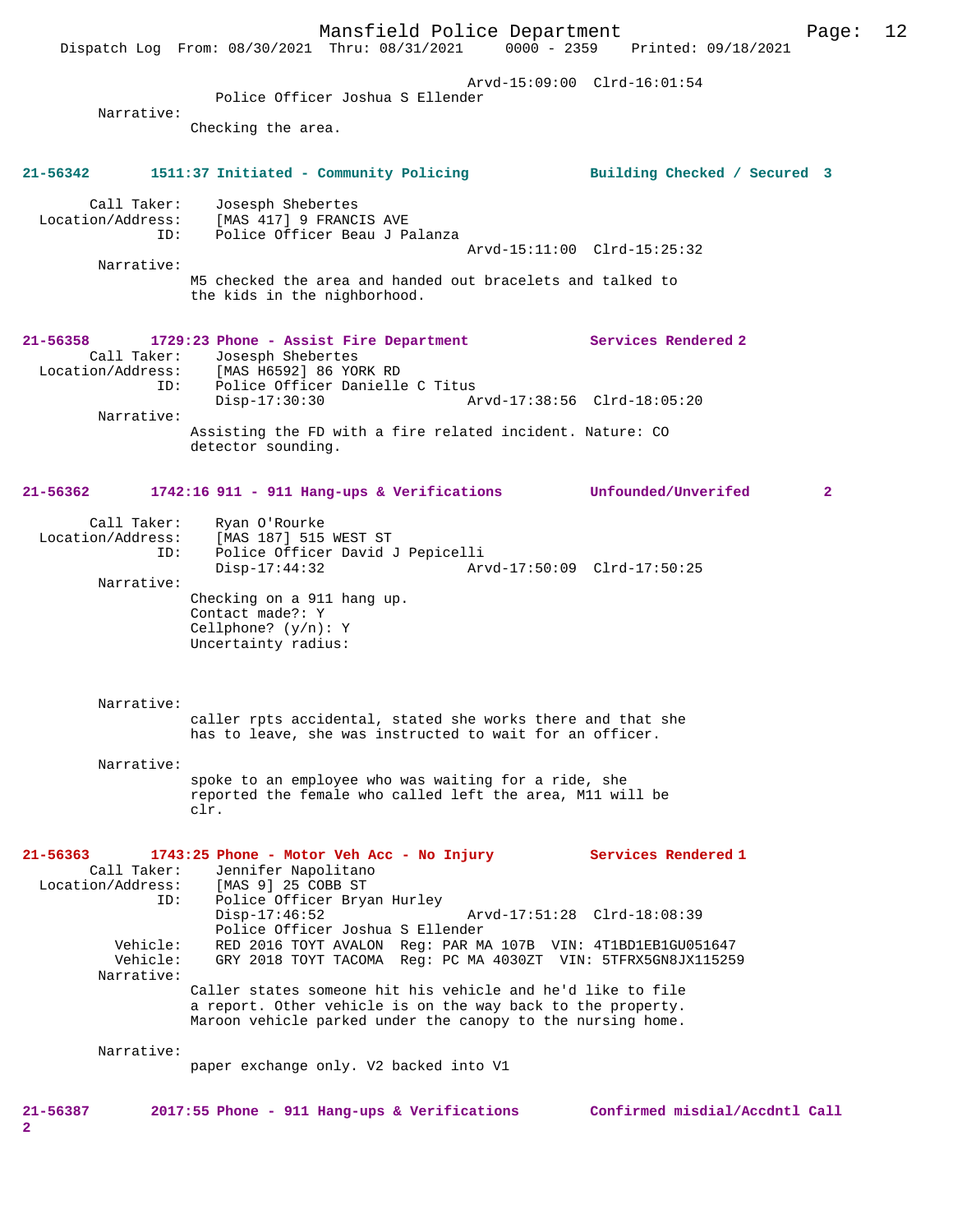Arvd-15:09:00 Clrd-16:01:54
Police Officer Joshua S Ellender

Narrative:
Checking the area.

**21-56342 1511:37 Initiated - Community Policing — Building Checked / Secured 3**

Call Taker: Josesph Shebertes
Location/Address: [MAS 417] 9 FRANCIS AVE
ID: Police Officer Beau J Palanza
Arvd-15:11:00 Clrd-15:25:32

Narrative:
M5 checked the area and handed out bracelets and talked to the kids in the nighborhood.

**21-56358 1729:23 Phone - Assist Fire Department — Services Rendered 2**

Call Taker: Josesph Shebertes
Location/Address: [MAS H6592] 86 YORK RD
ID: Police Officer Danielle C Titus
Disp-17:30:30 Arvd-17:38:56 Clrd-18:05:20

Narrative:
Assisting the FD with a fire related incident. Nature: CO detector sounding.

**21-56362 1742:16 911 - 911 Hang-ups & Verifications — Unfounded/Unverifed 2**

Call Taker: Ryan O'Rourke
Location/Address: [MAS 187] 515 WEST ST
ID: Police Officer David J Pepicelli
Disp-17:44:32 Arvd-17:50:09 Clrd-17:50:25

Narrative:
Checking on a 911 hang up.
Contact made?: Y
Cellphone? (y/n): Y
Uncertainty radius:

Narrative:
caller rpts accidental, stated she works there and that she has to leave, she was instructed to wait for an officer.

Narrative:
spoke to an employee who was waiting for a ride, she reported the female who called left the area, M11 will be clr.

**21-56363 1743:25 Phone - Motor Veh Acc - No Injury — Services Rendered 1**

Call Taker: Jennifer Napolitano
Location/Address: [MAS 9] 25 COBB ST
ID: Police Officer Bryan Hurley
Disp-17:46:52 Arvd-17:51:28 Clrd-18:08:39
Police Officer Joshua S Ellender
Vehicle: RED 2016 TOYT AVALON Reg: PAR MA 107B VIN: 4T1BD1EB1GU051647
Vehicle: GRY 2018 TOYT TACOMA Reg: PC MA 4030ZT VIN: 5TFRX5GN8JX115259

Narrative:
Caller states someone hit his vehicle and he'd like to file a report. Other vehicle is on the way back to the property. Maroon vehicle parked under the canopy to the nursing home.

Narrative:
paper exchange only. V2 backed into V1

**21-56387 2017:55 Phone - 911 Hang-ups & Verifications — Confirmed misdial/Accdntl Call 2**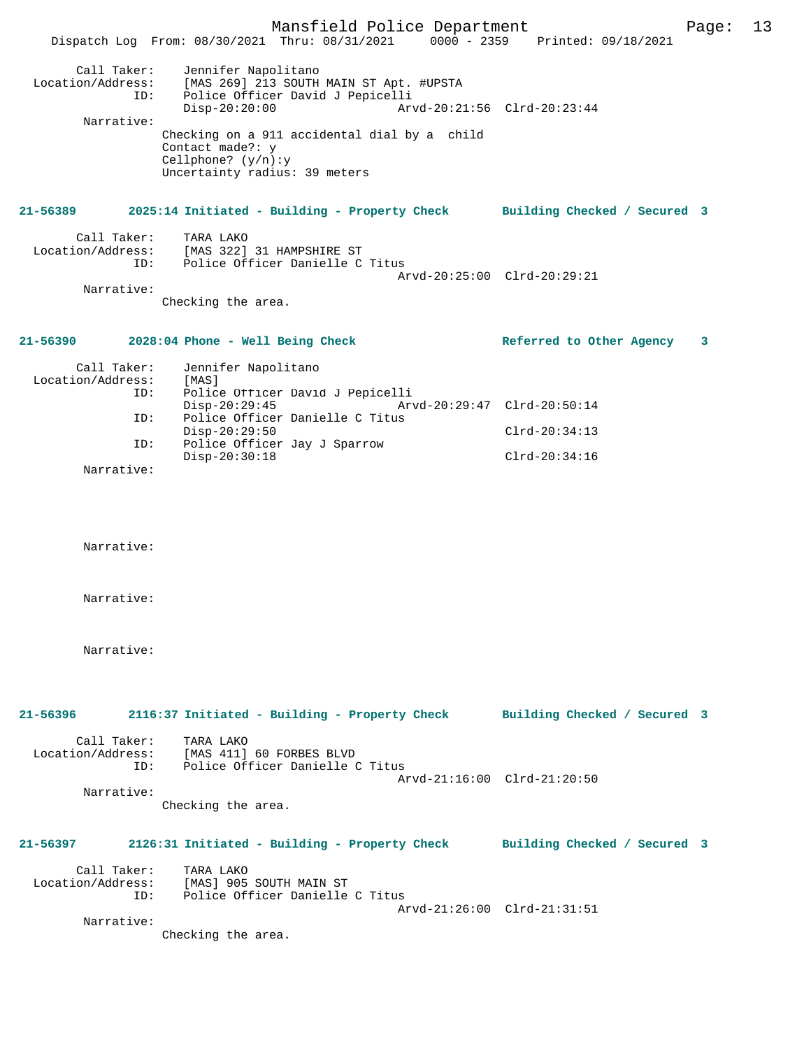```
        Call Taker:    Jennifer Napolitano
  Location/Address:    [MAS 269] 213 SOUTH MAIN ST Apt. #UPSTA
               ID:    Police Officer David J Pepicelli
                       Disp-20:20:00                Arvd-20:21:56  Clrd-20:23:44
        Narrative:
                     Checking on a 911 accidental dial by a  child
                     Contact made?: y
                     Cellphone? (y/n):y
                     Uncertainty radius: 39 meters
```

**21-56389        2025:14 Initiated - Building - Property Check        Building Checked / Secured  3**

```
        Call Taker:    TARA LAKO
  Location/Address:    [MAS 322] 31 HAMPSHIRE ST
               ID:    Police Officer Danielle C Titus
                                                    Arvd-20:25:00  Clrd-20:29:21
        Narrative:
                     Checking the area.
```

**21-56390        2028:04 Phone - Well Being Check                     Referred to Other Agency    3**

```
        Call Taker:    Jennifer Napolitano
  Location/Address:    [MAS]
               ID:    Police Officer David J Pepicelli
                       Disp-20:29:45                Arvd-20:29:47  Clrd-20:50:14
               ID:    Police Officer Danielle C Titus
                       Disp-20:29:50                               Clrd-20:34:13
               ID:    Police Officer Jay J Sparrow
                       Disp-20:30:18                               Clrd-20:34:16
        Narrative:

        Narrative:

        Narrative:

        Narrative:
```

**21-56396        2116:37 Initiated - Building - Property Check        Building Checked / Secured  3**

```
        Call Taker:    TARA LAKO
  Location/Address:    [MAS 411] 60 FORBES BLVD
               ID:    Police Officer Danielle C Titus
                                                    Arvd-21:16:00  Clrd-21:20:50
        Narrative:
                     Checking the area.
```

**21-56397        2126:31 Initiated - Building - Property Check        Building Checked / Secured  3**

```
        Call Taker:    TARA LAKO
  Location/Address:    [MAS] 905 SOUTH MAIN ST
               ID:    Police Officer Danielle C Titus
                                                    Arvd-21:26:00  Clrd-21:31:51
        Narrative:
                     Checking the area.
```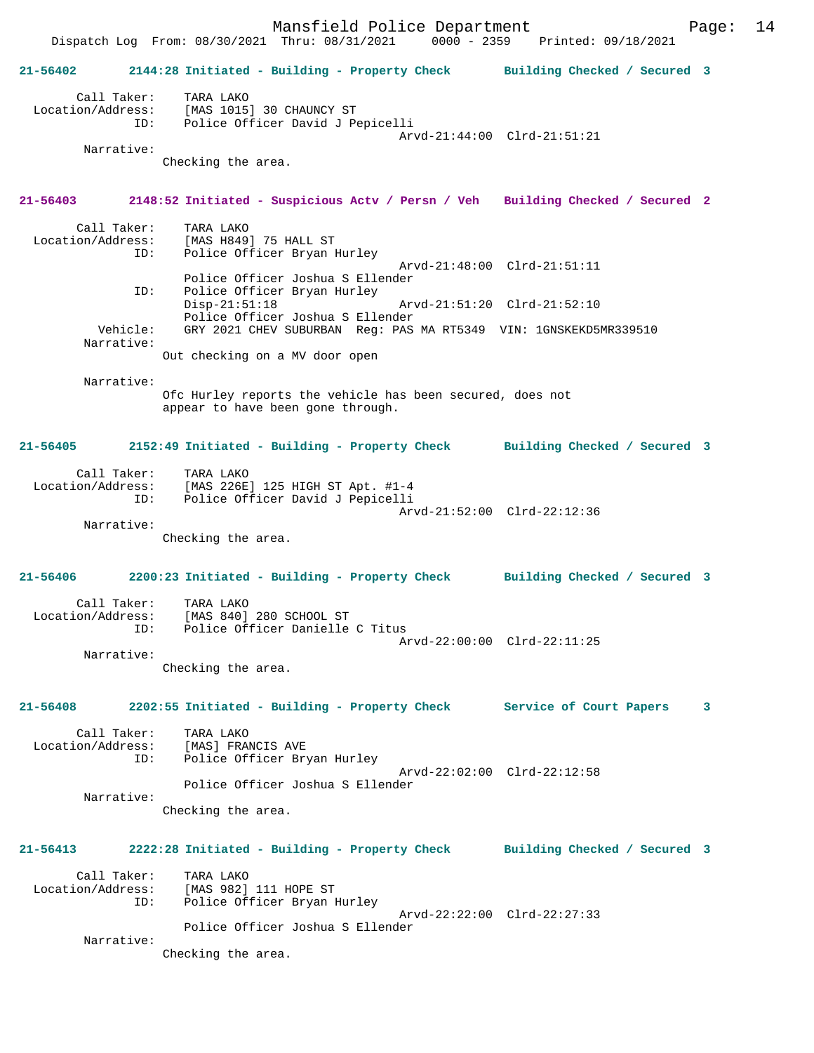**21-56402 2144:28 Initiated - Building - Property Check Building Checked / Secured 3**

```
        Call Taker:    TARA LAKO
  Location/Address:    [MAS 1015] 30 CHAUNCY ST
                ID:    Police Officer David J Pepicelli
                                              Arvd-21:44:00  Clrd-21:51:21
         Narrative:
                Checking the area.
```

**21-56403 2148:52 Initiated - Suspicious Actv / Persn / Veh Building Checked / Secured 2**

```
        Call Taker:    TARA LAKO
  Location/Address:    [MAS H849] 75 HALL ST
                ID:    Police Officer Bryan Hurley
                                              Arvd-21:48:00  Clrd-21:51:11
                       Police Officer Joshua S Ellender
                ID:    Police Officer Bryan Hurley
                       Disp-21:51:18          Arvd-21:51:20  Clrd-21:52:10
                       Police Officer Joshua S Ellender
           Vehicle:    GRY 2021 CHEV SUBURBAN  Reg: PAS MA RT5349  VIN: 1GNSKEKD5MR339510
         Narrative:
                Out checking on a MV door open

         Narrative:
                Ofc Hurley reports the vehicle has been secured, does not
                appear to have been gone through.
```

**21-56405 2152:49 Initiated - Building - Property Check Building Checked / Secured 3**

```
        Call Taker:    TARA LAKO
  Location/Address:    [MAS 226E] 125 HIGH ST Apt. #1-4
                ID:    Police Officer David J Pepicelli
                                              Arvd-21:52:00  Clrd-22:12:36
         Narrative:
                Checking the area.
```

**21-56406 2200:23 Initiated - Building - Property Check Building Checked / Secured 3**

```
        Call Taker:    TARA LAKO
  Location/Address:    [MAS 840] 280 SCHOOL ST
                ID:    Police Officer Danielle C Titus
                                              Arvd-22:00:00  Clrd-22:11:25
         Narrative:
                Checking the area.
```

**21-56408 2202:55 Initiated - Building - Property Check Service of Court Papers 3**

```
        Call Taker:    TARA LAKO
  Location/Address:    [MAS] FRANCIS AVE
                ID:    Police Officer Bryan Hurley
                                              Arvd-22:02:00  Clrd-22:12:58
                       Police Officer Joshua S Ellender
         Narrative:
                Checking the area.
```

**21-56413 2222:28 Initiated - Building - Property Check Building Checked / Secured 3**

```
        Call Taker:    TARA LAKO
  Location/Address:    [MAS 982] 111 HOPE ST
                ID:    Police Officer Bryan Hurley
                                              Arvd-22:22:00  Clrd-22:27:33
                       Police Officer Joshua S Ellender
         Narrative:
                Checking the area.
```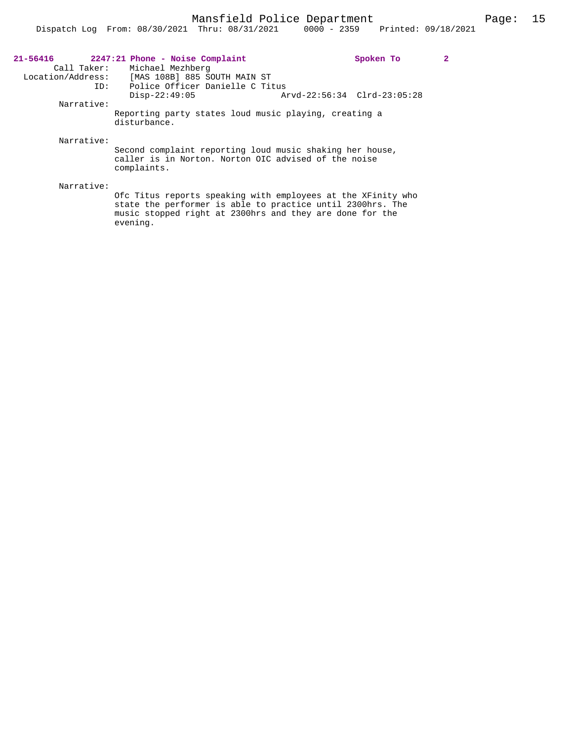**21-56416** **2247:21 Phone - Noise Complaint** **Spoken To** **2**

Call Taker: Michael Mezhberg
Location/Address: [MAS 108B] 885 SOUTH MAIN ST
ID: Police Officer Danielle C Titus
Disp-22:49:05 Arvd-22:56:34 Clrd-23:05:28

Narrative:
Reporting party states loud music playing, creating a disturbance.

Narrative:
Second complaint reporting loud music shaking her house, caller is in Norton. Norton OIC advised of the noise complaints.

Narrative:
Ofc Titus reports speaking with employees at the XFinity who state the performer is able to practice until 2300hrs. The music stopped right at 2300hrs and they are done for the evening.